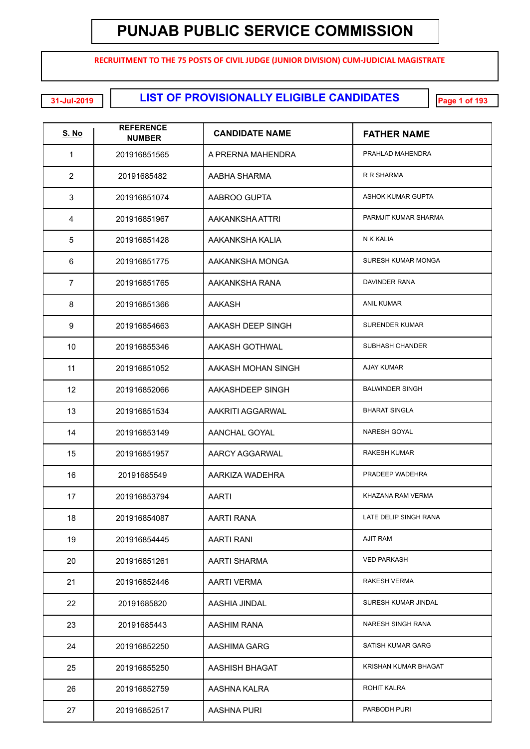# PUNJAB PUBLIC SERVICE COMMISSION

**RECRUITMENT TO THE 75 POSTS OF CIVIL JUDGE (JUNIOR DIVISION) CUM-JUDICIAL MAGISTRATE**

**31-Jul-2019**

## LIST OF PROVISIONALLY ELIGIBLE CANDIDATES

| S. No | REFERENCE NUMBER | CANDIDATE NAME | FATHER NAME |
|---|---|---|---|
| 1 | 201916851565 | A PRERNA MAHENDRA | PRAHLAD MAHENDRA |
| 2 | 20191685482 | AABHA SHARMA | R R SHARMA |
| 3 | 201916851074 | AABROO GUPTA | ASHOK KUMAR GUPTA |
| 4 | 201916851967 | AAKANKSHA ATTRI | PARMJIT KUMAR SHARMA |
| 5 | 201916851428 | AAKANKSHA KALIA | N K KALIA |
| 6 | 201916851775 | AAKANKSHA MONGA | SURESH KUMAR MONGA |
| 7 | 201916851765 | AAKANKSHA RANA | DAVINDER RANA |
| 8 | 201916851366 | AAKASH | ANIL KUMAR |
| 9 | 201916854663 | AAKASH DEEP SINGH | SURENDER KUMAR |
| 10 | 201916855346 | AAKASH GOTHWAL | SUBHASH CHANDER |
| 11 | 201916851052 | AAKASH MOHAN SINGH | AJAY KUMAR |
| 12 | 201916852066 | AAKASHDEEP SINGH | BALWINDER SINGH |
| 13 | 201916851534 | AAKRITI AGGARWAL | BHARAT SINGLA |
| 14 | 201916853149 | AANCHAL GOYAL | NARESH GOYAL |
| 15 | 201916851957 | AARCY AGGARWAL | RAKESH KUMAR |
| 16 | 20191685549 | AARKIZA WADEHRA | PRADEEP WADEHRA |
| 17 | 201916853794 | AARTI | KHAZANA RAM VERMA |
| 18 | 201916854087 | AARTI RANA | LATE DELIP SINGH RANA |
| 19 | 201916854445 | AARTI RANI | AJIT RAM |
| 20 | 201916851261 | AARTI SHARMA | VED PARKASH |
| 21 | 201916852446 | AARTI VERMA | RAKESH VERMA |
| 22 | 20191685820 | AASHIA JINDAL | SURESH KUMAR JINDAL |
| 23 | 20191685443 | AASHIM RANA | NARESH SINGH RANA |
| 24 | 201916852250 | AASHIMA GARG | SATISH KUMAR GARG |
| 25 | 201916855250 | AASHISH BHAGAT | KRISHAN KUMAR BHAGAT |
| 26 | 201916852759 | AASHNA KALRA | ROHIT KALRA |
| 27 | 201916852517 | AASHNA PURI | PARBODH PURI |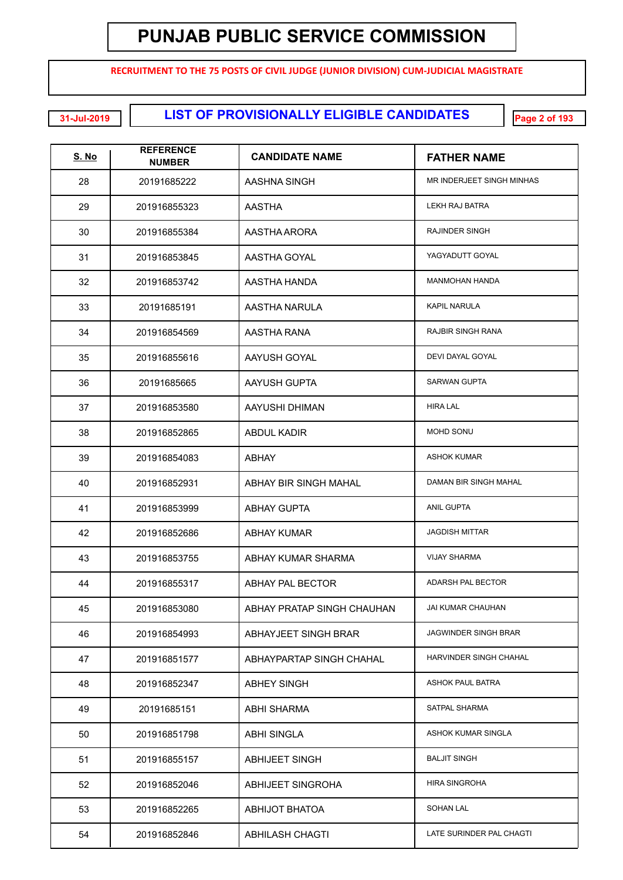# PUNJAB PUBLIC SERVICE COMMISSION

**RECRUITMENT TO THE 75 POSTS OF CIVIL JUDGE (JUNIOR DIVISION) CUM-JUDICIAL MAGISTRATE**

31-Jul-2019

## LIST OF PROVISIONALLY ELIGIBLE CANDIDATES

| S. No | REFERENCE NUMBER | CANDIDATE NAME | FATHER NAME |
|---|---|---|---|
| 28 | 20191685222 | AASHNA SINGH | MR INDERJEET SINGH MINHAS |
| 29 | 201916855323 | AASTHA | LEKH RAJ BATRA |
| 30 | 201916855384 | AASTHA ARORA | RAJINDER SINGH |
| 31 | 201916853845 | AASTHA GOYAL | YAGYADUTT GOYAL |
| 32 | 201916853742 | AASTHA HANDA | MANMOHAN HANDA |
| 33 | 20191685191 | AASTHA NARULA | KAPIL NARULA |
| 34 | 201916854569 | AASTHA RANA | RAJBIR SINGH RANA |
| 35 | 201916855616 | AAYUSH GOYAL | DEVI DAYAL GOYAL |
| 36 | 20191685665 | AAYUSH GUPTA | SARWAN GUPTA |
| 37 | 201916853580 | AAYUSHI DHIMAN | HIRA LAL |
| 38 | 201916852865 | ABDUL KADIR | MOHD SONU |
| 39 | 201916854083 | ABHAY | ASHOK KUMAR |
| 40 | 201916852931 | ABHAY BIR SINGH MAHAL | DAMAN BIR SINGH MAHAL |
| 41 | 201916853999 | ABHAY GUPTA | ANIL GUPTA |
| 42 | 201916852686 | ABHAY KUMAR | JAGDISH MITTAR |
| 43 | 201916853755 | ABHAY KUMAR SHARMA | VIJAY SHARMA |
| 44 | 201916855317 | ABHAY PAL BECTOR | ADARSH PAL BECTOR |
| 45 | 201916853080 | ABHAY PRATAP SINGH CHAUHAN | JAI KUMAR CHAUHAN |
| 46 | 201916854993 | ABHAYJEET SINGH BRAR | JAGWINDER SINGH BRAR |
| 47 | 201916851577 | ABHAYPARTAP SINGH CHAHAL | HARVINDER SINGH CHAHAL |
| 48 | 201916852347 | ABHEY SINGH | ASHOK PAUL BATRA |
| 49 | 20191685151 | ABHI SHARMA | SATPAL SHARMA |
| 50 | 201916851798 | ABHI SINGLA | ASHOK KUMAR SINGLA |
| 51 | 201916855157 | ABHIJEET SINGH | BALJIT SINGH |
| 52 | 201916852046 | ABHIJEET SINGROHA | HIRA SINGROHA |
| 53 | 201916852265 | ABHIJOT BHATOA | SOHAN LAL |
| 54 | 201916852846 | ABHILASH CHAGTI | LATE SURINDER PAL CHAGTI |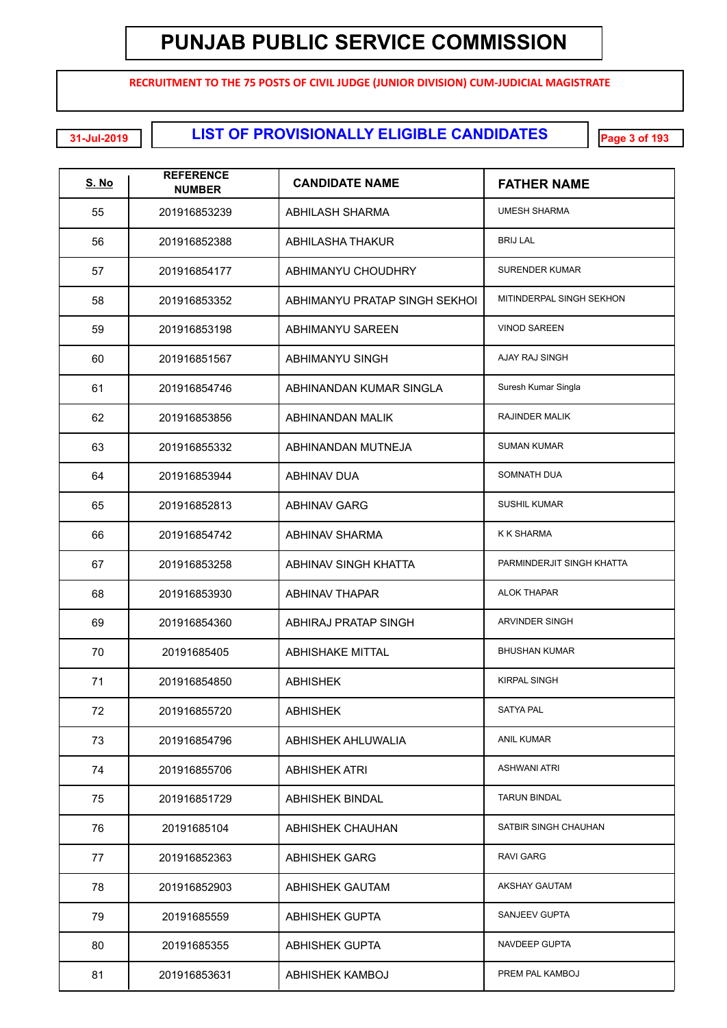# PUNJAB PUBLIC SERVICE COMMISSION

**RECRUITMENT TO THE 75 POSTS OF CIVIL JUDGE (JUNIOR DIVISION) CUM-JUDICIAL MAGISTRATE**

**31-Jul-2019**

## LIST OF PROVISIONALLY ELIGIBLE CANDIDATES

| S. No | REFERENCE NUMBER | CANDIDATE NAME | FATHER NAME |
|---|---|---|---|
| 55 | 201916853239 | ABHILASH SHARMA | UMESH SHARMA |
| 56 | 201916852388 | ABHILASHA THAKUR | BRIJ LAL |
| 57 | 201916854177 | ABHIMANYU CHOUDHRY | SURENDER KUMAR |
| 58 | 201916853352 | ABHIMANYU PRATAP SINGH SEKHOI | MITINDERPAL SINGH SEKHON |
| 59 | 201916853198 | ABHIMANYU SAREEN | VINOD SAREEN |
| 60 | 201916851567 | ABHIMANYU SINGH | AJAY RAJ SINGH |
| 61 | 201916854746 | ABHINANDAN KUMAR SINGLA | Suresh Kumar Singla |
| 62 | 201916853856 | ABHINANDAN MALIK | RAJINDER MALIK |
| 63 | 201916855332 | ABHINANDAN MUTNEJA | SUMAN KUMAR |
| 64 | 201916853944 | ABHINAV DUA | SOMNATH DUA |
| 65 | 201916852813 | ABHINAV GARG | SUSHIL KUMAR |
| 66 | 201916854742 | ABHINAV SHARMA | K K SHARMA |
| 67 | 201916853258 | ABHINAV SINGH KHATTA | PARMINDERJIT SINGH KHATTA |
| 68 | 201916853930 | ABHINAV THAPAR | ALOK THAPAR |
| 69 | 201916854360 | ABHIRAJ PRATAP SINGH | ARVINDER SINGH |
| 70 | 20191685405 | ABHISHAKE MITTAL | BHUSHAN KUMAR |
| 71 | 201916854850 | ABHISHEK | KIRPAL SINGH |
| 72 | 201916855720 | ABHISHEK | SATYA PAL |
| 73 | 201916854796 | ABHISHEK AHLUWALIA | ANIL KUMAR |
| 74 | 201916855706 | ABHISHEK ATRI | ASHWANI ATRI |
| 75 | 201916851729 | ABHISHEK BINDAL | TARUN BINDAL |
| 76 | 20191685104 | ABHISHEK CHAUHAN | SATBIR SINGH CHAUHAN |
| 77 | 201916852363 | ABHISHEK GARG | RAVI GARG |
| 78 | 201916852903 | ABHISHEK GAUTAM | AKSHAY GAUTAM |
| 79 | 20191685559 | ABHISHEK GUPTA | SANJEEV GUPTA |
| 80 | 20191685355 | ABHISHEK GUPTA | NAVDEEP GUPTA |
| 81 | 201916853631 | ABHISHEK KAMBOJ | PREM PAL KAMBOJ |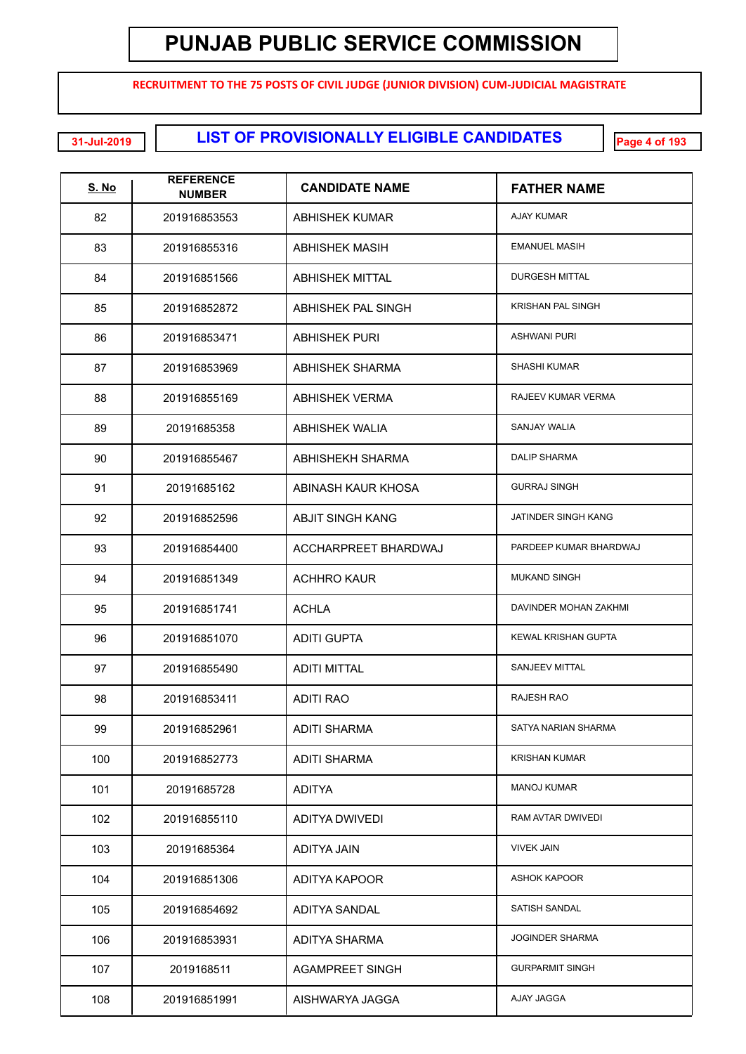# PUNJAB PUBLIC SERVICE COMMISSION

**RECRUITMENT TO THE 75 POSTS OF CIVIL JUDGE (JUNIOR DIVISION) CUM-JUDICIAL MAGISTRATE**

31-Jul-2019

## LIST OF PROVISIONALLY ELIGIBLE CANDIDATES

| S. No | REFERENCE NUMBER | CANDIDATE NAME | FATHER NAME |
|---|---|---|---|
| 82 | 201916853553 | ABHISHEK KUMAR | AJAY KUMAR |
| 83 | 201916855316 | ABHISHEK MASIH | EMANUEL MASIH |
| 84 | 201916851566 | ABHISHEK MITTAL | DURGESH MITTAL |
| 85 | 201916852872 | ABHISHEK PAL SINGH | KRISHAN PAL SINGH |
| 86 | 201916853471 | ABHISHEK PURI | ASHWANI PURI |
| 87 | 201916853969 | ABHISHEK SHARMA | SHASHI KUMAR |
| 88 | 201916855169 | ABHISHEK VERMA | RAJEEV KUMAR VERMA |
| 89 | 20191685358 | ABHISHEK WALIA | SANJAY WALIA |
| 90 | 201916855467 | ABHISHEKH SHARMA | DALIP SHARMA |
| 91 | 20191685162 | ABINASH KAUR KHOSA | GURRAJ SINGH |
| 92 | 201916852596 | ABJIT SINGH KANG | JATINDER SINGH KANG |
| 93 | 201916854400 | ACCHARPREET BHARDWAJ | PARDEEP KUMAR BHARDWAJ |
| 94 | 201916851349 | ACHHRO KAUR | MUKAND SINGH |
| 95 | 201916851741 | ACHLA | DAVINDER MOHAN ZAKHMI |
| 96 | 201916851070 | ADITI GUPTA | KEWAL KRISHAN GUPTA |
| 97 | 201916855490 | ADITI MITTAL | SANJEEV MITTAL |
| 98 | 201916853411 | ADITI RAO | RAJESH RAO |
| 99 | 201916852961 | ADITI SHARMA | SATYA NARIAN SHARMA |
| 100 | 201916852773 | ADITI SHARMA | KRISHAN KUMAR |
| 101 | 20191685728 | ADITYA | MANOJ KUMAR |
| 102 | 201916855110 | ADITYA DWIVEDI | RAM AVTAR DWIVEDI |
| 103 | 20191685364 | ADITYA JAIN | VIVEK JAIN |
| 104 | 201916851306 | ADITYA KAPOOR | ASHOK KAPOOR |
| 105 | 201916854692 | ADITYA SANDAL | SATISH SANDAL |
| 106 | 201916853931 | ADITYA SHARMA | JOGINDER SHARMA |
| 107 | 2019168511 | AGAMPREET SINGH | GURPARMIT SINGH |
| 108 | 201916851991 | AISHWARYA JAGGA | AJAY JAGGA |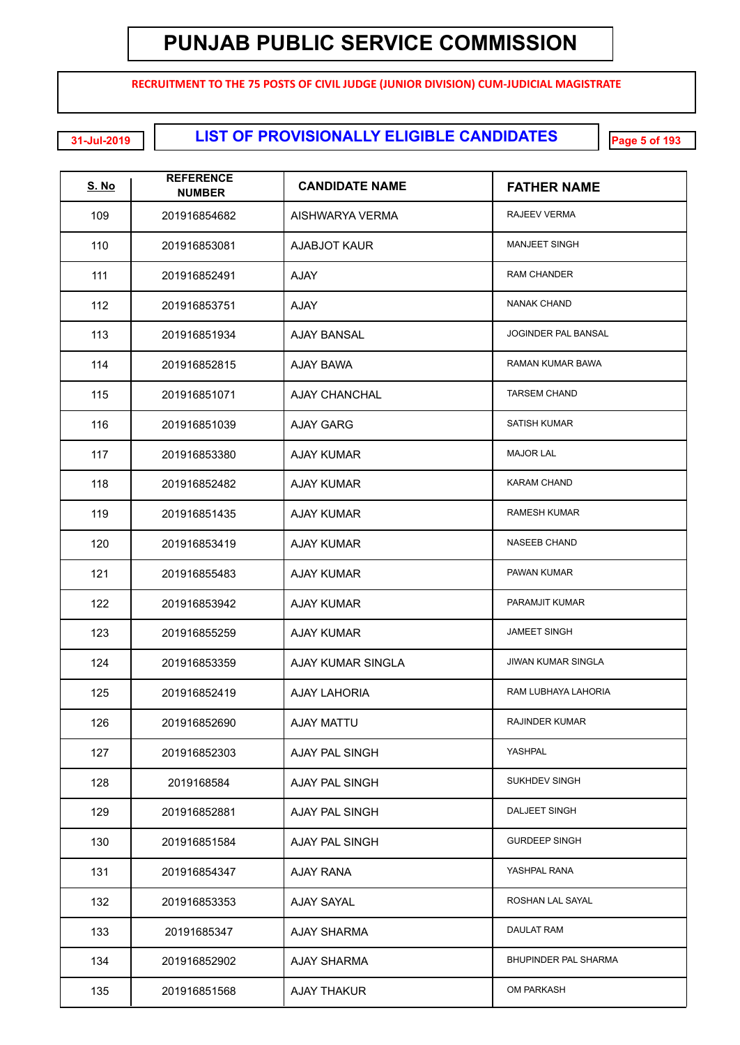# PUNJAB PUBLIC SERVICE COMMISSION

**RECRUITMENT TO THE 75 POSTS OF CIVIL JUDGE (JUNIOR DIVISION) CUM-JUDICIAL MAGISTRATE**

31-Jul-2019

## LIST OF PROVISIONALLY ELIGIBLE CANDIDATES

| S. No | REFERENCE NUMBER | CANDIDATE NAME | FATHER NAME |
|---|---|---|---|
| 109 | 201916854682 | AISHWARYA VERMA | RAJEEV VERMA |
| 110 | 201916853081 | AJABJOT KAUR | MANJEET SINGH |
| 111 | 201916852491 | AJAY | RAM CHANDER |
| 112 | 201916853751 | AJAY | NANAK CHAND |
| 113 | 201916851934 | AJAY BANSAL | JOGINDER PAL BANSAL |
| 114 | 201916852815 | AJAY BAWA | RAMAN KUMAR BAWA |
| 115 | 201916851071 | AJAY CHANCHAL | TARSEM CHAND |
| 116 | 201916851039 | AJAY GARG | SATISH KUMAR |
| 117 | 201916853380 | AJAY KUMAR | MAJOR LAL |
| 118 | 201916852482 | AJAY KUMAR | KARAM CHAND |
| 119 | 201916851435 | AJAY KUMAR | RAMESH KUMAR |
| 120 | 201916853419 | AJAY KUMAR | NASEEB CHAND |
| 121 | 201916855483 | AJAY KUMAR | PAWAN KUMAR |
| 122 | 201916853942 | AJAY KUMAR | PARAMJIT KUMAR |
| 123 | 201916855259 | AJAY KUMAR | JAMEET SINGH |
| 124 | 201916853359 | AJAY KUMAR SINGLA | JIWAN KUMAR SINGLA |
| 125 | 201916852419 | AJAY LAHORIA | RAM LUBHAYA LAHORIA |
| 126 | 201916852690 | AJAY MATTU | RAJINDER KUMAR |
| 127 | 201916852303 | AJAY PAL SINGH | YASHPAL |
| 128 | 2019168584 | AJAY PAL SINGH | SUKHDEV SINGH |
| 129 | 201916852881 | AJAY PAL SINGH | DALJEET SINGH |
| 130 | 201916851584 | AJAY PAL SINGH | GURDEEP SINGH |
| 131 | 201916854347 | AJAY RANA | YASHPAL RANA |
| 132 | 201916853353 | AJAY SAYAL | ROSHAN LAL SAYAL |
| 133 | 20191685347 | AJAY SHARMA | DAULAT RAM |
| 134 | 201916852902 | AJAY SHARMA | BHUPINDER PAL SHARMA |
| 135 | 201916851568 | AJAY THAKUR | OM PARKASH |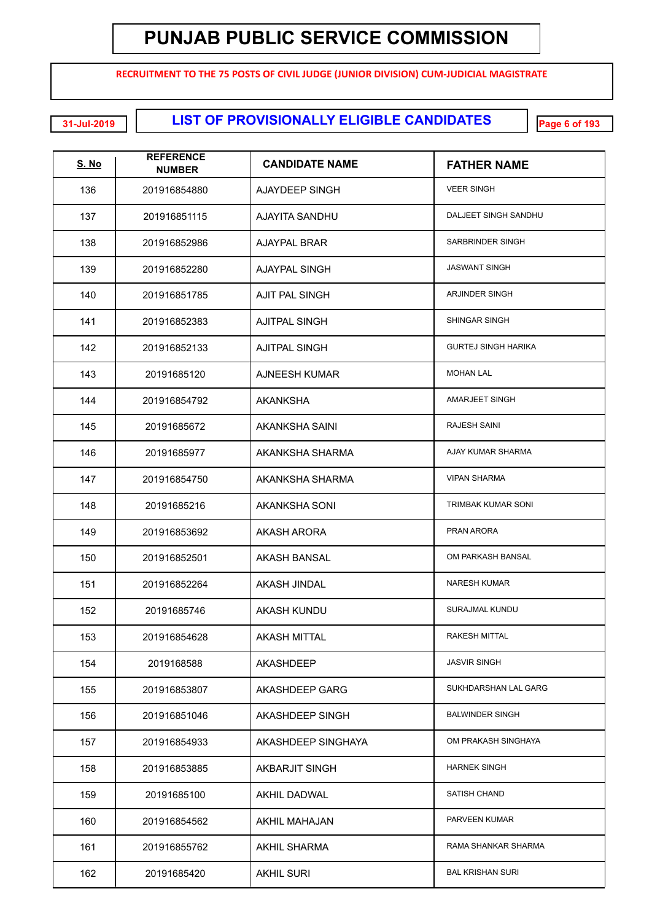# PUNJAB PUBLIC SERVICE COMMISSION

**RECRUITMENT TO THE 75 POSTS OF CIVIL JUDGE (JUNIOR DIVISION) CUM-JUDICIAL MAGISTRATE**

31-Jul-2019

## LIST OF PROVISIONALLY ELIGIBLE CANDIDATES

| S. No | REFERENCE NUMBER | CANDIDATE NAME | FATHER NAME |
|---|---|---|---|
| 136 | 201916854880 | AJAYDEEP SINGH | VEER SINGH |
| 137 | 201916851115 | AJAYITA SANDHU | DALJEET SINGH SANDHU |
| 138 | 201916852986 | AJAYPAL BRAR | SARBRINDER SINGH |
| 139 | 201916852280 | AJAYPAL SINGH | JASWANT SINGH |
| 140 | 201916851785 | AJIT PAL SINGH | ARJINDER SINGH |
| 141 | 201916852383 | AJITPAL SINGH | SHINGAR SINGH |
| 142 | 201916852133 | AJITPAL SINGH | GURTEJ SINGH HARIKA |
| 143 | 20191685120 | AJNEESH KUMAR | MOHAN LAL |
| 144 | 201916854792 | AKANKSHA | AMARJEET SINGH |
| 145 | 20191685672 | AKANKSHA SAINI | RAJESH SAINI |
| 146 | 20191685977 | AKANKSHA SHARMA | AJAY KUMAR SHARMA |
| 147 | 201916854750 | AKANKSHA SHARMA | VIPAN SHARMA |
| 148 | 20191685216 | AKANKSHA SONI | TRIMBAK KUMAR SONI |
| 149 | 201916853692 | AKASH ARORA | PRAN ARORA |
| 150 | 201916852501 | AKASH BANSAL | OM PARKASH BANSAL |
| 151 | 201916852264 | AKASH JINDAL | NARESH KUMAR |
| 152 | 20191685746 | AKASH KUNDU | SURAJMAL KUNDU |
| 153 | 201916854628 | AKASH MITTAL | RAKESH MITTAL |
| 154 | 2019168588 | AKASHDEEP | JASVIR SINGH |
| 155 | 201916853807 | AKASHDEEP GARG | SUKHDARSHAN LAL GARG |
| 156 | 201916851046 | AKASHDEEP SINGH | BALWINDER SINGH |
| 157 | 201916854933 | AKASHDEEP SINGHAYA | OM PRAKASH SINGHAYA |
| 158 | 201916853885 | AKBARJIT SINGH | HARNEK SINGH |
| 159 | 20191685100 | AKHIL DADWAL | SATISH CHAND |
| 160 | 201916854562 | AKHIL MAHAJAN | PARVEEN KUMAR |
| 161 | 201916855762 | AKHIL SHARMA | RAMA SHANKAR SHARMA |
| 162 | 20191685420 | AKHIL SURI | BAL KRISHAN SURI |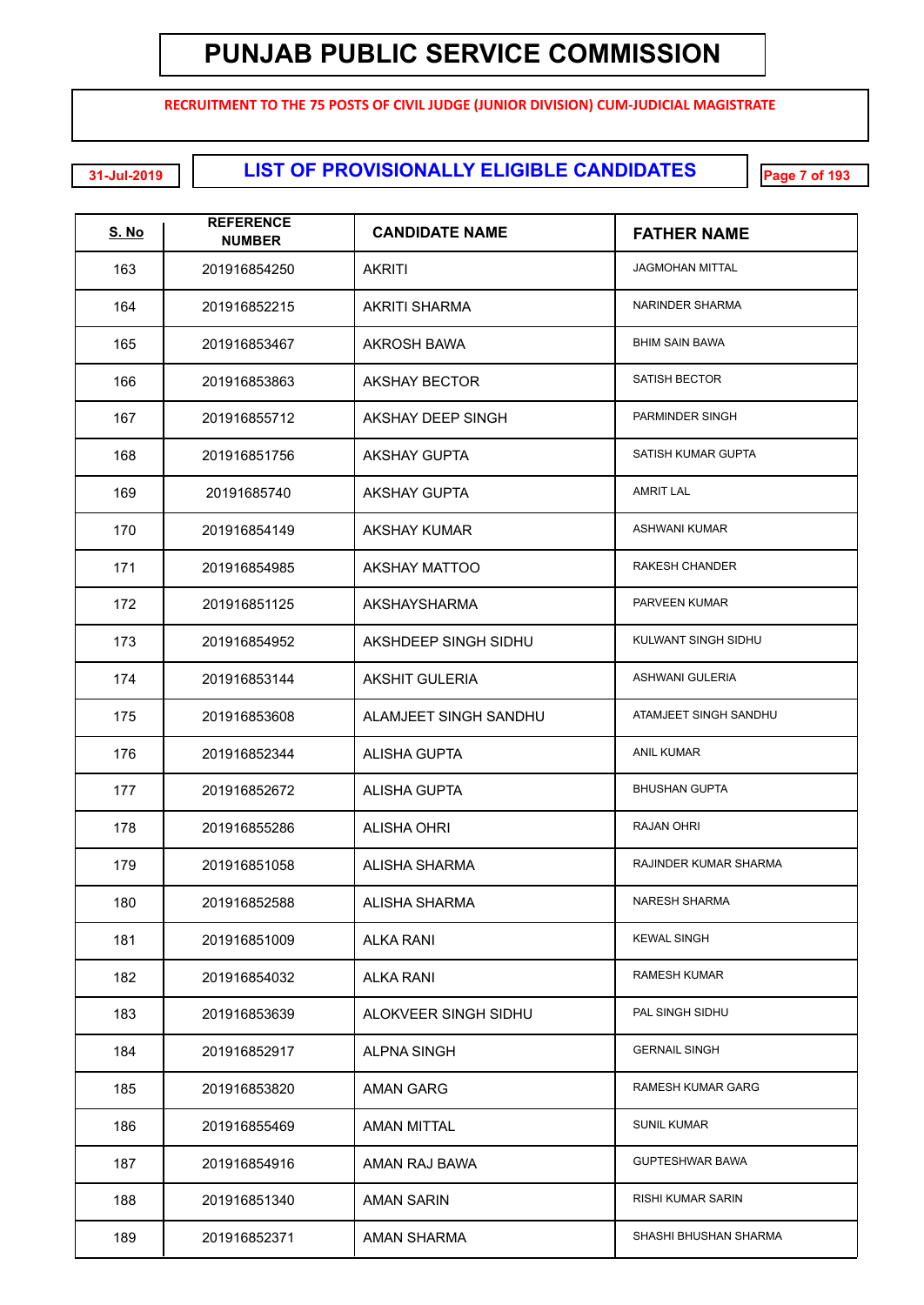# PUNJAB PUBLIC SERVICE COMMISSION

**RECRUITMENT TO THE 75 POSTS OF CIVIL JUDGE (JUNIOR DIVISION) CUM-JUDICIAL MAGISTRATE**

31-Jul-2019

## LIST OF PROVISIONALLY ELIGIBLE CANDIDATES

| S. No | REFERENCE NUMBER | CANDIDATE NAME | FATHER NAME |
|---|---|---|---|
| 163 | 201916854250 | AKRITI | JAGMOHAN MITTAL |
| 164 | 201916852215 | AKRITI SHARMA | NARINDER SHARMA |
| 165 | 201916853467 | AKROSH BAWA | BHIM SAIN BAWA |
| 166 | 201916853863 | AKSHAY BECTOR | SATISH BECTOR |
| 167 | 201916855712 | AKSHAY DEEP SINGH | PARMINDER SINGH |
| 168 | 201916851756 | AKSHAY GUPTA | SATISH KUMAR GUPTA |
| 169 | 20191685740 | AKSHAY GUPTA | AMRIT LAL |
| 170 | 201916854149 | AKSHAY KUMAR | ASHWANI KUMAR |
| 171 | 201916854985 | AKSHAY MATTOO | RAKESH CHANDER |
| 172 | 201916851125 | AKSHAYSHARMA | PARVEEN KUMAR |
| 173 | 201916854952 | AKSHDEEP SINGH SIDHU | KULWANT SINGH SIDHU |
| 174 | 201916853144 | AKSHIT GULERIA | ASHWANI GULERIA |
| 175 | 201916853608 | ALAMJEET SINGH SANDHU | ATAMJEET SINGH SANDHU |
| 176 | 201916852344 | ALISHA GUPTA | ANIL KUMAR |
| 177 | 201916852672 | ALISHA GUPTA | BHUSHAN GUPTA |
| 178 | 201916855286 | ALISHA OHRI | RAJAN OHRI |
| 179 | 201916851058 | ALISHA SHARMA | RAJINDER KUMAR SHARMA |
| 180 | 201916852588 | ALISHA SHARMA | NARESH SHARMA |
| 181 | 201916851009 | ALKA RANI | KEWAL SINGH |
| 182 | 201916854032 | ALKA RANI | RAMESH KUMAR |
| 183 | 201916853639 | ALOKVEER SINGH SIDHU | PAL SINGH SIDHU |
| 184 | 201916852917 | ALPNA SINGH | GERNAIL SINGH |
| 185 | 201916853820 | AMAN GARG | RAMESH KUMAR GARG |
| 186 | 201916855469 | AMAN MITTAL | SUNIL KUMAR |
| 187 | 201916854916 | AMAN RAJ BAWA | GUPTESHWAR BAWA |
| 188 | 201916851340 | AMAN SARIN | RISHI KUMAR SARIN |
| 189 | 201916852371 | AMAN SHARMA | SHASHI BHUSHAN SHARMA |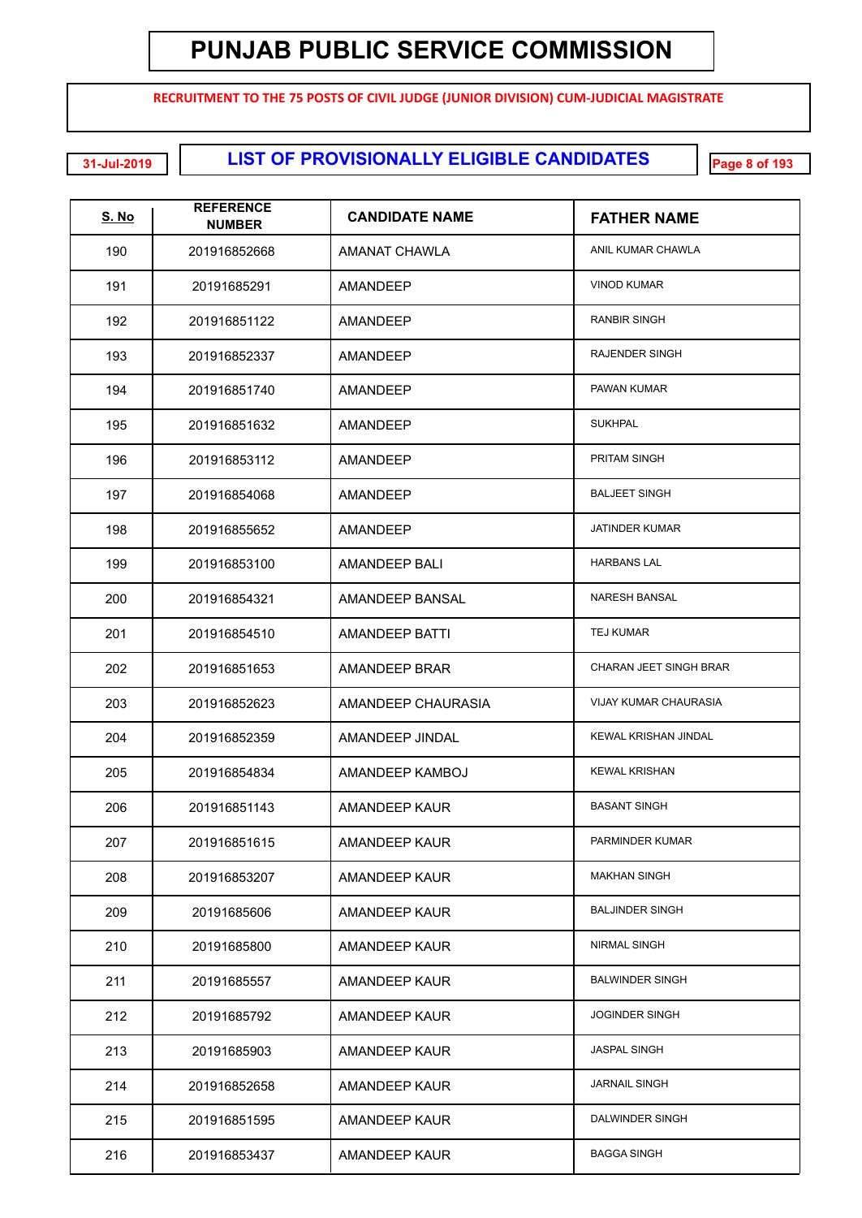# PUNJAB PUBLIC SERVICE COMMISSION

**RECRUITMENT TO THE 75 POSTS OF CIVIL JUDGE (JUNIOR DIVISION) CUM-JUDICIAL MAGISTRATE**

31-Jul-2019

## LIST OF PROVISIONALLY ELIGIBLE CANDIDATES

| S. No | REFERENCE NUMBER | CANDIDATE NAME | FATHER NAME |
|---|---|---|---|
| 190 | 201916852668 | AMANAT CHAWLA | ANIL KUMAR CHAWLA |
| 191 | 20191685291 | AMANDEEP | VINOD KUMAR |
| 192 | 201916851122 | AMANDEEP | RANBIR SINGH |
| 193 | 201916852337 | AMANDEEP | RAJENDER SINGH |
| 194 | 201916851740 | AMANDEEP | PAWAN KUMAR |
| 195 | 201916851632 | AMANDEEP | SUKHPAL |
| 196 | 201916853112 | AMANDEEP | PRITAM SINGH |
| 197 | 201916854068 | AMANDEEP | BALJEET SINGH |
| 198 | 201916855652 | AMANDEEP | JATINDER KUMAR |
| 199 | 201916853100 | AMANDEEP BALI | HARBANS LAL |
| 200 | 201916854321 | AMANDEEP BANSAL | NARESH BANSAL |
| 201 | 201916854510 | AMANDEEP BATTI | TEJ KUMAR |
| 202 | 201916851653 | AMANDEEP BRAR | CHARAN JEET SINGH BRAR |
| 203 | 201916852623 | AMANDEEP CHAURASIA | VIJAY KUMAR CHAURASIA |
| 204 | 201916852359 | AMANDEEP JINDAL | KEWAL KRISHAN JINDAL |
| 205 | 201916854834 | AMANDEEP KAMBOJ | KEWAL KRISHAN |
| 206 | 201916851143 | AMANDEEP KAUR | BASANT SINGH |
| 207 | 201916851615 | AMANDEEP KAUR | PARMINDER KUMAR |
| 208 | 201916853207 | AMANDEEP KAUR | MAKHAN SINGH |
| 209 | 20191685606 | AMANDEEP KAUR | BALJINDER SINGH |
| 210 | 20191685800 | AMANDEEP KAUR | NIRMAL SINGH |
| 211 | 20191685557 | AMANDEEP KAUR | BALWINDER SINGH |
| 212 | 20191685792 | AMANDEEP KAUR | JOGINDER SINGH |
| 213 | 20191685903 | AMANDEEP KAUR | JASPAL SINGH |
| 214 | 201916852658 | AMANDEEP KAUR | JARNAIL SINGH |
| 215 | 201916851595 | AMANDEEP KAUR | DALWINDER SINGH |
| 216 | 201916853437 | AMANDEEP KAUR | BAGGA SINGH |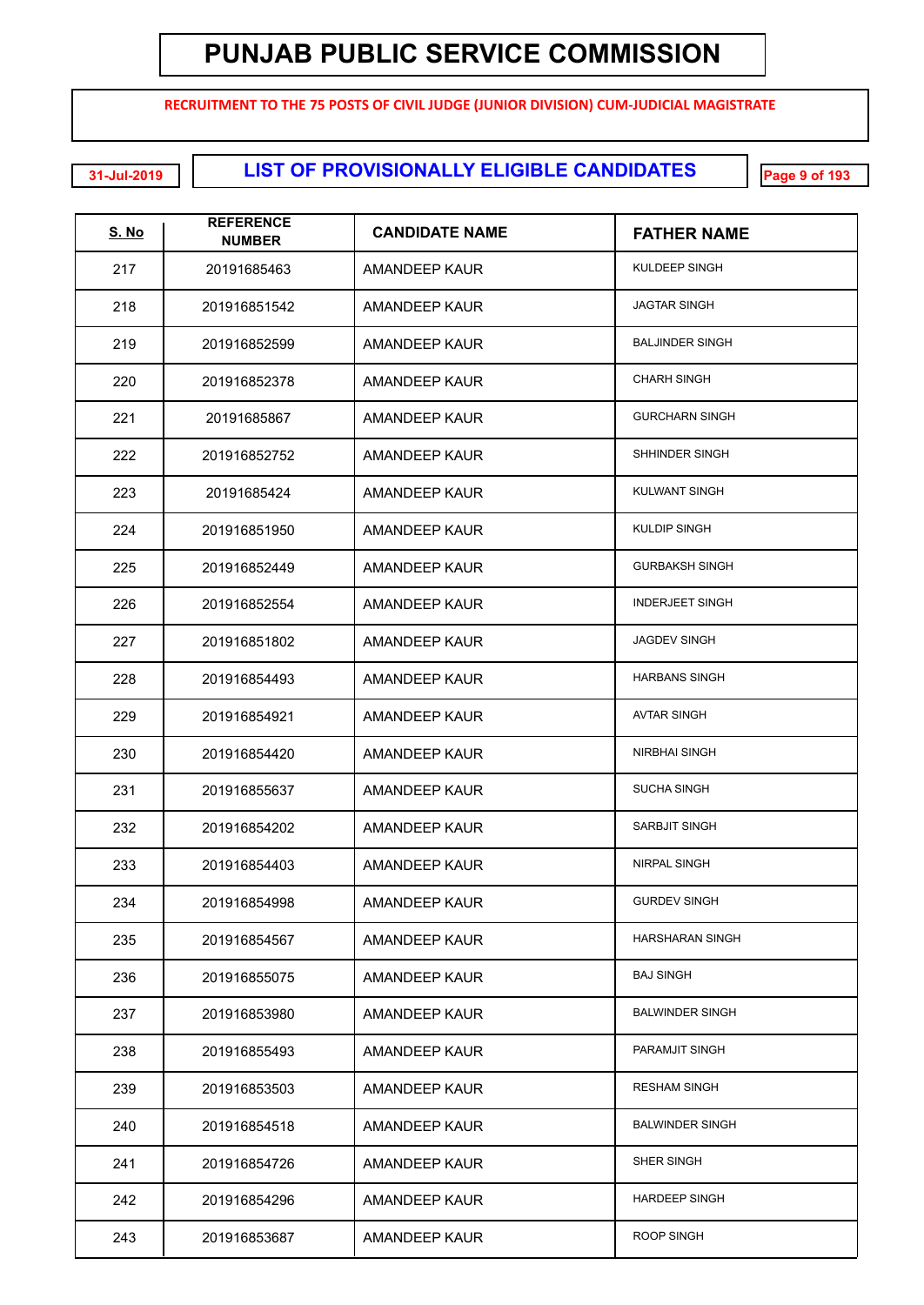# PUNJAB PUBLIC SERVICE COMMISSION

**RECRUITMENT TO THE 75 POSTS OF CIVIL JUDGE (JUNIOR DIVISION) CUM-JUDICIAL MAGISTRATE**

31-Jul-2019

## LIST OF PROVISIONALLY ELIGIBLE CANDIDATES

| S. No | REFERENCE NUMBER | CANDIDATE NAME | FATHER NAME |
|---|---|---|---|
| 217 | 20191685463 | AMANDEEP KAUR | KULDEEP SINGH |
| 218 | 201916851542 | AMANDEEP KAUR | JAGTAR SINGH |
| 219 | 201916852599 | AMANDEEP KAUR | BALJINDER SINGH |
| 220 | 201916852378 | AMANDEEP KAUR | CHARH SINGH |
| 221 | 20191685867 | AMANDEEP KAUR | GURCHARN SINGH |
| 222 | 201916852752 | AMANDEEP KAUR | SHHINDER SINGH |
| 223 | 20191685424 | AMANDEEP KAUR | KULWANT SINGH |
| 224 | 201916851950 | AMANDEEP KAUR | KULDIP SINGH |
| 225 | 201916852449 | AMANDEEP KAUR | GURBAKSH SINGH |
| 226 | 201916852554 | AMANDEEP KAUR | INDERJEET SINGH |
| 227 | 201916851802 | AMANDEEP KAUR | JAGDEV SINGH |
| 228 | 201916854493 | AMANDEEP KAUR | HARBANS SINGH |
| 229 | 201916854921 | AMANDEEP KAUR | AVTAR SINGH |
| 230 | 201916854420 | AMANDEEP KAUR | NIRBHAI SINGH |
| 231 | 201916855637 | AMANDEEP KAUR | SUCHA SINGH |
| 232 | 201916854202 | AMANDEEP KAUR | SARBJIT SINGH |
| 233 | 201916854403 | AMANDEEP KAUR | NIRPAL SINGH |
| 234 | 201916854998 | AMANDEEP KAUR | GURDEV SINGH |
| 235 | 201916854567 | AMANDEEP KAUR | HARSHARAN SINGH |
| 236 | 201916855075 | AMANDEEP KAUR | BAJ SINGH |
| 237 | 201916853980 | AMANDEEP KAUR | BALWINDER SINGH |
| 238 | 201916855493 | AMANDEEP KAUR | PARAMJIT SINGH |
| 239 | 201916853503 | AMANDEEP KAUR | RESHAM SINGH |
| 240 | 201916854518 | AMANDEEP KAUR | BALWINDER SINGH |
| 241 | 201916854726 | AMANDEEP KAUR | SHER SINGH |
| 242 | 201916854296 | AMANDEEP KAUR | HARDEEP SINGH |
| 243 | 201916853687 | AMANDEEP KAUR | ROOP SINGH |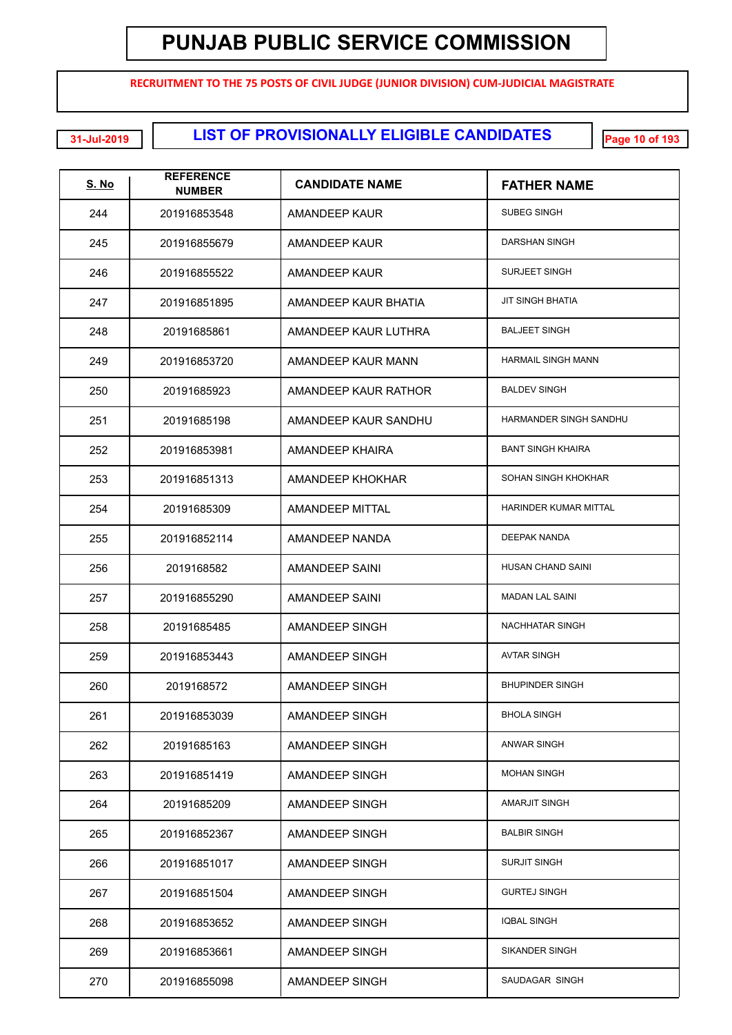# PUNJAB PUBLIC SERVICE COMMISSION

**RECRUITMENT TO THE 75 POSTS OF CIVIL JUDGE (JUNIOR DIVISION) CUM-JUDICIAL MAGISTRATE**

31-Jul-2019

## LIST OF PROVISIONALLY ELIGIBLE CANDIDATES

| S. No | REFERENCE NUMBER | CANDIDATE NAME | FATHER NAME |
|---|---|---|---|
| 244 | 201916853548 | AMANDEEP KAUR | SUBEG SINGH |
| 245 | 201916855679 | AMANDEEP KAUR | DARSHAN SINGH |
| 246 | 201916855522 | AMANDEEP KAUR | SURJEET SINGH |
| 247 | 201916851895 | AMANDEEP KAUR BHATIA | JIT SINGH BHATIA |
| 248 | 20191685861 | AMANDEEP KAUR LUTHRA | BALJEET SINGH |
| 249 | 201916853720 | AMANDEEP KAUR MANN | HARMAIL SINGH MANN |
| 250 | 20191685923 | AMANDEEP KAUR RATHOR | BALDEV SINGH |
| 251 | 20191685198 | AMANDEEP KAUR SANDHU | HARMANDER SINGH SANDHU |
| 252 | 201916853981 | AMANDEEP KHAIRA | BANT SINGH KHAIRA |
| 253 | 201916851313 | AMANDEEP KHOKHAR | SOHAN SINGH KHOKHAR |
| 254 | 20191685309 | AMANDEEP MITTAL | HARINDER KUMAR MITTAL |
| 255 | 201916852114 | AMANDEEP NANDA | DEEPAK NANDA |
| 256 | 2019168582 | AMANDEEP SAINI | HUSAN CHAND SAINI |
| 257 | 201916855290 | AMANDEEP SAINI | MADAN LAL SAINI |
| 258 | 20191685485 | AMANDEEP SINGH | NACHHATAR SINGH |
| 259 | 201916853443 | AMANDEEP SINGH | AVTAR SINGH |
| 260 | 2019168572 | AMANDEEP SINGH | BHUPINDER SINGH |
| 261 | 201916853039 | AMANDEEP SINGH | BHOLA SINGH |
| 262 | 20191685163 | AMANDEEP SINGH | ANWAR SINGH |
| 263 | 201916851419 | AMANDEEP SINGH | MOHAN SINGH |
| 264 | 20191685209 | AMANDEEP SINGH | AMARJIT SINGH |
| 265 | 201916852367 | AMANDEEP SINGH | BALBIR SINGH |
| 266 | 201916851017 | AMANDEEP SINGH | SURJIT SINGH |
| 267 | 201916851504 | AMANDEEP SINGH | GURTEJ SINGH |
| 268 | 201916853652 | AMANDEEP SINGH | IQBAL SINGH |
| 269 | 201916853661 | AMANDEEP SINGH | SIKANDER SINGH |
| 270 | 201916855098 | AMANDEEP SINGH | SAUDAGAR SINGH |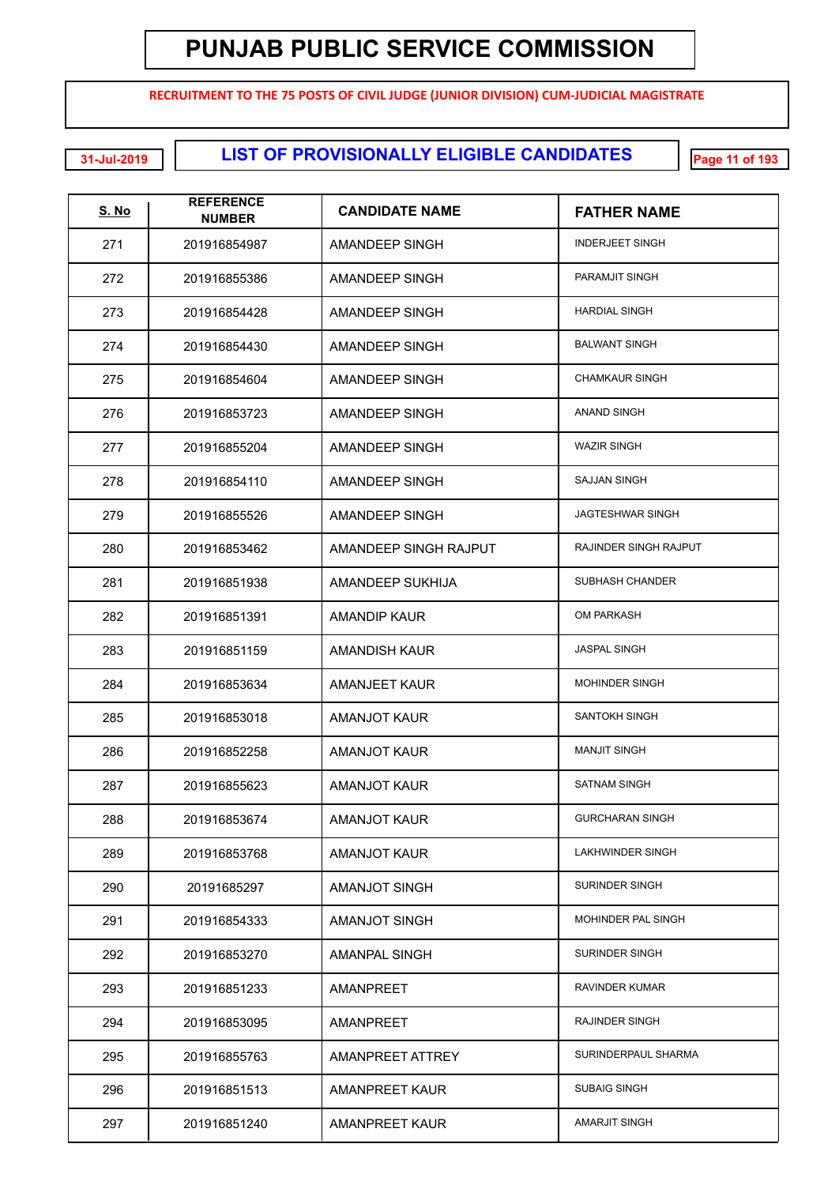# PUNJAB PUBLIC SERVICE COMMISSION

**RECRUITMENT TO THE 75 POSTS OF CIVIL JUDGE (JUNIOR DIVISION) CUM-JUDICIAL MAGISTRATE**

31-Jul-2019

## LIST OF PROVISIONALLY ELIGIBLE CANDIDATES

| S. No | REFERENCE NUMBER | CANDIDATE NAME | FATHER NAME |
|---|---|---|---|
| 271 | 201916854987 | AMANDEEP SINGH | INDERJEET SINGH |
| 272 | 201916855386 | AMANDEEP SINGH | PARAMJIT SINGH |
| 273 | 201916854428 | AMANDEEP SINGH | HARDIAL SINGH |
| 274 | 201916854430 | AMANDEEP SINGH | BALWANT SINGH |
| 275 | 201916854604 | AMANDEEP SINGH | CHAMKAUR SINGH |
| 276 | 201916853723 | AMANDEEP SINGH | ANAND SINGH |
| 277 | 201916855204 | AMANDEEP SINGH | WAZIR SINGH |
| 278 | 201916854110 | AMANDEEP SINGH | SAJJAN SINGH |
| 279 | 201916855526 | AMANDEEP SINGH | JAGTESHWAR SINGH |
| 280 | 201916853462 | AMANDEEP SINGH RAJPUT | RAJINDER SINGH RAJPUT |
| 281 | 201916851938 | AMANDEEP SUKHIJA | SUBHASH CHANDER |
| 282 | 201916851391 | AMANDIP KAUR | OM PARKASH |
| 283 | 201916851159 | AMANDISH KAUR | JASPAL SINGH |
| 284 | 201916853634 | AMANJEET KAUR | MOHINDER SINGH |
| 285 | 201916853018 | AMANJOT KAUR | SANTOKH SINGH |
| 286 | 201916852258 | AMANJOT KAUR | MANJIT SINGH |
| 287 | 201916855623 | AMANJOT KAUR | SATNAM SINGH |
| 288 | 201916853674 | AMANJOT KAUR | GURCHARAN SINGH |
| 289 | 201916853768 | AMANJOT KAUR | LAKHWINDER SINGH |
| 290 | 20191685297 | AMANJOT SINGH | SURINDER SINGH |
| 291 | 201916854333 | AMANJOT SINGH | MOHINDER PAL SINGH |
| 292 | 201916853270 | AMANPAL SINGH | SURINDER SINGH |
| 293 | 201916851233 | AMANPREET | RAVINDER KUMAR |
| 294 | 201916853095 | AMANPREET | RAJINDER SINGH |
| 295 | 201916855763 | AMANPREET ATTREY | SURINDERPAUL SHARMA |
| 296 | 201916851513 | AMANPREET KAUR | SUBAIG SINGH |
| 297 | 201916851240 | AMANPREET KAUR | AMARJIT SINGH |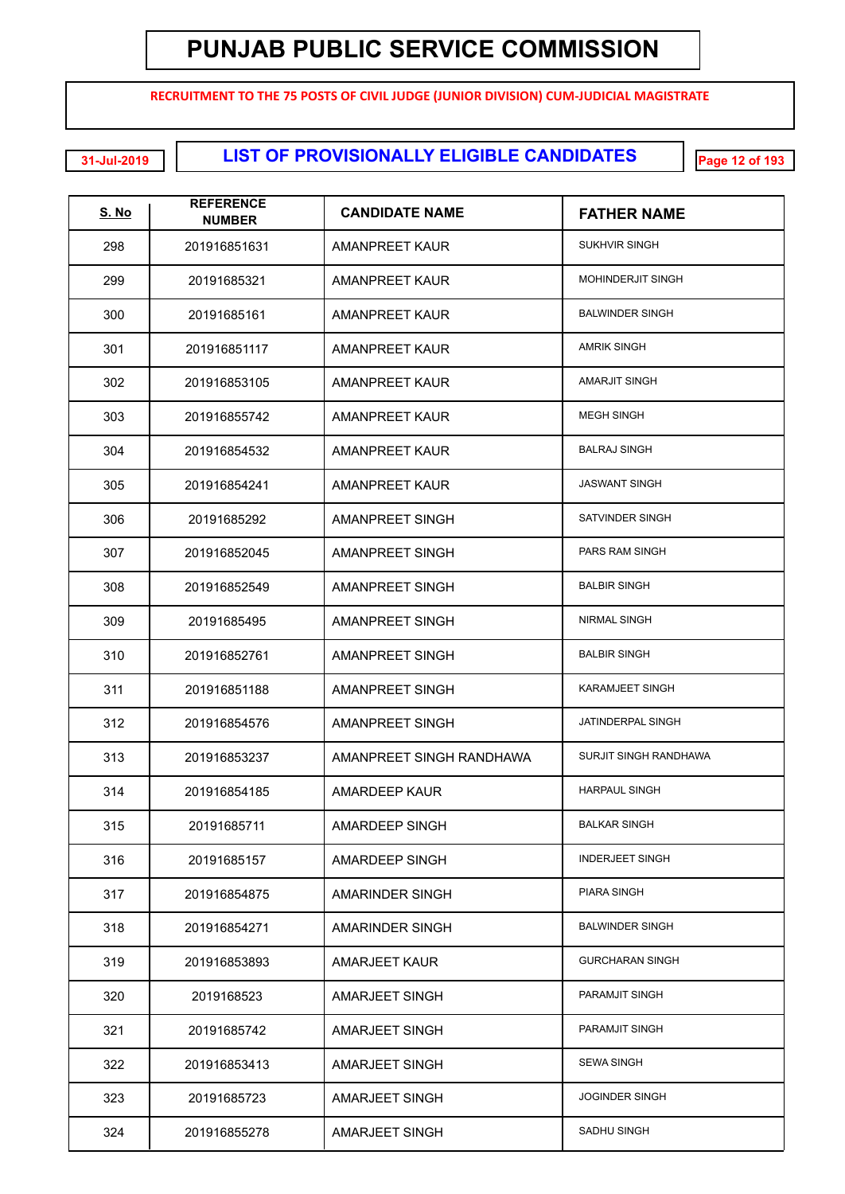# PUNJAB PUBLIC SERVICE COMMISSION

**RECRUITMENT TO THE 75 POSTS OF CIVIL JUDGE (JUNIOR DIVISION) CUM-JUDICIAL MAGISTRATE**

31-Jul-2019

## LIST OF PROVISIONALLY ELIGIBLE CANDIDATES

| S. No | REFERENCE NUMBER | CANDIDATE NAME | FATHER NAME |
|---|---|---|---|
| 298 | 201916851631 | AMANPREET KAUR | SUKHVIR SINGH |
| 299 | 20191685321 | AMANPREET KAUR | MOHINDERJIT SINGH |
| 300 | 20191685161 | AMANPREET KAUR | BALWINDER SINGH |
| 301 | 201916851117 | AMANPREET KAUR | AMRIK SINGH |
| 302 | 201916853105 | AMANPREET KAUR | AMARJIT SINGH |
| 303 | 201916855742 | AMANPREET KAUR | MEGH SINGH |
| 304 | 201916854532 | AMANPREET KAUR | BALRAJ SINGH |
| 305 | 201916854241 | AMANPREET KAUR | JASWANT SINGH |
| 306 | 20191685292 | AMANPREET SINGH | SATVINDER SINGH |
| 307 | 201916852045 | AMANPREET SINGH | PARS RAM SINGH |
| 308 | 201916852549 | AMANPREET SINGH | BALBIR SINGH |
| 309 | 20191685495 | AMANPREET SINGH | NIRMAL SINGH |
| 310 | 201916852761 | AMANPREET SINGH | BALBIR SINGH |
| 311 | 201916851188 | AMANPREET SINGH | KARAMJEET SINGH |
| 312 | 201916854576 | AMANPREET SINGH | JATINDERPAL SINGH |
| 313 | 201916853237 | AMANPREET SINGH RANDHAWA | SURJIT SINGH RANDHAWA |
| 314 | 201916854185 | AMARDEEP KAUR | HARPAUL SINGH |
| 315 | 20191685711 | AMARDEEP SINGH | BALKAR SINGH |
| 316 | 20191685157 | AMARDEEP SINGH | INDERJEET SINGH |
| 317 | 201916854875 | AMARINDER SINGH | PIARA SINGH |
| 318 | 201916854271 | AMARINDER SINGH | BALWINDER SINGH |
| 319 | 201916853893 | AMARJEET KAUR | GURCHARAN SINGH |
| 320 | 2019168523 | AMARJEET SINGH | PARAMJIT SINGH |
| 321 | 20191685742 | AMARJEET SINGH | PARAMJIT SINGH |
| 322 | 201916853413 | AMARJEET SINGH | SEWA SINGH |
| 323 | 20191685723 | AMARJEET SINGH | JOGINDER SINGH |
| 324 | 201916855278 | AMARJEET SINGH | SADHU SINGH |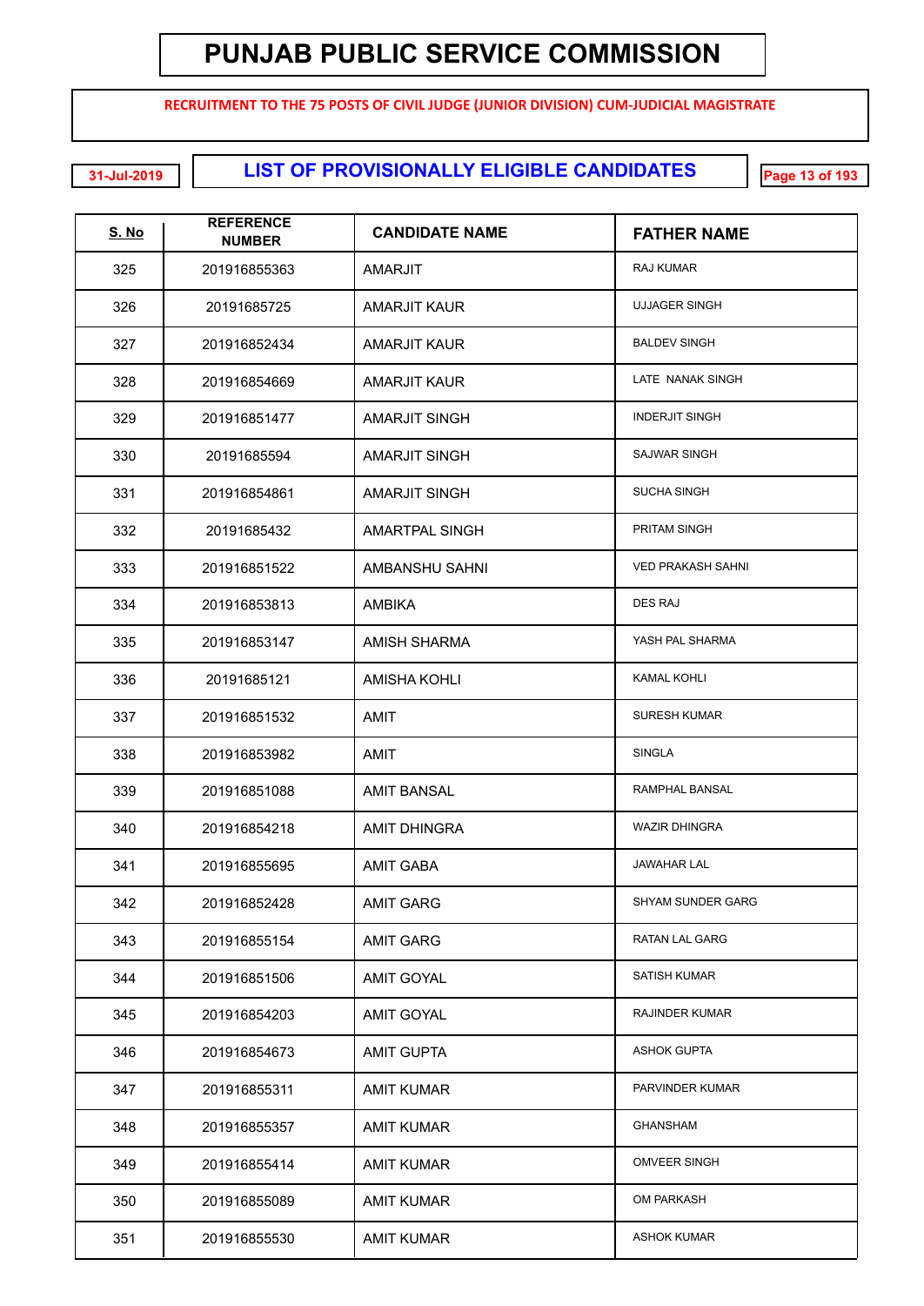# PUNJAB PUBLIC SERVICE COMMISSION

**RECRUITMENT TO THE 75 POSTS OF CIVIL JUDGE (JUNIOR DIVISION) CUM-JUDICIAL MAGISTRATE**

31-Jul-2019

## LIST OF PROVISIONALLY ELIGIBLE CANDIDATES

| S. No | REFERENCE NUMBER | CANDIDATE NAME | FATHER NAME |
|---|---|---|---|
| 325 | 201916855363 | AMARJIT | RAJ KUMAR |
| 326 | 20191685725 | AMARJIT KAUR | UJJAGER SINGH |
| 327 | 201916852434 | AMARJIT KAUR | BALDEV SINGH |
| 328 | 201916854669 | AMARJIT KAUR | LATE NANAK SINGH |
| 329 | 201916851477 | AMARJIT SINGH | INDERJIT SINGH |
| 330 | 20191685594 | AMARJIT SINGH | SAJWAR SINGH |
| 331 | 201916854861 | AMARJIT SINGH | SUCHA SINGH |
| 332 | 20191685432 | AMARTPAL SINGH | PRITAM SINGH |
| 333 | 201916851522 | AMBANSHU SAHNI | VED PRAKASH SAHNI |
| 334 | 201916853813 | AMBIKA | DES RAJ |
| 335 | 201916853147 | AMISH SHARMA | YASH PAL SHARMA |
| 336 | 20191685121 | AMISHA KOHLI | KAMAL KOHLI |
| 337 | 201916851532 | AMIT | SURESH KUMAR |
| 338 | 201916853982 | AMIT | SINGLA |
| 339 | 201916851088 | AMIT BANSAL | RAMPHAL BANSAL |
| 340 | 201916854218 | AMIT DHINGRA | WAZIR DHINGRA |
| 341 | 201916855695 | AMIT GABA | JAWAHAR LAL |
| 342 | 201916852428 | AMIT GARG | SHYAM SUNDER GARG |
| 343 | 201916855154 | AMIT GARG | RATAN LAL GARG |
| 344 | 201916851506 | AMIT GOYAL | SATISH KUMAR |
| 345 | 201916854203 | AMIT GOYAL | RAJINDER KUMAR |
| 346 | 201916854673 | AMIT GUPTA | ASHOK GUPTA |
| 347 | 201916855311 | AMIT KUMAR | PARVINDER KUMAR |
| 348 | 201916855357 | AMIT KUMAR | GHANSHAM |
| 349 | 201916855414 | AMIT KUMAR | OMVEER SINGH |
| 350 | 201916855089 | AMIT KUMAR | OM PARKASH |
| 351 | 201916855530 | AMIT KUMAR | ASHOK KUMAR |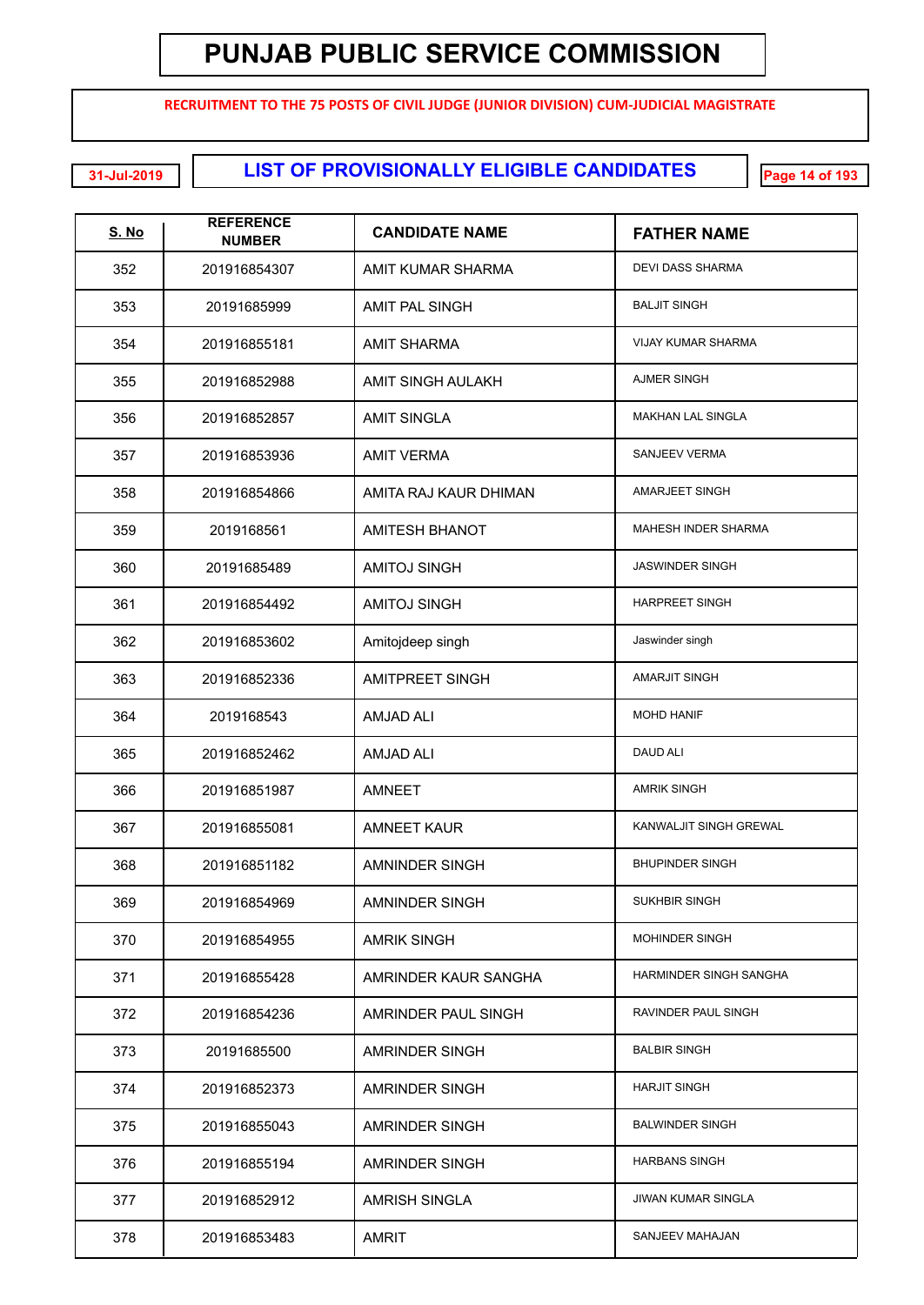# PUNJAB PUBLIC SERVICE COMMISSION

**RECRUITMENT TO THE 75 POSTS OF CIVIL JUDGE (JUNIOR DIVISION) CUM-JUDICIAL MAGISTRATE**

31-Jul-2019

## LIST OF PROVISIONALLY ELIGIBLE CANDIDATES

| S. No | REFERENCE NUMBER | CANDIDATE NAME | FATHER NAME |
|---|---|---|---|
| 352 | 201916854307 | AMIT KUMAR SHARMA | DEVI DASS SHARMA |
| 353 | 20191685999 | AMIT PAL SINGH | BALJIT SINGH |
| 354 | 201916855181 | AMIT SHARMA | VIJAY KUMAR SHARMA |
| 355 | 201916852988 | AMIT SINGH AULAKH | AJMER SINGH |
| 356 | 201916852857 | AMIT SINGLA | MAKHAN LAL SINGLA |
| 357 | 201916853936 | AMIT VERMA | SANJEEV VERMA |
| 358 | 201916854866 | AMITA RAJ KAUR DHIMAN | AMARJEET SINGH |
| 359 | 2019168561 | AMITESH BHANOT | MAHESH INDER SHARMA |
| 360 | 20191685489 | AMITOJ SINGH | JASWINDER SINGH |
| 361 | 201916854492 | AMITOJ SINGH | HARPREET SINGH |
| 362 | 201916853602 | Amitojdeep singh | Jaswinder singh |
| 363 | 201916852336 | AMITPREET SINGH | AMARJIT SINGH |
| 364 | 2019168543 | AMJAD ALI | MOHD HANIF |
| 365 | 201916852462 | AMJAD ALI | DAUD ALI |
| 366 | 201916851987 | AMNEET | AMRIK SINGH |
| 367 | 201916855081 | AMNEET KAUR | KANWALJIT SINGH GREWAL |
| 368 | 201916851182 | AMNINDER SINGH | BHUPINDER SINGH |
| 369 | 201916854969 | AMNINDER SINGH | SUKHBIR SINGH |
| 370 | 201916854955 | AMRIK SINGH | MOHINDER SINGH |
| 371 | 201916855428 | AMRINDER KAUR SANGHA | HARMINDER SINGH SANGHA |
| 372 | 201916854236 | AMRINDER PAUL SINGH | RAVINDER PAUL SINGH |
| 373 | 20191685500 | AMRINDER SINGH | BALBIR SINGH |
| 374 | 201916852373 | AMRINDER SINGH | HARJIT SINGH |
| 375 | 201916855043 | AMRINDER SINGH | BALWINDER SINGH |
| 376 | 201916855194 | AMRINDER SINGH | HARBANS SINGH |
| 377 | 201916852912 | AMRISH SINGLA | JIWAN KUMAR SINGLA |
| 378 | 201916853483 | AMRIT | SANJEEV MAHAJAN |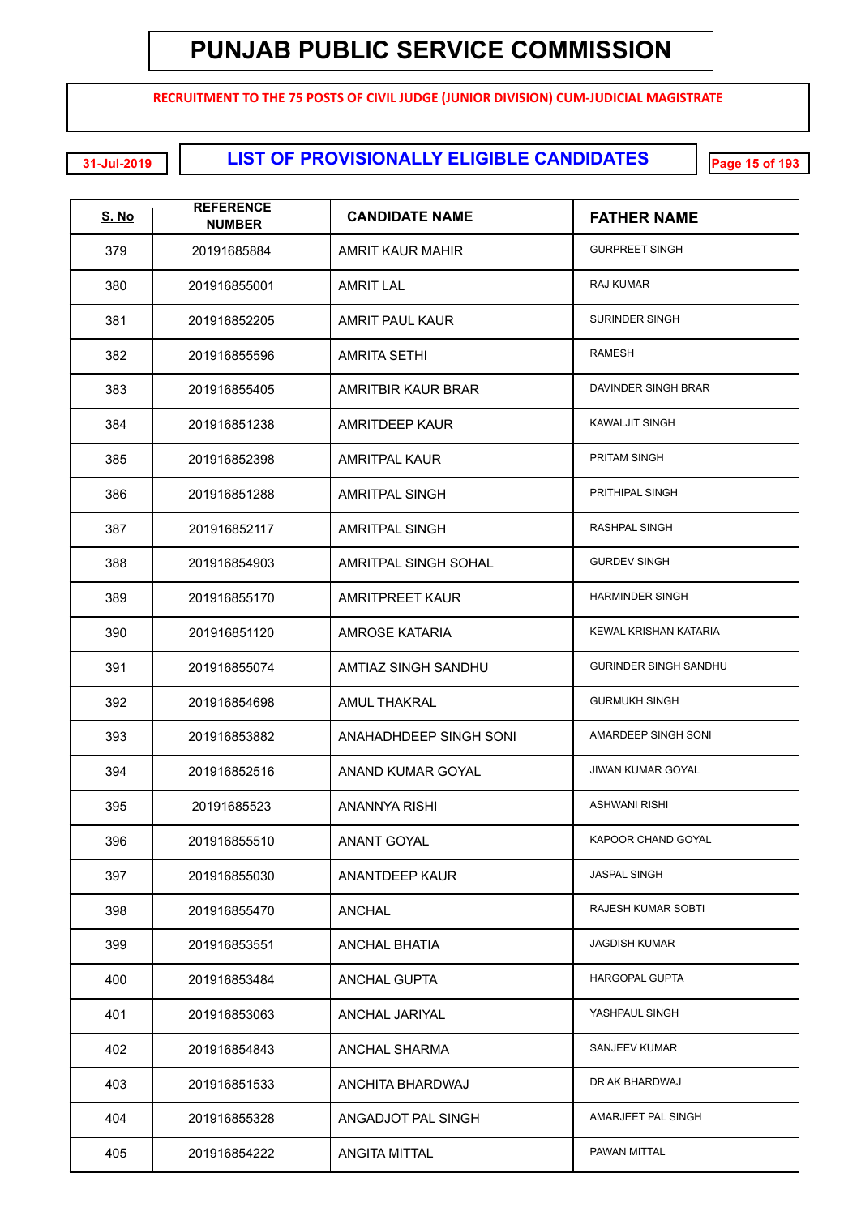# PUNJAB PUBLIC SERVICE COMMISSION

**RECRUITMENT TO THE 75 POSTS OF CIVIL JUDGE (JUNIOR DIVISION) CUM-JUDICIAL MAGISTRATE**

31-Jul-2019

## LIST OF PROVISIONALLY ELIGIBLE CANDIDATES

| S. No | REFERENCE NUMBER | CANDIDATE NAME | FATHER NAME |
|---|---|---|---|
| 379 | 20191685884 | AMRIT KAUR MAHIR | GURPREET SINGH |
| 380 | 201916855001 | AMRIT LAL | RAJ KUMAR |
| 381 | 201916852205 | AMRIT PAUL KAUR | SURINDER SINGH |
| 382 | 201916855596 | AMRITA SETHI | RAMESH |
| 383 | 201916855405 | AMRITBIR KAUR BRAR | DAVINDER SINGH BRAR |
| 384 | 201916851238 | AMRITDEEP KAUR | KAWALJIT SINGH |
| 385 | 201916852398 | AMRITPAL KAUR | PRITAM SINGH |
| 386 | 201916851288 | AMRITPAL SINGH | PRITHIPAL SINGH |
| 387 | 201916852117 | AMRITPAL SINGH | RASHPAL SINGH |
| 388 | 201916854903 | AMRITPAL SINGH SOHAL | GURDEV SINGH |
| 389 | 201916855170 | AMRITPREET KAUR | HARMINDER SINGH |
| 390 | 201916851120 | AMROSE KATARIA | KEWAL KRISHAN KATARIA |
| 391 | 201916855074 | AMTIAZ SINGH SANDHU | GURINDER SINGH SANDHU |
| 392 | 201916854698 | AMUL THAKRAL | GURMUKH SINGH |
| 393 | 201916853882 | ANAHADHDEEP SINGH SONI | AMARDEEP SINGH SONI |
| 394 | 201916852516 | ANAND KUMAR GOYAL | JIWAN KUMAR GOYAL |
| 395 | 20191685523 | ANANNYA RISHI | ASHWANI RISHI |
| 396 | 201916855510 | ANANT GOYAL | KAPOOR CHAND GOYAL |
| 397 | 201916855030 | ANANTDEEP KAUR | JASPAL SINGH |
| 398 | 201916855470 | ANCHAL | RAJESH KUMAR SOBTI |
| 399 | 201916853551 | ANCHAL BHATIA | JAGDISH KUMAR |
| 400 | 201916853484 | ANCHAL GUPTA | HARGOPAL GUPTA |
| 401 | 201916853063 | ANCHAL JARIYAL | YASHPAUL SINGH |
| 402 | 201916854843 | ANCHAL SHARMA | SANJEEV KUMAR |
| 403 | 201916851533 | ANCHITA BHARDWAJ | DR AK BHARDWAJ |
| 404 | 201916855328 | ANGADJOT PAL SINGH | AMARJEET PAL SINGH |
| 405 | 201916854222 | ANGITA MITTAL | PAWAN MITTAL |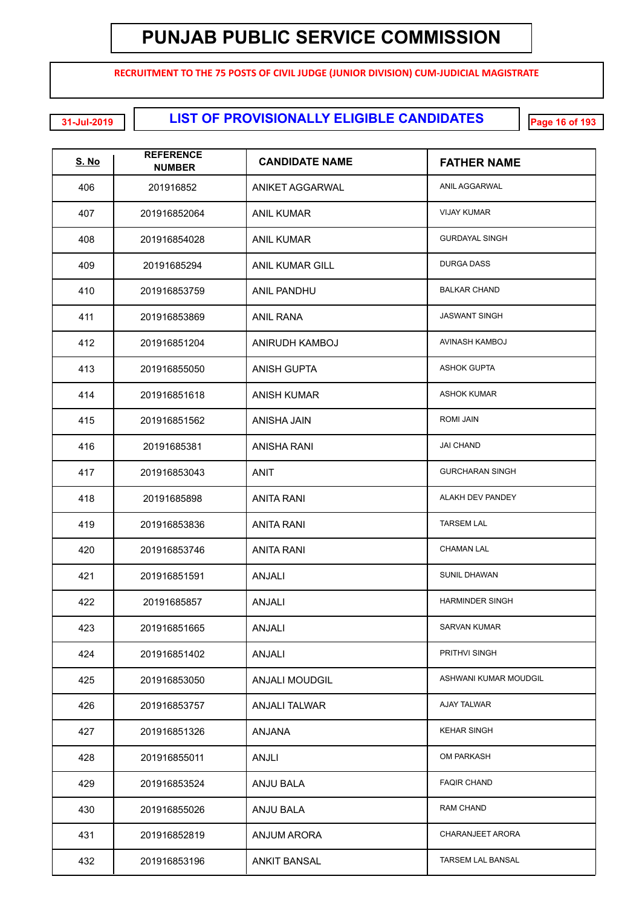# PUNJAB PUBLIC SERVICE COMMISSION

**RECRUITMENT TO THE 75 POSTS OF CIVIL JUDGE (JUNIOR DIVISION) CUM-JUDICIAL MAGISTRATE**

**31-Jul-2019**

## LIST OF PROVISIONALLY ELIGIBLE CANDIDATES

| S. No | REFERENCE NUMBER | CANDIDATE NAME | FATHER NAME |
|---|---|---|---|
| 406 | 201916852 | ANIKET AGGARWAL | ANIL AGGARWAL |
| 407 | 201916852064 | ANIL KUMAR | VIJAY KUMAR |
| 408 | 201916854028 | ANIL KUMAR | GURDAYAL SINGH |
| 409 | 20191685294 | ANIL KUMAR GILL | DURGA DASS |
| 410 | 201916853759 | ANIL PANDHU | BALKAR CHAND |
| 411 | 201916853869 | ANIL RANA | JASWANT SINGH |
| 412 | 201916851204 | ANIRUDH KAMBOJ | AVINASH KAMBOJ |
| 413 | 201916855050 | ANISH GUPTA | ASHOK GUPTA |
| 414 | 201916851618 | ANISH KUMAR | ASHOK KUMAR |
| 415 | 201916851562 | ANISHA JAIN | ROMI JAIN |
| 416 | 20191685381 | ANISHA RANI | JAI CHAND |
| 417 | 201916853043 | ANIT | GURCHARAN SINGH |
| 418 | 20191685898 | ANITA RANI | ALAKH DEV PANDEY |
| 419 | 201916853836 | ANITA RANI | TARSEM LAL |
| 420 | 201916853746 | ANITA RANI | CHAMAN LAL |
| 421 | 201916851591 | ANJALI | SUNIL DHAWAN |
| 422 | 20191685857 | ANJALI | HARMINDER SINGH |
| 423 | 201916851665 | ANJALI | SARVAN KUMAR |
| 424 | 201916851402 | ANJALI | PRITHVI SINGH |
| 425 | 201916853050 | ANJALI MOUDGIL | ASHWANI KUMAR MOUDGIL |
| 426 | 201916853757 | ANJALI TALWAR | AJAY TALWAR |
| 427 | 201916851326 | ANJANA | KEHAR SINGH |
| 428 | 201916855011 | ANJLI | OM PARKASH |
| 429 | 201916853524 | ANJU BALA | FAQIR CHAND |
| 430 | 201916855026 | ANJU BALA | RAM CHAND |
| 431 | 201916852819 | ANJUM ARORA | CHARANJEET ARORA |
| 432 | 201916853196 | ANKIT BANSAL | TARSEM LAL BANSAL |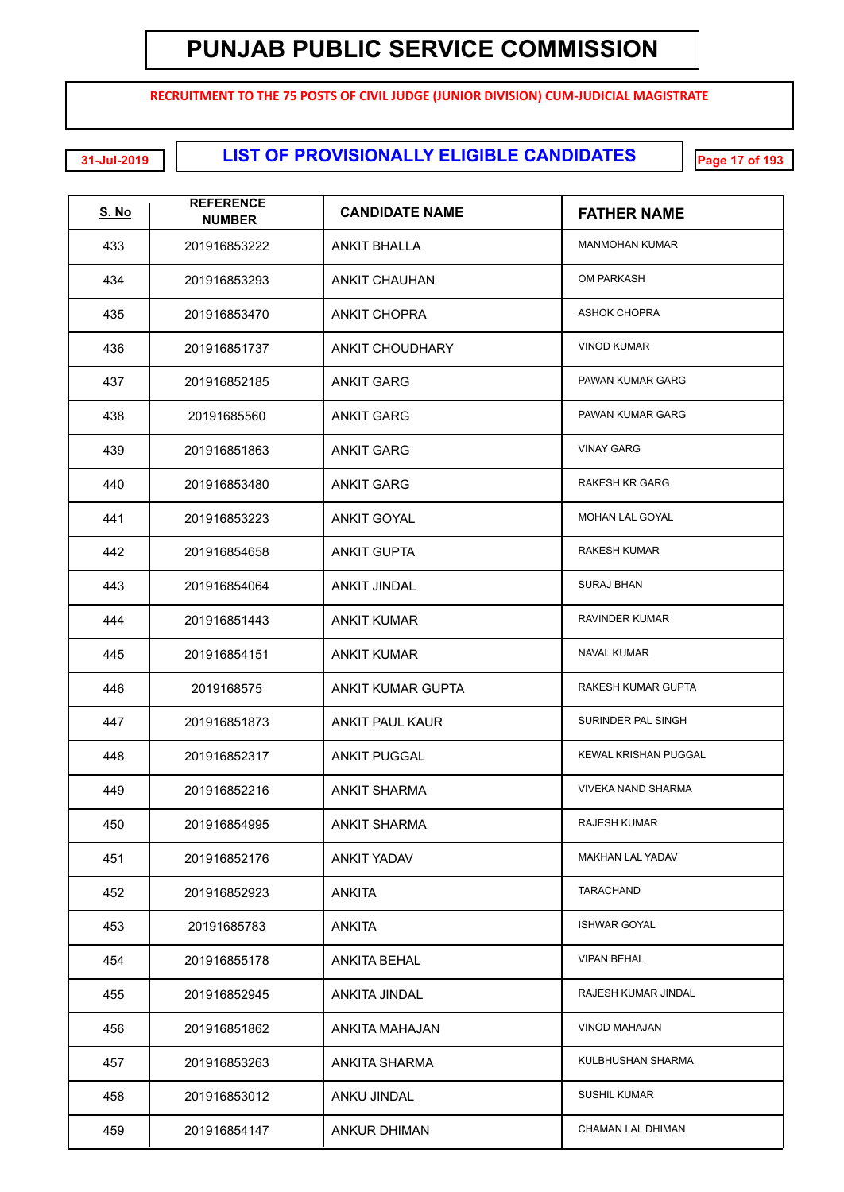# PUNJAB PUBLIC SERVICE COMMISSION

RECRUITMENT TO THE 75 POSTS OF CIVIL JUDGE (JUNIOR DIVISION) CUM-JUDICIAL MAGISTRATE

31-Jul-2019

## LIST OF PROVISIONALLY ELIGIBLE CANDIDATES

| S. No | REFERENCE NUMBER | CANDIDATE NAME | FATHER NAME |
|---|---|---|---|
| 433 | 201916853222 | ANKIT BHALLA | MANMOHAN KUMAR |
| 434 | 201916853293 | ANKIT CHAUHAN | OM PARKASH |
| 435 | 201916853470 | ANKIT CHOPRA | ASHOK CHOPRA |
| 436 | 201916851737 | ANKIT CHOUDHARY | VINOD KUMAR |
| 437 | 201916852185 | ANKIT GARG | PAWAN KUMAR GARG |
| 438 | 20191685560 | ANKIT GARG | PAWAN KUMAR GARG |
| 439 | 201916851863 | ANKIT GARG | VINAY GARG |
| 440 | 201916853480 | ANKIT GARG | RAKESH KR GARG |
| 441 | 201916853223 | ANKIT GOYAL | MOHAN LAL GOYAL |
| 442 | 201916854658 | ANKIT GUPTA | RAKESH KUMAR |
| 443 | 201916854064 | ANKIT JINDAL | SURAJ BHAN |
| 444 | 201916851443 | ANKIT KUMAR | RAVINDER KUMAR |
| 445 | 201916854151 | ANKIT KUMAR | NAVAL KUMAR |
| 446 | 2019168575 | ANKIT KUMAR GUPTA | RAKESH KUMAR GUPTA |
| 447 | 201916851873 | ANKIT PAUL KAUR | SURINDER PAL SINGH |
| 448 | 201916852317 | ANKIT PUGGAL | KEWAL KRISHAN PUGGAL |
| 449 | 201916852216 | ANKIT SHARMA | VIVEKA NAND SHARMA |
| 450 | 201916854995 | ANKIT SHARMA | RAJESH KUMAR |
| 451 | 201916852176 | ANKIT YADAV | MAKHAN LAL YADAV |
| 452 | 201916852923 | ANKITA | TARACHAND |
| 453 | 20191685783 | ANKITA | ISHWAR GOYAL |
| 454 | 201916855178 | ANKITA BEHAL | VIPAN BEHAL |
| 455 | 201916852945 | ANKITA JINDAL | RAJESH KUMAR JINDAL |
| 456 | 201916851862 | ANKITA MAHAJAN | VINOD MAHAJAN |
| 457 | 201916853263 | ANKITA SHARMA | KULBHUSHAN SHARMA |
| 458 | 201916853012 | ANKU JINDAL | SUSHIL KUMAR |
| 459 | 201916854147 | ANKUR DHIMAN | CHAMAN LAL DHIMAN |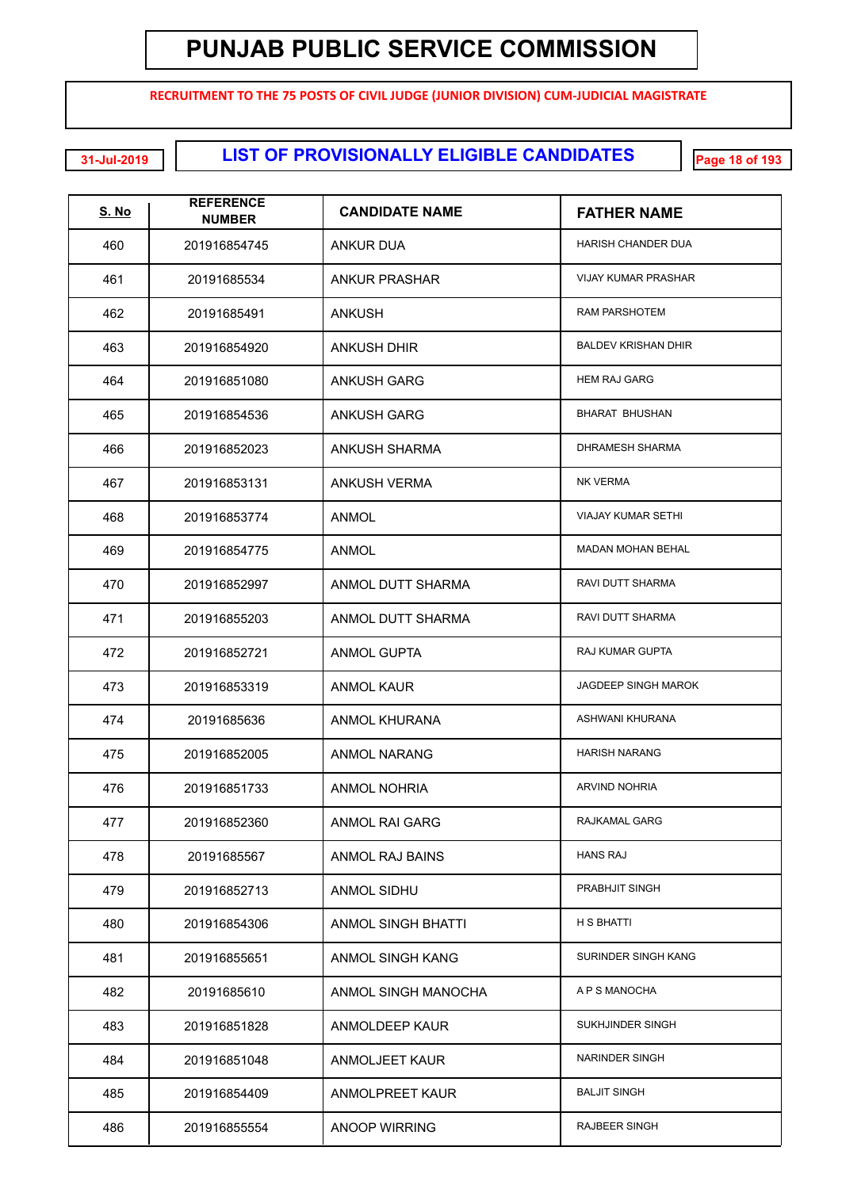# PUNJAB PUBLIC SERVICE COMMISSION

**RECRUITMENT TO THE 75 POSTS OF CIVIL JUDGE (JUNIOR DIVISION) CUM-JUDICIAL MAGISTRATE**

31-Jul-2019

## LIST OF PROVISIONALLY ELIGIBLE CANDIDATES

| S. No | REFERENCE NUMBER | CANDIDATE NAME | FATHER NAME |
|---|---|---|---|
| 460 | 201916854745 | ANKUR DUA | HARISH CHANDER DUA |
| 461 | 20191685534 | ANKUR PRASHAR | VIJAY KUMAR PRASHAR |
| 462 | 20191685491 | ANKUSH | RAM PARSHOTEM |
| 463 | 201916854920 | ANKUSH DHIR | BALDEV KRISHAN DHIR |
| 464 | 201916851080 | ANKUSH GARG | HEM RAJ GARG |
| 465 | 201916854536 | ANKUSH GARG | BHARAT BHUSHAN |
| 466 | 201916852023 | ANKUSH SHARMA | DHRAMESH SHARMA |
| 467 | 201916853131 | ANKUSH VERMA | NK VERMA |
| 468 | 201916853774 | ANMOL | VIAJAY KUMAR SETHI |
| 469 | 201916854775 | ANMOL | MADAN MOHAN BEHAL |
| 470 | 201916852997 | ANMOL DUTT SHARMA | RAVI DUTT SHARMA |
| 471 | 201916855203 | ANMOL DUTT SHARMA | RAVI DUTT SHARMA |
| 472 | 201916852721 | ANMOL GUPTA | RAJ KUMAR GUPTA |
| 473 | 201916853319 | ANMOL KAUR | JAGDEEP SINGH MAROK |
| 474 | 20191685636 | ANMOL KHURANA | ASHWANI KHURANA |
| 475 | 201916852005 | ANMOL NARANG | HARISH NARANG |
| 476 | 201916851733 | ANMOL NOHRIA | ARVIND NOHRIA |
| 477 | 201916852360 | ANMOL RAI GARG | RAJKAMAL GARG |
| 478 | 20191685567 | ANMOL RAJ BAINS | HANS RAJ |
| 479 | 201916852713 | ANMOL SIDHU | PRABHJIT SINGH |
| 480 | 201916854306 | ANMOL SINGH BHATTI | H S BHATTI |
| 481 | 201916855651 | ANMOL SINGH KANG | SURINDER SINGH KANG |
| 482 | 20191685610 | ANMOL SINGH MANOCHA | A P S MANOCHA |
| 483 | 201916851828 | ANMOLDEEP KAUR | SUKHJINDER SINGH |
| 484 | 201916851048 | ANMOLJEET KAUR | NARINDER SINGH |
| 485 | 201916854409 | ANMOLPREET KAUR | BALJIT SINGH |
| 486 | 201916855554 | ANOOP WIRRING | RAJBEER SINGH |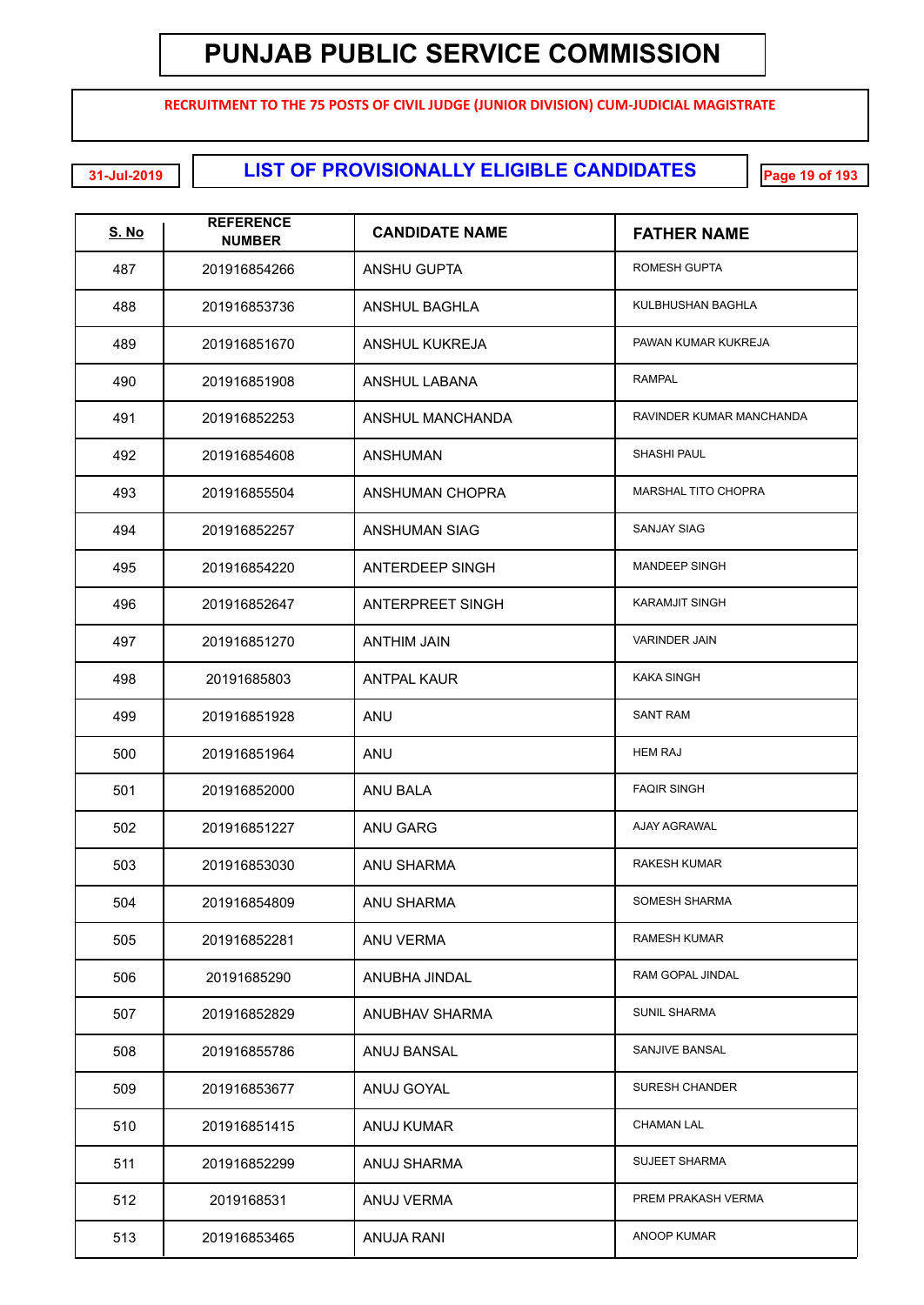# PUNJAB PUBLIC SERVICE COMMISSION

**RECRUITMENT TO THE 75 POSTS OF CIVIL JUDGE (JUNIOR DIVISION) CUM-JUDICIAL MAGISTRATE**

31-Jul-2019

## LIST OF PROVISIONALLY ELIGIBLE CANDIDATES

| S. No | REFERENCE NUMBER | CANDIDATE NAME | FATHER NAME |
|---|---|---|---|
| 487 | 201916854266 | ANSHU GUPTA | ROMESH GUPTA |
| 488 | 201916853736 | ANSHUL BAGHLA | KULBHUSHAN BAGHLA |
| 489 | 201916851670 | ANSHUL KUKREJA | PAWAN KUMAR KUKREJA |
| 490 | 201916851908 | ANSHUL LABANA | RAMPAL |
| 491 | 201916852253 | ANSHUL MANCHANDA | RAVINDER KUMAR MANCHANDA |
| 492 | 201916854608 | ANSHUMAN | SHASHI PAUL |
| 493 | 201916855504 | ANSHUMAN CHOPRA | MARSHAL TITO CHOPRA |
| 494 | 201916852257 | ANSHUMAN SIAG | SANJAY SIAG |
| 495 | 201916854220 | ANTERDEEP SINGH | MANDEEP SINGH |
| 496 | 201916852647 | ANTERPREET SINGH | KARAMJIT SINGH |
| 497 | 201916851270 | ANTHIM JAIN | VARINDER JAIN |
| 498 | 20191685803 | ANTPAL KAUR | KAKA SINGH |
| 499 | 201916851928 | ANU | SANT RAM |
| 500 | 201916851964 | ANU | HEM RAJ |
| 501 | 201916852000 | ANU BALA | FAQIR SINGH |
| 502 | 201916851227 | ANU GARG | AJAY AGRAWAL |
| 503 | 201916853030 | ANU SHARMA | RAKESH KUMAR |
| 504 | 201916854809 | ANU SHARMA | SOMESH SHARMA |
| 505 | 201916852281 | ANU VERMA | RAMESH KUMAR |
| 506 | 20191685290 | ANUBHA JINDAL | RAM GOPAL JINDAL |
| 507 | 201916852829 | ANUBHAV SHARMA | SUNIL SHARMA |
| 508 | 201916855786 | ANUJ BANSAL | SANJIVE BANSAL |
| 509 | 201916853677 | ANUJ GOYAL | SURESH CHANDER |
| 510 | 201916851415 | ANUJ KUMAR | CHAMAN LAL |
| 511 | 201916852299 | ANUJ SHARMA | SUJEET SHARMA |
| 512 | 2019168531 | ANUJ VERMA | PREM PRAKASH VERMA |
| 513 | 201916853465 | ANUJA RANI | ANOOP KUMAR |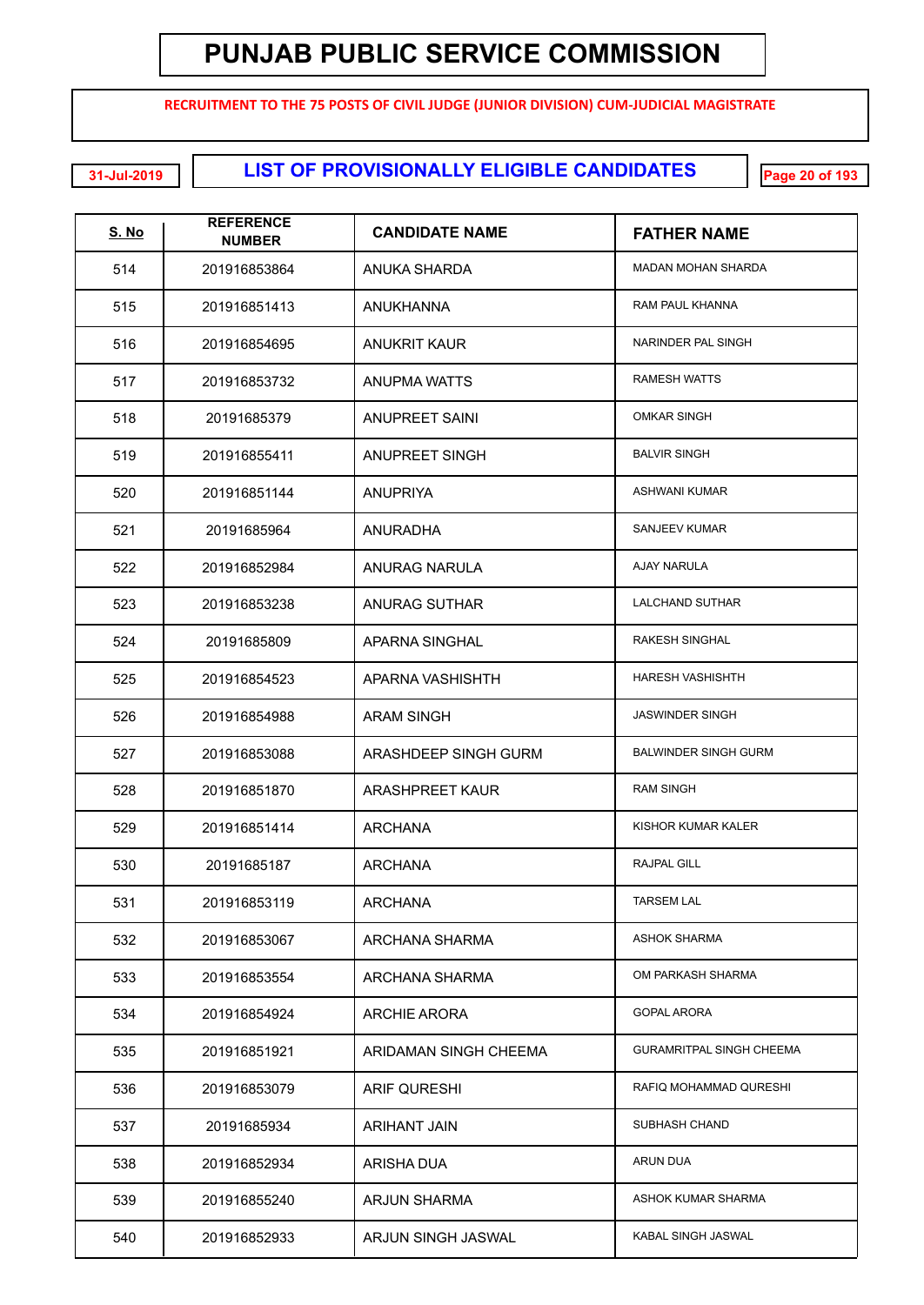# PUNJAB PUBLIC SERVICE COMMISSION

**RECRUITMENT TO THE 75 POSTS OF CIVIL JUDGE (JUNIOR DIVISION) CUM-JUDICIAL MAGISTRATE**

31-Jul-2019

## LIST OF PROVISIONALLY ELIGIBLE CANDIDATES

| S. No | REFERENCE NUMBER | CANDIDATE NAME | FATHER NAME |
|---|---|---|---|
| 514 | 201916853864 | ANUKA SHARDA | MADAN MOHAN SHARDA |
| 515 | 201916851413 | ANUKHANNA | RAM PAUL KHANNA |
| 516 | 201916854695 | ANUKRIT KAUR | NARINDER PAL SINGH |
| 517 | 201916853732 | ANUPMA WATTS | RAMESH WATTS |
| 518 | 20191685379 | ANUPREET SAINI | OMKAR SINGH |
| 519 | 201916855411 | ANUPREET SINGH | BALVIR SINGH |
| 520 | 201916851144 | ANUPRIYA | ASHWANI KUMAR |
| 521 | 20191685964 | ANURADHA | SANJEEV KUMAR |
| 522 | 201916852984 | ANURAG NARULA | AJAY NARULA |
| 523 | 201916853238 | ANURAG SUTHAR | LALCHAND SUTHAR |
| 524 | 20191685809 | APARNA SINGHAL | RAKESH SINGHAL |
| 525 | 201916854523 | APARNA VASHISHTH | HARESH VASHISHTH |
| 526 | 201916854988 | ARAM SINGH | JASWINDER SINGH |
| 527 | 201916853088 | ARASHDEEP SINGH GURM | BALWINDER SINGH GURM |
| 528 | 201916851870 | ARASHPREET KAUR | RAM SINGH |
| 529 | 201916851414 | ARCHANA | KISHOR KUMAR KALER |
| 530 | 20191685187 | ARCHANA | RAJPAL GILL |
| 531 | 201916853119 | ARCHANA | TARSEM LAL |
| 532 | 201916853067 | ARCHANA SHARMA | ASHOK SHARMA |
| 533 | 201916853554 | ARCHANA SHARMA | OM PARKASH SHARMA |
| 534 | 201916854924 | ARCHIE ARORA | GOPAL ARORA |
| 535 | 201916851921 | ARIDAMAN SINGH CHEEMA | GURAMRITPAL SINGH CHEEMA |
| 536 | 201916853079 | ARIF QURESHI | RAFIQ MOHAMMAD QURESHI |
| 537 | 20191685934 | ARIHANT JAIN | SUBHASH CHAND |
| 538 | 201916852934 | ARISHA DUA | ARUN DUA |
| 539 | 201916855240 | ARJUN SHARMA | ASHOK KUMAR SHARMA |
| 540 | 201916852933 | ARJUN SINGH JASWAL | KABAL SINGH JASWAL |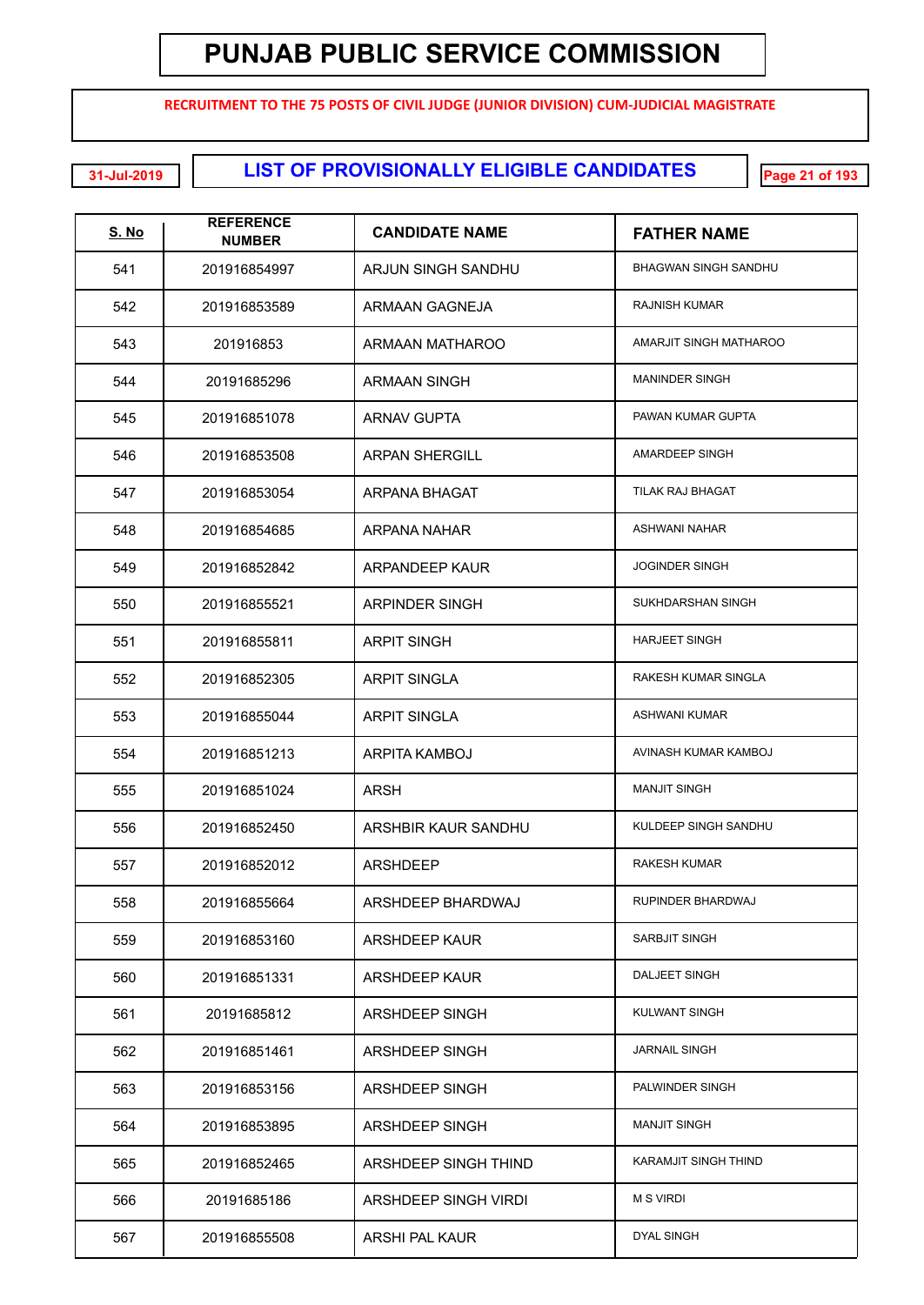# PUNJAB PUBLIC SERVICE COMMISSION

**RECRUITMENT TO THE 75 POSTS OF CIVIL JUDGE (JUNIOR DIVISION) CUM-JUDICIAL MAGISTRATE**

31-Jul-2019

## LIST OF PROVISIONALLY ELIGIBLE CANDIDATES

| S. No | REFERENCE NUMBER | CANDIDATE NAME | FATHER NAME |
|---|---|---|---|
| 541 | 201916854997 | ARJUN SINGH SANDHU | BHAGWAN SINGH SANDHU |
| 542 | 201916853589 | ARMAAN GAGNEJA | RAJNISH KUMAR |
| 543 | 201916853 | ARMAAN MATHAROO | AMARJIT SINGH MATHAROO |
| 544 | 20191685296 | ARMAAN SINGH | MANINDER SINGH |
| 545 | 201916851078 | ARNAV GUPTA | PAWAN KUMAR GUPTA |
| 546 | 201916853508 | ARPAN SHERGILL | AMARDEEP SINGH |
| 547 | 201916853054 | ARPANA BHAGAT | TILAK RAJ BHAGAT |
| 548 | 201916854685 | ARPANA NAHAR | ASHWANI NAHAR |
| 549 | 201916852842 | ARPANDEEP KAUR | JOGINDER SINGH |
| 550 | 201916855521 | ARPINDER SINGH | SUKHDARSHAN SINGH |
| 551 | 201916855811 | ARPIT SINGH | HARJEET SINGH |
| 552 | 201916852305 | ARPIT SINGLA | RAKESH KUMAR SINGLA |
| 553 | 201916855044 | ARPIT SINGLA | ASHWANI KUMAR |
| 554 | 201916851213 | ARPITA KAMBOJ | AVINASH KUMAR KAMBOJ |
| 555 | 201916851024 | ARSH | MANJIT SINGH |
| 556 | 201916852450 | ARSHBIR KAUR SANDHU | KULDEEP SINGH SANDHU |
| 557 | 201916852012 | ARSHDEEP | RAKESH KUMAR |
| 558 | 201916855664 | ARSHDEEP BHARDWAJ | RUPINDER BHARDWAJ |
| 559 | 201916853160 | ARSHDEEP KAUR | SARBJIT SINGH |
| 560 | 201916851331 | ARSHDEEP KAUR | DALJEET SINGH |
| 561 | 20191685812 | ARSHDEEP SINGH | KULWANT SINGH |
| 562 | 201916851461 | ARSHDEEP SINGH | JARNAIL SINGH |
| 563 | 201916853156 | ARSHDEEP SINGH | PALWINDER SINGH |
| 564 | 201916853895 | ARSHDEEP SINGH | MANJIT SINGH |
| 565 | 201916852465 | ARSHDEEP SINGH THIND | KARAMJIT SINGH THIND |
| 566 | 20191685186 | ARSHDEEP SINGH VIRDI | M S VIRDI |
| 567 | 201916855508 | ARSHI PAL KAUR | DYAL SINGH |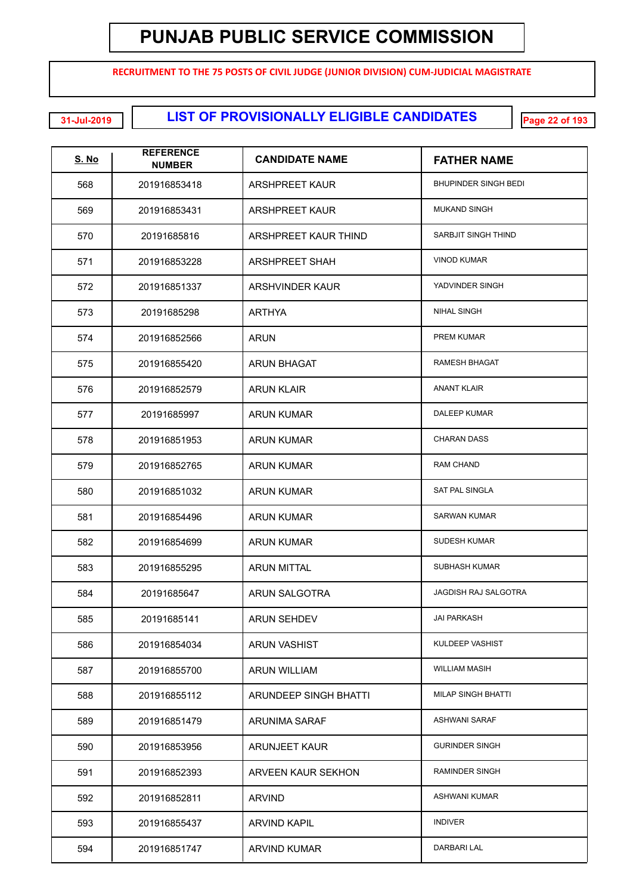# PUNJAB PUBLIC SERVICE COMMISSION

**RECRUITMENT TO THE 75 POSTS OF CIVIL JUDGE (JUNIOR DIVISION) CUM-JUDICIAL MAGISTRATE**

31-Jul-2019

## LIST OF PROVISIONALLY ELIGIBLE CANDIDATES

| S. No | REFERENCE NUMBER | CANDIDATE NAME | FATHER NAME |
|---|---|---|---|
| 568 | 201916853418 | ARSHPREET KAUR | BHUPINDER SINGH BEDI |
| 569 | 201916853431 | ARSHPREET KAUR | MUKAND SINGH |
| 570 | 20191685816 | ARSHPREET KAUR THIND | SARBJIT SINGH THIND |
| 571 | 201916853228 | ARSHPREET SHAH | VINOD KUMAR |
| 572 | 201916851337 | ARSHVINDER KAUR | YADVINDER SINGH |
| 573 | 20191685298 | ARTHYA | NIHAL SINGH |
| 574 | 201916852566 | ARUN | PREM KUMAR |
| 575 | 201916855420 | ARUN BHAGAT | RAMESH BHAGAT |
| 576 | 201916852579 | ARUN KLAIR | ANANT KLAIR |
| 577 | 20191685997 | ARUN KUMAR | DALEEP KUMAR |
| 578 | 201916851953 | ARUN KUMAR | CHARAN DASS |
| 579 | 201916852765 | ARUN KUMAR | RAM CHAND |
| 580 | 201916851032 | ARUN KUMAR | SAT PAL SINGLA |
| 581 | 201916854496 | ARUN KUMAR | SARWAN KUMAR |
| 582 | 201916854699 | ARUN KUMAR | SUDESH KUMAR |
| 583 | 201916855295 | ARUN MITTAL | SUBHASH KUMAR |
| 584 | 20191685647 | ARUN SALGOTRA | JAGDISH RAJ SALGOTRA |
| 585 | 20191685141 | ARUN SEHDEV | JAI PARKASH |
| 586 | 201916854034 | ARUN VASHIST | KULDEEP VASHIST |
| 587 | 201916855700 | ARUN WILLIAM | WILLIAM MASIH |
| 588 | 201916855112 | ARUNDEEP SINGH BHATTI | MILAP SINGH BHATTI |
| 589 | 201916851479 | ARUNIMA SARAF | ASHWANI SARAF |
| 590 | 201916853956 | ARUNJEET KAUR | GURINDER SINGH |
| 591 | 201916852393 | ARVEEN KAUR SEKHON | RAMINDER SINGH |
| 592 | 201916852811 | ARVIND | ASHWANI KUMAR |
| 593 | 201916855437 | ARVIND KAPIL | INDIVER |
| 594 | 201916851747 | ARVIND KUMAR | DARBARI LAL |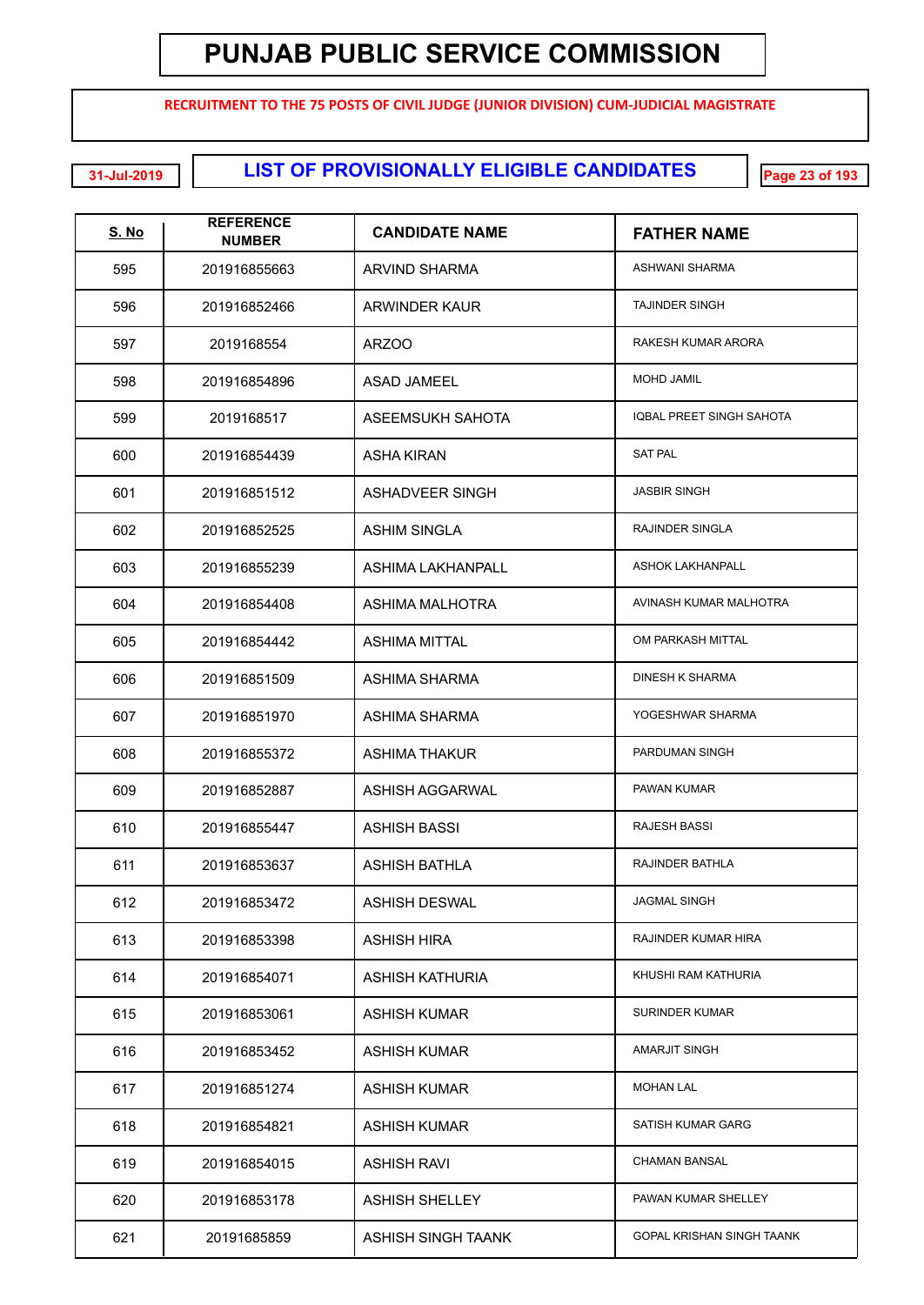# PUNJAB PUBLIC SERVICE COMMISSION

**RECRUITMENT TO THE 75 POSTS OF CIVIL JUDGE (JUNIOR DIVISION) CUM-JUDICIAL MAGISTRATE**

31-Jul-2019

## LIST OF PROVISIONALLY ELIGIBLE CANDIDATES

| S. No | REFERENCE NUMBER | CANDIDATE NAME | FATHER NAME |
|---|---|---|---|
| 595 | 201916855663 | ARVIND SHARMA | ASHWANI SHARMA |
| 596 | 201916852466 | ARWINDER KAUR | TAJINDER SINGH |
| 597 | 2019168554 | ARZOO | RAKESH KUMAR ARORA |
| 598 | 201916854896 | ASAD JAMEEL | MOHD JAMIL |
| 599 | 2019168517 | ASEEMSUKH SAHOTA | IQBAL PREET SINGH SAHOTA |
| 600 | 201916854439 | ASHA KIRAN | SAT PAL |
| 601 | 201916851512 | ASHADVEER SINGH | JASBIR SINGH |
| 602 | 201916852525 | ASHIM SINGLA | RAJINDER SINGLA |
| 603 | 201916855239 | ASHIMA LAKHANPALL | ASHOK LAKHANPALL |
| 604 | 201916854408 | ASHIMA MALHOTRA | AVINASH KUMAR MALHOTRA |
| 605 | 201916854442 | ASHIMA MITTAL | OM PARKASH MITTAL |
| 606 | 201916851509 | ASHIMA SHARMA | DINESH K SHARMA |
| 607 | 201916851970 | ASHIMA SHARMA | YOGESHWAR SHARMA |
| 608 | 201916855372 | ASHIMA THAKUR | PARDUMAN SINGH |
| 609 | 201916852887 | ASHISH AGGARWAL | PAWAN KUMAR |
| 610 | 201916855447 | ASHISH BASSI | RAJESH BASSI |
| 611 | 201916853637 | ASHISH BATHLA | RAJINDER BATHLA |
| 612 | 201916853472 | ASHISH DESWAL | JAGMAL SINGH |
| 613 | 201916853398 | ASHISH HIRA | RAJINDER KUMAR HIRA |
| 614 | 201916854071 | ASHISH KATHURIA | KHUSHI RAM KATHURIA |
| 615 | 201916853061 | ASHISH KUMAR | SURINDER KUMAR |
| 616 | 201916853452 | ASHISH KUMAR | AMARJIT SINGH |
| 617 | 201916851274 | ASHISH KUMAR | MOHAN LAL |
| 618 | 201916854821 | ASHISH KUMAR | SATISH KUMAR GARG |
| 619 | 201916854015 | ASHISH RAVI | CHAMAN BANSAL |
| 620 | 201916853178 | ASHISH SHELLEY | PAWAN KUMAR SHELLEY |
| 621 | 20191685859 | ASHISH SINGH TAANK | GOPAL KRISHAN SINGH TAANK |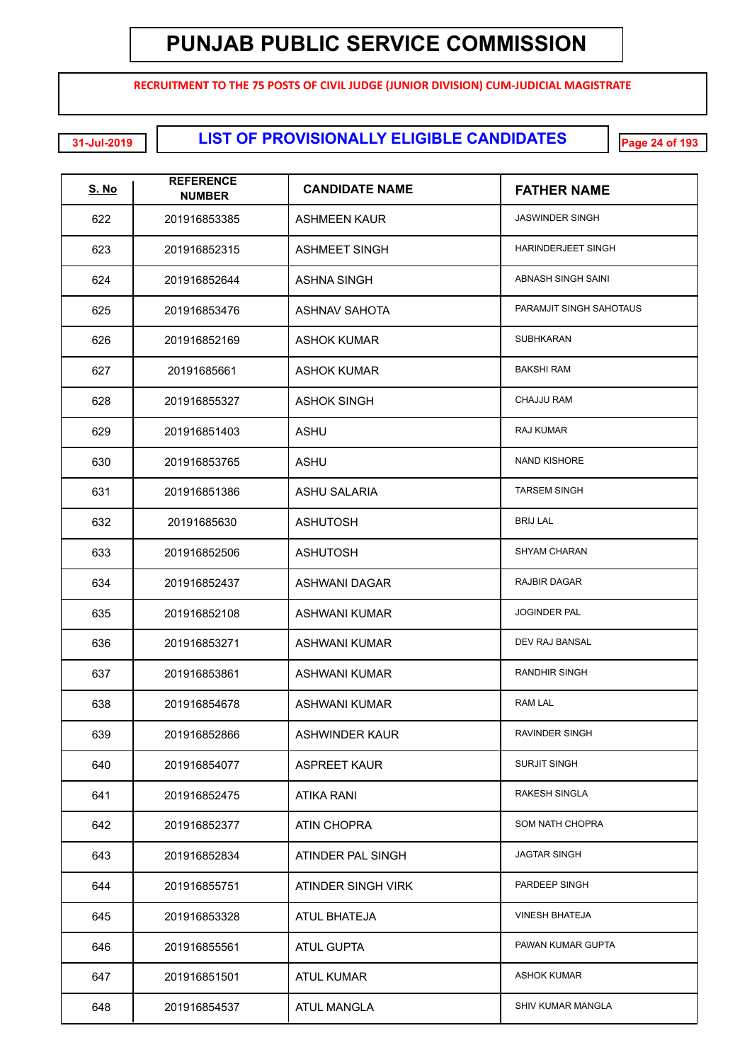# PUNJAB PUBLIC SERVICE COMMISSION

**RECRUITMENT TO THE 75 POSTS OF CIVIL JUDGE (JUNIOR DIVISION) CUM-JUDICIAL MAGISTRATE**

31-Jul-2019

## LIST OF PROVISIONALLY ELIGIBLE CANDIDATES

| S. No | REFERENCE NUMBER | CANDIDATE NAME | FATHER NAME |
|---|---|---|---|
| 622 | 201916853385 | ASHMEEN KAUR | JASWINDER SINGH |
| 623 | 201916852315 | ASHMEET SINGH | HARINDERJEET SINGH |
| 624 | 201916852644 | ASHNA SINGH | ABNASH SINGH SAINI |
| 625 | 201916853476 | ASHNAV SAHOTA | PARAMJIT SINGH SAHOTAUS |
| 626 | 201916852169 | ASHOK KUMAR | SUBHKARAN |
| 627 | 20191685661 | ASHOK KUMAR | BAKSHI RAM |
| 628 | 201916855327 | ASHOK SINGH | CHAJJU RAM |
| 629 | 201916851403 | ASHU | RAJ KUMAR |
| 630 | 201916853765 | ASHU | NAND KISHORE |
| 631 | 201916851386 | ASHU SALARIA | TARSEM SINGH |
| 632 | 20191685630 | ASHUTOSH | BRIJ LAL |
| 633 | 201916852506 | ASHUTOSH | SHYAM CHARAN |
| 634 | 201916852437 | ASHWANI DAGAR | RAJBIR DAGAR |
| 635 | 201916852108 | ASHWANI KUMAR | JOGINDER PAL |
| 636 | 201916853271 | ASHWANI KUMAR | DEV RAJ BANSAL |
| 637 | 201916853861 | ASHWANI KUMAR | RANDHIR SINGH |
| 638 | 201916854678 | ASHWANI KUMAR | RAM LAL |
| 639 | 201916852866 | ASHWINDER KAUR | RAVINDER SINGH |
| 640 | 201916854077 | ASPREET KAUR | SURJIT SINGH |
| 641 | 201916852475 | ATIKA RANI | RAKESH SINGLA |
| 642 | 201916852377 | ATIN CHOPRA | SOM NATH CHOPRA |
| 643 | 201916852834 | ATINDER PAL SINGH | JAGTAR SINGH |
| 644 | 201916855751 | ATINDER SINGH VIRK | PARDEEP SINGH |
| 645 | 201916853328 | ATUL BHATEJA | VINESH BHATEJA |
| 646 | 201916855561 | ATUL GUPTA | PAWAN KUMAR GUPTA |
| 647 | 201916851501 | ATUL KUMAR | ASHOK KUMAR |
| 648 | 201916854537 | ATUL MANGLA | SHIV KUMAR MANGLA |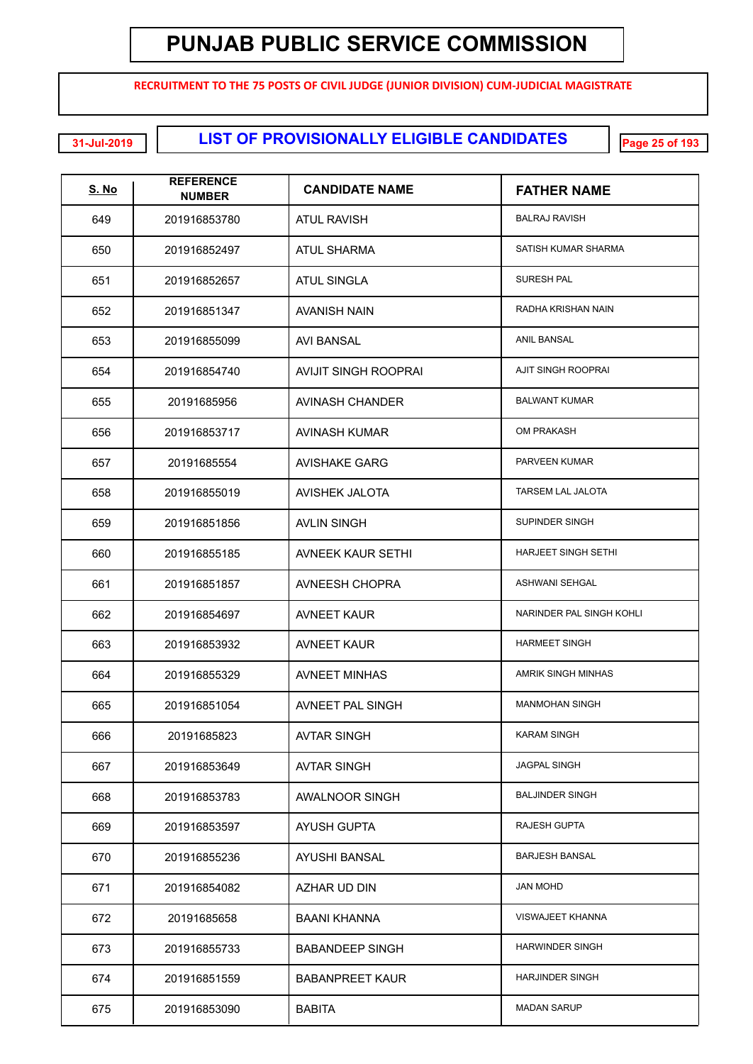# PUNJAB PUBLIC SERVICE COMMISSION

**RECRUITMENT TO THE 75 POSTS OF CIVIL JUDGE (JUNIOR DIVISION) CUM-JUDICIAL MAGISTRATE**

31-Jul-2019

## LIST OF PROVISIONALLY ELIGIBLE CANDIDATES

| S. No | REFERENCE NUMBER | CANDIDATE NAME | FATHER NAME |
|---|---|---|---|
| 649 | 201916853780 | ATUL RAVISH | BALRAJ RAVISH |
| 650 | 201916852497 | ATUL SHARMA | SATISH KUMAR SHARMA |
| 651 | 201916852657 | ATUL SINGLA | SURESH PAL |
| 652 | 201916851347 | AVANISH NAIN | RADHA KRISHAN NAIN |
| 653 | 201916855099 | AVI BANSAL | ANIL BANSAL |
| 654 | 201916854740 | AVIJIT SINGH ROOPRAI | AJIT SINGH ROOPRAI |
| 655 | 20191685956 | AVINASH CHANDER | BALWANT KUMAR |
| 656 | 201916853717 | AVINASH KUMAR | OM PRAKASH |
| 657 | 20191685554 | AVISHAKE GARG | PARVEEN KUMAR |
| 658 | 201916855019 | AVISHEK JALOTA | TARSEM LAL JALOTA |
| 659 | 201916851856 | AVLIN SINGH | SUPINDER SINGH |
| 660 | 201916855185 | AVNEEK KAUR SETHI | HARJEET SINGH SETHI |
| 661 | 201916851857 | AVNEESH CHOPRA | ASHWANI SEHGAL |
| 662 | 201916854697 | AVNEET KAUR | NARINDER PAL SINGH KOHLI |
| 663 | 201916853932 | AVNEET KAUR | HARMEET SINGH |
| 664 | 201916855329 | AVNEET MINHAS | AMRIK SINGH MINHAS |
| 665 | 201916851054 | AVNEET PAL SINGH | MANMOHAN SINGH |
| 666 | 20191685823 | AVTAR SINGH | KARAM SINGH |
| 667 | 201916853649 | AVTAR SINGH | JAGPAL SINGH |
| 668 | 201916853783 | AWALNOOR SINGH | BALJINDER SINGH |
| 669 | 201916853597 | AYUSH GUPTA | RAJESH GUPTA |
| 670 | 201916855236 | AYUSHI BANSAL | BARJESH BANSAL |
| 671 | 201916854082 | AZHAR UD DIN | JAN MOHD |
| 672 | 20191685658 | BAANI KHANNA | VISWAJEET KHANNA |
| 673 | 201916855733 | BABANDEEP SINGH | HARWINDER SINGH |
| 674 | 201916851559 | BABANPREET KAUR | HARJINDER SINGH |
| 675 | 201916853090 | BABITA | MADAN SARUP |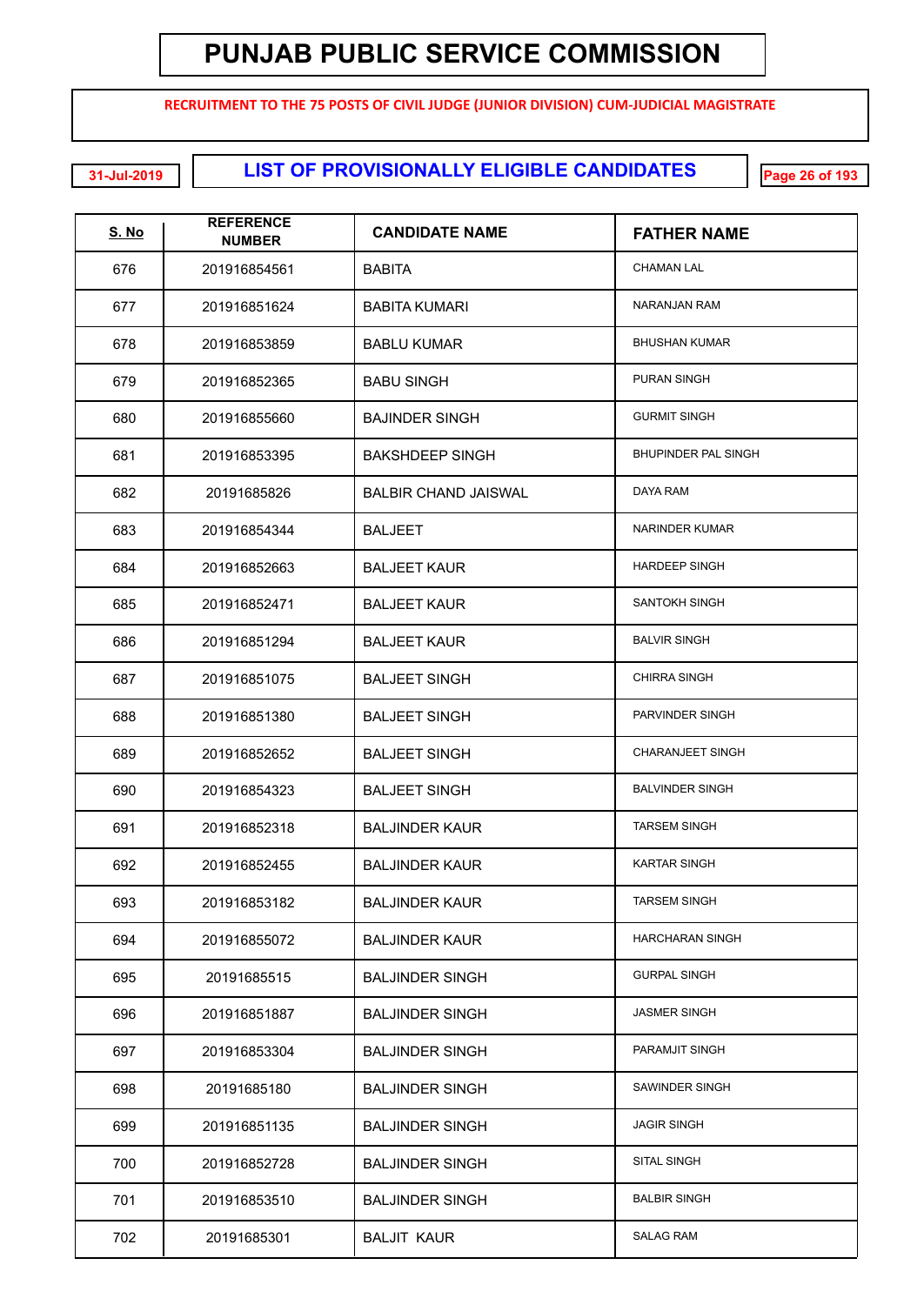# PUNJAB PUBLIC SERVICE COMMISSION

**RECRUITMENT TO THE 75 POSTS OF CIVIL JUDGE (JUNIOR DIVISION) CUM-JUDICIAL MAGISTRATE**

31-Jul-2019

## LIST OF PROVISIONALLY ELIGIBLE CANDIDATES

| S. No | REFERENCE NUMBER | CANDIDATE NAME | FATHER NAME |
|---|---|---|---|
| 676 | 201916854561 | BABITA | CHAMAN LAL |
| 677 | 201916851624 | BABITA KUMARI | NARANJAN RAM |
| 678 | 201916853859 | BABLU KUMAR | BHUSHAN KUMAR |
| 679 | 201916852365 | BABU SINGH | PURAN SINGH |
| 680 | 201916855660 | BAJINDER SINGH | GURMIT SINGH |
| 681 | 201916853395 | BAKSHDEEP SINGH | BHUPINDER PAL SINGH |
| 682 | 20191685826 | BALBIR CHAND JAISWAL | DAYA RAM |
| 683 | 201916854344 | BALJEET | NARINDER KUMAR |
| 684 | 201916852663 | BALJEET KAUR | HARDEEP SINGH |
| 685 | 201916852471 | BALJEET KAUR | SANTOKH SINGH |
| 686 | 201916851294 | BALJEET KAUR | BALVIR SINGH |
| 687 | 201916851075 | BALJEET SINGH | CHIRRA SINGH |
| 688 | 201916851380 | BALJEET SINGH | PARVINDER SINGH |
| 689 | 201916852652 | BALJEET SINGH | CHARANJEET SINGH |
| 690 | 201916854323 | BALJEET SINGH | BALVINDER SINGH |
| 691 | 201916852318 | BALJINDER KAUR | TARSEM SINGH |
| 692 | 201916852455 | BALJINDER KAUR | KARTAR SINGH |
| 693 | 201916853182 | BALJINDER KAUR | TARSEM SINGH |
| 694 | 201916855072 | BALJINDER KAUR | HARCHARAN SINGH |
| 695 | 20191685515 | BALJINDER SINGH | GURPAL SINGH |
| 696 | 201916851887 | BALJINDER SINGH | JASMER SINGH |
| 697 | 201916853304 | BALJINDER SINGH | PARAMJIT SINGH |
| 698 | 20191685180 | BALJINDER SINGH | SAWINDER SINGH |
| 699 | 201916851135 | BALJINDER SINGH | JAGIR SINGH |
| 700 | 201916852728 | BALJINDER SINGH | SITAL SINGH |
| 701 | 201916853510 | BALJINDER SINGH | BALBIR SINGH |
| 702 | 20191685301 | BALJIT KAUR | SALAG RAM |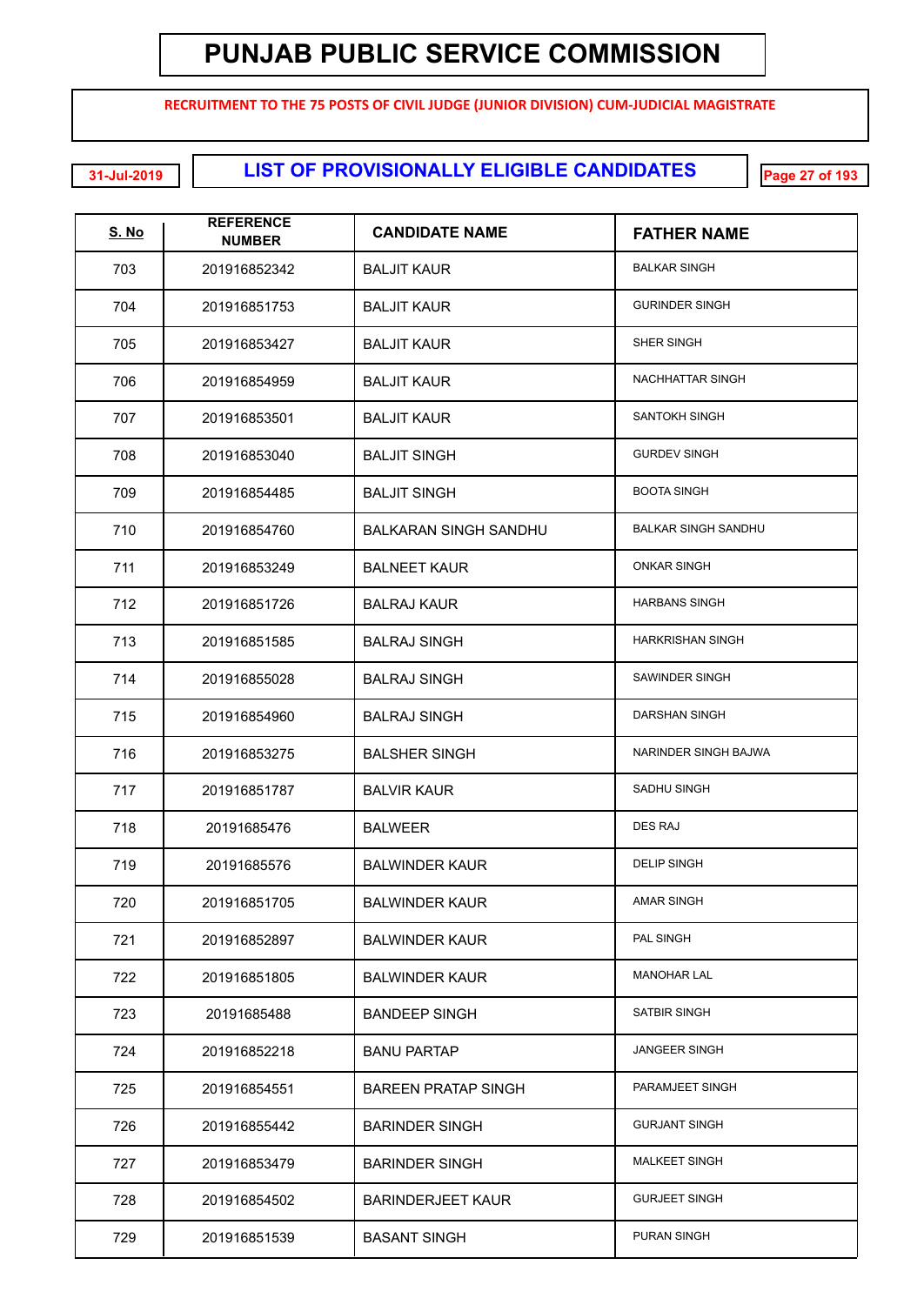# PUNJAB PUBLIC SERVICE COMMISSION

**RECRUITMENT TO THE 75 POSTS OF CIVIL JUDGE (JUNIOR DIVISION) CUM-JUDICIAL MAGISTRATE**

31-Jul-2019

## LIST OF PROVISIONALLY ELIGIBLE CANDIDATES

| S. No | REFERENCE NUMBER | CANDIDATE NAME | FATHER NAME |
|---|---|---|---|
| 703 | 201916852342 | BALJIT KAUR | BALKAR SINGH |
| 704 | 201916851753 | BALJIT KAUR | GURINDER SINGH |
| 705 | 201916853427 | BALJIT KAUR | SHER SINGH |
| 706 | 201916854959 | BALJIT KAUR | NACHHATTAR SINGH |
| 707 | 201916853501 | BALJIT KAUR | SANTOKH SINGH |
| 708 | 201916853040 | BALJIT SINGH | GURDEV SINGH |
| 709 | 201916854485 | BALJIT SINGH | BOOTA SINGH |
| 710 | 201916854760 | BALKARAN SINGH SANDHU | BALKAR SINGH SANDHU |
| 711 | 201916853249 | BALNEET KAUR | ONKAR SINGH |
| 712 | 201916851726 | BALRAJ KAUR | HARBANS SINGH |
| 713 | 201916851585 | BALRAJ SINGH | HARKRISHAN SINGH |
| 714 | 201916855028 | BALRAJ SINGH | SAWINDER SINGH |
| 715 | 201916854960 | BALRAJ SINGH | DARSHAN SINGH |
| 716 | 201916853275 | BALSHER SINGH | NARINDER SINGH BAJWA |
| 717 | 201916851787 | BALVIR KAUR | SADHU SINGH |
| 718 | 20191685476 | BALWEER | DES RAJ |
| 719 | 20191685576 | BALWINDER KAUR | DELIP SINGH |
| 720 | 201916851705 | BALWINDER KAUR | AMAR SINGH |
| 721 | 201916852897 | BALWINDER KAUR | PAL SINGH |
| 722 | 201916851805 | BALWINDER KAUR | MANOHAR LAL |
| 723 | 20191685488 | BANDEEP SINGH | SATBIR SINGH |
| 724 | 201916852218 | BANU PARTAP | JANGEER SINGH |
| 725 | 201916854551 | BAREEN PRATAP SINGH | PARAMJEET SINGH |
| 726 | 201916855442 | BARINDER SINGH | GURJANT SINGH |
| 727 | 201916853479 | BARINDER SINGH | MALKEET SINGH |
| 728 | 201916854502 | BARINDERJEET KAUR | GURJEET SINGH |
| 729 | 201916851539 | BASANT SINGH | PURAN SINGH |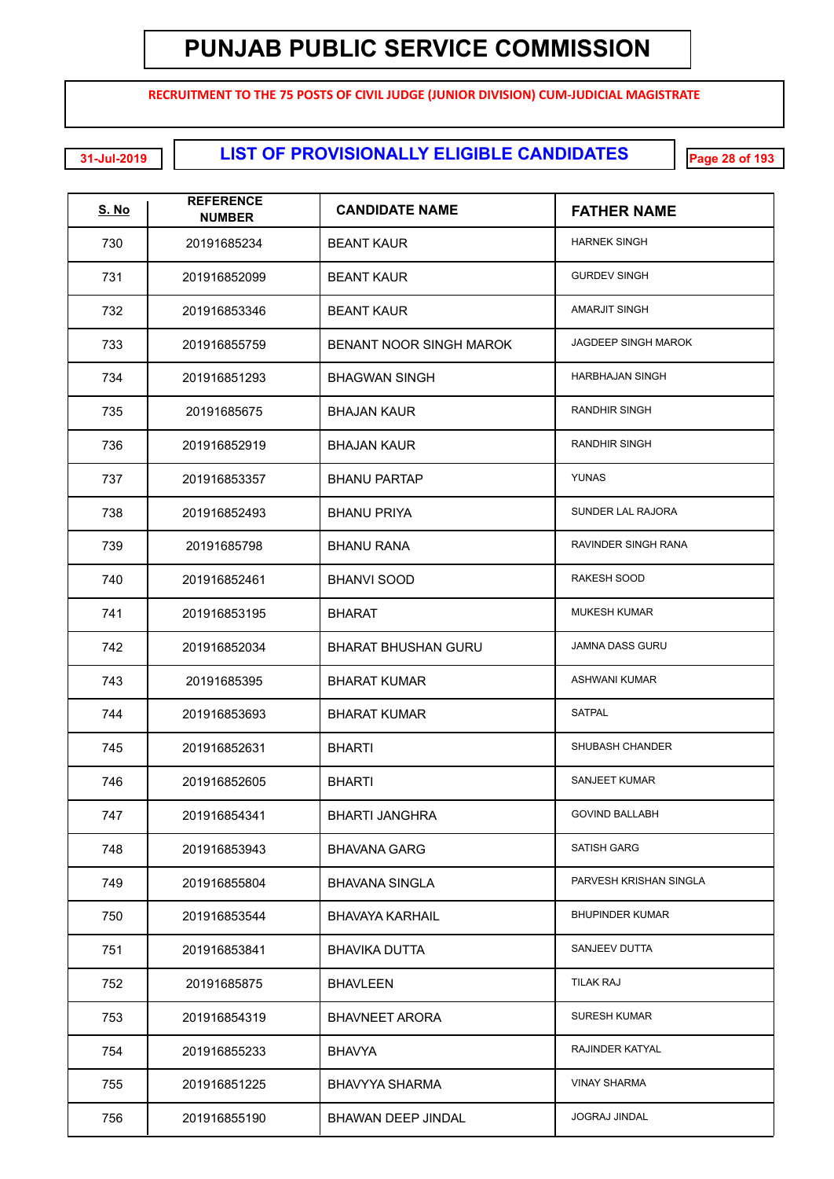# PUNJAB PUBLIC SERVICE COMMISSION

**RECRUITMENT TO THE 75 POSTS OF CIVIL JUDGE (JUNIOR DIVISION) CUM-JUDICIAL MAGISTRATE**

31-Jul-2019

## LIST OF PROVISIONALLY ELIGIBLE CANDIDATES

| S. No | REFERENCE NUMBER | CANDIDATE NAME | FATHER NAME |
|---|---|---|---|
| 730 | 20191685234 | BEANT KAUR | HARNEK SINGH |
| 731 | 201916852099 | BEANT KAUR | GURDEV SINGH |
| 732 | 201916853346 | BEANT KAUR | AMARJIT SINGH |
| 733 | 201916855759 | BENANT NOOR SINGH MAROK | JAGDEEP SINGH MAROK |
| 734 | 201916851293 | BHAGWAN SINGH | HARBHAJAN SINGH |
| 735 | 20191685675 | BHAJAN KAUR | RANDHIR SINGH |
| 736 | 201916852919 | BHAJAN KAUR | RANDHIR SINGH |
| 737 | 201916853357 | BHANU PARTAP | YUNAS |
| 738 | 201916852493 | BHANU PRIYA | SUNDER LAL RAJORA |
| 739 | 20191685798 | BHANU RANA | RAVINDER SINGH RANA |
| 740 | 201916852461 | BHANVI SOOD | RAKESH SOOD |
| 741 | 201916853195 | BHARAT | MUKESH KUMAR |
| 742 | 201916852034 | BHARAT BHUSHAN GURU | JAMNA DASS GURU |
| 743 | 20191685395 | BHARAT KUMAR | ASHWANI KUMAR |
| 744 | 201916853693 | BHARAT KUMAR | SATPAL |
| 745 | 201916852631 | BHARTI | SHUBASH CHANDER |
| 746 | 201916852605 | BHARTI | SANJEET KUMAR |
| 747 | 201916854341 | BHARTI JANGHRA | GOVIND BALLABH |
| 748 | 201916853943 | BHAVANA GARG | SATISH GARG |
| 749 | 201916855804 | BHAVANA SINGLA | PARVESH KRISHAN SINGLA |
| 750 | 201916853544 | BHAVAYA KARHAIL | BHUPINDER KUMAR |
| 751 | 201916853841 | BHAVIKA DUTTA | SANJEEV DUTTA |
| 752 | 20191685875 | BHAVLEEN | TILAK RAJ |
| 753 | 201916854319 | BHAVNEET ARORA | SURESH KUMAR |
| 754 | 201916855233 | BHAVYA | RAJINDER KATYAL |
| 755 | 201916851225 | BHAVYYA SHARMA | VINAY SHARMA |
| 756 | 201916855190 | BHAWAN DEEP JINDAL | JOGRAJ JINDAL |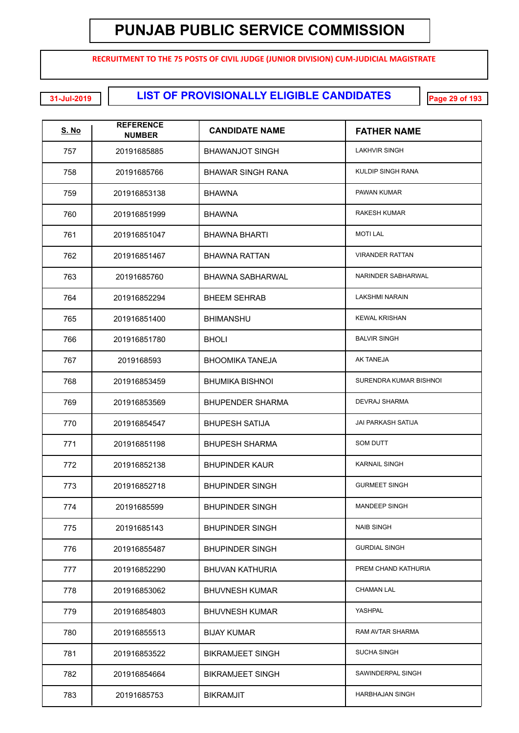# PUNJAB PUBLIC SERVICE COMMISSION

**RECRUITMENT TO THE 75 POSTS OF CIVIL JUDGE (JUNIOR DIVISION) CUM-JUDICIAL MAGISTRATE**

31-Jul-2019

## LIST OF PROVISIONALLY ELIGIBLE CANDIDATES

| S. No | REFERENCE NUMBER | CANDIDATE NAME | FATHER NAME |
|---|---|---|---|
| 757 | 20191685885 | BHAWANJOT SINGH | LAKHVIR SINGH |
| 758 | 20191685766 | BHAWAR SINGH RANA | KULDIP SINGH RANA |
| 759 | 201916853138 | BHAWNA | PAWAN KUMAR |
| 760 | 201916851999 | BHAWNA | RAKESH KUMAR |
| 761 | 201916851047 | BHAWNA BHARTI | MOTI LAL |
| 762 | 201916851467 | BHAWNA RATTAN | VIRANDER RATTAN |
| 763 | 20191685760 | BHAWNA SABHARWAL | NARINDER SABHARWAL |
| 764 | 201916852294 | BHEEM SEHRAB | LAKSHMI NARAIN |
| 765 | 201916851400 | BHIMANSHU | KEWAL KRISHAN |
| 766 | 201916851780 | BHOLI | BALVIR SINGH |
| 767 | 2019168593 | BHOOMIKA TANEJA | AK TANEJA |
| 768 | 201916853459 | BHUMIKA BISHNOI | SURENDRA KUMAR BISHNOI |
| 769 | 201916853569 | BHUPENDER SHARMA | DEVRAJ SHARMA |
| 770 | 201916854547 | BHUPESH SATIJA | JAI PARKASH SATIJA |
| 771 | 201916851198 | BHUPESH SHARMA | SOM DUTT |
| 772 | 201916852138 | BHUPINDER KAUR | KARNAIL SINGH |
| 773 | 201916852718 | BHUPINDER SINGH | GURMEET SINGH |
| 774 | 20191685599 | BHUPINDER SINGH | MANDEEP SINGH |
| 775 | 20191685143 | BHUPINDER SINGH | NAIB SINGH |
| 776 | 201916855487 | BHUPINDER SINGH | GURDIAL SINGH |
| 777 | 201916852290 | BHUVAN KATHURIA | PREM CHAND KATHURIA |
| 778 | 201916853062 | BHUVNESH KUMAR | CHAMAN LAL |
| 779 | 201916854803 | BHUVNESH KUMAR | YASHPAL |
| 780 | 201916855513 | BIJAY KUMAR | RAM AVTAR SHARMA |
| 781 | 201916853522 | BIKRAMJEET SINGH | SUCHA SINGH |
| 782 | 201916854664 | BIKRAMJEET SINGH | SAWINDERPAL SINGH |
| 783 | 20191685753 | BIKRAMJIT | HARBHAJAN SINGH |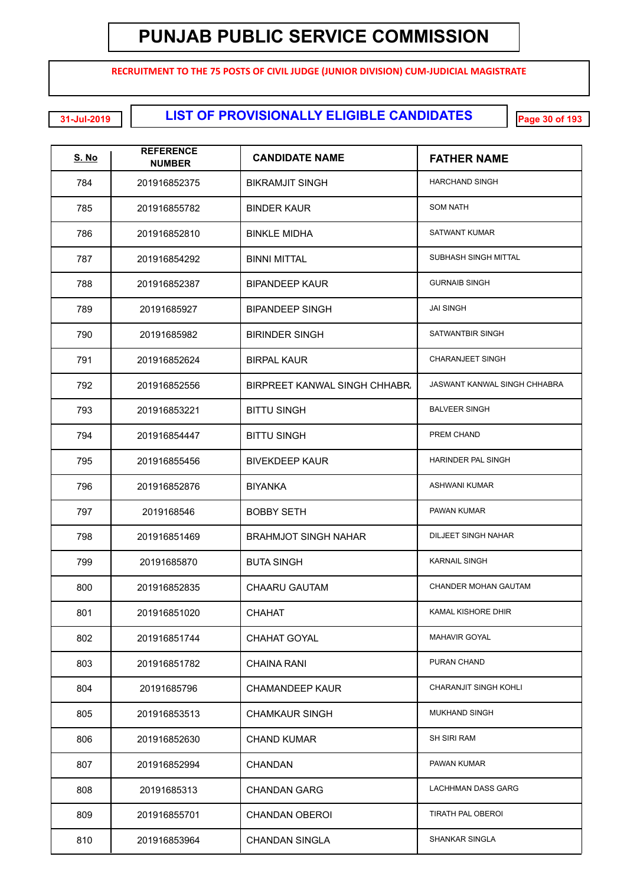# PUNJAB PUBLIC SERVICE COMMISSION

**RECRUITMENT TO THE 75 POSTS OF CIVIL JUDGE (JUNIOR DIVISION) CUM-JUDICIAL MAGISTRATE**

31-Jul-2019

## LIST OF PROVISIONALLY ELIGIBLE CANDIDATES

| S. No | REFERENCE NUMBER | CANDIDATE NAME | FATHER NAME |
|---|---|---|---|
| 784 | 201916852375 | BIKRAMJIT SINGH | HARCHAND SINGH |
| 785 | 201916855782 | BINDER KAUR | SOM NATH |
| 786 | 201916852810 | BINKLE MIDHA | SATWANT KUMAR |
| 787 | 201916854292 | BINNI MITTAL | SUBHASH SINGH MITTAL |
| 788 | 201916852387 | BIPANDEEP KAUR | GURNAIB SINGH |
| 789 | 20191685927 | BIPANDEEP SINGH | JAI SINGH |
| 790 | 20191685982 | BIRINDER SINGH | SATWANTBIR SINGH |
| 791 | 201916852624 | BIRPAL KAUR | CHARANJEET SINGH |
| 792 | 201916852556 | BIRPREET KANWAL SINGH CHHABR. | JASWANT KANWAL SINGH CHHABRA |
| 793 | 201916853221 | BITTU SINGH | BALVEER SINGH |
| 794 | 201916854447 | BITTU SINGH | PREM CHAND |
| 795 | 201916855456 | BIVEKDEEP KAUR | HARINDER PAL SINGH |
| 796 | 201916852876 | BIYANKA | ASHWANI KUMAR |
| 797 | 2019168546 | BOBBY SETH | PAWAN KUMAR |
| 798 | 201916851469 | BRAHMJOT SINGH NAHAR | DILJEET SINGH NAHAR |
| 799 | 20191685870 | BUTA SINGH | KARNAIL SINGH |
| 800 | 201916852835 | CHAARU GAUTAM | CHANDER MOHAN GAUTAM |
| 801 | 201916851020 | CHAHAT | KAMAL KISHORE DHIR |
| 802 | 201916851744 | CHAHAT GOYAL | MAHAVIR GOYAL |
| 803 | 201916851782 | CHAINA RANI | PURAN CHAND |
| 804 | 20191685796 | CHAMANDEEP KAUR | CHARANJIT SINGH KOHLI |
| 805 | 201916853513 | CHAMKAUR SINGH | MUKHAND SINGH |
| 806 | 201916852630 | CHAND KUMAR | SH SIRI RAM |
| 807 | 201916852994 | CHANDAN | PAWAN KUMAR |
| 808 | 20191685313 | CHANDAN GARG | LACHHMAN DASS GARG |
| 809 | 201916855701 | CHANDAN OBEROI | TIRATH PAL OBEROI |
| 810 | 201916853964 | CHANDAN SINGLA | SHANKAR SINGLA |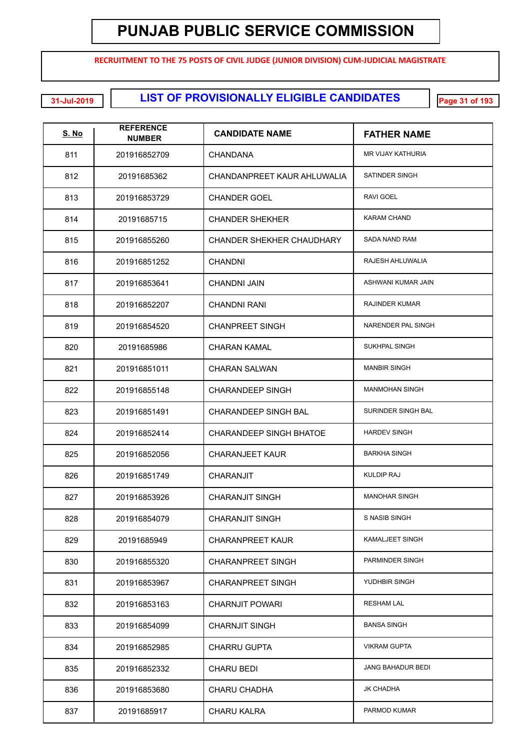# PUNJAB PUBLIC SERVICE COMMISSION

**RECRUITMENT TO THE 75 POSTS OF CIVIL JUDGE (JUNIOR DIVISION) CUM-JUDICIAL MAGISTRATE**

31-Jul-2019

## LIST OF PROVISIONALLY ELIGIBLE CANDIDATES

| S. No | REFERENCE NUMBER | CANDIDATE NAME | FATHER NAME |
|---|---|---|---|
| 811 | 201916852709 | CHANDANA | MR VIJAY KATHURIA |
| 812 | 20191685362 | CHANDANPREET KAUR AHLUWALIA | SATINDER SINGH |
| 813 | 201916853729 | CHANDER GOEL | RAVI GOEL |
| 814 | 20191685715 | CHANDER SHEKHER | KARAM CHAND |
| 815 | 201916855260 | CHANDER SHEKHER CHAUDHARY | SADA NAND RAM |
| 816 | 201916851252 | CHANDNI | RAJESH AHLUWALIA |
| 817 | 201916853641 | CHANDNI JAIN | ASHWANI KUMAR JAIN |
| 818 | 201916852207 | CHANDNI RANI | RAJINDER KUMAR |
| 819 | 201916854520 | CHANPREET SINGH | NARENDER PAL SINGH |
| 820 | 20191685986 | CHARAN KAMAL | SUKHPAL SINGH |
| 821 | 201916851011 | CHARAN SALWAN | MANBIR SINGH |
| 822 | 201916855148 | CHARANDEEP SINGH | MANMOHAN SINGH |
| 823 | 201916851491 | CHARANDEEP SINGH BAL | SURINDER SINGH BAL |
| 824 | 201916852414 | CHARANDEEP SINGH BHATOE | HARDEV SINGH |
| 825 | 201916852056 | CHARANJEET KAUR | BARKHA SINGH |
| 826 | 201916851749 | CHARANJIT | KULDIP RAJ |
| 827 | 201916853926 | CHARANJIT SINGH | MANOHAR SINGH |
| 828 | 201916854079 | CHARANJIT SINGH | S NASIB SINGH |
| 829 | 20191685949 | CHARANPREET KAUR | KAMALJEET SINGH |
| 830 | 201916855320 | CHARANPREET SINGH | PARMINDER SINGH |
| 831 | 201916853967 | CHARANPREET SINGH | YUDHBIR SINGH |
| 832 | 201916853163 | CHARNJIT POWARI | RESHAM LAL |
| 833 | 201916854099 | CHARNJIT SINGH | BANSA SINGH |
| 834 | 201916852985 | CHARRU GUPTA | VIKRAM GUPTA |
| 835 | 201916852332 | CHARU BEDI | JANG BAHADUR BEDI |
| 836 | 201916853680 | CHARU CHADHA | JK CHADHA |
| 837 | 20191685917 | CHARU KALRA | PARMOD KUMAR |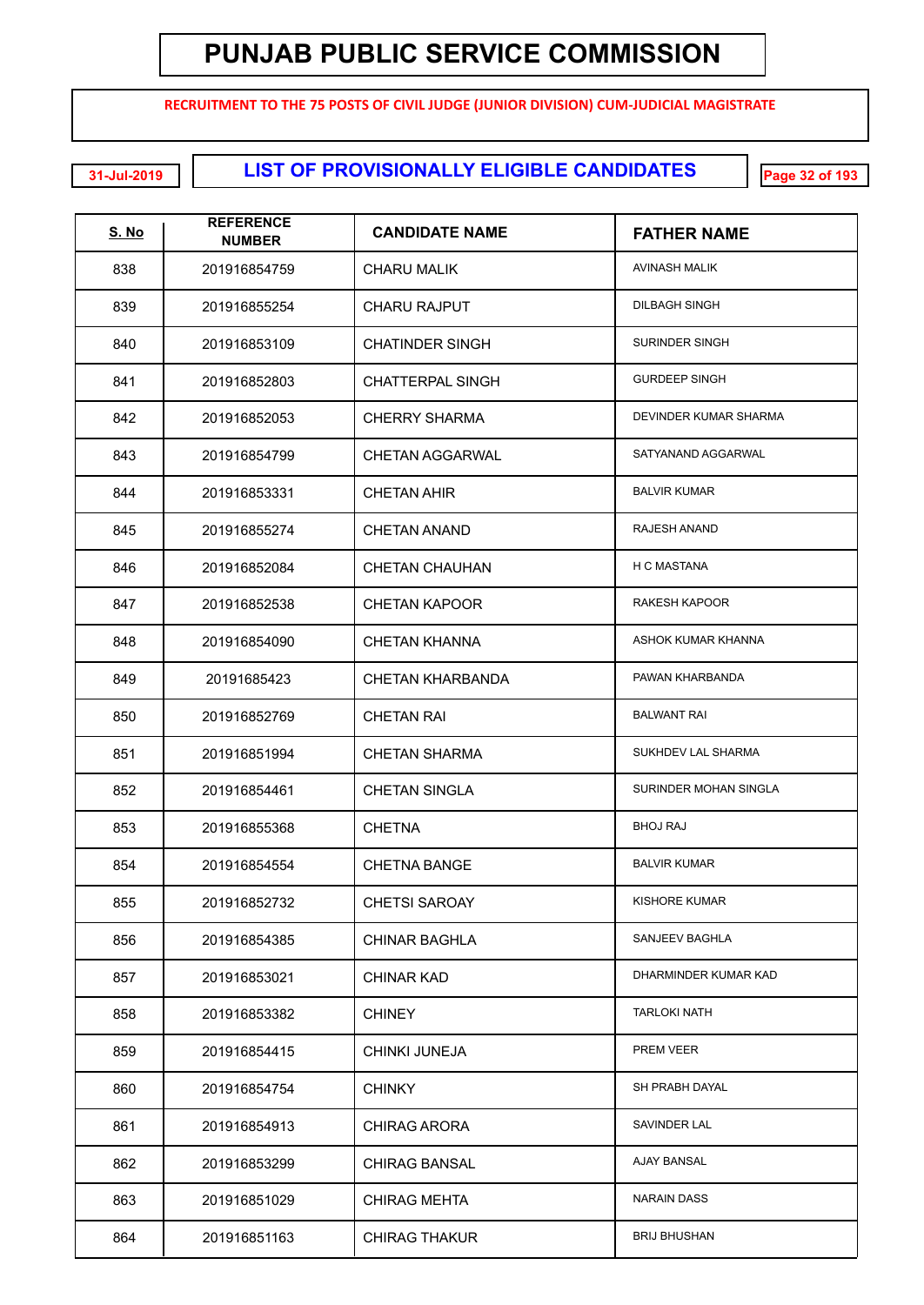# PUNJAB PUBLIC SERVICE COMMISSION

**RECRUITMENT TO THE 75 POSTS OF CIVIL JUDGE (JUNIOR DIVISION) CUM-JUDICIAL MAGISTRATE**

31-Jul-2019

## LIST OF PROVISIONALLY ELIGIBLE CANDIDATES

| S. No | REFERENCE NUMBER | CANDIDATE NAME | FATHER NAME |
|---|---|---|---|
| 838 | 201916854759 | CHARU MALIK | AVINASH MALIK |
| 839 | 201916855254 | CHARU RAJPUT | DILBAGH SINGH |
| 840 | 201916853109 | CHATINDER SINGH | SURINDER SINGH |
| 841 | 201916852803 | CHATTERPAL SINGH | GURDEEP SINGH |
| 842 | 201916852053 | CHERRY SHARMA | DEVINDER KUMAR SHARMA |
| 843 | 201916854799 | CHETAN AGGARWAL | SATYANAND AGGARWAL |
| 844 | 201916853331 | CHETAN AHIR | BALVIR KUMAR |
| 845 | 201916855274 | CHETAN ANAND | RAJESH ANAND |
| 846 | 201916852084 | CHETAN CHAUHAN | H C MASTANA |
| 847 | 201916852538 | CHETAN KAPOOR | RAKESH KAPOOR |
| 848 | 201916854090 | CHETAN KHANNA | ASHOK KUMAR KHANNA |
| 849 | 20191685423 | CHETAN KHARBANDA | PAWAN KHARBANDA |
| 850 | 201916852769 | CHETAN RAI | BALWANT RAI |
| 851 | 201916851994 | CHETAN SHARMA | SUKHDEV LAL SHARMA |
| 852 | 201916854461 | CHETAN SINGLA | SURINDER MOHAN SINGLA |
| 853 | 201916855368 | CHETNA | BHOJ RAJ |
| 854 | 201916854554 | CHETNA BANGE | BALVIR KUMAR |
| 855 | 201916852732 | CHETSI SAROAY | KISHORE KUMAR |
| 856 | 201916854385 | CHINAR BAGHLA | SANJEEV BAGHLA |
| 857 | 201916853021 | CHINAR KAD | DHARMINDER KUMAR KAD |
| 858 | 201916853382 | CHINEY | TARLOKI NATH |
| 859 | 201916854415 | CHINKI JUNEJA | PREM VEER |
| 860 | 201916854754 | CHINKY | SH PRABH DAYAL |
| 861 | 201916854913 | CHIRAG ARORA | SAVINDER LAL |
| 862 | 201916853299 | CHIRAG BANSAL | AJAY BANSAL |
| 863 | 201916851029 | CHIRAG MEHTA | NARAIN DASS |
| 864 | 201916851163 | CHIRAG THAKUR | BRIJ BHUSHAN |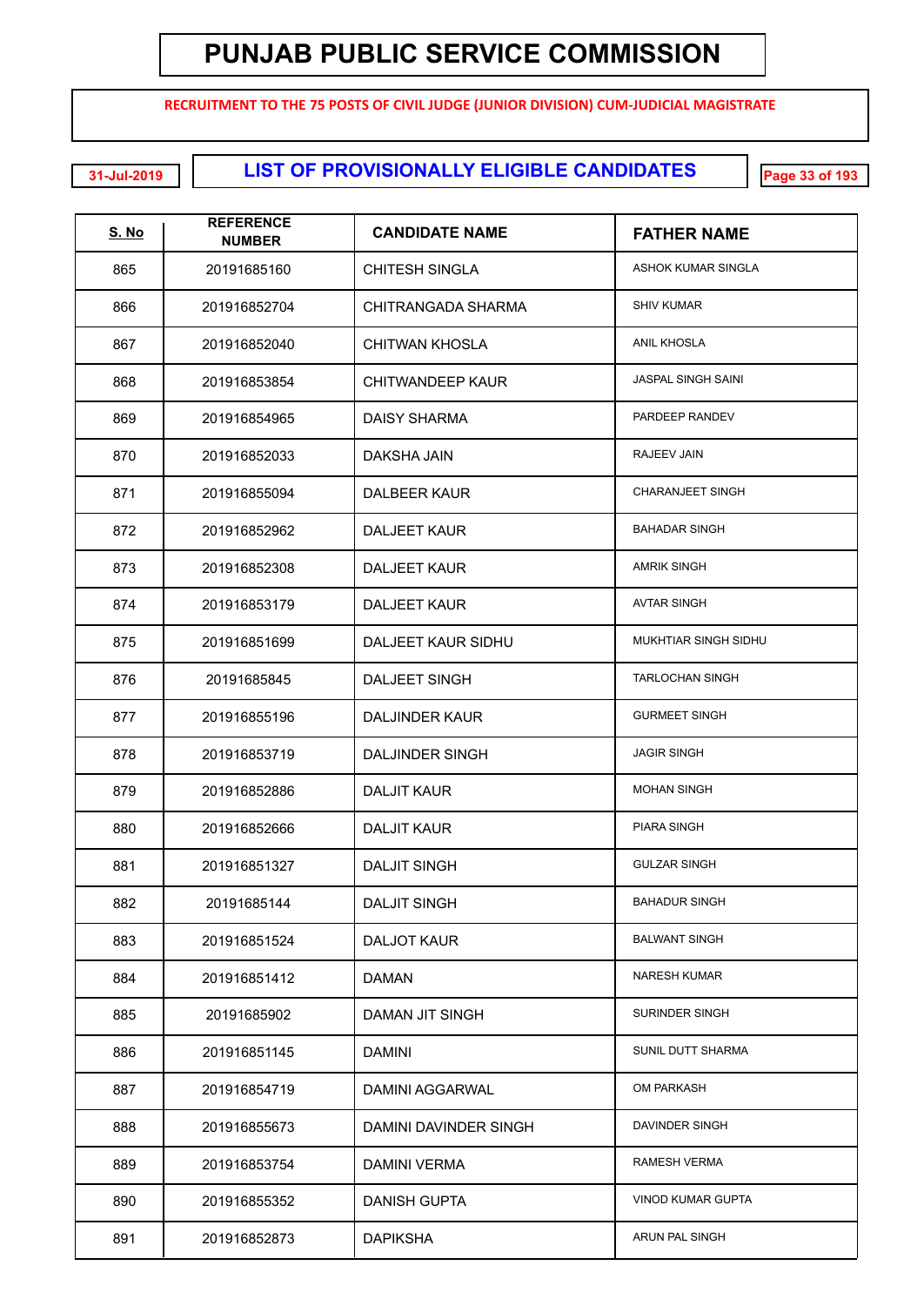# PUNJAB PUBLIC SERVICE COMMISSION

**RECRUITMENT TO THE 75 POSTS OF CIVIL JUDGE (JUNIOR DIVISION) CUM-JUDICIAL MAGISTRATE**

31-Jul-2019

## LIST OF PROVISIONALLY ELIGIBLE CANDIDATES

| S. No | REFERENCE NUMBER | CANDIDATE NAME | FATHER NAME |
|---|---|---|---|
| 865 | 20191685160 | CHITESH SINGLA | ASHOK KUMAR SINGLA |
| 866 | 201916852704 | CHITRANGADA SHARMA | SHIV KUMAR |
| 867 | 201916852040 | CHITWAN KHOSLA | ANIL KHOSLA |
| 868 | 201916853854 | CHITWANDEEP KAUR | JASPAL SINGH SAINI |
| 869 | 201916854965 | DAISY SHARMA | PARDEEP RANDEV |
| 870 | 201916852033 | DAKSHA JAIN | RAJEEV JAIN |
| 871 | 201916855094 | DALBEER KAUR | CHARANJEET SINGH |
| 872 | 201916852962 | DALJEET KAUR | BAHADAR SINGH |
| 873 | 201916852308 | DALJEET KAUR | AMRIK SINGH |
| 874 | 201916853179 | DALJEET KAUR | AVTAR SINGH |
| 875 | 201916851699 | DALJEET KAUR SIDHU | MUKHTIAR SINGH SIDHU |
| 876 | 20191685845 | DALJEET SINGH | TARLOCHAN SINGH |
| 877 | 201916855196 | DALJINDER KAUR | GURMEET SINGH |
| 878 | 201916853719 | DALJINDER SINGH | JAGIR SINGH |
| 879 | 201916852886 | DALJIT KAUR | MOHAN SINGH |
| 880 | 201916852666 | DALJIT KAUR | PIARA SINGH |
| 881 | 201916851327 | DALJIT SINGH | GULZAR SINGH |
| 882 | 20191685144 | DALJIT SINGH | BAHADUR SINGH |
| 883 | 201916851524 | DALJOT KAUR | BALWANT SINGH |
| 884 | 201916851412 | DAMAN | NARESH KUMAR |
| 885 | 20191685902 | DAMAN JIT SINGH | SURINDER SINGH |
| 886 | 201916851145 | DAMINI | SUNIL DUTT SHARMA |
| 887 | 201916854719 | DAMINI AGGARWAL | OM PARKASH |
| 888 | 201916855673 | DAMINI DAVINDER SINGH | DAVINDER SINGH |
| 889 | 201916853754 | DAMINI VERMA | RAMESH VERMA |
| 890 | 201916855352 | DANISH GUPTA | VINOD KUMAR GUPTA |
| 891 | 201916852873 | DAPIKSHA | ARUN PAL SINGH |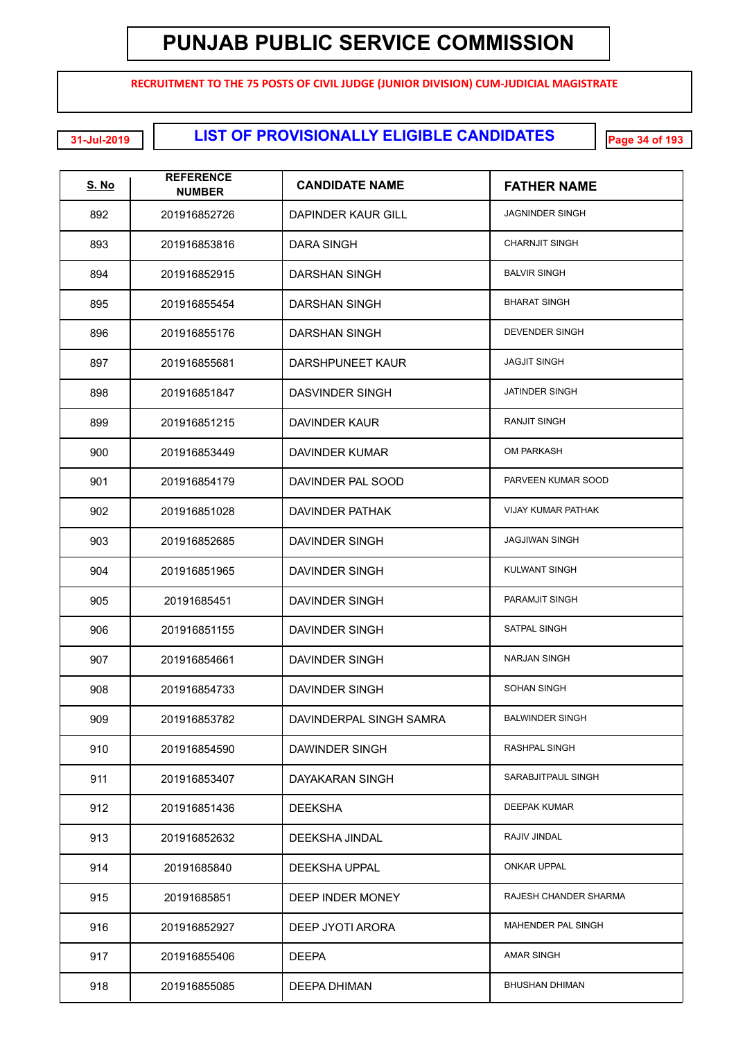# PUNJAB PUBLIC SERVICE COMMISSION

**RECRUITMENT TO THE 75 POSTS OF CIVIL JUDGE (JUNIOR DIVISION) CUM-JUDICIAL MAGISTRATE**

31-Jul-2019

## LIST OF PROVISIONALLY ELIGIBLE CANDIDATES

| S. No | REFERENCE NUMBER | CANDIDATE NAME | FATHER NAME |
|---|---|---|---|
| 892 | 201916852726 | DAPINDER KAUR GILL | JAGNINDER SINGH |
| 893 | 201916853816 | DARA SINGH | CHARNJIT SINGH |
| 894 | 201916852915 | DARSHAN SINGH | BALVIR SINGH |
| 895 | 201916855454 | DARSHAN SINGH | BHARAT SINGH |
| 896 | 201916855176 | DARSHAN SINGH | DEVENDER SINGH |
| 897 | 201916855681 | DARSHPUNEET KAUR | JAGJIT SINGH |
| 898 | 201916851847 | DASVINDER SINGH | JATINDER SINGH |
| 899 | 201916851215 | DAVINDER KAUR | RANJIT SINGH |
| 900 | 201916853449 | DAVINDER KUMAR | OM PARKASH |
| 901 | 201916854179 | DAVINDER PAL SOOD | PARVEEN KUMAR SOOD |
| 902 | 201916851028 | DAVINDER PATHAK | VIJAY KUMAR PATHAK |
| 903 | 201916852685 | DAVINDER SINGH | JAGJIWAN SINGH |
| 904 | 201916851965 | DAVINDER SINGH | KULWANT SINGH |
| 905 | 20191685451 | DAVINDER SINGH | PARAMJIT SINGH |
| 906 | 201916851155 | DAVINDER SINGH | SATPAL SINGH |
| 907 | 201916854661 | DAVINDER SINGH | NARJAN SINGH |
| 908 | 201916854733 | DAVINDER SINGH | SOHAN SINGH |
| 909 | 201916853782 | DAVINDERPAL SINGH SAMRA | BALWINDER SINGH |
| 910 | 201916854590 | DAWINDER SINGH | RASHPAL SINGH |
| 911 | 201916853407 | DAYAKARAN SINGH | SARABJITPAUL SINGH |
| 912 | 201916851436 | DEEKSHA | DEEPAK KUMAR |
| 913 | 201916852632 | DEEKSHA JINDAL | RAJIV JINDAL |
| 914 | 20191685840 | DEEKSHA UPPAL | ONKAR UPPAL |
| 915 | 20191685851 | DEEP INDER MONEY | RAJESH CHANDER SHARMA |
| 916 | 201916852927 | DEEP JYOTI ARORA | MAHENDER PAL SINGH |
| 917 | 201916855406 | DEEPA | AMAR SINGH |
| 918 | 201916855085 | DEEPA DHIMAN | BHUSHAN DHIMAN |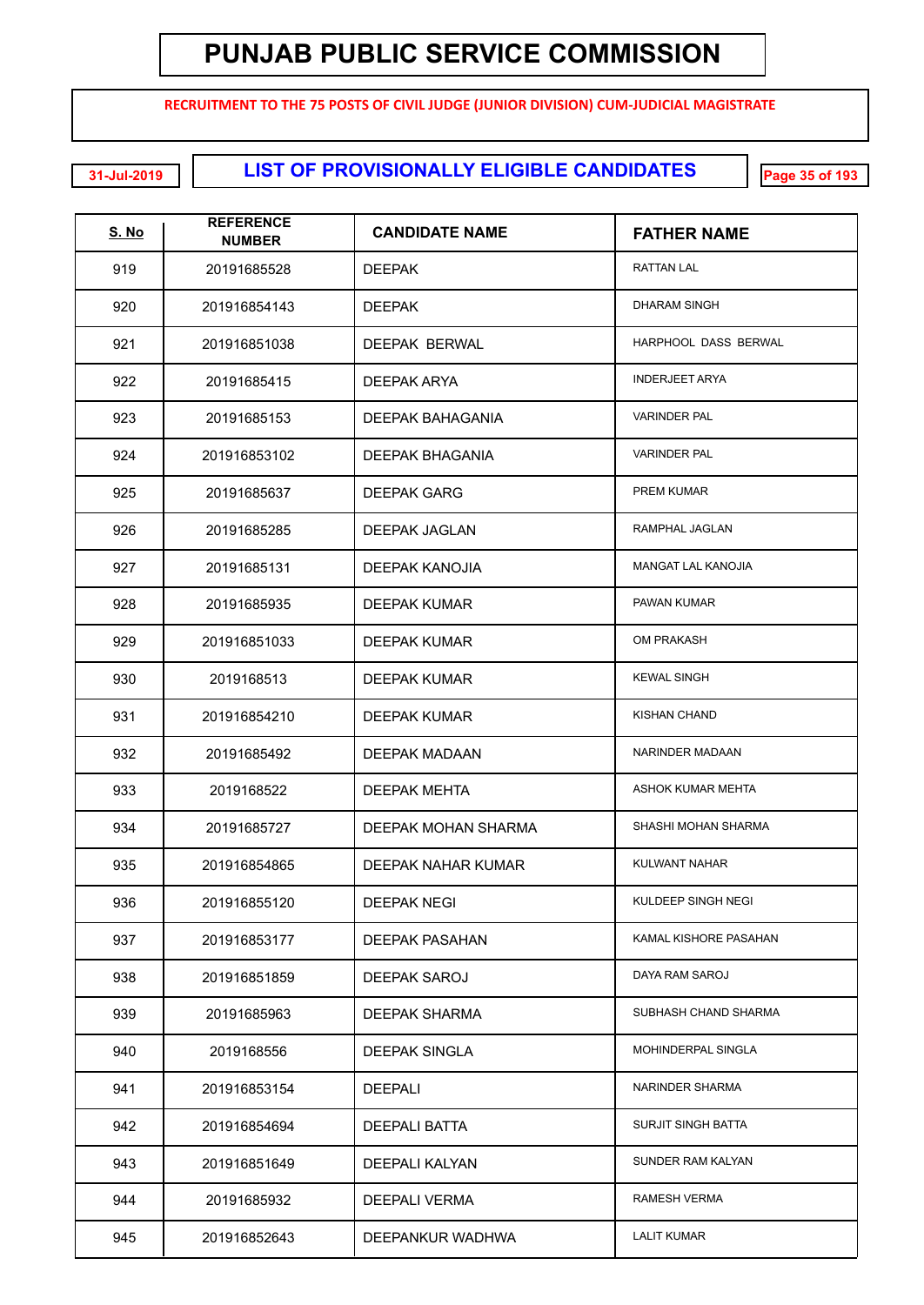# PUNJAB PUBLIC SERVICE COMMISSION

**RECRUITMENT TO THE 75 POSTS OF CIVIL JUDGE (JUNIOR DIVISION) CUM-JUDICIAL MAGISTRATE**

31-Jul-2019

## LIST OF PROVISIONALLY ELIGIBLE CANDIDATES

| S. No | REFERENCE NUMBER | CANDIDATE NAME | FATHER NAME |
|---|---|---|---|
| 919 | 20191685528 | DEEPAK | RATTAN LAL |
| 920 | 201916854143 | DEEPAK | DHARAM SINGH |
| 921 | 201916851038 | DEEPAK BERWAL | HARPHOOL DASS BERWAL |
| 922 | 20191685415 | DEEPAK ARYA | INDERJEET ARYA |
| 923 | 20191685153 | DEEPAK BAHAGANIA | VARINDER PAL |
| 924 | 201916853102 | DEEPAK BHAGANIA | VARINDER PAL |
| 925 | 20191685637 | DEEPAK GARG | PREM KUMAR |
| 926 | 20191685285 | DEEPAK JAGLAN | RAMPHAL JAGLAN |
| 927 | 20191685131 | DEEPAK KANOJIA | MANGAT LAL KANOJIA |
| 928 | 20191685935 | DEEPAK KUMAR | PAWAN KUMAR |
| 929 | 201916851033 | DEEPAK KUMAR | OM PRAKASH |
| 930 | 2019168513 | DEEPAK KUMAR | KEWAL SINGH |
| 931 | 201916854210 | DEEPAK KUMAR | KISHAN CHAND |
| 932 | 20191685492 | DEEPAK MADAAN | NARINDER MADAAN |
| 933 | 2019168522 | DEEPAK MEHTA | ASHOK KUMAR MEHTA |
| 934 | 20191685727 | DEEPAK MOHAN SHARMA | SHASHI MOHAN SHARMA |
| 935 | 201916854865 | DEEPAK NAHAR KUMAR | KULWANT NAHAR |
| 936 | 201916855120 | DEEPAK NEGI | KULDEEP SINGH NEGI |
| 937 | 201916853177 | DEEPAK PASAHAN | KAMAL KISHORE PASAHAN |
| 938 | 201916851859 | DEEPAK SAROJ | DAYA RAM SAROJ |
| 939 | 20191685963 | DEEPAK SHARMA | SUBHASH CHAND SHARMA |
| 940 | 2019168556 | DEEPAK SINGLA | MOHINDERPAL SINGLA |
| 941 | 201916853154 | DEEPALI | NARINDER SHARMA |
| 942 | 201916854694 | DEEPALI BATTA | SURJIT SINGH BATTA |
| 943 | 201916851649 | DEEPALI KALYAN | SUNDER RAM KALYAN |
| 944 | 20191685932 | DEEPALI VERMA | RAMESH VERMA |
| 945 | 201916852643 | DEEPANKUR WADHWA | LALIT KUMAR |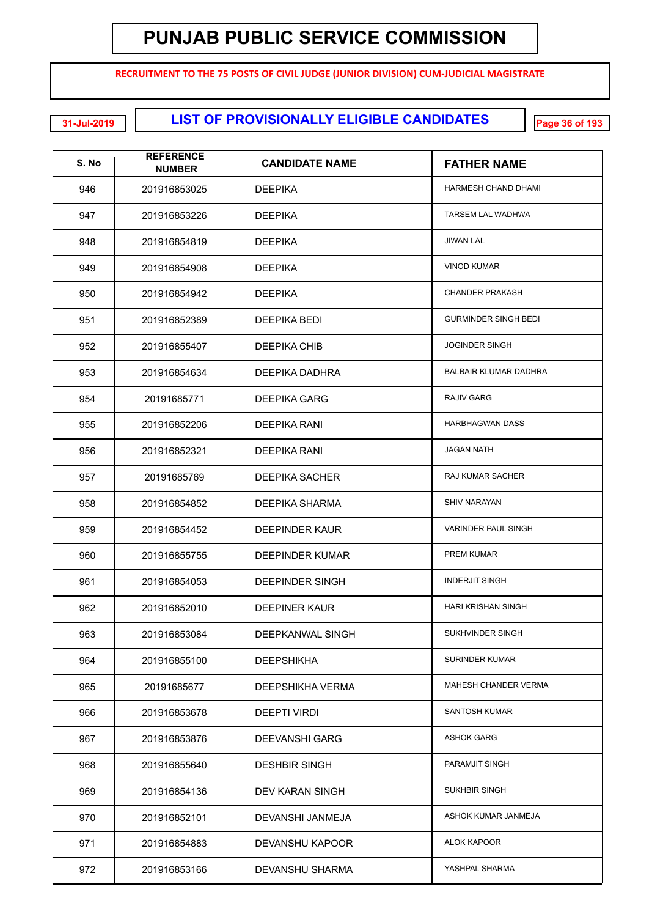# PUNJAB PUBLIC SERVICE COMMISSION

**RECRUITMENT TO THE 75 POSTS OF CIVIL JUDGE (JUNIOR DIVISION) CUM-JUDICIAL MAGISTRATE**

31-Jul-2019

## LIST OF PROVISIONALLY ELIGIBLE CANDIDATES

| S. No | REFERENCE NUMBER | CANDIDATE NAME | FATHER NAME |
|---|---|---|---|
| 946 | 201916853025 | DEEPIKA | HARMESH CHAND DHAMI |
| 947 | 201916853226 | DEEPIKA | TARSEM LAL WADHWA |
| 948 | 201916854819 | DEEPIKA | JIWAN LAL |
| 949 | 201916854908 | DEEPIKA | VINOD KUMAR |
| 950 | 201916854942 | DEEPIKA | CHANDER PRAKASH |
| 951 | 201916852389 | DEEPIKA BEDI | GURMINDER SINGH BEDI |
| 952 | 201916855407 | DEEPIKA CHIB | JOGINDER SINGH |
| 953 | 201916854634 | DEEPIKA DADHRA | BALBAIR KLUMAR DADHRA |
| 954 | 20191685771 | DEEPIKA GARG | RAJIV GARG |
| 955 | 201916852206 | DEEPIKA RANI | HARBHAGWAN DASS |
| 956 | 201916852321 | DEEPIKA RANI | JAGAN NATH |
| 957 | 20191685769 | DEEPIKA SACHER | RAJ KUMAR SACHER |
| 958 | 201916854852 | DEEPIKA SHARMA | SHIV NARAYAN |
| 959 | 201916854452 | DEEPINDER KAUR | VARINDER PAUL SINGH |
| 960 | 201916855755 | DEEPINDER KUMAR | PREM KUMAR |
| 961 | 201916854053 | DEEPINDER SINGH | INDERJIT SINGH |
| 962 | 201916852010 | DEEPINER KAUR | HARI KRISHAN SINGH |
| 963 | 201916853084 | DEEPKANWAL SINGH | SUKHVINDER SINGH |
| 964 | 201916855100 | DEEPSHIKHA | SURINDER KUMAR |
| 965 | 20191685677 | DEEPSHIKHA VERMA | MAHESH CHANDER VERMA |
| 966 | 201916853678 | DEEPTI VIRDI | SANTOSH KUMAR |
| 967 | 201916853876 | DEEVANSHI GARG | ASHOK GARG |
| 968 | 201916855640 | DESHBIR SINGH | PARAMJIT SINGH |
| 969 | 201916854136 | DEV KARAN SINGH | SUKHBIR SINGH |
| 970 | 201916852101 | DEVANSHI JANMEJA | ASHOK KUMAR JANMEJA |
| 971 | 201916854883 | DEVANSHU KAPOOR | ALOK KAPOOR |
| 972 | 201916853166 | DEVANSHU SHARMA | YASHPAL SHARMA |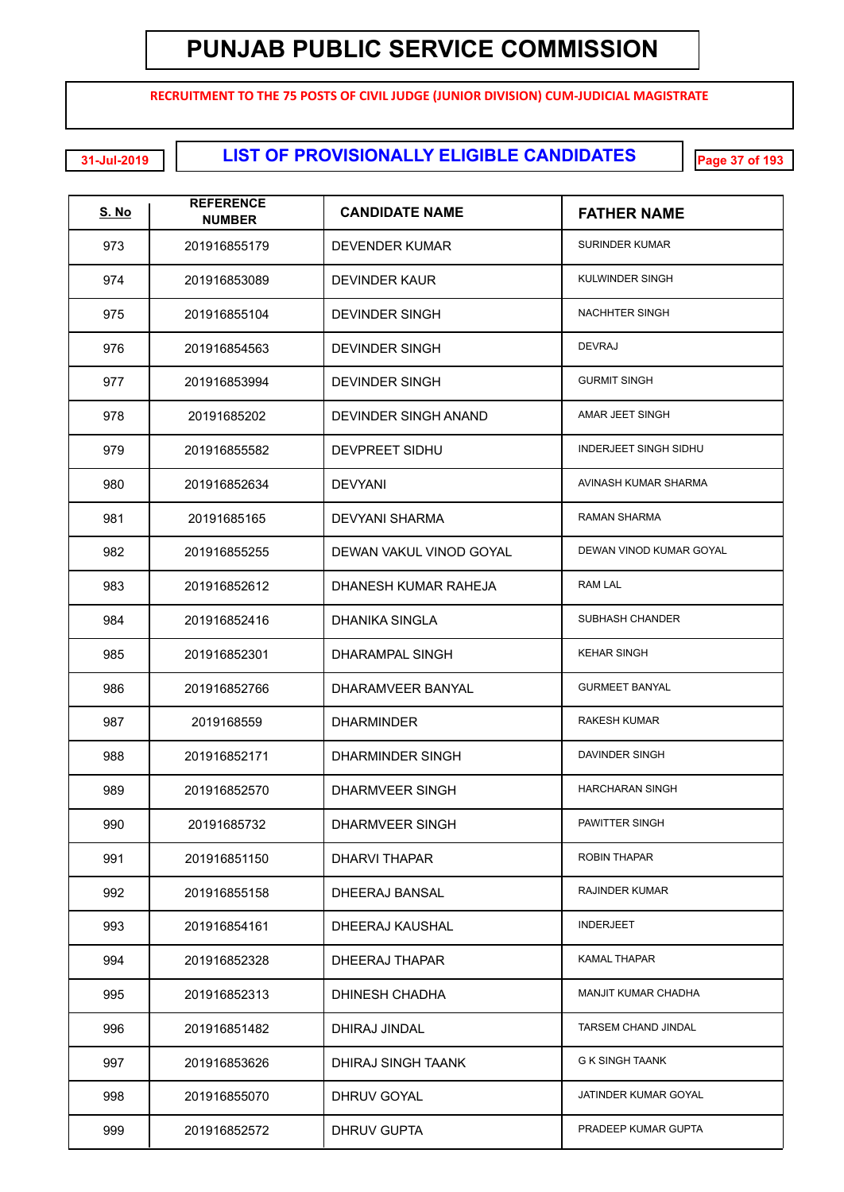# PUNJAB PUBLIC SERVICE COMMISSION

**RECRUITMENT TO THE 75 POSTS OF CIVIL JUDGE (JUNIOR DIVISION) CUM-JUDICIAL MAGISTRATE**

31-Jul-2019

## LIST OF PROVISIONALLY ELIGIBLE CANDIDATES

| S. No | REFERENCE NUMBER | CANDIDATE NAME | FATHER NAME |
|---|---|---|---|
| 973 | 201916855179 | DEVENDER KUMAR | SURINDER KUMAR |
| 974 | 201916853089 | DEVINDER KAUR | KULWINDER SINGH |
| 975 | 201916855104 | DEVINDER SINGH | NACHHTER SINGH |
| 976 | 201916854563 | DEVINDER SINGH | DEVRAJ |
| 977 | 201916853994 | DEVINDER SINGH | GURMIT SINGH |
| 978 | 20191685202 | DEVINDER SINGH ANAND | AMAR JEET SINGH |
| 979 | 201916855582 | DEVPREET SIDHU | INDERJEET SINGH SIDHU |
| 980 | 201916852634 | DEVYANI | AVINASH KUMAR SHARMA |
| 981 | 20191685165 | DEVYANI SHARMA | RAMAN SHARMA |
| 982 | 201916855255 | DEWAN VAKUL VINOD GOYAL | DEWAN VINOD KUMAR GOYAL |
| 983 | 201916852612 | DHANESH KUMAR RAHEJA | RAM LAL |
| 984 | 201916852416 | DHANIKA SINGLA | SUBHASH CHANDER |
| 985 | 201916852301 | DHARAMPAL SINGH | KEHAR SINGH |
| 986 | 201916852766 | DHARAMVEER BANYAL | GURMEET BANYAL |
| 987 | 2019168559 | DHARMINDER | RAKESH KUMAR |
| 988 | 201916852171 | DHARMINDER SINGH | DAVINDER SINGH |
| 989 | 201916852570 | DHARMVEER SINGH | HARCHARAN SINGH |
| 990 | 20191685732 | DHARMVEER SINGH | PAWITTER SINGH |
| 991 | 201916851150 | DHARVI THAPAR | ROBIN THAPAR |
| 992 | 201916855158 | DHEERAJ BANSAL | RAJINDER KUMAR |
| 993 | 201916854161 | DHEERAJ KAUSHAL | INDERJEET |
| 994 | 201916852328 | DHEERAJ THAPAR | KAMAL THAPAR |
| 995 | 201916852313 | DHINESH CHADHA | MANJIT KUMAR CHADHA |
| 996 | 201916851482 | DHIRAJ JINDAL | TARSEM CHAND JINDAL |
| 997 | 201916853626 | DHIRAJ SINGH TAANK | G K SINGH TAANK |
| 998 | 201916855070 | DHRUV GOYAL | JATINDER KUMAR GOYAL |
| 999 | 201916852572 | DHRUV GUPTA | PRADEEP KUMAR GUPTA |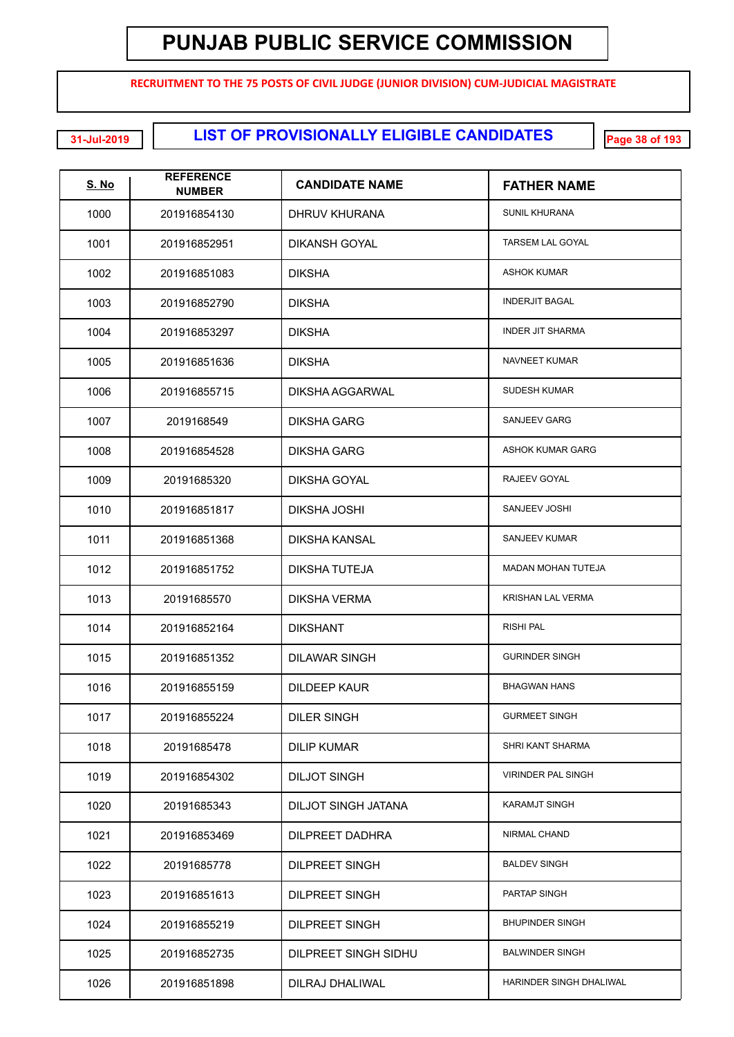# PUNJAB PUBLIC SERVICE COMMISSION

**RECRUITMENT TO THE 75 POSTS OF CIVIL JUDGE (JUNIOR DIVISION) CUM-JUDICIAL MAGISTRATE**

31-Jul-2019

## LIST OF PROVISIONALLY ELIGIBLE CANDIDATES

| S. No | REFERENCE NUMBER | CANDIDATE NAME | FATHER NAME |
|---|---|---|---|
| 1000 | 201916854130 | DHRUV KHURANA | SUNIL KHURANA |
| 1001 | 201916852951 | DIKANSH GOYAL | TARSEM LAL GOYAL |
| 1002 | 201916851083 | DIKSHA | ASHOK KUMAR |
| 1003 | 201916852790 | DIKSHA | INDERJIT BAGAL |
| 1004 | 201916853297 | DIKSHA | INDER JIT SHARMA |
| 1005 | 201916851636 | DIKSHA | NAVNEET KUMAR |
| 1006 | 201916855715 | DIKSHA AGGARWAL | SUDESH KUMAR |
| 1007 | 2019168549 | DIKSHA GARG | SANJEEV GARG |
| 1008 | 201916854528 | DIKSHA GARG | ASHOK KUMAR GARG |
| 1009 | 20191685320 | DIKSHA GOYAL | RAJEEV GOYAL |
| 1010 | 201916851817 | DIKSHA JOSHI | SANJEEV JOSHI |
| 1011 | 201916851368 | DIKSHA KANSAL | SANJEEV KUMAR |
| 1012 | 201916851752 | DIKSHA TUTEJA | MADAN MOHAN TUTEJA |
| 1013 | 20191685570 | DIKSHA VERMA | KRISHAN LAL VERMA |
| 1014 | 201916852164 | DIKSHANT | RISHI PAL |
| 1015 | 201916851352 | DILAWAR SINGH | GURINDER SINGH |
| 1016 | 201916855159 | DILDEEP KAUR | BHAGWAN HANS |
| 1017 | 201916855224 | DILER SINGH | GURMEET SINGH |
| 1018 | 20191685478 | DILIP KUMAR | SHRI KANT SHARMA |
| 1019 | 201916854302 | DILJOT SINGH | VIRINDER PAL SINGH |
| 1020 | 20191685343 | DILJOT SINGH JATANA | KARAMJT SINGH |
| 1021 | 201916853469 | DILPREET DADHRA | NIRMAL CHAND |
| 1022 | 20191685778 | DILPREET SINGH | BALDEV SINGH |
| 1023 | 201916851613 | DILPREET SINGH | PARTAP SINGH |
| 1024 | 201916855219 | DILPREET SINGH | BHUPINDER SINGH |
| 1025 | 201916852735 | DILPREET SINGH SIDHU | BALWINDER SINGH |
| 1026 | 201916851898 | DILRAJ DHALIWAL | HARINDER SINGH DHALIWAL |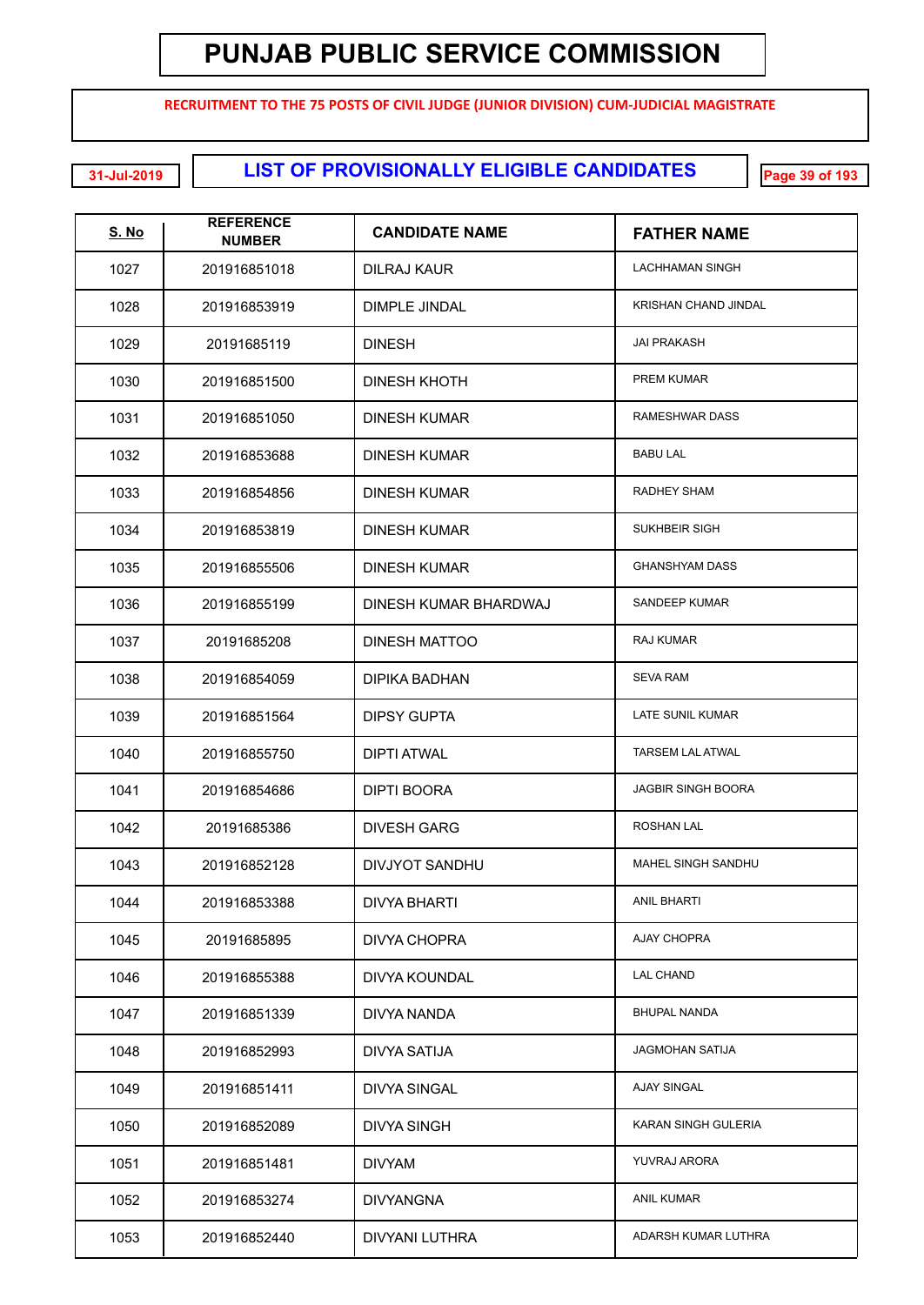# PUNJAB PUBLIC SERVICE COMMISSION

**RECRUITMENT TO THE 75 POSTS OF CIVIL JUDGE (JUNIOR DIVISION) CUM-JUDICIAL MAGISTRATE**

31-Jul-2019

## LIST OF PROVISIONALLY ELIGIBLE CANDIDATES

| S. No | REFERENCE NUMBER | CANDIDATE NAME | FATHER NAME |
|---|---|---|---|
| 1027 | 201916851018 | DILRAJ KAUR | LACHHAMAN SINGH |
| 1028 | 201916853919 | DIMPLE JINDAL | KRISHAN CHAND JINDAL |
| 1029 | 20191685119 | DINESH | JAI PRAKASH |
| 1030 | 201916851500 | DINESH KHOTH | PREM KUMAR |
| 1031 | 201916851050 | DINESH KUMAR | RAMESHWAR DASS |
| 1032 | 201916853688 | DINESH KUMAR | BABU LAL |
| 1033 | 201916854856 | DINESH KUMAR | RADHEY SHAM |
| 1034 | 201916853819 | DINESH KUMAR | SUKHBEIR SIGH |
| 1035 | 201916855506 | DINESH KUMAR | GHANSHYAM DASS |
| 1036 | 201916855199 | DINESH KUMAR BHARDWAJ | SANDEEP KUMAR |
| 1037 | 20191685208 | DINESH MATTOO | RAJ KUMAR |
| 1038 | 201916854059 | DIPIKA BADHAN | SEVA RAM |
| 1039 | 201916851564 | DIPSY GUPTA | LATE SUNIL KUMAR |
| 1040 | 201916855750 | DIPTI ATWAL | TARSEM LAL ATWAL |
| 1041 | 201916854686 | DIPTI BOORA | JAGBIR SINGH BOORA |
| 1042 | 20191685386 | DIVESH GARG | ROSHAN LAL |
| 1043 | 201916852128 | DIVJYOT SANDHU | MAHEL SINGH SANDHU |
| 1044 | 201916853388 | DIVYA BHARTI | ANIL BHARTI |
| 1045 | 20191685895 | DIVYA CHOPRA | AJAY CHOPRA |
| 1046 | 201916855388 | DIVYA KOUNDAL | LAL CHAND |
| 1047 | 201916851339 | DIVYA NANDA | BHUPAL NANDA |
| 1048 | 201916852993 | DIVYA SATIJA | JAGMOHAN SATIJA |
| 1049 | 201916851411 | DIVYA SINGAL | AJAY SINGAL |
| 1050 | 201916852089 | DIVYA SINGH | KARAN SINGH GULERIA |
| 1051 | 201916851481 | DIVYAM | YUVRAJ ARORA |
| 1052 | 201916853274 | DIVYANGNA | ANIL KUMAR |
| 1053 | 201916852440 | DIVYANI LUTHRA | ADARSH KUMAR LUTHRA |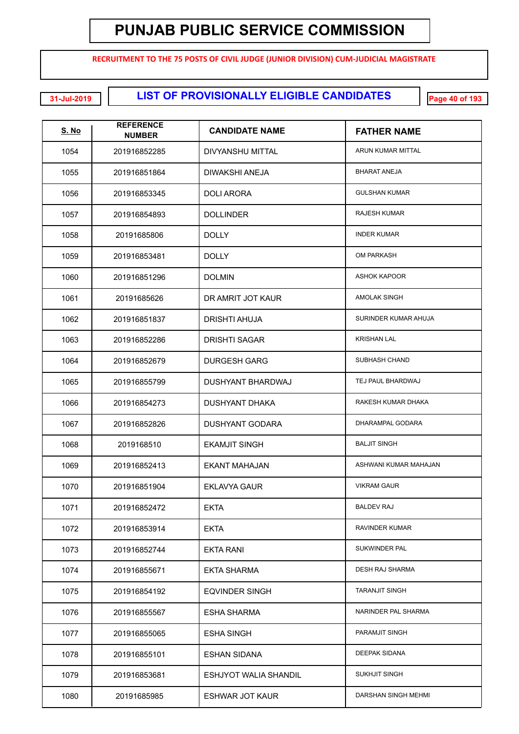# PUNJAB PUBLIC SERVICE COMMISSION

**RECRUITMENT TO THE 75 POSTS OF CIVIL JUDGE (JUNIOR DIVISION) CUM-JUDICIAL MAGISTRATE**

**31-Jul-2019**

## LIST OF PROVISIONALLY ELIGIBLE CANDIDATES

| S. No | REFERENCE NUMBER | CANDIDATE NAME | FATHER NAME |
|---|---|---|---|
| 1054 | 201916852285 | DIVYANSHU MITTAL | ARUN KUMAR MITTAL |
| 1055 | 201916851864 | DIWAKSHI ANEJA | BHARAT ANEJA |
| 1056 | 201916853345 | DOLI ARORA | GULSHAN KUMAR |
| 1057 | 201916854893 | DOLLINDER | RAJESH KUMAR |
| 1058 | 20191685806 | DOLLY | INDER KUMAR |
| 1059 | 201916853481 | DOLLY | OM PARKASH |
| 1060 | 201916851296 | DOLMIN | ASHOK KAPOOR |
| 1061 | 20191685626 | DR AMRIT JOT KAUR | AMOLAK SINGH |
| 1062 | 201916851837 | DRISHTI AHUJA | SURINDER KUMAR AHUJA |
| 1063 | 201916852286 | DRISHTI SAGAR | KRISHAN LAL |
| 1064 | 201916852679 | DURGESH GARG | SUBHASH CHAND |
| 1065 | 201916855799 | DUSHYANT BHARDWAJ | TEJ PAUL BHARDWAJ |
| 1066 | 201916854273 | DUSHYANT DHAKA | RAKESH KUMAR DHAKA |
| 1067 | 201916852826 | DUSHYANT GODARA | DHARAMPAL GODARA |
| 1068 | 2019168510 | EKAMJIT SINGH | BALJIT SINGH |
| 1069 | 201916852413 | EKANT MAHAJAN | ASHWANI KUMAR MAHAJAN |
| 1070 | 201916851904 | EKLAVYA GAUR | VIKRAM GAUR |
| 1071 | 201916852472 | EKTA | BALDEV RAJ |
| 1072 | 201916853914 | EKTA | RAVINDER KUMAR |
| 1073 | 201916852744 | EKTA RANI | SUKWINDER PAL |
| 1074 | 201916855671 | EKTA SHARMA | DESH RAJ SHARMA |
| 1075 | 201916854192 | EQVINDER SINGH | TARANJIT SINGH |
| 1076 | 201916855567 | ESHA SHARMA | NARINDER PAL SHARMA |
| 1077 | 201916855065 | ESHA SINGH | PARAMJIT SINGH |
| 1078 | 201916855101 | ESHAN SIDANA | DEEPAK SIDANA |
| 1079 | 201916853681 | ESHJYOT WALIA SHANDIL | SUKHJIT SINGH |
| 1080 | 20191685985 | ESHWAR JOT KAUR | DARSHAN SINGH MEHMI |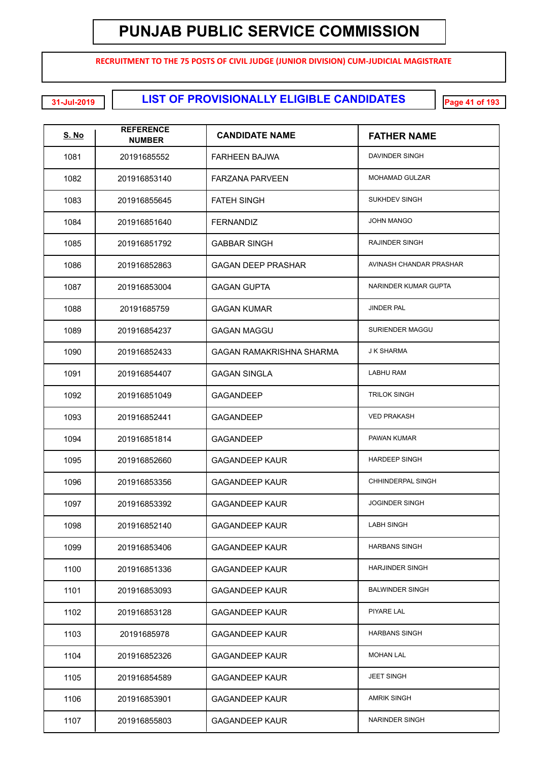# PUNJAB PUBLIC SERVICE COMMISSION

**RECRUITMENT TO THE 75 POSTS OF CIVIL JUDGE (JUNIOR DIVISION) CUM-JUDICIAL MAGISTRATE**

31-Jul-2019

## LIST OF PROVISIONALLY ELIGIBLE CANDIDATES

| S. No | REFERENCE NUMBER | CANDIDATE NAME | FATHER NAME |
|---|---|---|---|
| 1081 | 20191685552 | FARHEEN BAJWA | DAVINDER SINGH |
| 1082 | 201916853140 | FARZANA PARVEEN | MOHAMAD GULZAR |
| 1083 | 201916855645 | FATEH SINGH | SUKHDEV SINGH |
| 1084 | 201916851640 | FERNANDIZ | JOHN MANGO |
| 1085 | 201916851792 | GABBAR SINGH | RAJINDER SINGH |
| 1086 | 201916852863 | GAGAN DEEP PRASHAR | AVINASH CHANDAR PRASHAR |
| 1087 | 201916853004 | GAGAN GUPTA | NARINDER KUMAR GUPTA |
| 1088 | 20191685759 | GAGAN KUMAR | JINDER PAL |
| 1089 | 201916854237 | GAGAN MAGGU | SURIENDER MAGGU |
| 1090 | 201916852433 | GAGAN RAMAKRISHNA SHARMA | J K SHARMA |
| 1091 | 201916854407 | GAGAN SINGLA | LABHU RAM |
| 1092 | 201916851049 | GAGANDEEP | TRILOK SINGH |
| 1093 | 201916852441 | GAGANDEEP | VED PRAKASH |
| 1094 | 201916851814 | GAGANDEEP | PAWAN KUMAR |
| 1095 | 201916852660 | GAGANDEEP KAUR | HARDEEP SINGH |
| 1096 | 201916853356 | GAGANDEEP KAUR | CHHINDERPAL SINGH |
| 1097 | 201916853392 | GAGANDEEP KAUR | JOGINDER SINGH |
| 1098 | 201916852140 | GAGANDEEP KAUR | LABH SINGH |
| 1099 | 201916853406 | GAGANDEEP KAUR | HARBANS SINGH |
| 1100 | 201916851336 | GAGANDEEP KAUR | HARJINDER SINGH |
| 1101 | 201916853093 | GAGANDEEP KAUR | BALWINDER SINGH |
| 1102 | 201916853128 | GAGANDEEP KAUR | PIYARE LAL |
| 1103 | 20191685978 | GAGANDEEP KAUR | HARBANS SINGH |
| 1104 | 201916852326 | GAGANDEEP KAUR | MOHAN LAL |
| 1105 | 201916854589 | GAGANDEEP KAUR | JEET SINGH |
| 1106 | 201916853901 | GAGANDEEP KAUR | AMRIK SINGH |
| 1107 | 201916855803 | GAGANDEEP KAUR | NARINDER SINGH |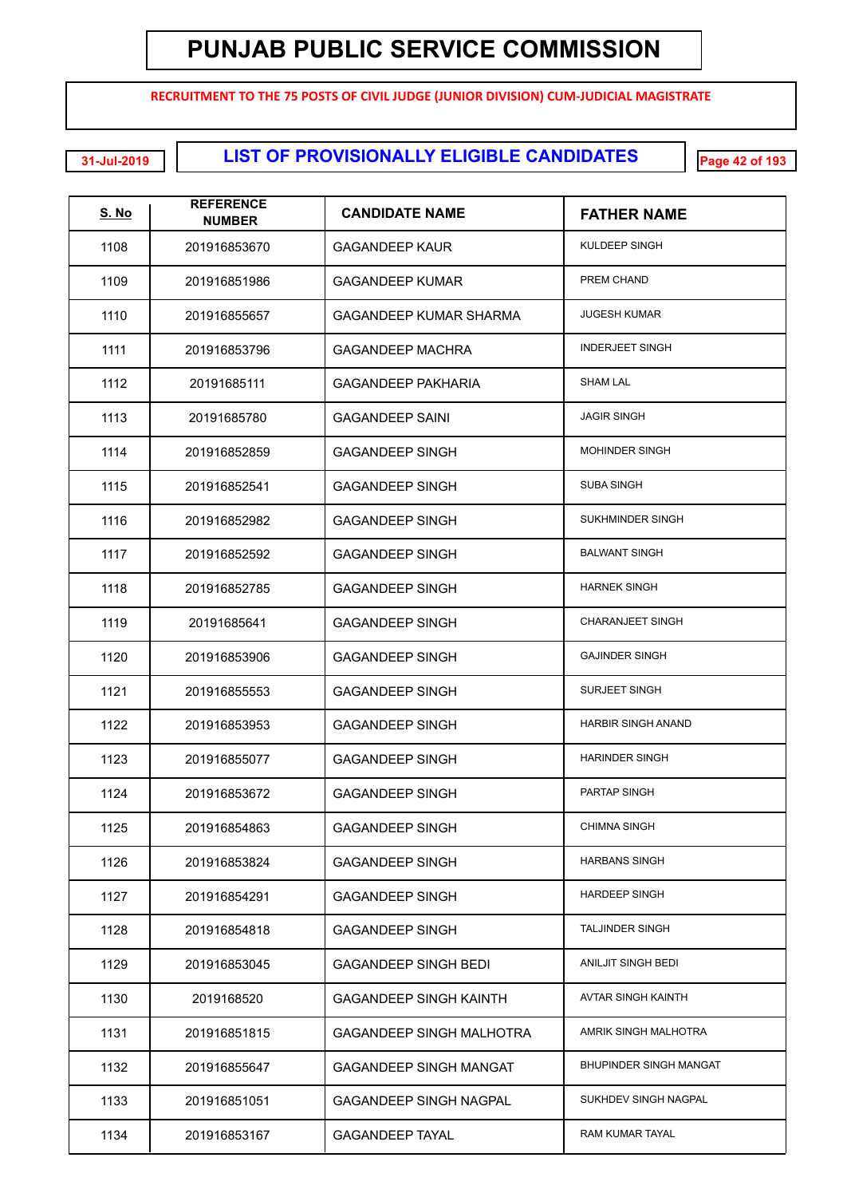# PUNJAB PUBLIC SERVICE COMMISSION

**RECRUITMENT TO THE 75 POSTS OF CIVIL JUDGE (JUNIOR DIVISION) CUM-JUDICIAL MAGISTRATE**

31-Jul-2019

## LIST OF PROVISIONALLY ELIGIBLE CANDIDATES

| S. No | REFERENCE NUMBER | CANDIDATE NAME | FATHER NAME |
|---|---|---|---|
| 1108 | 201916853670 | GAGANDEEP KAUR | KULDEEP SINGH |
| 1109 | 201916851986 | GAGANDEEP KUMAR | PREM CHAND |
| 1110 | 201916855657 | GAGANDEEP KUMAR SHARMA | JUGESH KUMAR |
| 1111 | 201916853796 | GAGANDEEP MACHRA | INDERJEET SINGH |
| 1112 | 20191685111 | GAGANDEEP PAKHARIA | SHAM LAL |
| 1113 | 20191685780 | GAGANDEEP SAINI | JAGIR SINGH |
| 1114 | 201916852859 | GAGANDEEP SINGH | MOHINDER SINGH |
| 1115 | 201916852541 | GAGANDEEP SINGH | SUBA SINGH |
| 1116 | 201916852982 | GAGANDEEP SINGH | SUKHMINDER SINGH |
| 1117 | 201916852592 | GAGANDEEP SINGH | BALWANT SINGH |
| 1118 | 201916852785 | GAGANDEEP SINGH | HARNEK SINGH |
| 1119 | 20191685641 | GAGANDEEP SINGH | CHARANJEET SINGH |
| 1120 | 201916853906 | GAGANDEEP SINGH | GAJINDER SINGH |
| 1121 | 201916855553 | GAGANDEEP SINGH | SURJEET SINGH |
| 1122 | 201916853953 | GAGANDEEP SINGH | HARBIR SINGH ANAND |
| 1123 | 201916855077 | GAGANDEEP SINGH | HARINDER SINGH |
| 1124 | 201916853672 | GAGANDEEP SINGH | PARTAP SINGH |
| 1125 | 201916854863 | GAGANDEEP SINGH | CHIMNA SINGH |
| 1126 | 201916853824 | GAGANDEEP SINGH | HARBANS SINGH |
| 1127 | 201916854291 | GAGANDEEP SINGH | HARDEEP SINGH |
| 1128 | 201916854818 | GAGANDEEP SINGH | TALJINDER SINGH |
| 1129 | 201916853045 | GAGANDEEP SINGH BEDI | ANILJIT SINGH BEDI |
| 1130 | 2019168520 | GAGANDEEP SINGH KAINTH | AVTAR SINGH KAINTH |
| 1131 | 201916851815 | GAGANDEEP SINGH MALHOTRA | AMRIK SINGH MALHOTRA |
| 1132 | 201916855647 | GAGANDEEP SINGH MANGAT | BHUPINDER SINGH MANGAT |
| 1133 | 201916851051 | GAGANDEEP SINGH NAGPAL | SUKHDEV SINGH NAGPAL |
| 1134 | 201916853167 | GAGANDEEP TAYAL | RAM KUMAR TAYAL |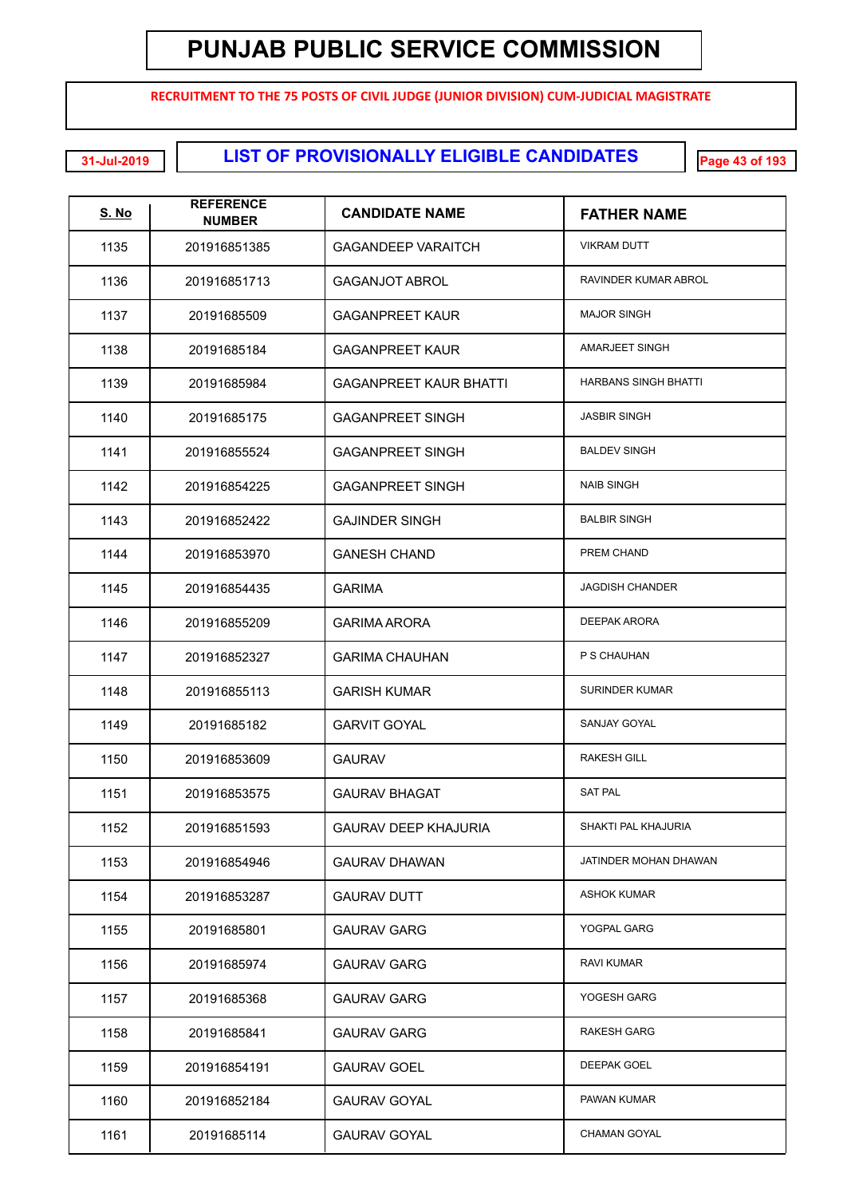# PUNJAB PUBLIC SERVICE COMMISSION

**RECRUITMENT TO THE 75 POSTS OF CIVIL JUDGE (JUNIOR DIVISION) CUM-JUDICIAL MAGISTRATE**

31-Jul-2019

## LIST OF PROVISIONALLY ELIGIBLE CANDIDATES

| S. No | REFERENCE NUMBER | CANDIDATE NAME | FATHER NAME |
|---|---|---|---|
| 1135 | 201916851385 | GAGANDEEP VARAITCH | VIKRAM DUTT |
| 1136 | 201916851713 | GAGANJOT ABROL | RAVINDER KUMAR ABROL |
| 1137 | 20191685509 | GAGANPREET KAUR | MAJOR SINGH |
| 1138 | 20191685184 | GAGANPREET KAUR | AMARJEET SINGH |
| 1139 | 20191685984 | GAGANPREET KAUR BHATTI | HARBANS SINGH BHATTI |
| 1140 | 20191685175 | GAGANPREET SINGH | JASBIR SINGH |
| 1141 | 201916855524 | GAGANPREET SINGH | BALDEV SINGH |
| 1142 | 201916854225 | GAGANPREET SINGH | NAIB SINGH |
| 1143 | 201916852422 | GAJINDER SINGH | BALBIR SINGH |
| 1144 | 201916853970 | GANESH CHAND | PREM CHAND |
| 1145 | 201916854435 | GARIMA | JAGDISH CHANDER |
| 1146 | 201916855209 | GARIMA ARORA | DEEPAK ARORA |
| 1147 | 201916852327 | GARIMA CHAUHAN | P S CHAUHAN |
| 1148 | 201916855113 | GARISH KUMAR | SURINDER KUMAR |
| 1149 | 20191685182 | GARVIT GOYAL | SANJAY GOYAL |
| 1150 | 201916853609 | GAURAV | RAKESH GILL |
| 1151 | 201916853575 | GAURAV BHAGAT | SAT PAL |
| 1152 | 201916851593 | GAURAV DEEP KHAJURIA | SHAKTI PAL KHAJURIA |
| 1153 | 201916854946 | GAURAV DHAWAN | JATINDER MOHAN DHAWAN |
| 1154 | 201916853287 | GAURAV DUTT | ASHOK KUMAR |
| 1155 | 20191685801 | GAURAV GARG | YOGPAL GARG |
| 1156 | 20191685974 | GAURAV GARG | RAVI KUMAR |
| 1157 | 20191685368 | GAURAV GARG | YOGESH GARG |
| 1158 | 20191685841 | GAURAV GARG | RAKESH GARG |
| 1159 | 201916854191 | GAURAV GOEL | DEEPAK GOEL |
| 1160 | 201916852184 | GAURAV GOYAL | PAWAN KUMAR |
| 1161 | 20191685114 | GAURAV GOYAL | CHAMAN GOYAL |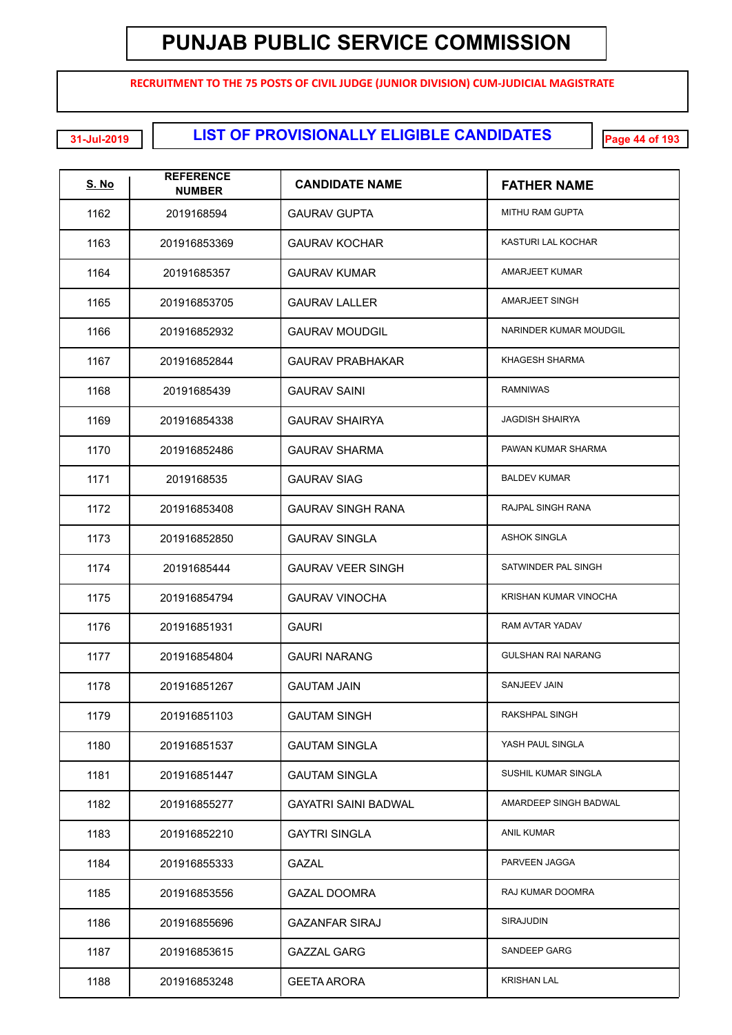# PUNJAB PUBLIC SERVICE COMMISSION

**RECRUITMENT TO THE 75 POSTS OF CIVIL JUDGE (JUNIOR DIVISION) CUM-JUDICIAL MAGISTRATE**

31-Jul-2019

## LIST OF PROVISIONALLY ELIGIBLE CANDIDATES

| S. No | REFERENCE NUMBER | CANDIDATE NAME | FATHER NAME |
|---|---|---|---|
| 1162 | 2019168594 | GAURAV GUPTA | MITHU RAM GUPTA |
| 1163 | 201916853369 | GAURAV KOCHAR | KASTURI LAL KOCHAR |
| 1164 | 20191685357 | GAURAV KUMAR | AMARJEET KUMAR |
| 1165 | 201916853705 | GAURAV LALLER | AMARJEET SINGH |
| 1166 | 201916852932 | GAURAV MOUDGIL | NARINDER KUMAR MOUDGIL |
| 1167 | 201916852844 | GAURAV PRABHAKAR | KHAGESH SHARMA |
| 1168 | 20191685439 | GAURAV SAINI | RAMNIWAS |
| 1169 | 201916854338 | GAURAV SHAIRYA | JAGDISH SHAIRYA |
| 1170 | 201916852486 | GAURAV SHARMA | PAWAN KUMAR SHARMA |
| 1171 | 2019168535 | GAURAV SIAG | BALDEV KUMAR |
| 1172 | 201916853408 | GAURAV SINGH RANA | RAJPAL SINGH RANA |
| 1173 | 201916852850 | GAURAV SINGLA | ASHOK SINGLA |
| 1174 | 20191685444 | GAURAV VEER SINGH | SATWINDER PAL SINGH |
| 1175 | 201916854794 | GAURAV VINOCHA | KRISHAN KUMAR VINOCHA |
| 1176 | 201916851931 | GAURI | RAM AVTAR YADAV |
| 1177 | 201916854804 | GAURI NARANG | GULSHAN RAI NARANG |
| 1178 | 201916851267 | GAUTAM JAIN | SANJEEV JAIN |
| 1179 | 201916851103 | GAUTAM SINGH | RAKSHPAL SINGH |
| 1180 | 201916851537 | GAUTAM SINGLA | YASH PAUL SINGLA |
| 1181 | 201916851447 | GAUTAM SINGLA | SUSHIL KUMAR SINGLA |
| 1182 | 201916855277 | GAYATRI SAINI BADWAL | AMARDEEP SINGH BADWAL |
| 1183 | 201916852210 | GAYTRI SINGLA | ANIL KUMAR |
| 1184 | 201916855333 | GAZAL | PARVEEN JAGGA |
| 1185 | 201916853556 | GAZAL DOOMRA | RAJ KUMAR DOOMRA |
| 1186 | 201916855696 | GAZANFAR SIRAJ | SIRAJUDIN |
| 1187 | 201916853615 | GAZZAL GARG | SANDEEP GARG |
| 1188 | 201916853248 | GEETA ARORA | KRISHAN LAL |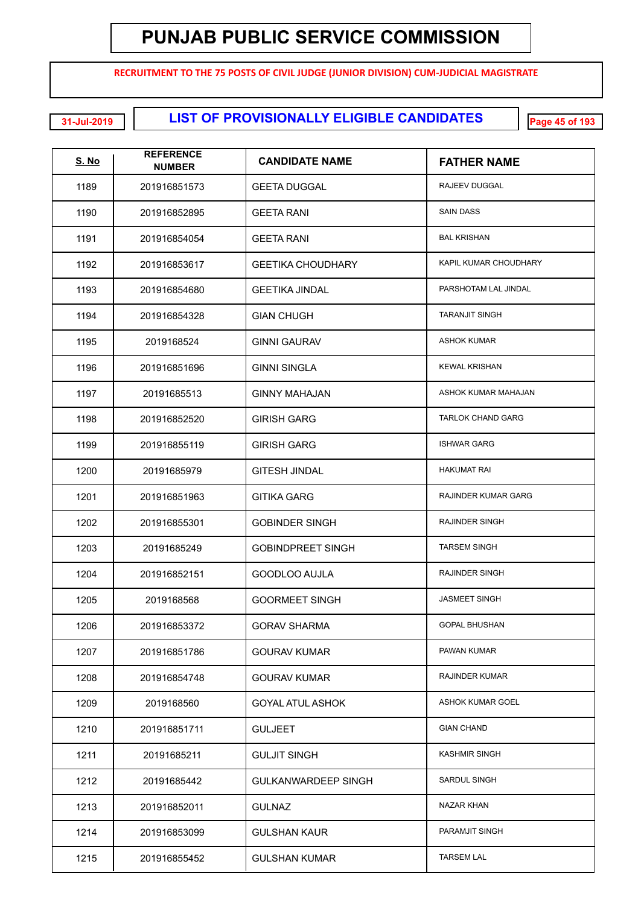# PUNJAB PUBLIC SERVICE COMMISSION

**RECRUITMENT TO THE 75 POSTS OF CIVIL JUDGE (JUNIOR DIVISION) CUM-JUDICIAL MAGISTRATE**

31-Jul-2019

## LIST OF PROVISIONALLY ELIGIBLE CANDIDATES

| S. No | REFERENCE NUMBER | CANDIDATE NAME | FATHER NAME |
|---|---|---|---|
| 1189 | 201916851573 | GEETA DUGGAL | RAJEEV DUGGAL |
| 1190 | 201916852895 | GEETA RANI | SAIN DASS |
| 1191 | 201916854054 | GEETA RANI | BAL KRISHAN |
| 1192 | 201916853617 | GEETIKA CHOUDHARY | KAPIL KUMAR CHOUDHARY |
| 1193 | 201916854680 | GEETIKA JINDAL | PARSHOTAM LAL JINDAL |
| 1194 | 201916854328 | GIAN CHUGH | TARANJIT SINGH |
| 1195 | 2019168524 | GINNI GAURAV | ASHOK KUMAR |
| 1196 | 201916851696 | GINNI SINGLA | KEWAL KRISHAN |
| 1197 | 20191685513 | GINNY MAHAJAN | ASHOK KUMAR MAHAJAN |
| 1198 | 201916852520 | GIRISH GARG | TARLOK CHAND GARG |
| 1199 | 201916855119 | GIRISH GARG | ISHWAR GARG |
| 1200 | 20191685979 | GITESH JINDAL | HAKUMAT RAI |
| 1201 | 201916851963 | GITIKA GARG | RAJINDER KUMAR GARG |
| 1202 | 201916855301 | GOBINDER SINGH | RAJINDER SINGH |
| 1203 | 20191685249 | GOBINDPREET SINGH | TARSEM SINGH |
| 1204 | 201916852151 | GOODLOO AUJLA | RAJINDER SINGH |
| 1205 | 2019168568 | GOORMEET SINGH | JASMEET SINGH |
| 1206 | 201916853372 | GORAV SHARMA | GOPAL BHUSHAN |
| 1207 | 201916851786 | GOURAV KUMAR | PAWAN KUMAR |
| 1208 | 201916854748 | GOURAV KUMAR | RAJINDER KUMAR |
| 1209 | 2019168560 | GOYAL ATUL ASHOK | ASHOK KUMAR GOEL |
| 1210 | 201916851711 | GULJEET | GIAN CHAND |
| 1211 | 20191685211 | GULJIT SINGH | KASHMIR SINGH |
| 1212 | 20191685442 | GULKANWARDEEP SINGH | SARDUL SINGH |
| 1213 | 201916852011 | GULNAZ | NAZAR KHAN |
| 1214 | 201916853099 | GULSHAN KAUR | PARAMJIT SINGH |
| 1215 | 201916855452 | GULSHAN KUMAR | TARSEM LAL |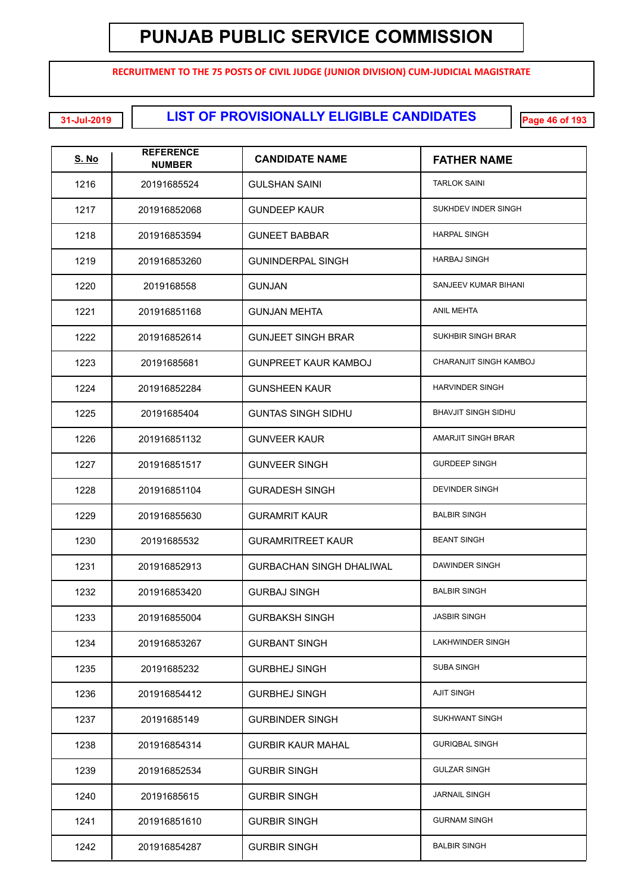# PUNJAB PUBLIC SERVICE COMMISSION

**RECRUITMENT TO THE 75 POSTS OF CIVIL JUDGE (JUNIOR DIVISION) CUM-JUDICIAL MAGISTRATE**

31-Jul-2019

## LIST OF PROVISIONALLY ELIGIBLE CANDIDATES

| S. No | REFERENCE NUMBER | CANDIDATE NAME | FATHER NAME |
|---|---|---|---|
| 1216 | 20191685524 | GULSHAN SAINI | TARLOK SAINI |
| 1217 | 201916852068 | GUNDEEP KAUR | SUKHDEV INDER SINGH |
| 1218 | 201916853594 | GUNEET BABBAR | HARPAL SINGH |
| 1219 | 201916853260 | GUNINDERPAL SINGH | HARBAJ SINGH |
| 1220 | 2019168558 | GUNJAN | SANJEEV KUMAR BIHANI |
| 1221 | 201916851168 | GUNJAN MEHTA | ANIL MEHTA |
| 1222 | 201916852614 | GUNJEET SINGH BRAR | SUKHBIR SINGH BRAR |
| 1223 | 20191685681 | GUNPREET KAUR KAMBOJ | CHARANJIT SINGH KAMBOJ |
| 1224 | 201916852284 | GUNSHEEN KAUR | HARVINDER SINGH |
| 1225 | 20191685404 | GUNTAS SINGH SIDHU | BHAVJIT SINGH SIDHU |
| 1226 | 201916851132 | GUNVEER KAUR | AMARJIT SINGH BRAR |
| 1227 | 201916851517 | GUNVEER SINGH | GURDEEP SINGH |
| 1228 | 201916851104 | GURADESH SINGH | DEVINDER SINGH |
| 1229 | 201916855630 | GURAMRIT KAUR | BALBIR SINGH |
| 1230 | 20191685532 | GURAMRITREET KAUR | BEANT SINGH |
| 1231 | 201916852913 | GURBACHAN SINGH DHALIWAL | DAWINDER SINGH |
| 1232 | 201916853420 | GURBAJ SINGH | BALBIR SINGH |
| 1233 | 201916855004 | GURBAKSH SINGH | JASBIR SINGH |
| 1234 | 201916853267 | GURBANT SINGH | LAKHWINDER SINGH |
| 1235 | 20191685232 | GURBHEJ SINGH | SUBA SINGH |
| 1236 | 201916854412 | GURBHEJ SINGH | AJIT SINGH |
| 1237 | 20191685149 | GURBINDER SINGH | SUKHWANT SINGH |
| 1238 | 201916854314 | GURBIR KAUR MAHAL | GURIQBAL SINGH |
| 1239 | 201916852534 | GURBIR SINGH | GULZAR SINGH |
| 1240 | 20191685615 | GURBIR SINGH | JARNAIL SINGH |
| 1241 | 201916851610 | GURBIR SINGH | GURNAM SINGH |
| 1242 | 201916854287 | GURBIR SINGH | BALBIR SINGH |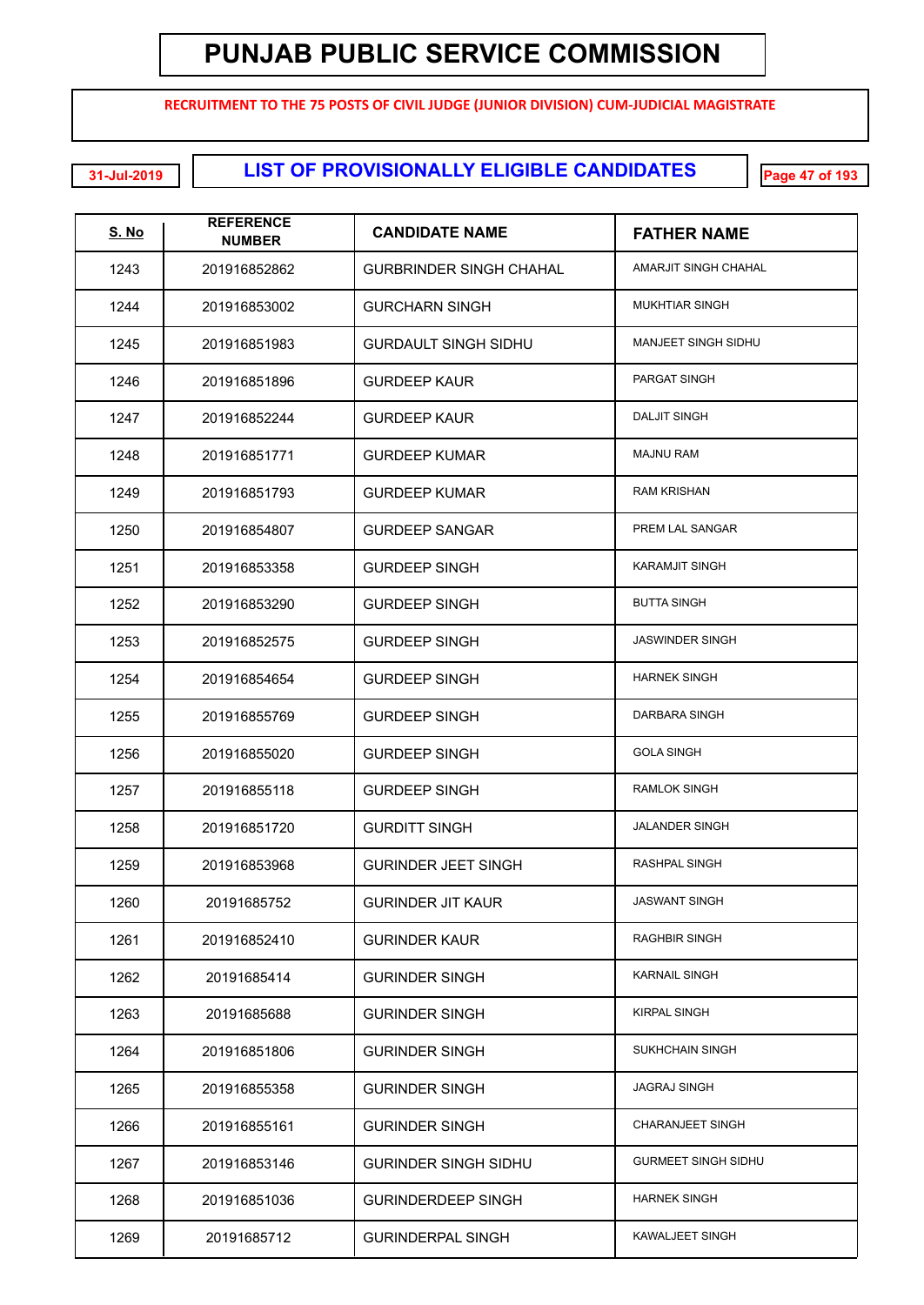# PUNJAB PUBLIC SERVICE COMMISSION

**RECRUITMENT TO THE 75 POSTS OF CIVIL JUDGE (JUNIOR DIVISION) CUM-JUDICIAL MAGISTRATE**

31-Jul-2019

## LIST OF PROVISIONALLY ELIGIBLE CANDIDATES

| S. No | REFERENCE NUMBER | CANDIDATE NAME | FATHER NAME |
|---|---|---|---|
| 1243 | 201916852862 | GURBRINDER SINGH CHAHAL | AMARJIT SINGH CHAHAL |
| 1244 | 201916853002 | GURCHARN SINGH | MUKHTIAR SINGH |
| 1245 | 201916851983 | GURDAULT SINGH SIDHU | MANJEET SINGH SIDHU |
| 1246 | 201916851896 | GURDEEP KAUR | PARGAT SINGH |
| 1247 | 201916852244 | GURDEEP KAUR | DALJIT SINGH |
| 1248 | 201916851771 | GURDEEP KUMAR | MAJNU RAM |
| 1249 | 201916851793 | GURDEEP KUMAR | RAM KRISHAN |
| 1250 | 201916854807 | GURDEEP SANGAR | PREM LAL SANGAR |
| 1251 | 201916853358 | GURDEEP SINGH | KARAMJIT SINGH |
| 1252 | 201916853290 | GURDEEP SINGH | BUTTA SINGH |
| 1253 | 201916852575 | GURDEEP SINGH | JASWINDER SINGH |
| 1254 | 201916854654 | GURDEEP SINGH | HARNEK SINGH |
| 1255 | 201916855769 | GURDEEP SINGH | DARBARA SINGH |
| 1256 | 201916855020 | GURDEEP SINGH | GOLA SINGH |
| 1257 | 201916855118 | GURDEEP SINGH | RAMLOK SINGH |
| 1258 | 201916851720 | GURDITT SINGH | JALANDER SINGH |
| 1259 | 201916853968 | GURINDER JEET SINGH | RASHPAL SINGH |
| 1260 | 20191685752 | GURINDER JIT KAUR | JASWANT SINGH |
| 1261 | 201916852410 | GURINDER KAUR | RAGHBIR SINGH |
| 1262 | 20191685414 | GURINDER SINGH | KARNAIL SINGH |
| 1263 | 20191685688 | GURINDER SINGH | KIRPAL SINGH |
| 1264 | 201916851806 | GURINDER SINGH | SUKHCHAIN SINGH |
| 1265 | 201916855358 | GURINDER SINGH | JAGRAJ SINGH |
| 1266 | 201916855161 | GURINDER SINGH | CHARANJEET SINGH |
| 1267 | 201916853146 | GURINDER SINGH SIDHU | GURMEET SINGH SIDHU |
| 1268 | 201916851036 | GURINDERDEEP SINGH | HARNEK SINGH |
| 1269 | 20191685712 | GURINDERPAL SINGH | KAWALJEET SINGH |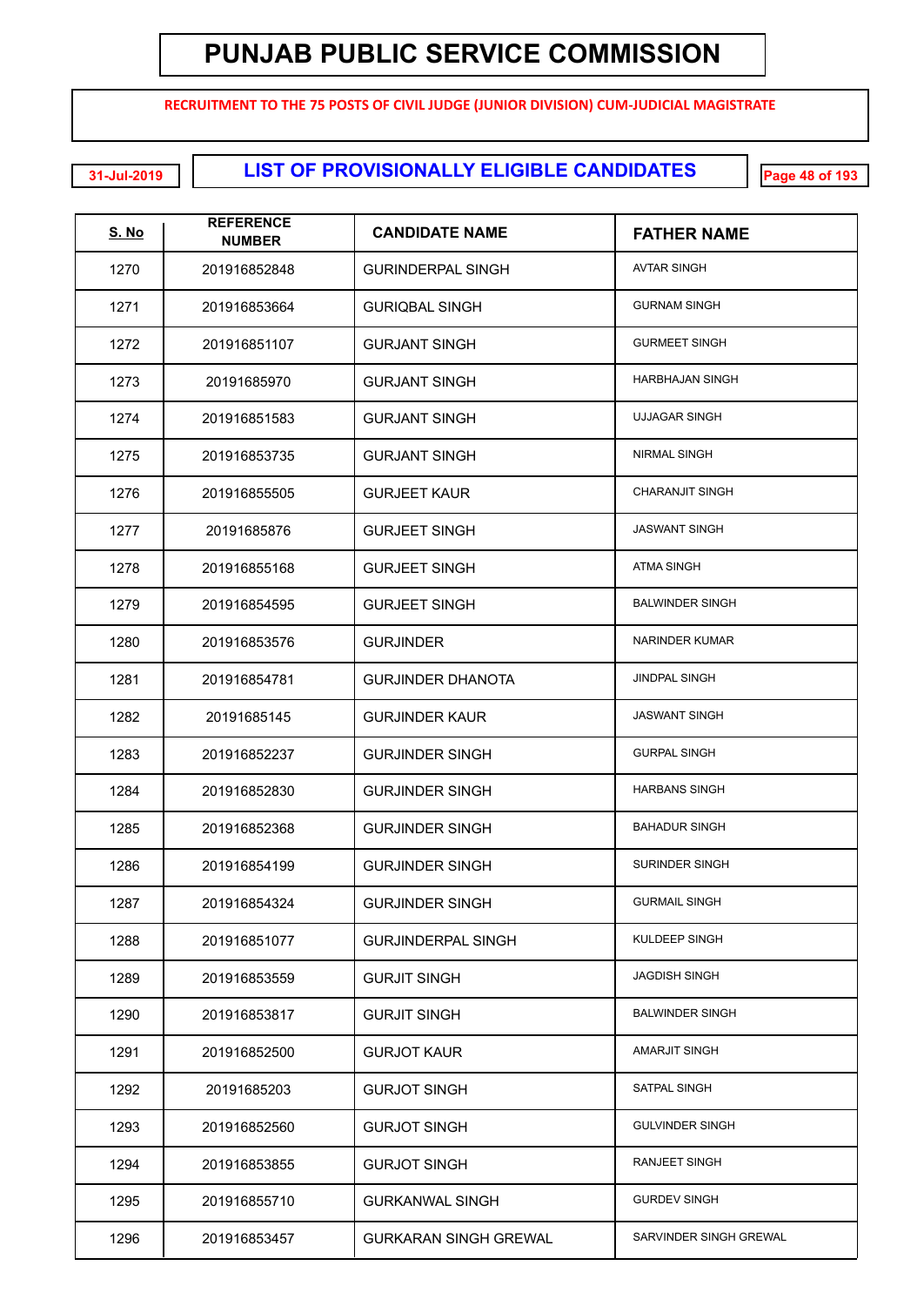# PUNJAB PUBLIC SERVICE COMMISSION

**RECRUITMENT TO THE 75 POSTS OF CIVIL JUDGE (JUNIOR DIVISION) CUM-JUDICIAL MAGISTRATE**

31-Jul-2019

## LIST OF PROVISIONALLY ELIGIBLE CANDIDATES

| S. No | REFERENCE NUMBER | CANDIDATE NAME | FATHER NAME |
|---|---|---|---|
| 1270 | 201916852848 | GURINDERPAL SINGH | AVTAR SINGH |
| 1271 | 201916853664 | GURIQBAL SINGH | GURNAM SINGH |
| 1272 | 201916851107 | GURJANT SINGH | GURMEET SINGH |
| 1273 | 20191685970 | GURJANT SINGH | HARBHAJAN SINGH |
| 1274 | 201916851583 | GURJANT SINGH | UJJAGAR SINGH |
| 1275 | 201916853735 | GURJANT SINGH | NIRMAL SINGH |
| 1276 | 201916855505 | GURJEET KAUR | CHARANJIT SINGH |
| 1277 | 20191685876 | GURJEET SINGH | JASWANT SINGH |
| 1278 | 201916855168 | GURJEET SINGH | ATMA SINGH |
| 1279 | 201916854595 | GURJEET SINGH | BALWINDER SINGH |
| 1280 | 201916853576 | GURJINDER | NARINDER KUMAR |
| 1281 | 201916854781 | GURJINDER DHANOTA | JINDPAL SINGH |
| 1282 | 20191685145 | GURJINDER KAUR | JASWANT SINGH |
| 1283 | 201916852237 | GURJINDER SINGH | GURPAL SINGH |
| 1284 | 201916852830 | GURJINDER SINGH | HARBANS SINGH |
| 1285 | 201916852368 | GURJINDER SINGH | BAHADUR SINGH |
| 1286 | 201916854199 | GURJINDER SINGH | SURINDER SINGH |
| 1287 | 201916854324 | GURJINDER SINGH | GURMAIL SINGH |
| 1288 | 201916851077 | GURJINDERPAL SINGH | KULDEEP SINGH |
| 1289 | 201916853559 | GURJIT SINGH | JAGDISH SINGH |
| 1290 | 201916853817 | GURJIT SINGH | BALWINDER SINGH |
| 1291 | 201916852500 | GURJOT KAUR | AMARJIT SINGH |
| 1292 | 20191685203 | GURJOT SINGH | SATPAL SINGH |
| 1293 | 201916852560 | GURJOT SINGH | GULVINDER SINGH |
| 1294 | 201916853855 | GURJOT SINGH | RANJEET SINGH |
| 1295 | 201916855710 | GURKANWAL SINGH | GURDEV SINGH |
| 1296 | 201916853457 | GURKARAN SINGH GREWAL | SARVINDER SINGH GREWAL |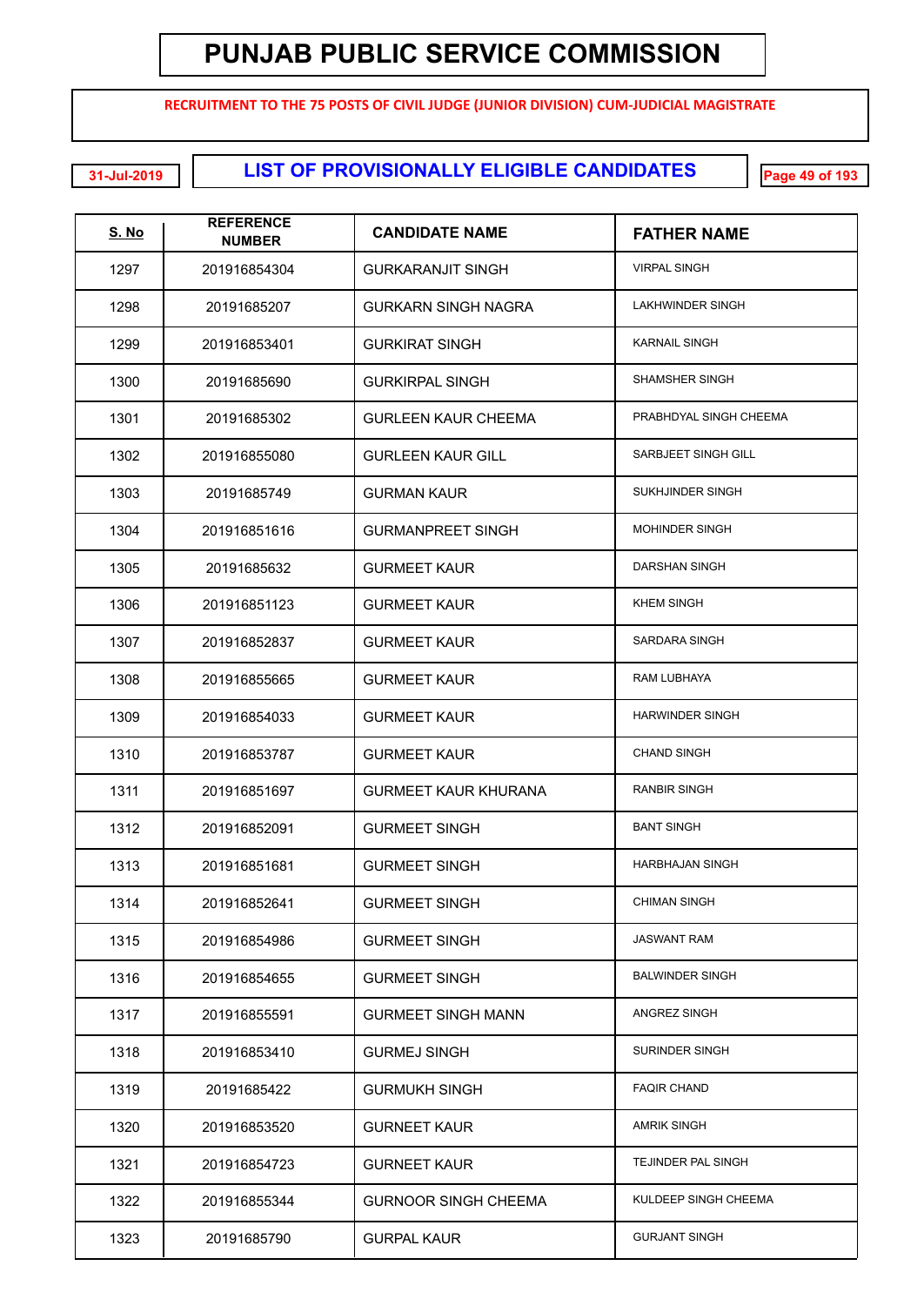# PUNJAB PUBLIC SERVICE COMMISSION

**RECRUITMENT TO THE 75 POSTS OF CIVIL JUDGE (JUNIOR DIVISION) CUM-JUDICIAL MAGISTRATE**

31-Jul-2019

## LIST OF PROVISIONALLY ELIGIBLE CANDIDATES

| S. No | REFERENCE NUMBER | CANDIDATE NAME | FATHER NAME |
|---|---|---|---|
| 1297 | 201916854304 | GURKARANJIT SINGH | VIRPAL SINGH |
| 1298 | 20191685207 | GURKARN SINGH NAGRA | LAKHWINDER SINGH |
| 1299 | 201916853401 | GURKIRAT SINGH | KARNAIL SINGH |
| 1300 | 20191685690 | GURKIRPAL SINGH | SHAMSHER SINGH |
| 1301 | 20191685302 | GURLEEN KAUR CHEEMA | PRABHDYAL SINGH CHEEMA |
| 1302 | 201916855080 | GURLEEN KAUR GILL | SARBJEET SINGH GILL |
| 1303 | 20191685749 | GURMAN KAUR | SUKHJINDER SINGH |
| 1304 | 201916851616 | GURMANPREET SINGH | MOHINDER SINGH |
| 1305 | 20191685632 | GURMEET KAUR | DARSHAN SINGH |
| 1306 | 201916851123 | GURMEET KAUR | KHEM SINGH |
| 1307 | 201916852837 | GURMEET KAUR | SARDARA SINGH |
| 1308 | 201916855665 | GURMEET KAUR | RAM LUBHAYA |
| 1309 | 201916854033 | GURMEET KAUR | HARWINDER SINGH |
| 1310 | 201916853787 | GURMEET KAUR | CHAND SINGH |
| 1311 | 201916851697 | GURMEET KAUR KHURANA | RANBIR SINGH |
| 1312 | 201916852091 | GURMEET SINGH | BANT SINGH |
| 1313 | 201916851681 | GURMEET SINGH | HARBHAJAN SINGH |
| 1314 | 201916852641 | GURMEET SINGH | CHIMAN SINGH |
| 1315 | 201916854986 | GURMEET SINGH | JASWANT RAM |
| 1316 | 201916854655 | GURMEET SINGH | BALWINDER SINGH |
| 1317 | 201916855591 | GURMEET SINGH MANN | ANGREZ SINGH |
| 1318 | 201916853410 | GURMEJ SINGH | SURINDER SINGH |
| 1319 | 20191685422 | GURMUKH SINGH | FAQIR CHAND |
| 1320 | 201916853520 | GURNEET KAUR | AMRIK SINGH |
| 1321 | 201916854723 | GURNEET KAUR | TEJINDER PAL SINGH |
| 1322 | 201916855344 | GURNOOR SINGH CHEEMA | KULDEEP SINGH CHEEMA |
| 1323 | 20191685790 | GURPAL KAUR | GURJANT SINGH |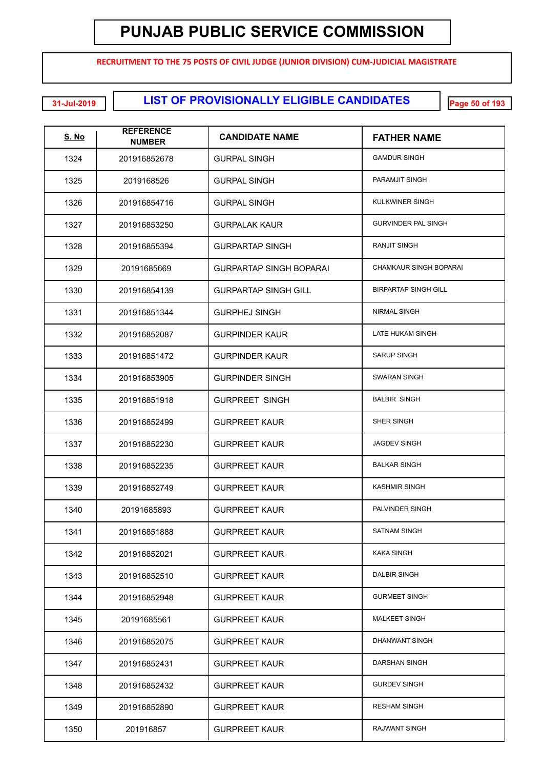# PUNJAB PUBLIC SERVICE COMMISSION

**RECRUITMENT TO THE 75 POSTS OF CIVIL JUDGE (JUNIOR DIVISION) CUM-JUDICIAL MAGISTRATE**

31-Jul-2019

## LIST OF PROVISIONALLY ELIGIBLE CANDIDATES

| S. No | REFERENCE NUMBER | CANDIDATE NAME | FATHER NAME |
|---|---|---|---|
| 1324 | 201916852678 | GURPAL SINGH | GAMDUR SINGH |
| 1325 | 2019168526 | GURPAL SINGH | PARAMJIT SINGH |
| 1326 | 201916854716 | GURPAL SINGH | KULKWINER SINGH |
| 1327 | 201916853250 | GURPALAK KAUR | GURVINDER PAL SINGH |
| 1328 | 201916855394 | GURPARTAP SINGH | RANJIT SINGH |
| 1329 | 20191685669 | GURPARTAP SINGH BOPARAI | CHAMKAUR SINGH BOPARAI |
| 1330 | 201916854139 | GURPARTAP SINGH GILL | BIRPARTAP SINGH GILL |
| 1331 | 201916851344 | GURPHEJ SINGH | NIRMAL SINGH |
| 1332 | 201916852087 | GURPINDER KAUR | LATE HUKAM SINGH |
| 1333 | 201916851472 | GURPINDER KAUR | SARUP SINGH |
| 1334 | 201916853905 | GURPINDER SINGH | SWARAN SINGH |
| 1335 | 201916851918 | GURPREET SINGH | BALBIR SINGH |
| 1336 | 201916852499 | GURPREET KAUR | SHER SINGH |
| 1337 | 201916852230 | GURPREET KAUR | JAGDEV SINGH |
| 1338 | 201916852235 | GURPREET KAUR | BALKAR SINGH |
| 1339 | 201916852749 | GURPREET KAUR | KASHMIR SINGH |
| 1340 | 20191685893 | GURPREET KAUR | PALVINDER SINGH |
| 1341 | 201916851888 | GURPREET KAUR | SATNAM SINGH |
| 1342 | 201916852021 | GURPREET KAUR | KAKA SINGH |
| 1343 | 201916852510 | GURPREET KAUR | DALBIR SINGH |
| 1344 | 201916852948 | GURPREET KAUR | GURMEET SINGH |
| 1345 | 20191685561 | GURPREET KAUR | MALKEET SINGH |
| 1346 | 201916852075 | GURPREET KAUR | DHANWANT SINGH |
| 1347 | 201916852431 | GURPREET KAUR | DARSHAN SINGH |
| 1348 | 201916852432 | GURPREET KAUR | GURDEV SINGH |
| 1349 | 201916852890 | GURPREET KAUR | RESHAM SINGH |
| 1350 | 201916857 | GURPREET KAUR | RAJWANT SINGH |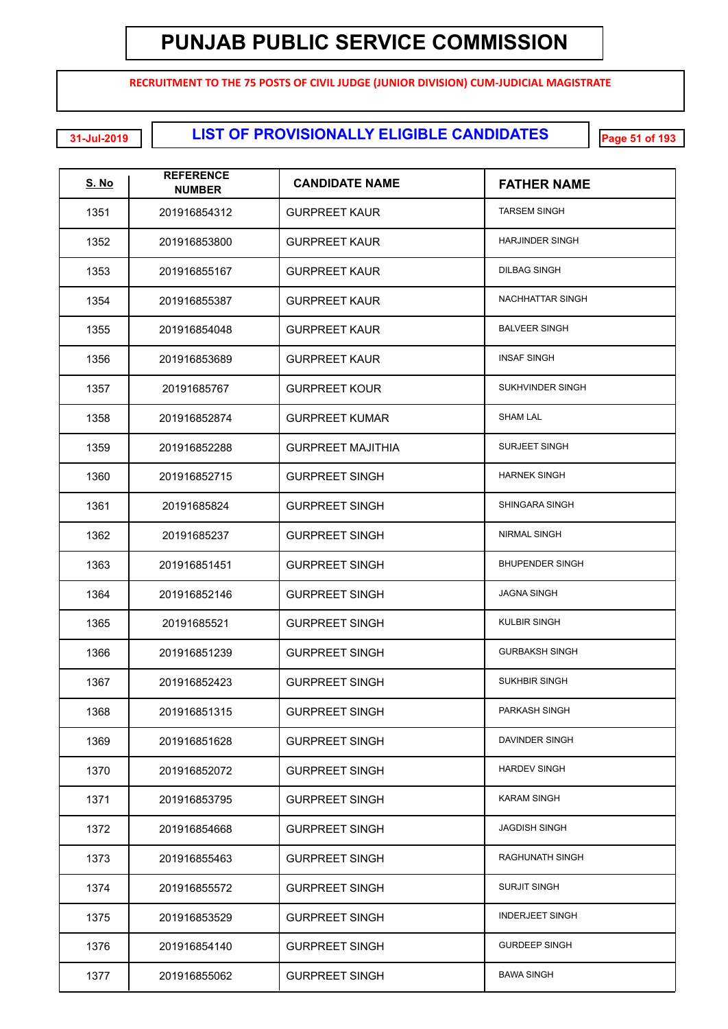# PUNJAB PUBLIC SERVICE COMMISSION

**RECRUITMENT TO THE 75 POSTS OF CIVIL JUDGE (JUNIOR DIVISION) CUM-JUDICIAL MAGISTRATE**

31-Jul-2019

## LIST OF PROVISIONALLY ELIGIBLE CANDIDATES

| S. No | REFERENCE NUMBER | CANDIDATE NAME | FATHER NAME |
|---|---|---|---|
| 1351 | 201916854312 | GURPREET KAUR | TARSEM SINGH |
| 1352 | 201916853800 | GURPREET KAUR | HARJINDER SINGH |
| 1353 | 201916855167 | GURPREET KAUR | DILBAG SINGH |
| 1354 | 201916855387 | GURPREET KAUR | NACHHATTAR SINGH |
| 1355 | 201916854048 | GURPREET KAUR | BALVEER SINGH |
| 1356 | 201916853689 | GURPREET KAUR | INSAF SINGH |
| 1357 | 20191685767 | GURPREET KOUR | SUKHVINDER SINGH |
| 1358 | 201916852874 | GURPREET KUMAR | SHAM LAL |
| 1359 | 201916852288 | GURPREET MAJITHIA | SURJEET SINGH |
| 1360 | 201916852715 | GURPREET SINGH | HARNEK SINGH |
| 1361 | 20191685824 | GURPREET SINGH | SHINGARA SINGH |
| 1362 | 20191685237 | GURPREET SINGH | NIRMAL SINGH |
| 1363 | 201916851451 | GURPREET SINGH | BHUPENDER SINGH |
| 1364 | 201916852146 | GURPREET SINGH | JAGNA SINGH |
| 1365 | 20191685521 | GURPREET SINGH | KULBIR SINGH |
| 1366 | 201916851239 | GURPREET SINGH | GURBAKSH SINGH |
| 1367 | 201916852423 | GURPREET SINGH | SUKHBIR SINGH |
| 1368 | 201916851315 | GURPREET SINGH | PARKASH SINGH |
| 1369 | 201916851628 | GURPREET SINGH | DAVINDER SINGH |
| 1370 | 201916852072 | GURPREET SINGH | HARDEV SINGH |
| 1371 | 201916853795 | GURPREET SINGH | KARAM SINGH |
| 1372 | 201916854668 | GURPREET SINGH | JAGDISH SINGH |
| 1373 | 201916855463 | GURPREET SINGH | RAGHUNATH SINGH |
| 1374 | 201916855572 | GURPREET SINGH | SURJIT SINGH |
| 1375 | 201916853529 | GURPREET SINGH | INDERJEET SINGH |
| 1376 | 201916854140 | GURPREET SINGH | GURDEEP SINGH |
| 1377 | 201916855062 | GURPREET SINGH | BAWA SINGH |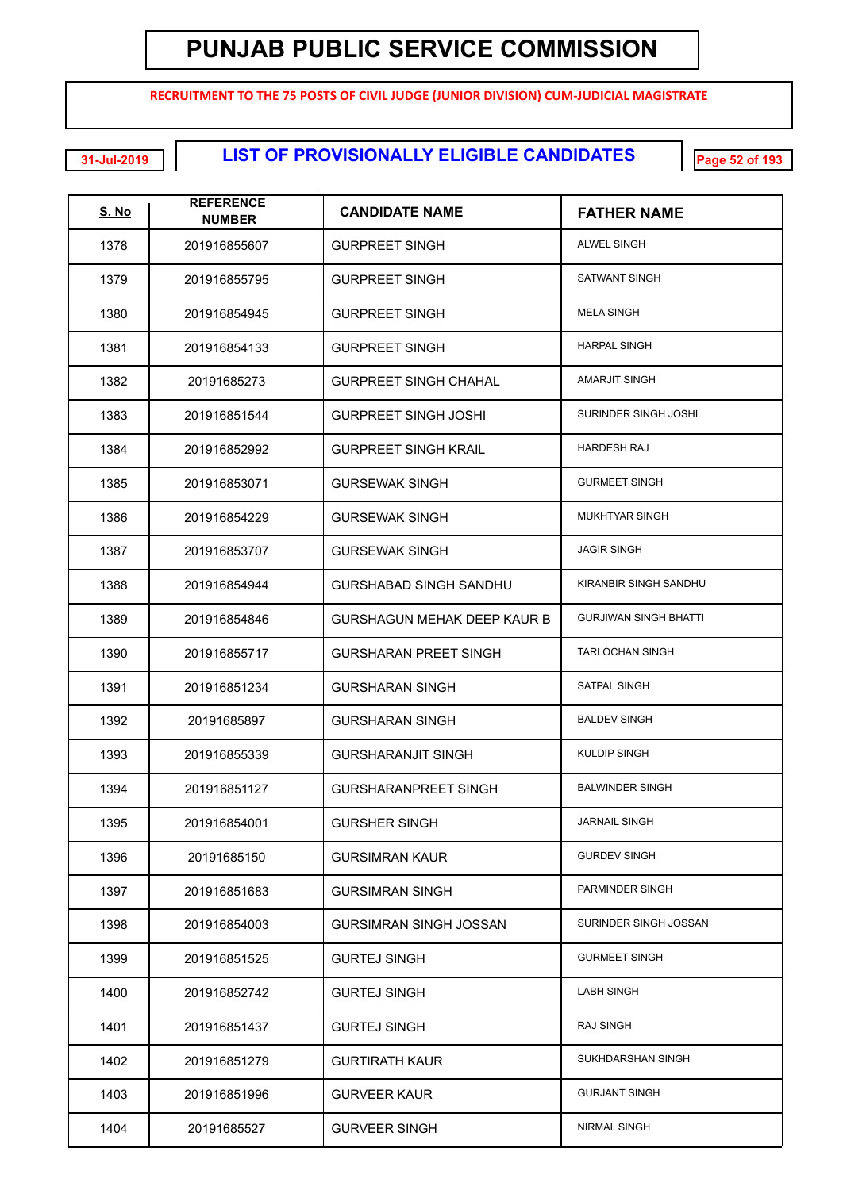# PUNJAB PUBLIC SERVICE COMMISSION

**RECRUITMENT TO THE 75 POSTS OF CIVIL JUDGE (JUNIOR DIVISION) CUM-JUDICIAL MAGISTRATE**

31-Jul-2019

## LIST OF PROVISIONALLY ELIGIBLE CANDIDATES

| S. No | REFERENCE NUMBER | CANDIDATE NAME | FATHER NAME |
|---|---|---|---|
| 1378 | 201916855607 | GURPREET SINGH | ALWEL SINGH |
| 1379 | 201916855795 | GURPREET SINGH | SATWANT SINGH |
| 1380 | 201916854945 | GURPREET SINGH | MELA SINGH |
| 1381 | 201916854133 | GURPREET SINGH | HARPAL SINGH |
| 1382 | 20191685273 | GURPREET SINGH CHAHAL | AMARJIT SINGH |
| 1383 | 201916851544 | GURPREET SINGH JOSHI | SURINDER SINGH JOSHI |
| 1384 | 201916852992 | GURPREET SINGH KRAIL | HARDESH RAJ |
| 1385 | 201916853071 | GURSEWAK SINGH | GURMEET SINGH |
| 1386 | 201916854229 | GURSEWAK SINGH | MUKHTYAR SINGH |
| 1387 | 201916853707 | GURSEWAK SINGH | JAGIR SINGH |
| 1388 | 201916854944 | GURSHABAD SINGH SANDHU | KIRANBIR SINGH SANDHU |
| 1389 | 201916854846 | GURSHAGUN MEHAK DEEP KAUR BI | GURJIWAN SINGH BHATTI |
| 1390 | 201916855717 | GURSHARAN PREET SINGH | TARLOCHAN SINGH |
| 1391 | 201916851234 | GURSHARAN SINGH | SATPAL SINGH |
| 1392 | 20191685897 | GURSHARAN SINGH | BALDEV SINGH |
| 1393 | 201916855339 | GURSHARANJIT SINGH | KULDIP SINGH |
| 1394 | 201916851127 | GURSHARANPREET SINGH | BALWINDER SINGH |
| 1395 | 201916854001 | GURSHER SINGH | JARNAIL SINGH |
| 1396 | 20191685150 | GURSIMRAN KAUR | GURDEV SINGH |
| 1397 | 201916851683 | GURSIMRAN SINGH | PARMINDER SINGH |
| 1398 | 201916854003 | GURSIMRAN SINGH JOSSAN | SURINDER SINGH JOSSAN |
| 1399 | 201916851525 | GURTEJ SINGH | GURMEET SINGH |
| 1400 | 201916852742 | GURTEJ SINGH | LABH SINGH |
| 1401 | 201916851437 | GURTEJ SINGH | RAJ SINGH |
| 1402 | 201916851279 | GURTIRATH KAUR | SUKHDARSHAN SINGH |
| 1403 | 201916851996 | GURVEER KAUR | GURJANT SINGH |
| 1404 | 20191685527 | GURVEER SINGH | NIRMAL SINGH |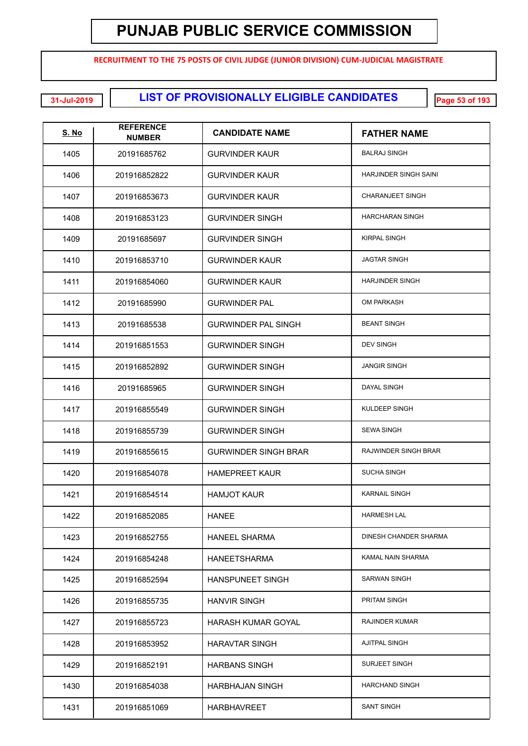# PUNJAB PUBLIC SERVICE COMMISSION

**RECRUITMENT TO THE 75 POSTS OF CIVIL JUDGE (JUNIOR DIVISION) CUM-JUDICIAL MAGISTRATE**

31-Jul-2019

## LIST OF PROVISIONALLY ELIGIBLE CANDIDATES

| S. No | REFERENCE NUMBER | CANDIDATE NAME | FATHER NAME |
|---|---|---|---|
| 1405 | 20191685762 | GURVINDER KAUR | BALRAJ SINGH |
| 1406 | 201916852822 | GURVINDER KAUR | HARJINDER SINGH SAINI |
| 1407 | 201916853673 | GURVINDER KAUR | CHARANJEET SINGH |
| 1408 | 201916853123 | GURVINDER SINGH | HARCHARAN SINGH |
| 1409 | 20191685697 | GURVINDER SINGH | KIRPAL SINGH |
| 1410 | 201916853710 | GURWINDER KAUR | JAGTAR SINGH |
| 1411 | 201916854060 | GURWINDER KAUR | HARJINDER SINGH |
| 1412 | 20191685990 | GURWINDER PAL | OM PARKASH |
| 1413 | 20191685538 | GURWINDER PAL SINGH | BEANT SINGH |
| 1414 | 201916851553 | GURWINDER SINGH | DEV SINGH |
| 1415 | 201916852892 | GURWINDER SINGH | JANGIR SINGH |
| 1416 | 20191685965 | GURWINDER SINGH | DAYAL SINGH |
| 1417 | 201916855549 | GURWINDER SINGH | KULDEEP SINGH |
| 1418 | 201916855739 | GURWINDER SINGH | SEWA SINGH |
| 1419 | 201916855615 | GURWINDER SINGH BRAR | RAJWINDER SINGH BRAR |
| 1420 | 201916854078 | HAMEPREET KAUR | SUCHA SINGH |
| 1421 | 201916854514 | HAMJOT KAUR | KARNAIL SINGH |
| 1422 | 201916852085 | HANEE | HARMESH LAL |
| 1423 | 201916852755 | HANEEL SHARMA | DINESH CHANDER SHARMA |
| 1424 | 201916854248 | HANEETSHARMA | KAMAL NAIN SHARMA |
| 1425 | 201916852594 | HANSPUNEET SINGH | SARWAN SINGH |
| 1426 | 201916855735 | HANVIR SINGH | PRITAM SINGH |
| 1427 | 201916855723 | HARASH KUMAR GOYAL | RAJINDER KUMAR |
| 1428 | 201916853952 | HARAVTAR SINGH | AJITPAL SINGH |
| 1429 | 201916852191 | HARBANS SINGH | SURJEET SINGH |
| 1430 | 201916854038 | HARBHAJAN SINGH | HARCHAND SINGH |
| 1431 | 201916851069 | HARBHAVREET | SANT SINGH |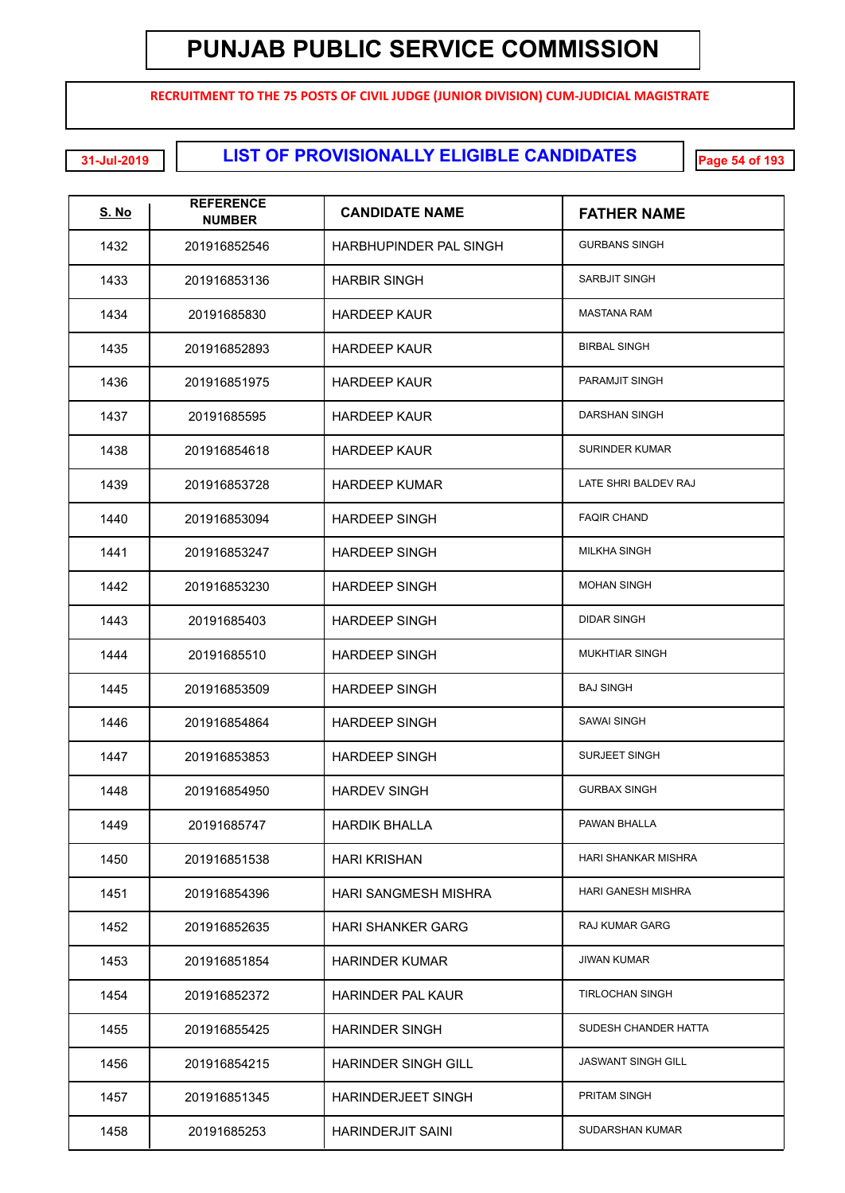# PUNJAB PUBLIC SERVICE COMMISSION

**RECRUITMENT TO THE 75 POSTS OF CIVIL JUDGE (JUNIOR DIVISION) CUM-JUDICIAL MAGISTRATE**

31-Jul-2019

## LIST OF PROVISIONALLY ELIGIBLE CANDIDATES

| S. No | REFERENCE NUMBER | CANDIDATE NAME | FATHER NAME |
|---|---|---|---|
| 1432 | 201916852546 | HARBHUPINDER PAL SINGH | GURBANS SINGH |
| 1433 | 201916853136 | HARBIR SINGH | SARBJIT SINGH |
| 1434 | 20191685830 | HARDEEP KAUR | MASTANA RAM |
| 1435 | 201916852893 | HARDEEP KAUR | BIRBAL SINGH |
| 1436 | 201916851975 | HARDEEP KAUR | PARAMJIT SINGH |
| 1437 | 20191685595 | HARDEEP KAUR | DARSHAN SINGH |
| 1438 | 201916854618 | HARDEEP KAUR | SURINDER KUMAR |
| 1439 | 201916853728 | HARDEEP KUMAR | LATE SHRI BALDEV RAJ |
| 1440 | 201916853094 | HARDEEP SINGH | FAQIR CHAND |
| 1441 | 201916853247 | HARDEEP SINGH | MILKHA SINGH |
| 1442 | 201916853230 | HARDEEP SINGH | MOHAN SINGH |
| 1443 | 20191685403 | HARDEEP SINGH | DIDAR SINGH |
| 1444 | 20191685510 | HARDEEP SINGH | MUKHTIAR SINGH |
| 1445 | 201916853509 | HARDEEP SINGH | BAJ SINGH |
| 1446 | 201916854864 | HARDEEP SINGH | SAWAI SINGH |
| 1447 | 201916853853 | HARDEEP SINGH | SURJEET SINGH |
| 1448 | 201916854950 | HARDEV SINGH | GURBAX SINGH |
| 1449 | 20191685747 | HARDIK BHALLA | PAWAN BHALLA |
| 1450 | 201916851538 | HARI KRISHAN | HARI SHANKAR MISHRA |
| 1451 | 201916854396 | HARI SANGMESH MISHRA | HARI GANESH MISHRA |
| 1452 | 201916852635 | HARI SHANKER GARG | RAJ KUMAR GARG |
| 1453 | 201916851854 | HARINDER KUMAR | JIWAN KUMAR |
| 1454 | 201916852372 | HARINDER PAL KAUR | TIRLOCHAN SINGH |
| 1455 | 201916855425 | HARINDER SINGH | SUDESH CHANDER HATTA |
| 1456 | 201916854215 | HARINDER SINGH GILL | JASWANT SINGH GILL |
| 1457 | 201916851345 | HARINDERJEET SINGH | PRITAM SINGH |
| 1458 | 20191685253 | HARINDERJIT SAINI | SUDARSHAN KUMAR |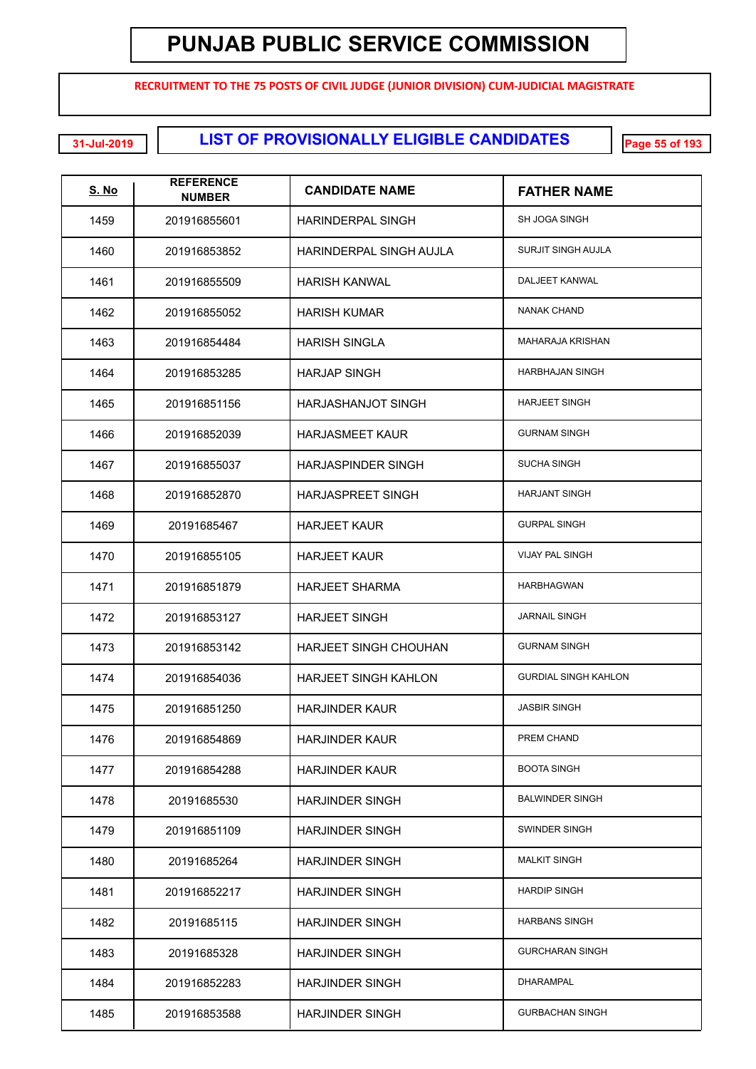# PUNJAB PUBLIC SERVICE COMMISSION

**RECRUITMENT TO THE 75 POSTS OF CIVIL JUDGE (JUNIOR DIVISION) CUM-JUDICIAL MAGISTRATE**

31-Jul-2019

## LIST OF PROVISIONALLY ELIGIBLE CANDIDATES

| S. No | REFERENCE NUMBER | CANDIDATE NAME | FATHER NAME |
|---|---|---|---|
| 1459 | 201916855601 | HARINDERPAL SINGH | SH JOGA SINGH |
| 1460 | 201916853852 | HARINDERPAL SINGH AUJLA | SURJIT SINGH AUJLA |
| 1461 | 201916855509 | HARISH KANWAL | DALJEET KANWAL |
| 1462 | 201916855052 | HARISH KUMAR | NANAK CHAND |
| 1463 | 201916854484 | HARISH SINGLA | MAHARAJA KRISHAN |
| 1464 | 201916853285 | HARJAP SINGH | HARBHAJAN SINGH |
| 1465 | 201916851156 | HARJASHANJOT SINGH | HARJEET SINGH |
| 1466 | 201916852039 | HARJASMEET KAUR | GURNAM SINGH |
| 1467 | 201916855037 | HARJASPINDER SINGH | SUCHA SINGH |
| 1468 | 201916852870 | HARJASPREET SINGH | HARJANT SINGH |
| 1469 | 20191685467 | HARJEET KAUR | GURPAL SINGH |
| 1470 | 201916855105 | HARJEET KAUR | VIJAY PAL SINGH |
| 1471 | 201916851879 | HARJEET SHARMA | HARBHAGWAN |
| 1472 | 201916853127 | HARJEET SINGH | JARNAIL SINGH |
| 1473 | 201916853142 | HARJEET SINGH CHOUHAN | GURNAM SINGH |
| 1474 | 201916854036 | HARJEET SINGH KAHLON | GURDIAL SINGH KAHLON |
| 1475 | 201916851250 | HARJINDER KAUR | JASBIR SINGH |
| 1476 | 201916854869 | HARJINDER KAUR | PREM CHAND |
| 1477 | 201916854288 | HARJINDER KAUR | BOOTA SINGH |
| 1478 | 20191685530 | HARJINDER SINGH | BALWINDER SINGH |
| 1479 | 201916851109 | HARJINDER SINGH | SWINDER SINGH |
| 1480 | 20191685264 | HARJINDER SINGH | MALKIT SINGH |
| 1481 | 201916852217 | HARJINDER SINGH | HARDIP SINGH |
| 1482 | 20191685115 | HARJINDER SINGH | HARBANS SINGH |
| 1483 | 20191685328 | HARJINDER SINGH | GURCHARAN SINGH |
| 1484 | 201916852283 | HARJINDER SINGH | DHARAMPAL |
| 1485 | 201916853588 | HARJINDER SINGH | GURBACHAN SINGH |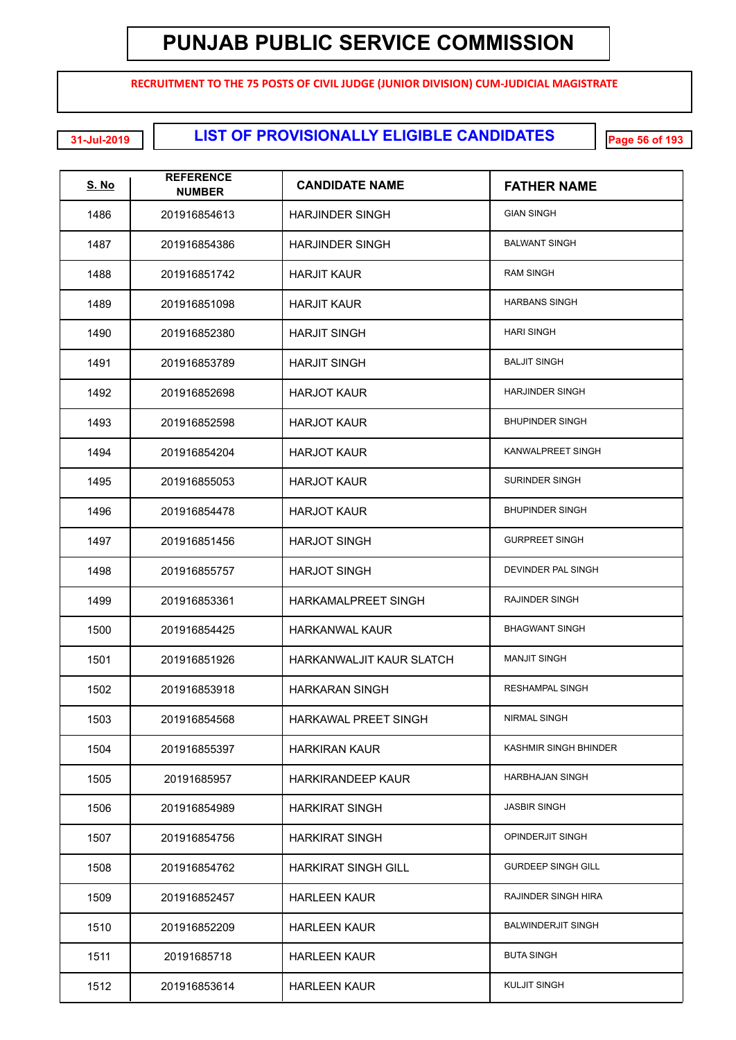# PUNJAB PUBLIC SERVICE COMMISSION

**RECRUITMENT TO THE 75 POSTS OF CIVIL JUDGE (JUNIOR DIVISION) CUM-JUDICIAL MAGISTRATE**

31-Jul-2019

## LIST OF PROVISIONALLY ELIGIBLE CANDIDATES

| S. No | REFERENCE NUMBER | CANDIDATE NAME | FATHER NAME |
|---|---|---|---|
| 1486 | 201916854613 | HARJINDER SINGH | GIAN SINGH |
| 1487 | 201916854386 | HARJINDER SINGH | BALWANT SINGH |
| 1488 | 201916851742 | HARJIT KAUR | RAM SINGH |
| 1489 | 201916851098 | HARJIT KAUR | HARBANS SINGH |
| 1490 | 201916852380 | HARJIT SINGH | HARI SINGH |
| 1491 | 201916853789 | HARJIT SINGH | BALJIT SINGH |
| 1492 | 201916852698 | HARJOT KAUR | HARJINDER SINGH |
| 1493 | 201916852598 | HARJOT KAUR | BHUPINDER SINGH |
| 1494 | 201916854204 | HARJOT KAUR | KANWALPREET SINGH |
| 1495 | 201916855053 | HARJOT KAUR | SURINDER SINGH |
| 1496 | 201916854478 | HARJOT KAUR | BHUPINDER SINGH |
| 1497 | 201916851456 | HARJOT SINGH | GURPREET SINGH |
| 1498 | 201916855757 | HARJOT SINGH | DEVINDER PAL SINGH |
| 1499 | 201916853361 | HARKAMALPREET SINGH | RAJINDER SINGH |
| 1500 | 201916854425 | HARKANWAL KAUR | BHAGWANT SINGH |
| 1501 | 201916851926 | HARKANWALJIT KAUR SLATCH | MANJIT SINGH |
| 1502 | 201916853918 | HARKARAN SINGH | RESHAMPAL SINGH |
| 1503 | 201916854568 | HARKAWAL PREET SINGH | NIRMAL SINGH |
| 1504 | 201916855397 | HARKIRAN KAUR | KASHMIR SINGH BHINDER |
| 1505 | 20191685957 | HARKIRANDEEP KAUR | HARBHAJAN SINGH |
| 1506 | 201916854989 | HARKIRAT SINGH | JASBIR SINGH |
| 1507 | 201916854756 | HARKIRAT SINGH | OPINDERJIT SINGH |
| 1508 | 201916854762 | HARKIRAT SINGH GILL | GURDEEP SINGH GILL |
| 1509 | 201916852457 | HARLEEN KAUR | RAJINDER SINGH HIRA |
| 1510 | 201916852209 | HARLEEN KAUR | BALWINDERJIT SINGH |
| 1511 | 20191685718 | HARLEEN KAUR | BUTA SINGH |
| 1512 | 201916853614 | HARLEEN KAUR | KULJIT SINGH |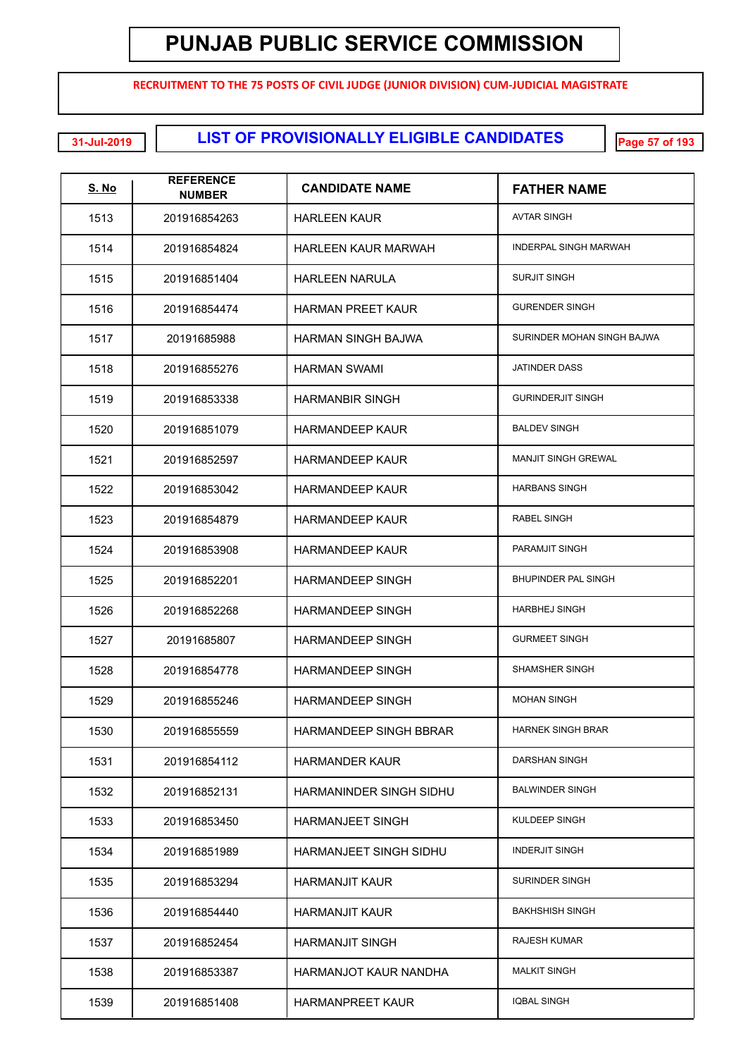# PUNJAB PUBLIC SERVICE COMMISSION

**RECRUITMENT TO THE 75 POSTS OF CIVIL JUDGE (JUNIOR DIVISION) CUM-JUDICIAL MAGISTRATE**

31-Jul-2019

## LIST OF PROVISIONALLY ELIGIBLE CANDIDATES

| S. No | REFERENCE NUMBER | CANDIDATE NAME | FATHER NAME |
|---|---|---|---|
| 1513 | 201916854263 | HARLEEN KAUR | AVTAR SINGH |
| 1514 | 201916854824 | HARLEEN KAUR MARWAH | INDERPAL SINGH MARWAH |
| 1515 | 201916851404 | HARLEEN NARULA | SURJIT SINGH |
| 1516 | 201916854474 | HARMAN PREET KAUR | GURENDER SINGH |
| 1517 | 20191685988 | HARMAN SINGH BAJWA | SURINDER MOHAN SINGH BAJWA |
| 1518 | 201916855276 | HARMAN SWAMI | JATINDER DASS |
| 1519 | 201916853338 | HARMANBIR SINGH | GURINDERJIT SINGH |
| 1520 | 201916851079 | HARMANDEEP KAUR | BALDEV SINGH |
| 1521 | 201916852597 | HARMANDEEP KAUR | MANJIT SINGH GREWAL |
| 1522 | 201916853042 | HARMANDEEP KAUR | HARBANS SINGH |
| 1523 | 201916854879 | HARMANDEEP KAUR | RABEL SINGH |
| 1524 | 201916853908 | HARMANDEEP KAUR | PARAMJIT SINGH |
| 1525 | 201916852201 | HARMANDEEP SINGH | BHUPINDER PAL SINGH |
| 1526 | 201916852268 | HARMANDEEP SINGH | HARBHEJ SINGH |
| 1527 | 20191685807 | HARMANDEEP SINGH | GURMEET SINGH |
| 1528 | 201916854778 | HARMANDEEP SINGH | SHAMSHER SINGH |
| 1529 | 201916855246 | HARMANDEEP SINGH | MOHAN SINGH |
| 1530 | 201916855559 | HARMANDEEP SINGH BBRAR | HARNEK SINGH BRAR |
| 1531 | 201916854112 | HARMANDER KAUR | DARSHAN SINGH |
| 1532 | 201916852131 | HARMANINDER SINGH SIDHU | BALWINDER SINGH |
| 1533 | 201916853450 | HARMANJEET SINGH | KULDEEP SINGH |
| 1534 | 201916851989 | HARMANJEET SINGH SIDHU | INDERJIT SINGH |
| 1535 | 201916853294 | HARMANJIT KAUR | SURINDER SINGH |
| 1536 | 201916854440 | HARMANJIT KAUR | BAKHSHISH SINGH |
| 1537 | 201916852454 | HARMANJIT SINGH | RAJESH KUMAR |
| 1538 | 201916853387 | HARMANJOT KAUR NANDHA | MALKIT SINGH |
| 1539 | 201916851408 | HARMANPREET KAUR | IQBAL SINGH |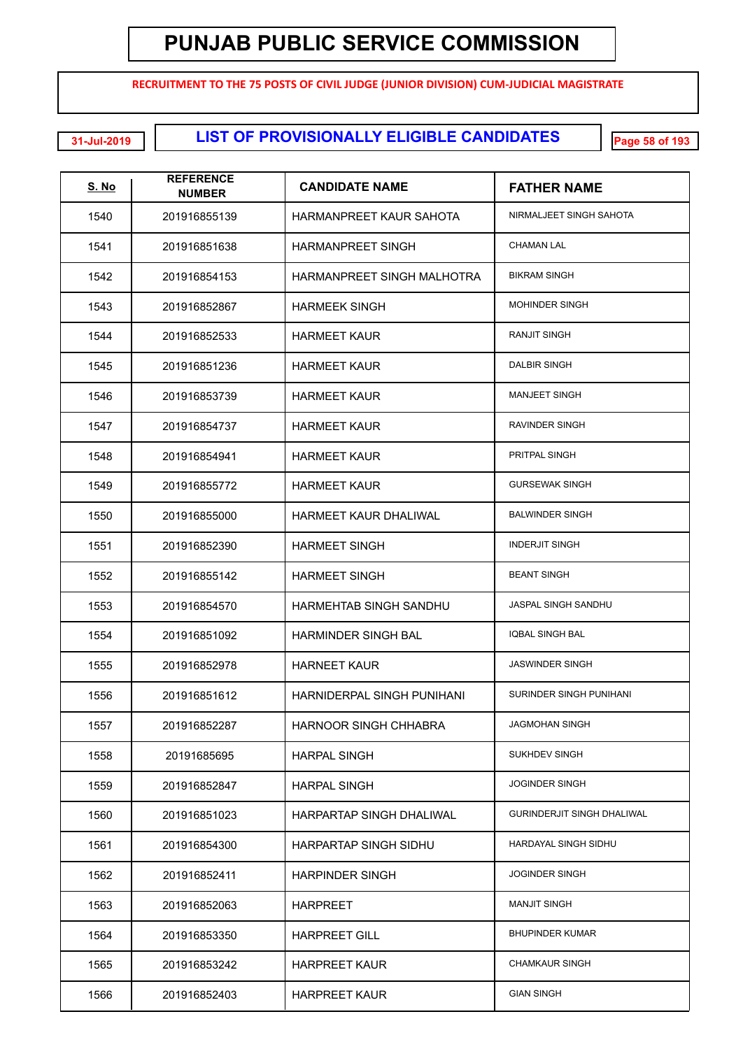# PUNJAB PUBLIC SERVICE COMMISSION

**RECRUITMENT TO THE 75 POSTS OF CIVIL JUDGE (JUNIOR DIVISION) CUM-JUDICIAL MAGISTRATE**

31-Jul-2019

## LIST OF PROVISIONALLY ELIGIBLE CANDIDATES

| S. No | REFERENCE NUMBER | CANDIDATE NAME | FATHER NAME |
|---|---|---|---|
| 1540 | 201916855139 | HARMANPREET KAUR SAHOTA | NIRMALJEET SINGH SAHOTA |
| 1541 | 201916851638 | HARMANPREET SINGH | CHAMAN LAL |
| 1542 | 201916854153 | HARMANPREET SINGH MALHOTRA | BIKRAM SINGH |
| 1543 | 201916852867 | HARMEEK SINGH | MOHINDER SINGH |
| 1544 | 201916852533 | HARMEET KAUR | RANJIT SINGH |
| 1545 | 201916851236 | HARMEET KAUR | DALBIR SINGH |
| 1546 | 201916853739 | HARMEET KAUR | MANJEET SINGH |
| 1547 | 201916854737 | HARMEET KAUR | RAVINDER SINGH |
| 1548 | 201916854941 | HARMEET KAUR | PRITPAL SINGH |
| 1549 | 201916855772 | HARMEET KAUR | GURSEWAK SINGH |
| 1550 | 201916855000 | HARMEET KAUR DHALIWAL | BALWINDER SINGH |
| 1551 | 201916852390 | HARMEET SINGH | INDERJIT SINGH |
| 1552 | 201916855142 | HARMEET SINGH | BEANT SINGH |
| 1553 | 201916854570 | HARMEHTAB SINGH SANDHU | JASPAL SINGH SANDHU |
| 1554 | 201916851092 | HARMINDER SINGH BAL | IQBAL SINGH BAL |
| 1555 | 201916852978 | HARNEET KAUR | JASWINDER SINGH |
| 1556 | 201916851612 | HARNIDERPAL SINGH PUNIHANI | SURINDER SINGH PUNIHANI |
| 1557 | 201916852287 | HARNOOR SINGH CHHABRA | JAGMOHAN SINGH |
| 1558 | 20191685695 | HARPAL SINGH | SUKHDEV SINGH |
| 1559 | 201916852847 | HARPAL SINGH | JOGINDER SINGH |
| 1560 | 201916851023 | HARPARTAP SINGH DHALIWAL | GURINDERJIT SINGH DHALIWAL |
| 1561 | 201916854300 | HARPARTAP SINGH SIDHU | HARDAYAL SINGH SIDHU |
| 1562 | 201916852411 | HARPINDER SINGH | JOGINDER SINGH |
| 1563 | 201916852063 | HARPREET | MANJIT SINGH |
| 1564 | 201916853350 | HARPREET GILL | BHUPINDER KUMAR |
| 1565 | 201916853242 | HARPREET KAUR | CHAMKAUR SINGH |
| 1566 | 201916852403 | HARPREET KAUR | GIAN SINGH |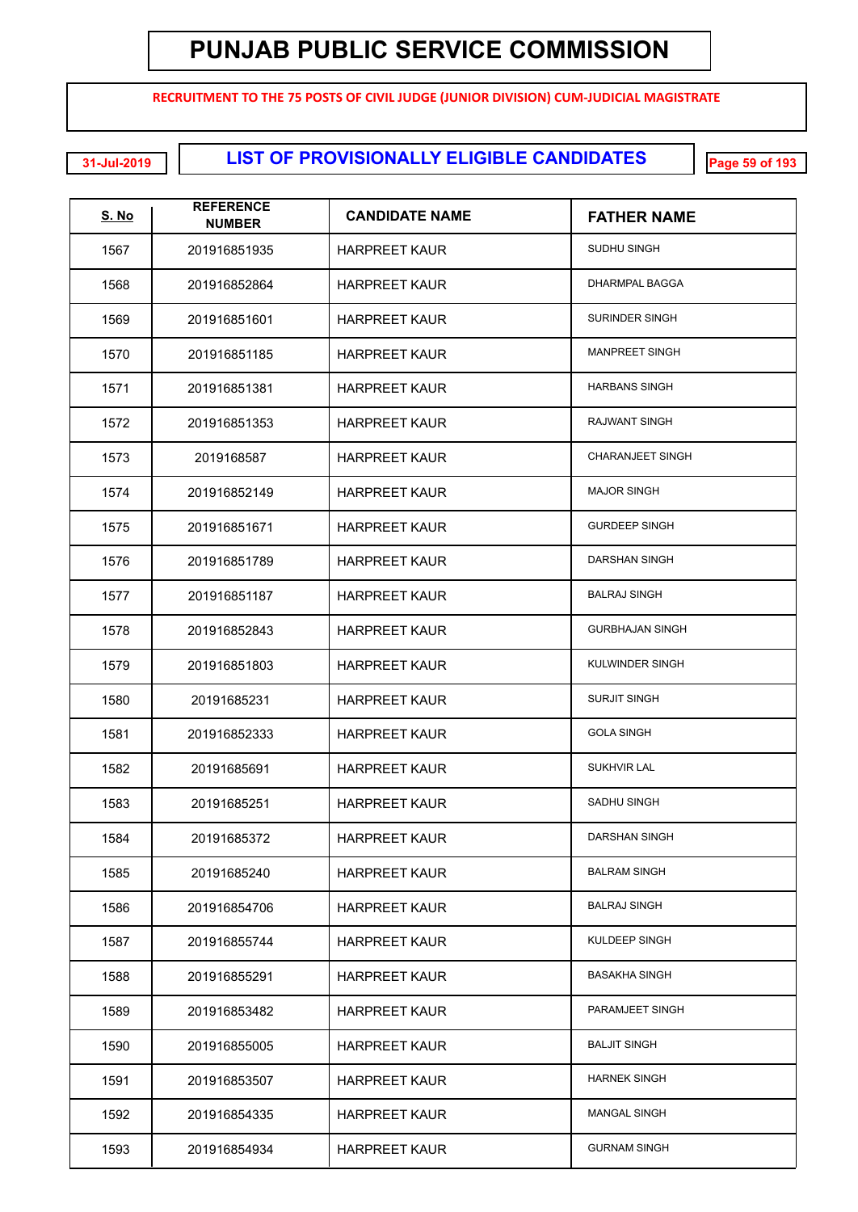# PUNJAB PUBLIC SERVICE COMMISSION

**RECRUITMENT TO THE 75 POSTS OF CIVIL JUDGE (JUNIOR DIVISION) CUM-JUDICIAL MAGISTRATE**

31-Jul-2019

## LIST OF PROVISIONALLY ELIGIBLE CANDIDATES

| S. No | REFERENCE NUMBER | CANDIDATE NAME | FATHER NAME |
|---|---|---|---|
| 1567 | 201916851935 | HARPREET KAUR | SUDHU SINGH |
| 1568 | 201916852864 | HARPREET KAUR | DHARMPAL BAGGA |
| 1569 | 201916851601 | HARPREET KAUR | SURINDER SINGH |
| 1570 | 201916851185 | HARPREET KAUR | MANPREET SINGH |
| 1571 | 201916851381 | HARPREET KAUR | HARBANS SINGH |
| 1572 | 201916851353 | HARPREET KAUR | RAJWANT SINGH |
| 1573 | 2019168587 | HARPREET KAUR | CHARANJEET SINGH |
| 1574 | 201916852149 | HARPREET KAUR | MAJOR SINGH |
| 1575 | 201916851671 | HARPREET KAUR | GURDEEP SINGH |
| 1576 | 201916851789 | HARPREET KAUR | DARSHAN SINGH |
| 1577 | 201916851187 | HARPREET KAUR | BALRAJ SINGH |
| 1578 | 201916852843 | HARPREET KAUR | GURBHAJAN SINGH |
| 1579 | 201916851803 | HARPREET KAUR | KULWINDER SINGH |
| 1580 | 20191685231 | HARPREET KAUR | SURJIT SINGH |
| 1581 | 201916852333 | HARPREET KAUR | GOLA SINGH |
| 1582 | 20191685691 | HARPREET KAUR | SUKHVIR LAL |
| 1583 | 20191685251 | HARPREET KAUR | SADHU SINGH |
| 1584 | 20191685372 | HARPREET KAUR | DARSHAN SINGH |
| 1585 | 20191685240 | HARPREET KAUR | BALRAM SINGH |
| 1586 | 201916854706 | HARPREET KAUR | BALRAJ SINGH |
| 1587 | 201916855744 | HARPREET KAUR | KULDEEP SINGH |
| 1588 | 201916855291 | HARPREET KAUR | BASAKHA SINGH |
| 1589 | 201916853482 | HARPREET KAUR | PARAMJEET SINGH |
| 1590 | 201916855005 | HARPREET KAUR | BALJIT SINGH |
| 1591 | 201916853507 | HARPREET KAUR | HARNEK SINGH |
| 1592 | 201916854335 | HARPREET KAUR | MANGAL SINGH |
| 1593 | 201916854934 | HARPREET KAUR | GURNAM SINGH |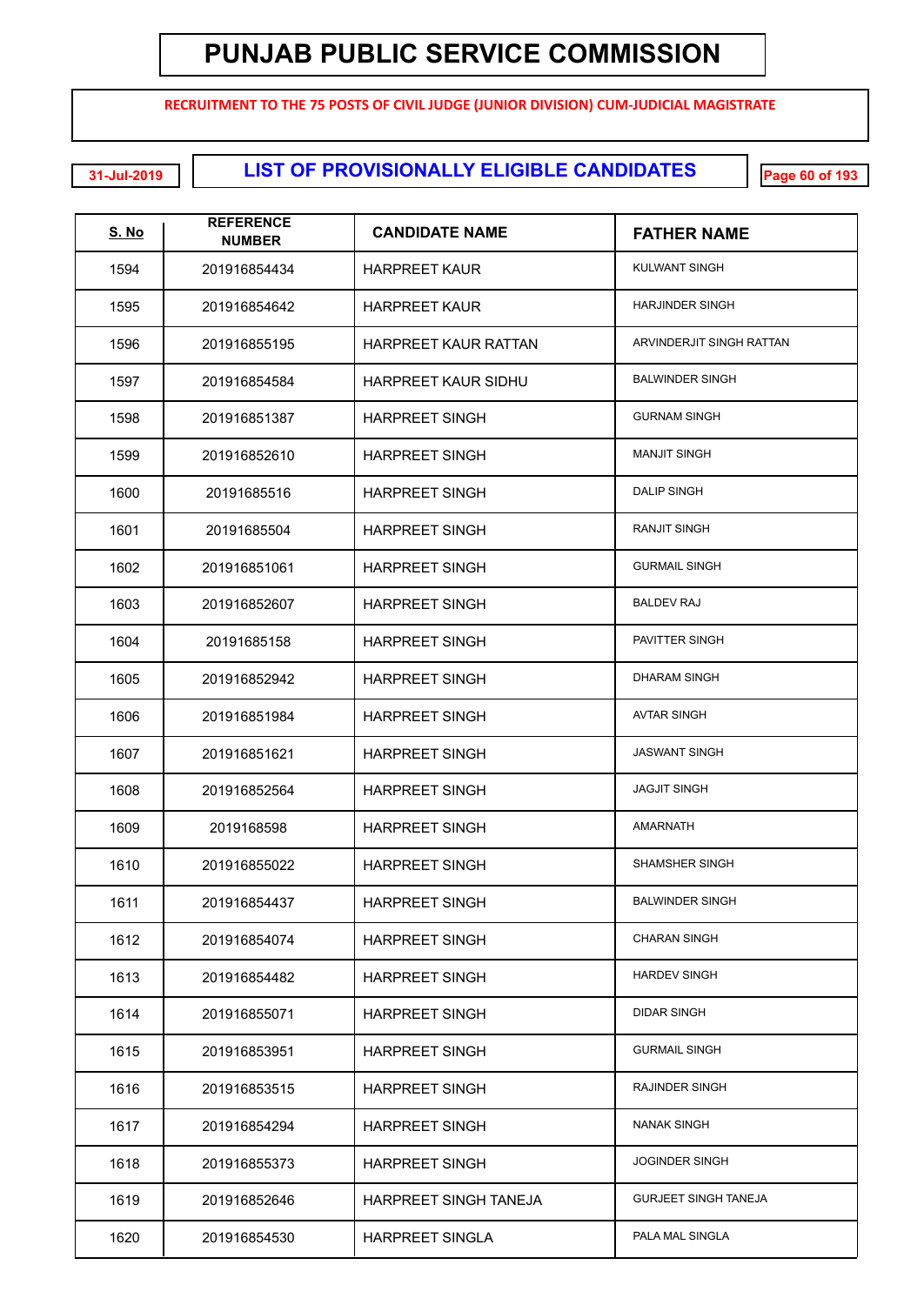# PUNJAB PUBLIC SERVICE COMMISSION

RECRUITMENT TO THE 75 POSTS OF CIVIL JUDGE (JUNIOR DIVISION) CUM-JUDICIAL MAGISTRATE

31-Jul-2019

## LIST OF PROVISIONALLY ELIGIBLE CANDIDATES

| S. No | REFERENCE NUMBER | CANDIDATE NAME | FATHER NAME |
|---|---|---|---|
| 1594 | 201916854434 | HARPREET KAUR | KULWANT SINGH |
| 1595 | 201916854642 | HARPREET KAUR | HARJINDER SINGH |
| 1596 | 201916855195 | HARPREET KAUR RATTAN | ARVINDERJIT SINGH RATTAN |
| 1597 | 201916854584 | HARPREET KAUR SIDHU | BALWINDER SINGH |
| 1598 | 201916851387 | HARPREET SINGH | GURNAM SINGH |
| 1599 | 201916852610 | HARPREET SINGH | MANJIT SINGH |
| 1600 | 20191685516 | HARPREET SINGH | DALIP SINGH |
| 1601 | 20191685504 | HARPREET SINGH | RANJIT SINGH |
| 1602 | 201916851061 | HARPREET SINGH | GURMAIL SINGH |
| 1603 | 201916852607 | HARPREET SINGH | BALDEV RAJ |
| 1604 | 20191685158 | HARPREET SINGH | PAVITTER SINGH |
| 1605 | 201916852942 | HARPREET SINGH | DHARAM SINGH |
| 1606 | 201916851984 | HARPREET SINGH | AVTAR SINGH |
| 1607 | 201916851621 | HARPREET SINGH | JASWANT SINGH |
| 1608 | 201916852564 | HARPREET SINGH | JAGJIT SINGH |
| 1609 | 2019168598 | HARPREET SINGH | AMARNATH |
| 1610 | 201916855022 | HARPREET SINGH | SHAMSHER SINGH |
| 1611 | 201916854437 | HARPREET SINGH | BALWINDER SINGH |
| 1612 | 201916854074 | HARPREET SINGH | CHARAN SINGH |
| 1613 | 201916854482 | HARPREET SINGH | HARDEV SINGH |
| 1614 | 201916855071 | HARPREET SINGH | DIDAR SINGH |
| 1615 | 201916853951 | HARPREET SINGH | GURMAIL SINGH |
| 1616 | 201916853515 | HARPREET SINGH | RAJINDER SINGH |
| 1617 | 201916854294 | HARPREET SINGH | NANAK SINGH |
| 1618 | 201916855373 | HARPREET SINGH | JOGINDER SINGH |
| 1619 | 201916852646 | HARPREET SINGH TANEJA | GURJEET SINGH TANEJA |
| 1620 | 201916854530 | HARPREET SINGLA | PALA MAL SINGLA |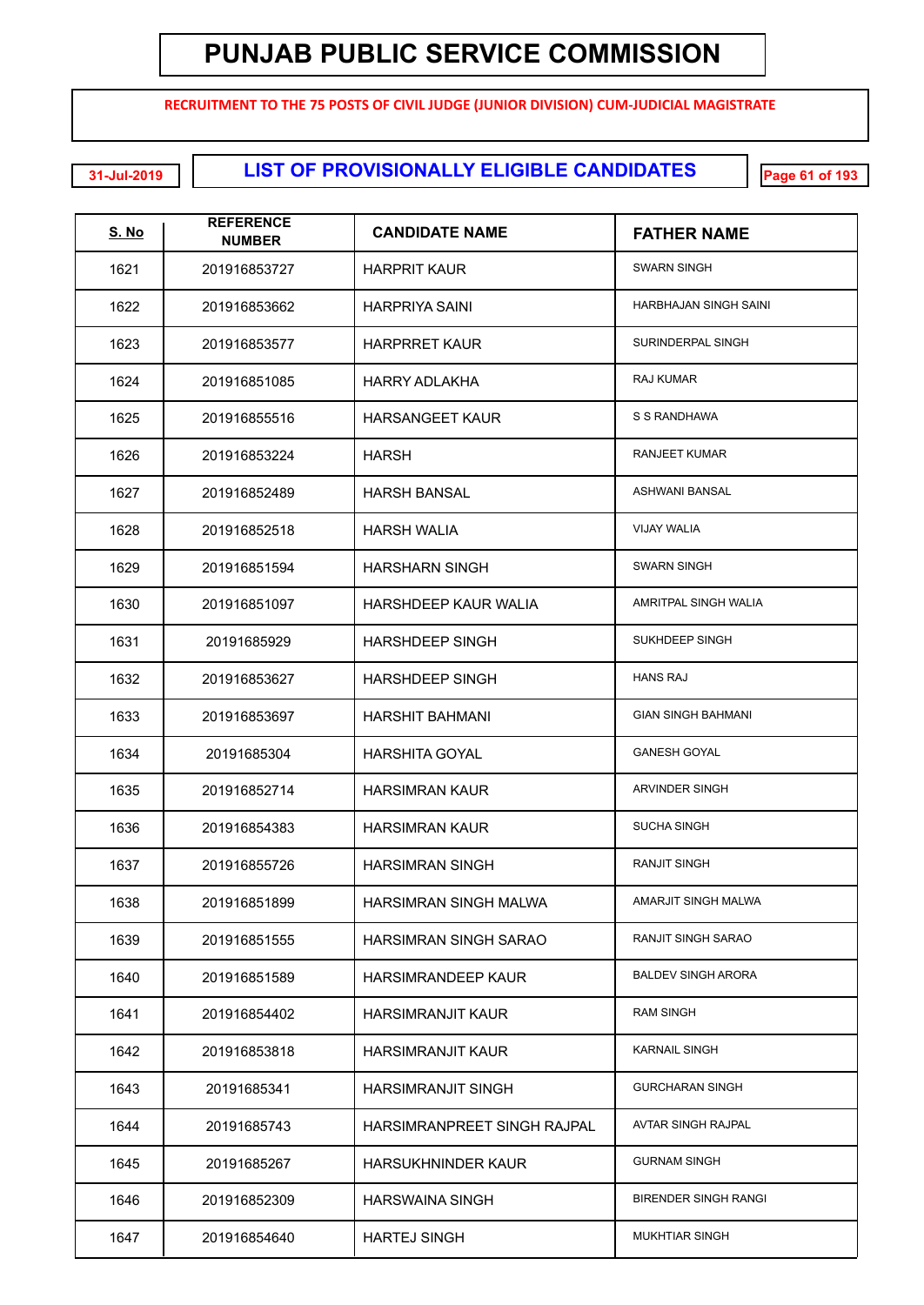# PUNJAB PUBLIC SERVICE COMMISSION

**RECRUITMENT TO THE 75 POSTS OF CIVIL JUDGE (JUNIOR DIVISION) CUM-JUDICIAL MAGISTRATE**

31-Jul-2019

## LIST OF PROVISIONALLY ELIGIBLE CANDIDATES

| S. No | REFERENCE NUMBER | CANDIDATE NAME | FATHER NAME |
|---|---|---|---|
| 1621 | 201916853727 | HARPRIT KAUR | SWARN SINGH |
| 1622 | 201916853662 | HARPRIYA SAINI | HARBHAJAN SINGH SAINI |
| 1623 | 201916853577 | HARPRRET KAUR | SURINDERPAL SINGH |
| 1624 | 201916851085 | HARRY ADLAKHA | RAJ KUMAR |
| 1625 | 201916855516 | HARSANGEET KAUR | S S RANDHAWA |
| 1626 | 201916853224 | HARSH | RANJEET KUMAR |
| 1627 | 201916852489 | HARSH BANSAL | ASHWANI BANSAL |
| 1628 | 201916852518 | HARSH WALIA | VIJAY WALIA |
| 1629 | 201916851594 | HARSHARN SINGH | SWARN SINGH |
| 1630 | 201916851097 | HARSHDEEP KAUR WALIA | AMRITPAL SINGH WALIA |
| 1631 | 20191685929 | HARSHDEEP SINGH | SUKHDEEP SINGH |
| 1632 | 201916853627 | HARSHDEEP SINGH | HANS RAJ |
| 1633 | 201916853697 | HARSHIT BAHMANI | GIAN SINGH BAHMANI |
| 1634 | 20191685304 | HARSHITA GOYAL | GANESH GOYAL |
| 1635 | 201916852714 | HARSIMRAN KAUR | ARVINDER SINGH |
| 1636 | 201916854383 | HARSIMRAN KAUR | SUCHA SINGH |
| 1637 | 201916855726 | HARSIMRAN SINGH | RANJIT SINGH |
| 1638 | 201916851899 | HARSIMRAN SINGH MALWA | AMARJIT SINGH MALWA |
| 1639 | 201916851555 | HARSIMRAN SINGH SARAO | RANJIT SINGH SARAO |
| 1640 | 201916851589 | HARSIMRANDEEP KAUR | BALDEV SINGH ARORA |
| 1641 | 201916854402 | HARSIMRANJIT KAUR | RAM SINGH |
| 1642 | 201916853818 | HARSIMRANJIT KAUR | KARNAIL SINGH |
| 1643 | 20191685341 | HARSIMRANJIT SINGH | GURCHARAN SINGH |
| 1644 | 20191685743 | HARSIMRANPREET SINGH RAJPAL | AVTAR SINGH RAJPAL |
| 1645 | 20191685267 | HARSUKHNINDER KAUR | GURNAM SINGH |
| 1646 | 201916852309 | HARSWAINA SINGH | BIRENDER SINGH RANGI |
| 1647 | 201916854640 | HARTEJ SINGH | MUKHTIAR SINGH |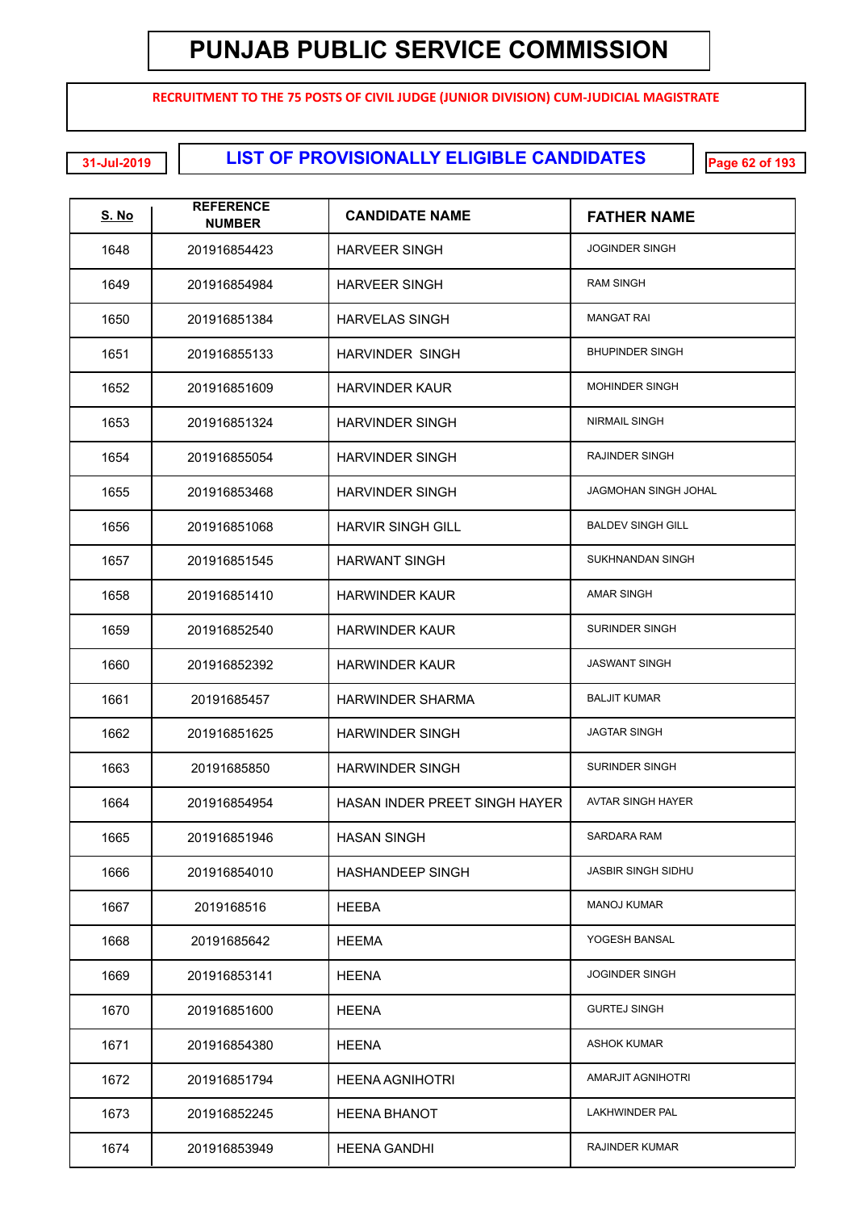# PUNJAB PUBLIC SERVICE COMMISSION

**RECRUITMENT TO THE 75 POSTS OF CIVIL JUDGE (JUNIOR DIVISION) CUM-JUDICIAL MAGISTRATE**

31-Jul-2019

## LIST OF PROVISIONALLY ELIGIBLE CANDIDATES

| S. No | REFERENCE NUMBER | CANDIDATE NAME | FATHER NAME |
|---|---|---|---|
| 1648 | 201916854423 | HARVEER SINGH | JOGINDER SINGH |
| 1649 | 201916854984 | HARVEER SINGH | RAM SINGH |
| 1650 | 201916851384 | HARVELAS SINGH | MANGAT RAI |
| 1651 | 201916855133 | HARVINDER SINGH | BHUPINDER SINGH |
| 1652 | 201916851609 | HARVINDER KAUR | MOHINDER SINGH |
| 1653 | 201916851324 | HARVINDER SINGH | NIRMAIL SINGH |
| 1654 | 201916855054 | HARVINDER SINGH | RAJINDER SINGH |
| 1655 | 201916853468 | HARVINDER SINGH | JAGMOHAN SINGH JOHAL |
| 1656 | 201916851068 | HARVIR SINGH GILL | BALDEV SINGH GILL |
| 1657 | 201916851545 | HARWANT SINGH | SUKHNANDAN SINGH |
| 1658 | 201916851410 | HARWINDER KAUR | AMAR SINGH |
| 1659 | 201916852540 | HARWINDER KAUR | SURINDER SINGH |
| 1660 | 201916852392 | HARWINDER KAUR | JASWANT SINGH |
| 1661 | 20191685457 | HARWINDER SHARMA | BALJIT KUMAR |
| 1662 | 201916851625 | HARWINDER SINGH | JAGTAR SINGH |
| 1663 | 20191685850 | HARWINDER SINGH | SURINDER SINGH |
| 1664 | 201916854954 | HASAN INDER PREET SINGH HAYER | AVTAR SINGH HAYER |
| 1665 | 201916851946 | HASAN SINGH | SARDARA RAM |
| 1666 | 201916854010 | HASHANDEEP SINGH | JASBIR SINGH SIDHU |
| 1667 | 2019168516 | HEEBA | MANOJ KUMAR |
| 1668 | 20191685642 | HEEMA | YOGESH BANSAL |
| 1669 | 201916853141 | HEENA | JOGINDER SINGH |
| 1670 | 201916851600 | HEENA | GURTEJ SINGH |
| 1671 | 201916854380 | HEENA | ASHOK KUMAR |
| 1672 | 201916851794 | HEENA AGNIHOTRI | AMARJIT AGNIHOTRI |
| 1673 | 201916852245 | HEENA BHANOT | LAKHWINDER PAL |
| 1674 | 201916853949 | HEENA GANDHI | RAJINDER KUMAR |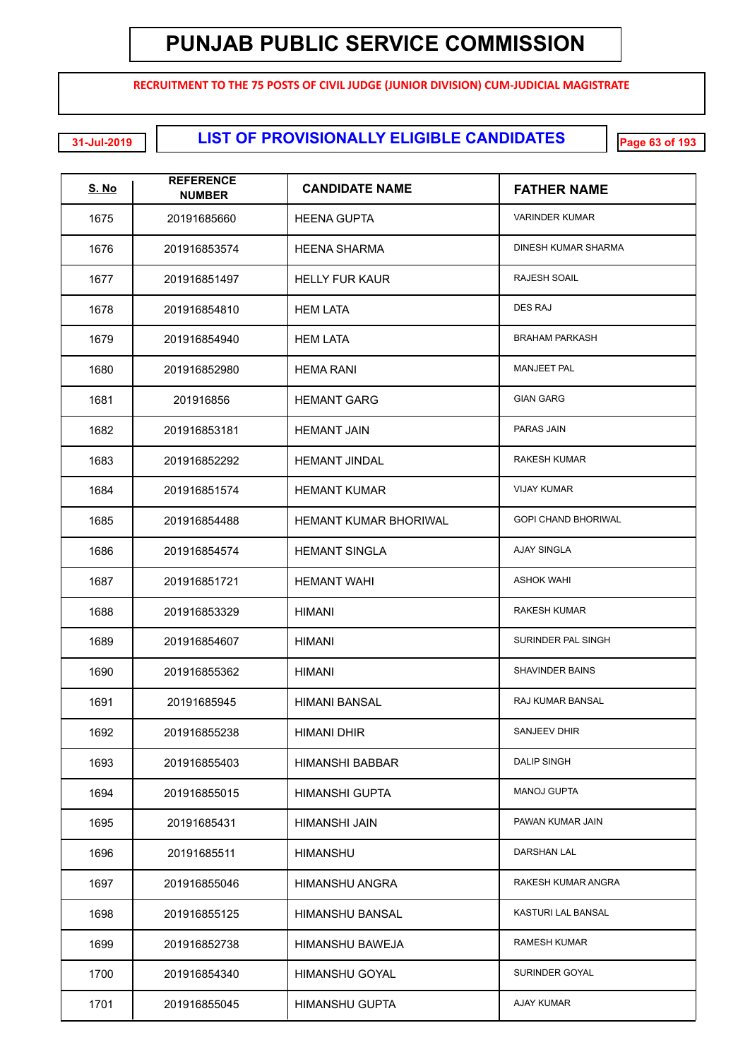# PUNJAB PUBLIC SERVICE COMMISSION

**RECRUITMENT TO THE 75 POSTS OF CIVIL JUDGE (JUNIOR DIVISION) CUM-JUDICIAL MAGISTRATE**

31-Jul-2019

## LIST OF PROVISIONALLY ELIGIBLE CANDIDATES

| S. No | REFERENCE NUMBER | CANDIDATE NAME | FATHER NAME |
|---|---|---|---|
| 1675 | 20191685660 | HEENA GUPTA | VARINDER KUMAR |
| 1676 | 201916853574 | HEENA SHARMA | DINESH KUMAR SHARMA |
| 1677 | 201916851497 | HELLY FUR KAUR | RAJESH SOAIL |
| 1678 | 201916854810 | HEM LATA | DES RAJ |
| 1679 | 201916854940 | HEM LATA | BRAHAM PARKASH |
| 1680 | 201916852980 | HEMA RANI | MANJEET PAL |
| 1681 | 201916856 | HEMANT GARG | GIAN GARG |
| 1682 | 201916853181 | HEMANT JAIN | PARAS JAIN |
| 1683 | 201916852292 | HEMANT JINDAL | RAKESH KUMAR |
| 1684 | 201916851574 | HEMANT KUMAR | VIJAY KUMAR |
| 1685 | 201916854488 | HEMANT KUMAR BHORIWAL | GOPI CHAND BHORIWAL |
| 1686 | 201916854574 | HEMANT SINGLA | AJAY SINGLA |
| 1687 | 201916851721 | HEMANT WAHI | ASHOK WAHI |
| 1688 | 201916853329 | HIMANI | RAKESH KUMAR |
| 1689 | 201916854607 | HIMANI | SURINDER PAL SINGH |
| 1690 | 201916855362 | HIMANI | SHAVINDER BAINS |
| 1691 | 20191685945 | HIMANI BANSAL | RAJ KUMAR BANSAL |
| 1692 | 201916855238 | HIMANI DHIR | SANJEEV DHIR |
| 1693 | 201916855403 | HIMANSHI BABBAR | DALIP SINGH |
| 1694 | 201916855015 | HIMANSHI GUPTA | MANOJ GUPTA |
| 1695 | 20191685431 | HIMANSHI JAIN | PAWAN KUMAR JAIN |
| 1696 | 20191685511 | HIMANSHU | DARSHAN LAL |
| 1697 | 201916855046 | HIMANSHU ANGRA | RAKESH KUMAR ANGRA |
| 1698 | 201916855125 | HIMANSHU BANSAL | KASTURI LAL BANSAL |
| 1699 | 201916852738 | HIMANSHU BAWEJA | RAMESH KUMAR |
| 1700 | 201916854340 | HIMANSHU GOYAL | SURINDER GOYAL |
| 1701 | 201916855045 | HIMANSHU GUPTA | AJAY KUMAR |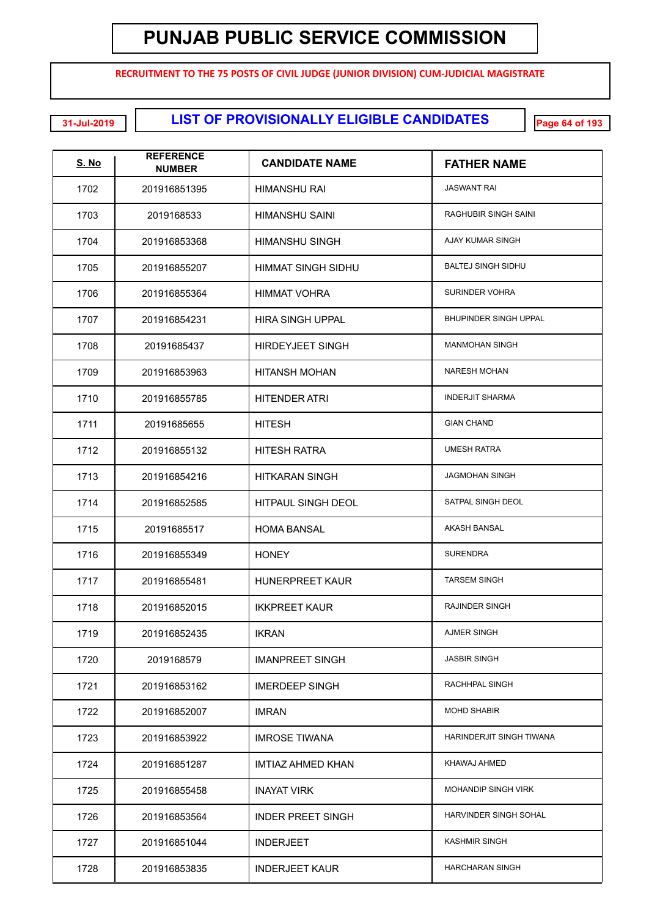# PUNJAB PUBLIC SERVICE COMMISSION

**RECRUITMENT TO THE 75 POSTS OF CIVIL JUDGE (JUNIOR DIVISION) CUM-JUDICIAL MAGISTRATE**

31-Jul-2019

## LIST OF PROVISIONALLY ELIGIBLE CANDIDATES

| S. No | REFERENCE NUMBER | CANDIDATE NAME | FATHER NAME |
|---|---|---|---|
| 1702 | 201916851395 | HIMANSHU RAI | JASWANT RAI |
| 1703 | 2019168533 | HIMANSHU SAINI | RAGHUBIR SINGH SAINI |
| 1704 | 201916853368 | HIMANSHU SINGH | AJAY KUMAR SINGH |
| 1705 | 201916855207 | HIMMAT SINGH SIDHU | BALTEJ SINGH SIDHU |
| 1706 | 201916855364 | HIMMAT VOHRA | SURINDER VOHRA |
| 1707 | 201916854231 | HIRA SINGH UPPAL | BHUPINDER SINGH UPPAL |
| 1708 | 20191685437 | HIRDEYJEET SINGH | MANMOHAN SINGH |
| 1709 | 201916853963 | HITANSH MOHAN | NARESH MOHAN |
| 1710 | 201916855785 | HITENDER ATRI | INDERJIT SHARMA |
| 1711 | 20191685655 | HITESH | GIAN CHAND |
| 1712 | 201916855132 | HITESH RATRA | UMESH RATRA |
| 1713 | 201916854216 | HITKARAN SINGH | JAGMOHAN SINGH |
| 1714 | 201916852585 | HITPAUL SINGH DEOL | SATPAL SINGH DEOL |
| 1715 | 20191685517 | HOMA BANSAL | AKASH BANSAL |
| 1716 | 201916855349 | HONEY | SURENDRA |
| 1717 | 201916855481 | HUNERPREET KAUR | TARSEM SINGH |
| 1718 | 201916852015 | IKKPREET KAUR | RAJINDER SINGH |
| 1719 | 201916852435 | IKRAN | AJMER SINGH |
| 1720 | 2019168579 | IMANPREET SINGH | JASBIR SINGH |
| 1721 | 201916853162 | IMERDEEP SINGH | RACHHPAL SINGH |
| 1722 | 201916852007 | IMRAN | MOHD SHABIR |
| 1723 | 201916853922 | IMROSE TIWANA | HARINDERJIT SINGH TIWANA |
| 1724 | 201916851287 | IMTIAZ AHMED KHAN | KHAWAJ AHMED |
| 1725 | 201916855458 | INAYAT VIRK | MOHANDIP SINGH VIRK |
| 1726 | 201916853564 | INDER PREET SINGH | HARVINDER SINGH SOHAL |
| 1727 | 201916851044 | INDERJEET | KASHMIR SINGH |
| 1728 | 201916853835 | INDERJEET KAUR | HARCHARAN SINGH |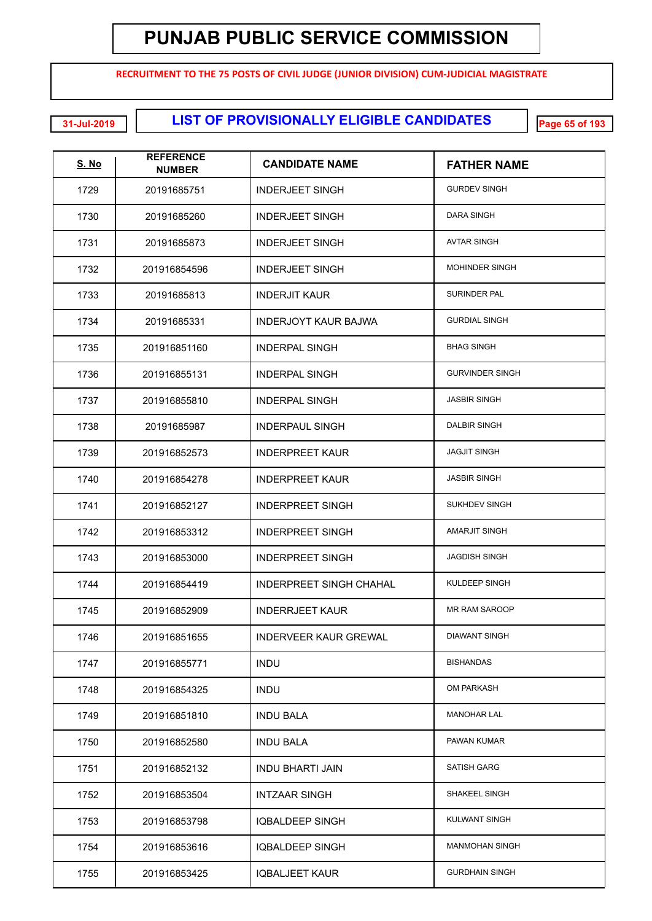# PUNJAB PUBLIC SERVICE COMMISSION

**RECRUITMENT TO THE 75 POSTS OF CIVIL JUDGE (JUNIOR DIVISION) CUM-JUDICIAL MAGISTRATE**

31-Jul-2019

## LIST OF PROVISIONALLY ELIGIBLE CANDIDATES

| S. No | REFERENCE NUMBER | CANDIDATE NAME | FATHER NAME |
|---|---|---|---|
| 1729 | 20191685751 | INDERJEET SINGH | GURDEV SINGH |
| 1730 | 20191685260 | INDERJEET SINGH | DARA SINGH |
| 1731 | 20191685873 | INDERJEET SINGH | AVTAR SINGH |
| 1732 | 201916854596 | INDERJEET SINGH | MOHINDER SINGH |
| 1733 | 20191685813 | INDERJIT KAUR | SURINDER PAL |
| 1734 | 20191685331 | INDERJOYT KAUR BAJWA | GURDIAL SINGH |
| 1735 | 201916851160 | INDERPAL SINGH | BHAG SINGH |
| 1736 | 201916855131 | INDERPAL SINGH | GURVINDER SINGH |
| 1737 | 201916855810 | INDERPAL SINGH | JASBIR SINGH |
| 1738 | 20191685987 | INDERPAUL SINGH | DALBIR SINGH |
| 1739 | 201916852573 | INDERPREET KAUR | JAGJIT SINGH |
| 1740 | 201916854278 | INDERPREET KAUR | JASBIR SINGH |
| 1741 | 201916852127 | INDERPREET SINGH | SUKHDEV SINGH |
| 1742 | 201916853312 | INDERPREET SINGH | AMARJIT SINGH |
| 1743 | 201916853000 | INDERPREET SINGH | JAGDISH SINGH |
| 1744 | 201916854419 | INDERPREET SINGH CHAHAL | KULDEEP SINGH |
| 1745 | 201916852909 | INDERRJEET KAUR | MR RAM SAROOP |
| 1746 | 201916851655 | INDERVEER KAUR GREWAL | DIAWANT SINGH |
| 1747 | 201916855771 | INDU | BISHANDAS |
| 1748 | 201916854325 | INDU | OM PARKASH |
| 1749 | 201916851810 | INDU BALA | MANOHAR LAL |
| 1750 | 201916852580 | INDU BALA | PAWAN KUMAR |
| 1751 | 201916852132 | INDU BHARTI JAIN | SATISH GARG |
| 1752 | 201916853504 | INTZAAR SINGH | SHAKEEL SINGH |
| 1753 | 201916853798 | IQBALDEEP SINGH | KULWANT SINGH |
| 1754 | 201916853616 | IQBALDEEP SINGH | MANMOHAN SINGH |
| 1755 | 201916853425 | IQBALJEET KAUR | GURDHAIN SINGH |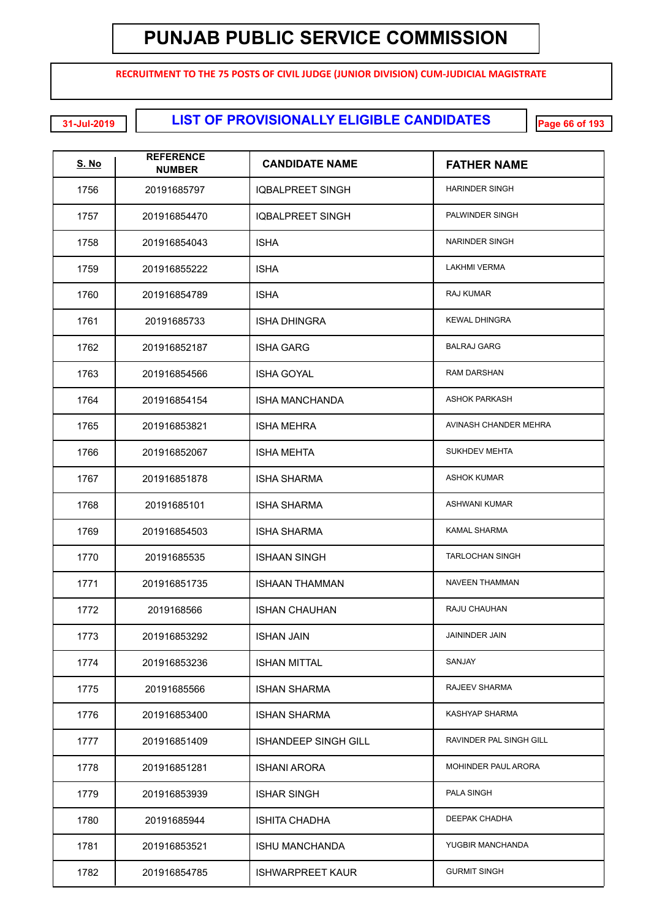# PUNJAB PUBLIC SERVICE COMMISSION

**RECRUITMENT TO THE 75 POSTS OF CIVIL JUDGE (JUNIOR DIVISION) CUM-JUDICIAL MAGISTRATE**

31-Jul-2019

## LIST OF PROVISIONALLY ELIGIBLE CANDIDATES

| S. No | REFERENCE NUMBER | CANDIDATE NAME | FATHER NAME |
|---|---|---|---|
| 1756 | 20191685797 | IQBALPREET SINGH | HARINDER SINGH |
| 1757 | 201916854470 | IQBALPREET SINGH | PALWINDER SINGH |
| 1758 | 201916854043 | ISHA | NARINDER SINGH |
| 1759 | 201916855222 | ISHA | LAKHMI VERMA |
| 1760 | 201916854789 | ISHA | RAJ KUMAR |
| 1761 | 20191685733 | ISHA DHINGRA | KEWAL DHINGRA |
| 1762 | 201916852187 | ISHA GARG | BALRAJ GARG |
| 1763 | 201916854566 | ISHA GOYAL | RAM DARSHAN |
| 1764 | 201916854154 | ISHA MANCHANDA | ASHOK PARKASH |
| 1765 | 201916853821 | ISHA MEHRA | AVINASH CHANDER MEHRA |
| 1766 | 201916852067 | ISHA MEHTA | SUKHDEV MEHTA |
| 1767 | 201916851878 | ISHA SHARMA | ASHOK KUMAR |
| 1768 | 20191685101 | ISHA SHARMA | ASHWANI KUMAR |
| 1769 | 201916854503 | ISHA SHARMA | KAMAL SHARMA |
| 1770 | 20191685535 | ISHAAN SINGH | TARLOCHAN SINGH |
| 1771 | 201916851735 | ISHAAN THAMMAN | NAVEEN THAMMAN |
| 1772 | 2019168566 | ISHAN CHAUHAN | RAJU CHAUHAN |
| 1773 | 201916853292 | ISHAN JAIN | JAININDER JAIN |
| 1774 | 201916853236 | ISHAN MITTAL | SANJAY |
| 1775 | 20191685566 | ISHAN SHARMA | RAJEEV SHARMA |
| 1776 | 201916853400 | ISHAN SHARMA | KASHYAP SHARMA |
| 1777 | 201916851409 | ISHANDEEP SINGH GILL | RAVINDER PAL SINGH GILL |
| 1778 | 201916851281 | ISHANI ARORA | MOHINDER PAUL ARORA |
| 1779 | 201916853939 | ISHAR SINGH | PALA SINGH |
| 1780 | 20191685944 | ISHITA CHADHA | DEEPAK CHADHA |
| 1781 | 201916853521 | ISHU MANCHANDA | YUGBIR MANCHANDA |
| 1782 | 201916854785 | ISHWARPREET KAUR | GURMIT SINGH |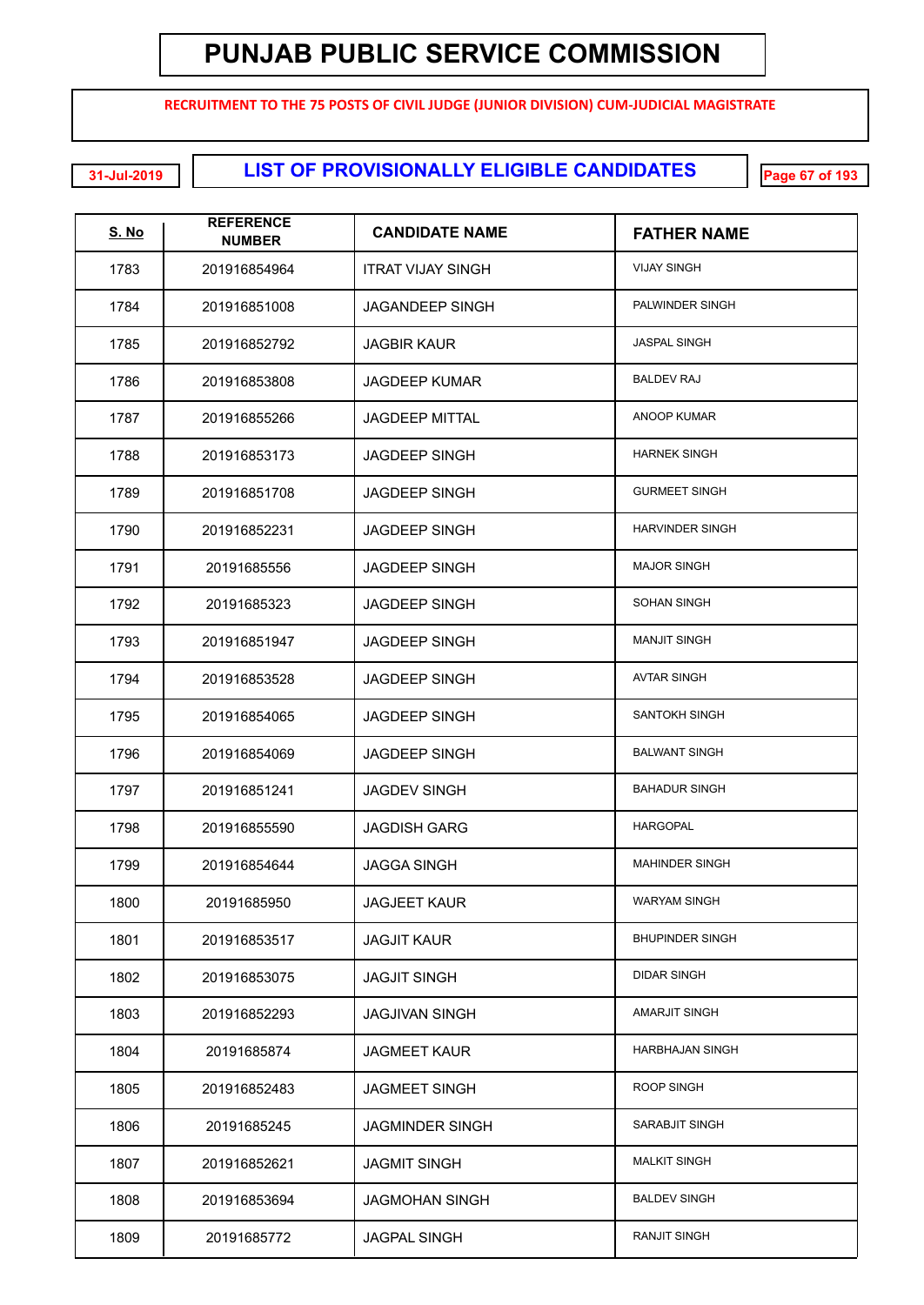# PUNJAB PUBLIC SERVICE COMMISSION

**RECRUITMENT TO THE 75 POSTS OF CIVIL JUDGE (JUNIOR DIVISION) CUM-JUDICIAL MAGISTRATE**

31-Jul-2019

## LIST OF PROVISIONALLY ELIGIBLE CANDIDATES

| S. No | REFERENCE NUMBER | CANDIDATE NAME | FATHER NAME |
|---|---|---|---|
| 1783 | 201916854964 | ITRAT VIJAY SINGH | VIJAY SINGH |
| 1784 | 201916851008 | JAGANDEEP SINGH | PALWINDER SINGH |
| 1785 | 201916852792 | JAGBIR KAUR | JASPAL SINGH |
| 1786 | 201916853808 | JAGDEEP KUMAR | BALDEV RAJ |
| 1787 | 201916855266 | JAGDEEP MITTAL | ANOOP KUMAR |
| 1788 | 201916853173 | JAGDEEP SINGH | HARNEK SINGH |
| 1789 | 201916851708 | JAGDEEP SINGH | GURMEET SINGH |
| 1790 | 201916852231 | JAGDEEP SINGH | HARVINDER SINGH |
| 1791 | 20191685556 | JAGDEEP SINGH | MAJOR SINGH |
| 1792 | 20191685323 | JAGDEEP SINGH | SOHAN SINGH |
| 1793 | 201916851947 | JAGDEEP SINGH | MANJIT SINGH |
| 1794 | 201916853528 | JAGDEEP SINGH | AVTAR SINGH |
| 1795 | 201916854065 | JAGDEEP SINGH | SANTOKH SINGH |
| 1796 | 201916854069 | JAGDEEP SINGH | BALWANT SINGH |
| 1797 | 201916851241 | JAGDEV SINGH | BAHADUR SINGH |
| 1798 | 201916855590 | JAGDISH GARG | HARGOPAL |
| 1799 | 201916854644 | JAGGA SINGH | MAHINDER SINGH |
| 1800 | 20191685950 | JAGJEET KAUR | WARYAM SINGH |
| 1801 | 201916853517 | JAGJIT KAUR | BHUPINDER SINGH |
| 1802 | 201916853075 | JAGJIT SINGH | DIDAR SINGH |
| 1803 | 201916852293 | JAGJIVAN SINGH | AMARJIT SINGH |
| 1804 | 20191685874 | JAGMEET KAUR | HARBHAJAN SINGH |
| 1805 | 201916852483 | JAGMEET SINGH | ROOP SINGH |
| 1806 | 20191685245 | JAGMINDER SINGH | SARABJIT SINGH |
| 1807 | 201916852621 | JAGMIT SINGH | MALKIT SINGH |
| 1808 | 201916853694 | JAGMOHAN SINGH | BALDEV SINGH |
| 1809 | 20191685772 | JAGPAL SINGH | RANJIT SINGH |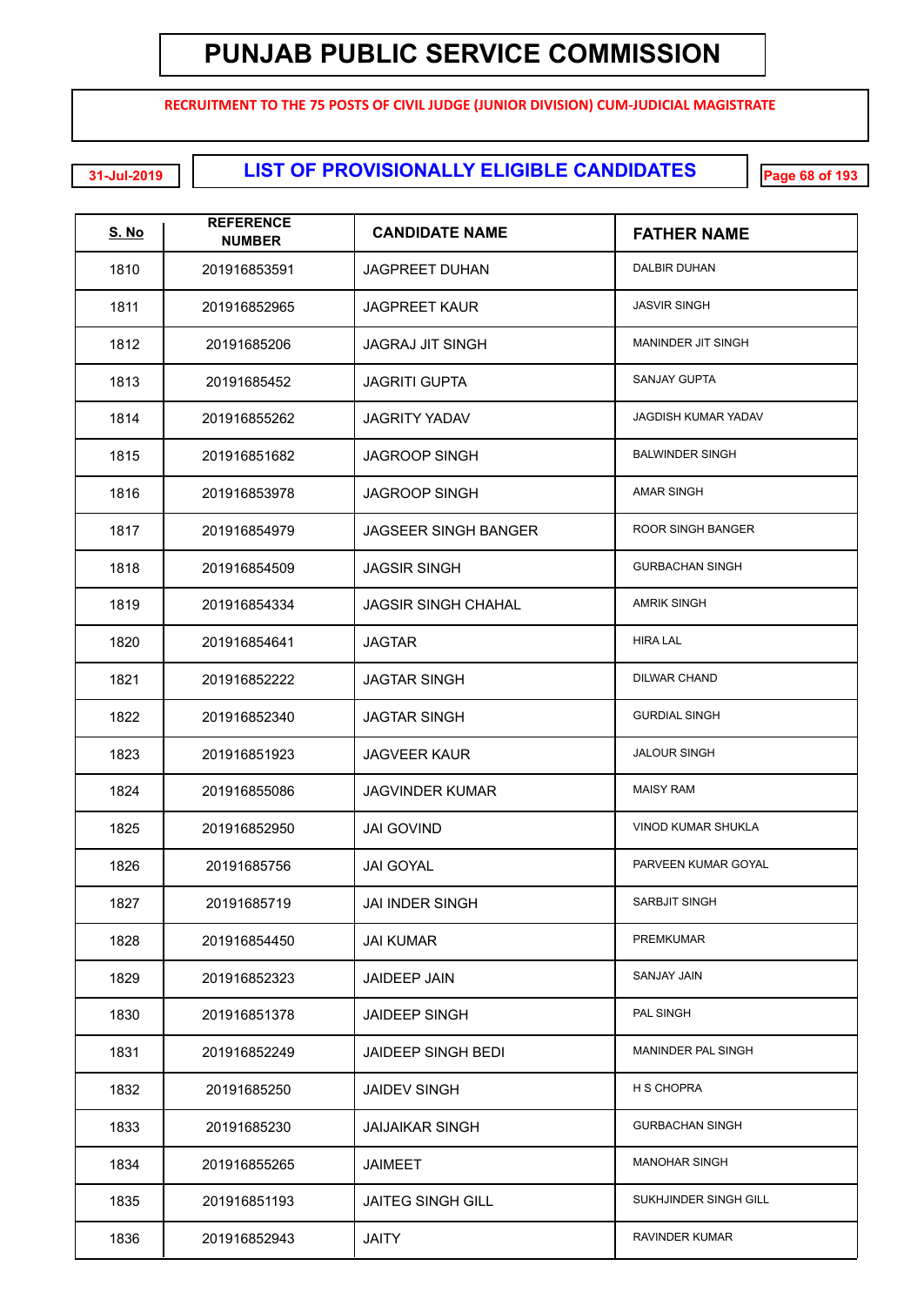# PUNJAB PUBLIC SERVICE COMMISSION

**RECRUITMENT TO THE 75 POSTS OF CIVIL JUDGE (JUNIOR DIVISION) CUM-JUDICIAL MAGISTRATE**

31-Jul-2019

## LIST OF PROVISIONALLY ELIGIBLE CANDIDATES

| S. No | REFERENCE NUMBER | CANDIDATE NAME | FATHER NAME |
|---|---|---|---|
| 1810 | 201916853591 | JAGPREET DUHAN | DALBIR DUHAN |
| 1811 | 201916852965 | JAGPREET KAUR | JASVIR SINGH |
| 1812 | 20191685206 | JAGRAJ JIT SINGH | MANINDER JIT SINGH |
| 1813 | 20191685452 | JAGRITI GUPTA | SANJAY GUPTA |
| 1814 | 201916855262 | JAGRITY YADAV | JAGDISH KUMAR YADAV |
| 1815 | 201916851682 | JAGROOP SINGH | BALWINDER SINGH |
| 1816 | 201916853978 | JAGROOP SINGH | AMAR SINGH |
| 1817 | 201916854979 | JAGSEER SINGH BANGER | ROOR SINGH BANGER |
| 1818 | 201916854509 | JAGSIR SINGH | GURBACHAN SINGH |
| 1819 | 201916854334 | JAGSIR SINGH CHAHAL | AMRIK SINGH |
| 1820 | 201916854641 | JAGTAR | HIRA LAL |
| 1821 | 201916852222 | JAGTAR SINGH | DILWAR CHAND |
| 1822 | 201916852340 | JAGTAR SINGH | GURDIAL SINGH |
| 1823 | 201916851923 | JAGVEER KAUR | JALOUR SINGH |
| 1824 | 201916855086 | JAGVINDER KUMAR | MAISY RAM |
| 1825 | 201916852950 | JAI GOVIND | VINOD KUMAR SHUKLA |
| 1826 | 20191685756 | JAI GOYAL | PARVEEN KUMAR GOYAL |
| 1827 | 20191685719 | JAI INDER SINGH | SARBJIT SINGH |
| 1828 | 201916854450 | JAI KUMAR | PREMKUMAR |
| 1829 | 201916852323 | JAIDEEP JAIN | SANJAY JAIN |
| 1830 | 201916851378 | JAIDEEP SINGH | PAL SINGH |
| 1831 | 201916852249 | JAIDEEP SINGH BEDI | MANINDER PAL SINGH |
| 1832 | 20191685250 | JAIDEV SINGH | H S CHOPRA |
| 1833 | 20191685230 | JAIJAIKAR SINGH | GURBACHAN SINGH |
| 1834 | 201916855265 | JAIMEET | MANOHAR SINGH |
| 1835 | 201916851193 | JAITEG SINGH GILL | SUKHJINDER SINGH GILL |
| 1836 | 201916852943 | JAITY | RAVINDER KUMAR |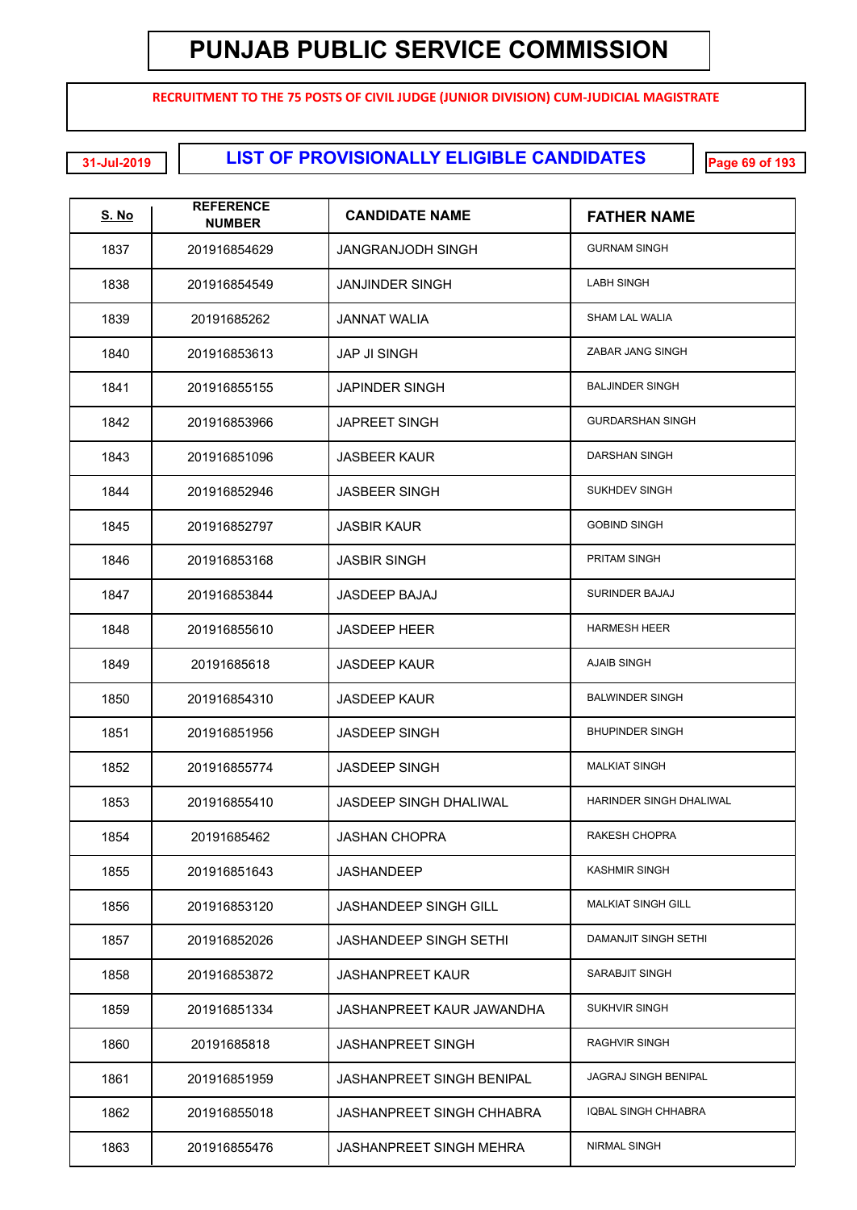# PUNJAB PUBLIC SERVICE COMMISSION

**RECRUITMENT TO THE 75 POSTS OF CIVIL JUDGE (JUNIOR DIVISION) CUM-JUDICIAL MAGISTRATE**

31-Jul-2019

## LIST OF PROVISIONALLY ELIGIBLE CANDIDATES

| S. No | REFERENCE NUMBER | CANDIDATE NAME | FATHER NAME |
|---|---|---|---|
| 1837 | 201916854629 | JANGRANJODH SINGH | GURNAM SINGH |
| 1838 | 201916854549 | JANJINDER SINGH | LABH SINGH |
| 1839 | 20191685262 | JANNAT WALIA | SHAM LAL WALIA |
| 1840 | 201916853613 | JAP JI SINGH | ZABAR JANG SINGH |
| 1841 | 201916855155 | JAPINDER SINGH | BALJINDER SINGH |
| 1842 | 201916853966 | JAPREET SINGH | GURDARSHAN SINGH |
| 1843 | 201916851096 | JASBEER KAUR | DARSHAN SINGH |
| 1844 | 201916852946 | JASBEER SINGH | SUKHDEV SINGH |
| 1845 | 201916852797 | JASBIR KAUR | GOBIND SINGH |
| 1846 | 201916853168 | JASBIR SINGH | PRITAM SINGH |
| 1847 | 201916853844 | JASDEEP BAJAJ | SURINDER BAJAJ |
| 1848 | 201916855610 | JASDEEP HEER | HARMESH HEER |
| 1849 | 20191685618 | JASDEEP KAUR | AJAIB SINGH |
| 1850 | 201916854310 | JASDEEP KAUR | BALWINDER SINGH |
| 1851 | 201916851956 | JASDEEP SINGH | BHUPINDER SINGH |
| 1852 | 201916855774 | JASDEEP SINGH | MALKIAT SINGH |
| 1853 | 201916855410 | JASDEEP SINGH DHALIWAL | HARINDER SINGH DHALIWAL |
| 1854 | 20191685462 | JASHAN CHOPRA | RAKESH CHOPRA |
| 1855 | 201916851643 | JASHANDEEP | KASHMIR SINGH |
| 1856 | 201916853120 | JASHANDEEP SINGH GILL | MALKIAT SINGH GILL |
| 1857 | 201916852026 | JASHANDEEP SINGH SETHI | DAMANJIT SINGH SETHI |
| 1858 | 201916853872 | JASHANPREET KAUR | SARABJIT SINGH |
| 1859 | 201916851334 | JASHANPREET KAUR JAWANDHA | SUKHVIR SINGH |
| 1860 | 20191685818 | JASHANPREET SINGH | RAGHVIR SINGH |
| 1861 | 201916851959 | JASHANPREET SINGH BENIPAL | JAGRAJ SINGH BENIPAL |
| 1862 | 201916855018 | JASHANPREET SINGH CHHABRA | IQBAL SINGH CHHABRA |
| 1863 | 201916855476 | JASHANPREET SINGH MEHRA | NIRMAL SINGH |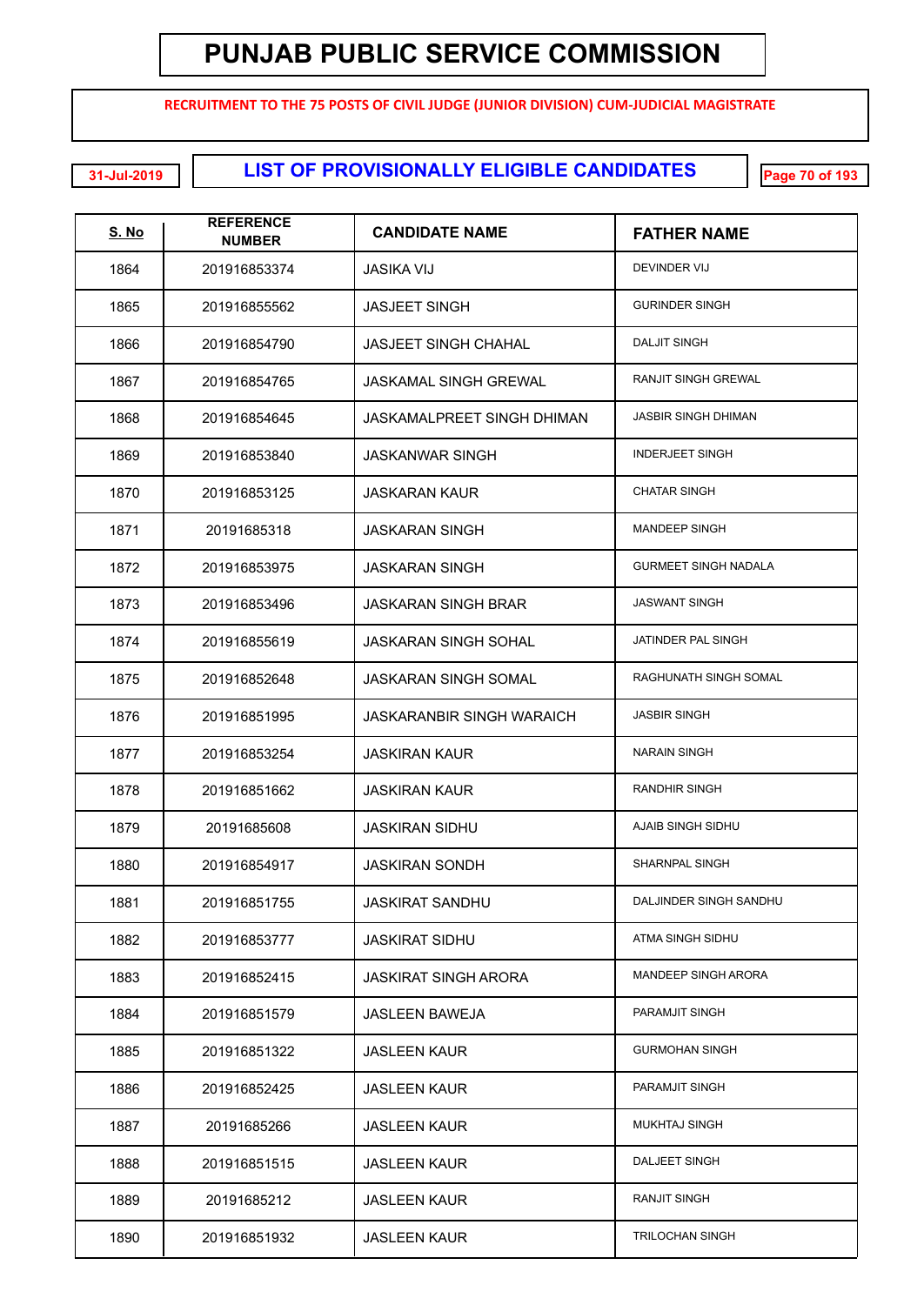# PUNJAB PUBLIC SERVICE COMMISSION

**RECRUITMENT TO THE 75 POSTS OF CIVIL JUDGE (JUNIOR DIVISION) CUM-JUDICIAL MAGISTRATE**

31-Jul-2019

## LIST OF PROVISIONALLY ELIGIBLE CANDIDATES

| S. No | REFERENCE NUMBER | CANDIDATE NAME | FATHER NAME |
|---|---|---|---|
| 1864 | 201916853374 | JASIKA VIJ | DEVINDER VIJ |
| 1865 | 201916855562 | JASJEET SINGH | GURINDER SINGH |
| 1866 | 201916854790 | JASJEET SINGH CHAHAL | DALJIT SINGH |
| 1867 | 201916854765 | JASKAMAL SINGH GREWAL | RANJIT SINGH GREWAL |
| 1868 | 201916854645 | JASKAMALPREET SINGH DHIMAN | JASBIR SINGH DHIMAN |
| 1869 | 201916853840 | JASKANWAR SINGH | INDERJEET SINGH |
| 1870 | 201916853125 | JASKARAN KAUR | CHATAR SINGH |
| 1871 | 20191685318 | JASKARAN SINGH | MANDEEP SINGH |
| 1872 | 201916853975 | JASKARAN SINGH | GURMEET SINGH NADALA |
| 1873 | 201916853496 | JASKARAN SINGH BRAR | JASWANT SINGH |
| 1874 | 201916855619 | JASKARAN SINGH SOHAL | JATINDER PAL SINGH |
| 1875 | 201916852648 | JASKARAN SINGH SOMAL | RAGHUNATH SINGH SOMAL |
| 1876 | 201916851995 | JASKARANBIR SINGH WARAICH | JASBIR SINGH |
| 1877 | 201916853254 | JASKIRAN KAUR | NARAIN SINGH |
| 1878 | 201916851662 | JASKIRAN KAUR | RANDHIR SINGH |
| 1879 | 20191685608 | JASKIRAN SIDHU | AJAIB SINGH SIDHU |
| 1880 | 201916854917 | JASKIRAN SONDH | SHARNPAL SINGH |
| 1881 | 201916851755 | JASKIRAT SANDHU | DALJINDER SINGH SANDHU |
| 1882 | 201916853777 | JASKIRAT SIDHU | ATMA SINGH SIDHU |
| 1883 | 201916852415 | JASKIRAT SINGH ARORA | MANDEEP SINGH ARORA |
| 1884 | 201916851579 | JASLEEN BAWEJA | PARAMJIT SINGH |
| 1885 | 201916851322 | JASLEEN KAUR | GURMOHAN SINGH |
| 1886 | 201916852425 | JASLEEN KAUR | PARAMJIT SINGH |
| 1887 | 20191685266 | JASLEEN KAUR | MUKHTAJ SINGH |
| 1888 | 201916851515 | JASLEEN KAUR | DALJEET SINGH |
| 1889 | 20191685212 | JASLEEN KAUR | RANJIT SINGH |
| 1890 | 201916851932 | JASLEEN KAUR | TRILOCHAN SINGH |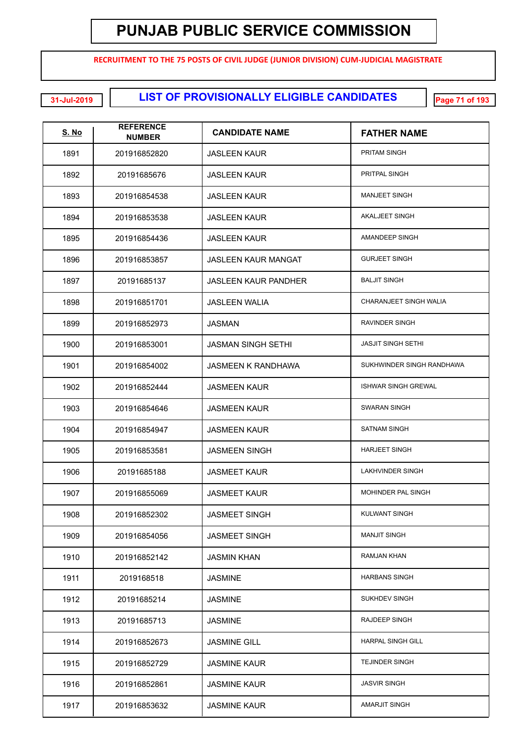# PUNJAB PUBLIC SERVICE COMMISSION

**RECRUITMENT TO THE 75 POSTS OF CIVIL JUDGE (JUNIOR DIVISION) CUM-JUDICIAL MAGISTRATE**

31-Jul-2019

## LIST OF PROVISIONALLY ELIGIBLE CANDIDATES

| S. No | REFERENCE NUMBER | CANDIDATE NAME | FATHER NAME |
|---|---|---|---|
| 1891 | 201916852820 | JASLEEN KAUR | PRITAM SINGH |
| 1892 | 20191685676 | JASLEEN KAUR | PRITPAL SINGH |
| 1893 | 201916854538 | JASLEEN KAUR | MANJEET SINGH |
| 1894 | 201916853538 | JASLEEN KAUR | AKALJEET SINGH |
| 1895 | 201916854436 | JASLEEN KAUR | AMANDEEP SINGH |
| 1896 | 201916853857 | JASLEEN KAUR MANGAT | GURJEET SINGH |
| 1897 | 20191685137 | JASLEEN KAUR PANDHER | BALJIT SINGH |
| 1898 | 201916851701 | JASLEEN WALIA | CHARANJEET SINGH WALIA |
| 1899 | 201916852973 | JASMAN | RAVINDER SINGH |
| 1900 | 201916853001 | JASMAN SINGH SETHI | JASJIT SINGH SETHI |
| 1901 | 201916854002 | JASMEEN K RANDHAWA | SUKHWINDER SINGH RANDHAWA |
| 1902 | 201916852444 | JASMEEN KAUR | ISHWAR SINGH GREWAL |
| 1903 | 201916854646 | JASMEEN KAUR | SWARAN SINGH |
| 1904 | 201916854947 | JASMEEN KAUR | SATNAM SINGH |
| 1905 | 201916853581 | JASMEEN SINGH | HARJEET SINGH |
| 1906 | 20191685188 | JASMEET KAUR | LAKHVINDER SINGH |
| 1907 | 201916855069 | JASMEET KAUR | MOHINDER PAL SINGH |
| 1908 | 201916852302 | JASMEET SINGH | KULWANT SINGH |
| 1909 | 201916854056 | JASMEET SINGH | MANJIT SINGH |
| 1910 | 201916852142 | JASMIN KHAN | RAMJAN KHAN |
| 1911 | 2019168518 | JASMINE | HARBANS SINGH |
| 1912 | 20191685214 | JASMINE | SUKHDEV SINGH |
| 1913 | 20191685713 | JASMINE | RAJDEEP SINGH |
| 1914 | 201916852673 | JASMINE GILL | HARPAL SINGH GILL |
| 1915 | 201916852729 | JASMINE KAUR | TEJINDER SINGH |
| 1916 | 201916852861 | JASMINE KAUR | JASVIR SINGH |
| 1917 | 201916853632 | JASMINE KAUR | AMARJIT SINGH |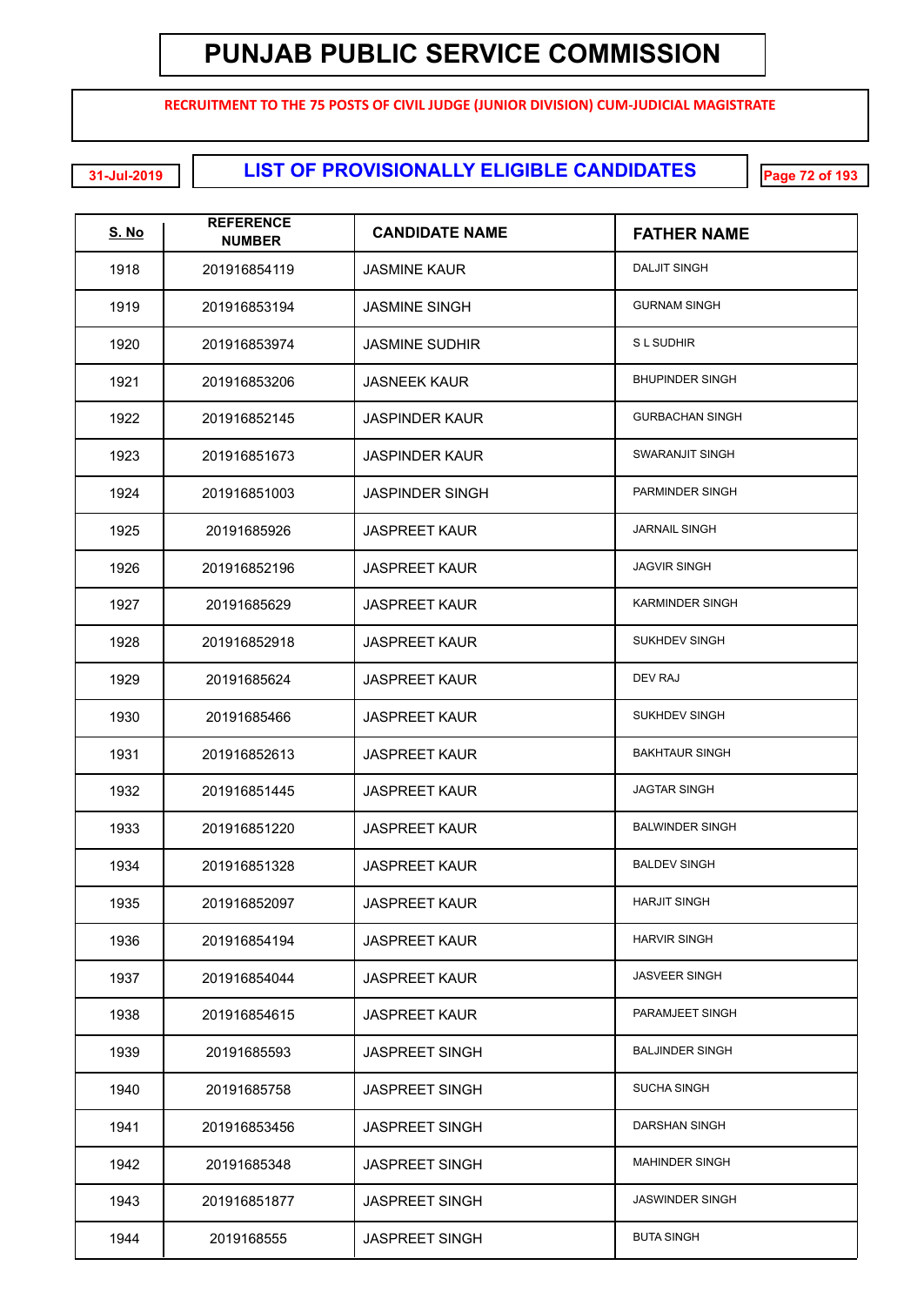# PUNJAB PUBLIC SERVICE COMMISSION

**RECRUITMENT TO THE 75 POSTS OF CIVIL JUDGE (JUNIOR DIVISION) CUM-JUDICIAL MAGISTRATE**

31-Jul-2019

## LIST OF PROVISIONALLY ELIGIBLE CANDIDATES

| S. No | REFERENCE NUMBER | CANDIDATE NAME | FATHER NAME |
|---|---|---|---|
| 1918 | 201916854119 | JASMINE KAUR | DALJIT SINGH |
| 1919 | 201916853194 | JASMINE SINGH | GURNAM SINGH |
| 1920 | 201916853974 | JASMINE SUDHIR | S L SUDHIR |
| 1921 | 201916853206 | JASNEEK KAUR | BHUPINDER SINGH |
| 1922 | 201916852145 | JASPINDER KAUR | GURBACHAN SINGH |
| 1923 | 201916851673 | JASPINDER KAUR | SWARANJIT SINGH |
| 1924 | 201916851003 | JASPINDER SINGH | PARMINDER SINGH |
| 1925 | 20191685926 | JASPREET KAUR | JARNAIL SINGH |
| 1926 | 201916852196 | JASPREET KAUR | JAGVIR SINGH |
| 1927 | 20191685629 | JASPREET KAUR | KARMINDER SINGH |
| 1928 | 201916852918 | JASPREET KAUR | SUKHDEV SINGH |
| 1929 | 20191685624 | JASPREET KAUR | DEV RAJ |
| 1930 | 20191685466 | JASPREET KAUR | SUKHDEV SINGH |
| 1931 | 201916852613 | JASPREET KAUR | BAKHTAUR SINGH |
| 1932 | 201916851445 | JASPREET KAUR | JAGTAR SINGH |
| 1933 | 201916851220 | JASPREET KAUR | BALWINDER SINGH |
| 1934 | 201916851328 | JASPREET KAUR | BALDEV SINGH |
| 1935 | 201916852097 | JASPREET KAUR | HARJIT SINGH |
| 1936 | 201916854194 | JASPREET KAUR | HARVIR SINGH |
| 1937 | 201916854044 | JASPREET KAUR | JASVEER SINGH |
| 1938 | 201916854615 | JASPREET KAUR | PARAMJEET SINGH |
| 1939 | 20191685593 | JASPREET SINGH | BALJINDER SINGH |
| 1940 | 20191685758 | JASPREET SINGH | SUCHA SINGH |
| 1941 | 201916853456 | JASPREET SINGH | DARSHAN SINGH |
| 1942 | 20191685348 | JASPREET SINGH | MAHINDER SINGH |
| 1943 | 201916851877 | JASPREET SINGH | JASWINDER SINGH |
| 1944 | 2019168555 | JASPREET SINGH | BUTA SINGH |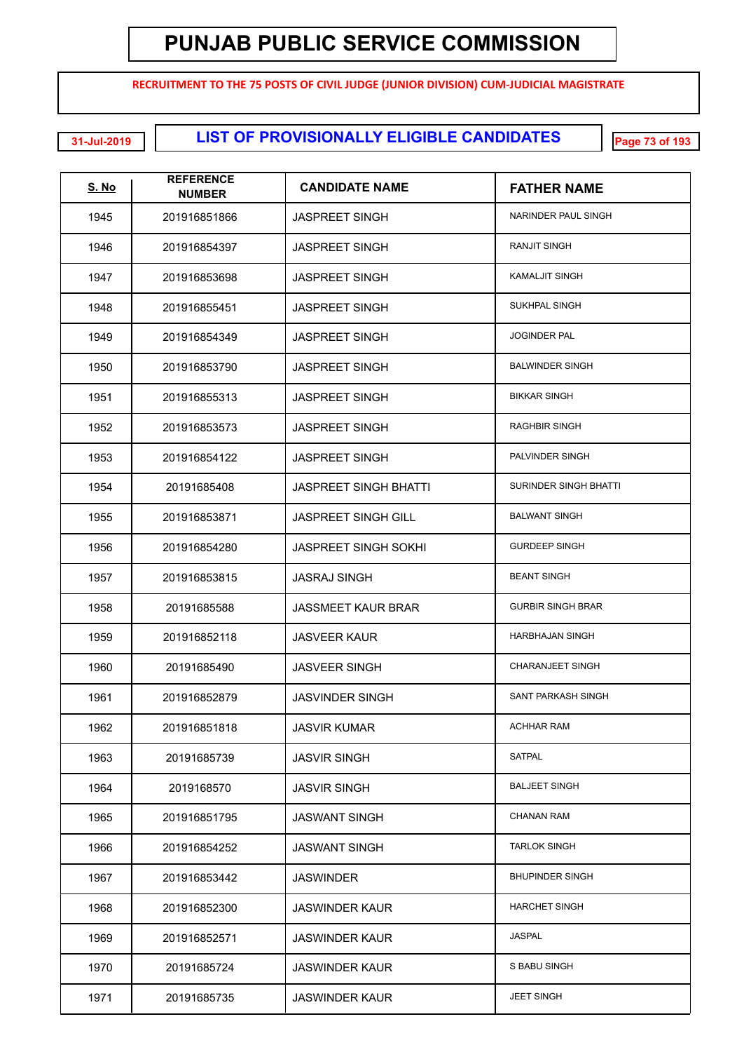# PUNJAB PUBLIC SERVICE COMMISSION

RECRUITMENT TO THE 75 POSTS OF CIVIL JUDGE (JUNIOR DIVISION) CUM-JUDICIAL MAGISTRATE

31-Jul-2019

## LIST OF PROVISIONALLY ELIGIBLE CANDIDATES

| S. No | REFERENCE NUMBER | CANDIDATE NAME | FATHER NAME |
|---|---|---|---|
| 1945 | 201916851866 | JASPREET SINGH | NARINDER PAUL SINGH |
| 1946 | 201916854397 | JASPREET SINGH | RANJIT SINGH |
| 1947 | 201916853698 | JASPREET SINGH | KAMALJIT SINGH |
| 1948 | 201916855451 | JASPREET SINGH | SUKHPAL SINGH |
| 1949 | 201916854349 | JASPREET SINGH | JOGINDER PAL |
| 1950 | 201916853790 | JASPREET SINGH | BALWINDER SINGH |
| 1951 | 201916855313 | JASPREET SINGH | BIKKAR SINGH |
| 1952 | 201916853573 | JASPREET SINGH | RAGHBIR SINGH |
| 1953 | 201916854122 | JASPREET SINGH | PALVINDER SINGH |
| 1954 | 20191685408 | JASPREET SINGH BHATTI | SURINDER SINGH BHATTI |
| 1955 | 201916853871 | JASPREET SINGH GILL | BALWANT SINGH |
| 1956 | 201916854280 | JASPREET SINGH SOKHI | GURDEEP SINGH |
| 1957 | 201916853815 | JASRAJ SINGH | BEANT SINGH |
| 1958 | 20191685588 | JASSMEET KAUR BRAR | GURBIR SINGH BRAR |
| 1959 | 201916852118 | JASVEER KAUR | HARBHAJAN SINGH |
| 1960 | 20191685490 | JASVEER SINGH | CHARANJEET SINGH |
| 1961 | 201916852879 | JASVINDER SINGH | SANT PARKASH SINGH |
| 1962 | 201916851818 | JASVIR KUMAR | ACHHAR RAM |
| 1963 | 20191685739 | JASVIR SINGH | SATPAL |
| 1964 | 2019168570 | JASVIR SINGH | BALJEET SINGH |
| 1965 | 201916851795 | JASWANT SINGH | CHANAN RAM |
| 1966 | 201916854252 | JASWANT SINGH | TARLOK SINGH |
| 1967 | 201916853442 | JASWINDER | BHUPINDER SINGH |
| 1968 | 201916852300 | JASWINDER KAUR | HARCHET SINGH |
| 1969 | 201916852571 | JASWINDER KAUR | JASPAL |
| 1970 | 20191685724 | JASWINDER KAUR | S BABU SINGH |
| 1971 | 20191685735 | JASWINDER KAUR | JEET SINGH |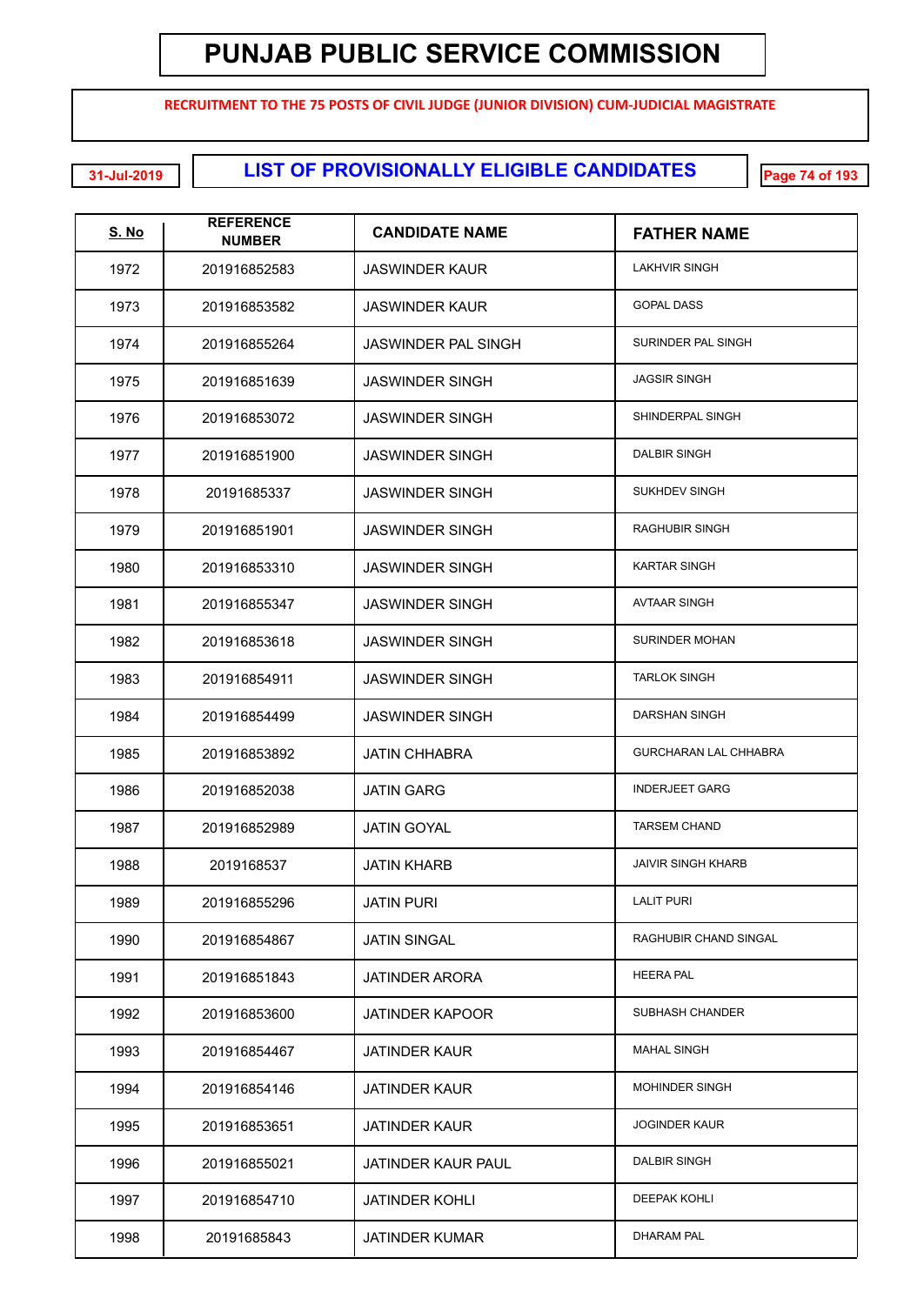# PUNJAB PUBLIC SERVICE COMMISSION

**RECRUITMENT TO THE 75 POSTS OF CIVIL JUDGE (JUNIOR DIVISION) CUM-JUDICIAL MAGISTRATE**

31-Jul-2019

## LIST OF PROVISIONALLY ELIGIBLE CANDIDATES

| S. No | REFERENCE NUMBER | CANDIDATE NAME | FATHER NAME |
|---|---|---|---|
| 1972 | 201916852583 | JASWINDER KAUR | LAKHVIR SINGH |
| 1973 | 201916853582 | JASWINDER KAUR | GOPAL DASS |
| 1974 | 201916855264 | JASWINDER PAL SINGH | SURINDER PAL SINGH |
| 1975 | 201916851639 | JASWINDER SINGH | JAGSIR SINGH |
| 1976 | 201916853072 | JASWINDER SINGH | SHINDERPAL SINGH |
| 1977 | 201916851900 | JASWINDER SINGH | DALBIR SINGH |
| 1978 | 20191685337 | JASWINDER SINGH | SUKHDEV SINGH |
| 1979 | 201916851901 | JASWINDER SINGH | RAGHUBIR SINGH |
| 1980 | 201916853310 | JASWINDER SINGH | KARTAR SINGH |
| 1981 | 201916855347 | JASWINDER SINGH | AVTAAR SINGH |
| 1982 | 201916853618 | JASWINDER SINGH | SURINDER MOHAN |
| 1983 | 201916854911 | JASWINDER SINGH | TARLOK SINGH |
| 1984 | 201916854499 | JASWINDER SINGH | DARSHAN SINGH |
| 1985 | 201916853892 | JATIN CHHABRA | GURCHARAN LAL CHHABRA |
| 1986 | 201916852038 | JATIN GARG | INDERJEET GARG |
| 1987 | 201916852989 | JATIN GOYAL | TARSEM CHAND |
| 1988 | 2019168537 | JATIN KHARB | JAIVIR SINGH KHARB |
| 1989 | 201916855296 | JATIN PURI | LALIT PURI |
| 1990 | 201916854867 | JATIN SINGAL | RAGHUBIR CHAND SINGAL |
| 1991 | 201916851843 | JATINDER ARORA | HEERA PAL |
| 1992 | 201916853600 | JATINDER KAPOOR | SUBHASH CHANDER |
| 1993 | 201916854467 | JATINDER KAUR | MAHAL SINGH |
| 1994 | 201916854146 | JATINDER KAUR | MOHINDER SINGH |
| 1995 | 201916853651 | JATINDER KAUR | JOGINDER KAUR |
| 1996 | 201916855021 | JATINDER KAUR PAUL | DALBIR SINGH |
| 1997 | 201916854710 | JATINDER KOHLI | DEEPAK KOHLI |
| 1998 | 20191685843 | JATINDER KUMAR | DHARAM PAL |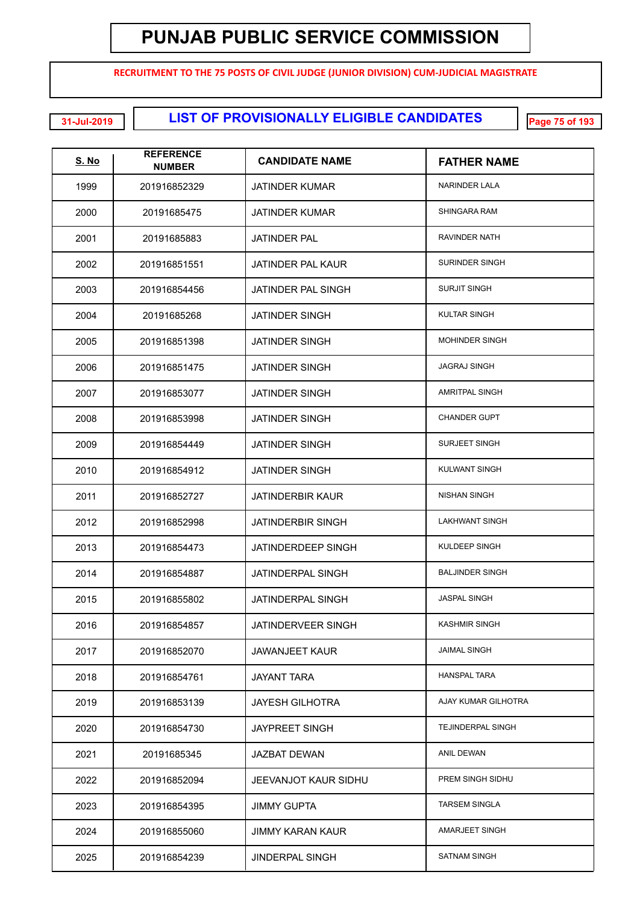# PUNJAB PUBLIC SERVICE COMMISSION

**RECRUITMENT TO THE 75 POSTS OF CIVIL JUDGE (JUNIOR DIVISION) CUM-JUDICIAL MAGISTRATE**

31-Jul-2019

## LIST OF PROVISIONALLY ELIGIBLE CANDIDATES

| S. No | REFERENCE NUMBER | CANDIDATE NAME | FATHER NAME |
|---|---|---|---|
| 1999 | 201916852329 | JATINDER KUMAR | NARINDER LALA |
| 2000 | 20191685475 | JATINDER KUMAR | SHINGARA RAM |
| 2001 | 20191685883 | JATINDER PAL | RAVINDER NATH |
| 2002 | 201916851551 | JATINDER PAL KAUR | SURINDER SINGH |
| 2003 | 201916854456 | JATINDER PAL SINGH | SURJIT SINGH |
| 2004 | 20191685268 | JATINDER SINGH | KULTAR SINGH |
| 2005 | 201916851398 | JATINDER SINGH | MOHINDER SINGH |
| 2006 | 201916851475 | JATINDER SINGH | JAGRAJ SINGH |
| 2007 | 201916853077 | JATINDER SINGH | AMRITPAL SINGH |
| 2008 | 201916853998 | JATINDER SINGH | CHANDER GUPT |
| 2009 | 201916854449 | JATINDER SINGH | SURJEET SINGH |
| 2010 | 201916854912 | JATINDER SINGH | KULWANT SINGH |
| 2011 | 201916852727 | JATINDERBIR KAUR | NISHAN SINGH |
| 2012 | 201916852998 | JATINDERBIR SINGH | LAKHWANT SINGH |
| 2013 | 201916854473 | JATINDERDEEP SINGH | KULDEEP SINGH |
| 2014 | 201916854887 | JATINDERPAL SINGH | BALJINDER SINGH |
| 2015 | 201916855802 | JATINDERPAL SINGH | JASPAL SINGH |
| 2016 | 201916854857 | JATINDERVEER SINGH | KASHMIR SINGH |
| 2017 | 201916852070 | JAWANJEET KAUR | JAIMAL SINGH |
| 2018 | 201916854761 | JAYANT TARA | HANSPAL TARA |
| 2019 | 201916853139 | JAYESH GILHOTRA | AJAY KUMAR GILHOTRA |
| 2020 | 201916854730 | JAYPREET SINGH | TEJINDERPAL SINGH |
| 2021 | 20191685345 | JAZBAT DEWAN | ANIL DEWAN |
| 2022 | 201916852094 | JEEVANJOT KAUR SIDHU | PREM SINGH SIDHU |
| 2023 | 201916854395 | JIMMY GUPTA | TARSEM SINGLA |
| 2024 | 201916855060 | JIMMY KARAN KAUR | AMARJEET SINGH |
| 2025 | 201916854239 | JINDERPAL SINGH | SATNAM SINGH |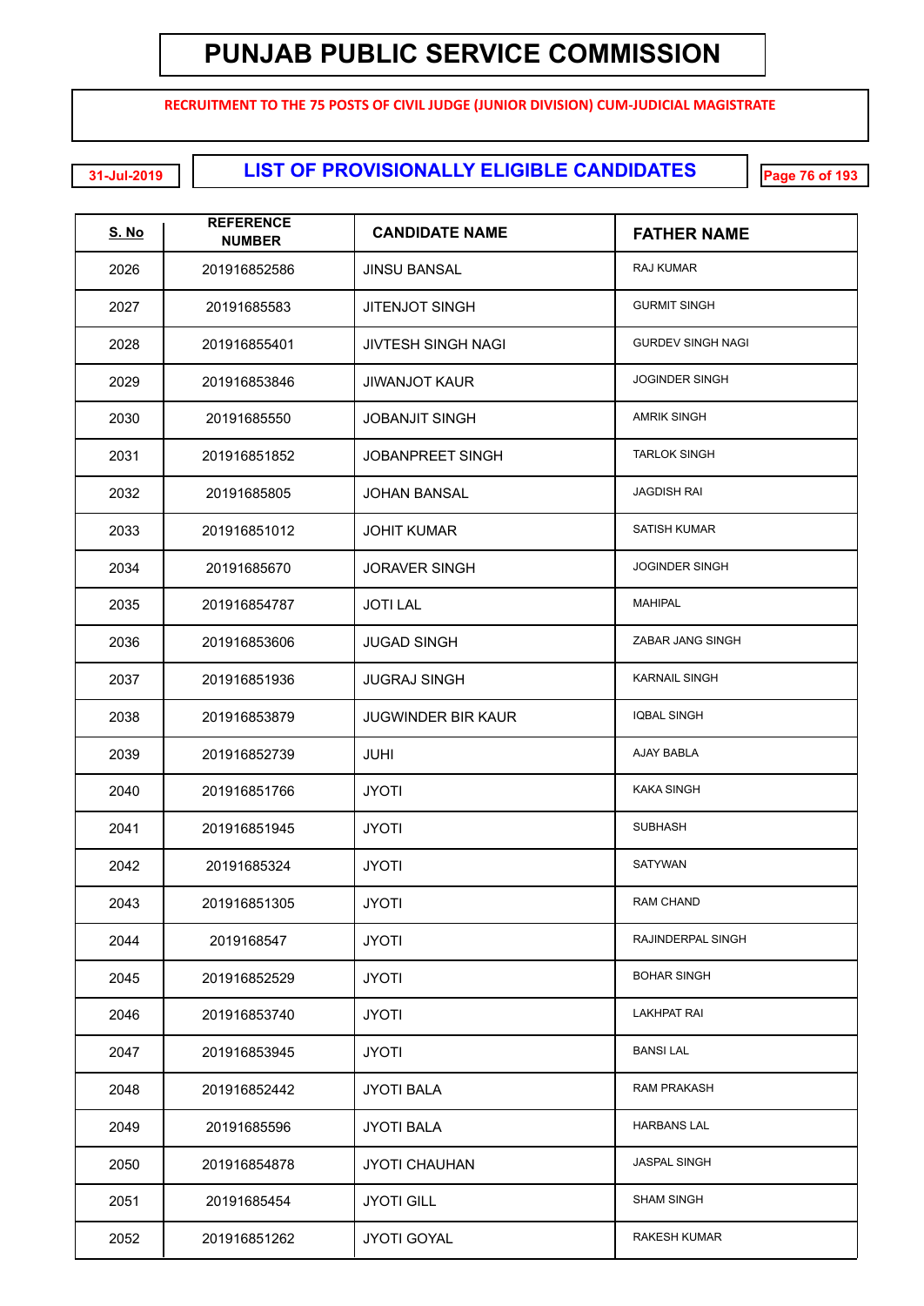# PUNJAB PUBLIC SERVICE COMMISSION

**RECRUITMENT TO THE 75 POSTS OF CIVIL JUDGE (JUNIOR DIVISION) CUM-JUDICIAL MAGISTRATE**

31-Jul-2019

## LIST OF PROVISIONALLY ELIGIBLE CANDIDATES

| S. No | REFERENCE NUMBER | CANDIDATE NAME | FATHER NAME |
|---|---|---|---|
| 2026 | 201916852586 | JINSU BANSAL | RAJ KUMAR |
| 2027 | 20191685583 | JITENJOT SINGH | GURMIT SINGH |
| 2028 | 201916855401 | JIVTESH SINGH NAGI | GURDEV SINGH NAGI |
| 2029 | 201916853846 | JIWANJOT KAUR | JOGINDER SINGH |
| 2030 | 20191685550 | JOBANJIT SINGH | AMRIK SINGH |
| 2031 | 201916851852 | JOBANPREET SINGH | TARLOK SINGH |
| 2032 | 20191685805 | JOHAN BANSAL | JAGDISH RAI |
| 2033 | 201916851012 | JOHIT KUMAR | SATISH KUMAR |
| 2034 | 20191685670 | JORAVER SINGH | JOGINDER SINGH |
| 2035 | 201916854787 | JOTI LAL | MAHIPAL |
| 2036 | 201916853606 | JUGAD SINGH | ZABAR JANG SINGH |
| 2037 | 201916851936 | JUGRAJ SINGH | KARNAIL SINGH |
| 2038 | 201916853879 | JUGWINDER BIR KAUR | IQBAL SINGH |
| 2039 | 201916852739 | JUHI | AJAY BABLA |
| 2040 | 201916851766 | JYOTI | KAKA SINGH |
| 2041 | 201916851945 | JYOTI | SUBHASH |
| 2042 | 20191685324 | JYOTI | SATYWAN |
| 2043 | 201916851305 | JYOTI | RAM CHAND |
| 2044 | 2019168547 | JYOTI | RAJINDERPAL SINGH |
| 2045 | 201916852529 | JYOTI | BOHAR SINGH |
| 2046 | 201916853740 | JYOTI | LAKHPAT RAI |
| 2047 | 201916853945 | JYOTI | BANSI LAL |
| 2048 | 201916852442 | JYOTI BALA | RAM PRAKASH |
| 2049 | 20191685596 | JYOTI BALA | HARBANS LAL |
| 2050 | 201916854878 | JYOTI CHAUHAN | JASPAL SINGH |
| 2051 | 20191685454 | JYOTI GILL | SHAM SINGH |
| 2052 | 201916851262 | JYOTI GOYAL | RAKESH KUMAR |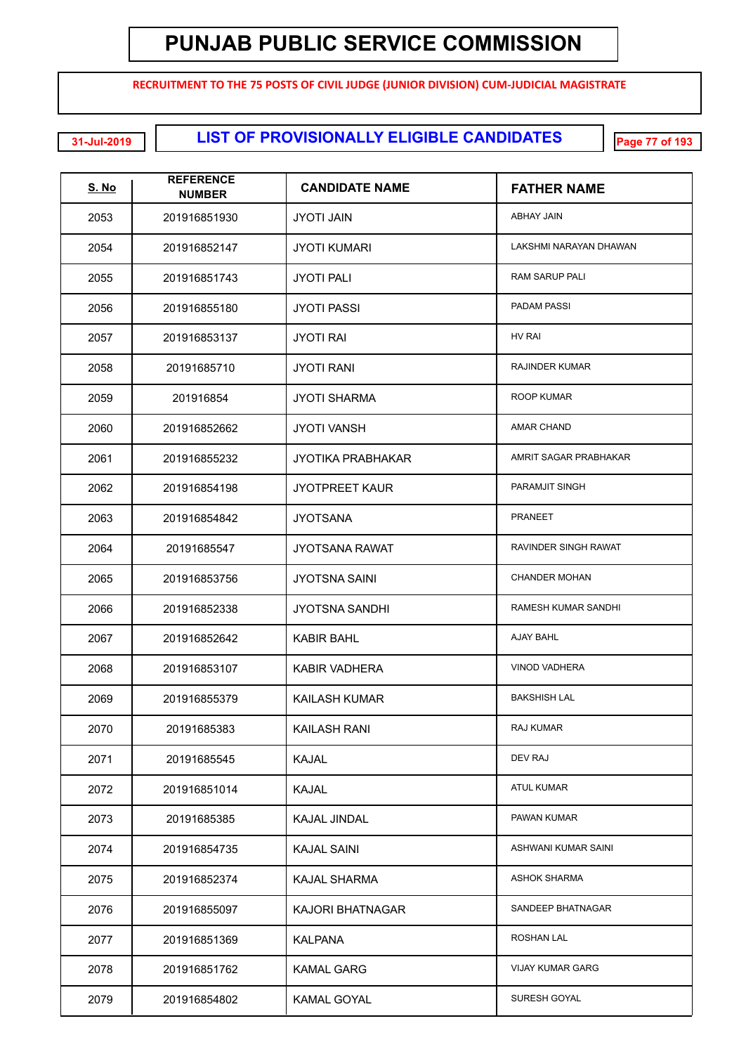# PUNJAB PUBLIC SERVICE COMMISSION

**RECRUITMENT TO THE 75 POSTS OF CIVIL JUDGE (JUNIOR DIVISION) CUM-JUDICIAL MAGISTRATE**

31-Jul-2019

## LIST OF PROVISIONALLY ELIGIBLE CANDIDATES

| S. No | REFERENCE NUMBER | CANDIDATE NAME | FATHER NAME |
|---|---|---|---|
| 2053 | 201916851930 | JYOTI JAIN | ABHAY JAIN |
| 2054 | 201916852147 | JYOTI KUMARI | LAKSHMI NARAYAN DHAWAN |
| 2055 | 201916851743 | JYOTI PALI | RAM SARUP PALI |
| 2056 | 201916855180 | JYOTI PASSI | PADAM PASSI |
| 2057 | 201916853137 | JYOTI RAI | HV RAI |
| 2058 | 20191685710 | JYOTI RANI | RAJINDER KUMAR |
| 2059 | 201916854 | JYOTI SHARMA | ROOP KUMAR |
| 2060 | 201916852662 | JYOTI VANSH | AMAR CHAND |
| 2061 | 201916855232 | JYOTIKA PRABHAKAR | AMRIT SAGAR PRABHAKAR |
| 2062 | 201916854198 | JYOTPREET KAUR | PARAMJIT SINGH |
| 2063 | 201916854842 | JYOTSANA | PRANEET |
| 2064 | 20191685547 | JYOTSANA RAWAT | RAVINDER SINGH RAWAT |
| 2065 | 201916853756 | JYOTSNA SAINI | CHANDER MOHAN |
| 2066 | 201916852338 | JYOTSNA SANDHI | RAMESH KUMAR SANDHI |
| 2067 | 201916852642 | KABIR BAHL | AJAY BAHL |
| 2068 | 201916853107 | KABIR VADHERA | VINOD VADHERA |
| 2069 | 201916855379 | KAILASH KUMAR | BAKSHISH LAL |
| 2070 | 20191685383 | KAILASH RANI | RAJ KUMAR |
| 2071 | 20191685545 | KAJAL | DEV RAJ |
| 2072 | 201916851014 | KAJAL | ATUL KUMAR |
| 2073 | 20191685385 | KAJAL JINDAL | PAWAN KUMAR |
| 2074 | 201916854735 | KAJAL SAINI | ASHWANI KUMAR SAINI |
| 2075 | 201916852374 | KAJAL SHARMA | ASHOK SHARMA |
| 2076 | 201916855097 | KAJORI BHATNAGAR | SANDEEP BHATNAGAR |
| 2077 | 201916851369 | KALPANA | ROSHAN LAL |
| 2078 | 201916851762 | KAMAL GARG | VIJAY KUMAR GARG |
| 2079 | 201916854802 | KAMAL GOYAL | SURESH GOYAL |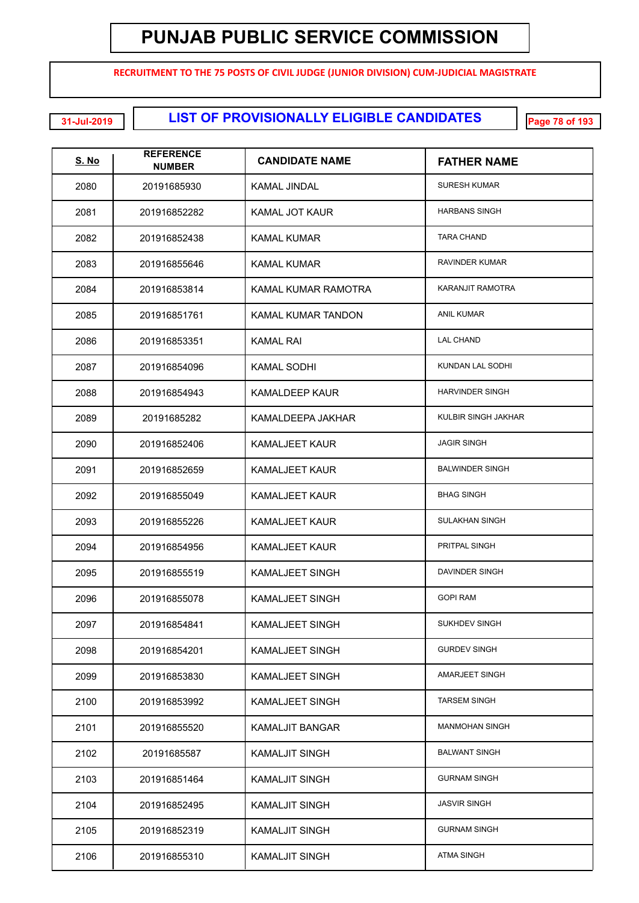# PUNJAB PUBLIC SERVICE COMMISSION

**RECRUITMENT TO THE 75 POSTS OF CIVIL JUDGE (JUNIOR DIVISION) CUM-JUDICIAL MAGISTRATE**

31-Jul-2019

## LIST OF PROVISIONALLY ELIGIBLE CANDIDATES

| S. No | REFERENCE NUMBER | CANDIDATE NAME | FATHER NAME |
|---|---|---|---|
| 2080 | 20191685930 | KAMAL JINDAL | SURESH KUMAR |
| 2081 | 201916852282 | KAMAL JOT KAUR | HARBANS SINGH |
| 2082 | 201916852438 | KAMAL KUMAR | TARA CHAND |
| 2083 | 201916855646 | KAMAL KUMAR | RAVINDER KUMAR |
| 2084 | 201916853814 | KAMAL KUMAR RAMOTRA | KARANJIT RAMOTRA |
| 2085 | 201916851761 | KAMAL KUMAR TANDON | ANIL KUMAR |
| 2086 | 201916853351 | KAMAL RAI | LAL CHAND |
| 2087 | 201916854096 | KAMAL SODHI | KUNDAN LAL SODHI |
| 2088 | 201916854943 | KAMALDEEP KAUR | HARVINDER SINGH |
| 2089 | 20191685282 | KAMALDEEPA JAKHAR | KULBIR SINGH JAKHAR |
| 2090 | 201916852406 | KAMALJEET KAUR | JAGIR SINGH |
| 2091 | 201916852659 | KAMALJEET KAUR | BALWINDER SINGH |
| 2092 | 201916855049 | KAMALJEET KAUR | BHAG SINGH |
| 2093 | 201916855226 | KAMALJEET KAUR | SULAKHAN SINGH |
| 2094 | 201916854956 | KAMALJEET KAUR | PRITPAL SINGH |
| 2095 | 201916855519 | KAMALJEET SINGH | DAVINDER SINGH |
| 2096 | 201916855078 | KAMALJEET SINGH | GOPI RAM |
| 2097 | 201916854841 | KAMALJEET SINGH | SUKHDEV SINGH |
| 2098 | 201916854201 | KAMALJEET SINGH | GURDEV SINGH |
| 2099 | 201916853830 | KAMALJEET SINGH | AMARJEET SINGH |
| 2100 | 201916853992 | KAMALJEET SINGH | TARSEM SINGH |
| 2101 | 201916855520 | KAMALJIT BANGAR | MANMOHAN SINGH |
| 2102 | 20191685587 | KAMALJIT SINGH | BALWANT SINGH |
| 2103 | 201916851464 | KAMALJIT SINGH | GURNAM SINGH |
| 2104 | 201916852495 | KAMALJIT SINGH | JASVIR SINGH |
| 2105 | 201916852319 | KAMALJIT SINGH | GURNAM SINGH |
| 2106 | 201916855310 | KAMALJIT SINGH | ATMA SINGH |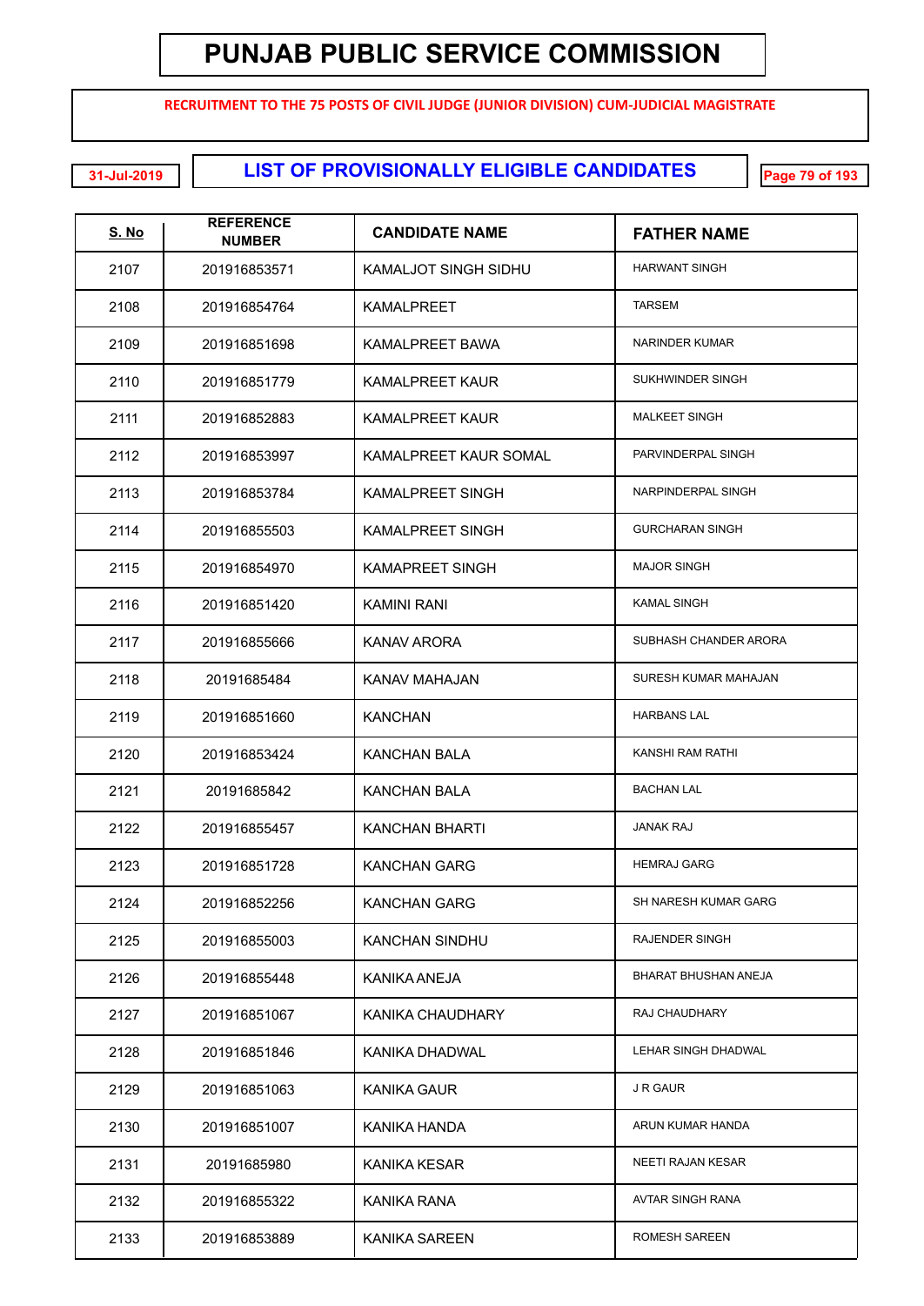# PUNJAB PUBLIC SERVICE COMMISSION

**RECRUITMENT TO THE 75 POSTS OF CIVIL JUDGE (JUNIOR DIVISION) CUM-JUDICIAL MAGISTRATE**

31-Jul-2019

## LIST OF PROVISIONALLY ELIGIBLE CANDIDATES

| S. No | REFERENCE NUMBER | CANDIDATE NAME | FATHER NAME |
|---|---|---|---|
| 2107 | 201916853571 | KAMALJOT SINGH SIDHU | HARWANT SINGH |
| 2108 | 201916854764 | KAMALPREET | TARSEM |
| 2109 | 201916851698 | KAMALPREET BAWA | NARINDER KUMAR |
| 2110 | 201916851779 | KAMALPREET KAUR | SUKHWINDER SINGH |
| 2111 | 201916852883 | KAMALPREET KAUR | MALKEET SINGH |
| 2112 | 201916853997 | KAMALPREET KAUR SOMAL | PARVINDERPAL SINGH |
| 2113 | 201916853784 | KAMALPREET SINGH | NARPINDERPAL SINGH |
| 2114 | 201916855503 | KAMALPREET SINGH | GURCHARAN SINGH |
| 2115 | 201916854970 | KAMAPREET SINGH | MAJOR SINGH |
| 2116 | 201916851420 | KAMINI RANI | KAMAL SINGH |
| 2117 | 201916855666 | KANAV ARORA | SUBHASH CHANDER ARORA |
| 2118 | 20191685484 | KANAV MAHAJAN | SURESH KUMAR MAHAJAN |
| 2119 | 201916851660 | KANCHAN | HARBANS LAL |
| 2120 | 201916853424 | KANCHAN BALA | KANSHI RAM RATHI |
| 2121 | 20191685842 | KANCHAN BALA | BACHAN LAL |
| 2122 | 201916855457 | KANCHAN BHARTI | JANAK RAJ |
| 2123 | 201916851728 | KANCHAN GARG | HEMRAJ GARG |
| 2124 | 201916852256 | KANCHAN GARG | SH NARESH KUMAR GARG |
| 2125 | 201916855003 | KANCHAN SINDHU | RAJENDER SINGH |
| 2126 | 201916855448 | KANIKA ANEJA | BHARAT BHUSHAN ANEJA |
| 2127 | 201916851067 | KANIKA CHAUDHARY | RAJ CHAUDHARY |
| 2128 | 201916851846 | KANIKA DHADWAL | LEHAR SINGH DHADWAL |
| 2129 | 201916851063 | KANIKA GAUR | J R GAUR |
| 2130 | 201916851007 | KANIKA HANDA | ARUN KUMAR HANDA |
| 2131 | 20191685980 | KANIKA KESAR | NEETI RAJAN KESAR |
| 2132 | 201916855322 | KANIKA RANA | AVTAR SINGH RANA |
| 2133 | 201916853889 | KANIKA SAREEN | ROMESH SAREEN |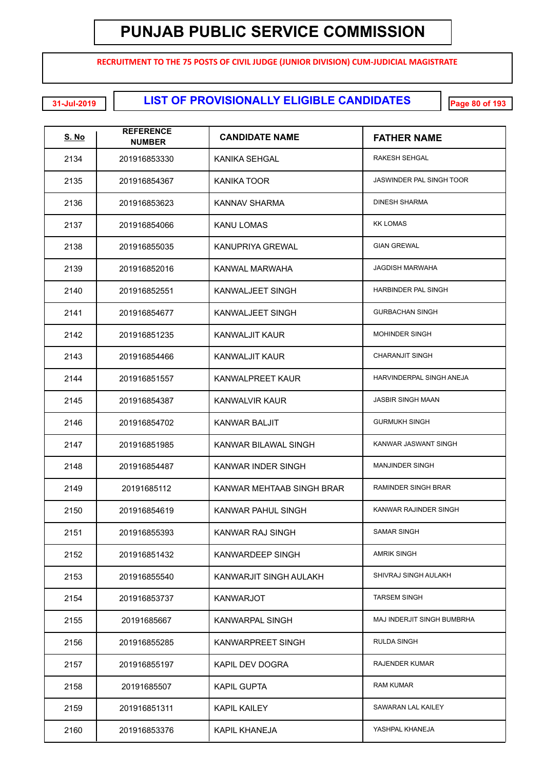# PUNJAB PUBLIC SERVICE COMMISSION

**RECRUITMENT TO THE 75 POSTS OF CIVIL JUDGE (JUNIOR DIVISION) CUM-JUDICIAL MAGISTRATE**

31-Jul-2019

## LIST OF PROVISIONALLY ELIGIBLE CANDIDATES

| S. No | REFERENCE NUMBER | CANDIDATE NAME | FATHER NAME |
|---|---|---|---|
| 2134 | 201916853330 | KANIKA SEHGAL | RAKESH SEHGAL |
| 2135 | 201916854367 | KANIKA TOOR | JASWINDER PAL SINGH TOOR |
| 2136 | 201916853623 | KANNAV SHARMA | DINESH SHARMA |
| 2137 | 201916854066 | KANU LOMAS | KK LOMAS |
| 2138 | 201916855035 | KANUPRIYA GREWAL | GIAN GREWAL |
| 2139 | 201916852016 | KANWAL MARWAHA | JAGDISH MARWAHA |
| 2140 | 201916852551 | KANWALJEET SINGH | HARBINDER PAL SINGH |
| 2141 | 201916854677 | KANWALJEET SINGH | GURBACHAN SINGH |
| 2142 | 201916851235 | KANWALJIT KAUR | MOHINDER SINGH |
| 2143 | 201916854466 | KANWALJIT KAUR | CHARANJIT SINGH |
| 2144 | 201916851557 | KANWALPREET KAUR | HARVINDERPAL SINGH ANEJA |
| 2145 | 201916854387 | KANWALVIR KAUR | JASBIR SINGH MAAN |
| 2146 | 201916854702 | KANWAR BALJIT | GURMUKH SINGH |
| 2147 | 201916851985 | KANWAR BILAWAL SINGH | KANWAR JASWANT SINGH |
| 2148 | 201916854487 | KANWAR INDER SINGH | MANJINDER SINGH |
| 2149 | 20191685112 | KANWAR MEHTAAB SINGH BRAR | RAMINDER SINGH BRAR |
| 2150 | 201916854619 | KANWAR PAHUL SINGH | KANWAR RAJINDER SINGH |
| 2151 | 201916855393 | KANWAR RAJ SINGH | SAMAR SINGH |
| 2152 | 201916851432 | KANWARDEEP SINGH | AMRIK SINGH |
| 2153 | 201916855540 | KANWARJIT SINGH AULAKH | SHIVRAJ SINGH AULAKH |
| 2154 | 201916853737 | KANWARJOT | TARSEM SINGH |
| 2155 | 20191685667 | KANWARPAL SINGH | MAJ INDERJIT SINGH BUMBRHA |
| 2156 | 201916855285 | KANWARPREET SINGH | RULDA SINGH |
| 2157 | 201916855197 | KAPIL DEV DOGRA | RAJENDER KUMAR |
| 2158 | 20191685507 | KAPIL GUPTA | RAM KUMAR |
| 2159 | 201916851311 | KAPIL KAILEY | SAWARAN LAL KAILEY |
| 2160 | 201916853376 | KAPIL KHANEJA | YASHPAL KHANEJA |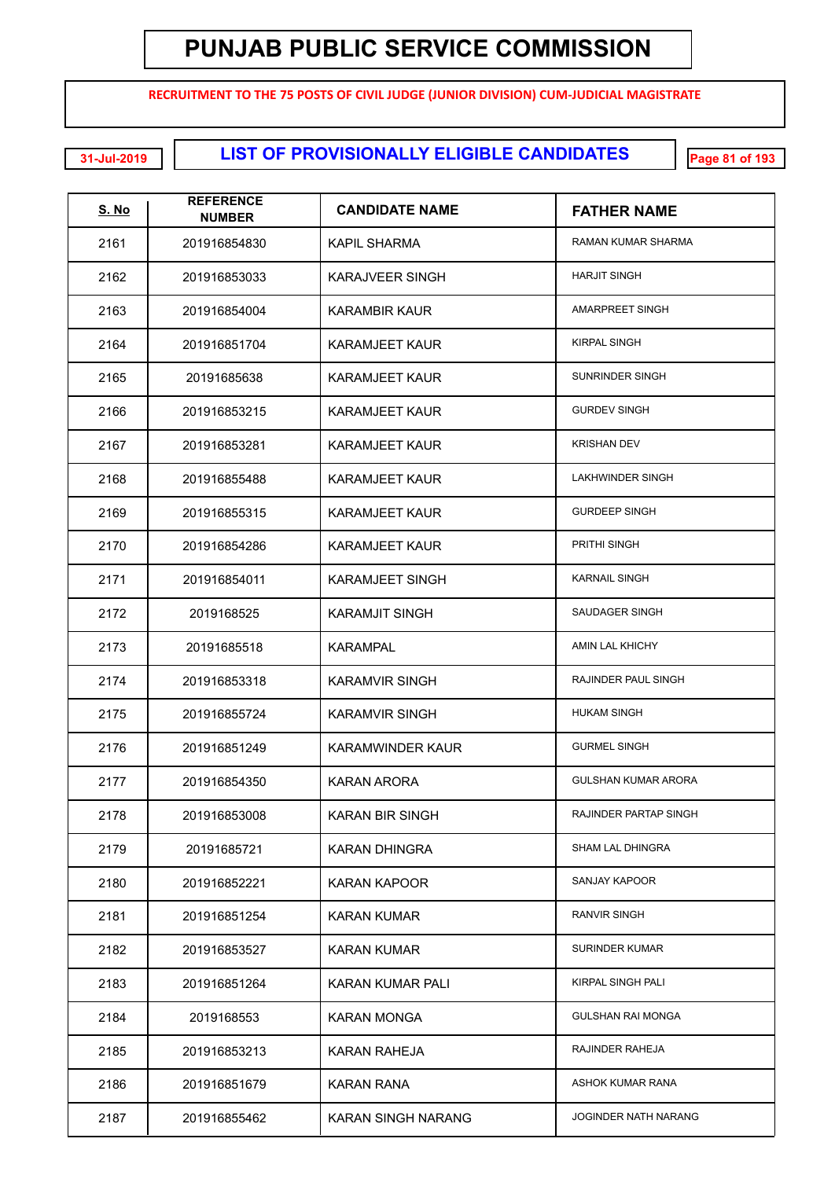# PUNJAB PUBLIC SERVICE COMMISSION

**RECRUITMENT TO THE 75 POSTS OF CIVIL JUDGE (JUNIOR DIVISION) CUM-JUDICIAL MAGISTRATE**

31-Jul-2019

## LIST OF PROVISIONALLY ELIGIBLE CANDIDATES

| S. No | REFERENCE NUMBER | CANDIDATE NAME | FATHER NAME |
|---|---|---|---|
| 2161 | 201916854830 | KAPIL SHARMA | RAMAN KUMAR SHARMA |
| 2162 | 201916853033 | KARAJVEER SINGH | HARJIT SINGH |
| 2163 | 201916854004 | KARAMBIR KAUR | AMARPREET SINGH |
| 2164 | 201916851704 | KARAMJEET KAUR | KIRPAL SINGH |
| 2165 | 20191685638 | KARAMJEET KAUR | SUNRINDER SINGH |
| 2166 | 201916853215 | KARAMJEET KAUR | GURDEV SINGH |
| 2167 | 201916853281 | KARAMJEET KAUR | KRISHAN DEV |
| 2168 | 201916855488 | KARAMJEET KAUR | LAKHWINDER SINGH |
| 2169 | 201916855315 | KARAMJEET KAUR | GURDEEP SINGH |
| 2170 | 201916854286 | KARAMJEET KAUR | PRITHI SINGH |
| 2171 | 201916854011 | KARAMJEET SINGH | KARNAIL SINGH |
| 2172 | 2019168525 | KARAMJIT SINGH | SAUDAGER SINGH |
| 2173 | 20191685518 | KARAMPAL | AMIN LAL KHICHY |
| 2174 | 201916853318 | KARAMVIR SINGH | RAJINDER PAUL SINGH |
| 2175 | 201916855724 | KARAMVIR SINGH | HUKAM SINGH |
| 2176 | 201916851249 | KARAMWINDER KAUR | GURMEL SINGH |
| 2177 | 201916854350 | KARAN ARORA | GULSHAN KUMAR ARORA |
| 2178 | 201916853008 | KARAN BIR SINGH | RAJINDER PARTAP SINGH |
| 2179 | 20191685721 | KARAN DHINGRA | SHAM LAL DHINGRA |
| 2180 | 201916852221 | KARAN KAPOOR | SANJAY KAPOOR |
| 2181 | 201916851254 | KARAN KUMAR | RANVIR SINGH |
| 2182 | 201916853527 | KARAN KUMAR | SURINDER KUMAR |
| 2183 | 201916851264 | KARAN KUMAR PALI | KIRPAL SINGH PALI |
| 2184 | 2019168553 | KARAN MONGA | GULSHAN RAI MONGA |
| 2185 | 201916853213 | KARAN RAHEJA | RAJINDER RAHEJA |
| 2186 | 201916851679 | KARAN RANA | ASHOK KUMAR RANA |
| 2187 | 201916855462 | KARAN SINGH NARANG | JOGINDER NATH NARANG |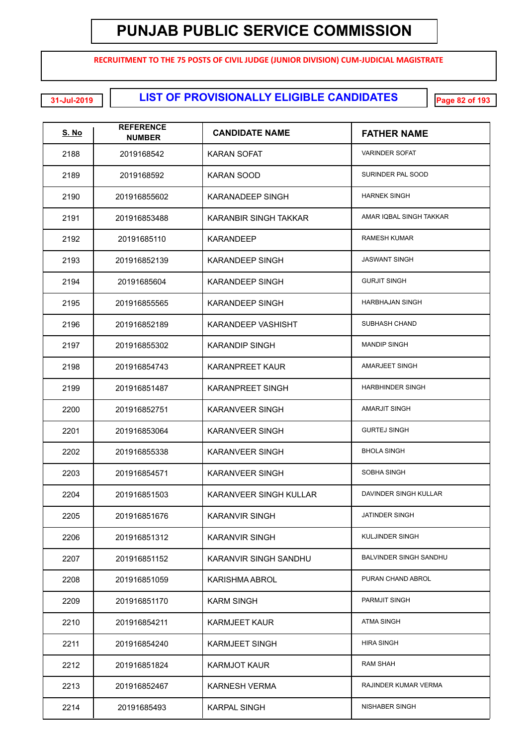# PUNJAB PUBLIC SERVICE COMMISSION

**RECRUITMENT TO THE 75 POSTS OF CIVIL JUDGE (JUNIOR DIVISION) CUM-JUDICIAL MAGISTRATE**

31-Jul-2019

## LIST OF PROVISIONALLY ELIGIBLE CANDIDATES

| S. No | REFERENCE NUMBER | CANDIDATE NAME | FATHER NAME |
|---|---|---|---|
| 2188 | 2019168542 | KARAN SOFAT | VARINDER SOFAT |
| 2189 | 2019168592 | KARAN SOOD | SURINDER PAL SOOD |
| 2190 | 201916855602 | KARANADEEP SINGH | HARNEK SINGH |
| 2191 | 201916853488 | KARANBIR SINGH TAKKAR | AMAR IQBAL SINGH TAKKAR |
| 2192 | 20191685110 | KARANDEEP | RAMESH KUMAR |
| 2193 | 201916852139 | KARANDEEP SINGH | JASWANT SINGH |
| 2194 | 20191685604 | KARANDEEP SINGH | GURJIT SINGH |
| 2195 | 201916855565 | KARANDEEP SINGH | HARBHAJAN SINGH |
| 2196 | 201916852189 | KARANDEEP VASHISHT | SUBHASH CHAND |
| 2197 | 201916855302 | KARANDIP SINGH | MANDIP SINGH |
| 2198 | 201916854743 | KARANPREET KAUR | AMARJEET SINGH |
| 2199 | 201916851487 | KARANPREET SINGH | HARBHINDER SINGH |
| 2200 | 201916852751 | KARANVEER SINGH | AMARJIT SINGH |
| 2201 | 201916853064 | KARANVEER SINGH | GURTEJ SINGH |
| 2202 | 201916855338 | KARANVEER SINGH | BHOLA SINGH |
| 2203 | 201916854571 | KARANVEER SINGH | SOBHA SINGH |
| 2204 | 201916851503 | KARANVEER SINGH KULLAR | DAVINDER SINGH KULLAR |
| 2205 | 201916851676 | KARANVIR SINGH | JATINDER SINGH |
| 2206 | 201916851312 | KARANVIR SINGH | KULJINDER SINGH |
| 2207 | 201916851152 | KARANVIR SINGH SANDHU | BALVINDER SINGH SANDHU |
| 2208 | 201916851059 | KARISHMA ABROL | PURAN CHAND ABROL |
| 2209 | 201916851170 | KARM SINGH | PARMJIT SINGH |
| 2210 | 201916854211 | KARMJEET KAUR | ATMA SINGH |
| 2211 | 201916854240 | KARMJEET SINGH | HIRA SINGH |
| 2212 | 201916851824 | KARMJOT KAUR | RAM SHAH |
| 2213 | 201916852467 | KARNESH VERMA | RAJINDER KUMAR VERMA |
| 2214 | 20191685493 | KARPAL SINGH | NISHABER SINGH |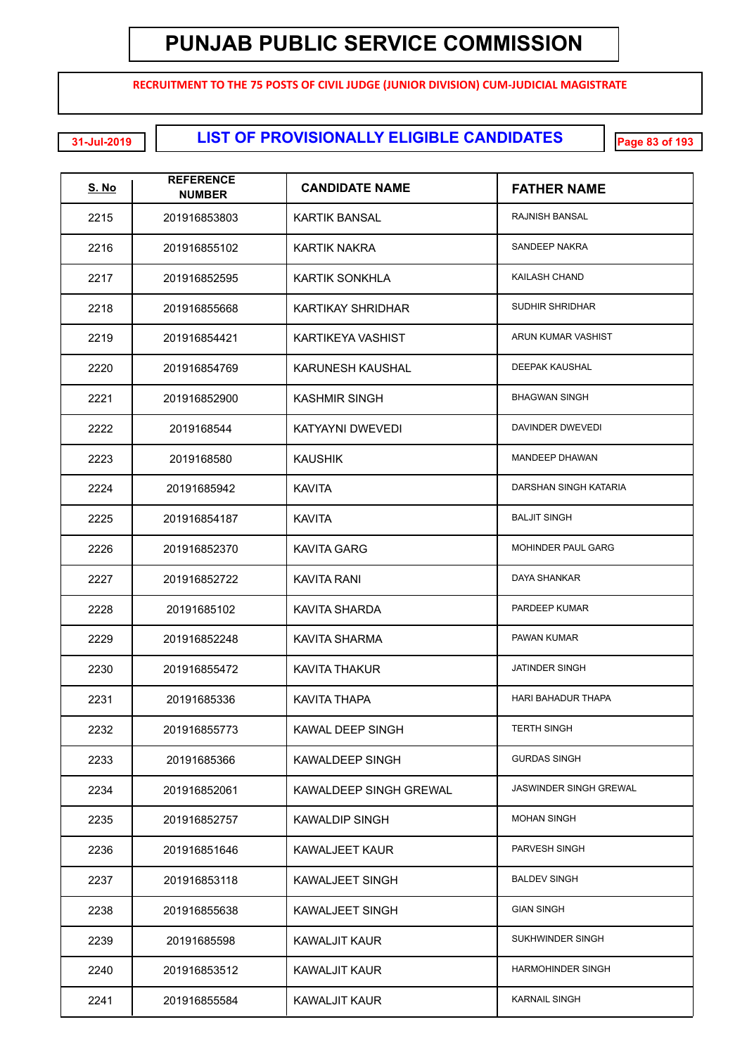# PUNJAB PUBLIC SERVICE COMMISSION

**RECRUITMENT TO THE 75 POSTS OF CIVIL JUDGE (JUNIOR DIVISION) CUM-JUDICIAL MAGISTRATE**

31-Jul-2019

## LIST OF PROVISIONALLY ELIGIBLE CANDIDATES

| S. No | REFERENCE NUMBER | CANDIDATE NAME | FATHER NAME |
|---|---|---|---|
| 2215 | 201916853803 | KARTIK BANSAL | RAJNISH BANSAL |
| 2216 | 201916855102 | KARTIK NAKRA | SANDEEP NAKRA |
| 2217 | 201916852595 | KARTIK SONKHLA | KAILASH CHAND |
| 2218 | 201916855668 | KARTIKAY SHRIDHAR | SUDHIR SHRIDHAR |
| 2219 | 201916854421 | KARTIKEYA VASHIST | ARUN KUMAR VASHIST |
| 2220 | 201916854769 | KARUNESH KAUSHAL | DEEPAK KAUSHAL |
| 2221 | 201916852900 | KASHMIR SINGH | BHAGWAN SINGH |
| 2222 | 2019168544 | KATYAYNI DWEVEDI | DAVINDER DWEVEDI |
| 2223 | 2019168580 | KAUSHIK | MANDEEP DHAWAN |
| 2224 | 20191685942 | KAVITA | DARSHAN SINGH KATARIA |
| 2225 | 201916854187 | KAVITA | BALJIT SINGH |
| 2226 | 201916852370 | KAVITA GARG | MOHINDER PAUL GARG |
| 2227 | 201916852722 | KAVITA RANI | DAYA SHANKAR |
| 2228 | 20191685102 | KAVITA SHARDA | PARDEEP KUMAR |
| 2229 | 201916852248 | KAVITA SHARMA | PAWAN KUMAR |
| 2230 | 201916855472 | KAVITA THAKUR | JATINDER SINGH |
| 2231 | 20191685336 | KAVITA THAPA | HARI BAHADUR THAPA |
| 2232 | 201916855773 | KAWAL DEEP SINGH | TERTH SINGH |
| 2233 | 20191685366 | KAWALDEEP SINGH | GURDAS SINGH |
| 2234 | 201916852061 | KAWALDEEP SINGH GREWAL | JASWINDER SINGH GREWAL |
| 2235 | 201916852757 | KAWALDIP SINGH | MOHAN SINGH |
| 2236 | 201916851646 | KAWALJEET KAUR | PARVESH SINGH |
| 2237 | 201916853118 | KAWALJEET SINGH | BALDEV SINGH |
| 2238 | 201916855638 | KAWALJEET SINGH | GIAN SINGH |
| 2239 | 20191685598 | KAWALJIT KAUR | SUKHWINDER SINGH |
| 2240 | 201916853512 | KAWALJIT KAUR | HARMOHINDER SINGH |
| 2241 | 201916855584 | KAWALJIT KAUR | KARNAIL SINGH |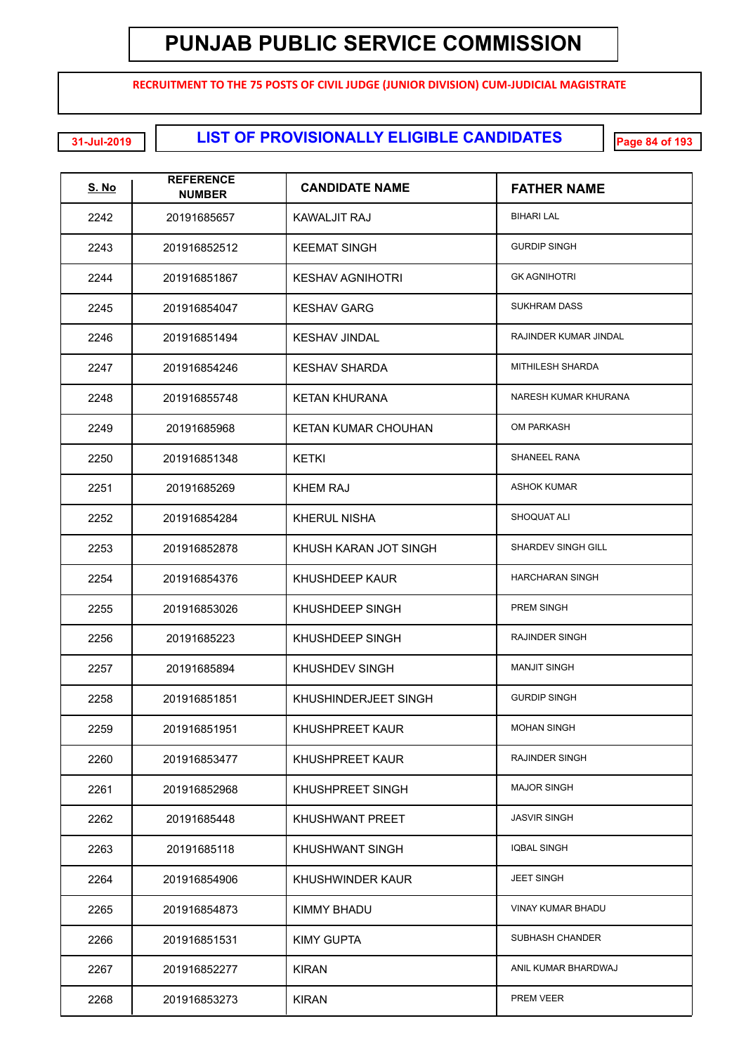# PUNJAB PUBLIC SERVICE COMMISSION

**RECRUITMENT TO THE 75 POSTS OF CIVIL JUDGE (JUNIOR DIVISION) CUM-JUDICIAL MAGISTRATE**

31-Jul-2019

## LIST OF PROVISIONALLY ELIGIBLE CANDIDATES

| S. No | REFERENCE NUMBER | CANDIDATE NAME | FATHER NAME |
|---|---|---|---|
| 2242 | 20191685657 | KAWALJIT RAJ | BIHARI LAL |
| 2243 | 201916852512 | KEEMAT SINGH | GURDIP SINGH |
| 2244 | 201916851867 | KESHAV AGNIHOTRI | GK AGNIHOTRI |
| 2245 | 201916854047 | KESHAV GARG | SUKHRAM DASS |
| 2246 | 201916851494 | KESHAV JINDAL | RAJINDER KUMAR JINDAL |
| 2247 | 201916854246 | KESHAV SHARDA | MITHILESH SHARDA |
| 2248 | 201916855748 | KETAN KHURANA | NARESH KUMAR KHURANA |
| 2249 | 20191685968 | KETAN KUMAR CHOUHAN | OM PARKASH |
| 2250 | 201916851348 | KETKI | SHANEEL RANA |
| 2251 | 20191685269 | KHEM RAJ | ASHOK KUMAR |
| 2252 | 201916854284 | KHERUL NISHA | SHOQUAT ALI |
| 2253 | 201916852878 | KHUSH KARAN JOT SINGH | SHARDEV SINGH GILL |
| 2254 | 201916854376 | KHUSHDEEP KAUR | HARCHARAN SINGH |
| 2255 | 201916853026 | KHUSHDEEP SINGH | PREM SINGH |
| 2256 | 20191685223 | KHUSHDEEP SINGH | RAJINDER SINGH |
| 2257 | 20191685894 | KHUSHDEV SINGH | MANJIT SINGH |
| 2258 | 201916851851 | KHUSHINDERJEET SINGH | GURDIP SINGH |
| 2259 | 201916851951 | KHUSHPREET KAUR | MOHAN SINGH |
| 2260 | 201916853477 | KHUSHPREET KAUR | RAJINDER SINGH |
| 2261 | 201916852968 | KHUSHPREET SINGH | MAJOR SINGH |
| 2262 | 20191685448 | KHUSHWANT PREET | JASVIR SINGH |
| 2263 | 20191685118 | KHUSHWANT SINGH | IQBAL SINGH |
| 2264 | 201916854906 | KHUSHWINDER KAUR | JEET SINGH |
| 2265 | 201916854873 | KIMMY BHADU | VINAY KUMAR BHADU |
| 2266 | 201916851531 | KIMY GUPTA | SUBHASH CHANDER |
| 2267 | 201916852277 | KIRAN | ANIL KUMAR BHARDWAJ |
| 2268 | 201916853273 | KIRAN | PREM VEER |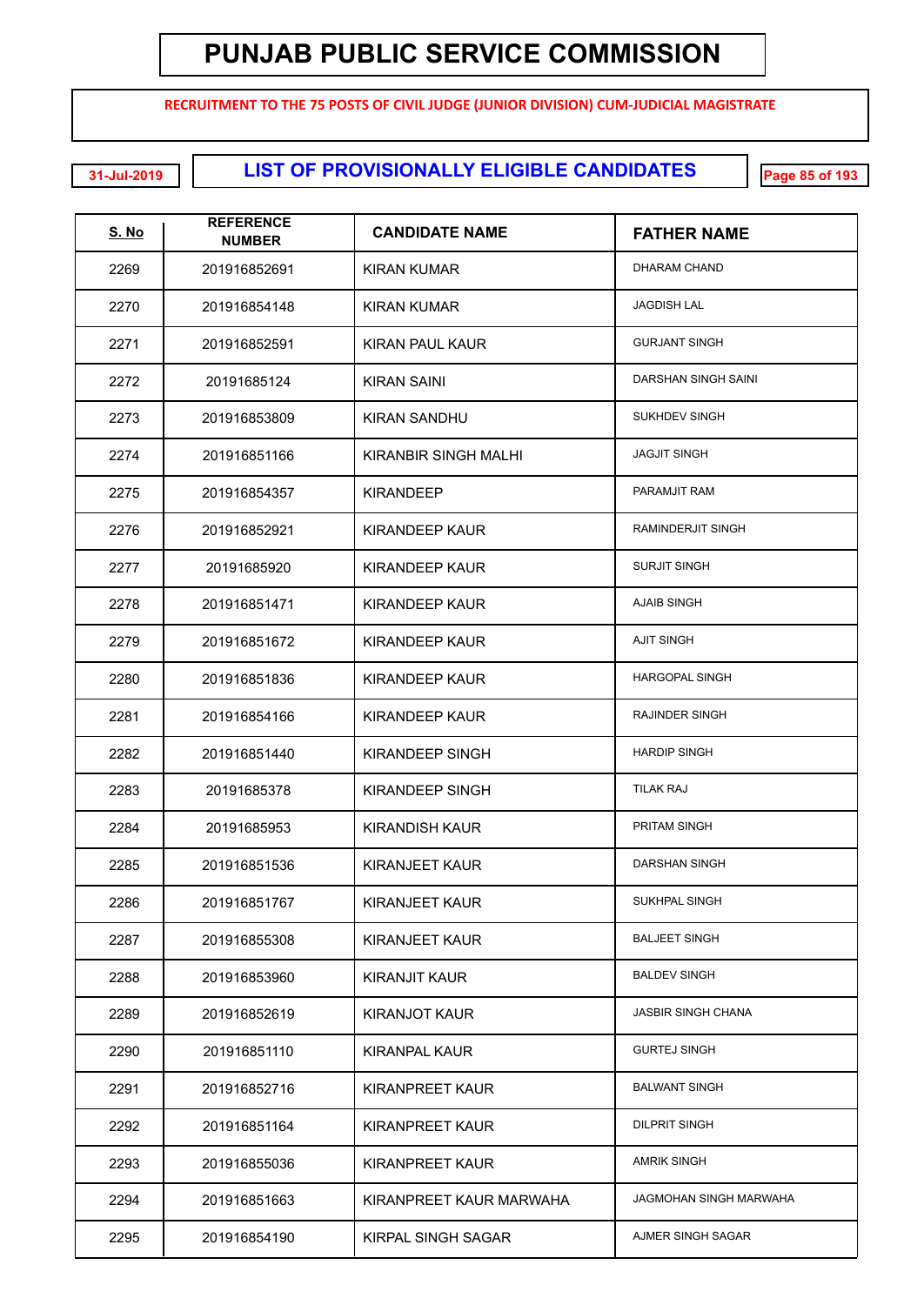# PUNJAB PUBLIC SERVICE COMMISSION

**RECRUITMENT TO THE 75 POSTS OF CIVIL JUDGE (JUNIOR DIVISION) CUM-JUDICIAL MAGISTRATE**

31-Jul-2019

## LIST OF PROVISIONALLY ELIGIBLE CANDIDATES

| S. No | REFERENCE NUMBER | CANDIDATE NAME | FATHER NAME |
|---|---|---|---|
| 2269 | 201916852691 | KIRAN KUMAR | DHARAM CHAND |
| 2270 | 201916854148 | KIRAN KUMAR | JAGDISH LAL |
| 2271 | 201916852591 | KIRAN PAUL KAUR | GURJANT SINGH |
| 2272 | 20191685124 | KIRAN SAINI | DARSHAN SINGH SAINI |
| 2273 | 201916853809 | KIRAN SANDHU | SUKHDEV SINGH |
| 2274 | 201916851166 | KIRANBIR SINGH MALHI | JAGJIT SINGH |
| 2275 | 201916854357 | KIRANDEEP | PARAMJIT RAM |
| 2276 | 201916852921 | KIRANDEEP KAUR | RAMINDERJIT SINGH |
| 2277 | 20191685920 | KIRANDEEP KAUR | SURJIT SINGH |
| 2278 | 201916851471 | KIRANDEEP KAUR | AJAIB SINGH |
| 2279 | 201916851672 | KIRANDEEP KAUR | AJIT SINGH |
| 2280 | 201916851836 | KIRANDEEP KAUR | HARGOPAL SINGH |
| 2281 | 201916854166 | KIRANDEEP KAUR | RAJINDER SINGH |
| 2282 | 201916851440 | KIRANDEEP SINGH | HARDIP SINGH |
| 2283 | 20191685378 | KIRANDEEP SINGH | TILAK RAJ |
| 2284 | 20191685953 | KIRANDISH KAUR | PRITAM SINGH |
| 2285 | 201916851536 | KIRANJEET KAUR | DARSHAN SINGH |
| 2286 | 201916851767 | KIRANJEET KAUR | SUKHPAL SINGH |
| 2287 | 201916855308 | KIRANJEET KAUR | BALJEET SINGH |
| 2288 | 201916853960 | KIRANJIT KAUR | BALDEV SINGH |
| 2289 | 201916852619 | KIRANJOT KAUR | JASBIR SINGH CHANA |
| 2290 | 201916851110 | KIRANPAL KAUR | GURTEJ SINGH |
| 2291 | 201916852716 | KIRANPREET KAUR | BALWANT SINGH |
| 2292 | 201916851164 | KIRANPREET KAUR | DILPRIT SINGH |
| 2293 | 201916855036 | KIRANPREET KAUR | AMRIK SINGH |
| 2294 | 201916851663 | KIRANPREET KAUR MARWAHA | JAGMOHAN SINGH MARWAHA |
| 2295 | 201916854190 | KIRPAL SINGH SAGAR | AJMER SINGH SAGAR |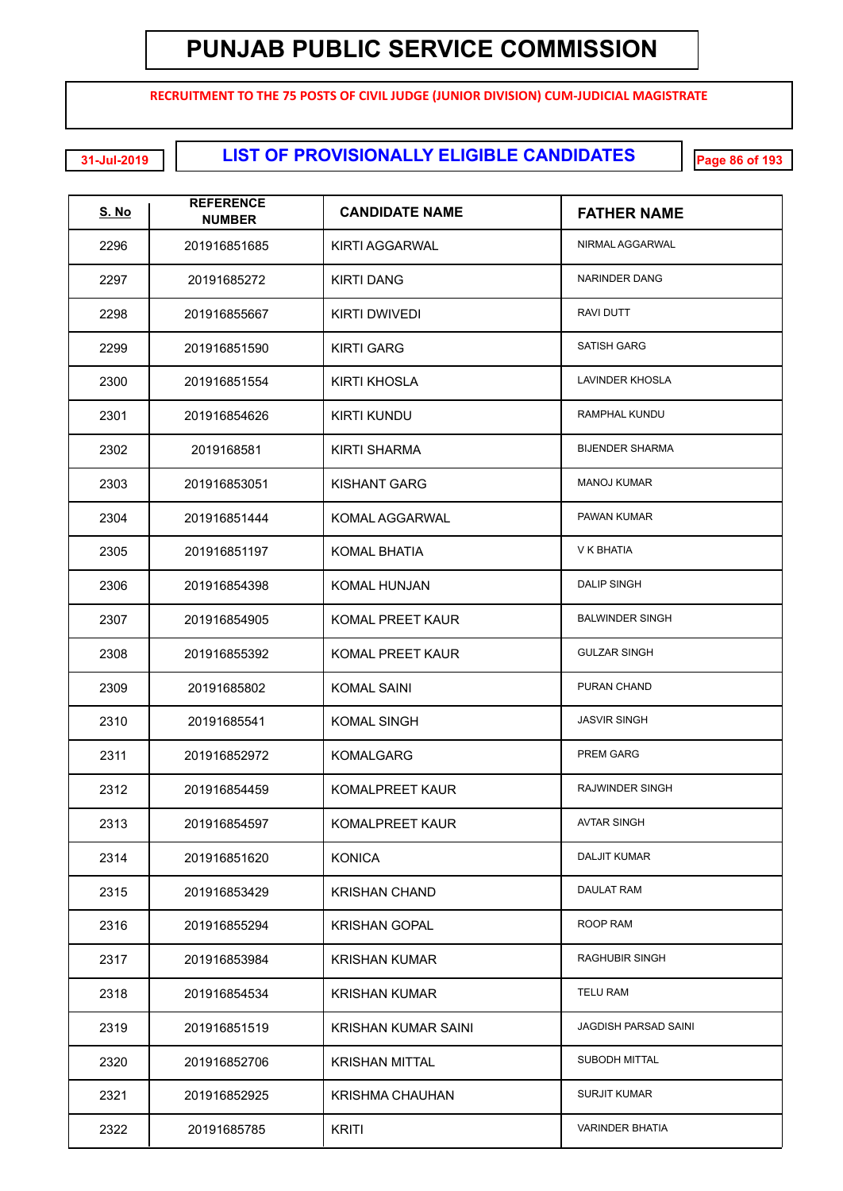# PUNJAB PUBLIC SERVICE COMMISSION

**RECRUITMENT TO THE 75 POSTS OF CIVIL JUDGE (JUNIOR DIVISION) CUM-JUDICIAL MAGISTRATE**

31-Jul-2019

## LIST OF PROVISIONALLY ELIGIBLE CANDIDATES

| S. No | REFERENCE NUMBER | CANDIDATE NAME | FATHER NAME |
|---|---|---|---|
| 2296 | 201916851685 | KIRTI AGGARWAL | NIRMAL AGGARWAL |
| 2297 | 20191685272 | KIRTI DANG | NARINDER DANG |
| 2298 | 201916855667 | KIRTI DWIVEDI | RAVI DUTT |
| 2299 | 201916851590 | KIRTI GARG | SATISH GARG |
| 2300 | 201916851554 | KIRTI KHOSLA | LAVINDER KHOSLA |
| 2301 | 201916854626 | KIRTI KUNDU | RAMPHAL KUNDU |
| 2302 | 2019168581 | KIRTI SHARMA | BIJENDER SHARMA |
| 2303 | 201916853051 | KISHANT GARG | MANOJ KUMAR |
| 2304 | 201916851444 | KOMAL AGGARWAL | PAWAN KUMAR |
| 2305 | 201916851197 | KOMAL BHATIA | V K BHATIA |
| 2306 | 201916854398 | KOMAL HUNJAN | DALIP SINGH |
| 2307 | 201916854905 | KOMAL PREET KAUR | BALWINDER SINGH |
| 2308 | 201916855392 | KOMAL PREET KAUR | GULZAR SINGH |
| 2309 | 20191685802 | KOMAL SAINI | PURAN CHAND |
| 2310 | 20191685541 | KOMAL SINGH | JASVIR SINGH |
| 2311 | 201916852972 | KOMALGARG | PREM GARG |
| 2312 | 201916854459 | KOMALPREET KAUR | RAJWINDER SINGH |
| 2313 | 201916854597 | KOMALPREET KAUR | AVTAR SINGH |
| 2314 | 201916851620 | KONICA | DALJIT KUMAR |
| 2315 | 201916853429 | KRISHAN CHAND | DAULAT RAM |
| 2316 | 201916855294 | KRISHAN GOPAL | ROOP RAM |
| 2317 | 201916853984 | KRISHAN KUMAR | RAGHUBIR SINGH |
| 2318 | 201916854534 | KRISHAN KUMAR | TELU RAM |
| 2319 | 201916851519 | KRISHAN KUMAR SAINI | JAGDISH PARSAD SAINI |
| 2320 | 201916852706 | KRISHAN MITTAL | SUBODH MITTAL |
| 2321 | 201916852925 | KRISHMA CHAUHAN | SURJIT KUMAR |
| 2322 | 20191685785 | KRITI | VARINDER BHATIA |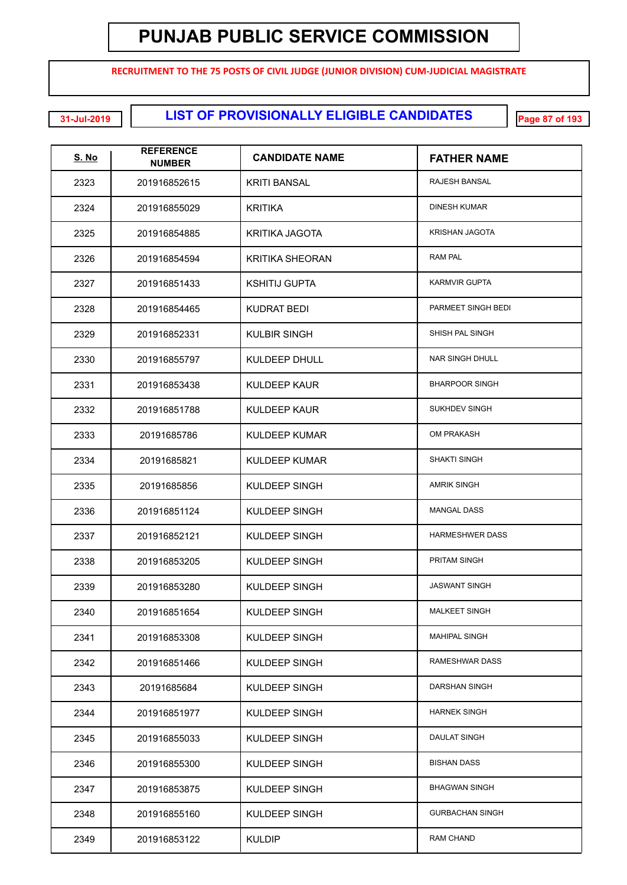# PUNJAB PUBLIC SERVICE COMMISSION

**RECRUITMENT TO THE 75 POSTS OF CIVIL JUDGE (JUNIOR DIVISION) CUM-JUDICIAL MAGISTRATE**

31-Jul-2019

## LIST OF PROVISIONALLY ELIGIBLE CANDIDATES

| S. No | REFERENCE NUMBER | CANDIDATE NAME | FATHER NAME |
|---|---|---|---|
| 2323 | 201916852615 | KRITI BANSAL | RAJESH BANSAL |
| 2324 | 201916855029 | KRITIKA | DINESH KUMAR |
| 2325 | 201916854885 | KRITIKA JAGOTA | KRISHAN JAGOTA |
| 2326 | 201916854594 | KRITIKA SHEORAN | RAM PAL |
| 2327 | 201916851433 | KSHITIJ GUPTA | KARMVIR GUPTA |
| 2328 | 201916854465 | KUDRAT BEDI | PARMEET SINGH BEDI |
| 2329 | 201916852331 | KULBIR SINGH | SHISH PAL SINGH |
| 2330 | 201916855797 | KULDEEP DHULL | NAR SINGH DHULL |
| 2331 | 201916853438 | KULDEEP KAUR | BHARPOOR SINGH |
| 2332 | 201916851788 | KULDEEP KAUR | SUKHDEV SINGH |
| 2333 | 20191685786 | KULDEEP KUMAR | OM PRAKASH |
| 2334 | 20191685821 | KULDEEP KUMAR | SHAKTI SINGH |
| 2335 | 20191685856 | KULDEEP SINGH | AMRIK SINGH |
| 2336 | 201916851124 | KULDEEP SINGH | MANGAL DASS |
| 2337 | 201916852121 | KULDEEP SINGH | HARMESHWER DASS |
| 2338 | 201916853205 | KULDEEP SINGH | PRITAM SINGH |
| 2339 | 201916853280 | KULDEEP SINGH | JASWANT SINGH |
| 2340 | 201916851654 | KULDEEP SINGH | MALKEET SINGH |
| 2341 | 201916853308 | KULDEEP SINGH | MAHIPAL SINGH |
| 2342 | 201916851466 | KULDEEP SINGH | RAMESHWAR DASS |
| 2343 | 20191685684 | KULDEEP SINGH | DARSHAN SINGH |
| 2344 | 201916851977 | KULDEEP SINGH | HARNEK SINGH |
| 2345 | 201916855033 | KULDEEP SINGH | DAULAT SINGH |
| 2346 | 201916855300 | KULDEEP SINGH | BISHAN DASS |
| 2347 | 201916853875 | KULDEEP SINGH | BHAGWAN SINGH |
| 2348 | 201916855160 | KULDEEP SINGH | GURBACHAN SINGH |
| 2349 | 201916853122 | KULDIP | RAM CHAND |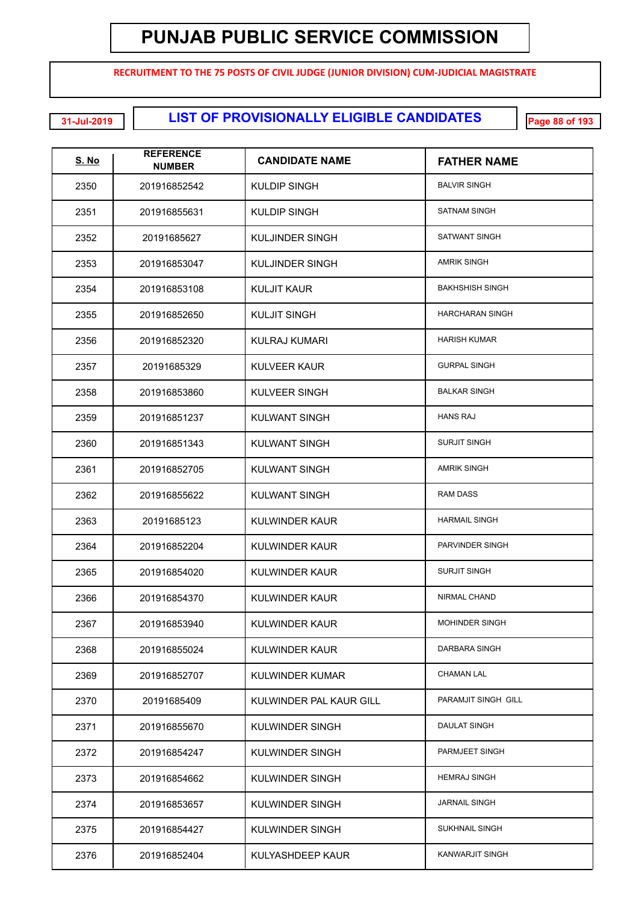# PUNJAB PUBLIC SERVICE COMMISSION

**RECRUITMENT TO THE 75 POSTS OF CIVIL JUDGE (JUNIOR DIVISION) CUM-JUDICIAL MAGISTRATE**

31-Jul-2019

## LIST OF PROVISIONALLY ELIGIBLE CANDIDATES

| S. No | REFERENCE NUMBER | CANDIDATE NAME | FATHER NAME |
|---|---|---|---|
| 2350 | 201916852542 | KULDIP SINGH | BALVIR SINGH |
| 2351 | 201916855631 | KULDIP SINGH | SATNAM SINGH |
| 2352 | 20191685627 | KULJINDER SINGH | SATWANT SINGH |
| 2353 | 201916853047 | KULJINDER SINGH | AMRIK SINGH |
| 2354 | 201916853108 | KULJIT KAUR | BAKHSHISH SINGH |
| 2355 | 201916852650 | KULJIT SINGH | HARCHARAN SINGH |
| 2356 | 201916852320 | KULRAJ KUMARI | HARISH KUMAR |
| 2357 | 20191685329 | KULVEER KAUR | GURPAL SINGH |
| 2358 | 201916853860 | KULVEER SINGH | BALKAR SINGH |
| 2359 | 201916851237 | KULWANT SINGH | HANS RAJ |
| 2360 | 201916851343 | KULWANT SINGH | SURJIT SINGH |
| 2361 | 201916852705 | KULWANT SINGH | AMRIK SINGH |
| 2362 | 201916855622 | KULWANT SINGH | RAM DASS |
| 2363 | 20191685123 | KULWINDER KAUR | HARMAIL SINGH |
| 2364 | 201916852204 | KULWINDER KAUR | PARVINDER SINGH |
| 2365 | 201916854020 | KULWINDER KAUR | SURJIT SINGH |
| 2366 | 201916854370 | KULWINDER KAUR | NIRMAL CHAND |
| 2367 | 201916853940 | KULWINDER KAUR | MOHINDER SINGH |
| 2368 | 201916855024 | KULWINDER KAUR | DARBARA SINGH |
| 2369 | 201916852707 | KULWINDER KUMAR | CHAMAN LAL |
| 2370 | 20191685409 | KULWINDER PAL KAUR GILL | PARAMJIT SINGH GILL |
| 2371 | 201916855670 | KULWINDER SINGH | DAULAT SINGH |
| 2372 | 201916854247 | KULWINDER SINGH | PARMJEET SINGH |
| 2373 | 201916854662 | KULWINDER SINGH | HEMRAJ SINGH |
| 2374 | 201916853657 | KULWINDER SINGH | JARNAIL SINGH |
| 2375 | 201916854427 | KULWINDER SINGH | SUKHNAIL SINGH |
| 2376 | 201916852404 | KULYASHDEEP KAUR | KANWARJIT SINGH |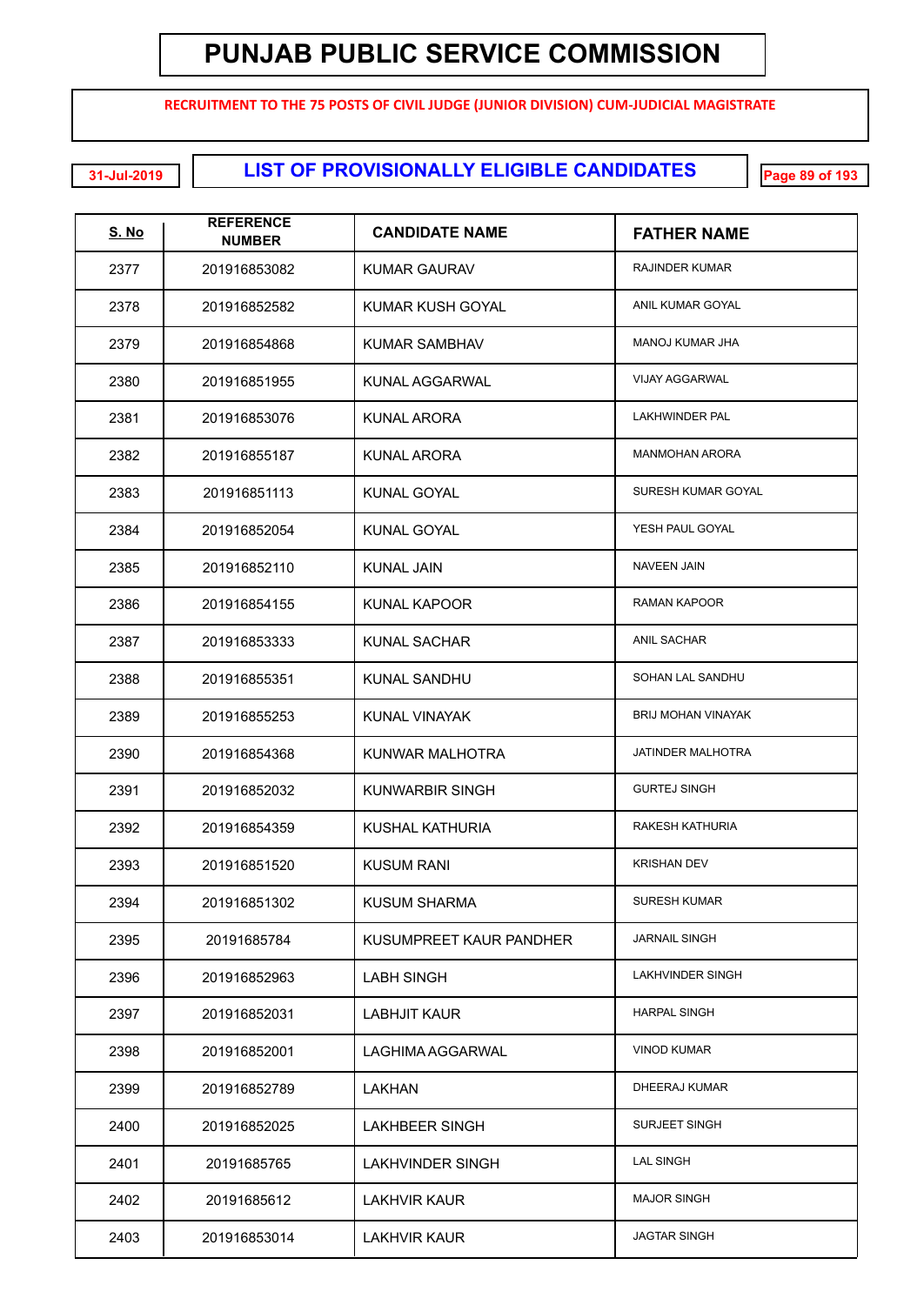# PUNJAB PUBLIC SERVICE COMMISSION

**RECRUITMENT TO THE 75 POSTS OF CIVIL JUDGE (JUNIOR DIVISION) CUM-JUDICIAL MAGISTRATE**

31-Jul-2019

## LIST OF PROVISIONALLY ELIGIBLE CANDIDATES

| S. No | REFERENCE NUMBER | CANDIDATE NAME | FATHER NAME |
|---|---|---|---|
| 2377 | 201916853082 | KUMAR GAURAV | RAJINDER KUMAR |
| 2378 | 201916852582 | KUMAR KUSH GOYAL | ANIL KUMAR GOYAL |
| 2379 | 201916854868 | KUMAR SAMBHAV | MANOJ KUMAR JHA |
| 2380 | 201916851955 | KUNAL AGGARWAL | VIJAY AGGARWAL |
| 2381 | 201916853076 | KUNAL ARORA | LAKHWINDER PAL |
| 2382 | 201916855187 | KUNAL ARORA | MANMOHAN ARORA |
| 2383 | 201916851113 | KUNAL GOYAL | SURESH KUMAR GOYAL |
| 2384 | 201916852054 | KUNAL GOYAL | YESH PAUL GOYAL |
| 2385 | 201916852110 | KUNAL JAIN | NAVEEN JAIN |
| 2386 | 201916854155 | KUNAL KAPOOR | RAMAN KAPOOR |
| 2387 | 201916853333 | KUNAL SACHAR | ANIL SACHAR |
| 2388 | 201916855351 | KUNAL SANDHU | SOHAN LAL SANDHU |
| 2389 | 201916855253 | KUNAL VINAYAK | BRIJ MOHAN VINAYAK |
| 2390 | 201916854368 | KUNWAR MALHOTRA | JATINDER MALHOTRA |
| 2391 | 201916852032 | KUNWARBIR SINGH | GURTEJ SINGH |
| 2392 | 201916854359 | KUSHAL KATHURIA | RAKESH KATHURIA |
| 2393 | 201916851520 | KUSUM RANI | KRISHAN DEV |
| 2394 | 201916851302 | KUSUM SHARMA | SURESH KUMAR |
| 2395 | 20191685784 | KUSUMPREET KAUR PANDHER | JARNAIL SINGH |
| 2396 | 201916852963 | LABH SINGH | LAKHVINDER SINGH |
| 2397 | 201916852031 | LABHJIT KAUR | HARPAL SINGH |
| 2398 | 201916852001 | LAGHIMA AGGARWAL | VINOD KUMAR |
| 2399 | 201916852789 | LAKHAN | DHEERAJ KUMAR |
| 2400 | 201916852025 | LAKHBEER SINGH | SURJEET SINGH |
| 2401 | 20191685765 | LAKHVINDER SINGH | LAL SINGH |
| 2402 | 20191685612 | LAKHVIR KAUR | MAJOR SINGH |
| 2403 | 201916853014 | LAKHVIR KAUR | JAGTAR SINGH |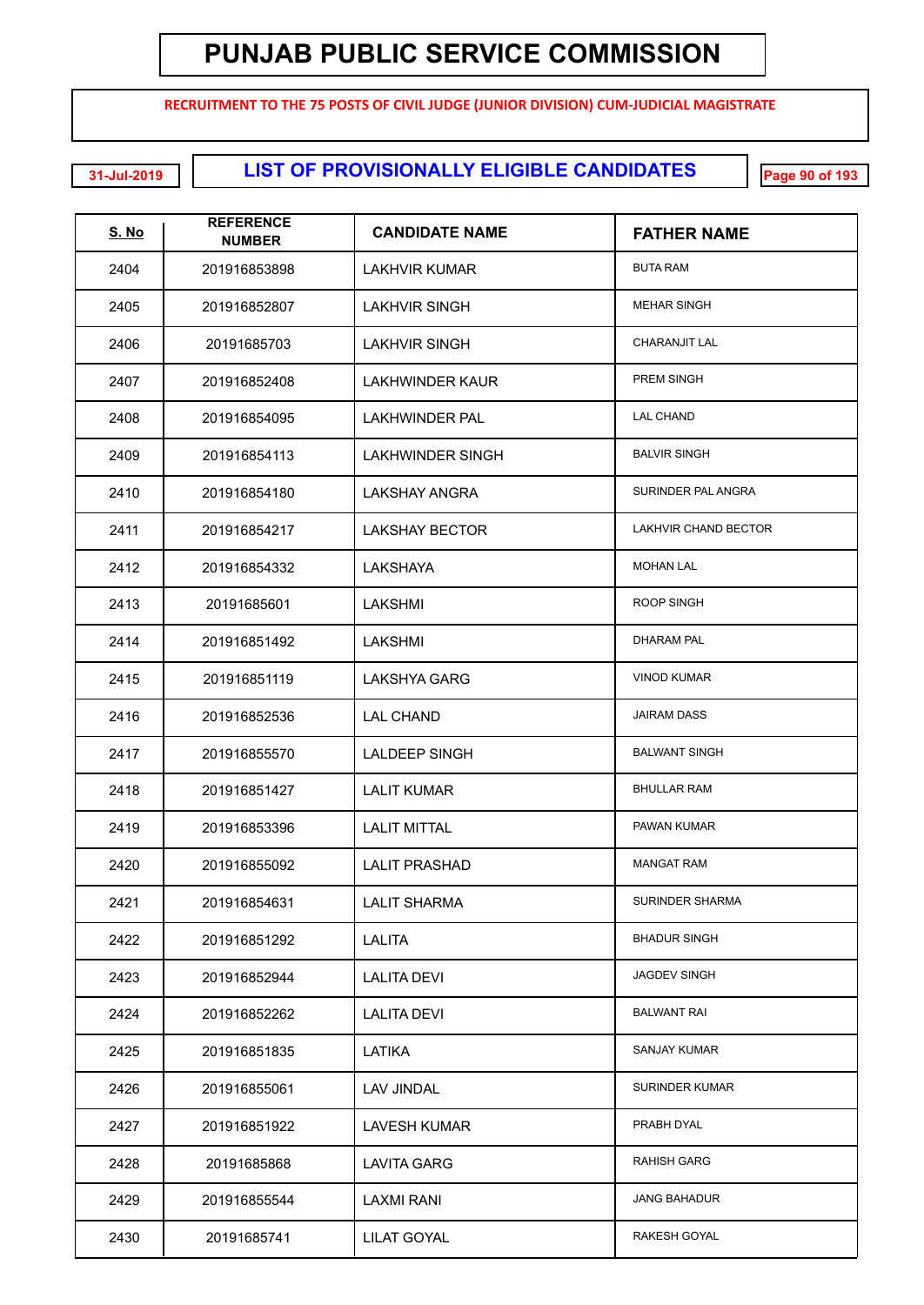# PUNJAB PUBLIC SERVICE COMMISSION

**RECRUITMENT TO THE 75 POSTS OF CIVIL JUDGE (JUNIOR DIVISION) CUM-JUDICIAL MAGISTRATE**

31-Jul-2019

## LIST OF PROVISIONALLY ELIGIBLE CANDIDATES

| S. No | REFERENCE NUMBER | CANDIDATE NAME | FATHER NAME |
|---|---|---|---|
| 2404 | 201916853898 | LAKHVIR KUMAR | BUTA RAM |
| 2405 | 201916852807 | LAKHVIR SINGH | MEHAR SINGH |
| 2406 | 20191685703 | LAKHVIR SINGH | CHARANJIT LAL |
| 2407 | 201916852408 | LAKHWINDER KAUR | PREM SINGH |
| 2408 | 201916854095 | LAKHWINDER PAL | LAL CHAND |
| 2409 | 201916854113 | LAKHWINDER SINGH | BALVIR SINGH |
| 2410 | 201916854180 | LAKSHAY ANGRA | SURINDER PAL ANGRA |
| 2411 | 201916854217 | LAKSHAY BECTOR | LAKHVIR CHAND BECTOR |
| 2412 | 201916854332 | LAKSHAYA | MOHAN LAL |
| 2413 | 20191685601 | LAKSHMI | ROOP SINGH |
| 2414 | 201916851492 | LAKSHMI | DHARAM PAL |
| 2415 | 201916851119 | LAKSHYA GARG | VINOD KUMAR |
| 2416 | 201916852536 | LAL CHAND | JAIRAM DASS |
| 2417 | 201916855570 | LALDEEP SINGH | BALWANT SINGH |
| 2418 | 201916851427 | LALIT KUMAR | BHULLAR RAM |
| 2419 | 201916853396 | LALIT MITTAL | PAWAN KUMAR |
| 2420 | 201916855092 | LALIT PRASHAD | MANGAT RAM |
| 2421 | 201916854631 | LALIT SHARMA | SURINDER SHARMA |
| 2422 | 201916851292 | LALITA | BHADUR SINGH |
| 2423 | 201916852944 | LALITA DEVI | JAGDEV SINGH |
| 2424 | 201916852262 | LALITA DEVI | BALWANT RAI |
| 2425 | 201916851835 | LATIKA | SANJAY KUMAR |
| 2426 | 201916855061 | LAV JINDAL | SURINDER KUMAR |
| 2427 | 201916851922 | LAVESH KUMAR | PRABH DYAL |
| 2428 | 20191685868 | LAVITA GARG | RAHISH GARG |
| 2429 | 201916855544 | LAXMI RANI | JANG BAHADUR |
| 2430 | 20191685741 | LILAT GOYAL | RAKESH GOYAL |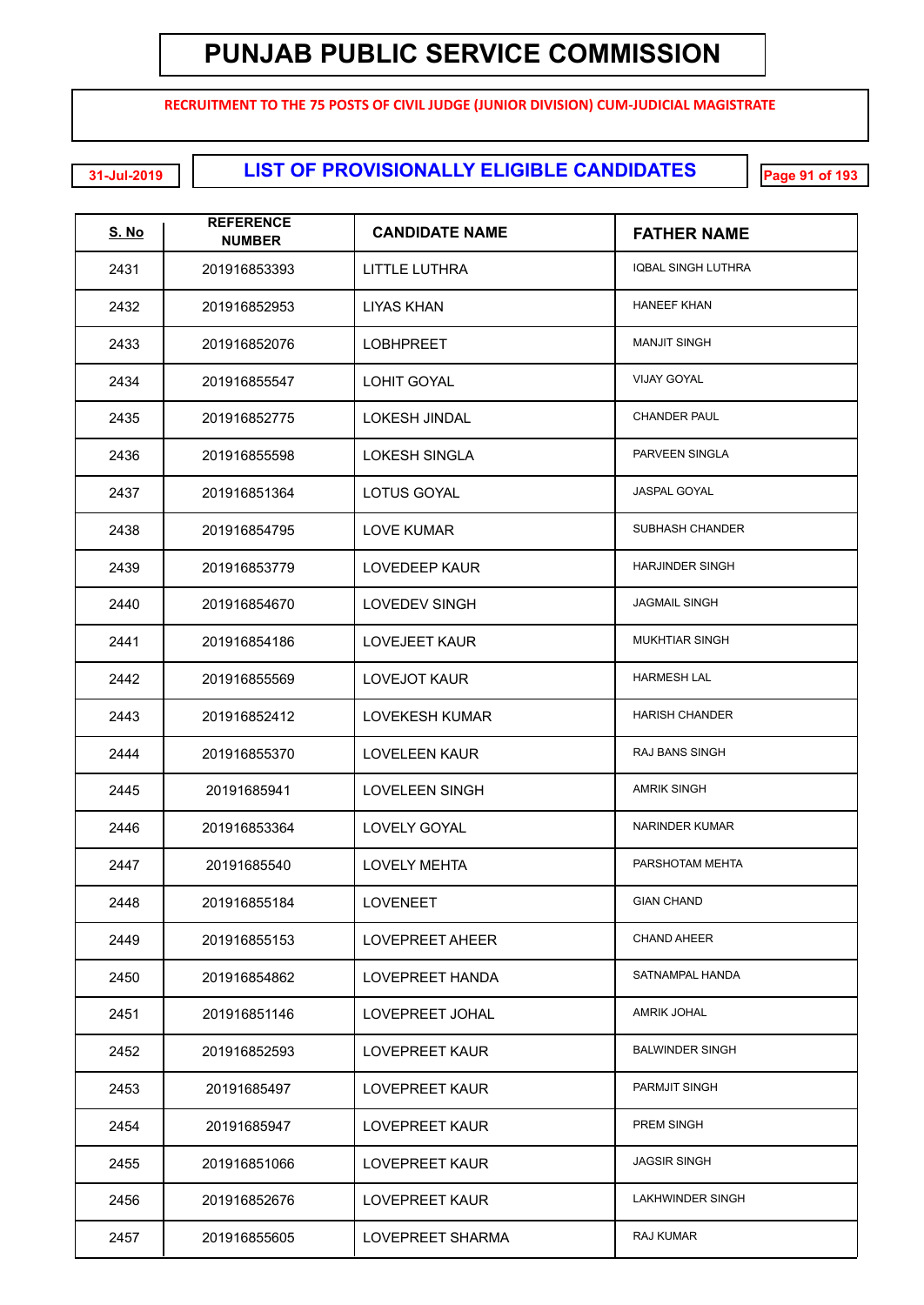# PUNJAB PUBLIC SERVICE COMMISSION

**RECRUITMENT TO THE 75 POSTS OF CIVIL JUDGE (JUNIOR DIVISION) CUM-JUDICIAL MAGISTRATE**

31-Jul-2019

## LIST OF PROVISIONALLY ELIGIBLE CANDIDATES

| S. No | REFERENCE NUMBER | CANDIDATE NAME | FATHER NAME |
|---|---|---|---|
| 2431 | 201916853393 | LITTLE LUTHRA | IQBAL SINGH LUTHRA |
| 2432 | 201916852953 | LIYAS KHAN | HANEEF KHAN |
| 2433 | 201916852076 | LOBHPREET | MANJIT SINGH |
| 2434 | 201916855547 | LOHIT GOYAL | VIJAY GOYAL |
| 2435 | 201916852775 | LOKESH JINDAL | CHANDER PAUL |
| 2436 | 201916855598 | LOKESH SINGLA | PARVEEN SINGLA |
| 2437 | 201916851364 | LOTUS GOYAL | JASPAL GOYAL |
| 2438 | 201916854795 | LOVE KUMAR | SUBHASH CHANDER |
| 2439 | 201916853779 | LOVEDEEP KAUR | HARJINDER SINGH |
| 2440 | 201916854670 | LOVEDEV SINGH | JAGMAIL SINGH |
| 2441 | 201916854186 | LOVEJEET KAUR | MUKHTIAR SINGH |
| 2442 | 201916855569 | LOVEJOT KAUR | HARMESH LAL |
| 2443 | 201916852412 | LOVEKESH KUMAR | HARISH CHANDER |
| 2444 | 201916855370 | LOVELEEN KAUR | RAJ BANS SINGH |
| 2445 | 20191685941 | LOVELEEN SINGH | AMRIK SINGH |
| 2446 | 201916853364 | LOVELY GOYAL | NARINDER KUMAR |
| 2447 | 20191685540 | LOVELY MEHTA | PARSHOTAM MEHTA |
| 2448 | 201916855184 | LOVENEET | GIAN CHAND |
| 2449 | 201916855153 | LOVEPREET AHEER | CHAND AHEER |
| 2450 | 201916854862 | LOVEPREET HANDA | SATNAMPAL HANDA |
| 2451 | 201916851146 | LOVEPREET JOHAL | AMRIK JOHAL |
| 2452 | 201916852593 | LOVEPREET KAUR | BALWINDER SINGH |
| 2453 | 20191685497 | LOVEPREET KAUR | PARMJIT SINGH |
| 2454 | 20191685947 | LOVEPREET KAUR | PREM SINGH |
| 2455 | 201916851066 | LOVEPREET KAUR | JAGSIR SINGH |
| 2456 | 201916852676 | LOVEPREET KAUR | LAKHWINDER SINGH |
| 2457 | 201916855605 | LOVEPREET SHARMA | RAJ KUMAR |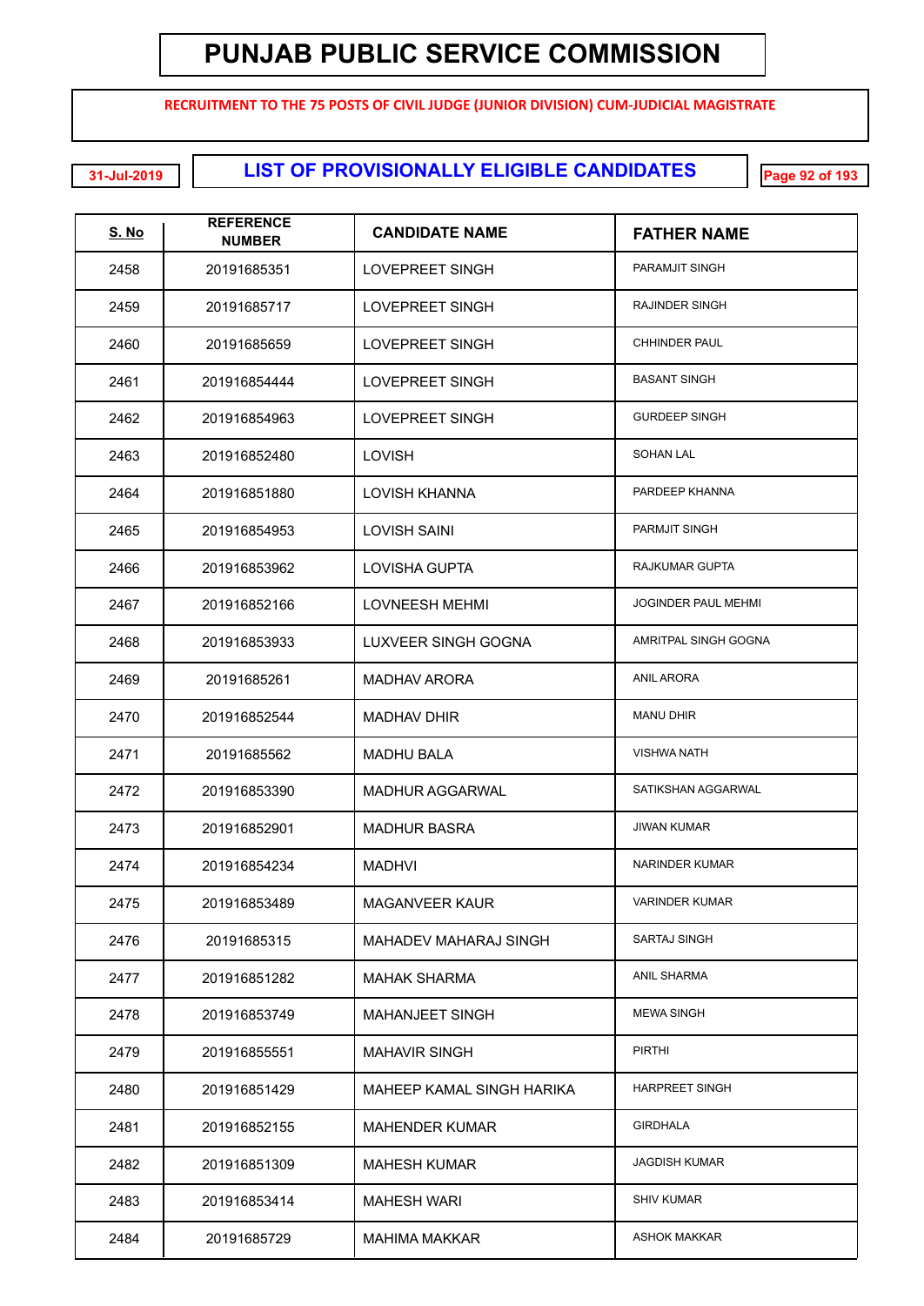# PUNJAB PUBLIC SERVICE COMMISSION

**RECRUITMENT TO THE 75 POSTS OF CIVIL JUDGE (JUNIOR DIVISION) CUM-JUDICIAL MAGISTRATE**

31-Jul-2019

## LIST OF PROVISIONALLY ELIGIBLE CANDIDATES

| S. No | REFERENCE NUMBER | CANDIDATE NAME | FATHER NAME |
|---|---|---|---|
| 2458 | 20191685351 | LOVEPREET SINGH | PARAMJIT SINGH |
| 2459 | 20191685717 | LOVEPREET SINGH | RAJINDER SINGH |
| 2460 | 20191685659 | LOVEPREET SINGH | CHHINDER PAUL |
| 2461 | 201916854444 | LOVEPREET SINGH | BASANT SINGH |
| 2462 | 201916854963 | LOVEPREET SINGH | GURDEEP SINGH |
| 2463 | 201916852480 | LOVISH | SOHAN LAL |
| 2464 | 201916851880 | LOVISH KHANNA | PARDEEP KHANNA |
| 2465 | 201916854953 | LOVISH SAINI | PARMJIT SINGH |
| 2466 | 201916853962 | LOVISHA GUPTA | RAJKUMAR GUPTA |
| 2467 | 201916852166 | LOVNEESH MEHMI | JOGINDER PAUL MEHMI |
| 2468 | 201916853933 | LUXVEER SINGH GOGNA | AMRITPAL SINGH GOGNA |
| 2469 | 20191685261 | MADHAV ARORA | ANIL ARORA |
| 2470 | 201916852544 | MADHAV DHIR | MANU DHIR |
| 2471 | 20191685562 | MADHU BALA | VISHWA NATH |
| 2472 | 201916853390 | MADHUR AGGARWAL | SATIKSHAN AGGARWAL |
| 2473 | 201916852901 | MADHUR BASRA | JIWAN KUMAR |
| 2474 | 201916854234 | MADHVI | NARINDER KUMAR |
| 2475 | 201916853489 | MAGANVEER KAUR | VARINDER KUMAR |
| 2476 | 20191685315 | MAHADEV MAHARAJ SINGH | SARTAJ SINGH |
| 2477 | 201916851282 | MAHAK SHARMA | ANIL SHARMA |
| 2478 | 201916853749 | MAHANJEET SINGH | MEWA SINGH |
| 2479 | 201916855551 | MAHAVIR SINGH | PIRTHI |
| 2480 | 201916851429 | MAHEEP KAMAL SINGH HARIKA | HARPREET SINGH |
| 2481 | 201916852155 | MAHENDER KUMAR | GIRDHALA |
| 2482 | 201916851309 | MAHESH KUMAR | JAGDISH KUMAR |
| 2483 | 201916853414 | MAHESH WARI | SHIV KUMAR |
| 2484 | 20191685729 | MAHIMA MAKKAR | ASHOK MAKKAR |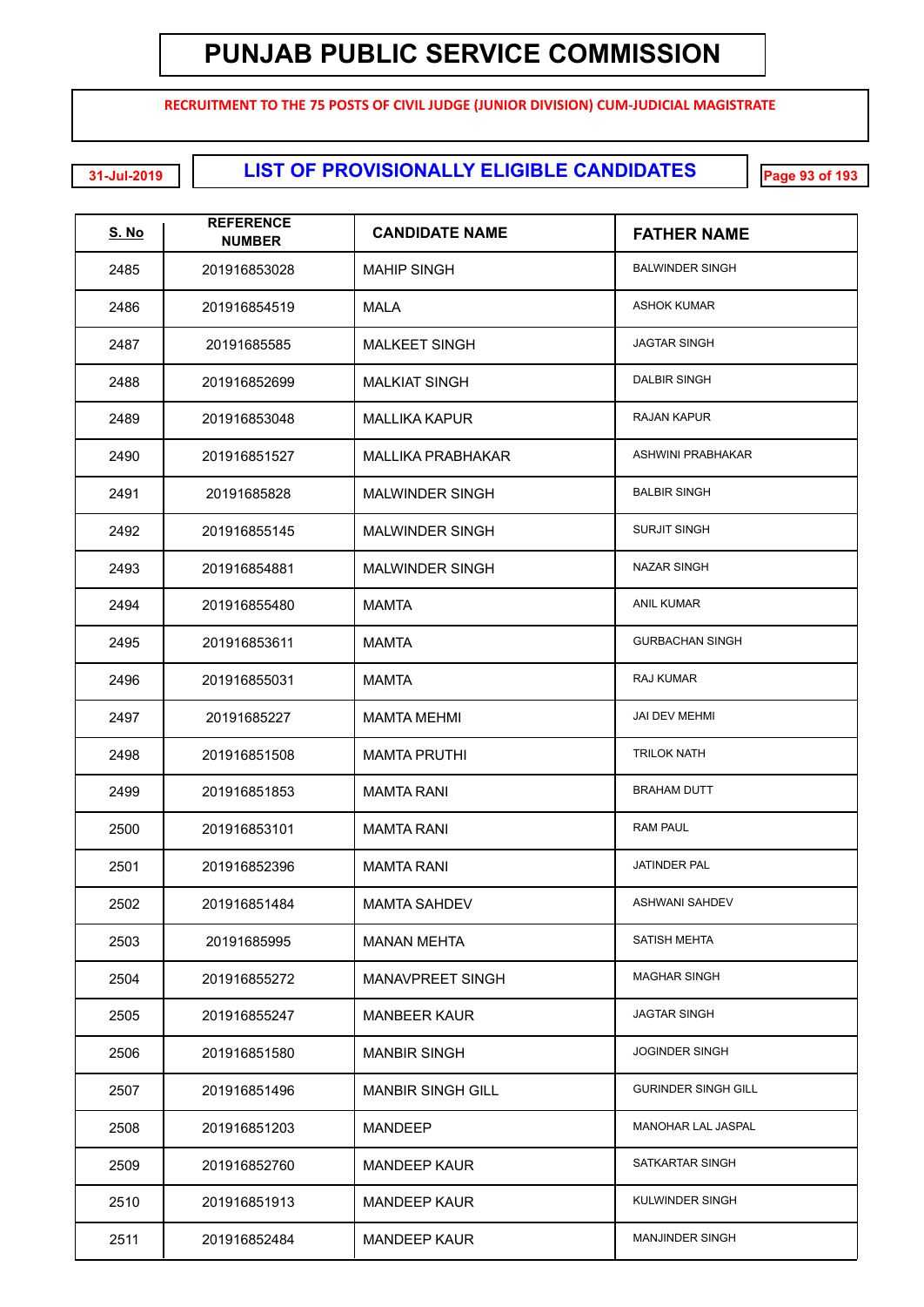# PUNJAB PUBLIC SERVICE COMMISSION

**RECRUITMENT TO THE 75 POSTS OF CIVIL JUDGE (JUNIOR DIVISION) CUM-JUDICIAL MAGISTRATE**

31-Jul-2019

## LIST OF PROVISIONALLY ELIGIBLE CANDIDATES

| S. No | REFERENCE NUMBER | CANDIDATE NAME | FATHER NAME |
|---|---|---|---|
| 2485 | 201916853028 | MAHIP SINGH | BALWINDER SINGH |
| 2486 | 201916854519 | MALA | ASHOK KUMAR |
| 2487 | 20191685585 | MALKEET SINGH | JAGTAR SINGH |
| 2488 | 201916852699 | MALKIAT SINGH | DALBIR SINGH |
| 2489 | 201916853048 | MALLIKA KAPUR | RAJAN KAPUR |
| 2490 | 201916851527 | MALLIKA PRABHAKAR | ASHWINI PRABHAKAR |
| 2491 | 20191685828 | MALWINDER SINGH | BALBIR SINGH |
| 2492 | 201916855145 | MALWINDER SINGH | SURJIT SINGH |
| 2493 | 201916854881 | MALWINDER SINGH | NAZAR SINGH |
| 2494 | 201916855480 | MAMTA | ANIL KUMAR |
| 2495 | 201916853611 | MAMTA | GURBACHAN SINGH |
| 2496 | 201916855031 | MAMTA | RAJ KUMAR |
| 2497 | 20191685227 | MAMTA MEHMI | JAI DEV MEHMI |
| 2498 | 201916851508 | MAMTA PRUTHI | TRILOK NATH |
| 2499 | 201916851853 | MAMTA RANI | BRAHAM DUTT |
| 2500 | 201916853101 | MAMTA RANI | RAM PAUL |
| 2501 | 201916852396 | MAMTA RANI | JATINDER PAL |
| 2502 | 201916851484 | MAMTA SAHDEV | ASHWANI SAHDEV |
| 2503 | 20191685995 | MANAN MEHTA | SATISH MEHTA |
| 2504 | 201916855272 | MANAVPREET SINGH | MAGHAR SINGH |
| 2505 | 201916855247 | MANBEER KAUR | JAGTAR SINGH |
| 2506 | 201916851580 | MANBIR SINGH | JOGINDER SINGH |
| 2507 | 201916851496 | MANBIR SINGH GILL | GURINDER SINGH GILL |
| 2508 | 201916851203 | MANDEEP | MANOHAR LAL JASPAL |
| 2509 | 201916852760 | MANDEEP KAUR | SATKARTAR SINGH |
| 2510 | 201916851913 | MANDEEP KAUR | KULWINDER SINGH |
| 2511 | 201916852484 | MANDEEP KAUR | MANJINDER SINGH |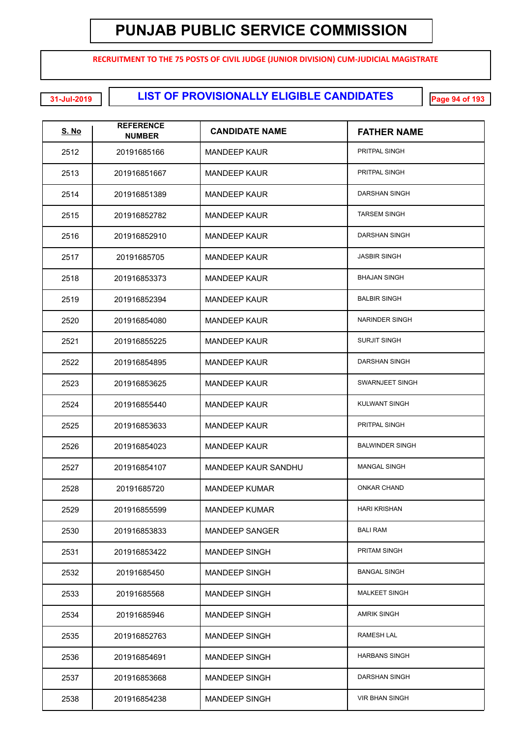# PUNJAB PUBLIC SERVICE COMMISSION

**RECRUITMENT TO THE 75 POSTS OF CIVIL JUDGE (JUNIOR DIVISION) CUM-JUDICIAL MAGISTRATE**

31-Jul-2019

## LIST OF PROVISIONALLY ELIGIBLE CANDIDATES

| S. No | REFERENCE NUMBER | CANDIDATE NAME | FATHER NAME |
|---|---|---|---|
| 2512 | 20191685166 | MANDEEP KAUR | PRITPAL SINGH |
| 2513 | 201916851667 | MANDEEP KAUR | PRITPAL SINGH |
| 2514 | 201916851389 | MANDEEP KAUR | DARSHAN SINGH |
| 2515 | 201916852782 | MANDEEP KAUR | TARSEM SINGH |
| 2516 | 201916852910 | MANDEEP KAUR | DARSHAN SINGH |
| 2517 | 20191685705 | MANDEEP KAUR | JASBIR SINGH |
| 2518 | 201916853373 | MANDEEP KAUR | BHAJAN SINGH |
| 2519 | 201916852394 | MANDEEP KAUR | BALBIR SINGH |
| 2520 | 201916854080 | MANDEEP KAUR | NARINDER SINGH |
| 2521 | 201916855225 | MANDEEP KAUR | SURJIT SINGH |
| 2522 | 201916854895 | MANDEEP KAUR | DARSHAN SINGH |
| 2523 | 201916853625 | MANDEEP KAUR | SWARNJEET SINGH |
| 2524 | 201916855440 | MANDEEP KAUR | KULWANT SINGH |
| 2525 | 201916853633 | MANDEEP KAUR | PRITPAL SINGH |
| 2526 | 201916854023 | MANDEEP KAUR | BALWINDER SINGH |
| 2527 | 201916854107 | MANDEEP KAUR SANDHU | MANGAL SINGH |
| 2528 | 20191685720 | MANDEEP KUMAR | ONKAR CHAND |
| 2529 | 201916855599 | MANDEEP KUMAR | HARI KRISHAN |
| 2530 | 201916853833 | MANDEEP SANGER | BALI RAM |
| 2531 | 201916853422 | MANDEEP SINGH | PRITAM SINGH |
| 2532 | 20191685450 | MANDEEP SINGH | BANGAL SINGH |
| 2533 | 20191685568 | MANDEEP SINGH | MALKEET SINGH |
| 2534 | 20191685946 | MANDEEP SINGH | AMRIK SINGH |
| 2535 | 201916852763 | MANDEEP SINGH | RAMESH LAL |
| 2536 | 201916854691 | MANDEEP SINGH | HARBANS SINGH |
| 2537 | 201916853668 | MANDEEP SINGH | DARSHAN SINGH |
| 2538 | 201916854238 | MANDEEP SINGH | VIR BHAN SINGH |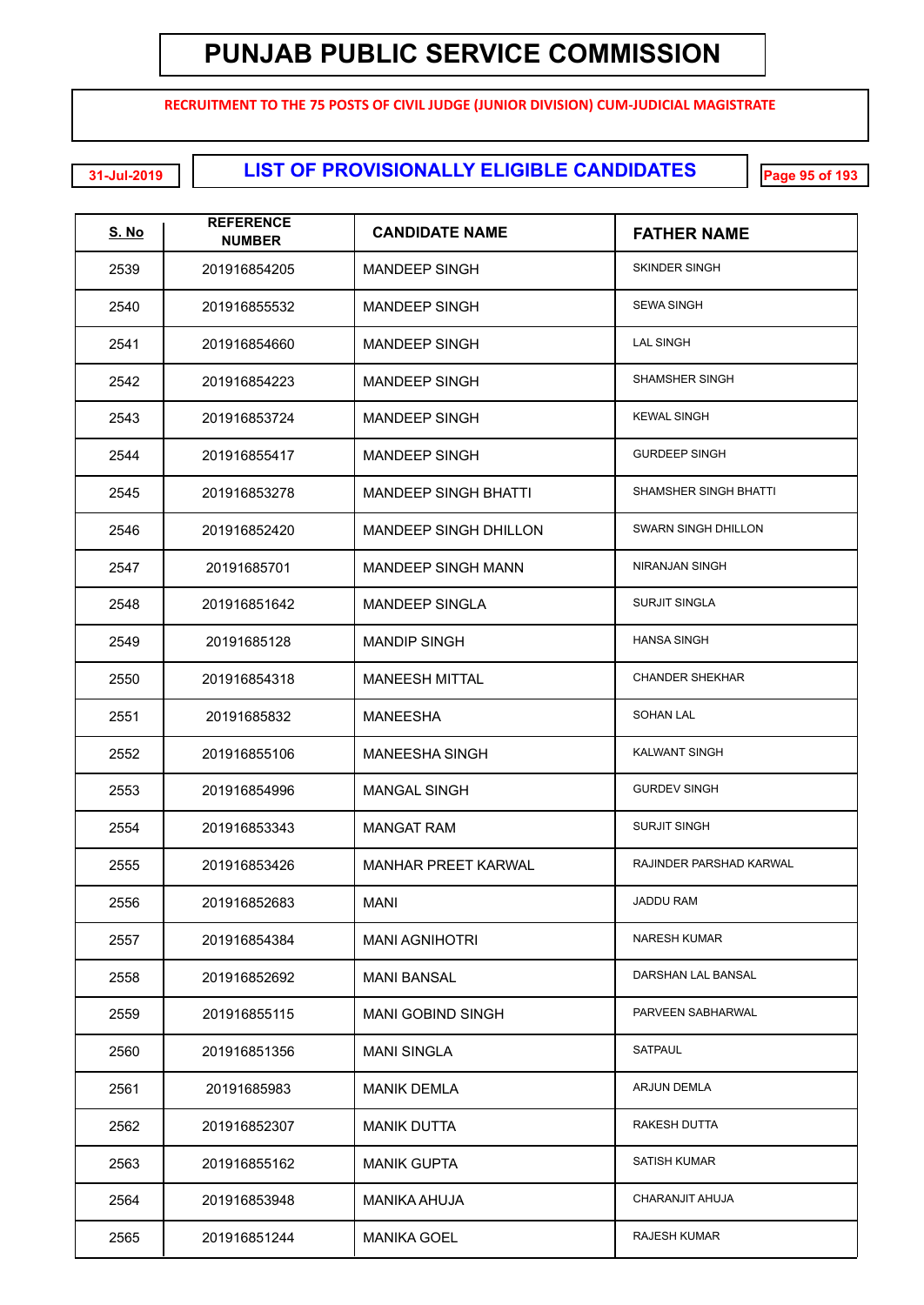# PUNJAB PUBLIC SERVICE COMMISSION

RECRUITMENT TO THE 75 POSTS OF CIVIL JUDGE (JUNIOR DIVISION) CUM-JUDICIAL MAGISTRATE

31-Jul-2019

## LIST OF PROVISIONALLY ELIGIBLE CANDIDATES

| S. No | REFERENCE NUMBER | CANDIDATE NAME | FATHER NAME |
|---|---|---|---|
| 2539 | 201916854205 | MANDEEP SINGH | SKINDER SINGH |
| 2540 | 201916855532 | MANDEEP SINGH | SEWA SINGH |
| 2541 | 201916854660 | MANDEEP SINGH | LAL SINGH |
| 2542 | 201916854223 | MANDEEP SINGH | SHAMSHER SINGH |
| 2543 | 201916853724 | MANDEEP SINGH | KEWAL SINGH |
| 2544 | 201916855417 | MANDEEP SINGH | GURDEEP SINGH |
| 2545 | 201916853278 | MANDEEP SINGH BHATTI | SHAMSHER SINGH BHATTI |
| 2546 | 201916852420 | MANDEEP SINGH DHILLON | SWARN SINGH DHILLON |
| 2547 | 20191685701 | MANDEEP SINGH MANN | NIRANJAN SINGH |
| 2548 | 201916851642 | MANDEEP SINGLA | SURJIT SINGLA |
| 2549 | 20191685128 | MANDIP SINGH | HANSA SINGH |
| 2550 | 201916854318 | MANEESH MITTAL | CHANDER SHEKHAR |
| 2551 | 20191685832 | MANEESHA | SOHAN LAL |
| 2552 | 201916855106 | MANEESHA SINGH | KALWANT SINGH |
| 2553 | 201916854996 | MANGAL SINGH | GURDEV SINGH |
| 2554 | 201916853343 | MANGAT RAM | SURJIT SINGH |
| 2555 | 201916853426 | MANHAR PREET KARWAL | RAJINDER PARSHAD KARWAL |
| 2556 | 201916852683 | MANI | JADDU RAM |
| 2557 | 201916854384 | MANI AGNIHOTRI | NARESH KUMAR |
| 2558 | 201916852692 | MANI BANSAL | DARSHAN LAL BANSAL |
| 2559 | 201916855115 | MANI GOBIND SINGH | PARVEEN SABHARWAL |
| 2560 | 201916851356 | MANI SINGLA | SATPAUL |
| 2561 | 20191685983 | MANIK DEMLA | ARJUN DEMLA |
| 2562 | 201916852307 | MANIK DUTTA | RAKESH DUTTA |
| 2563 | 201916855162 | MANIK GUPTA | SATISH KUMAR |
| 2564 | 201916853948 | MANIKA AHUJA | CHARANJIT AHUJA |
| 2565 | 201916851244 | MANIKA GOEL | RAJESH KUMAR |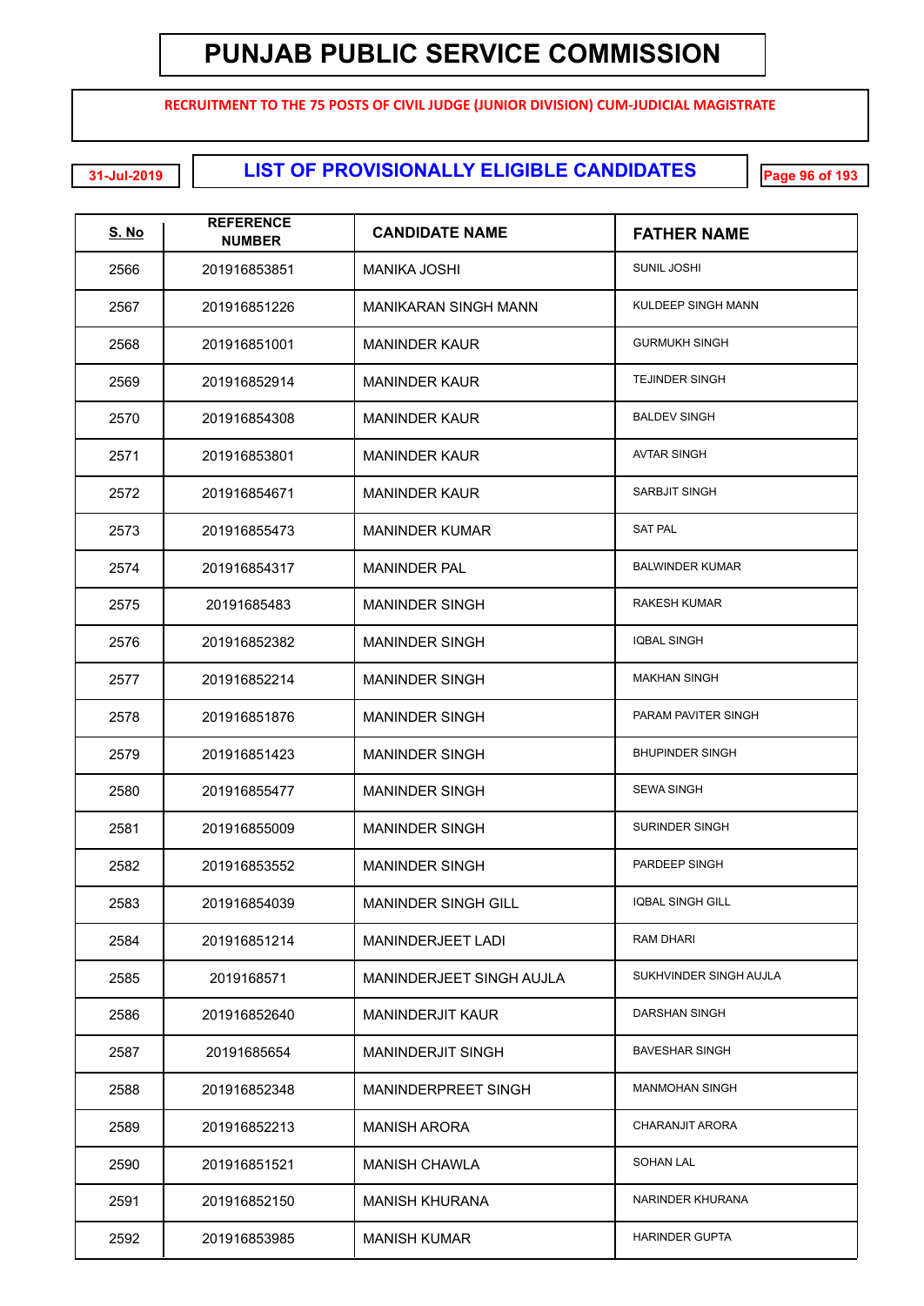# PUNJAB PUBLIC SERVICE COMMISSION

**RECRUITMENT TO THE 75 POSTS OF CIVIL JUDGE (JUNIOR DIVISION) CUM-JUDICIAL MAGISTRATE**

31-Jul-2019

## LIST OF PROVISIONALLY ELIGIBLE CANDIDATES

| S. No | REFERENCE NUMBER | CANDIDATE NAME | FATHER NAME |
|---|---|---|---|
| 2566 | 201916853851 | MANIKA JOSHI | SUNIL JOSHI |
| 2567 | 201916851226 | MANIKARAN SINGH MANN | KULDEEP SINGH MANN |
| 2568 | 201916851001 | MANINDER KAUR | GURMUKH SINGH |
| 2569 | 201916852914 | MANINDER KAUR | TEJINDER SINGH |
| 2570 | 201916854308 | MANINDER KAUR | BALDEV SINGH |
| 2571 | 201916853801 | MANINDER KAUR | AVTAR SINGH |
| 2572 | 201916854671 | MANINDER KAUR | SARBJIT SINGH |
| 2573 | 201916855473 | MANINDER KUMAR | SAT PAL |
| 2574 | 201916854317 | MANINDER PAL | BALWINDER KUMAR |
| 2575 | 20191685483 | MANINDER SINGH | RAKESH KUMAR |
| 2576 | 201916852382 | MANINDER SINGH | IQBAL SINGH |
| 2577 | 201916852214 | MANINDER SINGH | MAKHAN SINGH |
| 2578 | 201916851876 | MANINDER SINGH | PARAM PAVITER SINGH |
| 2579 | 201916851423 | MANINDER SINGH | BHUPINDER SINGH |
| 2580 | 201916855477 | MANINDER SINGH | SEWA SINGH |
| 2581 | 201916855009 | MANINDER SINGH | SURINDER SINGH |
| 2582 | 201916853552 | MANINDER SINGH | PARDEEP SINGH |
| 2583 | 201916854039 | MANINDER SINGH GILL | IQBAL SINGH GILL |
| 2584 | 201916851214 | MANINDERJEET LADI | RAM DHARI |
| 2585 | 2019168571 | MANINDERJEET SINGH AUJLA | SUKHVINDER SINGH AUJLA |
| 2586 | 201916852640 | MANINDERJIT KAUR | DARSHAN SINGH |
| 2587 | 20191685654 | MANINDERJIT SINGH | BAVESHAR SINGH |
| 2588 | 201916852348 | MANINDERPREET SINGH | MANMOHAN SINGH |
| 2589 | 201916852213 | MANISH ARORA | CHARANJIT ARORA |
| 2590 | 201916851521 | MANISH CHAWLA | SOHAN LAL |
| 2591 | 201916852150 | MANISH KHURANA | NARINDER KHURANA |
| 2592 | 201916853985 | MANISH KUMAR | HARINDER GUPTA |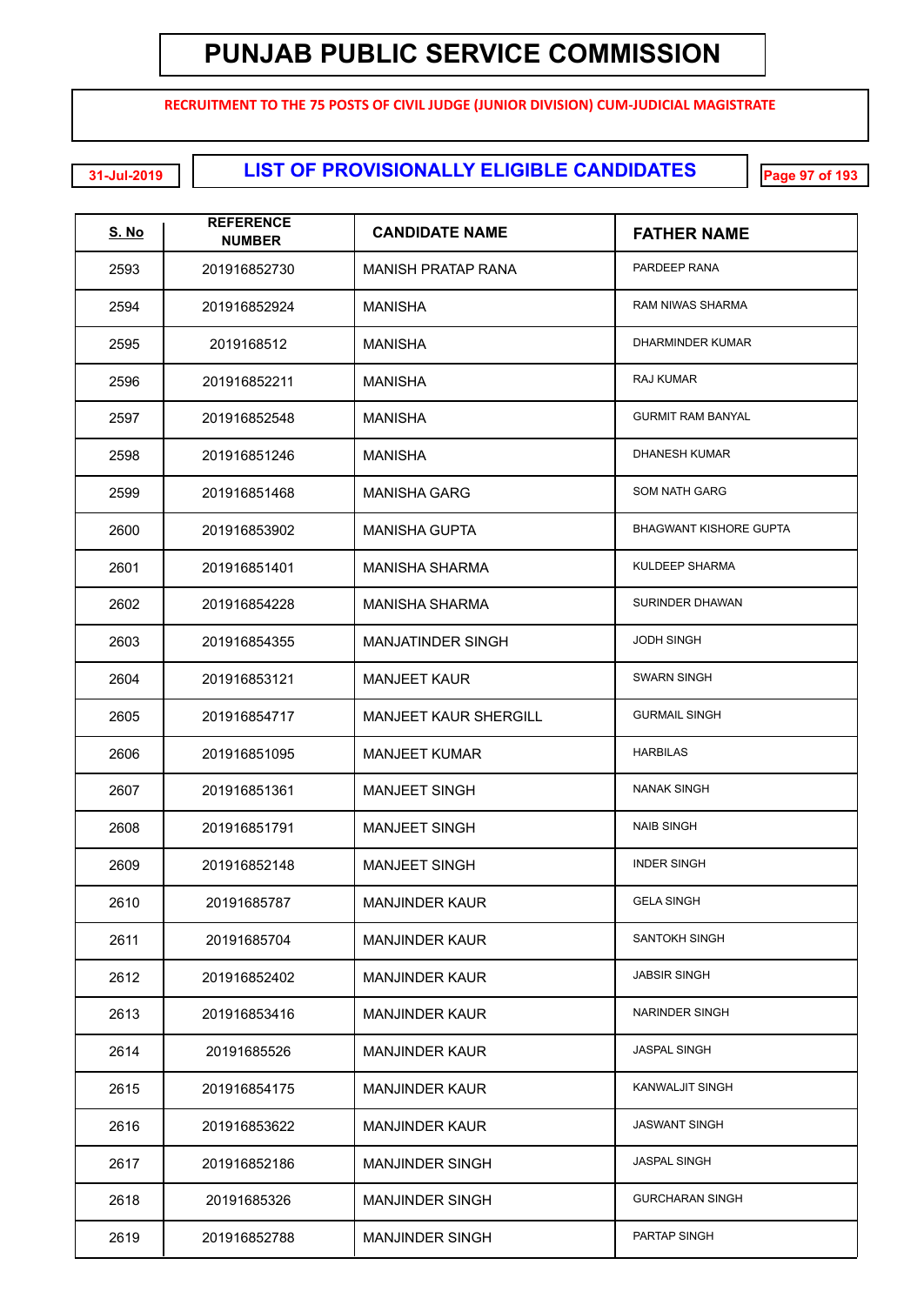# PUNJAB PUBLIC SERVICE COMMISSION

**RECRUITMENT TO THE 75 POSTS OF CIVIL JUDGE (JUNIOR DIVISION) CUM-JUDICIAL MAGISTRATE**

31-Jul-2019

## LIST OF PROVISIONALLY ELIGIBLE CANDIDATES

| S. No | REFERENCE NUMBER | CANDIDATE NAME | FATHER NAME |
|---|---|---|---|
| 2593 | 201916852730 | MANISH PRATAP RANA | PARDEEP RANA |
| 2594 | 201916852924 | MANISHA | RAM NIWAS SHARMA |
| 2595 | 2019168512 | MANISHA | DHARMINDER KUMAR |
| 2596 | 201916852211 | MANISHA | RAJ KUMAR |
| 2597 | 201916852548 | MANISHA | GURMIT RAM BANYAL |
| 2598 | 201916851246 | MANISHA | DHANESH KUMAR |
| 2599 | 201916851468 | MANISHA GARG | SOM NATH GARG |
| 2600 | 201916853902 | MANISHA GUPTA | BHAGWANT KISHORE GUPTA |
| 2601 | 201916851401 | MANISHA SHARMA | KULDEEP SHARMA |
| 2602 | 201916854228 | MANISHA SHARMA | SURINDER DHAWAN |
| 2603 | 201916854355 | MANJATINDER SINGH | JODH SINGH |
| 2604 | 201916853121 | MANJEET KAUR | SWARN SINGH |
| 2605 | 201916854717 | MANJEET KAUR SHERGILL | GURMAIL SINGH |
| 2606 | 201916851095 | MANJEET KUMAR | HARBILAS |
| 2607 | 201916851361 | MANJEET SINGH | NANAK SINGH |
| 2608 | 201916851791 | MANJEET SINGH | NAIB SINGH |
| 2609 | 201916852148 | MANJEET SINGH | INDER SINGH |
| 2610 | 20191685787 | MANJINDER KAUR | GELA SINGH |
| 2611 | 20191685704 | MANJINDER KAUR | SANTOKH SINGH |
| 2612 | 201916852402 | MANJINDER KAUR | JABSIR SINGH |
| 2613 | 201916853416 | MANJINDER KAUR | NARINDER SINGH |
| 2614 | 20191685526 | MANJINDER KAUR | JASPAL SINGH |
| 2615 | 201916854175 | MANJINDER KAUR | KANWALJIT SINGH |
| 2616 | 201916853622 | MANJINDER KAUR | JASWANT SINGH |
| 2617 | 201916852186 | MANJINDER SINGH | JASPAL SINGH |
| 2618 | 20191685326 | MANJINDER SINGH | GURCHARAN SINGH |
| 2619 | 201916852788 | MANJINDER SINGH | PARTAP SINGH |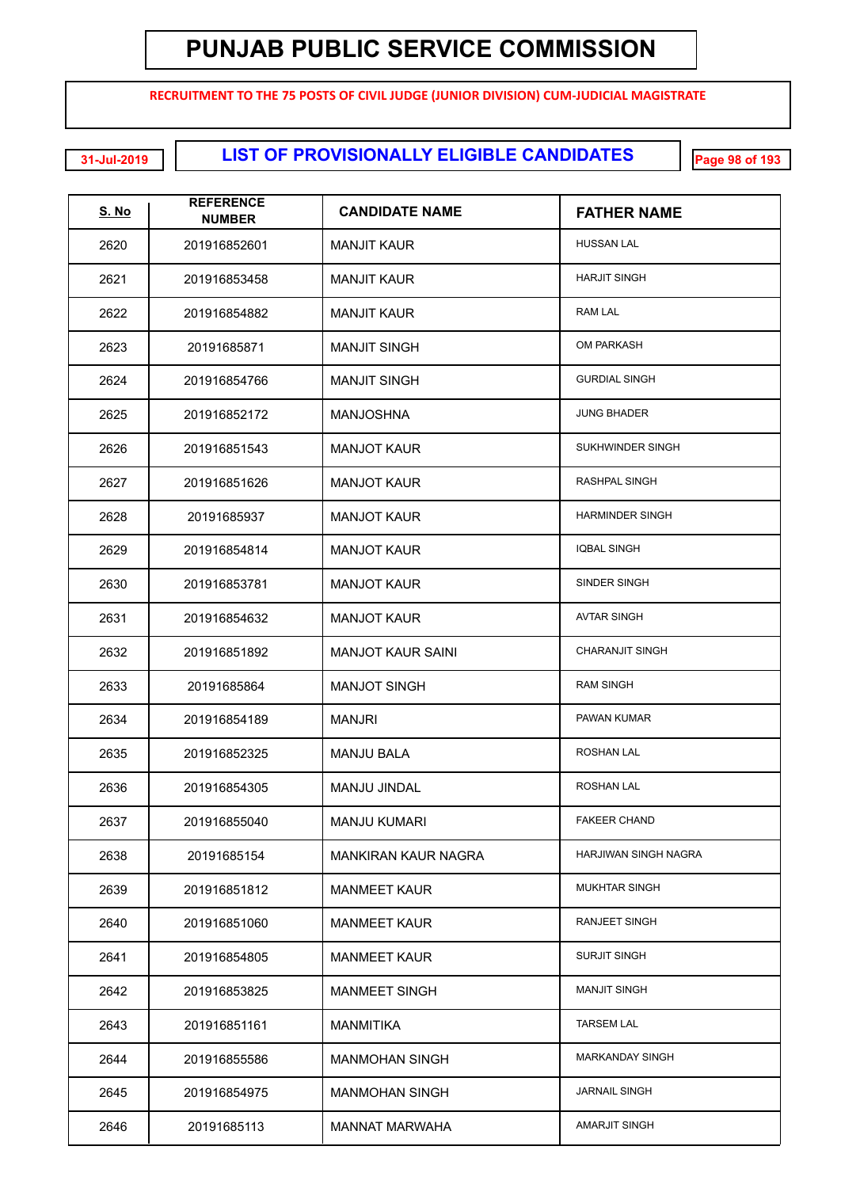# PUNJAB PUBLIC SERVICE COMMISSION

**RECRUITMENT TO THE 75 POSTS OF CIVIL JUDGE (JUNIOR DIVISION) CUM-JUDICIAL MAGISTRATE**

31-Jul-2019

## LIST OF PROVISIONALLY ELIGIBLE CANDIDATES

| S. No | REFERENCE NUMBER | CANDIDATE NAME | FATHER NAME |
|---|---|---|---|
| 2620 | 201916852601 | MANJIT KAUR | HUSSAN LAL |
| 2621 | 201916853458 | MANJIT KAUR | HARJIT SINGH |
| 2622 | 201916854882 | MANJIT KAUR | RAM LAL |
| 2623 | 20191685871 | MANJIT SINGH | OM PARKASH |
| 2624 | 201916854766 | MANJIT SINGH | GURDIAL SINGH |
| 2625 | 201916852172 | MANJOSHNA | JUNG BHADER |
| 2626 | 201916851543 | MANJOT KAUR | SUKHWINDER SINGH |
| 2627 | 201916851626 | MANJOT KAUR | RASHPAL SINGH |
| 2628 | 20191685937 | MANJOT KAUR | HARMINDER SINGH |
| 2629 | 201916854814 | MANJOT KAUR | IQBAL SINGH |
| 2630 | 201916853781 | MANJOT KAUR | SINDER SINGH |
| 2631 | 201916854632 | MANJOT KAUR | AVTAR SINGH |
| 2632 | 201916851892 | MANJOT KAUR SAINI | CHARANJIT SINGH |
| 2633 | 20191685864 | MANJOT SINGH | RAM SINGH |
| 2634 | 201916854189 | MANJRI | PAWAN KUMAR |
| 2635 | 201916852325 | MANJU BALA | ROSHAN LAL |
| 2636 | 201916854305 | MANJU JINDAL | ROSHAN LAL |
| 2637 | 201916855040 | MANJU KUMARI | FAKEER CHAND |
| 2638 | 20191685154 | MANKIRAN KAUR NAGRA | HARJIWAN SINGH NAGRA |
| 2639 | 201916851812 | MANMEET KAUR | MUKHTAR SINGH |
| 2640 | 201916851060 | MANMEET KAUR | RANJEET SINGH |
| 2641 | 201916854805 | MANMEET KAUR | SURJIT SINGH |
| 2642 | 201916853825 | MANMEET SINGH | MANJIT SINGH |
| 2643 | 201916851161 | MANMITIKA | TARSEM LAL |
| 2644 | 201916855586 | MANMOHAN SINGH | MARKANDAY SINGH |
| 2645 | 201916854975 | MANMOHAN SINGH | JARNAIL SINGH |
| 2646 | 20191685113 | MANNAT MARWAHA | AMARJIT SINGH |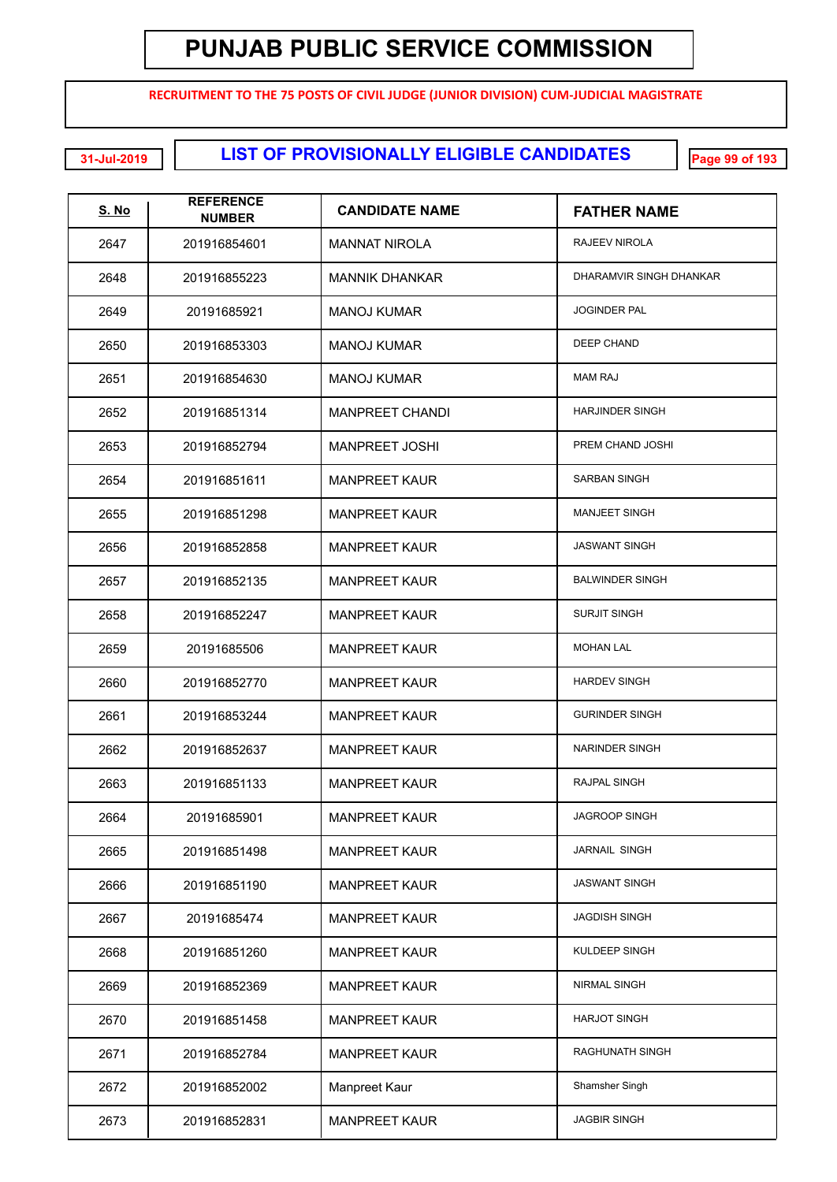# PUNJAB PUBLIC SERVICE COMMISSION

**RECRUITMENT TO THE 75 POSTS OF CIVIL JUDGE (JUNIOR DIVISION) CUM-JUDICIAL MAGISTRATE**

31-Jul-2019

## LIST OF PROVISIONALLY ELIGIBLE CANDIDATES

| S. No | REFERENCE NUMBER | CANDIDATE NAME | FATHER NAME |
|---|---|---|---|
| 2647 | 201916854601 | MANNAT NIROLA | RAJEEV NIROLA |
| 2648 | 201916855223 | MANNIK DHANKAR | DHARAMVIR SINGH DHANKAR |
| 2649 | 20191685921 | MANOJ KUMAR | JOGINDER PAL |
| 2650 | 201916853303 | MANOJ KUMAR | DEEP CHAND |
| 2651 | 201916854630 | MANOJ KUMAR | MAM RAJ |
| 2652 | 201916851314 | MANPREET CHANDI | HARJINDER SINGH |
| 2653 | 201916852794 | MANPREET JOSHI | PREM CHAND JOSHI |
| 2654 | 201916851611 | MANPREET KAUR | SARBAN SINGH |
| 2655 | 201916851298 | MANPREET KAUR | MANJEET SINGH |
| 2656 | 201916852858 | MANPREET KAUR | JASWANT SINGH |
| 2657 | 201916852135 | MANPREET KAUR | BALWINDER SINGH |
| 2658 | 201916852247 | MANPREET KAUR | SURJIT SINGH |
| 2659 | 20191685506 | MANPREET KAUR | MOHAN LAL |
| 2660 | 201916852770 | MANPREET KAUR | HARDEV SINGH |
| 2661 | 201916853244 | MANPREET KAUR | GURINDER SINGH |
| 2662 | 201916852637 | MANPREET KAUR | NARINDER SINGH |
| 2663 | 201916851133 | MANPREET KAUR | RAJPAL SINGH |
| 2664 | 20191685901 | MANPREET KAUR | JAGROOP SINGH |
| 2665 | 201916851498 | MANPREET KAUR | JARNAIL SINGH |
| 2666 | 201916851190 | MANPREET KAUR | JASWANT SINGH |
| 2667 | 20191685474 | MANPREET KAUR | JAGDISH SINGH |
| 2668 | 201916851260 | MANPREET KAUR | KULDEEP SINGH |
| 2669 | 201916852369 | MANPREET KAUR | NIRMAL SINGH |
| 2670 | 201916851458 | MANPREET KAUR | HARJOT SINGH |
| 2671 | 201916852784 | MANPREET KAUR | RAGHUNATH SINGH |
| 2672 | 201916852002 | Manpreet Kaur | Shamsher Singh |
| 2673 | 201916852831 | MANPREET KAUR | JAGBIR SINGH |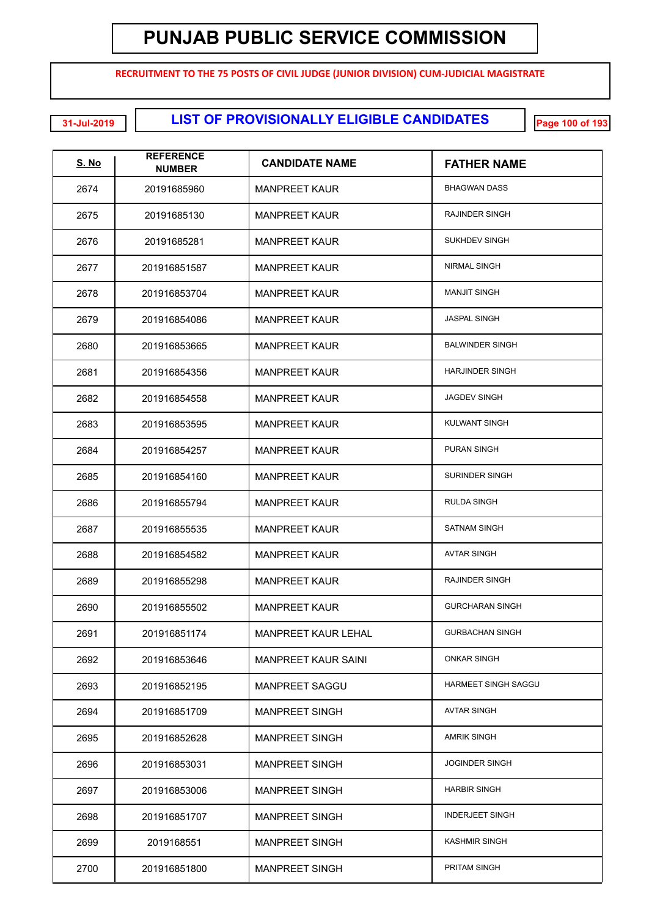# PUNJAB PUBLIC SERVICE COMMISSION

**RECRUITMENT TO THE 75 POSTS OF CIVIL JUDGE (JUNIOR DIVISION) CUM-JUDICIAL MAGISTRATE**

31-Jul-2019

## LIST OF PROVISIONALLY ELIGIBLE CANDIDATES

| S. No | REFERENCE NUMBER | CANDIDATE NAME | FATHER NAME |
|---|---|---|---|
| 2674 | 20191685960 | MANPREET KAUR | BHAGWAN DASS |
| 2675 | 20191685130 | MANPREET KAUR | RAJINDER SINGH |
| 2676 | 20191685281 | MANPREET KAUR | SUKHDEV SINGH |
| 2677 | 201916851587 | MANPREET KAUR | NIRMAL SINGH |
| 2678 | 201916853704 | MANPREET KAUR | MANJIT SINGH |
| 2679 | 201916854086 | MANPREET KAUR | JASPAL SINGH |
| 2680 | 201916853665 | MANPREET KAUR | BALWINDER SINGH |
| 2681 | 201916854356 | MANPREET KAUR | HARJINDER SINGH |
| 2682 | 201916854558 | MANPREET KAUR | JAGDEV SINGH |
| 2683 | 201916853595 | MANPREET KAUR | KULWANT SINGH |
| 2684 | 201916854257 | MANPREET KAUR | PURAN SINGH |
| 2685 | 201916854160 | MANPREET KAUR | SURINDER SINGH |
| 2686 | 201916855794 | MANPREET KAUR | RULDA SINGH |
| 2687 | 201916855535 | MANPREET KAUR | SATNAM SINGH |
| 2688 | 201916854582 | MANPREET KAUR | AVTAR SINGH |
| 2689 | 201916855298 | MANPREET KAUR | RAJINDER SINGH |
| 2690 | 201916855502 | MANPREET KAUR | GURCHARAN SINGH |
| 2691 | 201916851174 | MANPREET KAUR LEHAL | GURBACHAN SINGH |
| 2692 | 201916853646 | MANPREET KAUR SAINI | ONKAR SINGH |
| 2693 | 201916852195 | MANPREET SAGGU | HARMEET SINGH SAGGU |
| 2694 | 201916851709 | MANPREET SINGH | AVTAR SINGH |
| 2695 | 201916852628 | MANPREET SINGH | AMRIK SINGH |
| 2696 | 201916853031 | MANPREET SINGH | JOGINDER SINGH |
| 2697 | 201916853006 | MANPREET SINGH | HARBIR SINGH |
| 2698 | 201916851707 | MANPREET SINGH | INDERJEET SINGH |
| 2699 | 2019168551 | MANPREET SINGH | KASHMIR SINGH |
| 2700 | 201916851800 | MANPREET SINGH | PRITAM SINGH |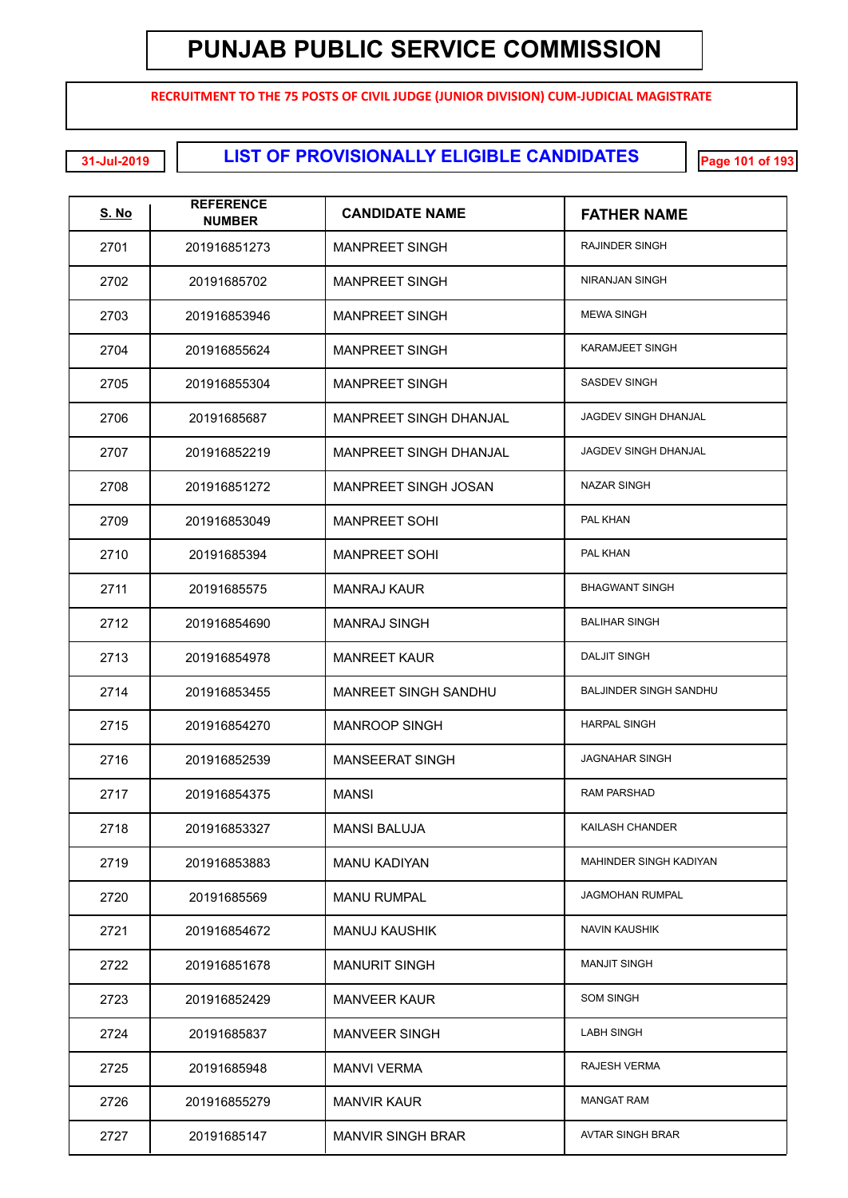# PUNJAB PUBLIC SERVICE COMMISSION

**RECRUITMENT TO THE 75 POSTS OF CIVIL JUDGE (JUNIOR DIVISION) CUM-JUDICIAL MAGISTRATE**

31-Jul-2019

## LIST OF PROVISIONALLY ELIGIBLE CANDIDATES

| S. No | REFERENCE NUMBER | CANDIDATE NAME | FATHER NAME |
|---|---|---|---|
| 2701 | 201916851273 | MANPREET SINGH | RAJINDER SINGH |
| 2702 | 20191685702 | MANPREET SINGH | NIRANJAN SINGH |
| 2703 | 201916853946 | MANPREET SINGH | MEWA SINGH |
| 2704 | 201916855624 | MANPREET SINGH | KARAMJEET SINGH |
| 2705 | 201916855304 | MANPREET SINGH | SASDEV SINGH |
| 2706 | 20191685687 | MANPREET SINGH DHANJAL | JAGDEV SINGH DHANJAL |
| 2707 | 201916852219 | MANPREET SINGH DHANJAL | JAGDEV SINGH DHANJAL |
| 2708 | 201916851272 | MANPREET SINGH JOSAN | NAZAR SINGH |
| 2709 | 201916853049 | MANPREET SOHI | PAL KHAN |
| 2710 | 20191685394 | MANPREET SOHI | PAL KHAN |
| 2711 | 20191685575 | MANRAJ KAUR | BHAGWANT SINGH |
| 2712 | 201916854690 | MANRAJ SINGH | BALIHAR SINGH |
| 2713 | 201916854978 | MANREET KAUR | DALJIT SINGH |
| 2714 | 201916853455 | MANREET SINGH SANDHU | BALJINDER SINGH SANDHU |
| 2715 | 201916854270 | MANROOP SINGH | HARPAL SINGH |
| 2716 | 201916852539 | MANSEERAT SINGH | JAGNAHAR SINGH |
| 2717 | 201916854375 | MANSI | RAM PARSHAD |
| 2718 | 201916853327 | MANSI BALUJA | KAILASH CHANDER |
| 2719 | 201916853883 | MANU KADIYAN | MAHINDER SINGH KADIYAN |
| 2720 | 20191685569 | MANU RUMPAL | JAGMOHAN RUMPAL |
| 2721 | 201916854672 | MANUJ KAUSHIK | NAVIN KAUSHIK |
| 2722 | 201916851678 | MANURIT SINGH | MANJIT SINGH |
| 2723 | 201916852429 | MANVEER KAUR | SOM SINGH |
| 2724 | 20191685837 | MANVEER SINGH | LABH SINGH |
| 2725 | 20191685948 | MANVI VERMA | RAJESH VERMA |
| 2726 | 201916855279 | MANVIR KAUR | MANGAT RAM |
| 2727 | 20191685147 | MANVIR SINGH BRAR | AVTAR SINGH BRAR |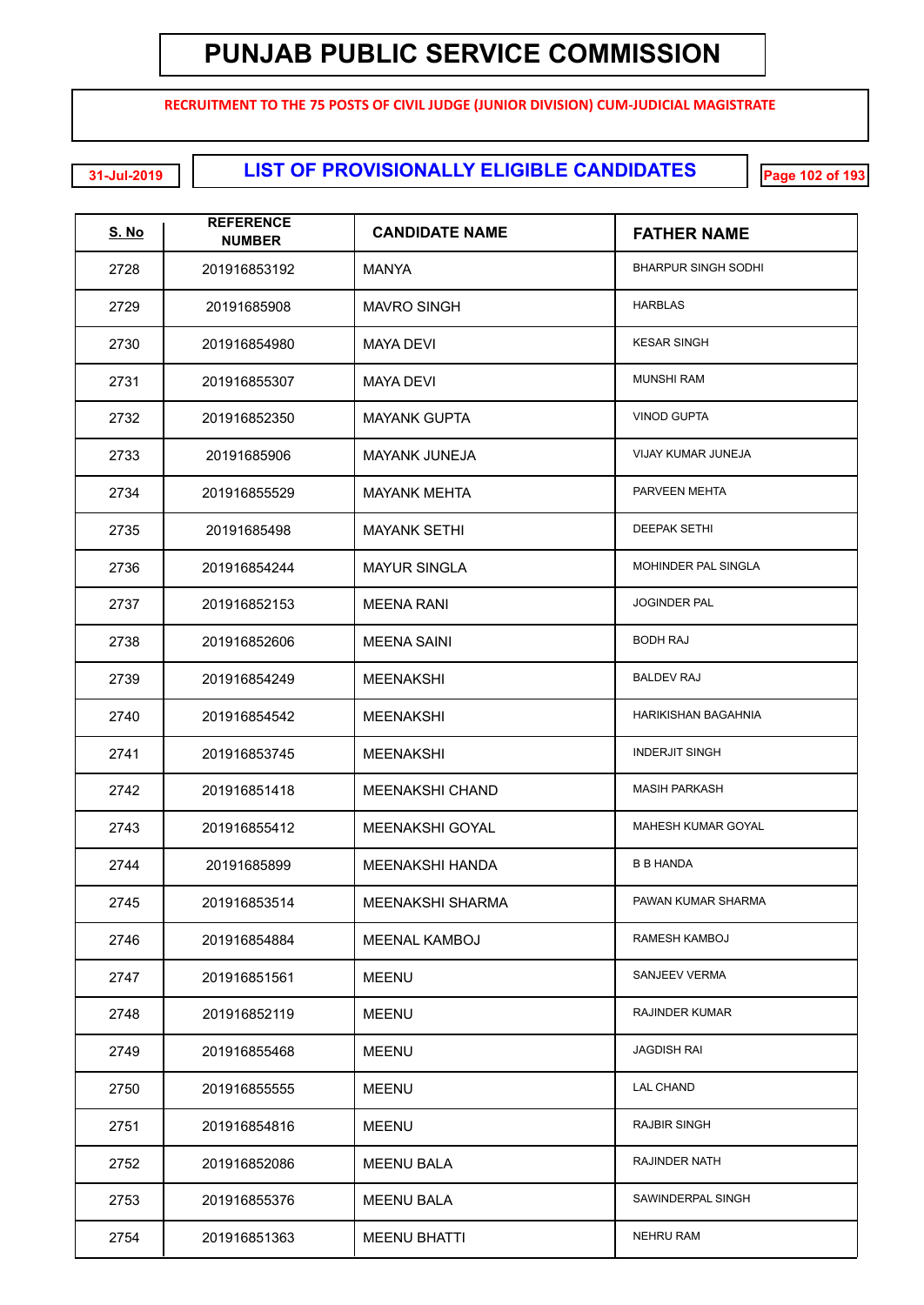# PUNJAB PUBLIC SERVICE COMMISSION

**RECRUITMENT TO THE 75 POSTS OF CIVIL JUDGE (JUNIOR DIVISION) CUM-JUDICIAL MAGISTRATE**

31-Jul-2019

## LIST OF PROVISIONALLY ELIGIBLE CANDIDATES

| S. No | REFERENCE NUMBER | CANDIDATE NAME | FATHER NAME |
|---|---|---|---|
| 2728 | 201916853192 | MANYA | BHARPUR SINGH SODHI |
| 2729 | 20191685908 | MAVRO SINGH | HARBLAS |
| 2730 | 201916854980 | MAYA DEVI | KESAR SINGH |
| 2731 | 201916855307 | MAYA DEVI | MUNSHI RAM |
| 2732 | 201916852350 | MAYANK GUPTA | VINOD GUPTA |
| 2733 | 20191685906 | MAYANK JUNEJA | VIJAY KUMAR JUNEJA |
| 2734 | 201916855529 | MAYANK MEHTA | PARVEEN MEHTA |
| 2735 | 20191685498 | MAYANK SETHI | DEEPAK SETHI |
| 2736 | 201916854244 | MAYUR SINGLA | MOHINDER PAL SINGLA |
| 2737 | 201916852153 | MEENA RANI | JOGINDER PAL |
| 2738 | 201916852606 | MEENA SAINI | BODH RAJ |
| 2739 | 201916854249 | MEENAKSHI | BALDEV RAJ |
| 2740 | 201916854542 | MEENAKSHI | HARIKISHAN BAGAHNIA |
| 2741 | 201916853745 | MEENAKSHI | INDERJIT SINGH |
| 2742 | 201916851418 | MEENAKSHI CHAND | MASIH PARKASH |
| 2743 | 201916855412 | MEENAKSHI GOYAL | MAHESH KUMAR GOYAL |
| 2744 | 20191685899 | MEENAKSHI HANDA | B B HANDA |
| 2745 | 201916853514 | MEENAKSHI SHARMA | PAWAN KUMAR SHARMA |
| 2746 | 201916854884 | MEENAL KAMBOJ | RAMESH KAMBOJ |
| 2747 | 201916851561 | MEENU | SANJEEV VERMA |
| 2748 | 201916852119 | MEENU | RAJINDER KUMAR |
| 2749 | 201916855468 | MEENU | JAGDISH RAI |
| 2750 | 201916855555 | MEENU | LAL CHAND |
| 2751 | 201916854816 | MEENU | RAJBIR SINGH |
| 2752 | 201916852086 | MEENU BALA | RAJINDER NATH |
| 2753 | 201916855376 | MEENU BALA | SAWINDERPAL SINGH |
| 2754 | 201916851363 | MEENU BHATTI | NEHRU RAM |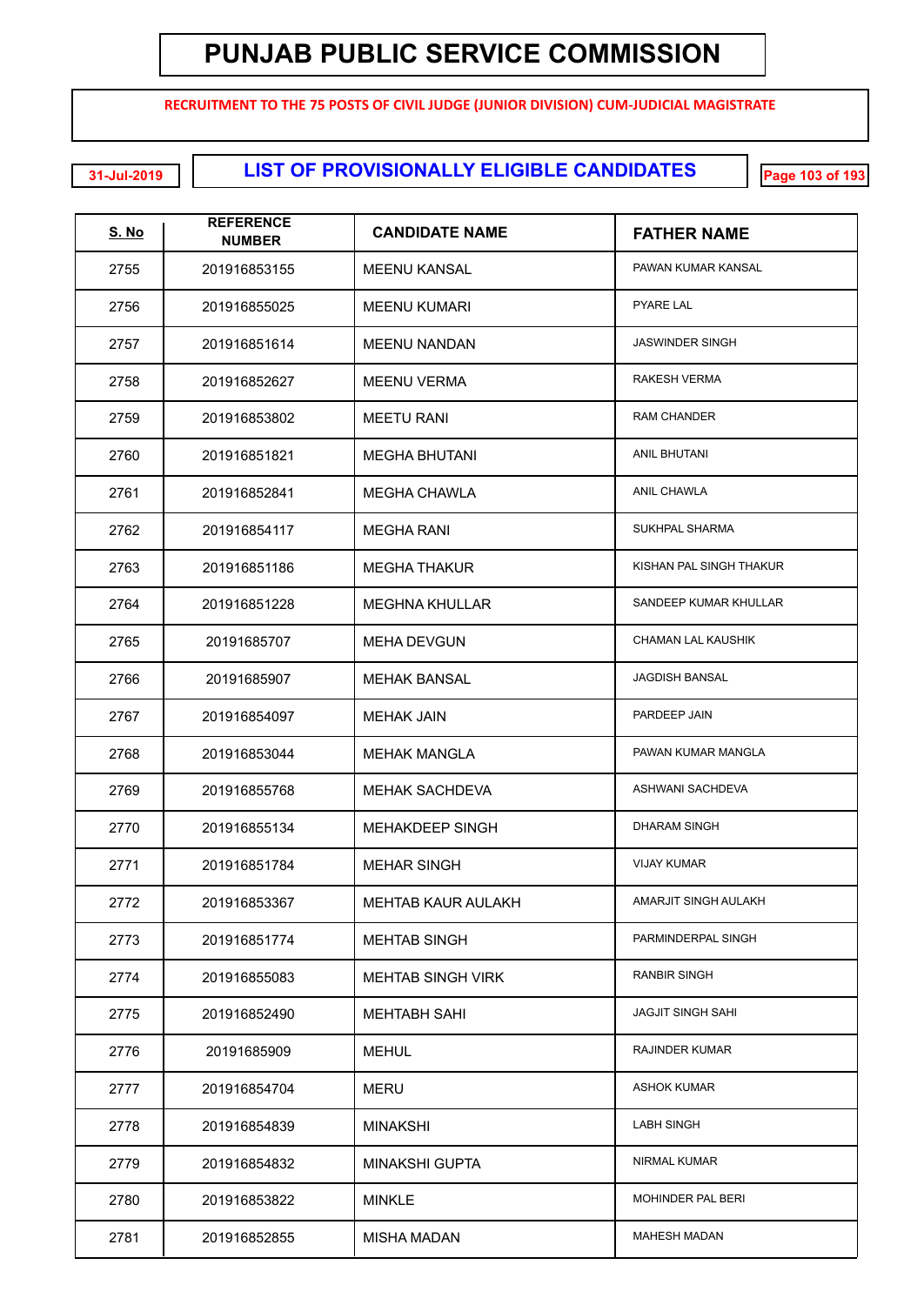# PUNJAB PUBLIC SERVICE COMMISSION

**RECRUITMENT TO THE 75 POSTS OF CIVIL JUDGE (JUNIOR DIVISION) CUM-JUDICIAL MAGISTRATE**

31-Jul-2019

## LIST OF PROVISIONALLY ELIGIBLE CANDIDATES

| S. No | REFERENCE NUMBER | CANDIDATE NAME | FATHER NAME |
|---|---|---|---|
| 2755 | 201916853155 | MEENU KANSAL | PAWAN KUMAR KANSAL |
| 2756 | 201916855025 | MEENU KUMARI | PYARE LAL |
| 2757 | 201916851614 | MEENU NANDAN | JASWINDER SINGH |
| 2758 | 201916852627 | MEENU VERMA | RAKESH VERMA |
| 2759 | 201916853802 | MEETU RANI | RAM CHANDER |
| 2760 | 201916851821 | MEGHA BHUTANI | ANIL BHUTANI |
| 2761 | 201916852841 | MEGHA CHAWLA | ANIL CHAWLA |
| 2762 | 201916854117 | MEGHA RANI | SUKHPAL SHARMA |
| 2763 | 201916851186 | MEGHA THAKUR | KISHAN PAL SINGH THAKUR |
| 2764 | 201916851228 | MEGHNA KHULLAR | SANDEEP KUMAR KHULLAR |
| 2765 | 20191685707 | MEHA DEVGUN | CHAMAN LAL KAUSHIK |
| 2766 | 20191685907 | MEHAK BANSAL | JAGDISH BANSAL |
| 2767 | 201916854097 | MEHAK JAIN | PARDEEP JAIN |
| 2768 | 201916853044 | MEHAK MANGLA | PAWAN KUMAR MANGLA |
| 2769 | 201916855768 | MEHAK SACHDEVA | ASHWANI SACHDEVA |
| 2770 | 201916855134 | MEHAKDEEP SINGH | DHARAM SINGH |
| 2771 | 201916851784 | MEHAR SINGH | VIJAY KUMAR |
| 2772 | 201916853367 | MEHTAB KAUR AULAKH | AMARJIT SINGH AULAKH |
| 2773 | 201916851774 | MEHTAB SINGH | PARMINDERPAL SINGH |
| 2774 | 201916855083 | MEHTAB SINGH VIRK | RANBIR SINGH |
| 2775 | 201916852490 | MEHTABH SAHI | JAGJIT SINGH SAHI |
| 2776 | 20191685909 | MEHUL | RAJINDER KUMAR |
| 2777 | 201916854704 | MERU | ASHOK KUMAR |
| 2778 | 201916854839 | MINAKSHI | LABH SINGH |
| 2779 | 201916854832 | MINAKSHI GUPTA | NIRMAL KUMAR |
| 2780 | 201916853822 | MINKLE | MOHINDER PAL BERI |
| 2781 | 201916852855 | MISHA MADAN | MAHESH MADAN |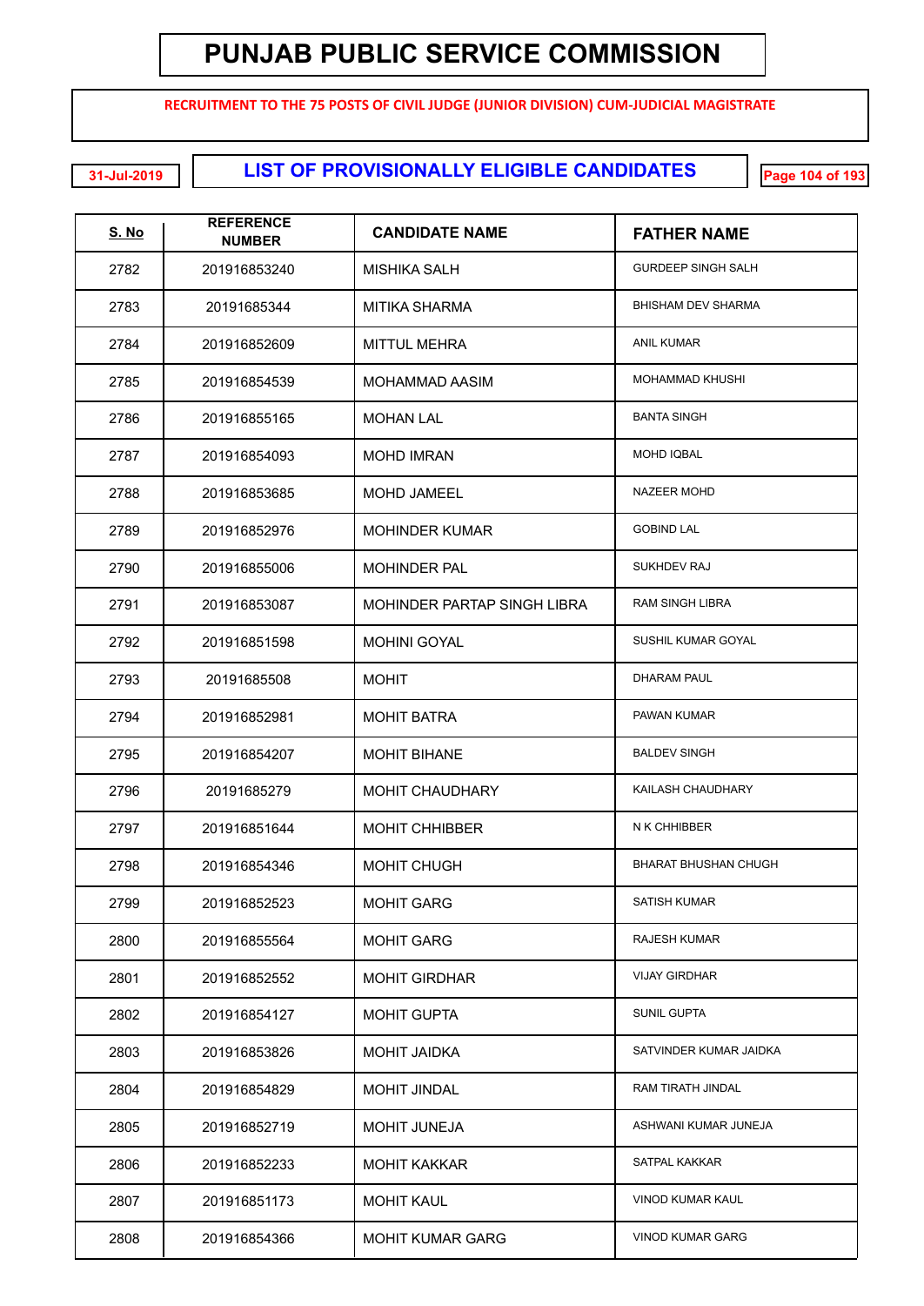# PUNJAB PUBLIC SERVICE COMMISSION

**RECRUITMENT TO THE 75 POSTS OF CIVIL JUDGE (JUNIOR DIVISION) CUM-JUDICIAL MAGISTRATE**

**31-Jul-2019**

## LIST OF PROVISIONALLY ELIGIBLE CANDIDATES

| S. No | REFERENCE NUMBER | CANDIDATE NAME | FATHER NAME |
|---|---|---|---|
| 2782 | 201916853240 | MISHIKA SALH | GURDEEP SINGH SALH |
| 2783 | 20191685344 | MITIKA SHARMA | BHISHAM DEV SHARMA |
| 2784 | 201916852609 | MITTUL MEHRA | ANIL KUMAR |
| 2785 | 201916854539 | MOHAMMAD AASIM | MOHAMMAD KHUSHI |
| 2786 | 201916855165 | MOHAN LAL | BANTA SINGH |
| 2787 | 201916854093 | MOHD IMRAN | MOHD IQBAL |
| 2788 | 201916853685 | MOHD JAMEEL | NAZEER MOHD |
| 2789 | 201916852976 | MOHINDER KUMAR | GOBIND LAL |
| 2790 | 201916855006 | MOHINDER PAL | SUKHDEV RAJ |
| 2791 | 201916853087 | MOHINDER PARTAP SINGH LIBRA | RAM SINGH LIBRA |
| 2792 | 201916851598 | MOHINI GOYAL | SUSHIL KUMAR GOYAL |
| 2793 | 20191685508 | MOHIT | DHARAM PAUL |
| 2794 | 201916852981 | MOHIT BATRA | PAWAN KUMAR |
| 2795 | 201916854207 | MOHIT BIHANE | BALDEV SINGH |
| 2796 | 20191685279 | MOHIT CHAUDHARY | KAILASH CHAUDHARY |
| 2797 | 201916851644 | MOHIT CHHIBBER | N K CHHIBBER |
| 2798 | 201916854346 | MOHIT CHUGH | BHARAT BHUSHAN CHUGH |
| 2799 | 201916852523 | MOHIT GARG | SATISH KUMAR |
| 2800 | 201916855564 | MOHIT GARG | RAJESH KUMAR |
| 2801 | 201916852552 | MOHIT GIRDHAR | VIJAY GIRDHAR |
| 2802 | 201916854127 | MOHIT GUPTA | SUNIL GUPTA |
| 2803 | 201916853826 | MOHIT JAIDKA | SATVINDER KUMAR JAIDKA |
| 2804 | 201916854829 | MOHIT JINDAL | RAM TIRATH JINDAL |
| 2805 | 201916852719 | MOHIT JUNEJA | ASHWANI KUMAR JUNEJA |
| 2806 | 201916852233 | MOHIT KAKKAR | SATPAL KAKKAR |
| 2807 | 201916851173 | MOHIT KAUL | VINOD KUMAR KAUL |
| 2808 | 201916854366 | MOHIT KUMAR GARG | VINOD KUMAR GARG |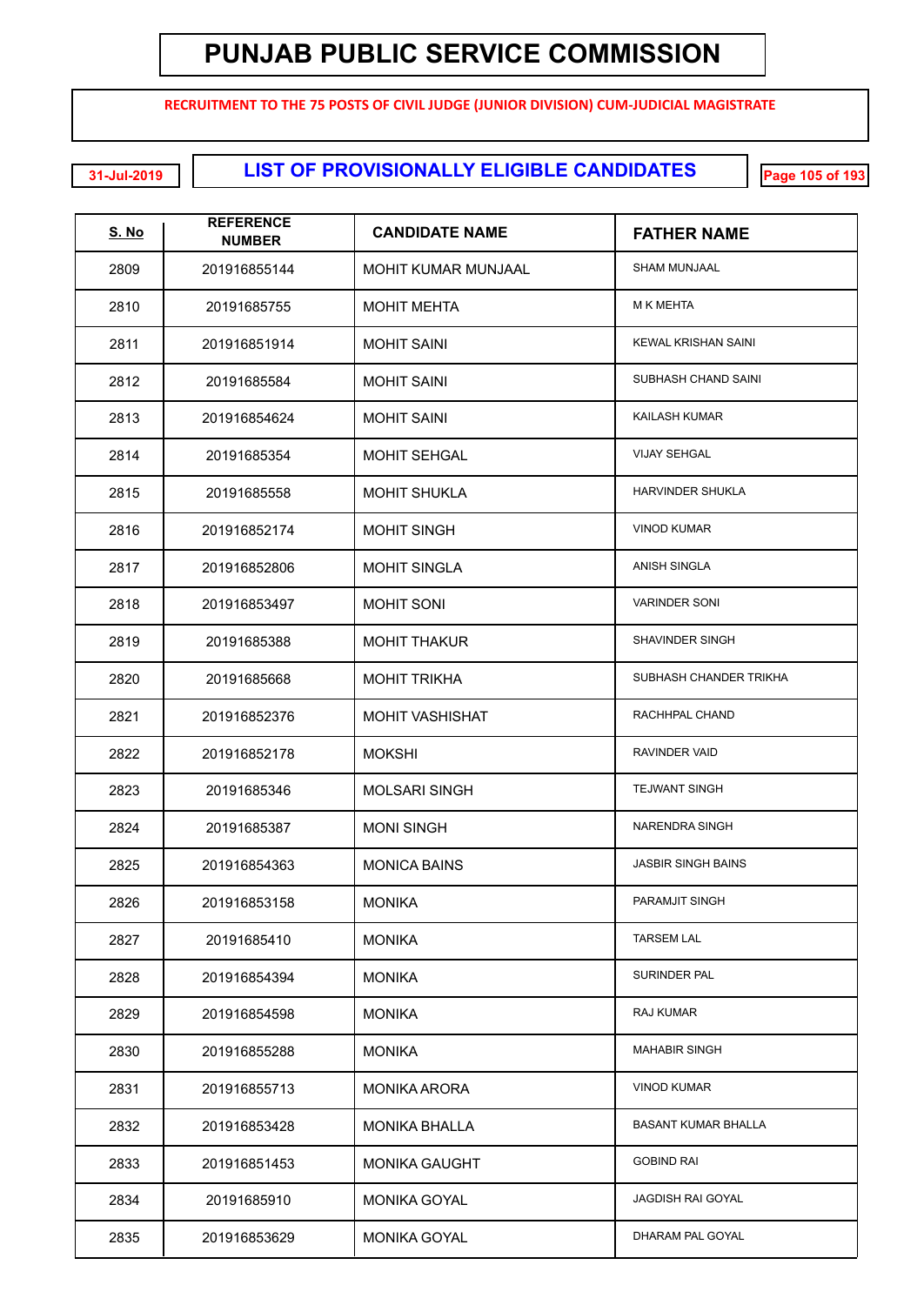# PUNJAB PUBLIC SERVICE COMMISSION

**RECRUITMENT TO THE 75 POSTS OF CIVIL JUDGE (JUNIOR DIVISION) CUM-JUDICIAL MAGISTRATE**

31-Jul-2019

## LIST OF PROVISIONALLY ELIGIBLE CANDIDATES

| S. No | REFERENCE NUMBER | CANDIDATE NAME | FATHER NAME |
|---|---|---|---|
| 2809 | 201916855144 | MOHIT KUMAR MUNJAAL | SHAM MUNJAAL |
| 2810 | 20191685755 | MOHIT MEHTA | M K MEHTA |
| 2811 | 201916851914 | MOHIT SAINI | KEWAL KRISHAN SAINI |
| 2812 | 20191685584 | MOHIT SAINI | SUBHASH CHAND SAINI |
| 2813 | 201916854624 | MOHIT SAINI | KAILASH KUMAR |
| 2814 | 20191685354 | MOHIT SEHGAL | VIJAY SEHGAL |
| 2815 | 20191685558 | MOHIT SHUKLA | HARVINDER SHUKLA |
| 2816 | 201916852174 | MOHIT SINGH | VINOD KUMAR |
| 2817 | 201916852806 | MOHIT SINGLA | ANISH SINGLA |
| 2818 | 201916853497 | MOHIT SONI | VARINDER SONI |
| 2819 | 20191685388 | MOHIT THAKUR | SHAVINDER SINGH |
| 2820 | 20191685668 | MOHIT TRIKHA | SUBHASH CHANDER TRIKHA |
| 2821 | 201916852376 | MOHIT VASHISHAT | RACHHPAL CHAND |
| 2822 | 201916852178 | MOKSHI | RAVINDER VAID |
| 2823 | 20191685346 | MOLSARI SINGH | TEJWANT SINGH |
| 2824 | 20191685387 | MONI SINGH | NARENDRA SINGH |
| 2825 | 201916854363 | MONICA BAINS | JASBIR SINGH BAINS |
| 2826 | 201916853158 | MONIKA | PARAMJIT SINGH |
| 2827 | 20191685410 | MONIKA | TARSEM LAL |
| 2828 | 201916854394 | MONIKA | SURINDER PAL |
| 2829 | 201916854598 | MONIKA | RAJ KUMAR |
| 2830 | 201916855288 | MONIKA | MAHABIR SINGH |
| 2831 | 201916855713 | MONIKA ARORA | VINOD KUMAR |
| 2832 | 201916853428 | MONIKA BHALLA | BASANT KUMAR BHALLA |
| 2833 | 201916851453 | MONIKA GAUGHT | GOBIND RAI |
| 2834 | 20191685910 | MONIKA GOYAL | JAGDISH RAI GOYAL |
| 2835 | 201916853629 | MONIKA GOYAL | DHARAM PAL GOYAL |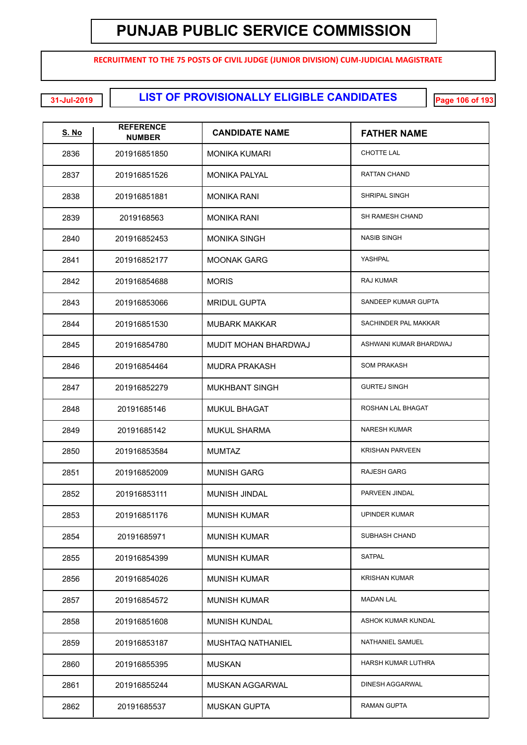# PUNJAB PUBLIC SERVICE COMMISSION

**RECRUITMENT TO THE 75 POSTS OF CIVIL JUDGE (JUNIOR DIVISION) CUM-JUDICIAL MAGISTRATE**

31-Jul-2019

## LIST OF PROVISIONALLY ELIGIBLE CANDIDATES

| S. No | REFERENCE NUMBER | CANDIDATE NAME | FATHER NAME |
|---|---|---|---|
| 2836 | 201916851850 | MONIKA KUMARI | CHOTTE LAL |
| 2837 | 201916851526 | MONIKA PALYAL | RATTAN CHAND |
| 2838 | 201916851881 | MONIKA RANI | SHRIPAL SINGH |
| 2839 | 2019168563 | MONIKA RANI | SH RAMESH CHAND |
| 2840 | 201916852453 | MONIKA SINGH | NASIB SINGH |
| 2841 | 201916852177 | MOONAK GARG | YASHPAL |
| 2842 | 201916854688 | MORIS | RAJ KUMAR |
| 2843 | 201916853066 | MRIDUL GUPTA | SANDEEP KUMAR GUPTA |
| 2844 | 201916851530 | MUBARK MAKKAR | SACHINDER PAL MAKKAR |
| 2845 | 201916854780 | MUDIT MOHAN BHARDWAJ | ASHWANI KUMAR BHARDWAJ |
| 2846 | 201916854464 | MUDRA PRAKASH | SOM PRAKASH |
| 2847 | 201916852279 | MUKHBANT SINGH | GURTEJ SINGH |
| 2848 | 20191685146 | MUKUL BHAGAT | ROSHAN LAL BHAGAT |
| 2849 | 20191685142 | MUKUL SHARMA | NARESH KUMAR |
| 2850 | 201916853584 | MUMTAZ | KRISHAN PARVEEN |
| 2851 | 201916852009 | MUNISH GARG | RAJESH GARG |
| 2852 | 201916853111 | MUNISH JINDAL | PARVEEN JINDAL |
| 2853 | 201916851176 | MUNISH KUMAR | UPINDER KUMAR |
| 2854 | 20191685971 | MUNISH KUMAR | SUBHASH CHAND |
| 2855 | 201916854399 | MUNISH KUMAR | SATPAL |
| 2856 | 201916854026 | MUNISH KUMAR | KRISHAN KUMAR |
| 2857 | 201916854572 | MUNISH KUMAR | MADAN LAL |
| 2858 | 201916851608 | MUNISH KUNDAL | ASHOK KUMAR KUNDAL |
| 2859 | 201916853187 | MUSHTAQ NATHANIEL | NATHANIEL SAMUEL |
| 2860 | 201916855395 | MUSKAN | HARSH KUMAR LUTHRA |
| 2861 | 201916855244 | MUSKAN AGGARWAL | DINESH AGGARWAL |
| 2862 | 20191685537 | MUSKAN GUPTA | RAMAN GUPTA |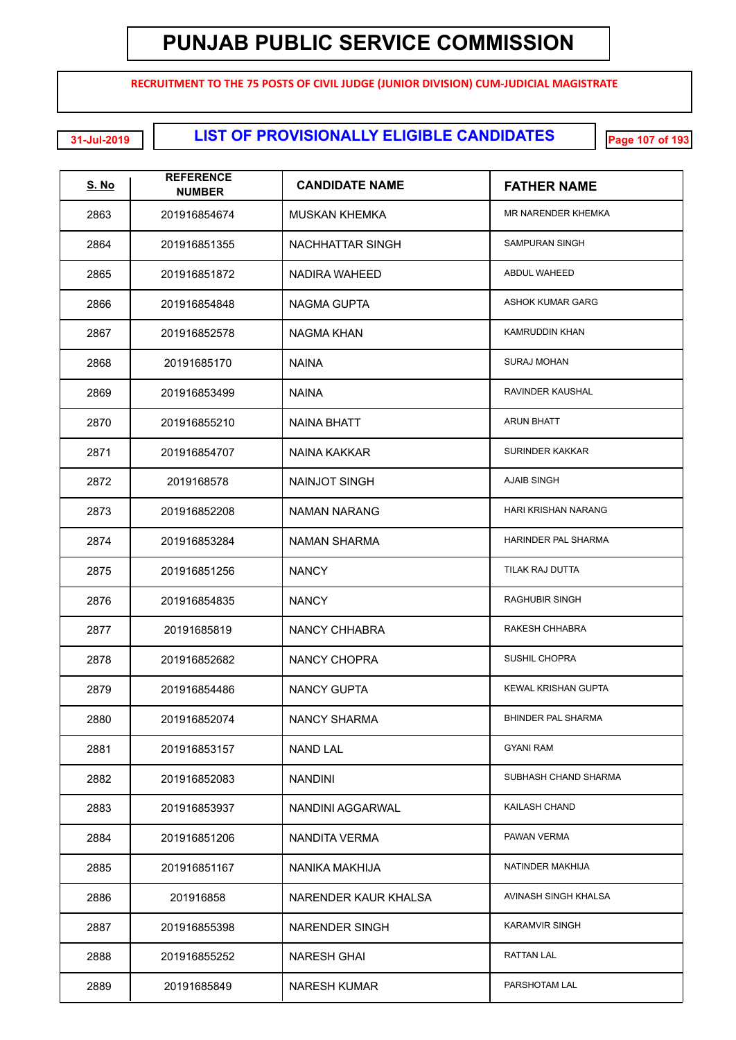# PUNJAB PUBLIC SERVICE COMMISSION

**RECRUITMENT TO THE 75 POSTS OF CIVIL JUDGE (JUNIOR DIVISION) CUM-JUDICIAL MAGISTRATE**

31-Jul-2019

## LIST OF PROVISIONALLY ELIGIBLE CANDIDATES

| S. No | REFERENCE NUMBER | CANDIDATE NAME | FATHER NAME |
|---|---|---|---|
| 2863 | 201916854674 | MUSKAN KHEMKA | MR NARENDER KHEMKA |
| 2864 | 201916851355 | NACHHATTAR SINGH | SAMPURAN SINGH |
| 2865 | 201916851872 | NADIRA WAHEED | ABDUL WAHEED |
| 2866 | 201916854848 | NAGMA GUPTA | ASHOK KUMAR GARG |
| 2867 | 201916852578 | NAGMA KHAN | KAMRUDDIN KHAN |
| 2868 | 20191685170 | NAINA | SURAJ MOHAN |
| 2869 | 201916853499 | NAINA | RAVINDER KAUSHAL |
| 2870 | 201916855210 | NAINA BHATT | ARUN BHATT |
| 2871 | 201916854707 | NAINA KAKKAR | SURINDER KAKKAR |
| 2872 | 2019168578 | NAINJOT SINGH | AJAIB SINGH |
| 2873 | 201916852208 | NAMAN NARANG | HARI KRISHAN NARANG |
| 2874 | 201916853284 | NAMAN SHARMA | HARINDER PAL SHARMA |
| 2875 | 201916851256 | NANCY | TILAK RAJ DUTTA |
| 2876 | 201916854835 | NANCY | RAGHUBIR SINGH |
| 2877 | 20191685819 | NANCY CHHABRA | RAKESH CHHABRA |
| 2878 | 201916852682 | NANCY CHOPRA | SUSHIL CHOPRA |
| 2879 | 201916854486 | NANCY GUPTA | KEWAL KRISHAN GUPTA |
| 2880 | 201916852074 | NANCY SHARMA | BHINDER PAL SHARMA |
| 2881 | 201916853157 | NAND LAL | GYANI RAM |
| 2882 | 201916852083 | NANDINI | SUBHASH CHAND SHARMA |
| 2883 | 201916853937 | NANDINI AGGARWAL | KAILASH CHAND |
| 2884 | 201916851206 | NANDITA VERMA | PAWAN VERMA |
| 2885 | 201916851167 | NANIKA MAKHIJA | NATINDER MAKHIJA |
| 2886 | 201916858 | NARENDER KAUR KHALSA | AVINASH SINGH KHALSA |
| 2887 | 201916855398 | NARENDER SINGH | KARAMVIR SINGH |
| 2888 | 201916855252 | NARESH GHAI | RATTAN LAL |
| 2889 | 20191685849 | NARESH KUMAR | PARSHOTAM LAL |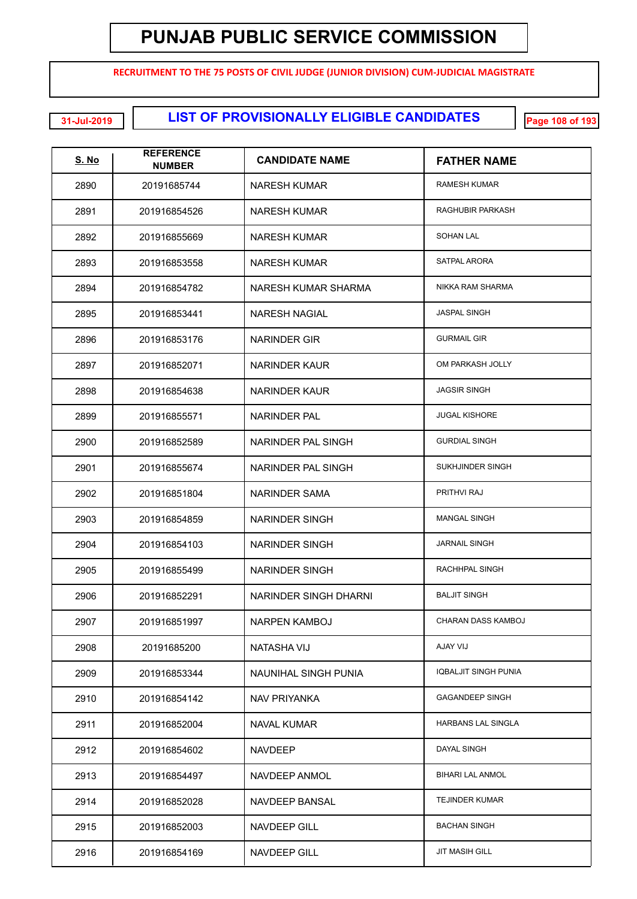# PUNJAB PUBLIC SERVICE COMMISSION

**RECRUITMENT TO THE 75 POSTS OF CIVIL JUDGE (JUNIOR DIVISION) CUM-JUDICIAL MAGISTRATE**

31-Jul-2019

## LIST OF PROVISIONALLY ELIGIBLE CANDIDATES

| S. No | REFERENCE NUMBER | CANDIDATE NAME | FATHER NAME |
|---|---|---|---|
| 2890 | 20191685744 | NARESH KUMAR | RAMESH KUMAR |
| 2891 | 201916854526 | NARESH KUMAR | RAGHUBIR PARKASH |
| 2892 | 201916855669 | NARESH KUMAR | SOHAN LAL |
| 2893 | 201916853558 | NARESH KUMAR | SATPAL ARORA |
| 2894 | 201916854782 | NARESH KUMAR SHARMA | NIKKA RAM SHARMA |
| 2895 | 201916853441 | NARESH NAGIAL | JASPAL SINGH |
| 2896 | 201916853176 | NARINDER GIR | GURMAIL GIR |
| 2897 | 201916852071 | NARINDER KAUR | OM PARKASH JOLLY |
| 2898 | 201916854638 | NARINDER KAUR | JAGSIR SINGH |
| 2899 | 201916855571 | NARINDER PAL | JUGAL KISHORE |
| 2900 | 201916852589 | NARINDER PAL SINGH | GURDIAL SINGH |
| 2901 | 201916855674 | NARINDER PAL SINGH | SUKHJINDER SINGH |
| 2902 | 201916851804 | NARINDER SAMA | PRITHVI RAJ |
| 2903 | 201916854859 | NARINDER SINGH | MANGAL SINGH |
| 2904 | 201916854103 | NARINDER SINGH | JARNAIL SINGH |
| 2905 | 201916855499 | NARINDER SINGH | RACHHPAL SINGH |
| 2906 | 201916852291 | NARINDER SINGH DHARNI | BALJIT SINGH |
| 2907 | 201916851997 | NARPEN KAMBOJ | CHARAN DASS KAMBOJ |
| 2908 | 20191685200 | NATASHA VIJ | AJAY VIJ |
| 2909 | 201916853344 | NAUNIHAL SINGH PUNIA | IQBALJIT SINGH PUNIA |
| 2910 | 201916854142 | NAV PRIYANKA | GAGANDEEP SINGH |
| 2911 | 201916852004 | NAVAL KUMAR | HARBANS LAL SINGLA |
| 2912 | 201916854602 | NAVDEEP | DAYAL SINGH |
| 2913 | 201916854497 | NAVDEEP ANMOL | BIHARI LAL ANMOL |
| 2914 | 201916852028 | NAVDEEP BANSAL | TEJINDER KUMAR |
| 2915 | 201916852003 | NAVDEEP GILL | BACHAN SINGH |
| 2916 | 201916854169 | NAVDEEP GILL | JIT MASIH GILL |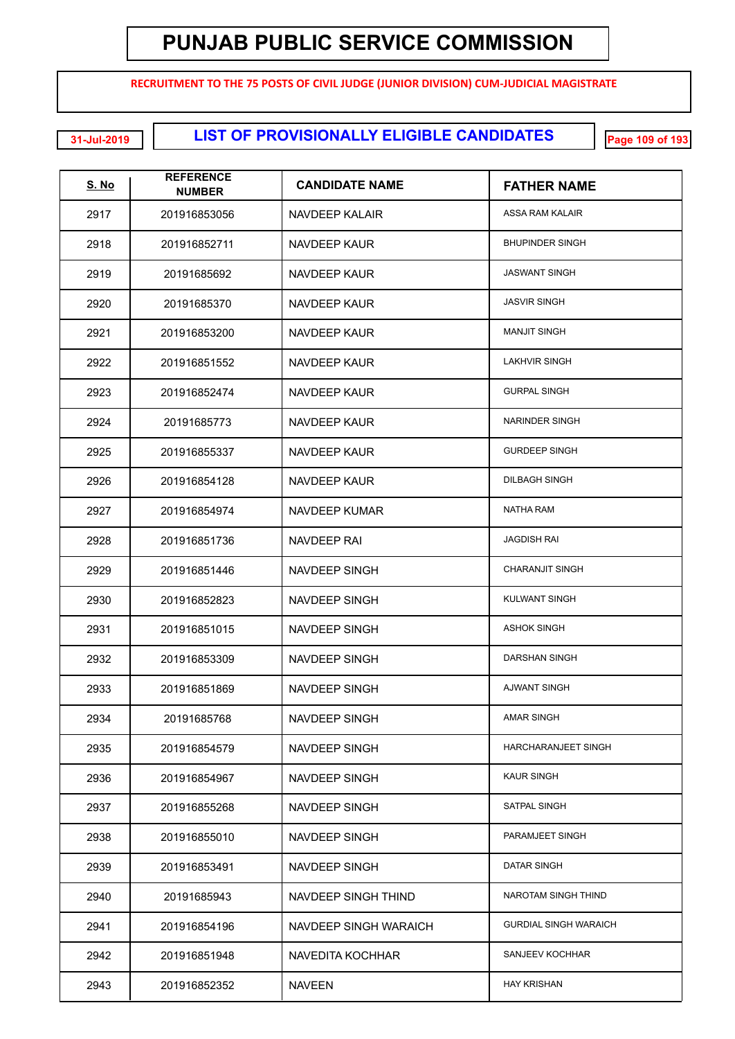# PUNJAB PUBLIC SERVICE COMMISSION

**RECRUITMENT TO THE 75 POSTS OF CIVIL JUDGE (JUNIOR DIVISION) CUM-JUDICIAL MAGISTRATE**

31-Jul-2019

## LIST OF PROVISIONALLY ELIGIBLE CANDIDATES

| S. No | REFERENCE NUMBER | CANDIDATE NAME | FATHER NAME |
|---|---|---|---|
| 2917 | 201916853056 | NAVDEEP KALAIR | ASSA RAM KALAIR |
| 2918 | 201916852711 | NAVDEEP KAUR | BHUPINDER SINGH |
| 2919 | 20191685692 | NAVDEEP KAUR | JASWANT SINGH |
| 2920 | 20191685370 | NAVDEEP KAUR | JASVIR SINGH |
| 2921 | 201916853200 | NAVDEEP KAUR | MANJIT SINGH |
| 2922 | 201916851552 | NAVDEEP KAUR | LAKHVIR SINGH |
| 2923 | 201916852474 | NAVDEEP KAUR | GURPAL SINGH |
| 2924 | 20191685773 | NAVDEEP KAUR | NARINDER SINGH |
| 2925 | 201916855337 | NAVDEEP KAUR | GURDEEP SINGH |
| 2926 | 201916854128 | NAVDEEP KAUR | DILBAGH SINGH |
| 2927 | 201916854974 | NAVDEEP KUMAR | NATHA RAM |
| 2928 | 201916851736 | NAVDEEP RAI | JAGDISH RAI |
| 2929 | 201916851446 | NAVDEEP SINGH | CHARANJIT SINGH |
| 2930 | 201916852823 | NAVDEEP SINGH | KULWANT SINGH |
| 2931 | 201916851015 | NAVDEEP SINGH | ASHOK SINGH |
| 2932 | 201916853309 | NAVDEEP SINGH | DARSHAN SINGH |
| 2933 | 201916851869 | NAVDEEP SINGH | AJWANT SINGH |
| 2934 | 20191685768 | NAVDEEP SINGH | AMAR SINGH |
| 2935 | 201916854579 | NAVDEEP SINGH | HARCHARANJEET SINGH |
| 2936 | 201916854967 | NAVDEEP SINGH | KAUR SINGH |
| 2937 | 201916855268 | NAVDEEP SINGH | SATPAL SINGH |
| 2938 | 201916855010 | NAVDEEP SINGH | PARAMJEET SINGH |
| 2939 | 201916853491 | NAVDEEP SINGH | DATAR SINGH |
| 2940 | 20191685943 | NAVDEEP SINGH THIND | NAROTAM SINGH THIND |
| 2941 | 201916854196 | NAVDEEP SINGH WARAICH | GURDIAL SINGH WARAICH |
| 2942 | 201916851948 | NAVEDITA KOCHHAR | SANJEEV KOCHHAR |
| 2943 | 201916852352 | NAVEEN | HAY KRISHAN |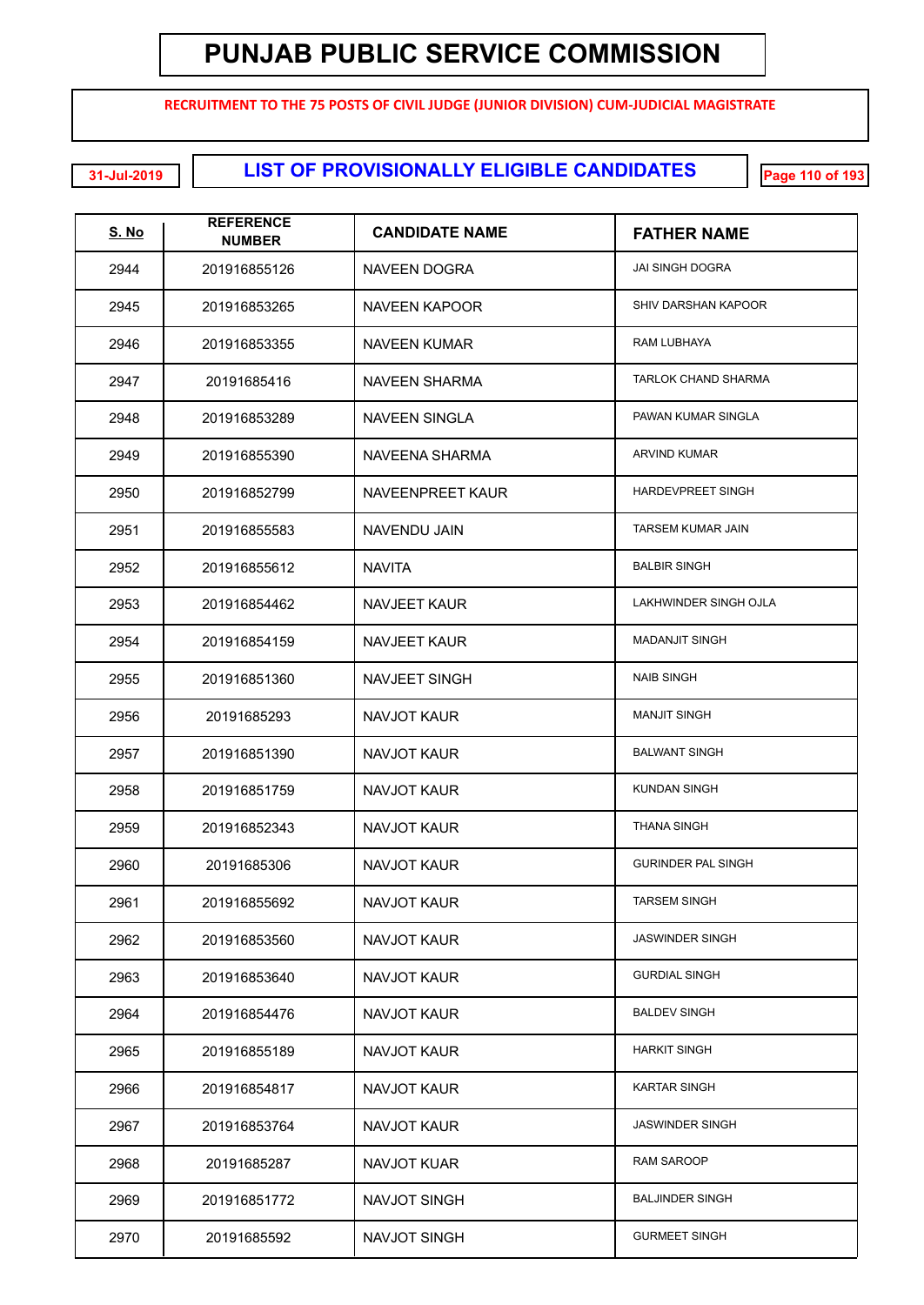# PUNJAB PUBLIC SERVICE COMMISSION

**RECRUITMENT TO THE 75 POSTS OF CIVIL JUDGE (JUNIOR DIVISION) CUM-JUDICIAL MAGISTRATE**

31-Jul-2019

## LIST OF PROVISIONALLY ELIGIBLE CANDIDATES

| S. No | REFERENCE NUMBER | CANDIDATE NAME | FATHER NAME |
|---|---|---|---|
| 2944 | 201916855126 | NAVEEN DOGRA | JAI SINGH DOGRA |
| 2945 | 201916853265 | NAVEEN KAPOOR | SHIV DARSHAN KAPOOR |
| 2946 | 201916853355 | NAVEEN KUMAR | RAM LUBHAYA |
| 2947 | 20191685416 | NAVEEN SHARMA | TARLOK CHAND SHARMA |
| 2948 | 201916853289 | NAVEEN SINGLA | PAWAN KUMAR SINGLA |
| 2949 | 201916855390 | NAVEENA SHARMA | ARVIND KUMAR |
| 2950 | 201916852799 | NAVEENPREET KAUR | HARDEVPREET SINGH |
| 2951 | 201916855583 | NAVENDU JAIN | TARSEM KUMAR JAIN |
| 2952 | 201916855612 | NAVITA | BALBIR SINGH |
| 2953 | 201916854462 | NAVJEET KAUR | LAKHWINDER SINGH OJLA |
| 2954 | 201916854159 | NAVJEET KAUR | MADANJIT SINGH |
| 2955 | 201916851360 | NAVJEET SINGH | NAIB SINGH |
| 2956 | 20191685293 | NAVJOT KAUR | MANJIT SINGH |
| 2957 | 201916851390 | NAVJOT KAUR | BALWANT SINGH |
| 2958 | 201916851759 | NAVJOT KAUR | KUNDAN SINGH |
| 2959 | 201916852343 | NAVJOT KAUR | THANA SINGH |
| 2960 | 20191685306 | NAVJOT KAUR | GURINDER PAL SINGH |
| 2961 | 201916855692 | NAVJOT KAUR | TARSEM SINGH |
| 2962 | 201916853560 | NAVJOT KAUR | JASWINDER SINGH |
| 2963 | 201916853640 | NAVJOT KAUR | GURDIAL SINGH |
| 2964 | 201916854476 | NAVJOT KAUR | BALDEV SINGH |
| 2965 | 201916855189 | NAVJOT KAUR | HARKIT SINGH |
| 2966 | 201916854817 | NAVJOT KAUR | KARTAR SINGH |
| 2967 | 201916853764 | NAVJOT KAUR | JASWINDER SINGH |
| 2968 | 20191685287 | NAVJOT KUAR | RAM SAROOP |
| 2969 | 201916851772 | NAVJOT SINGH | BALJINDER SINGH |
| 2970 | 20191685592 | NAVJOT SINGH | GURMEET SINGH |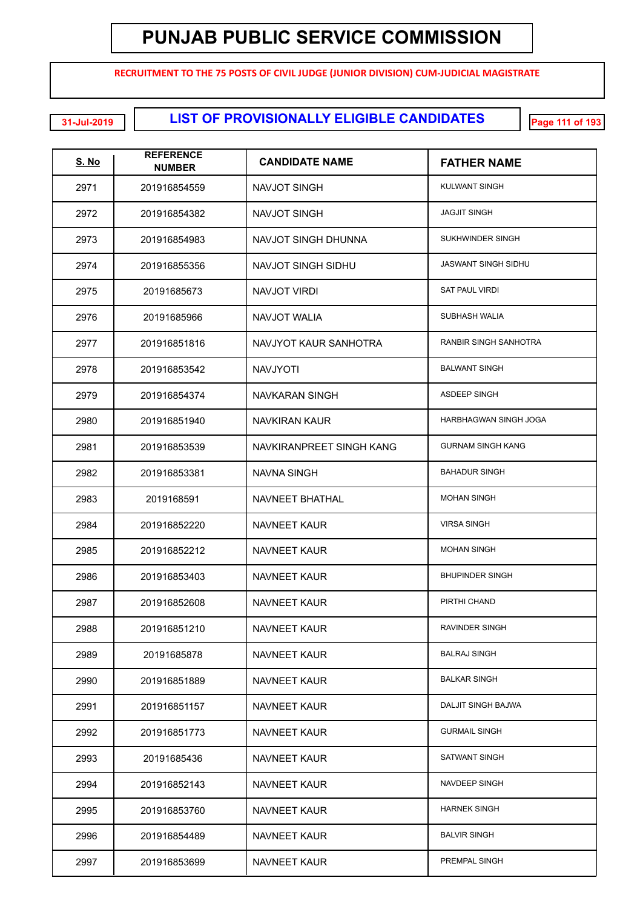# PUNJAB PUBLIC SERVICE COMMISSION

**RECRUITMENT TO THE 75 POSTS OF CIVIL JUDGE (JUNIOR DIVISION) CUM-JUDICIAL MAGISTRATE**

31-Jul-2019

## LIST OF PROVISIONALLY ELIGIBLE CANDIDATES

| S. No | REFERENCE NUMBER | CANDIDATE NAME | FATHER NAME |
|---|---|---|---|
| 2971 | 201916854559 | NAVJOT SINGH | KULWANT SINGH |
| 2972 | 201916854382 | NAVJOT SINGH | JAGJIT SINGH |
| 2973 | 201916854983 | NAVJOT SINGH DHUNNA | SUKHWINDER SINGH |
| 2974 | 201916855356 | NAVJOT SINGH SIDHU | JASWANT SINGH SIDHU |
| 2975 | 20191685673 | NAVJOT VIRDI | SAT PAUL VIRDI |
| 2976 | 20191685966 | NAVJOT WALIA | SUBHASH WALIA |
| 2977 | 201916851816 | NAVJYOT KAUR SANHOTRA | RANBIR SINGH SANHOTRA |
| 2978 | 201916853542 | NAVJYOTI | BALWANT SINGH |
| 2979 | 201916854374 | NAVKARAN SINGH | ASDEEP SINGH |
| 2980 | 201916851940 | NAVKIRAN KAUR | HARBHAGWAN SINGH JOGA |
| 2981 | 201916853539 | NAVKIRANPREET SINGH KANG | GURNAM SINGH KANG |
| 2982 | 201916853381 | NAVNA SINGH | BAHADUR SINGH |
| 2983 | 2019168591 | NAVNEET BHATHAL | MOHAN SINGH |
| 2984 | 201916852220 | NAVNEET KAUR | VIRSA SINGH |
| 2985 | 201916852212 | NAVNEET KAUR | MOHAN SINGH |
| 2986 | 201916853403 | NAVNEET KAUR | BHUPINDER SINGH |
| 2987 | 201916852608 | NAVNEET KAUR | PIRTHI CHAND |
| 2988 | 201916851210 | NAVNEET KAUR | RAVINDER SINGH |
| 2989 | 20191685878 | NAVNEET KAUR | BALRAJ SINGH |
| 2990 | 201916851889 | NAVNEET KAUR | BALKAR SINGH |
| 2991 | 201916851157 | NAVNEET KAUR | DALJIT SINGH BAJWA |
| 2992 | 201916851773 | NAVNEET KAUR | GURMAIL SINGH |
| 2993 | 20191685436 | NAVNEET KAUR | SATWANT SINGH |
| 2994 | 201916852143 | NAVNEET KAUR | NAVDEEP SINGH |
| 2995 | 201916853760 | NAVNEET KAUR | HARNEK SINGH |
| 2996 | 201916854489 | NAVNEET KAUR | BALVIR SINGH |
| 2997 | 201916853699 | NAVNEET KAUR | PREMPAL SINGH |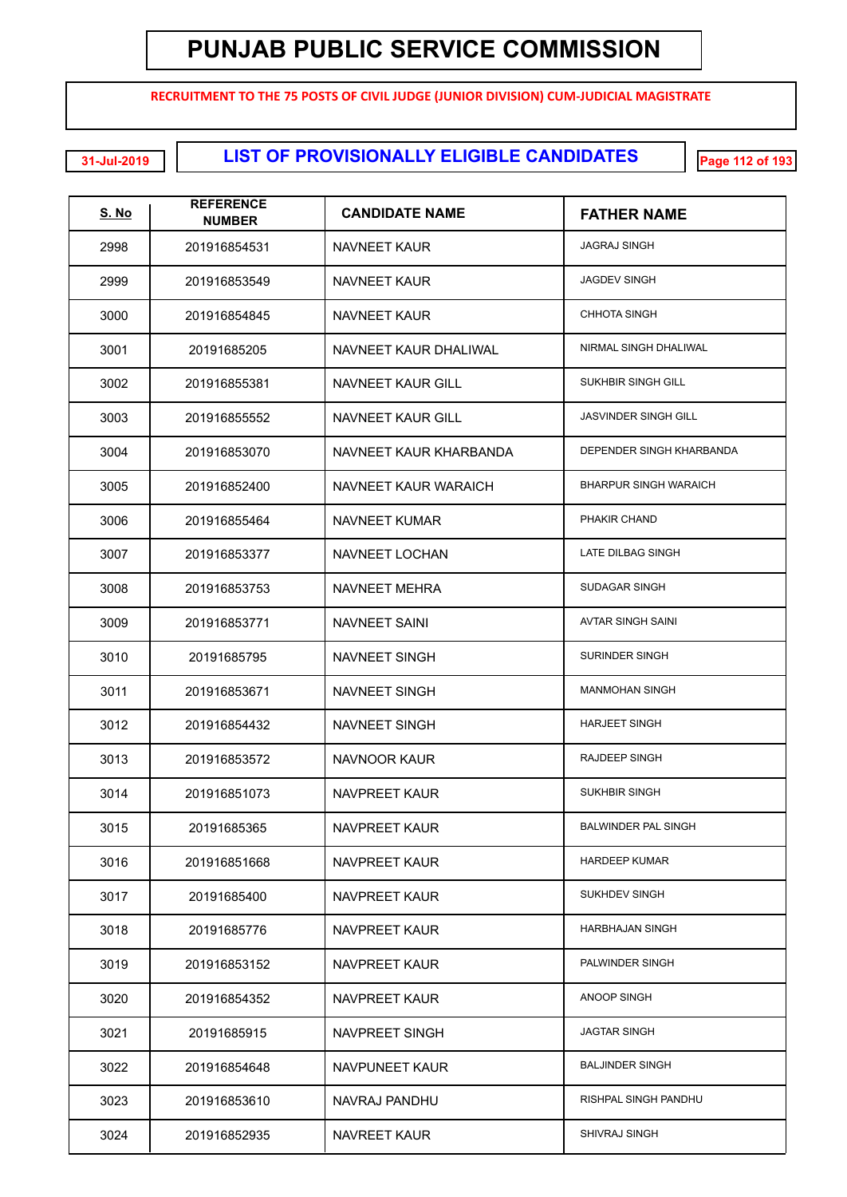# PUNJAB PUBLIC SERVICE COMMISSION

**RECRUITMENT TO THE 75 POSTS OF CIVIL JUDGE (JUNIOR DIVISION) CUM-JUDICIAL MAGISTRATE**

31-Jul-2019

## LIST OF PROVISIONALLY ELIGIBLE CANDIDATES

| S. No | REFERENCE NUMBER | CANDIDATE NAME | FATHER NAME |
|---|---|---|---|
| 2998 | 201916854531 | NAVNEET KAUR | JAGRAJ SINGH |
| 2999 | 201916853549 | NAVNEET KAUR | JAGDEV SINGH |
| 3000 | 201916854845 | NAVNEET KAUR | CHHOTA SINGH |
| 3001 | 20191685205 | NAVNEET KAUR DHALIWAL | NIRMAL SINGH DHALIWAL |
| 3002 | 201916855381 | NAVNEET KAUR GILL | SUKHBIR SINGH GILL |
| 3003 | 201916855552 | NAVNEET KAUR GILL | JASVINDER SINGH GILL |
| 3004 | 201916853070 | NAVNEET KAUR KHARBANDA | DEPENDER SINGH KHARBANDA |
| 3005 | 201916852400 | NAVNEET KAUR WARAICH | BHARPUR SINGH WARAICH |
| 3006 | 201916855464 | NAVNEET KUMAR | PHAKIR CHAND |
| 3007 | 201916853377 | NAVNEET LOCHAN | LATE DILBAG SINGH |
| 3008 | 201916853753 | NAVNEET MEHRA | SUDAGAR SINGH |
| 3009 | 201916853771 | NAVNEET SAINI | AVTAR SINGH SAINI |
| 3010 | 20191685795 | NAVNEET SINGH | SURINDER SINGH |
| 3011 | 201916853671 | NAVNEET SINGH | MANMOHAN SINGH |
| 3012 | 201916854432 | NAVNEET SINGH | HARJEET SINGH |
| 3013 | 201916853572 | NAVNOOR KAUR | RAJDEEP SINGH |
| 3014 | 201916851073 | NAVPREET KAUR | SUKHBIR SINGH |
| 3015 | 20191685365 | NAVPREET KAUR | BALWINDER PAL SINGH |
| 3016 | 201916851668 | NAVPREET KAUR | HARDEEP KUMAR |
| 3017 | 20191685400 | NAVPREET KAUR | SUKHDEV SINGH |
| 3018 | 20191685776 | NAVPREET KAUR | HARBHAJAN SINGH |
| 3019 | 201916853152 | NAVPREET KAUR | PALWINDER SINGH |
| 3020 | 201916854352 | NAVPREET KAUR | ANOOP SINGH |
| 3021 | 20191685915 | NAVPREET SINGH | JAGTAR SINGH |
| 3022 | 201916854648 | NAVPUNEET KAUR | BALJINDER SINGH |
| 3023 | 201916853610 | NAVRAJ PANDHU | RISHPAL SINGH PANDHU |
| 3024 | 201916852935 | NAVREET KAUR | SHIVRAJ SINGH |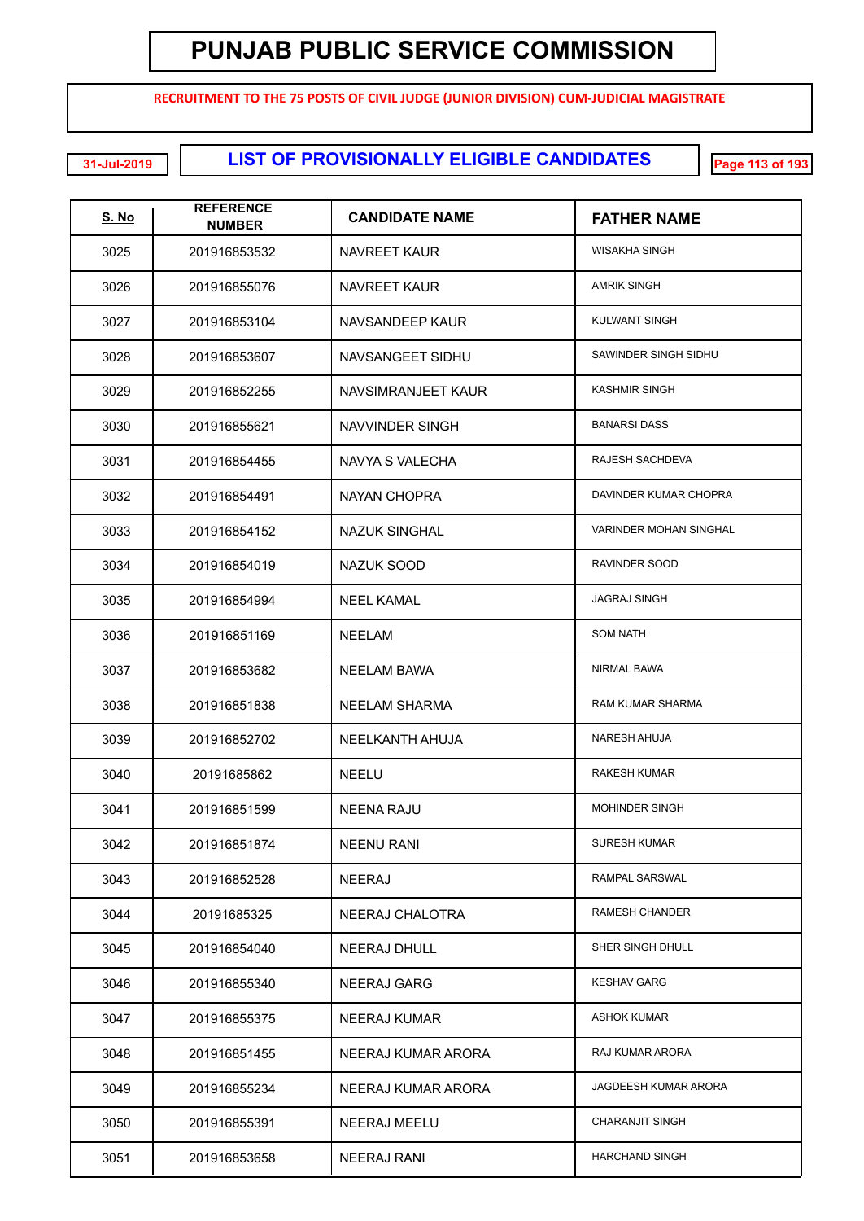# PUNJAB PUBLIC SERVICE COMMISSION

**RECRUITMENT TO THE 75 POSTS OF CIVIL JUDGE (JUNIOR DIVISION) CUM-JUDICIAL MAGISTRATE**

31-Jul-2019

## LIST OF PROVISIONALLY ELIGIBLE CANDIDATES

| S. No | REFERENCE NUMBER | CANDIDATE NAME | FATHER NAME |
|---|---|---|---|
| 3025 | 201916853532 | NAVREET KAUR | WISAKHA SINGH |
| 3026 | 201916855076 | NAVREET KAUR | AMRIK SINGH |
| 3027 | 201916853104 | NAVSANDEEP KAUR | KULWANT SINGH |
| 3028 | 201916853607 | NAVSANGEET SIDHU | SAWINDER SINGH SIDHU |
| 3029 | 201916852255 | NAVSIMRANJEET KAUR | KASHMIR SINGH |
| 3030 | 201916855621 | NAVVINDER SINGH | BANARSI DASS |
| 3031 | 201916854455 | NAVYA S VALECHA | RAJESH SACHDEVA |
| 3032 | 201916854491 | NAYAN CHOPRA | DAVINDER KUMAR CHOPRA |
| 3033 | 201916854152 | NAZUK SINGHAL | VARINDER MOHAN SINGHAL |
| 3034 | 201916854019 | NAZUK SOOD | RAVINDER SOOD |
| 3035 | 201916854994 | NEEL KAMAL | JAGRAJ SINGH |
| 3036 | 201916851169 | NEELAM | SOM NATH |
| 3037 | 201916853682 | NEELAM BAWA | NIRMAL BAWA |
| 3038 | 201916851838 | NEELAM SHARMA | RAM KUMAR SHARMA |
| 3039 | 201916852702 | NEELKANTH AHUJA | NARESH AHUJA |
| 3040 | 20191685862 | NEELU | RAKESH KUMAR |
| 3041 | 201916851599 | NEENA RAJU | MOHINDER SINGH |
| 3042 | 201916851874 | NEENU RANI | SURESH KUMAR |
| 3043 | 201916852528 | NEERAJ | RAMPAL SARSWAL |
| 3044 | 20191685325 | NEERAJ CHALOTRA | RAMESH CHANDER |
| 3045 | 201916854040 | NEERAJ DHULL | SHER SINGH DHULL |
| 3046 | 201916855340 | NEERAJ GARG | KESHAV GARG |
| 3047 | 201916855375 | NEERAJ KUMAR | ASHOK KUMAR |
| 3048 | 201916851455 | NEERAJ KUMAR ARORA | RAJ KUMAR ARORA |
| 3049 | 201916855234 | NEERAJ KUMAR ARORA | JAGDEESH KUMAR ARORA |
| 3050 | 201916855391 | NEERAJ MEELU | CHARANJIT SINGH |
| 3051 | 201916853658 | NEERAJ RANI | HARCHAND SINGH |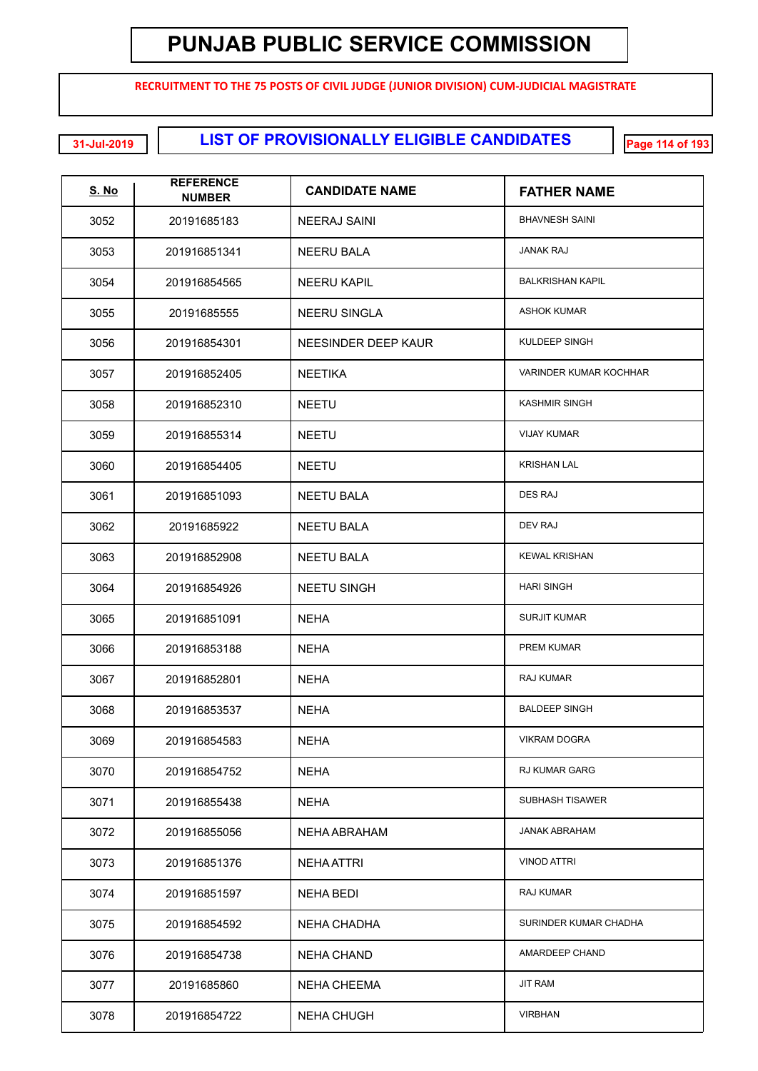# PUNJAB PUBLIC SERVICE COMMISSION

**RECRUITMENT TO THE 75 POSTS OF CIVIL JUDGE (JUNIOR DIVISION) CUM-JUDICIAL MAGISTRATE**

31-Jul-2019

## LIST OF PROVISIONALLY ELIGIBLE CANDIDATES

| S. No | REFERENCE NUMBER | CANDIDATE NAME | FATHER NAME |
|---|---|---|---|
| 3052 | 20191685183 | NEERAJ SAINI | BHAVNESH SAINI |
| 3053 | 201916851341 | NEERU BALA | JANAK RAJ |
| 3054 | 201916854565 | NEERU KAPIL | BALKRISHAN KAPIL |
| 3055 | 20191685555 | NEERU SINGLA | ASHOK KUMAR |
| 3056 | 201916854301 | NEESINDER DEEP KAUR | KULDEEP SINGH |
| 3057 | 201916852405 | NEETIKA | VARINDER KUMAR KOCHHAR |
| 3058 | 201916852310 | NEETU | KASHMIR SINGH |
| 3059 | 201916855314 | NEETU | VIJAY KUMAR |
| 3060 | 201916854405 | NEETU | KRISHAN LAL |
| 3061 | 201916851093 | NEETU BALA | DES RAJ |
| 3062 | 20191685922 | NEETU BALA | DEV RAJ |
| 3063 | 201916852908 | NEETU BALA | KEWAL KRISHAN |
| 3064 | 201916854926 | NEETU SINGH | HARI SINGH |
| 3065 | 201916851091 | NEHA | SURJIT KUMAR |
| 3066 | 201916853188 | NEHA | PREM KUMAR |
| 3067 | 201916852801 | NEHA | RAJ KUMAR |
| 3068 | 201916853537 | NEHA | BALDEEP SINGH |
| 3069 | 201916854583 | NEHA | VIKRAM DOGRA |
| 3070 | 201916854752 | NEHA | RJ KUMAR GARG |
| 3071 | 201916855438 | NEHA | SUBHASH TISAWER |
| 3072 | 201916855056 | NEHA ABRAHAM | JANAK ABRAHAM |
| 3073 | 201916851376 | NEHA ATTRI | VINOD ATTRI |
| 3074 | 201916851597 | NEHA BEDI | RAJ KUMAR |
| 3075 | 201916854592 | NEHA CHADHA | SURINDER KUMAR CHADHA |
| 3076 | 201916854738 | NEHA CHAND | AMARDEEP CHAND |
| 3077 | 20191685860 | NEHA CHEEMA | JIT RAM |
| 3078 | 201916854722 | NEHA CHUGH | VIRBHAN |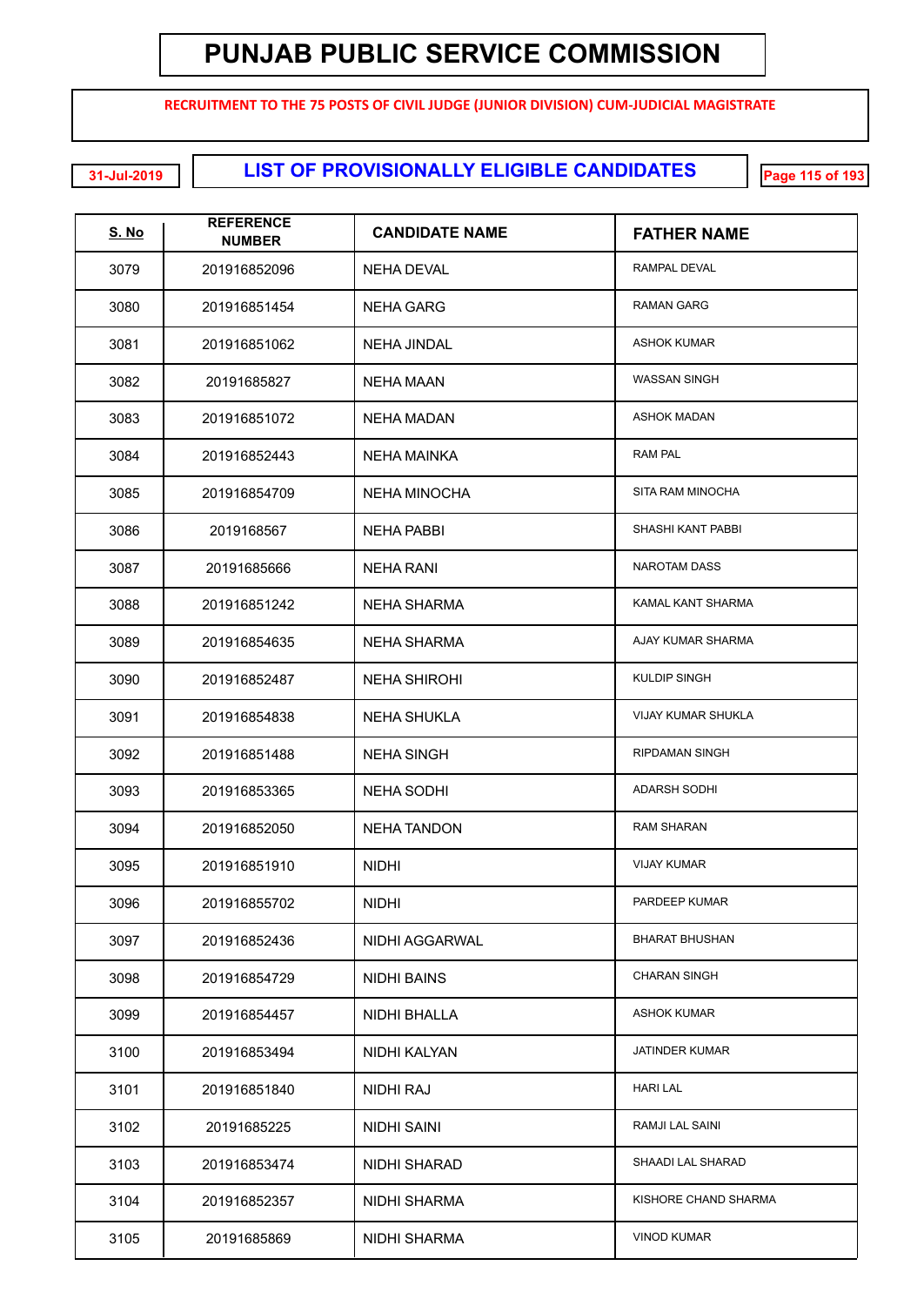# PUNJAB PUBLIC SERVICE COMMISSION

**RECRUITMENT TO THE 75 POSTS OF CIVIL JUDGE (JUNIOR DIVISION) CUM-JUDICIAL MAGISTRATE**

31-Jul-2019

## LIST OF PROVISIONALLY ELIGIBLE CANDIDATES

| S. No | REFERENCE NUMBER | CANDIDATE NAME | FATHER NAME |
|---|---|---|---|
| 3079 | 201916852096 | NEHA DEVAL | RAMPAL DEVAL |
| 3080 | 201916851454 | NEHA GARG | RAMAN GARG |
| 3081 | 201916851062 | NEHA JINDAL | ASHOK KUMAR |
| 3082 | 20191685827 | NEHA MAAN | WASSAN SINGH |
| 3083 | 201916851072 | NEHA MADAN | ASHOK MADAN |
| 3084 | 201916852443 | NEHA MAINKA | RAM PAL |
| 3085 | 201916854709 | NEHA MINOCHA | SITA RAM MINOCHA |
| 3086 | 2019168567 | NEHA PABBI | SHASHI KANT PABBI |
| 3087 | 20191685666 | NEHA RANI | NAROTAM DASS |
| 3088 | 201916851242 | NEHA SHARMA | KAMAL KANT SHARMA |
| 3089 | 201916854635 | NEHA SHARMA | AJAY KUMAR SHARMA |
| 3090 | 201916852487 | NEHA SHIROHI | KULDIP SINGH |
| 3091 | 201916854838 | NEHA SHUKLA | VIJAY KUMAR SHUKLA |
| 3092 | 201916851488 | NEHA SINGH | RIPDAMAN SINGH |
| 3093 | 201916853365 | NEHA SODHI | ADARSH SODHI |
| 3094 | 201916852050 | NEHA TANDON | RAM SHARAN |
| 3095 | 201916851910 | NIDHI | VIJAY KUMAR |
| 3096 | 201916855702 | NIDHI | PARDEEP KUMAR |
| 3097 | 201916852436 | NIDHI AGGARWAL | BHARAT BHUSHAN |
| 3098 | 201916854729 | NIDHI BAINS | CHARAN SINGH |
| 3099 | 201916854457 | NIDHI BHALLA | ASHOK KUMAR |
| 3100 | 201916853494 | NIDHI KALYAN | JATINDER KUMAR |
| 3101 | 201916851840 | NIDHI RAJ | HARI LAL |
| 3102 | 20191685225 | NIDHI SAINI | RAMJI LAL SAINI |
| 3103 | 201916853474 | NIDHI SHARAD | SHAADI LAL SHARAD |
| 3104 | 201916852357 | NIDHI SHARMA | KISHORE CHAND SHARMA |
| 3105 | 20191685869 | NIDHI SHARMA | VINOD KUMAR |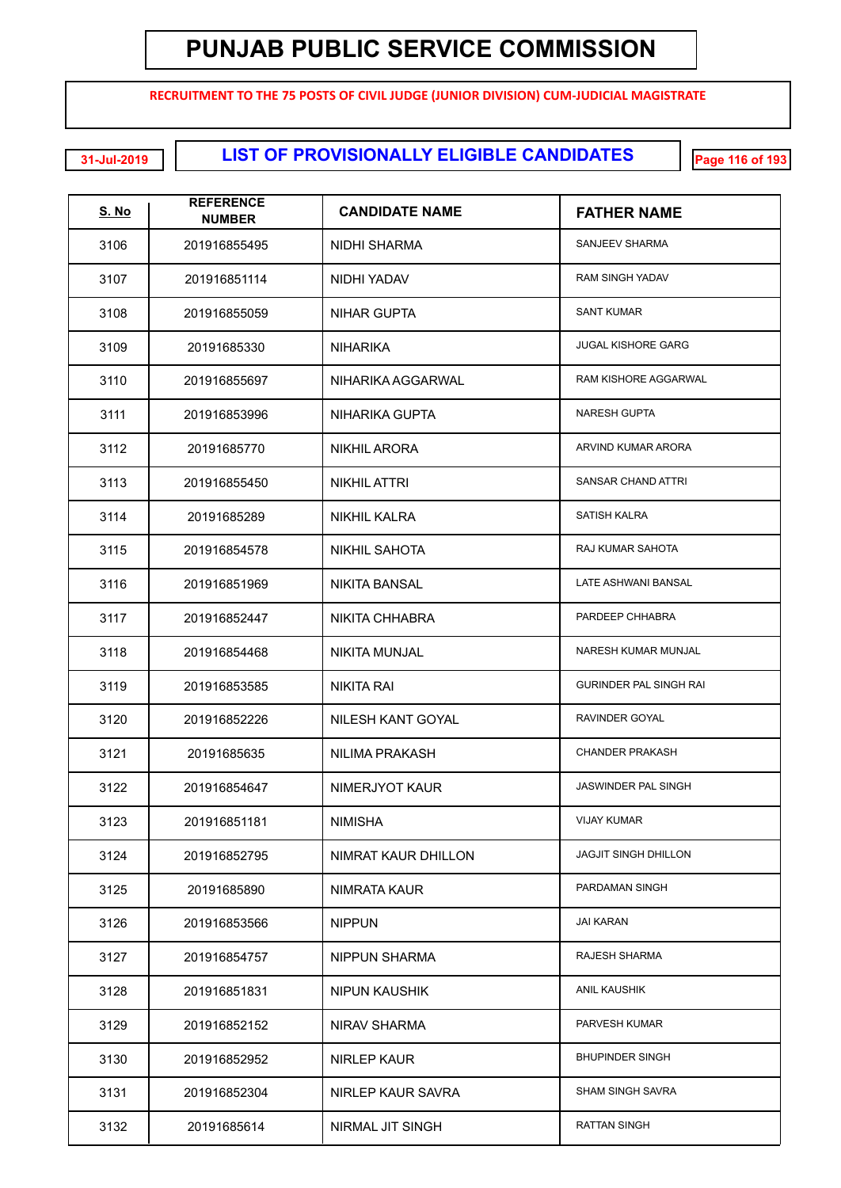# PUNJAB PUBLIC SERVICE COMMISSION

**RECRUITMENT TO THE 75 POSTS OF CIVIL JUDGE (JUNIOR DIVISION) CUM-JUDICIAL MAGISTRATE**

31-Jul-2019

## LIST OF PROVISIONALLY ELIGIBLE CANDIDATES

| S. No | REFERENCE NUMBER | CANDIDATE NAME | FATHER NAME |
|---|---|---|---|
| 3106 | 201916855495 | NIDHI SHARMA | SANJEEV SHARMA |
| 3107 | 201916851114 | NIDHI YADAV | RAM SINGH YADAV |
| 3108 | 201916855059 | NIHAR GUPTA | SANT KUMAR |
| 3109 | 20191685330 | NIHARIKA | JUGAL KISHORE GARG |
| 3110 | 201916855697 | NIHARIKA AGGARWAL | RAM KISHORE AGGARWAL |
| 3111 | 201916853996 | NIHARIKA GUPTA | NARESH GUPTA |
| 3112 | 20191685770 | NIKHIL ARORA | ARVIND KUMAR ARORA |
| 3113 | 201916855450 | NIKHIL ATTRI | SANSAR CHAND ATTRI |
| 3114 | 20191685289 | NIKHIL KALRA | SATISH KALRA |
| 3115 | 201916854578 | NIKHIL SAHOTA | RAJ KUMAR SAHOTA |
| 3116 | 201916851969 | NIKITA BANSAL | LATE ASHWANI BANSAL |
| 3117 | 201916852447 | NIKITA CHHABRA | PARDEEP CHHABRA |
| 3118 | 201916854468 | NIKITA MUNJAL | NARESH KUMAR MUNJAL |
| 3119 | 201916853585 | NIKITA RAI | GURINDER PAL SINGH RAI |
| 3120 | 201916852226 | NILESH KANT GOYAL | RAVINDER GOYAL |
| 3121 | 20191685635 | NILIMA PRAKASH | CHANDER PRAKASH |
| 3122 | 201916854647 | NIMERJYOT KAUR | JASWINDER PAL SINGH |
| 3123 | 201916851181 | NIMISHA | VIJAY KUMAR |
| 3124 | 201916852795 | NIMRAT KAUR DHILLON | JAGJIT SINGH DHILLON |
| 3125 | 20191685890 | NIMRATA KAUR | PARDAMAN SINGH |
| 3126 | 201916853566 | NIPPUN | JAI KARAN |
| 3127 | 201916854757 | NIPPUN SHARMA | RAJESH SHARMA |
| 3128 | 201916851831 | NIPUN KAUSHIK | ANIL KAUSHIK |
| 3129 | 201916852152 | NIRAV SHARMA | PARVESH KUMAR |
| 3130 | 201916852952 | NIRLEP KAUR | BHUPINDER SINGH |
| 3131 | 201916852304 | NIRLEP KAUR SAVRA | SHAM SINGH SAVRA |
| 3132 | 20191685614 | NIRMAL JIT SINGH | RATTAN SINGH |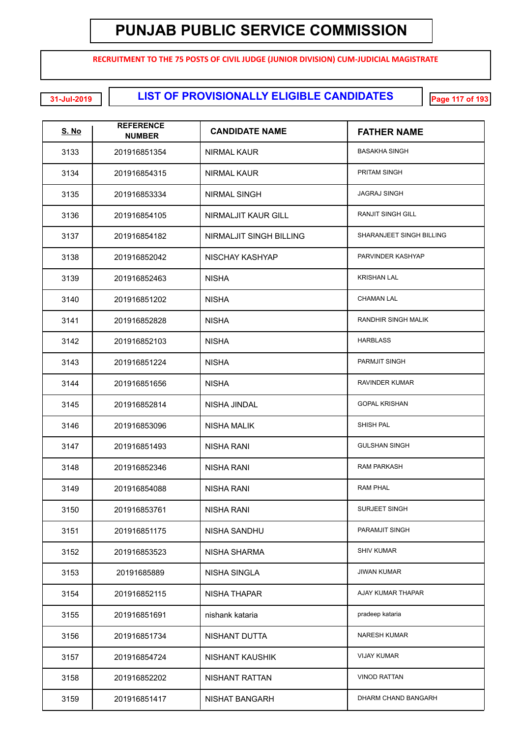# PUNJAB PUBLIC SERVICE COMMISSION

**RECRUITMENT TO THE 75 POSTS OF CIVIL JUDGE (JUNIOR DIVISION) CUM-JUDICIAL MAGISTRATE**

31-Jul-2019

## LIST OF PROVISIONALLY ELIGIBLE CANDIDATES

| S. No | REFERENCE NUMBER | CANDIDATE NAME | FATHER NAME |
|---|---|---|---|
| 3133 | 201916851354 | NIRMAL KAUR | BASAKHA SINGH |
| 3134 | 201916854315 | NIRMAL KAUR | PRITAM SINGH |
| 3135 | 201916853334 | NIRMAL SINGH | JAGRAJ SINGH |
| 3136 | 201916854105 | NIRMALJIT KAUR GILL | RANJIT SINGH GILL |
| 3137 | 201916854182 | NIRMALJIT SINGH BILLING | SHARANJEET SINGH BILLING |
| 3138 | 201916852042 | NISCHAY KASHYAP | PARVINDER KASHYAP |
| 3139 | 201916852463 | NISHA | KRISHAN LAL |
| 3140 | 201916851202 | NISHA | CHAMAN LAL |
| 3141 | 201916852828 | NISHA | RANDHIR SINGH MALIK |
| 3142 | 201916852103 | NISHA | HARBLASS |
| 3143 | 201916851224 | NISHA | PARMJIT SINGH |
| 3144 | 201916851656 | NISHA | RAVINDER KUMAR |
| 3145 | 201916852814 | NISHA JINDAL | GOPAL KRISHAN |
| 3146 | 201916853096 | NISHA MALIK | SHISH PAL |
| 3147 | 201916851493 | NISHA RANI | GULSHAN SINGH |
| 3148 | 201916852346 | NISHA RANI | RAM PARKASH |
| 3149 | 201916854088 | NISHA RANI | RAM PHAL |
| 3150 | 201916853761 | NISHA RANI | SURJEET SINGH |
| 3151 | 201916851175 | NISHA SANDHU | PARAMJIT SINGH |
| 3152 | 201916853523 | NISHA SHARMA | SHIV KUMAR |
| 3153 | 20191685889 | NISHA SINGLA | JIWAN KUMAR |
| 3154 | 201916852115 | NISHA THAPAR | AJAY KUMAR THAPAR |
| 3155 | 201916851691 | nishank kataria | pradeep kataria |
| 3156 | 201916851734 | NISHANT DUTTA | NARESH KUMAR |
| 3157 | 201916854724 | NISHANT KAUSHIK | VIJAY KUMAR |
| 3158 | 201916852202 | NISHANT RATTAN | VINOD RATTAN |
| 3159 | 201916851417 | NISHAT BANGARH | DHARM CHAND BANGARH |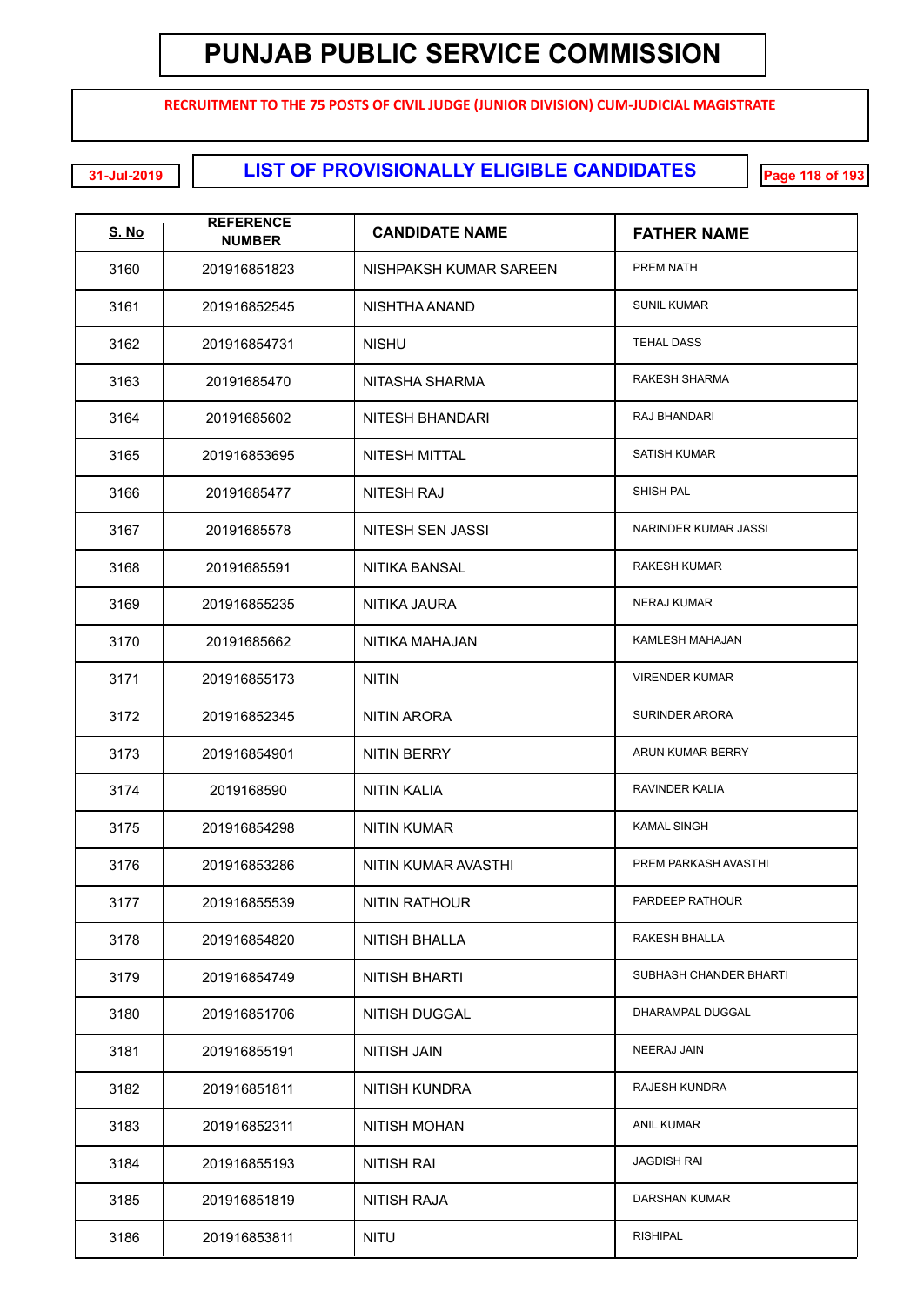# PUNJAB PUBLIC SERVICE COMMISSION

**RECRUITMENT TO THE 75 POSTS OF CIVIL JUDGE (JUNIOR DIVISION) CUM-JUDICIAL MAGISTRATE**

31-Jul-2019

## LIST OF PROVISIONALLY ELIGIBLE CANDIDATES

| S. No | REFERENCE NUMBER | CANDIDATE NAME | FATHER NAME |
|---|---|---|---|
| 3160 | 201916851823 | NISHPAKSH KUMAR SAREEN | PREM NATH |
| 3161 | 201916852545 | NISHTHA ANAND | SUNIL KUMAR |
| 3162 | 201916854731 | NISHU | TEHAL DASS |
| 3163 | 20191685470 | NITASHA SHARMA | RAKESH SHARMA |
| 3164 | 20191685602 | NITESH BHANDARI | RAJ BHANDARI |
| 3165 | 201916853695 | NITESH MITTAL | SATISH KUMAR |
| 3166 | 20191685477 | NITESH RAJ | SHISH PAL |
| 3167 | 20191685578 | NITESH SEN JASSI | NARINDER KUMAR JASSI |
| 3168 | 20191685591 | NITIKA BANSAL | RAKESH KUMAR |
| 3169 | 201916855235 | NITIKA JAURA | NERAJ KUMAR |
| 3170 | 20191685662 | NITIKA MAHAJAN | KAMLESH MAHAJAN |
| 3171 | 201916855173 | NITIN | VIRENDER KUMAR |
| 3172 | 201916852345 | NITIN ARORA | SURINDER ARORA |
| 3173 | 201916854901 | NITIN BERRY | ARUN KUMAR BERRY |
| 3174 | 2019168590 | NITIN KALIA | RAVINDER KALIA |
| 3175 | 201916854298 | NITIN KUMAR | KAMAL SINGH |
| 3176 | 201916853286 | NITIN KUMAR AVASTHI | PREM PARKASH AVASTHI |
| 3177 | 201916855539 | NITIN RATHOUR | PARDEEP RATHOUR |
| 3178 | 201916854820 | NITISH BHALLA | RAKESH BHALLA |
| 3179 | 201916854749 | NITISH BHARTI | SUBHASH CHANDER BHARTI |
| 3180 | 201916851706 | NITISH DUGGAL | DHARAMPAL DUGGAL |
| 3181 | 201916855191 | NITISH JAIN | NEERAJ JAIN |
| 3182 | 201916851811 | NITISH KUNDRA | RAJESH KUNDRA |
| 3183 | 201916852311 | NITISH MOHAN | ANIL KUMAR |
| 3184 | 201916855193 | NITISH RAI | JAGDISH RAI |
| 3185 | 201916851819 | NITISH RAJA | DARSHAN KUMAR |
| 3186 | 201916853811 | NITU | RISHIPAL |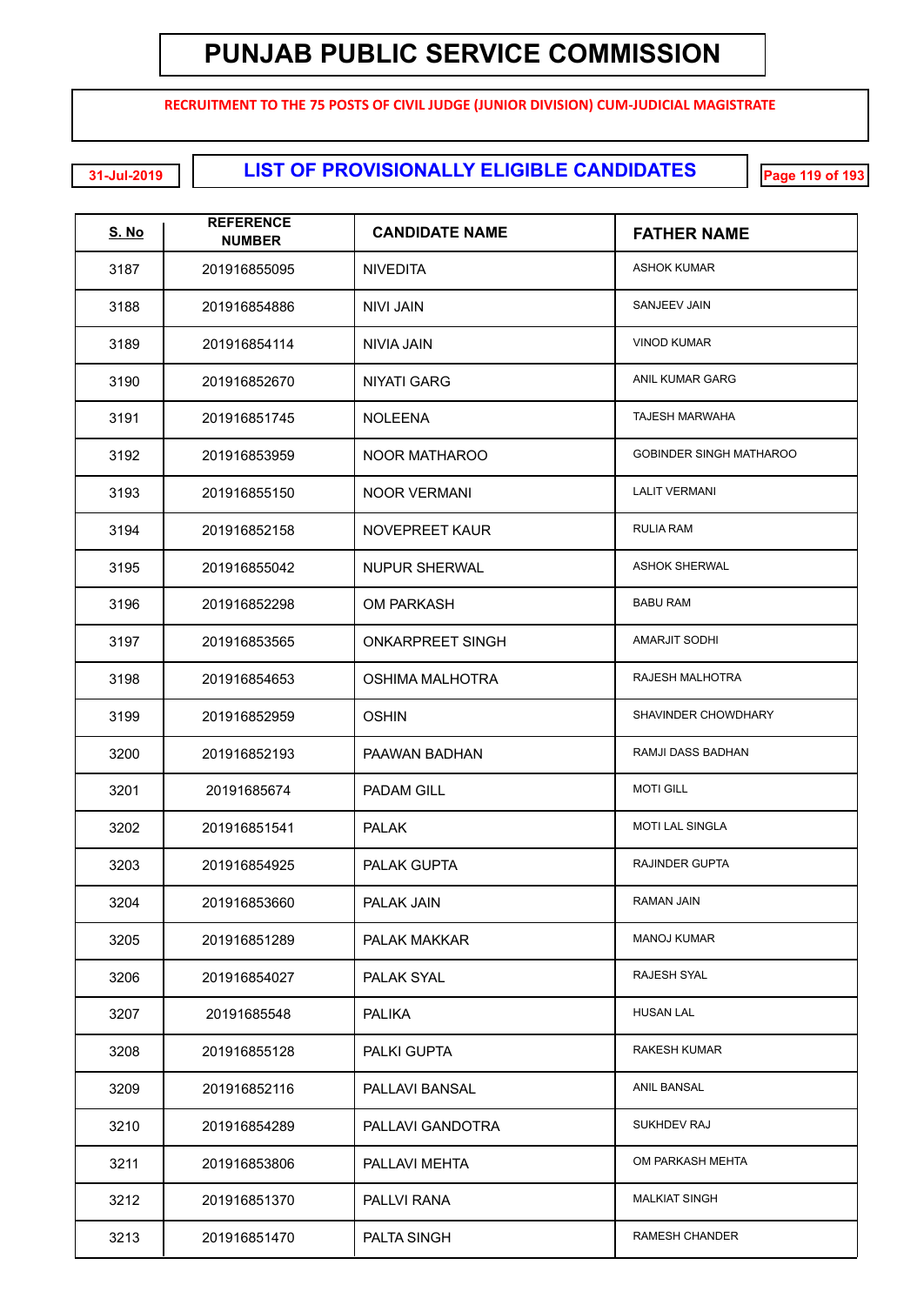# PUNJAB PUBLIC SERVICE COMMISSION

**RECRUITMENT TO THE 75 POSTS OF CIVIL JUDGE (JUNIOR DIVISION) CUM-JUDICIAL MAGISTRATE**

31-Jul-2019

## LIST OF PROVISIONALLY ELIGIBLE CANDIDATES

| S. No | REFERENCE NUMBER | CANDIDATE NAME | FATHER NAME |
|---|---|---|---|
| 3187 | 201916855095 | NIVEDITA | ASHOK KUMAR |
| 3188 | 201916854886 | NIVI JAIN | SANJEEV JAIN |
| 3189 | 201916854114 | NIVIA JAIN | VINOD KUMAR |
| 3190 | 201916852670 | NIYATI GARG | ANIL KUMAR GARG |
| 3191 | 201916851745 | NOLEENA | TAJESH MARWAHA |
| 3192 | 201916853959 | NOOR MATHAROO | GOBINDER SINGH MATHAROO |
| 3193 | 201916855150 | NOOR VERMANI | LALIT VERMANI |
| 3194 | 201916852158 | NOVEPREET KAUR | RULIA RAM |
| 3195 | 201916855042 | NUPUR SHERWAL | ASHOK SHERWAL |
| 3196 | 201916852298 | OM PARKASH | BABU RAM |
| 3197 | 201916853565 | ONKARPREET SINGH | AMARJIT SODHI |
| 3198 | 201916854653 | OSHIMA MALHOTRA | RAJESH MALHOTRA |
| 3199 | 201916852959 | OSHIN | SHAVINDER CHOWDHARY |
| 3200 | 201916852193 | PAAWAN BADHAN | RAMJI DASS BADHAN |
| 3201 | 20191685674 | PADAM GILL | MOTI GILL |
| 3202 | 201916851541 | PALAK | MOTI LAL SINGLA |
| 3203 | 201916854925 | PALAK GUPTA | RAJINDER GUPTA |
| 3204 | 201916853660 | PALAK JAIN | RAMAN JAIN |
| 3205 | 201916851289 | PALAK MAKKAR | MANOJ KUMAR |
| 3206 | 201916854027 | PALAK SYAL | RAJESH SYAL |
| 3207 | 20191685548 | PALIKA | HUSAN LAL |
| 3208 | 201916855128 | PALKI GUPTA | RAKESH KUMAR |
| 3209 | 201916852116 | PALLAVI BANSAL | ANIL BANSAL |
| 3210 | 201916854289 | PALLAVI GANDOTRA | SUKHDEV RAJ |
| 3211 | 201916853806 | PALLAVI MEHTA | OM PARKASH MEHTA |
| 3212 | 201916851370 | PALLVI RANA | MALKIAT SINGH |
| 3213 | 201916851470 | PALTA SINGH | RAMESH CHANDER |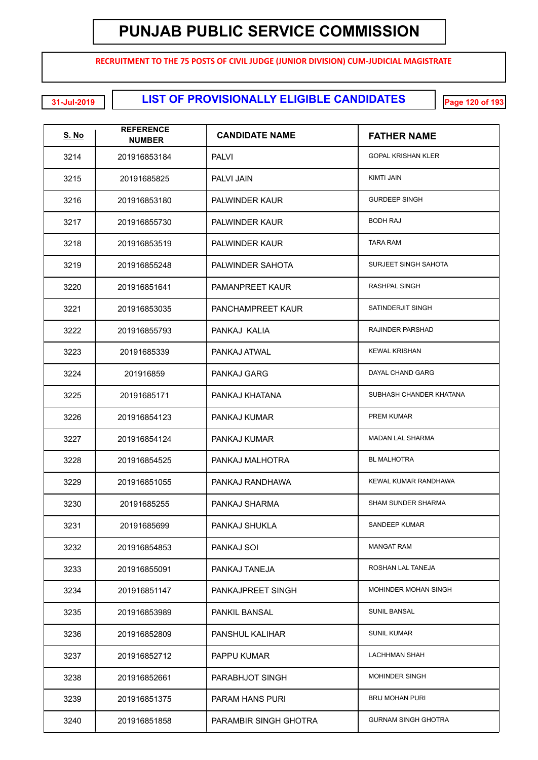# PUNJAB PUBLIC SERVICE COMMISSION

**RECRUITMENT TO THE 75 POSTS OF CIVIL JUDGE (JUNIOR DIVISION) CUM-JUDICIAL MAGISTRATE**

31-Jul-2019

## LIST OF PROVISIONALLY ELIGIBLE CANDIDATES

| S. No | REFERENCE NUMBER | CANDIDATE NAME | FATHER NAME |
|---|---|---|---|
| 3214 | 201916853184 | PALVI | GOPAL KRISHAN KLER |
| 3215 | 20191685825 | PALVI JAIN | KIMTI JAIN |
| 3216 | 201916853180 | PALWINDER KAUR | GURDEEP SINGH |
| 3217 | 201916855730 | PALWINDER KAUR | BODH RAJ |
| 3218 | 201916853519 | PALWINDER KAUR | TARA RAM |
| 3219 | 201916855248 | PALWINDER SAHOTA | SURJEET SINGH SAHOTA |
| 3220 | 201916851641 | PAMANPREET KAUR | RASHPAL SINGH |
| 3221 | 201916853035 | PANCHAMPREET KAUR | SATINDERJIT SINGH |
| 3222 | 201916855793 | PANKAJ KALIA | RAJINDER PARSHAD |
| 3223 | 20191685339 | PANKAJ ATWAL | KEWAL KRISHAN |
| 3224 | 201916859 | PANKAJ GARG | DAYAL CHAND GARG |
| 3225 | 20191685171 | PANKAJ KHATANA | SUBHASH CHANDER KHATANA |
| 3226 | 201916854123 | PANKAJ KUMAR | PREM KUMAR |
| 3227 | 201916854124 | PANKAJ KUMAR | MADAN LAL SHARMA |
| 3228 | 201916854525 | PANKAJ MALHOTRA | BL MALHOTRA |
| 3229 | 201916851055 | PANKAJ RANDHAWA | KEWAL KUMAR RANDHAWA |
| 3230 | 20191685255 | PANKAJ SHARMA | SHAM SUNDER SHARMA |
| 3231 | 20191685699 | PANKAJ SHUKLA | SANDEEP KUMAR |
| 3232 | 201916854853 | PANKAJ SOI | MANGAT RAM |
| 3233 | 201916855091 | PANKAJ TANEJA | ROSHAN LAL TANEJA |
| 3234 | 201916851147 | PANKAJPREET SINGH | MOHINDER MOHAN SINGH |
| 3235 | 201916853989 | PANKIL BANSAL | SUNIL BANSAL |
| 3236 | 201916852809 | PANSHUL KALIHAR | SUNIL KUMAR |
| 3237 | 201916852712 | PAPPU KUMAR | LACHHMAN SHAH |
| 3238 | 201916852661 | PARABHJOT SINGH | MOHINDER SINGH |
| 3239 | 201916851375 | PARAM HANS PURI | BRIJ MOHAN PURI |
| 3240 | 201916851858 | PARAMBIR SINGH GHOTRA | GURNAM SINGH GHOTRA |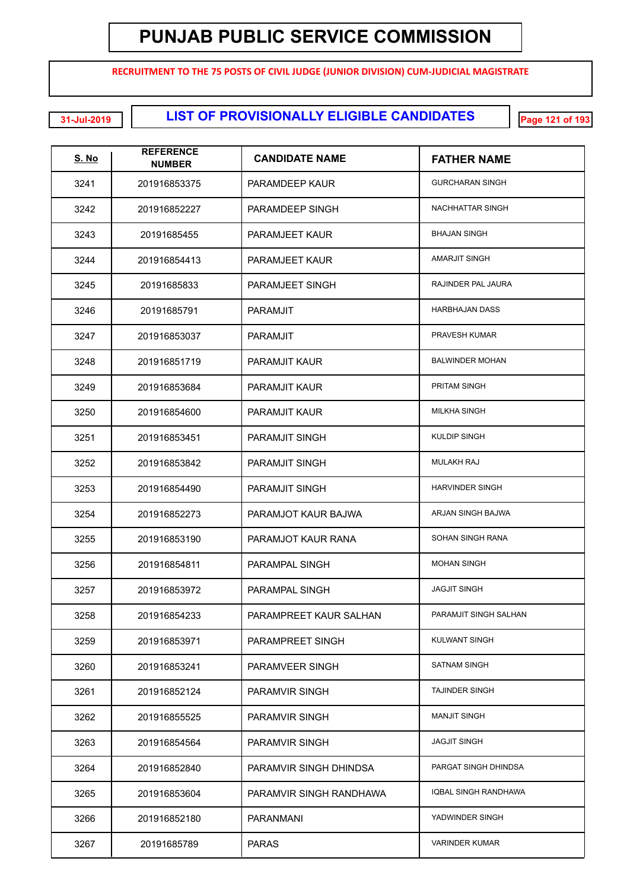# PUNJAB PUBLIC SERVICE COMMISSION

**RECRUITMENT TO THE 75 POSTS OF CIVIL JUDGE (JUNIOR DIVISION) CUM-JUDICIAL MAGISTRATE**

31-Jul-2019

## LIST OF PROVISIONALLY ELIGIBLE CANDIDATES

| S. No | REFERENCE NUMBER | CANDIDATE NAME | FATHER NAME |
|---|---|---|---|
| 3241 | 201916853375 | PARAMDEEP KAUR | GURCHARAN SINGH |
| 3242 | 201916852227 | PARAMDEEP SINGH | NACHHATTAR SINGH |
| 3243 | 20191685455 | PARAMJEET KAUR | BHAJAN SINGH |
| 3244 | 201916854413 | PARAMJEET KAUR | AMARJIT SINGH |
| 3245 | 20191685833 | PARAMJEET SINGH | RAJINDER PAL JAURA |
| 3246 | 20191685791 | PARAMJIT | HARBHAJAN DASS |
| 3247 | 201916853037 | PARAMJIT | PRAVESH KUMAR |
| 3248 | 201916851719 | PARAMJIT KAUR | BALWINDER MOHAN |
| 3249 | 201916853684 | PARAMJIT KAUR | PRITAM SINGH |
| 3250 | 201916854600 | PARAMJIT KAUR | MILKHA SINGH |
| 3251 | 201916853451 | PARAMJIT SINGH | KULDIP SINGH |
| 3252 | 201916853842 | PARAMJIT SINGH | MULAKH RAJ |
| 3253 | 201916854490 | PARAMJIT SINGH | HARVINDER SINGH |
| 3254 | 201916852273 | PARAMJOT KAUR BAJWA | ARJAN SINGH BAJWA |
| 3255 | 201916853190 | PARAMJOT KAUR RANA | SOHAN SINGH RANA |
| 3256 | 201916854811 | PARAMPAL SINGH | MOHAN SINGH |
| 3257 | 201916853972 | PARAMPAL SINGH | JAGJIT SINGH |
| 3258 | 201916854233 | PARAMPREET KAUR SALHAN | PARAMJIT SINGH SALHAN |
| 3259 | 201916853971 | PARAMPREET SINGH | KULWANT SINGH |
| 3260 | 201916853241 | PARAMVEER SINGH | SATNAM SINGH |
| 3261 | 201916852124 | PARAMVIR SINGH | TAJINDER SINGH |
| 3262 | 201916855525 | PARAMVIR SINGH | MANJIT SINGH |
| 3263 | 201916854564 | PARAMVIR SINGH | JAGJIT SINGH |
| 3264 | 201916852840 | PARAMVIR SINGH DHINDSA | PARGAT SINGH DHINDSA |
| 3265 | 201916853604 | PARAMVIR SINGH RANDHAWA | IQBAL SINGH RANDHAWA |
| 3266 | 201916852180 | PARANMANI | YADWINDER SINGH |
| 3267 | 20191685789 | PARAS | VARINDER KUMAR |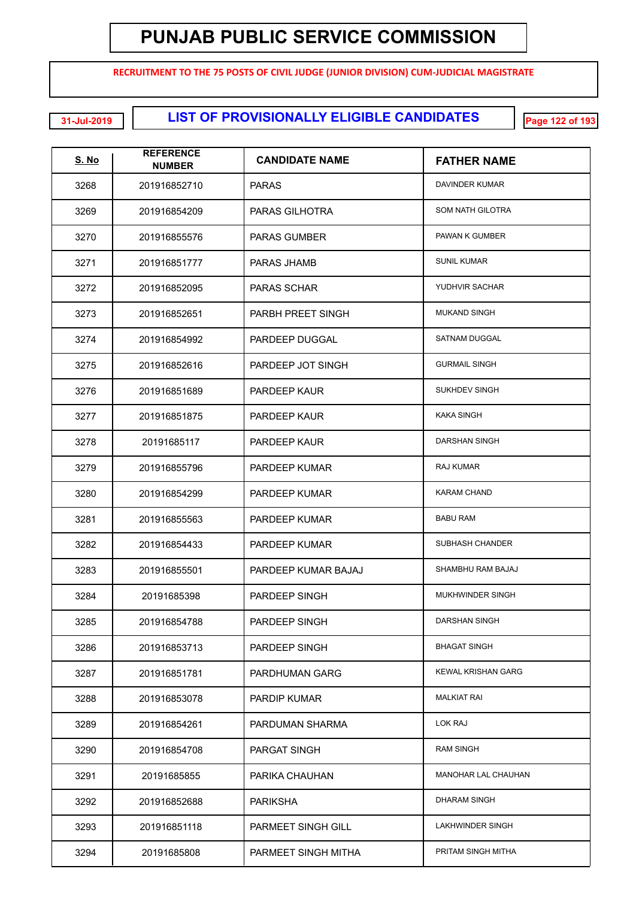# PUNJAB PUBLIC SERVICE COMMISSION

**RECRUITMENT TO THE 75 POSTS OF CIVIL JUDGE (JUNIOR DIVISION) CUM-JUDICIAL MAGISTRATE**

31-Jul-2019

## LIST OF PROVISIONALLY ELIGIBLE CANDIDATES

| S. No | REFERENCE NUMBER | CANDIDATE NAME | FATHER NAME |
|---|---|---|---|
| 3268 | 201916852710 | PARAS | DAVINDER KUMAR |
| 3269 | 201916854209 | PARAS GILHOTRA | SOM NATH GILOTRA |
| 3270 | 201916855576 | PARAS GUMBER | PAWAN K GUMBER |
| 3271 | 201916851777 | PARAS JHAMB | SUNIL KUMAR |
| 3272 | 201916852095 | PARAS SCHAR | YUDHVIR SACHAR |
| 3273 | 201916852651 | PARBH PREET SINGH | MUKAND SINGH |
| 3274 | 201916854992 | PARDEEP DUGGAL | SATNAM DUGGAL |
| 3275 | 201916852616 | PARDEEP JOT SINGH | GURMAIL SINGH |
| 3276 | 201916851689 | PARDEEP KAUR | SUKHDEV SINGH |
| 3277 | 201916851875 | PARDEEP KAUR | KAKA SINGH |
| 3278 | 20191685117 | PARDEEP KAUR | DARSHAN SINGH |
| 3279 | 201916855796 | PARDEEP KUMAR | RAJ KUMAR |
| 3280 | 201916854299 | PARDEEP KUMAR | KARAM CHAND |
| 3281 | 201916855563 | PARDEEP KUMAR | BABU RAM |
| 3282 | 201916854433 | PARDEEP KUMAR | SUBHASH CHANDER |
| 3283 | 201916855501 | PARDEEP KUMAR BAJAJ | SHAMBHU RAM BAJAJ |
| 3284 | 20191685398 | PARDEEP SINGH | MUKHWINDER SINGH |
| 3285 | 201916854788 | PARDEEP SINGH | DARSHAN SINGH |
| 3286 | 201916853713 | PARDEEP SINGH | BHAGAT SINGH |
| 3287 | 201916851781 | PARDHUMAN GARG | KEWAL KRISHAN GARG |
| 3288 | 201916853078 | PARDIP KUMAR | MALKIAT RAI |
| 3289 | 201916854261 | PARDUMAN SHARMA | LOK RAJ |
| 3290 | 201916854708 | PARGAT SINGH | RAM SINGH |
| 3291 | 20191685855 | PARIKA CHAUHAN | MANOHAR LAL CHAUHAN |
| 3292 | 201916852688 | PARIKSHA | DHARAM SINGH |
| 3293 | 201916851118 | PARMEET SINGH GILL | LAKHWINDER SINGH |
| 3294 | 20191685808 | PARMEET SINGH MITHA | PRITAM SINGH MITHA |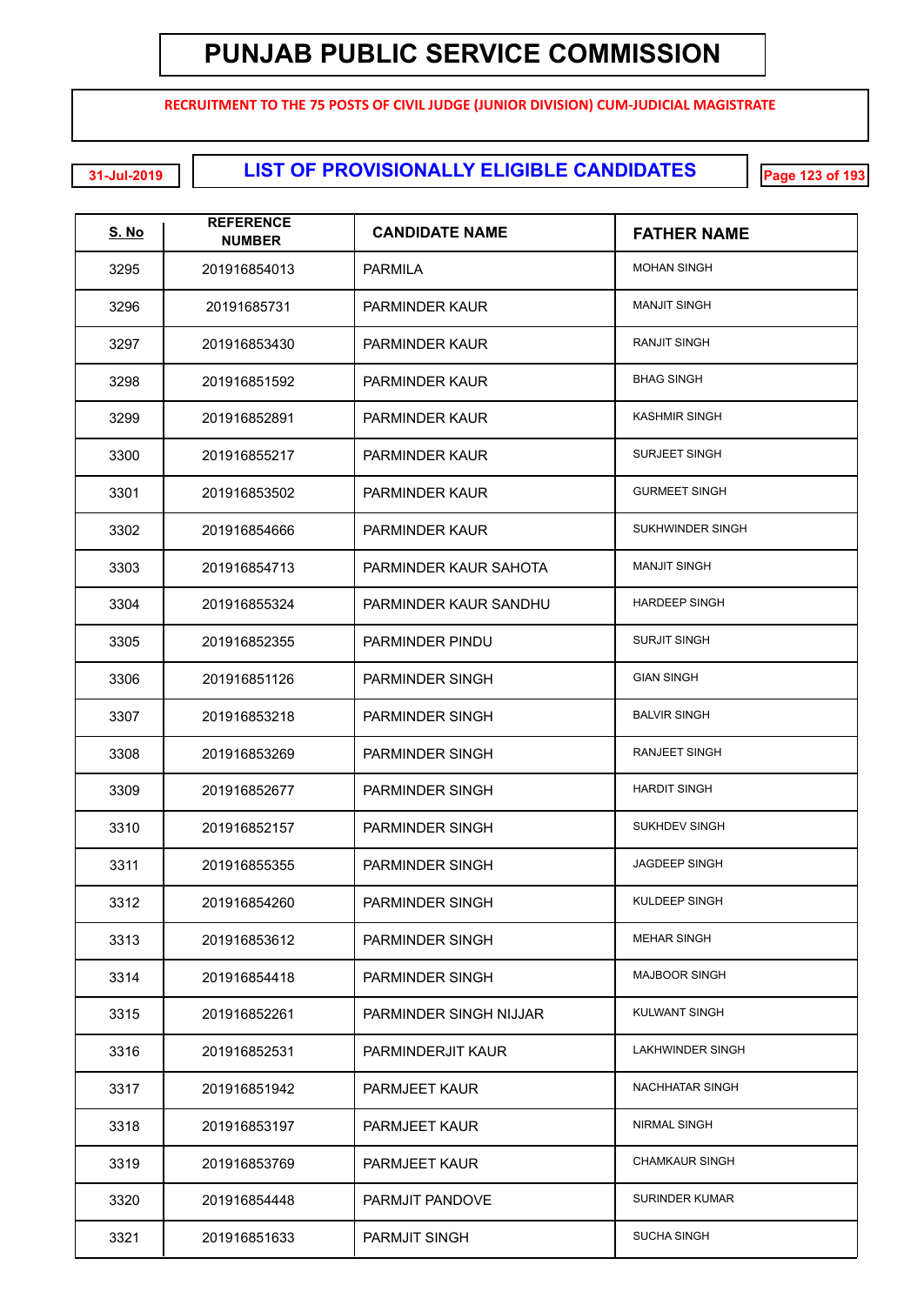# PUNJAB PUBLIC SERVICE COMMISSION

**RECRUITMENT TO THE 75 POSTS OF CIVIL JUDGE (JUNIOR DIVISION) CUM-JUDICIAL MAGISTRATE**

31-Jul-2019

## LIST OF PROVISIONALLY ELIGIBLE CANDIDATES

| S. No | REFERENCE NUMBER | CANDIDATE NAME | FATHER NAME |
|---|---|---|---|
| 3295 | 201916854013 | PARMILA | MOHAN SINGH |
| 3296 | 20191685731 | PARMINDER KAUR | MANJIT SINGH |
| 3297 | 201916853430 | PARMINDER KAUR | RANJIT SINGH |
| 3298 | 201916851592 | PARMINDER KAUR | BHAG SINGH |
| 3299 | 201916852891 | PARMINDER KAUR | KASHMIR SINGH |
| 3300 | 201916855217 | PARMINDER KAUR | SURJEET SINGH |
| 3301 | 201916853502 | PARMINDER KAUR | GURMEET SINGH |
| 3302 | 201916854666 | PARMINDER KAUR | SUKHWINDER SINGH |
| 3303 | 201916854713 | PARMINDER KAUR SAHOTA | MANJIT SINGH |
| 3304 | 201916855324 | PARMINDER KAUR SANDHU | HARDEEP SINGH |
| 3305 | 201916852355 | PARMINDER PINDU | SURJIT SINGH |
| 3306 | 201916851126 | PARMINDER SINGH | GIAN SINGH |
| 3307 | 201916853218 | PARMINDER SINGH | BALVIR SINGH |
| 3308 | 201916853269 | PARMINDER SINGH | RANJEET SINGH |
| 3309 | 201916852677 | PARMINDER SINGH | HARDIT SINGH |
| 3310 | 201916852157 | PARMINDER SINGH | SUKHDEV SINGH |
| 3311 | 201916855355 | PARMINDER SINGH | JAGDEEP SINGH |
| 3312 | 201916854260 | PARMINDER SINGH | KULDEEP SINGH |
| 3313 | 201916853612 | PARMINDER SINGH | MEHAR SINGH |
| 3314 | 201916854418 | PARMINDER SINGH | MAJBOOR SINGH |
| 3315 | 201916852261 | PARMINDER SINGH NIJJAR | KULWANT SINGH |
| 3316 | 201916852531 | PARMINDERJIT KAUR | LAKHWINDER SINGH |
| 3317 | 201916851942 | PARMJEET KAUR | NACHHATAR SINGH |
| 3318 | 201916853197 | PARMJEET KAUR | NIRMAL SINGH |
| 3319 | 201916853769 | PARMJEET KAUR | CHAMKAUR SINGH |
| 3320 | 201916854448 | PARMJIT PANDOVE | SURINDER KUMAR |
| 3321 | 201916851633 | PARMJIT SINGH | SUCHA SINGH |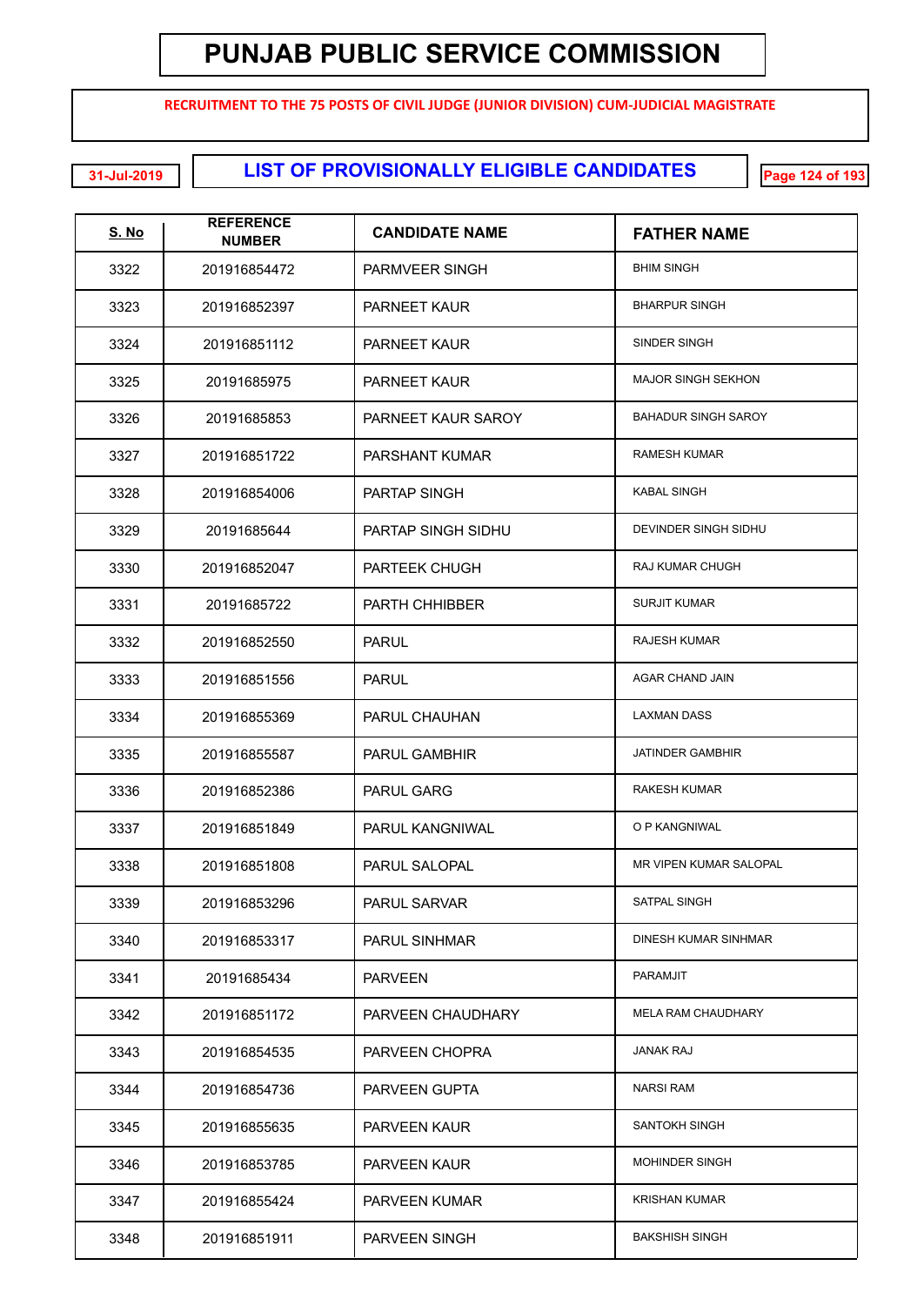# PUNJAB PUBLIC SERVICE COMMISSION

**RECRUITMENT TO THE 75 POSTS OF CIVIL JUDGE (JUNIOR DIVISION) CUM-JUDICIAL MAGISTRATE**

31-Jul-2019

## LIST OF PROVISIONALLY ELIGIBLE CANDIDATES

| S. No | REFERENCE NUMBER | CANDIDATE NAME | FATHER NAME |
|---|---|---|---|
| 3322 | 201916854472 | PARMVEER SINGH | BHIM SINGH |
| 3323 | 201916852397 | PARNEET KAUR | BHARPUR SINGH |
| 3324 | 201916851112 | PARNEET KAUR | SINDER SINGH |
| 3325 | 20191685975 | PARNEET KAUR | MAJOR SINGH SEKHON |
| 3326 | 20191685853 | PARNEET KAUR SAROY | BAHADUR SINGH SAROY |
| 3327 | 201916851722 | PARSHANT KUMAR | RAMESH KUMAR |
| 3328 | 201916854006 | PARTAP SINGH | KABAL SINGH |
| 3329 | 20191685644 | PARTAP SINGH SIDHU | DEVINDER SINGH SIDHU |
| 3330 | 201916852047 | PARTEEK CHUGH | RAJ KUMAR CHUGH |
| 3331 | 20191685722 | PARTH CHHIBBER | SURJIT KUMAR |
| 3332 | 201916852550 | PARUL | RAJESH KUMAR |
| 3333 | 201916851556 | PARUL | AGAR CHAND JAIN |
| 3334 | 201916855369 | PARUL CHAUHAN | LAXMAN DASS |
| 3335 | 201916855587 | PARUL GAMBHIR | JATINDER GAMBHIR |
| 3336 | 201916852386 | PARUL GARG | RAKESH KUMAR |
| 3337 | 201916851849 | PARUL KANGNIWAL | O P KANGNIWAL |
| 3338 | 201916851808 | PARUL SALOPAL | MR VIPEN KUMAR SALOPAL |
| 3339 | 201916853296 | PARUL SARVAR | SATPAL SINGH |
| 3340 | 201916853317 | PARUL SINHMAR | DINESH KUMAR SINHMAR |
| 3341 | 20191685434 | PARVEEN | PARAMJIT |
| 3342 | 201916851172 | PARVEEN CHAUDHARY | MELA RAM CHAUDHARY |
| 3343 | 201916854535 | PARVEEN CHOPRA | JANAK RAJ |
| 3344 | 201916854736 | PARVEEN GUPTA | NARSI RAM |
| 3345 | 201916855635 | PARVEEN KAUR | SANTOKH SINGH |
| 3346 | 201916853785 | PARVEEN KAUR | MOHINDER SINGH |
| 3347 | 201916855424 | PARVEEN KUMAR | KRISHAN KUMAR |
| 3348 | 201916851911 | PARVEEN SINGH | BAKSHISH SINGH |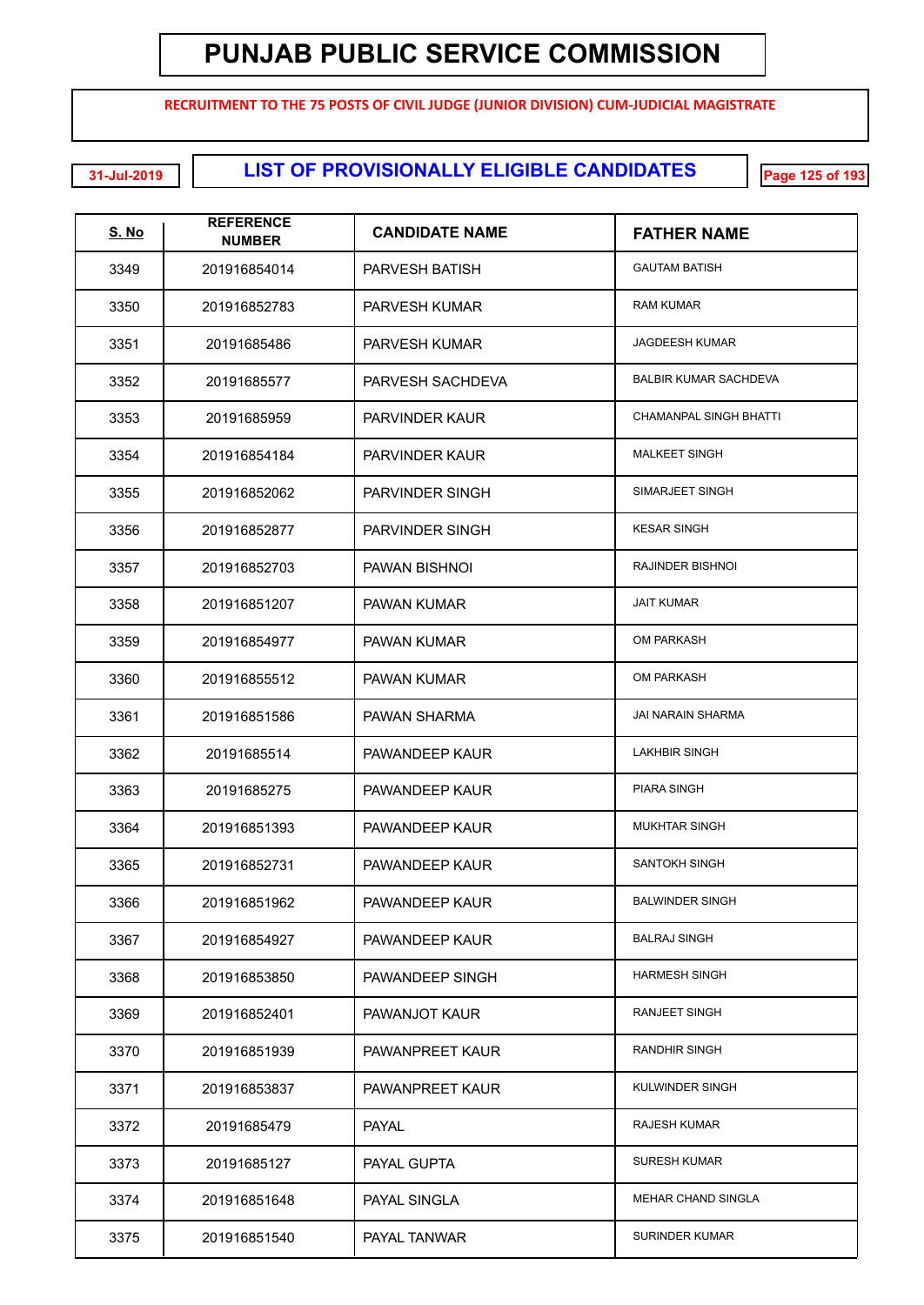# PUNJAB PUBLIC SERVICE COMMISSION

**RECRUITMENT TO THE 75 POSTS OF CIVIL JUDGE (JUNIOR DIVISION) CUM-JUDICIAL MAGISTRATE**

31-Jul-2019

## LIST OF PROVISIONALLY ELIGIBLE CANDIDATES

| S. No | REFERENCE NUMBER | CANDIDATE NAME | FATHER NAME |
|---|---|---|---|
| 3349 | 201916854014 | PARVESH BATISH | GAUTAM BATISH |
| 3350 | 201916852783 | PARVESH KUMAR | RAM KUMAR |
| 3351 | 20191685486 | PARVESH KUMAR | JAGDEESH KUMAR |
| 3352 | 20191685577 | PARVESH SACHDEVA | BALBIR KUMAR SACHDEVA |
| 3353 | 20191685959 | PARVINDER KAUR | CHAMANPAL SINGH BHATTI |
| 3354 | 201916854184 | PARVINDER KAUR | MALKEET SINGH |
| 3355 | 201916852062 | PARVINDER SINGH | SIMARJEET SINGH |
| 3356 | 201916852877 | PARVINDER SINGH | KESAR SINGH |
| 3357 | 201916852703 | PAWAN BISHNOI | RAJINDER BISHNOI |
| 3358 | 201916851207 | PAWAN KUMAR | JAIT KUMAR |
| 3359 | 201916854977 | PAWAN KUMAR | OM PARKASH |
| 3360 | 201916855512 | PAWAN KUMAR | OM PARKASH |
| 3361 | 201916851586 | PAWAN SHARMA | JAI NARAIN SHARMA |
| 3362 | 20191685514 | PAWANDEEP KAUR | LAKHBIR SINGH |
| 3363 | 20191685275 | PAWANDEEP KAUR | PIARA SINGH |
| 3364 | 201916851393 | PAWANDEEP KAUR | MUKHTAR SINGH |
| 3365 | 201916852731 | PAWANDEEP KAUR | SANTOKH SINGH |
| 3366 | 201916851962 | PAWANDEEP KAUR | BALWINDER SINGH |
| 3367 | 201916854927 | PAWANDEEP KAUR | BALRAJ SINGH |
| 3368 | 201916853850 | PAWANDEEP SINGH | HARMESH SINGH |
| 3369 | 201916852401 | PAWANJOT KAUR | RANJEET SINGH |
| 3370 | 201916851939 | PAWANPREET KAUR | RANDHIR SINGH |
| 3371 | 201916853837 | PAWANPREET KAUR | KULWINDER SINGH |
| 3372 | 20191685479 | PAYAL | RAJESH KUMAR |
| 3373 | 20191685127 | PAYAL GUPTA | SURESH KUMAR |
| 3374 | 201916851648 | PAYAL SINGLA | MEHAR CHAND SINGLA |
| 3375 | 201916851540 | PAYAL TANWAR | SURINDER KUMAR |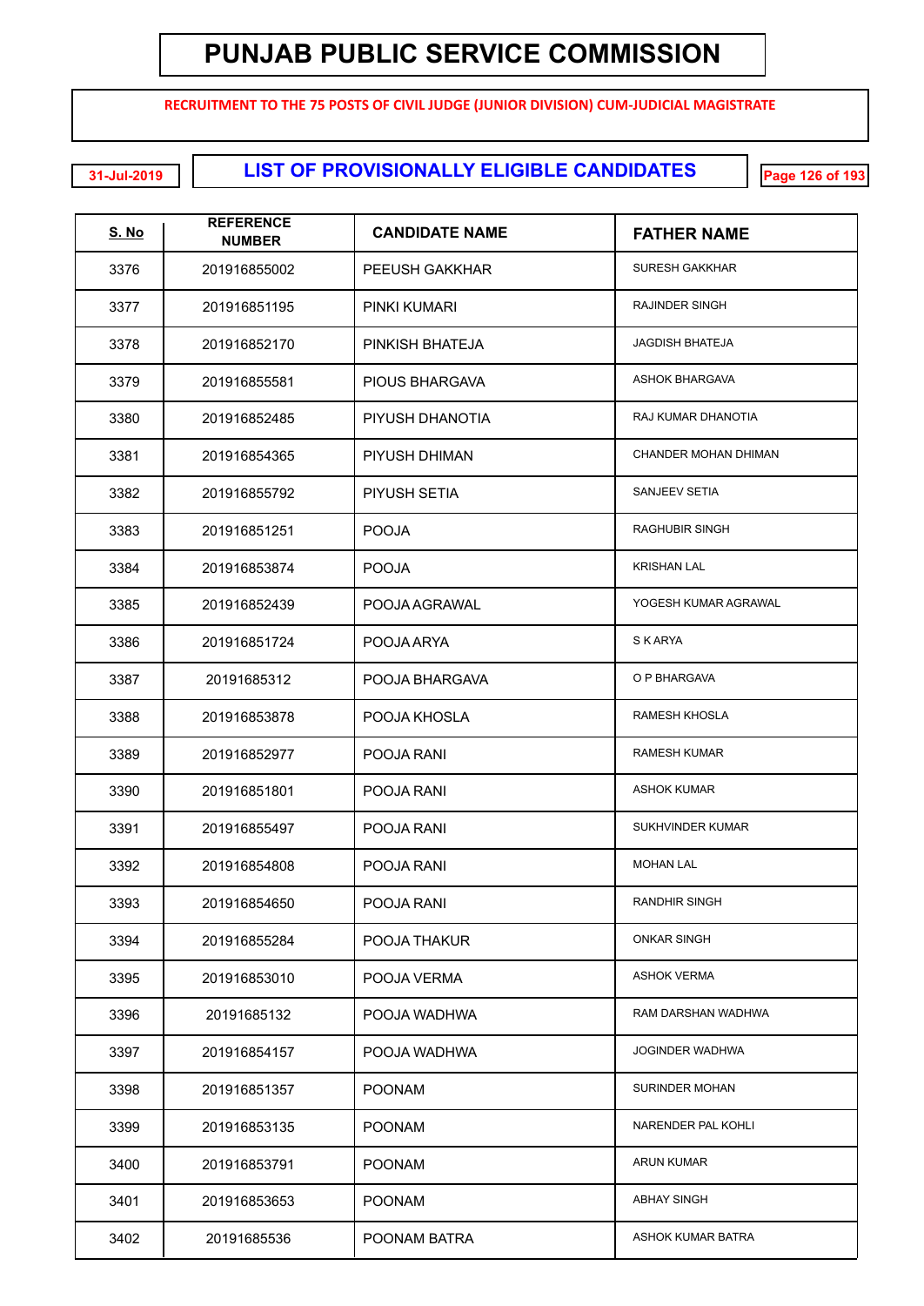# PUNJAB PUBLIC SERVICE COMMISSION

**RECRUITMENT TO THE 75 POSTS OF CIVIL JUDGE (JUNIOR DIVISION) CUM-JUDICIAL MAGISTRATE**

31-Jul-2019

## LIST OF PROVISIONALLY ELIGIBLE CANDIDATES

| S. No | REFERENCE NUMBER | CANDIDATE NAME | FATHER NAME |
|---|---|---|---|
| 3376 | 201916855002 | PEEUSH GAKKHAR | SURESH GAKKHAR |
| 3377 | 201916851195 | PINKI KUMARI | RAJINDER SINGH |
| 3378 | 201916852170 | PINKISH BHATEJA | JAGDISH BHATEJA |
| 3379 | 201916855581 | PIOUS BHARGAVA | ASHOK BHARGAVA |
| 3380 | 201916852485 | PIYUSH DHANOTIA | RAJ KUMAR DHANOTIA |
| 3381 | 201916854365 | PIYUSH DHIMAN | CHANDER MOHAN DHIMAN |
| 3382 | 201916855792 | PIYUSH SETIA | SANJEEV SETIA |
| 3383 | 201916851251 | POOJA | RAGHUBIR SINGH |
| 3384 | 201916853874 | POOJA | KRISHAN LAL |
| 3385 | 201916852439 | POOJA AGRAWAL | YOGESH KUMAR AGRAWAL |
| 3386 | 201916851724 | POOJA ARYA | S K ARYA |
| 3387 | 20191685312 | POOJA BHARGAVA | O P BHARGAVA |
| 3388 | 201916853878 | POOJA KHOSLA | RAMESH KHOSLA |
| 3389 | 201916852977 | POOJA RANI | RAMESH KUMAR |
| 3390 | 201916851801 | POOJA RANI | ASHOK KUMAR |
| 3391 | 201916855497 | POOJA RANI | SUKHVINDER KUMAR |
| 3392 | 201916854808 | POOJA RANI | MOHAN LAL |
| 3393 | 201916854650 | POOJA RANI | RANDHIR SINGH |
| 3394 | 201916855284 | POOJA THAKUR | ONKAR SINGH |
| 3395 | 201916853010 | POOJA VERMA | ASHOK VERMA |
| 3396 | 20191685132 | POOJA WADHWA | RAM DARSHAN WADHWA |
| 3397 | 201916854157 | POOJA WADHWA | JOGINDER WADHWA |
| 3398 | 201916851357 | POONAM | SURINDER MOHAN |
| 3399 | 201916853135 | POONAM | NARENDER PAL KOHLI |
| 3400 | 201916853791 | POONAM | ARUN KUMAR |
| 3401 | 201916853653 | POONAM | ABHAY SINGH |
| 3402 | 20191685536 | POONAM BATRA | ASHOK KUMAR BATRA |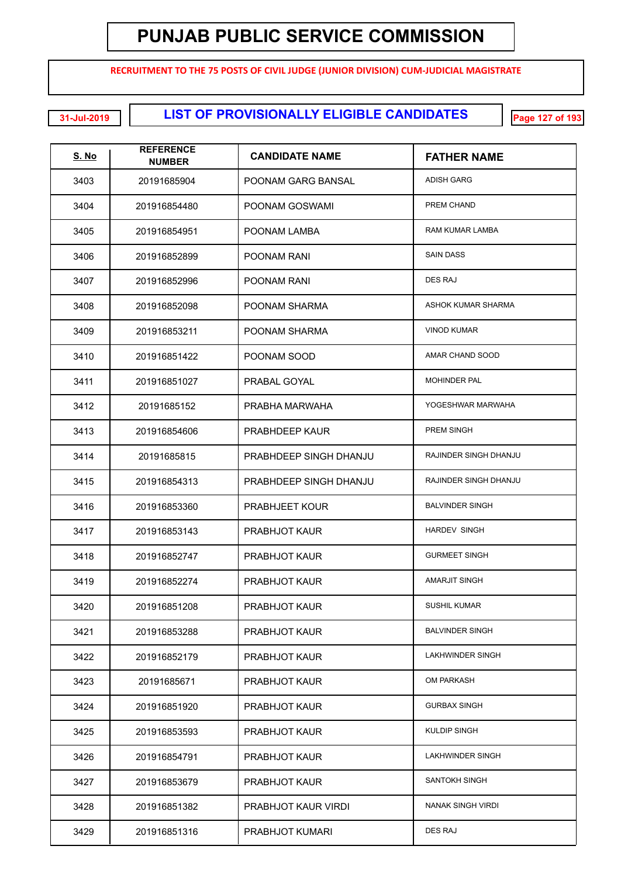# PUNJAB PUBLIC SERVICE COMMISSION

**RECRUITMENT TO THE 75 POSTS OF CIVIL JUDGE (JUNIOR DIVISION) CUM-JUDICIAL MAGISTRATE**

31-Jul-2019

## LIST OF PROVISIONALLY ELIGIBLE CANDIDATES

| S. No | REFERENCE NUMBER | CANDIDATE NAME | FATHER NAME |
|---|---|---|---|
| 3403 | 20191685904 | POONAM GARG BANSAL | ADISH GARG |
| 3404 | 201916854480 | POONAM GOSWAMI | PREM CHAND |
| 3405 | 201916854951 | POONAM LAMBA | RAM KUMAR LAMBA |
| 3406 | 201916852899 | POONAM RANI | SAIN DASS |
| 3407 | 201916852996 | POONAM RANI | DES RAJ |
| 3408 | 201916852098 | POONAM SHARMA | ASHOK KUMAR SHARMA |
| 3409 | 201916853211 | POONAM SHARMA | VINOD KUMAR |
| 3410 | 201916851422 | POONAM SOOD | AMAR CHAND SOOD |
| 3411 | 201916851027 | PRABAL GOYAL | MOHINDER PAL |
| 3412 | 20191685152 | PRABHA MARWAHA | YOGESHWAR MARWAHA |
| 3413 | 201916854606 | PRABHDEEP KAUR | PREM SINGH |
| 3414 | 20191685815 | PRABHDEEP SINGH DHANJU | RAJINDER SINGH DHANJU |
| 3415 | 201916854313 | PRABHDEEP SINGH DHANJU | RAJINDER SINGH DHANJU |
| 3416 | 201916853360 | PRABHJEET KOUR | BALVINDER SINGH |
| 3417 | 201916853143 | PRABHJOT KAUR | HARDEV SINGH |
| 3418 | 201916852747 | PRABHJOT KAUR | GURMEET SINGH |
| 3419 | 201916852274 | PRABHJOT KAUR | AMARJIT SINGH |
| 3420 | 201916851208 | PRABHJOT KAUR | SUSHIL KUMAR |
| 3421 | 201916853288 | PRABHJOT KAUR | BALVINDER SINGH |
| 3422 | 201916852179 | PRABHJOT KAUR | LAKHWINDER SINGH |
| 3423 | 20191685671 | PRABHJOT KAUR | OM PARKASH |
| 3424 | 201916851920 | PRABHJOT KAUR | GURBAX SINGH |
| 3425 | 201916853593 | PRABHJOT KAUR | KULDIP SINGH |
| 3426 | 201916854791 | PRABHJOT KAUR | LAKHWINDER SINGH |
| 3427 | 201916853679 | PRABHJOT KAUR | SANTOKH SINGH |
| 3428 | 201916851382 | PRABHJOT KAUR VIRDI | NANAK SINGH VIRDI |
| 3429 | 201916851316 | PRABHJOT KUMARI | DES RAJ |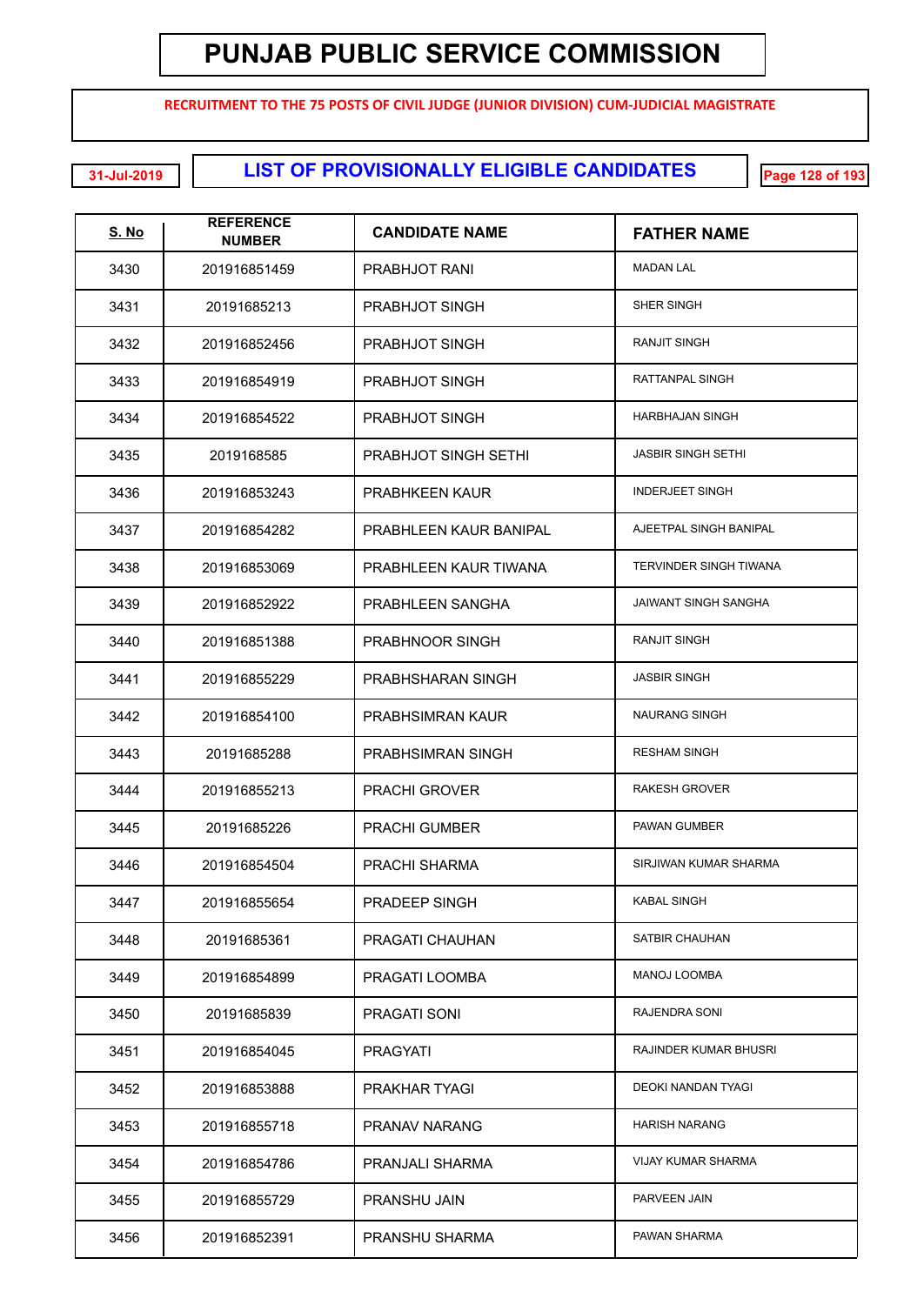# PUNJAB PUBLIC SERVICE COMMISSION

**RECRUITMENT TO THE 75 POSTS OF CIVIL JUDGE (JUNIOR DIVISION) CUM-JUDICIAL MAGISTRATE**

31-Jul-2019

## LIST OF PROVISIONALLY ELIGIBLE CANDIDATES

| S. No | REFERENCE NUMBER | CANDIDATE NAME | FATHER NAME |
|---|---|---|---|
| 3430 | 201916851459 | PRABHJOT RANI | MADAN LAL |
| 3431 | 20191685213 | PRABHJOT SINGH | SHER SINGH |
| 3432 | 201916852456 | PRABHJOT SINGH | RANJIT SINGH |
| 3433 | 201916854919 | PRABHJOT SINGH | RATTANPAL SINGH |
| 3434 | 201916854522 | PRABHJOT SINGH | HARBHAJAN SINGH |
| 3435 | 2019168585 | PRABHJOT SINGH SETHI | JASBIR SINGH SETHI |
| 3436 | 201916853243 | PRABHKEEN KAUR | INDERJEET SINGH |
| 3437 | 201916854282 | PRABHLEEN KAUR BANIPAL | AJEETPAL SINGH BANIPAL |
| 3438 | 201916853069 | PRABHLEEN KAUR TIWANA | TERVINDER SINGH TIWANA |
| 3439 | 201916852922 | PRABHLEEN SANGHA | JAIWANT SINGH SANGHA |
| 3440 | 201916851388 | PRABHNOOR SINGH | RANJIT SINGH |
| 3441 | 201916855229 | PRABHSHARAN SINGH | JASBIR SINGH |
| 3442 | 201916854100 | PRABHSIMRAN KAUR | NAURANG SINGH |
| 3443 | 20191685288 | PRABHSIMRAN SINGH | RESHAM SINGH |
| 3444 | 201916855213 | PRACHI GROVER | RAKESH GROVER |
| 3445 | 20191685226 | PRACHI GUMBER | PAWAN GUMBER |
| 3446 | 201916854504 | PRACHI SHARMA | SIRJIWAN KUMAR SHARMA |
| 3447 | 201916855654 | PRADEEP SINGH | KABAL SINGH |
| 3448 | 20191685361 | PRAGATI CHAUHAN | SATBIR CHAUHAN |
| 3449 | 201916854899 | PRAGATI LOOMBA | MANOJ LOOMBA |
| 3450 | 20191685839 | PRAGATI SONI | RAJENDRA SONI |
| 3451 | 201916854045 | PRAGYATI | RAJINDER KUMAR BHUSRI |
| 3452 | 201916853888 | PRAKHAR TYAGI | DEOKI NANDAN TYAGI |
| 3453 | 201916855718 | PRANAV NARANG | HARISH NARANG |
| 3454 | 201916854786 | PRANJALI SHARMA | VIJAY KUMAR SHARMA |
| 3455 | 201916855729 | PRANSHU JAIN | PARVEEN JAIN |
| 3456 | 201916852391 | PRANSHU SHARMA | PAWAN SHARMA |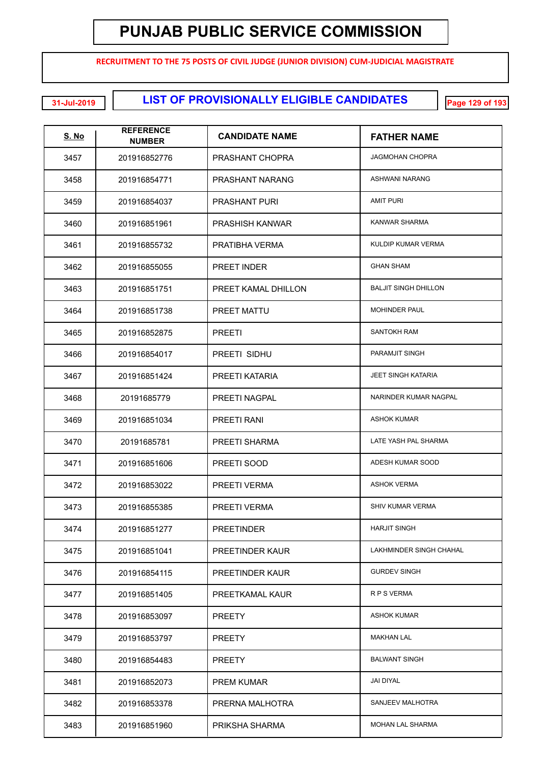# PUNJAB PUBLIC SERVICE COMMISSION

**RECRUITMENT TO THE 75 POSTS OF CIVIL JUDGE (JUNIOR DIVISION) CUM-JUDICIAL MAGISTRATE**

31-Jul-2019

## LIST OF PROVISIONALLY ELIGIBLE CANDIDATES

| S. No | REFERENCE NUMBER | CANDIDATE NAME | FATHER NAME |
|---|---|---|---|
| 3457 | 201916852776 | PRASHANT CHOPRA | JAGMOHAN CHOPRA |
| 3458 | 201916854771 | PRASHANT NARANG | ASHWANI NARANG |
| 3459 | 201916854037 | PRASHANT PURI | AMIT PURI |
| 3460 | 201916851961 | PRASHISH KANWAR | KANWAR SHARMA |
| 3461 | 201916855732 | PRATIBHA VERMA | KULDIP KUMAR VERMA |
| 3462 | 201916855055 | PREET INDER | GHAN SHAM |
| 3463 | 201916851751 | PREET KAMAL DHILLON | BALJIT SINGH DHILLON |
| 3464 | 201916851738 | PREET MATTU | MOHINDER PAUL |
| 3465 | 201916852875 | PREETI | SANTOKH RAM |
| 3466 | 201916854017 | PREETI SIDHU | PARAMJIT SINGH |
| 3467 | 201916851424 | PREETI KATARIA | JEET SINGH KATARIA |
| 3468 | 20191685779 | PREETI NAGPAL | NARINDER KUMAR NAGPAL |
| 3469 | 201916851034 | PREETI RANI | ASHOK KUMAR |
| 3470 | 20191685781 | PREETI SHARMA | LATE YASH PAL SHARMA |
| 3471 | 201916851606 | PREETI SOOD | ADESH KUMAR SOOD |
| 3472 | 201916853022 | PREETI VERMA | ASHOK VERMA |
| 3473 | 201916855385 | PREETI VERMA | SHIV KUMAR VERMA |
| 3474 | 201916851277 | PREETINDER | HARJIT SINGH |
| 3475 | 201916851041 | PREETINDER KAUR | LAKHMINDER SINGH CHAHAL |
| 3476 | 201916854115 | PREETINDER KAUR | GURDEV SINGH |
| 3477 | 201916851405 | PREETKAMAL KAUR | R P S VERMA |
| 3478 | 201916853097 | PREETY | ASHOK KUMAR |
| 3479 | 201916853797 | PREETY | MAKHAN LAL |
| 3480 | 201916854483 | PREETY | BALWANT SINGH |
| 3481 | 201916852073 | PREM KUMAR | JAI DIYAL |
| 3482 | 201916853378 | PRERNA MALHOTRA | SANJEEV MALHOTRA |
| 3483 | 201916851960 | PRIKSHA SHARMA | MOHAN LAL SHARMA |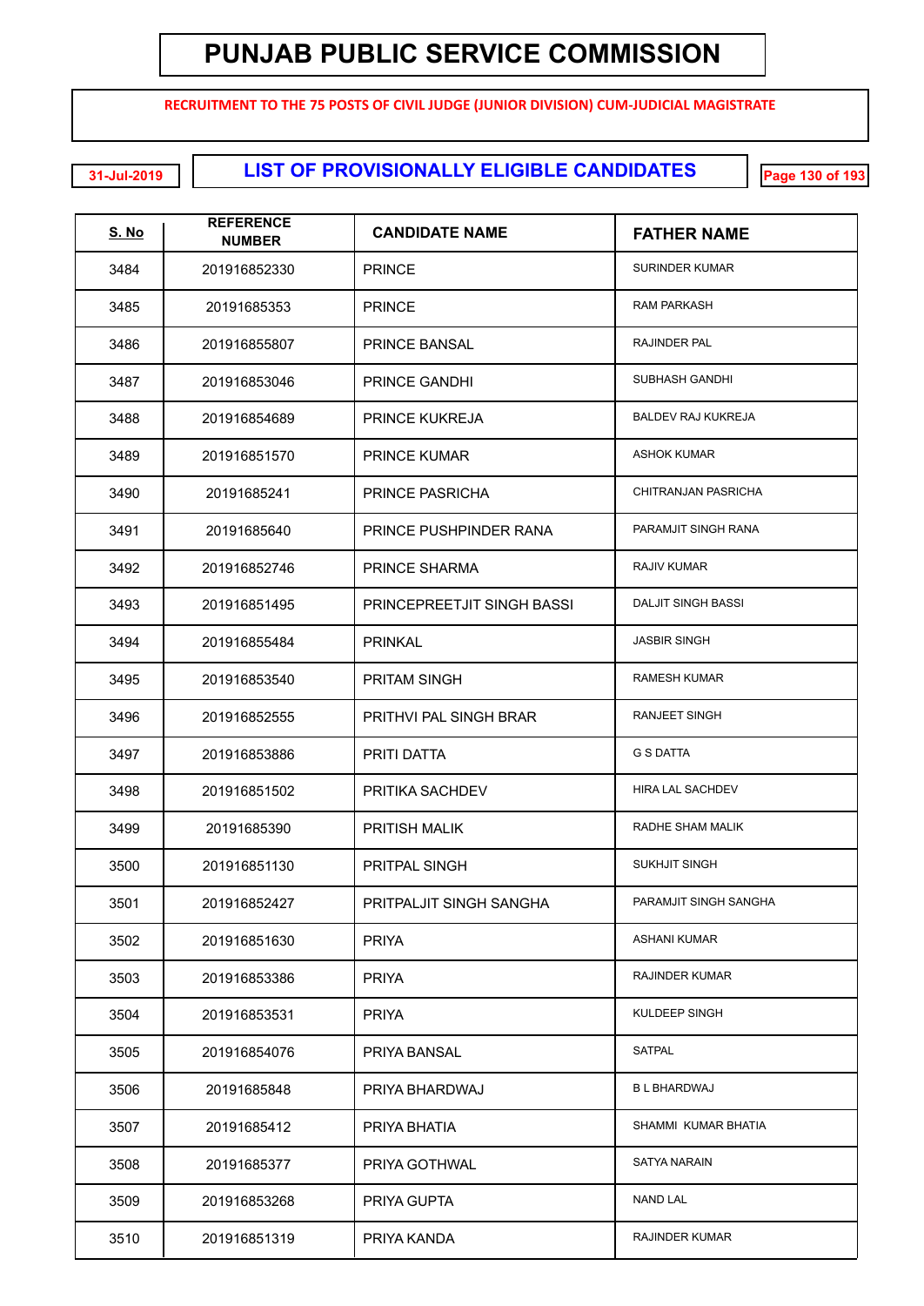# PUNJAB PUBLIC SERVICE COMMISSION

**RECRUITMENT TO THE 75 POSTS OF CIVIL JUDGE (JUNIOR DIVISION) CUM-JUDICIAL MAGISTRATE**

31-Jul-2019

## LIST OF PROVISIONALLY ELIGIBLE CANDIDATES

| S. No | REFERENCE NUMBER | CANDIDATE NAME | FATHER NAME |
|---|---|---|---|
| 3484 | 201916852330 | PRINCE | SURINDER KUMAR |
| 3485 | 20191685353 | PRINCE | RAM PARKASH |
| 3486 | 201916855807 | PRINCE BANSAL | RAJINDER PAL |
| 3487 | 201916853046 | PRINCE GANDHI | SUBHASH GANDHI |
| 3488 | 201916854689 | PRINCE KUKREJA | BALDEV RAJ KUKREJA |
| 3489 | 201916851570 | PRINCE KUMAR | ASHOK KUMAR |
| 3490 | 20191685241 | PRINCE PASRICHA | CHITRANJAN PASRICHA |
| 3491 | 20191685640 | PRINCE PUSHPINDER RANA | PARAMJIT SINGH RANA |
| 3492 | 201916852746 | PRINCE SHARMA | RAJIV KUMAR |
| 3493 | 201916851495 | PRINCEPREETJIT SINGH BASSI | DALJIT SINGH BASSI |
| 3494 | 201916855484 | PRINKAL | JASBIR SINGH |
| 3495 | 201916853540 | PRITAM SINGH | RAMESH KUMAR |
| 3496 | 201916852555 | PRITHVI PAL SINGH BRAR | RANJEET SINGH |
| 3497 | 201916853886 | PRITI DATTA | G S DATTA |
| 3498 | 201916851502 | PRITIKA SACHDEV | HIRA LAL SACHDEV |
| 3499 | 20191685390 | PRITISH MALIK | RADHE SHAM MALIK |
| 3500 | 201916851130 | PRITPAL SINGH | SUKHJIT SINGH |
| 3501 | 201916852427 | PRITPALJIT SINGH SANGHA | PARAMJIT SINGH SANGHA |
| 3502 | 201916851630 | PRIYA | ASHANI KUMAR |
| 3503 | 201916853386 | PRIYA | RAJINDER KUMAR |
| 3504 | 201916853531 | PRIYA | KULDEEP SINGH |
| 3505 | 201916854076 | PRIYA BANSAL | SATPAL |
| 3506 | 20191685848 | PRIYA BHARDWAJ | B L BHARDWAJ |
| 3507 | 20191685412 | PRIYA BHATIA | SHAMMI KUMAR BHATIA |
| 3508 | 20191685377 | PRIYA GOTHWAL | SATYA NARAIN |
| 3509 | 201916853268 | PRIYA GUPTA | NAND LAL |
| 3510 | 201916851319 | PRIYA KANDA | RAJINDER KUMAR |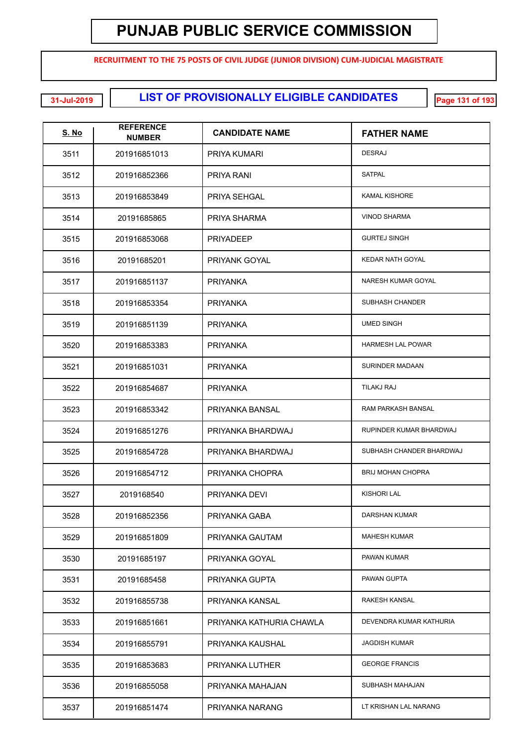# PUNJAB PUBLIC SERVICE COMMISSION

**RECRUITMENT TO THE 75 POSTS OF CIVIL JUDGE (JUNIOR DIVISION) CUM-JUDICIAL MAGISTRATE**

31-Jul-2019

## LIST OF PROVISIONALLY ELIGIBLE CANDIDATES

| S. No | REFERENCE NUMBER | CANDIDATE NAME | FATHER NAME |
|---|---|---|---|
| 3511 | 201916851013 | PRIYA KUMARI | DESRAJ |
| 3512 | 201916852366 | PRIYA RANI | SATPAL |
| 3513 | 201916853849 | PRIYA SEHGAL | KAMAL KISHORE |
| 3514 | 20191685865 | PRIYA SHARMA | VINOD SHARMA |
| 3515 | 201916853068 | PRIYADEEP | GURTEJ SINGH |
| 3516 | 20191685201 | PRIYANK GOYAL | KEDAR NATH GOYAL |
| 3517 | 201916851137 | PRIYANKA | NARESH KUMAR GOYAL |
| 3518 | 201916853354 | PRIYANKA | SUBHASH CHANDER |
| 3519 | 201916851139 | PRIYANKA | UMED SINGH |
| 3520 | 201916853383 | PRIYANKA | HARMESH LAL POWAR |
| 3521 | 201916851031 | PRIYANKA | SURINDER MADAAN |
| 3522 | 201916854687 | PRIYANKA | TILAKJ RAJ |
| 3523 | 201916853342 | PRIYANKA BANSAL | RAM PARKASH BANSAL |
| 3524 | 201916851276 | PRIYANKA BHARDWAJ | RUPINDER KUMAR BHARDWAJ |
| 3525 | 201916854728 | PRIYANKA BHARDWAJ | SUBHASH CHANDER BHARDWAJ |
| 3526 | 201916854712 | PRIYANKA CHOPRA | BRIJ MOHAN CHOPRA |
| 3527 | 2019168540 | PRIYANKA DEVI | KISHORI LAL |
| 3528 | 201916852356 | PRIYANKA GABA | DARSHAN KUMAR |
| 3529 | 201916851809 | PRIYANKA GAUTAM | MAHESH KUMAR |
| 3530 | 20191685197 | PRIYANKA GOYAL | PAWAN KUMAR |
| 3531 | 20191685458 | PRIYANKA GUPTA | PAWAN GUPTA |
| 3532 | 201916855738 | PRIYANKA KANSAL | RAKESH KANSAL |
| 3533 | 201916851661 | PRIYANKA KATHURIA CHAWLA | DEVENDRA KUMAR KATHURIA |
| 3534 | 201916855791 | PRIYANKA KAUSHAL | JAGDISH KUMAR |
| 3535 | 201916853683 | PRIYANKA LUTHER | GEORGE FRANCIS |
| 3536 | 201916855058 | PRIYANKA MAHAJAN | SUBHASH MAHAJAN |
| 3537 | 201916851474 | PRIYANKA NARANG | LT KRISHAN LAL NARANG |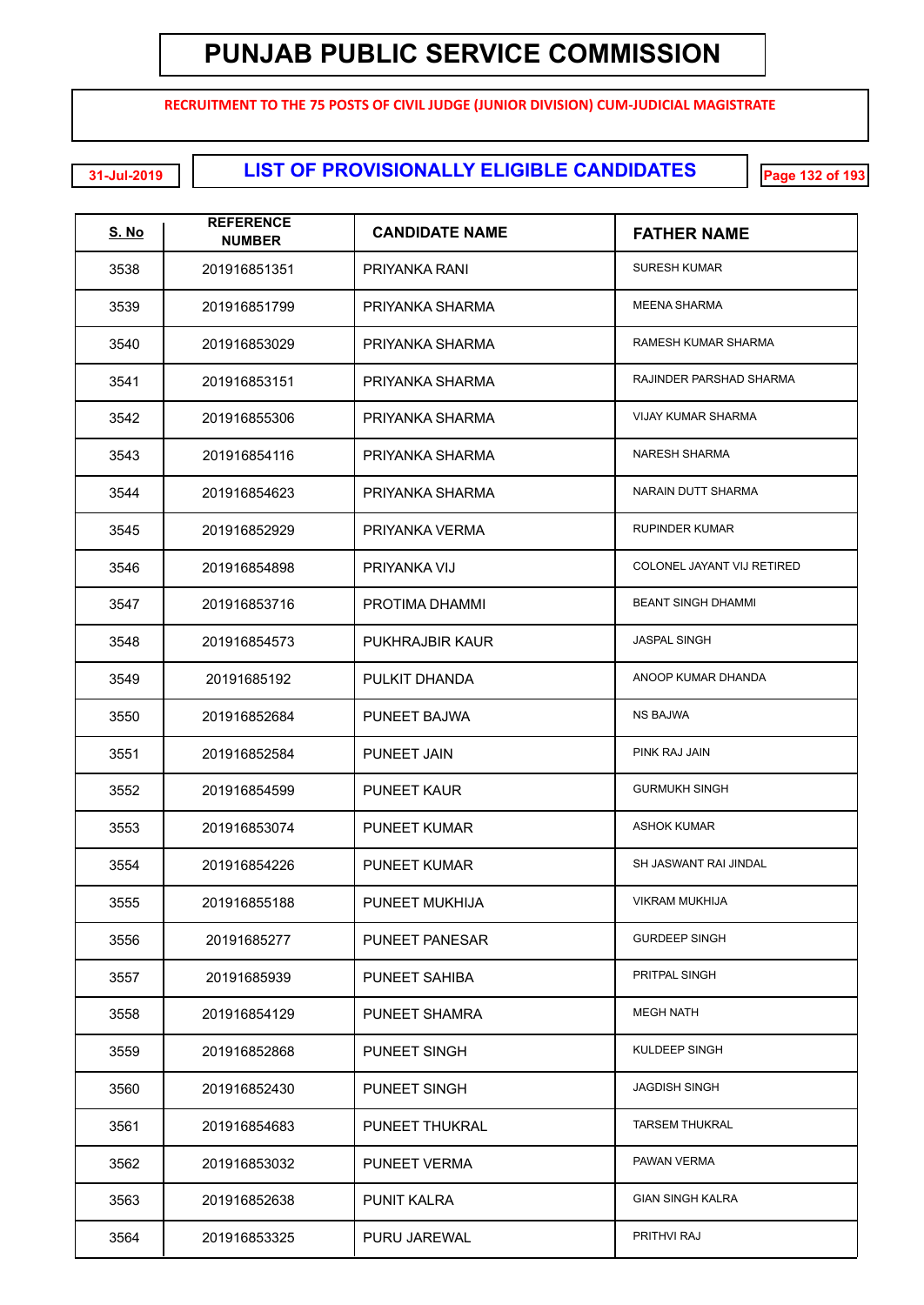# PUNJAB PUBLIC SERVICE COMMISSION

**RECRUITMENT TO THE 75 POSTS OF CIVIL JUDGE (JUNIOR DIVISION) CUM-JUDICIAL MAGISTRATE**

**31-Jul-2019**

## LIST OF PROVISIONALLY ELIGIBLE CANDIDATES

| S. No | REFERENCE NUMBER | CANDIDATE NAME | FATHER NAME |
|---|---|---|---|
| 3538 | 201916851351 | PRIYANKA RANI | SURESH KUMAR |
| 3539 | 201916851799 | PRIYANKA SHARMA | MEENA SHARMA |
| 3540 | 201916853029 | PRIYANKA SHARMA | RAMESH KUMAR SHARMA |
| 3541 | 201916853151 | PRIYANKA SHARMA | RAJINDER PARSHAD SHARMA |
| 3542 | 201916855306 | PRIYANKA SHARMA | VIJAY KUMAR SHARMA |
| 3543 | 201916854116 | PRIYANKA SHARMA | NARESH SHARMA |
| 3544 | 201916854623 | PRIYANKA SHARMA | NARAIN DUTT SHARMA |
| 3545 | 201916852929 | PRIYANKA VERMA | RUPINDER KUMAR |
| 3546 | 201916854898 | PRIYANKA VIJ | COLONEL JAYANT VIJ RETIRED |
| 3547 | 201916853716 | PROTIMA DHAMMI | BEANT SINGH DHAMMI |
| 3548 | 201916854573 | PUKHRAJBIR KAUR | JASPAL SINGH |
| 3549 | 20191685192 | PULKIT DHANDA | ANOOP KUMAR DHANDA |
| 3550 | 201916852684 | PUNEET BAJWA | NS BAJWA |
| 3551 | 201916852584 | PUNEET JAIN | PINK RAJ JAIN |
| 3552 | 201916854599 | PUNEET KAUR | GURMUKH SINGH |
| 3553 | 201916853074 | PUNEET KUMAR | ASHOK KUMAR |
| 3554 | 201916854226 | PUNEET KUMAR | SH JASWANT RAI JINDAL |
| 3555 | 201916855188 | PUNEET MUKHIJA | VIKRAM MUKHIJA |
| 3556 | 20191685277 | PUNEET PANESAR | GURDEEP SINGH |
| 3557 | 20191685939 | PUNEET SAHIBA | PRITPAL SINGH |
| 3558 | 201916854129 | PUNEET SHAMRA | MEGH NATH |
| 3559 | 201916852868 | PUNEET SINGH | KULDEEP SINGH |
| 3560 | 201916852430 | PUNEET SINGH | JAGDISH SINGH |
| 3561 | 201916854683 | PUNEET THUKRAL | TARSEM THUKRAL |
| 3562 | 201916853032 | PUNEET VERMA | PAWAN VERMA |
| 3563 | 201916852638 | PUNIT KALRA | GIAN SINGH KALRA |
| 3564 | 201916853325 | PURU JAREWAL | PRITHVI RAJ |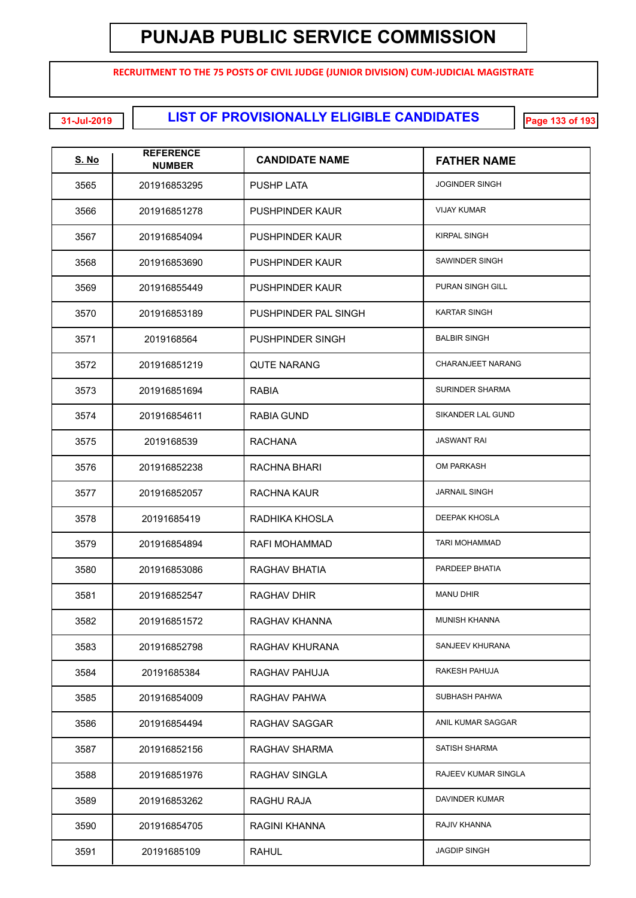# PUNJAB PUBLIC SERVICE COMMISSION

**RECRUITMENT TO THE 75 POSTS OF CIVIL JUDGE (JUNIOR DIVISION) CUM-JUDICIAL MAGISTRATE**

**31-Jul-2019**

## LIST OF PROVISIONALLY ELIGIBLE CANDIDATES

| S. No | REFERENCE NUMBER | CANDIDATE NAME | FATHER NAME |
|---|---|---|---|
| 3565 | 201916853295 | PUSHP LATA | JOGINDER SINGH |
| 3566 | 201916851278 | PUSHPINDER KAUR | VIJAY KUMAR |
| 3567 | 201916854094 | PUSHPINDER KAUR | KIRPAL SINGH |
| 3568 | 201916853690 | PUSHPINDER KAUR | SAWINDER SINGH |
| 3569 | 201916855449 | PUSHPINDER KAUR | PURAN SINGH GILL |
| 3570 | 201916853189 | PUSHPINDER PAL SINGH | KARTAR SINGH |
| 3571 | 2019168564 | PUSHPINDER SINGH | BALBIR SINGH |
| 3572 | 201916851219 | QUTE NARANG | CHARANJEET NARANG |
| 3573 | 201916851694 | RABIA | SURINDER SHARMA |
| 3574 | 201916854611 | RABIA GUND | SIKANDER LAL GUND |
| 3575 | 2019168539 | RACHANA | JASWANT RAI |
| 3576 | 201916852238 | RACHNA BHARI | OM PARKASH |
| 3577 | 201916852057 | RACHNA KAUR | JARNAIL SINGH |
| 3578 | 20191685419 | RADHIKA KHOSLA | DEEPAK KHOSLA |
| 3579 | 201916854894 | RAFI MOHAMMAD | TARI MOHAMMAD |
| 3580 | 201916853086 | RAGHAV BHATIA | PARDEEP BHATIA |
| 3581 | 201916852547 | RAGHAV DHIR | MANU DHIR |
| 3582 | 201916851572 | RAGHAV KHANNA | MUNISH KHANNA |
| 3583 | 201916852798 | RAGHAV KHURANA | SANJEEV KHURANA |
| 3584 | 20191685384 | RAGHAV PAHUJA | RAKESH PAHUJA |
| 3585 | 201916854009 | RAGHAV PAHWA | SUBHASH PAHWA |
| 3586 | 201916854494 | RAGHAV SAGGAR | ANIL KUMAR SAGGAR |
| 3587 | 201916852156 | RAGHAV SHARMA | SATISH SHARMA |
| 3588 | 201916851976 | RAGHAV SINGLA | RAJEEV KUMAR SINGLA |
| 3589 | 201916853262 | RAGHU RAJA | DAVINDER KUMAR |
| 3590 | 201916854705 | RAGINI KHANNA | RAJIV KHANNA |
| 3591 | 20191685109 | RAHUL | JAGDIP SINGH |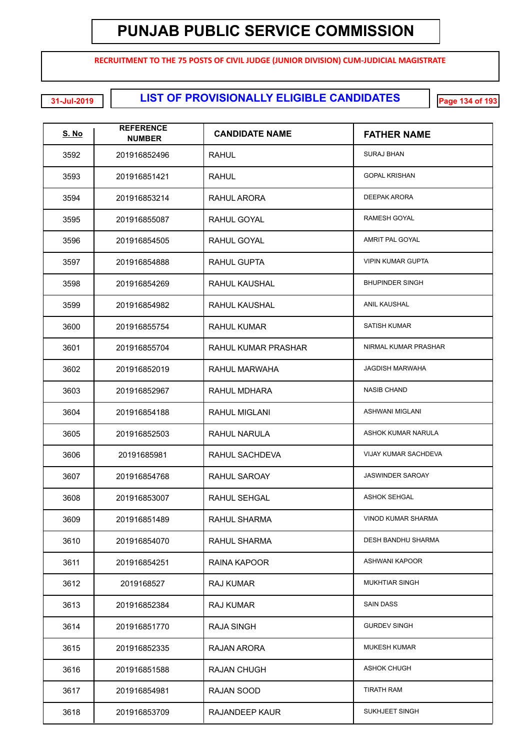# PUNJAB PUBLIC SERVICE COMMISSION

**RECRUITMENT TO THE 75 POSTS OF CIVIL JUDGE (JUNIOR DIVISION) CUM-JUDICIAL MAGISTRATE**

31-Jul-2019

## LIST OF PROVISIONALLY ELIGIBLE CANDIDATES

| S. No | REFERENCE NUMBER | CANDIDATE NAME | FATHER NAME |
|---|---|---|---|
| 3592 | 201916852496 | RAHUL | SURAJ BHAN |
| 3593 | 201916851421 | RAHUL | GOPAL KRISHAN |
| 3594 | 201916853214 | RAHUL ARORA | DEEPAK ARORA |
| 3595 | 201916855087 | RAHUL GOYAL | RAMESH GOYAL |
| 3596 | 201916854505 | RAHUL GOYAL | AMRIT PAL GOYAL |
| 3597 | 201916854888 | RAHUL GUPTA | VIPIN KUMAR GUPTA |
| 3598 | 201916854269 | RAHUL KAUSHAL | BHUPINDER SINGH |
| 3599 | 201916854982 | RAHUL KAUSHAL | ANIL KAUSHAL |
| 3600 | 201916855754 | RAHUL KUMAR | SATISH KUMAR |
| 3601 | 201916855704 | RAHUL KUMAR PRASHAR | NIRMAL KUMAR PRASHAR |
| 3602 | 201916852019 | RAHUL MARWAHA | JAGDISH MARWAHA |
| 3603 | 201916852967 | RAHUL MDHARA | NASIB CHAND |
| 3604 | 201916854188 | RAHUL MIGLANI | ASHWANI MIGLANI |
| 3605 | 201916852503 | RAHUL NARULA | ASHOK KUMAR NARULA |
| 3606 | 20191685981 | RAHUL SACHDEVA | VIJAY KUMAR SACHDEVA |
| 3607 | 201916854768 | RAHUL SAROAY | JASWINDER SAROAY |
| 3608 | 201916853007 | RAHUL SEHGAL | ASHOK SEHGAL |
| 3609 | 201916851489 | RAHUL SHARMA | VINOD KUMAR SHARMA |
| 3610 | 201916854070 | RAHUL SHARMA | DESH BANDHU SHARMA |
| 3611 | 201916854251 | RAINA KAPOOR | ASHWANI KAPOOR |
| 3612 | 2019168527 | RAJ KUMAR | MUKHTIAR SINGH |
| 3613 | 201916852384 | RAJ KUMAR | SAIN DASS |
| 3614 | 201916851770 | RAJA SINGH | GURDEV SINGH |
| 3615 | 201916852335 | RAJAN ARORA | MUKESH KUMAR |
| 3616 | 201916851588 | RAJAN CHUGH | ASHOK CHUGH |
| 3617 | 201916854981 | RAJAN SOOD | TIRATH RAM |
| 3618 | 201916853709 | RAJANDEEP KAUR | SUKHJEET SINGH |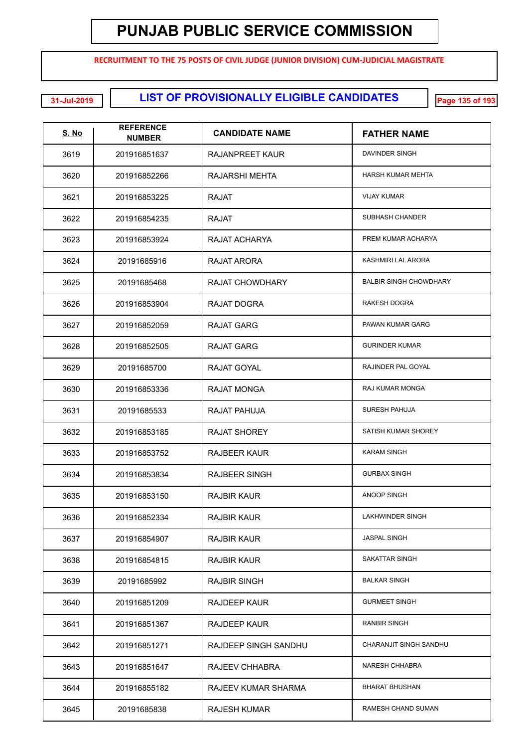# PUNJAB PUBLIC SERVICE COMMISSION

**RECRUITMENT TO THE 75 POSTS OF CIVIL JUDGE (JUNIOR DIVISION) CUM-JUDICIAL MAGISTRATE**

31-Jul-2019

## LIST OF PROVISIONALLY ELIGIBLE CANDIDATES

| S. No | REFERENCE NUMBER | CANDIDATE NAME | FATHER NAME |
|---|---|---|---|
| 3619 | 201916851637 | RAJANPREET KAUR | DAVINDER SINGH |
| 3620 | 201916852266 | RAJARSHI MEHTA | HARSH KUMAR MEHTA |
| 3621 | 201916853225 | RAJAT | VIJAY KUMAR |
| 3622 | 201916854235 | RAJAT | SUBHASH CHANDER |
| 3623 | 201916853924 | RAJAT ACHARYA | PREM KUMAR ACHARYA |
| 3624 | 20191685916 | RAJAT ARORA | KASHMIRI LAL ARORA |
| 3625 | 20191685468 | RAJAT CHOWDHARY | BALBIR SINGH CHOWDHARY |
| 3626 | 201916853904 | RAJAT DOGRA | RAKESH DOGRA |
| 3627 | 201916852059 | RAJAT GARG | PAWAN KUMAR GARG |
| 3628 | 201916852505 | RAJAT GARG | GURINDER KUMAR |
| 3629 | 20191685700 | RAJAT GOYAL | RAJINDER PAL GOYAL |
| 3630 | 201916853336 | RAJAT MONGA | RAJ KUMAR MONGA |
| 3631 | 20191685533 | RAJAT PAHUJA | SURESH PAHUJA |
| 3632 | 201916853185 | RAJAT SHOREY | SATISH KUMAR SHOREY |
| 3633 | 201916853752 | RAJBEER KAUR | KARAM SINGH |
| 3634 | 201916853834 | RAJBEER SINGH | GURBAX SINGH |
| 3635 | 201916853150 | RAJBIR KAUR | ANOOP SINGH |
| 3636 | 201916852334 | RAJBIR KAUR | LAKHWINDER SINGH |
| 3637 | 201916854907 | RAJBIR KAUR | JASPAL SINGH |
| 3638 | 201916854815 | RAJBIR KAUR | SAKATTAR SINGH |
| 3639 | 20191685992 | RAJBIR SINGH | BALKAR SINGH |
| 3640 | 201916851209 | RAJDEEP KAUR | GURMEET SINGH |
| 3641 | 201916851367 | RAJDEEP KAUR | RANBIR SINGH |
| 3642 | 201916851271 | RAJDEEP SINGH SANDHU | CHARANJIT SINGH SANDHU |
| 3643 | 201916851647 | RAJEEV CHHABRA | NARESH CHHABRA |
| 3644 | 201916855182 | RAJEEV KUMAR SHARMA | BHARAT BHUSHAN |
| 3645 | 20191685838 | RAJESH KUMAR | RAMESH CHAND SUMAN |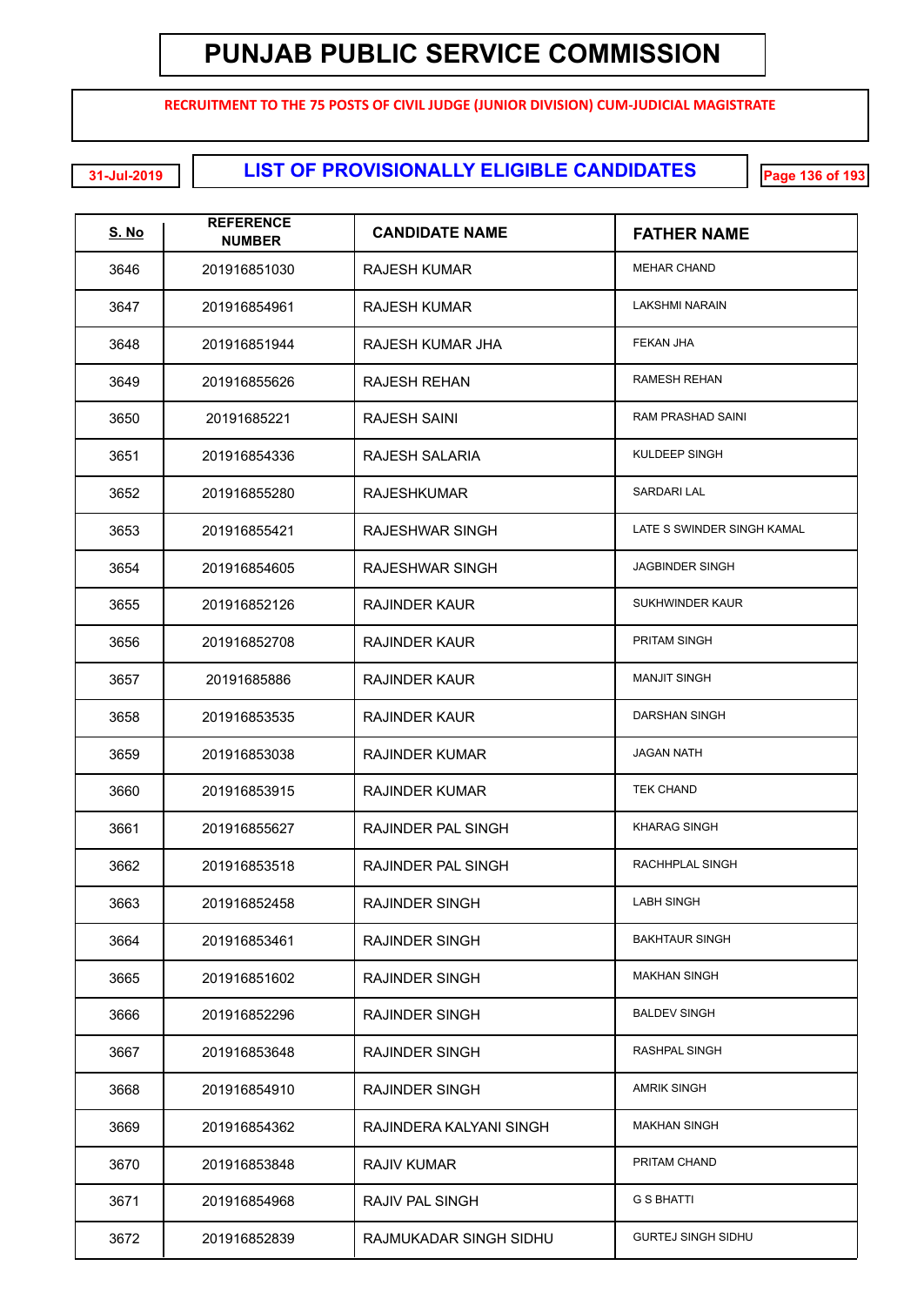# PUNJAB PUBLIC SERVICE COMMISSION

**RECRUITMENT TO THE 75 POSTS OF CIVIL JUDGE (JUNIOR DIVISION) CUM-JUDICIAL MAGISTRATE**

31-Jul-2019

## LIST OF PROVISIONALLY ELIGIBLE CANDIDATES

| S. No | REFERENCE NUMBER | CANDIDATE NAME | FATHER NAME |
|---|---|---|---|
| 3646 | 201916851030 | RAJESH KUMAR | MEHAR CHAND |
| 3647 | 201916854961 | RAJESH KUMAR | LAKSHMI NARAIN |
| 3648 | 201916851944 | RAJESH KUMAR JHA | FEKAN JHA |
| 3649 | 201916855626 | RAJESH REHAN | RAMESH REHAN |
| 3650 | 20191685221 | RAJESH SAINI | RAM PRASHAD SAINI |
| 3651 | 201916854336 | RAJESH SALARIA | KULDEEP SINGH |
| 3652 | 201916855280 | RAJESHKUMAR | SARDARI LAL |
| 3653 | 201916855421 | RAJESHWAR SINGH | LATE S SWINDER SINGH KAMAL |
| 3654 | 201916854605 | RAJESHWAR SINGH | JAGBINDER SINGH |
| 3655 | 201916852126 | RAJINDER KAUR | SUKHWINDER KAUR |
| 3656 | 201916852708 | RAJINDER KAUR | PRITAM SINGH |
| 3657 | 20191685886 | RAJINDER KAUR | MANJIT SINGH |
| 3658 | 201916853535 | RAJINDER KAUR | DARSHAN SINGH |
| 3659 | 201916853038 | RAJINDER KUMAR | JAGAN NATH |
| 3660 | 201916853915 | RAJINDER KUMAR | TEK CHAND |
| 3661 | 201916855627 | RAJINDER PAL SINGH | KHARAG SINGH |
| 3662 | 201916853518 | RAJINDER PAL SINGH | RACHHPLAL SINGH |
| 3663 | 201916852458 | RAJINDER SINGH | LABH SINGH |
| 3664 | 201916853461 | RAJINDER SINGH | BAKHTAUR SINGH |
| 3665 | 201916851602 | RAJINDER SINGH | MAKHAN SINGH |
| 3666 | 201916852296 | RAJINDER SINGH | BALDEV SINGH |
| 3667 | 201916853648 | RAJINDER SINGH | RASHPAL SINGH |
| 3668 | 201916854910 | RAJINDER SINGH | AMRIK SINGH |
| 3669 | 201916854362 | RAJINDERA KALYANI SINGH | MAKHAN SINGH |
| 3670 | 201916853848 | RAJIV KUMAR | PRITAM CHAND |
| 3671 | 201916854968 | RAJIV PAL SINGH | G S BHATTI |
| 3672 | 201916852839 | RAJMUKADAR SINGH SIDHU | GURTEJ SINGH SIDHU |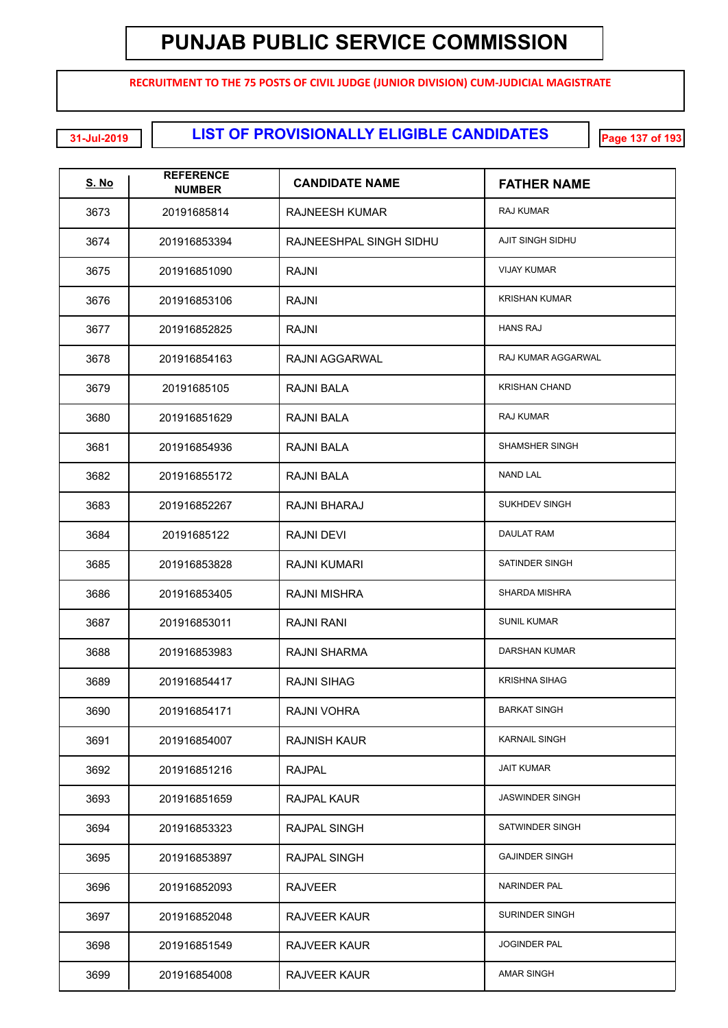# PUNJAB PUBLIC SERVICE COMMISSION

**RECRUITMENT TO THE 75 POSTS OF CIVIL JUDGE (JUNIOR DIVISION) CUM-JUDICIAL MAGISTRATE**

31-Jul-2019

## LIST OF PROVISIONALLY ELIGIBLE CANDIDATES

| S. No | REFERENCE NUMBER | CANDIDATE NAME | FATHER NAME |
|---|---|---|---|
| 3673 | 20191685814 | RAJNEESH KUMAR | RAJ KUMAR |
| 3674 | 201916853394 | RAJNEESHPAL SINGH SIDHU | AJIT SINGH SIDHU |
| 3675 | 201916851090 | RAJNI | VIJAY KUMAR |
| 3676 | 201916853106 | RAJNI | KRISHAN KUMAR |
| 3677 | 201916852825 | RAJNI | HANS RAJ |
| 3678 | 201916854163 | RAJNI AGGARWAL | RAJ KUMAR AGGARWAL |
| 3679 | 20191685105 | RAJNI BALA | KRISHAN CHAND |
| 3680 | 201916851629 | RAJNI BALA | RAJ KUMAR |
| 3681 | 201916854936 | RAJNI BALA | SHAMSHER SINGH |
| 3682 | 201916855172 | RAJNI BALA | NAND LAL |
| 3683 | 201916852267 | RAJNI BHARAJ | SUKHDEV SINGH |
| 3684 | 20191685122 | RAJNI DEVI | DAULAT RAM |
| 3685 | 201916853828 | RAJNI KUMARI | SATINDER SINGH |
| 3686 | 201916853405 | RAJNI MISHRA | SHARDA MISHRA |
| 3687 | 201916853011 | RAJNI RANI | SUNIL KUMAR |
| 3688 | 201916853983 | RAJNI SHARMA | DARSHAN KUMAR |
| 3689 | 201916854417 | RAJNI SIHAG | KRISHNA SIHAG |
| 3690 | 201916854171 | RAJNI VOHRA | BARKAT SINGH |
| 3691 | 201916854007 | RAJNISH KAUR | KARNAIL SINGH |
| 3692 | 201916851216 | RAJPAL | JAIT KUMAR |
| 3693 | 201916851659 | RAJPAL KAUR | JASWINDER SINGH |
| 3694 | 201916853323 | RAJPAL SINGH | SATWINDER SINGH |
| 3695 | 201916853897 | RAJPAL SINGH | GAJINDER SINGH |
| 3696 | 201916852093 | RAJVEER | NARINDER PAL |
| 3697 | 201916852048 | RAJVEER KAUR | SURINDER SINGH |
| 3698 | 201916851549 | RAJVEER KAUR | JOGINDER PAL |
| 3699 | 201916854008 | RAJVEER KAUR | AMAR SINGH |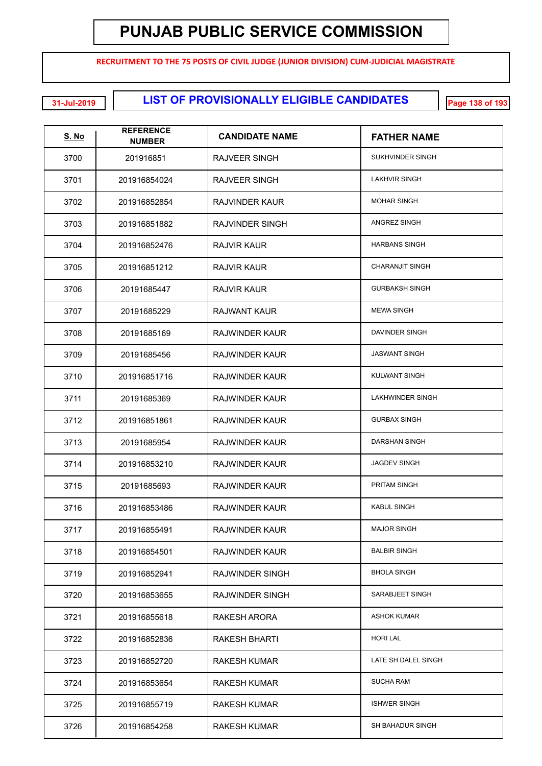# PUNJAB PUBLIC SERVICE COMMISSION

**RECRUITMENT TO THE 75 POSTS OF CIVIL JUDGE (JUNIOR DIVISION) CUM-JUDICIAL MAGISTRATE**

31-Jul-2019

## LIST OF PROVISIONALLY ELIGIBLE CANDIDATES

| S. No | REFERENCE NUMBER | CANDIDATE NAME | FATHER NAME |
|---|---|---|---|
| 3700 | 201916851 | RAJVEER SINGH | SUKHVINDER SINGH |
| 3701 | 201916854024 | RAJVEER SINGH | LAKHVIR SINGH |
| 3702 | 201916852854 | RAJVINDER KAUR | MOHAR SINGH |
| 3703 | 201916851882 | RAJVINDER SINGH | ANGREZ SINGH |
| 3704 | 201916852476 | RAJVIR KAUR | HARBANS SINGH |
| 3705 | 201916851212 | RAJVIR KAUR | CHARANJIT SINGH |
| 3706 | 20191685447 | RAJVIR KAUR | GURBAKSH SINGH |
| 3707 | 20191685229 | RAJWANT KAUR | MEWA SINGH |
| 3708 | 20191685169 | RAJWINDER KAUR | DAVINDER SINGH |
| 3709 | 20191685456 | RAJWINDER KAUR | JASWANT SINGH |
| 3710 | 201916851716 | RAJWINDER KAUR | KULWANT SINGH |
| 3711 | 20191685369 | RAJWINDER KAUR | LAKHWINDER SINGH |
| 3712 | 201916851861 | RAJWINDER KAUR | GURBAX SINGH |
| 3713 | 20191685954 | RAJWINDER KAUR | DARSHAN SINGH |
| 3714 | 201916853210 | RAJWINDER KAUR | JAGDEV SINGH |
| 3715 | 20191685693 | RAJWINDER KAUR | PRITAM SINGH |
| 3716 | 201916853486 | RAJWINDER KAUR | KABUL SINGH |
| 3717 | 201916855491 | RAJWINDER KAUR | MAJOR SINGH |
| 3718 | 201916854501 | RAJWINDER KAUR | BALBIR SINGH |
| 3719 | 201916852941 | RAJWINDER SINGH | BHOLA SINGH |
| 3720 | 201916853655 | RAJWINDER SINGH | SARABJEET SINGH |
| 3721 | 201916855618 | RAKESH ARORA | ASHOK KUMAR |
| 3722 | 201916852836 | RAKESH BHARTI | HORI LAL |
| 3723 | 201916852720 | RAKESH KUMAR | LATE SH DALEL SINGH |
| 3724 | 201916853654 | RAKESH KUMAR | SUCHA RAM |
| 3725 | 201916855719 | RAKESH KUMAR | ISHWER SINGH |
| 3726 | 201916854258 | RAKESH KUMAR | SH BAHADUR SINGH |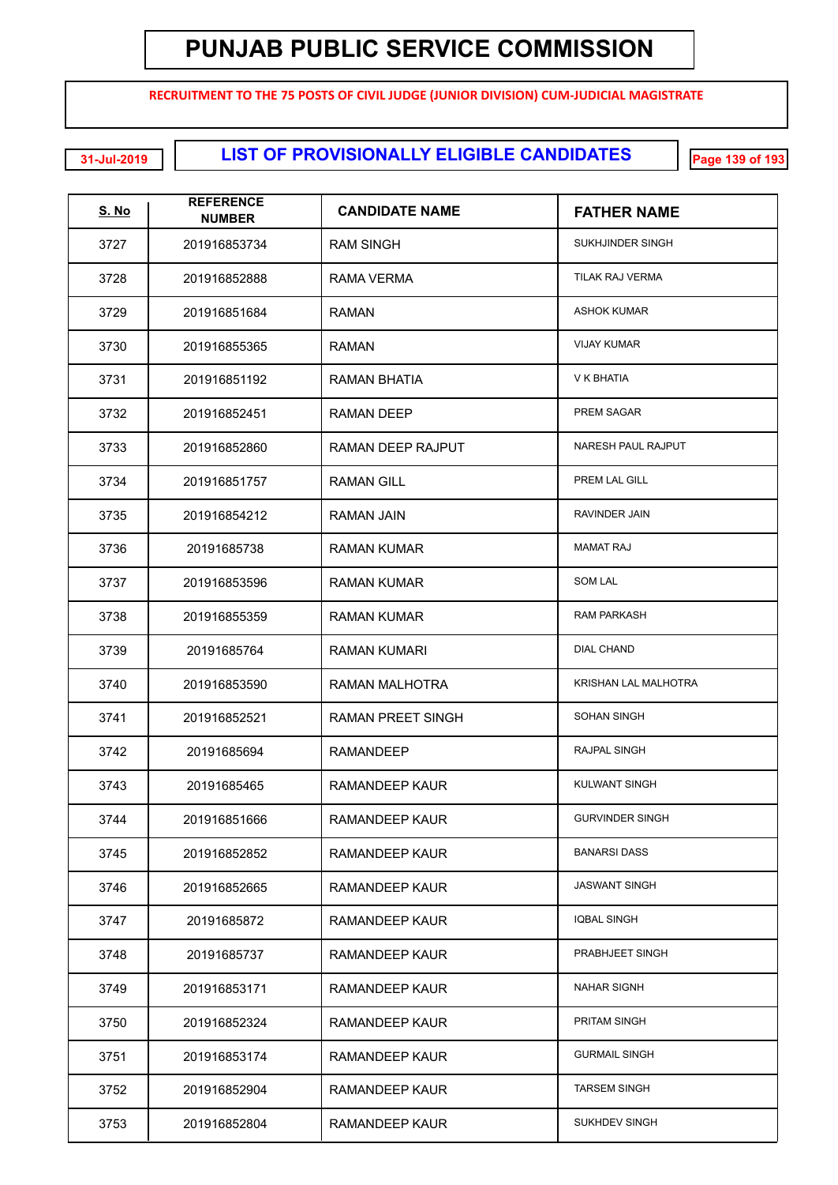# PUNJAB PUBLIC SERVICE COMMISSION

**RECRUITMENT TO THE 75 POSTS OF CIVIL JUDGE (JUNIOR DIVISION) CUM-JUDICIAL MAGISTRATE**

31-Jul-2019

## LIST OF PROVISIONALLY ELIGIBLE CANDIDATES

| S. No | REFERENCE NUMBER | CANDIDATE NAME | FATHER NAME |
|---|---|---|---|
| 3727 | 201916853734 | RAM SINGH | SUKHJINDER SINGH |
| 3728 | 201916852888 | RAMA VERMA | TILAK RAJ VERMA |
| 3729 | 201916851684 | RAMAN | ASHOK KUMAR |
| 3730 | 201916855365 | RAMAN | VIJAY KUMAR |
| 3731 | 201916851192 | RAMAN BHATIA | V K BHATIA |
| 3732 | 201916852451 | RAMAN DEEP | PREM SAGAR |
| 3733 | 201916852860 | RAMAN DEEP RAJPUT | NARESH PAUL RAJPUT |
| 3734 | 201916851757 | RAMAN GILL | PREM LAL GILL |
| 3735 | 201916854212 | RAMAN JAIN | RAVINDER JAIN |
| 3736 | 20191685738 | RAMAN KUMAR | MAMAT RAJ |
| 3737 | 201916853596 | RAMAN KUMAR | SOM LAL |
| 3738 | 201916855359 | RAMAN KUMAR | RAM PARKASH |
| 3739 | 20191685764 | RAMAN KUMARI | DIAL CHAND |
| 3740 | 201916853590 | RAMAN MALHOTRA | KRISHAN LAL MALHOTRA |
| 3741 | 201916852521 | RAMAN PREET SINGH | SOHAN SINGH |
| 3742 | 20191685694 | RAMANDEEP | RAJPAL SINGH |
| 3743 | 20191685465 | RAMANDEEP KAUR | KULWANT SINGH |
| 3744 | 201916851666 | RAMANDEEP KAUR | GURVINDER SINGH |
| 3745 | 201916852852 | RAMANDEEP KAUR | BANARSI DASS |
| 3746 | 201916852665 | RAMANDEEP KAUR | JASWANT SINGH |
| 3747 | 20191685872 | RAMANDEEP KAUR | IQBAL SINGH |
| 3748 | 20191685737 | RAMANDEEP KAUR | PRABHJEET SINGH |
| 3749 | 201916853171 | RAMANDEEP KAUR | NAHAR SIGNH |
| 3750 | 201916852324 | RAMANDEEP KAUR | PRITAM SINGH |
| 3751 | 201916853174 | RAMANDEEP KAUR | GURMAIL SINGH |
| 3752 | 201916852904 | RAMANDEEP KAUR | TARSEM SINGH |
| 3753 | 201916852804 | RAMANDEEP KAUR | SUKHDEV SINGH |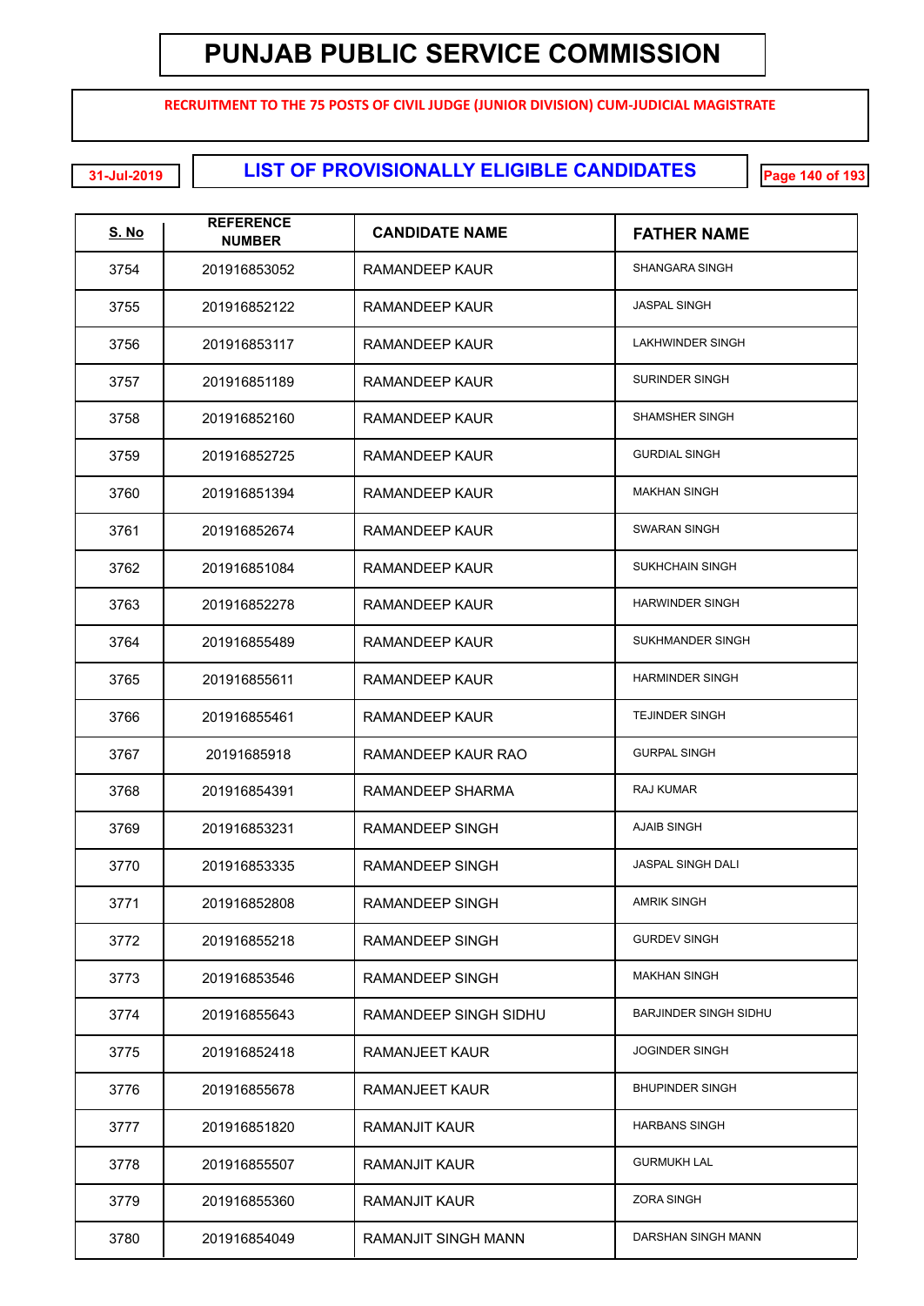# PUNJAB PUBLIC SERVICE COMMISSION

**RECRUITMENT TO THE 75 POSTS OF CIVIL JUDGE (JUNIOR DIVISION) CUM-JUDICIAL MAGISTRATE**

31-Jul-2019

## LIST OF PROVISIONALLY ELIGIBLE CANDIDATES

| S. No | REFERENCE NUMBER | CANDIDATE NAME | FATHER NAME |
|---|---|---|---|
| 3754 | 201916853052 | RAMANDEEP KAUR | SHANGARA SINGH |
| 3755 | 201916852122 | RAMANDEEP KAUR | JASPAL SINGH |
| 3756 | 201916853117 | RAMANDEEP KAUR | LAKHWINDER SINGH |
| 3757 | 201916851189 | RAMANDEEP KAUR | SURINDER SINGH |
| 3758 | 201916852160 | RAMANDEEP KAUR | SHAMSHER SINGH |
| 3759 | 201916852725 | RAMANDEEP KAUR | GURDIAL SINGH |
| 3760 | 201916851394 | RAMANDEEP KAUR | MAKHAN SINGH |
| 3761 | 201916852674 | RAMANDEEP KAUR | SWARAN SINGH |
| 3762 | 201916851084 | RAMANDEEP KAUR | SUKHCHAIN SINGH |
| 3763 | 201916852278 | RAMANDEEP KAUR | HARWINDER SINGH |
| 3764 | 201916855489 | RAMANDEEP KAUR | SUKHMANDER SINGH |
| 3765 | 201916855611 | RAMANDEEP KAUR | HARMINDER SINGH |
| 3766 | 201916855461 | RAMANDEEP KAUR | TEJINDER SINGH |
| 3767 | 20191685918 | RAMANDEEP KAUR RAO | GURPAL SINGH |
| 3768 | 201916854391 | RAMANDEEP SHARMA | RAJ KUMAR |
| 3769 | 201916853231 | RAMANDEEP SINGH | AJAIB SINGH |
| 3770 | 201916853335 | RAMANDEEP SINGH | JASPAL SINGH DALI |
| 3771 | 201916852808 | RAMANDEEP SINGH | AMRIK SINGH |
| 3772 | 201916855218 | RAMANDEEP SINGH | GURDEV SINGH |
| 3773 | 201916853546 | RAMANDEEP SINGH | MAKHAN SINGH |
| 3774 | 201916855643 | RAMANDEEP SINGH SIDHU | BARJINDER SINGH SIDHU |
| 3775 | 201916852418 | RAMANJEET KAUR | JOGINDER SINGH |
| 3776 | 201916855678 | RAMANJEET KAUR | BHUPINDER SINGH |
| 3777 | 201916851820 | RAMANJIT KAUR | HARBANS SINGH |
| 3778 | 201916855507 | RAMANJIT KAUR | GURMUKH LAL |
| 3779 | 201916855360 | RAMANJIT KAUR | ZORA SINGH |
| 3780 | 201916854049 | RAMANJIT SINGH MANN | DARSHAN SINGH MANN |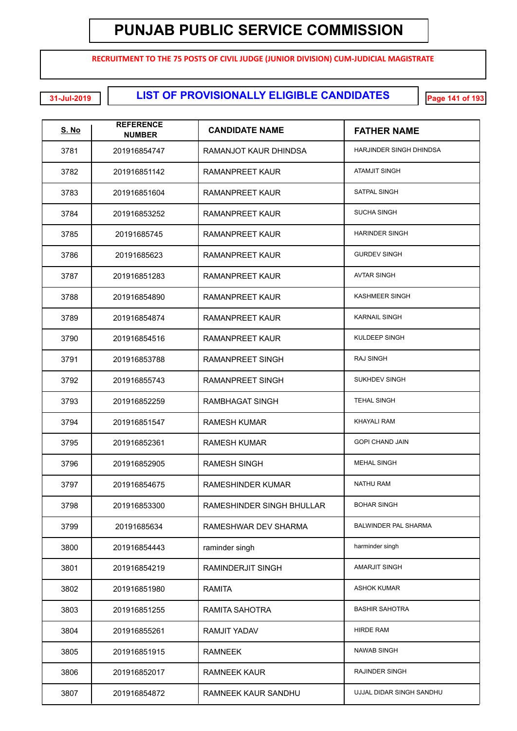# PUNJAB PUBLIC SERVICE COMMISSION

**RECRUITMENT TO THE 75 POSTS OF CIVIL JUDGE (JUNIOR DIVISION) CUM-JUDICIAL MAGISTRATE**

31-Jul-2019

## LIST OF PROVISIONALLY ELIGIBLE CANDIDATES

| S. No | REFERENCE NUMBER | CANDIDATE NAME | FATHER NAME |
|---|---|---|---|
| 3781 | 201916854747 | RAMANJOT KAUR DHINDSA | HARJINDER SINGH DHINDSA |
| 3782 | 201916851142 | RAMANPREET KAUR | ATAMJIT SINGH |
| 3783 | 201916851604 | RAMANPREET KAUR | SATPAL SINGH |
| 3784 | 201916853252 | RAMANPREET KAUR | SUCHA SINGH |
| 3785 | 20191685745 | RAMANPREET KAUR | HARINDER SINGH |
| 3786 | 20191685623 | RAMANPREET KAUR | GURDEV SINGH |
| 3787 | 201916851283 | RAMANPREET KAUR | AVTAR SINGH |
| 3788 | 201916854890 | RAMANPREET KAUR | KASHMEER SINGH |
| 3789 | 201916854874 | RAMANPREET KAUR | KARNAIL SINGH |
| 3790 | 201916854516 | RAMANPREET KAUR | KULDEEP SINGH |
| 3791 | 201916853788 | RAMANPREET SINGH | RAJ SINGH |
| 3792 | 201916855743 | RAMANPREET SINGH | SUKHDEV SINGH |
| 3793 | 201916852259 | RAMBHAGAT SINGH | TEHAL SINGH |
| 3794 | 201916851547 | RAMESH KUMAR | KHAYALI RAM |
| 3795 | 201916852361 | RAMESH KUMAR | GOPI CHAND JAIN |
| 3796 | 201916852905 | RAMESH SINGH | MEHAL SINGH |
| 3797 | 201916854675 | RAMESHINDER KUMAR | NATHU RAM |
| 3798 | 201916853300 | RAMESHINDER SINGH BHULLAR | BOHAR SINGH |
| 3799 | 20191685634 | RAMESHWAR DEV SHARMA | BALWINDER PAL SHARMA |
| 3800 | 201916854443 | raminder singh | harminder singh |
| 3801 | 201916854219 | RAMINDERJIT SINGH | AMARJIT SINGH |
| 3802 | 201916851980 | RAMITA | ASHOK KUMAR |
| 3803 | 201916851255 | RAMITA SAHOTRA | BASHIR SAHOTRA |
| 3804 | 201916855261 | RAMJIT YADAV | HIRDE RAM |
| 3805 | 201916851915 | RAMNEEK | NAWAB SINGH |
| 3806 | 201916852017 | RAMNEEK KAUR | RAJINDER SINGH |
| 3807 | 201916854872 | RAMNEEK KAUR SANDHU | UJJAL DIDAR SINGH SANDHU |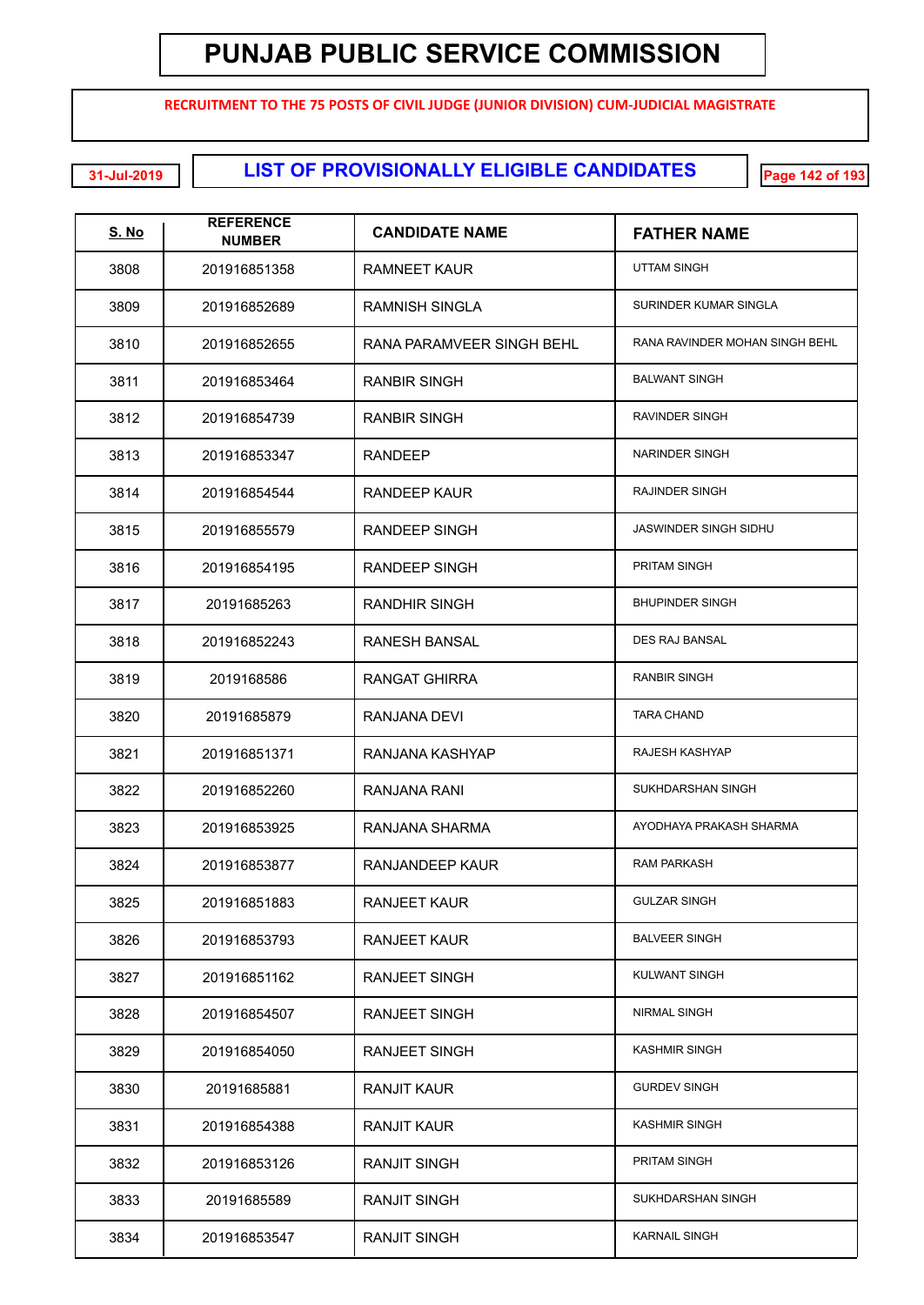# PUNJAB PUBLIC SERVICE COMMISSION

**RECRUITMENT TO THE 75 POSTS OF CIVIL JUDGE (JUNIOR DIVISION) CUM-JUDICIAL MAGISTRATE**

31-Jul-2019

## LIST OF PROVISIONALLY ELIGIBLE CANDIDATES

| S. No | REFERENCE NUMBER | CANDIDATE NAME | FATHER NAME |
|---|---|---|---|
| 3808 | 201916851358 | RAMNEET KAUR | UTTAM SINGH |
| 3809 | 201916852689 | RAMNISH SINGLA | SURINDER KUMAR SINGLA |
| 3810 | 201916852655 | RANA PARAMVEER SINGH BEHL | RANA RAVINDER MOHAN SINGH BEHL |
| 3811 | 201916853464 | RANBIR SINGH | BALWANT SINGH |
| 3812 | 201916854739 | RANBIR SINGH | RAVINDER SINGH |
| 3813 | 201916853347 | RANDEEP | NARINDER SINGH |
| 3814 | 201916854544 | RANDEEP KAUR | RAJINDER SINGH |
| 3815 | 201916855579 | RANDEEP SINGH | JASWINDER SINGH SIDHU |
| 3816 | 201916854195 | RANDEEP SINGH | PRITAM SINGH |
| 3817 | 20191685263 | RANDHIR SINGH | BHUPINDER SINGH |
| 3818 | 201916852243 | RANESH BANSAL | DES RAJ BANSAL |
| 3819 | 2019168586 | RANGAT GHIRRA | RANBIR SINGH |
| 3820 | 20191685879 | RANJANA DEVI | TARA CHAND |
| 3821 | 201916851371 | RANJANA KASHYAP | RAJESH KASHYAP |
| 3822 | 201916852260 | RANJANA RANI | SUKHDARSHAN SINGH |
| 3823 | 201916853925 | RANJANA SHARMA | AYODHAYA PRAKASH SHARMA |
| 3824 | 201916853877 | RANJANDEEP KAUR | RAM PARKASH |
| 3825 | 201916851883 | RANJEET KAUR | GULZAR SINGH |
| 3826 | 201916853793 | RANJEET KAUR | BALVEER SINGH |
| 3827 | 201916851162 | RANJEET SINGH | KULWANT SINGH |
| 3828 | 201916854507 | RANJEET SINGH | NIRMAL SINGH |
| 3829 | 201916854050 | RANJEET SINGH | KASHMIR SINGH |
| 3830 | 20191685881 | RANJIT KAUR | GURDEV SINGH |
| 3831 | 201916854388 | RANJIT KAUR | KASHMIR SINGH |
| 3832 | 201916853126 | RANJIT SINGH | PRITAM SINGH |
| 3833 | 20191685589 | RANJIT SINGH | SUKHDARSHAN SINGH |
| 3834 | 201916853547 | RANJIT SINGH | KARNAIL SINGH |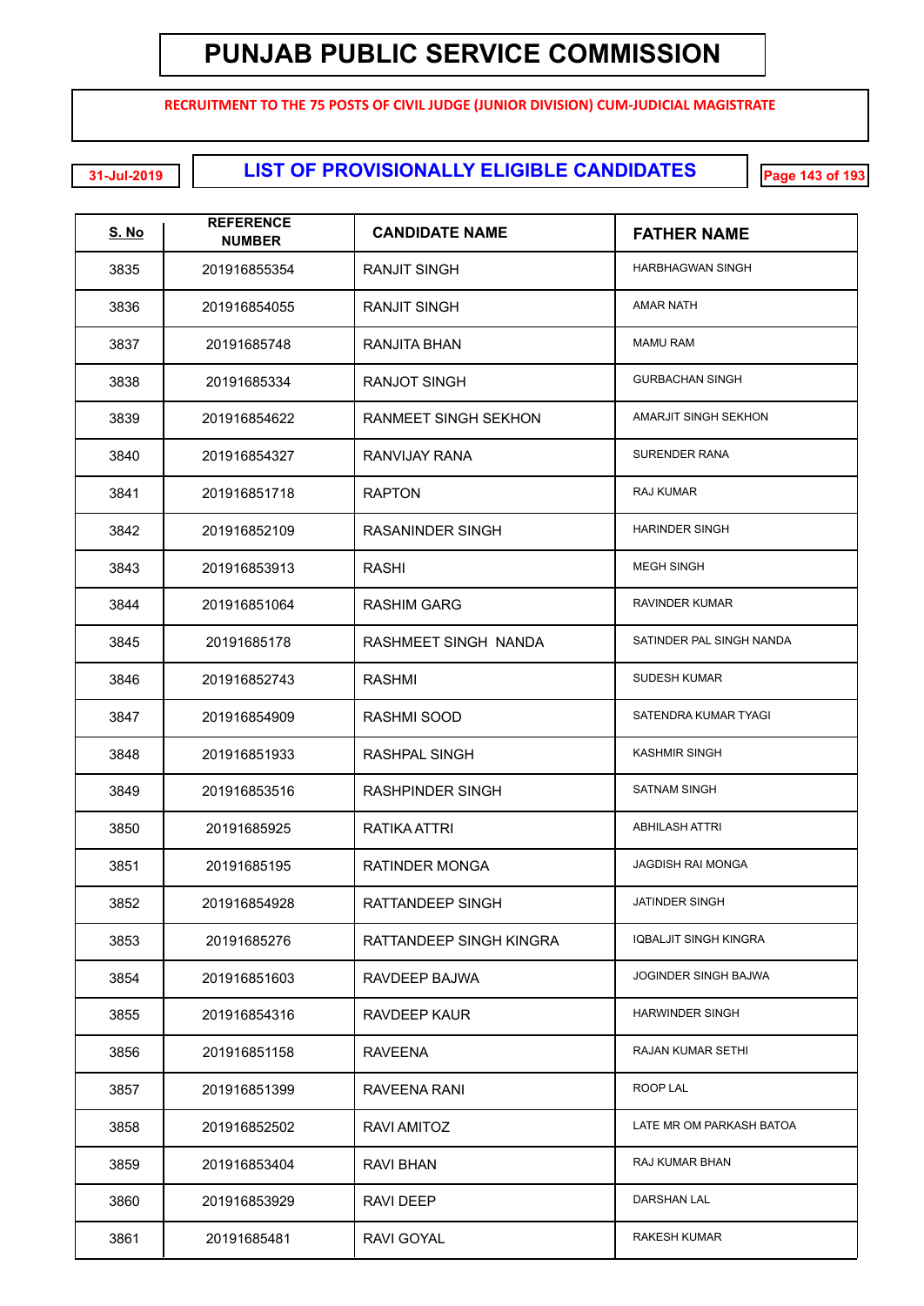# PUNJAB PUBLIC SERVICE COMMISSION

**RECRUITMENT TO THE 75 POSTS OF CIVIL JUDGE (JUNIOR DIVISION) CUM-JUDICIAL MAGISTRATE**

31-Jul-2019

## LIST OF PROVISIONALLY ELIGIBLE CANDIDATES

| S. No | REFERENCE NUMBER | CANDIDATE NAME | FATHER NAME |
|---|---|---|---|
| 3835 | 201916855354 | RANJIT SINGH | HARBHAGWAN SINGH |
| 3836 | 201916854055 | RANJIT SINGH | AMAR NATH |
| 3837 | 20191685748 | RANJITA BHAN | MAMU RAM |
| 3838 | 20191685334 | RANJOT SINGH | GURBACHAN SINGH |
| 3839 | 201916854622 | RANMEET SINGH SEKHON | AMARJIT SINGH SEKHON |
| 3840 | 201916854327 | RANVIJAY RANA | SURENDER RANA |
| 3841 | 201916851718 | RAPTON | RAJ KUMAR |
| 3842 | 201916852109 | RASANINDER SINGH | HARINDER SINGH |
| 3843 | 201916853913 | RASHI | MEGH SINGH |
| 3844 | 201916851064 | RASHIM GARG | RAVINDER KUMAR |
| 3845 | 20191685178 | RASHMEET SINGH NANDA | SATINDER PAL SINGH NANDA |
| 3846 | 201916852743 | RASHMI | SUDESH KUMAR |
| 3847 | 201916854909 | RASHMI SOOD | SATENDRA KUMAR TYAGI |
| 3848 | 201916851933 | RASHPAL SINGH | KASHMIR SINGH |
| 3849 | 201916853516 | RASHPINDER SINGH | SATNAM SINGH |
| 3850 | 20191685925 | RATIKA ATTRI | ABHILASH ATTRI |
| 3851 | 20191685195 | RATINDER MONGA | JAGDISH RAI MONGA |
| 3852 | 201916854928 | RATTANDEEP SINGH | JATINDER SINGH |
| 3853 | 20191685276 | RATTANDEEP SINGH KINGRA | IQBALJIT SINGH KINGRA |
| 3854 | 201916851603 | RAVDEEP BAJWA | JOGINDER SINGH BAJWA |
| 3855 | 201916854316 | RAVDEEP KAUR | HARWINDER SINGH |
| 3856 | 201916851158 | RAVEENA | RAJAN KUMAR SETHI |
| 3857 | 201916851399 | RAVEENA RANI | ROOP LAL |
| 3858 | 201916852502 | RAVI AMITOZ | LATE MR OM PARKASH BATOA |
| 3859 | 201916853404 | RAVI BHAN | RAJ KUMAR BHAN |
| 3860 | 201916853929 | RAVI DEEP | DARSHAN LAL |
| 3861 | 20191685481 | RAVI GOYAL | RAKESH KUMAR |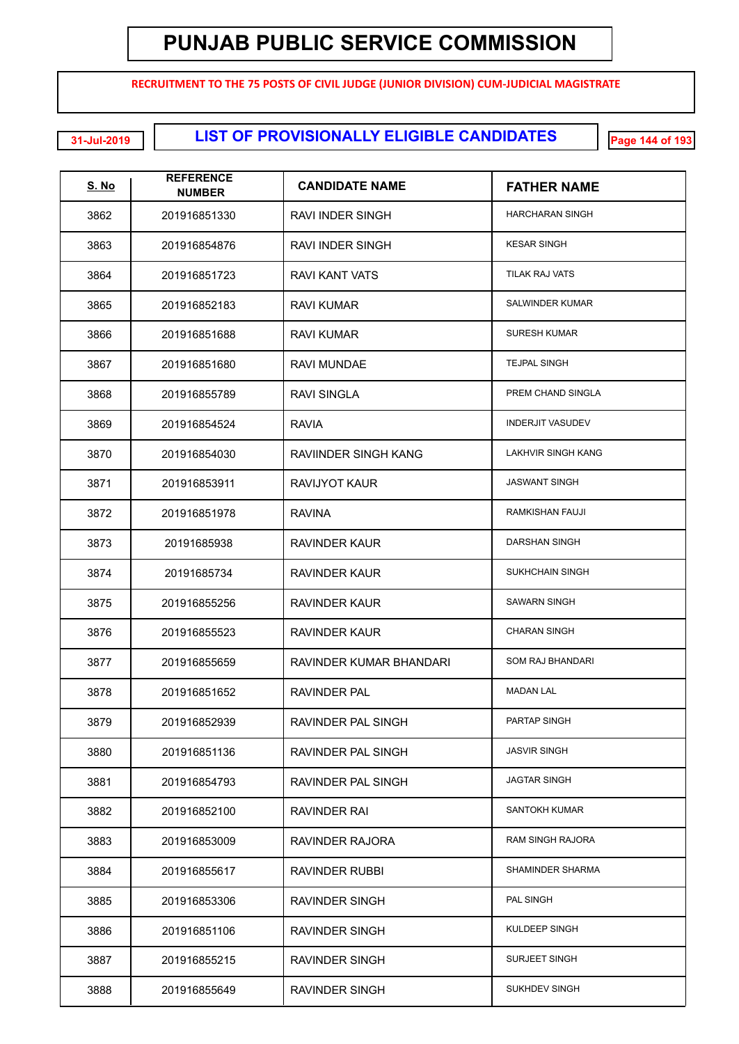# PUNJAB PUBLIC SERVICE COMMISSION

**RECRUITMENT TO THE 75 POSTS OF CIVIL JUDGE (JUNIOR DIVISION) CUM-JUDICIAL MAGISTRATE**

31-Jul-2019

## LIST OF PROVISIONALLY ELIGIBLE CANDIDATES

| S. No | REFERENCE NUMBER | CANDIDATE NAME | FATHER NAME |
|---|---|---|---|
| 3862 | 201916851330 | RAVI INDER SINGH | HARCHARAN SINGH |
| 3863 | 201916854876 | RAVI INDER SINGH | KESAR SINGH |
| 3864 | 201916851723 | RAVI KANT VATS | TILAK RAJ VATS |
| 3865 | 201916852183 | RAVI KUMAR | SALWINDER KUMAR |
| 3866 | 201916851688 | RAVI KUMAR | SURESH KUMAR |
| 3867 | 201916851680 | RAVI MUNDAE | TEJPAL SINGH |
| 3868 | 201916855789 | RAVI SINGLA | PREM CHAND SINGLA |
| 3869 | 201916854524 | RAVIA | INDERJIT VASUDEV |
| 3870 | 201916854030 | RAVIINDER SINGH KANG | LAKHVIR SINGH KANG |
| 3871 | 201916853911 | RAVIJYOT KAUR | JASWANT SINGH |
| 3872 | 201916851978 | RAVINA | RAMKISHAN FAUJI |
| 3873 | 20191685938 | RAVINDER KAUR | DARSHAN SINGH |
| 3874 | 20191685734 | RAVINDER KAUR | SUKHCHAIN SINGH |
| 3875 | 201916855256 | RAVINDER KAUR | SAWARN SINGH |
| 3876 | 201916855523 | RAVINDER KAUR | CHARAN SINGH |
| 3877 | 201916855659 | RAVINDER KUMAR BHANDARI | SOM RAJ BHANDARI |
| 3878 | 201916851652 | RAVINDER PAL | MADAN LAL |
| 3879 | 201916852939 | RAVINDER PAL SINGH | PARTAP SINGH |
| 3880 | 201916851136 | RAVINDER PAL SINGH | JASVIR SINGH |
| 3881 | 201916854793 | RAVINDER PAL SINGH | JAGTAR SINGH |
| 3882 | 201916852100 | RAVINDER RAI | SANTOKH KUMAR |
| 3883 | 201916853009 | RAVINDER RAJORA | RAM SINGH RAJORA |
| 3884 | 201916855617 | RAVINDER RUBBI | SHAMINDER SHARMA |
| 3885 | 201916853306 | RAVINDER SINGH | PAL SINGH |
| 3886 | 201916851106 | RAVINDER SINGH | KULDEEP SINGH |
| 3887 | 201916855215 | RAVINDER SINGH | SURJEET SINGH |
| 3888 | 201916855649 | RAVINDER SINGH | SUKHDEV SINGH |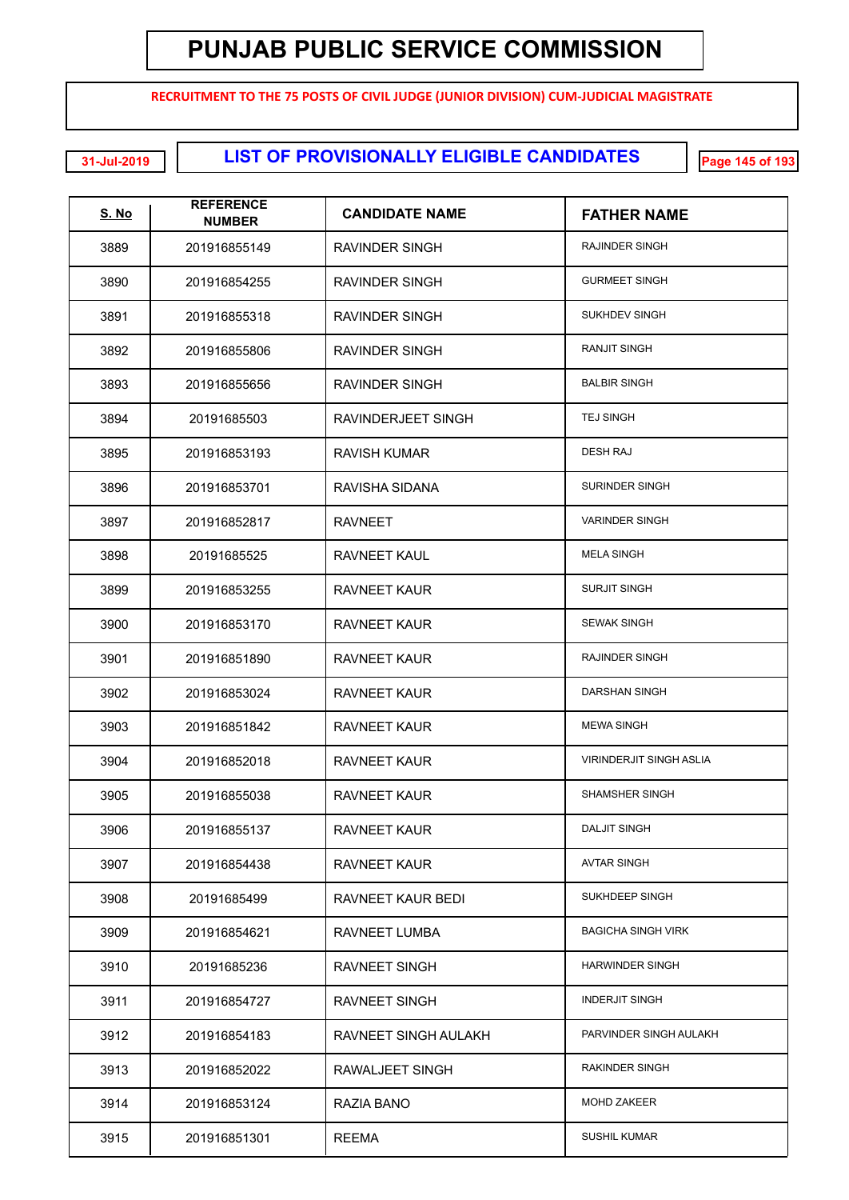# PUNJAB PUBLIC SERVICE COMMISSION

**RECRUITMENT TO THE 75 POSTS OF CIVIL JUDGE (JUNIOR DIVISION) CUM-JUDICIAL MAGISTRATE**

31-Jul-2019

## LIST OF PROVISIONALLY ELIGIBLE CANDIDATES

| S. No | REFERENCE NUMBER | CANDIDATE NAME | FATHER NAME |
|---|---|---|---|
| 3889 | 201916855149 | RAVINDER SINGH | RAJINDER SINGH |
| 3890 | 201916854255 | RAVINDER SINGH | GURMEET SINGH |
| 3891 | 201916855318 | RAVINDER SINGH | SUKHDEV SINGH |
| 3892 | 201916855806 | RAVINDER SINGH | RANJIT SINGH |
| 3893 | 201916855656 | RAVINDER SINGH | BALBIR SINGH |
| 3894 | 20191685503 | RAVINDERJEET SINGH | TEJ SINGH |
| 3895 | 201916853193 | RAVISH KUMAR | DESH RAJ |
| 3896 | 201916853701 | RAVISHA SIDANA | SURINDER SINGH |
| 3897 | 201916852817 | RAVNEET | VARINDER SINGH |
| 3898 | 20191685525 | RAVNEET KAUL | MELA SINGH |
| 3899 | 201916853255 | RAVNEET KAUR | SURJIT SINGH |
| 3900 | 201916853170 | RAVNEET KAUR | SEWAK SINGH |
| 3901 | 201916851890 | RAVNEET KAUR | RAJINDER SINGH |
| 3902 | 201916853024 | RAVNEET KAUR | DARSHAN SINGH |
| 3903 | 201916851842 | RAVNEET KAUR | MEWA SINGH |
| 3904 | 201916852018 | RAVNEET KAUR | VIRINDERJIT SINGH ASLIA |
| 3905 | 201916855038 | RAVNEET KAUR | SHAMSHER SINGH |
| 3906 | 201916855137 | RAVNEET KAUR | DALJIT SINGH |
| 3907 | 201916854438 | RAVNEET KAUR | AVTAR SINGH |
| 3908 | 20191685499 | RAVNEET KAUR BEDI | SUKHDEEP SINGH |
| 3909 | 201916854621 | RAVNEET LUMBA | BAGICHA SINGH VIRK |
| 3910 | 20191685236 | RAVNEET SINGH | HARWINDER SINGH |
| 3911 | 201916854727 | RAVNEET SINGH | INDERJIT SINGH |
| 3912 | 201916854183 | RAVNEET SINGH AULAKH | PARVINDER SINGH AULAKH |
| 3913 | 201916852022 | RAWALJEET SINGH | RAKINDER SINGH |
| 3914 | 201916853124 | RAZIA BANO | MOHD ZAKEER |
| 3915 | 201916851301 | REEMA | SUSHIL KUMAR |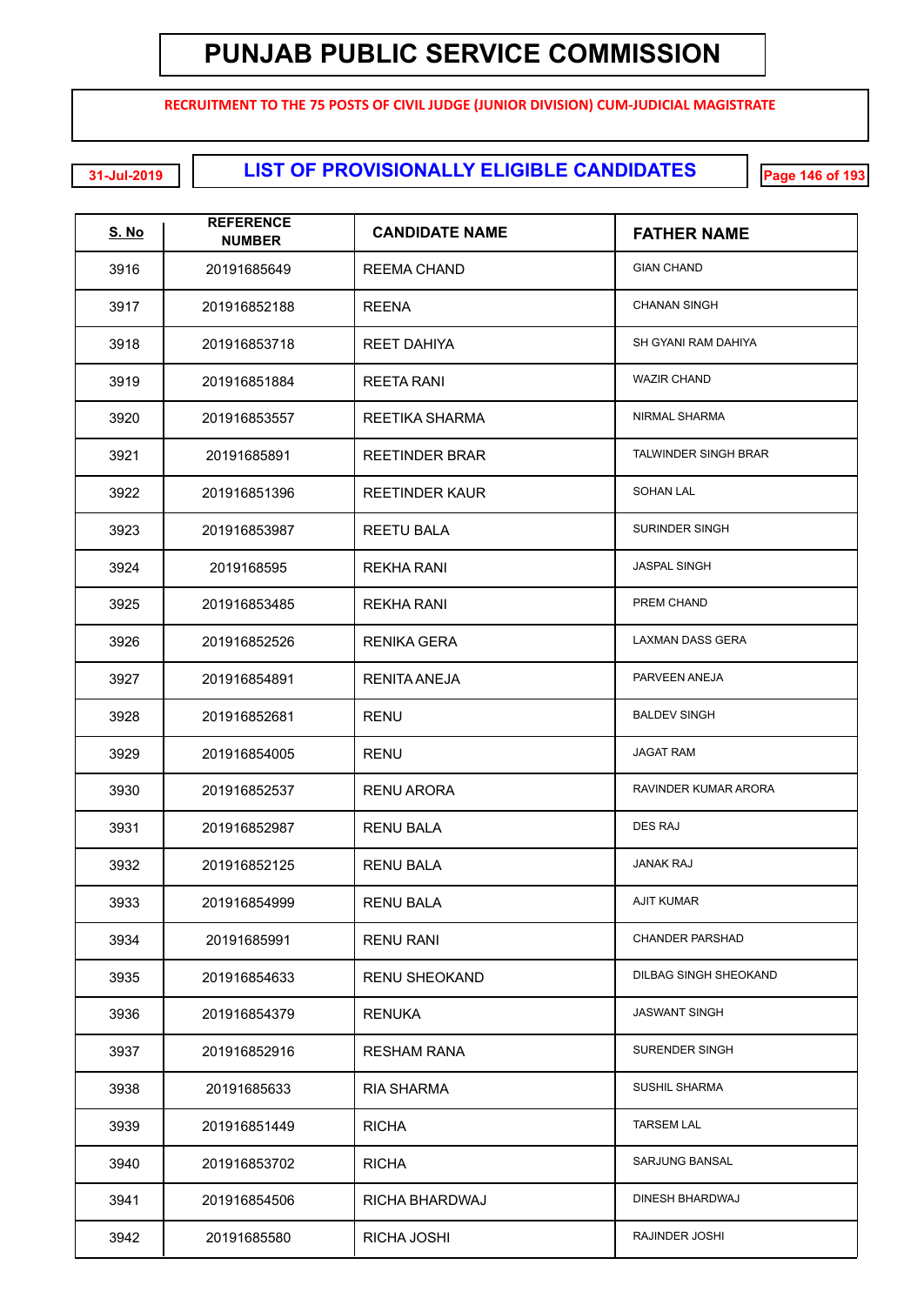# PUNJAB PUBLIC SERVICE COMMISSION

**RECRUITMENT TO THE 75 POSTS OF CIVIL JUDGE (JUNIOR DIVISION) CUM-JUDICIAL MAGISTRATE**

31-Jul-2019

## LIST OF PROVISIONALLY ELIGIBLE CANDIDATES

| S. No | REFERENCE NUMBER | CANDIDATE NAME | FATHER NAME |
|---|---|---|---|
| 3916 | 20191685649 | REEMA CHAND | GIAN CHAND |
| 3917 | 201916852188 | REENA | CHANAN SINGH |
| 3918 | 201916853718 | REET DAHIYA | SH GYANI RAM DAHIYA |
| 3919 | 201916851884 | REETA RANI | WAZIR CHAND |
| 3920 | 201916853557 | REETIKA SHARMA | NIRMAL SHARMA |
| 3921 | 20191685891 | REETINDER BRAR | TALWINDER SINGH BRAR |
| 3922 | 201916851396 | REETINDER KAUR | SOHAN LAL |
| 3923 | 201916853987 | REETU BALA | SURINDER SINGH |
| 3924 | 2019168595 | REKHA RANI | JASPAL SINGH |
| 3925 | 201916853485 | REKHA RANI | PREM CHAND |
| 3926 | 201916852526 | RENIKA GERA | LAXMAN DASS GERA |
| 3927 | 201916854891 | RENITA ANEJA | PARVEEN ANEJA |
| 3928 | 201916852681 | RENU | BALDEV SINGH |
| 3929 | 201916854005 | RENU | JAGAT RAM |
| 3930 | 201916852537 | RENU ARORA | RAVINDER KUMAR ARORA |
| 3931 | 201916852987 | RENU BALA | DES RAJ |
| 3932 | 201916852125 | RENU BALA | JANAK RAJ |
| 3933 | 201916854999 | RENU BALA | AJIT KUMAR |
| 3934 | 20191685991 | RENU RANI | CHANDER PARSHAD |
| 3935 | 201916854633 | RENU SHEOKAND | DILBAG SINGH SHEOKAND |
| 3936 | 201916854379 | RENUKA | JASWANT SINGH |
| 3937 | 201916852916 | RESHAM RANA | SURENDER SINGH |
| 3938 | 20191685633 | RIA SHARMA | SUSHIL SHARMA |
| 3939 | 201916851449 | RICHA | TARSEM LAL |
| 3940 | 201916853702 | RICHA | SARJUNG BANSAL |
| 3941 | 201916854506 | RICHA BHARDWAJ | DINESH BHARDWAJ |
| 3942 | 20191685580 | RICHA JOSHI | RAJINDER JOSHI |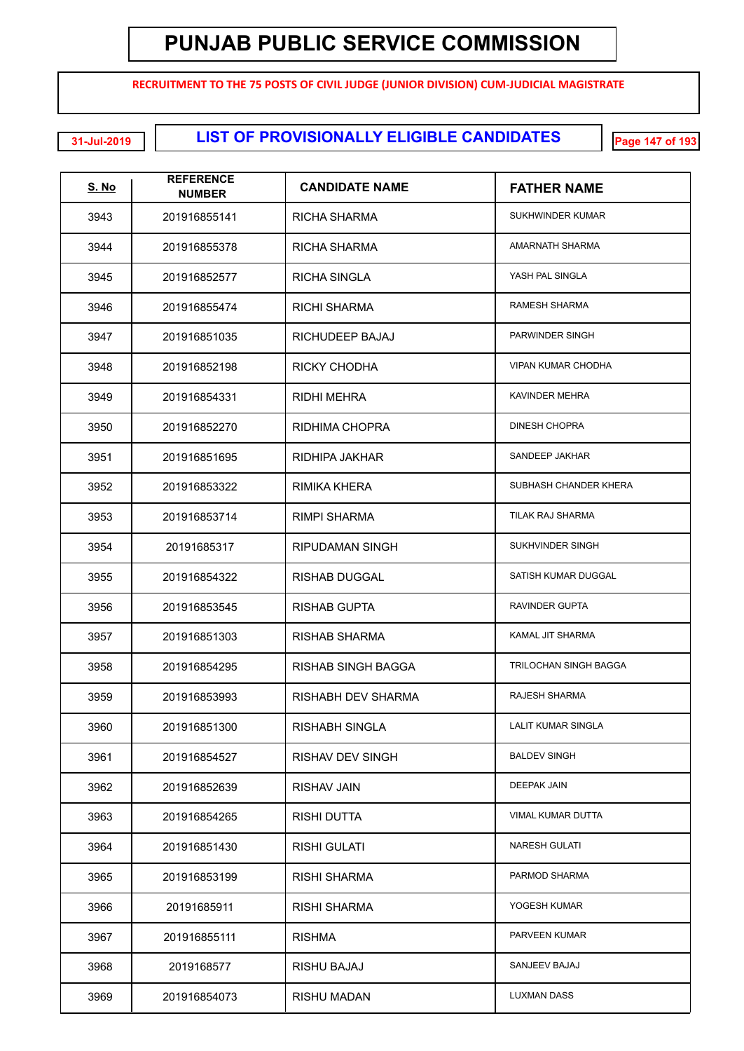# PUNJAB PUBLIC SERVICE COMMISSION

**RECRUITMENT TO THE 75 POSTS OF CIVIL JUDGE (JUNIOR DIVISION) CUM-JUDICIAL MAGISTRATE**

31-Jul-2019

## LIST OF PROVISIONALLY ELIGIBLE CANDIDATES

| S. No | REFERENCE NUMBER | CANDIDATE NAME | FATHER NAME |
|---|---|---|---|
| 3943 | 201916855141 | RICHA SHARMA | SUKHWINDER KUMAR |
| 3944 | 201916855378 | RICHA SHARMA | AMARNATH SHARMA |
| 3945 | 201916852577 | RICHA SINGLA | YASH PAL SINGLA |
| 3946 | 201916855474 | RICHI SHARMA | RAMESH SHARMA |
| 3947 | 201916851035 | RICHUDEEP BAJAJ | PARWINDER SINGH |
| 3948 | 201916852198 | RICKY CHODHA | VIPAN KUMAR CHODHA |
| 3949 | 201916854331 | RIDHI MEHRA | KAVINDER MEHRA |
| 3950 | 201916852270 | RIDHIMA CHOPRA | DINESH CHOPRA |
| 3951 | 201916851695 | RIDHIPA JAKHAR | SANDEEP JAKHAR |
| 3952 | 201916853322 | RIMIKA KHERA | SUBHASH CHANDER KHERA |
| 3953 | 201916853714 | RIMPI SHARMA | TILAK RAJ SHARMA |
| 3954 | 20191685317 | RIPUDAMAN SINGH | SUKHVINDER SINGH |
| 3955 | 201916854322 | RISHAB DUGGAL | SATISH KUMAR DUGGAL |
| 3956 | 201916853545 | RISHAB GUPTA | RAVINDER GUPTA |
| 3957 | 201916851303 | RISHAB SHARMA | KAMAL JIT SHARMA |
| 3958 | 201916854295 | RISHAB SINGH BAGGA | TRILOCHAN SINGH BAGGA |
| 3959 | 201916853993 | RISHABH DEV SHARMA | RAJESH SHARMA |
| 3960 | 201916851300 | RISHABH SINGLA | LALIT KUMAR SINGLA |
| 3961 | 201916854527 | RISHAV DEV SINGH | BALDEV SINGH |
| 3962 | 201916852639 | RISHAV JAIN | DEEPAK JAIN |
| 3963 | 201916854265 | RISHI DUTTA | VIMAL KUMAR DUTTA |
| 3964 | 201916851430 | RISHI GULATI | NARESH GULATI |
| 3965 | 201916853199 | RISHI SHARMA | PARMOD SHARMA |
| 3966 | 20191685911 | RISHI SHARMA | YOGESH KUMAR |
| 3967 | 201916855111 | RISHMA | PARVEEN KUMAR |
| 3968 | 2019168577 | RISHU BAJAJ | SANJEEV BAJAJ |
| 3969 | 201916854073 | RISHU MADAN | LUXMAN DASS |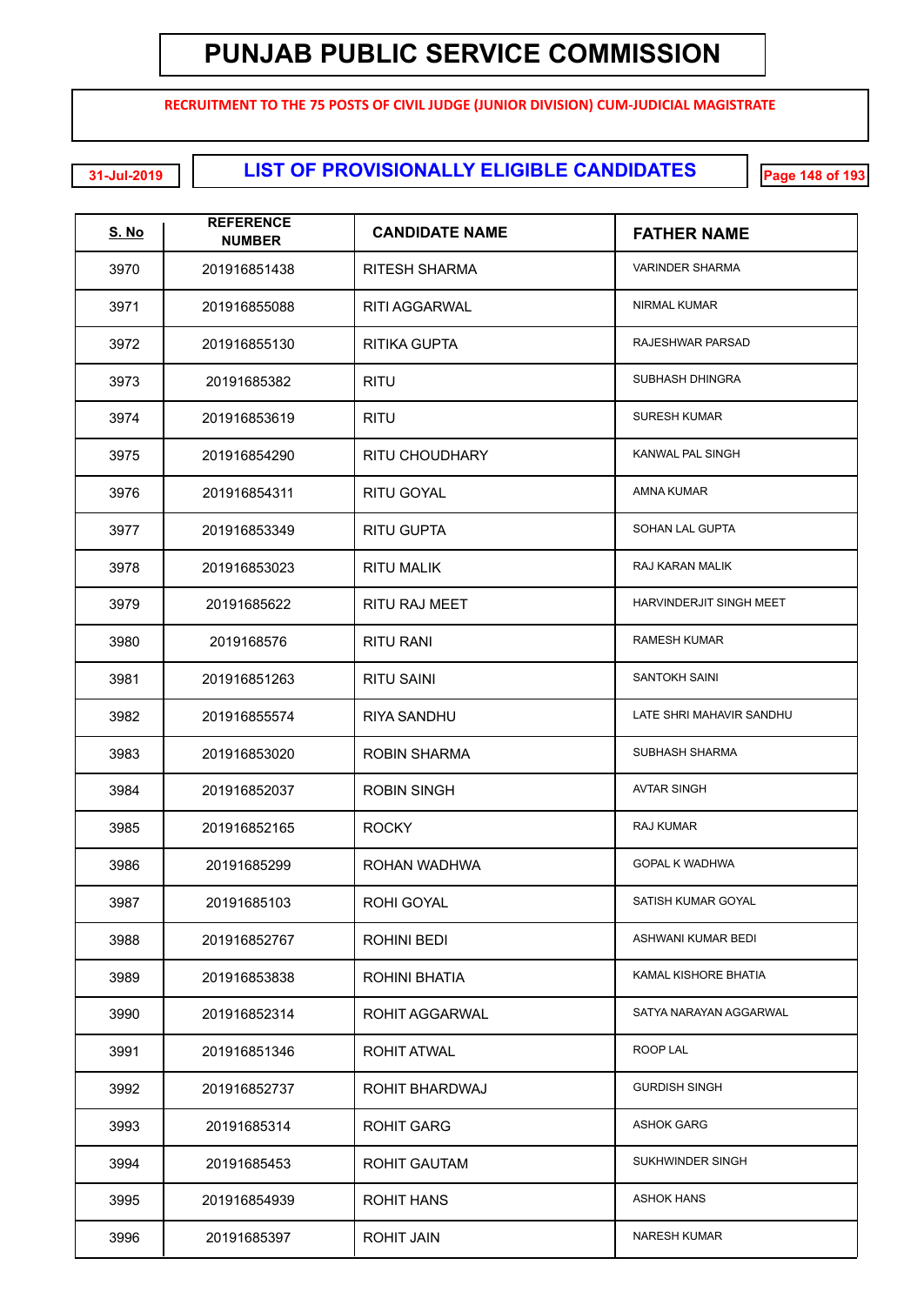# PUNJAB PUBLIC SERVICE COMMISSION

**RECRUITMENT TO THE 75 POSTS OF CIVIL JUDGE (JUNIOR DIVISION) CUM-JUDICIAL MAGISTRATE**

31-Jul-2019

## LIST OF PROVISIONALLY ELIGIBLE CANDIDATES

| S. No | REFERENCE NUMBER | CANDIDATE NAME | FATHER NAME |
|---|---|---|---|
| 3970 | 201916851438 | RITESH SHARMA | VARINDER SHARMA |
| 3971 | 201916855088 | RITI AGGARWAL | NIRMAL KUMAR |
| 3972 | 201916855130 | RITIKA GUPTA | RAJESHWAR PARSAD |
| 3973 | 20191685382 | RITU | SUBHASH DHINGRA |
| 3974 | 201916853619 | RITU | SURESH KUMAR |
| 3975 | 201916854290 | RITU CHOUDHARY | KANWAL PAL SINGH |
| 3976 | 201916854311 | RITU GOYAL | AMNA KUMAR |
| 3977 | 201916853349 | RITU GUPTA | SOHAN LAL GUPTA |
| 3978 | 201916853023 | RITU MALIK | RAJ KARAN MALIK |
| 3979 | 20191685622 | RITU RAJ MEET | HARVINDERJIT SINGH MEET |
| 3980 | 2019168576 | RITU RANI | RAMESH KUMAR |
| 3981 | 201916851263 | RITU SAINI | SANTOKH SAINI |
| 3982 | 201916855574 | RIYA SANDHU | LATE SHRI MAHAVIR SANDHU |
| 3983 | 201916853020 | ROBIN SHARMA | SUBHASH SHARMA |
| 3984 | 201916852037 | ROBIN SINGH | AVTAR SINGH |
| 3985 | 201916852165 | ROCKY | RAJ KUMAR |
| 3986 | 20191685299 | ROHAN WADHWA | GOPAL K WADHWA |
| 3987 | 20191685103 | ROHI GOYAL | SATISH KUMAR GOYAL |
| 3988 | 201916852767 | ROHINI BEDI | ASHWANI KUMAR BEDI |
| 3989 | 201916853838 | ROHINI BHATIA | KAMAL KISHORE BHATIA |
| 3990 | 201916852314 | ROHIT AGGARWAL | SATYA NARAYAN AGGARWAL |
| 3991 | 201916851346 | ROHIT ATWAL | ROOP LAL |
| 3992 | 201916852737 | ROHIT BHARDWAJ | GURDISH SINGH |
| 3993 | 20191685314 | ROHIT GARG | ASHOK GARG |
| 3994 | 20191685453 | ROHIT GAUTAM | SUKHWINDER SINGH |
| 3995 | 201916854939 | ROHIT HANS | ASHOK HANS |
| 3996 | 20191685397 | ROHIT JAIN | NARESH KUMAR |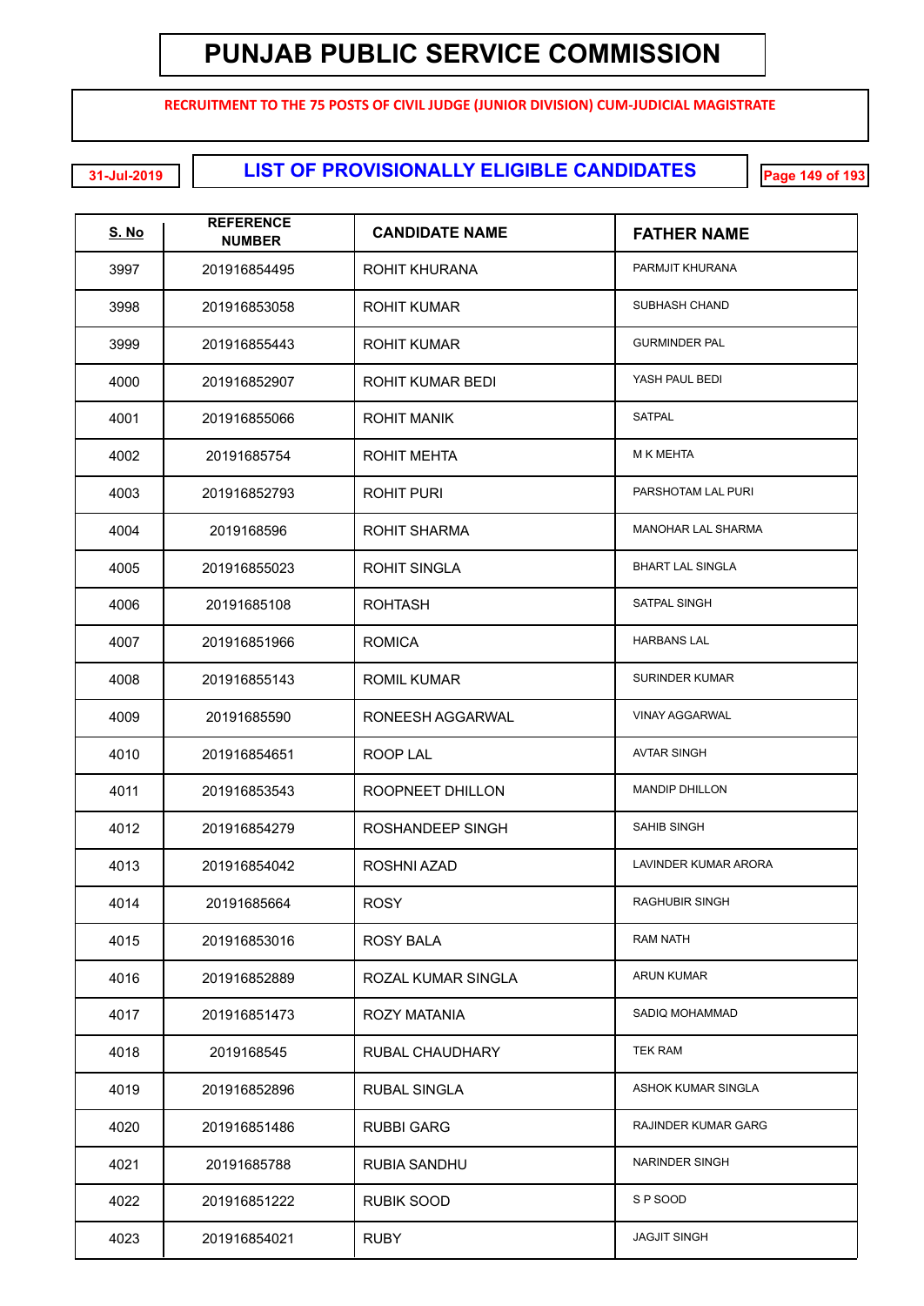# PUNJAB PUBLIC SERVICE COMMISSION

**RECRUITMENT TO THE 75 POSTS OF CIVIL JUDGE (JUNIOR DIVISION) CUM-JUDICIAL MAGISTRATE**

31-Jul-2019

## LIST OF PROVISIONALLY ELIGIBLE CANDIDATES

| S. No | REFERENCE NUMBER | CANDIDATE NAME | FATHER NAME |
|---|---|---|---|
| 3997 | 201916854495 | ROHIT KHURANA | PARMJIT KHURANA |
| 3998 | 201916853058 | ROHIT KUMAR | SUBHASH CHAND |
| 3999 | 201916855443 | ROHIT KUMAR | GURMINDER PAL |
| 4000 | 201916852907 | ROHIT KUMAR BEDI | YASH PAUL BEDI |
| 4001 | 201916855066 | ROHIT MANIK | SATPAL |
| 4002 | 20191685754 | ROHIT MEHTA | M K MEHTA |
| 4003 | 201916852793 | ROHIT PURI | PARSHOTAM LAL PURI |
| 4004 | 2019168596 | ROHIT SHARMA | MANOHAR LAL SHARMA |
| 4005 | 201916855023 | ROHIT SINGLA | BHART LAL SINGLA |
| 4006 | 20191685108 | ROHTASH | SATPAL SINGH |
| 4007 | 201916851966 | ROMICA | HARBANS LAL |
| 4008 | 201916855143 | ROMIL KUMAR | SURINDER KUMAR |
| 4009 | 20191685590 | RONEESH AGGARWAL | VINAY AGGARWAL |
| 4010 | 201916854651 | ROOP LAL | AVTAR SINGH |
| 4011 | 201916853543 | ROOPNEET DHILLON | MANDIP DHILLON |
| 4012 | 201916854279 | ROSHANDEEP SINGH | SAHIB SINGH |
| 4013 | 201916854042 | ROSHNI AZAD | LAVINDER KUMAR ARORA |
| 4014 | 20191685664 | ROSY | RAGHUBIR SINGH |
| 4015 | 201916853016 | ROSY BALA | RAM NATH |
| 4016 | 201916852889 | ROZAL KUMAR SINGLA | ARUN KUMAR |
| 4017 | 201916851473 | ROZY MATANIA | SADIQ MOHAMMAD |
| 4018 | 2019168545 | RUBAL CHAUDHARY | TEK RAM |
| 4019 | 201916852896 | RUBAL SINGLA | ASHOK KUMAR SINGLA |
| 4020 | 201916851486 | RUBBI GARG | RAJINDER KUMAR GARG |
| 4021 | 20191685788 | RUBIA SANDHU | NARINDER SINGH |
| 4022 | 201916851222 | RUBIK SOOD | S P SOOD |
| 4023 | 201916854021 | RUBY | JAGJIT SINGH |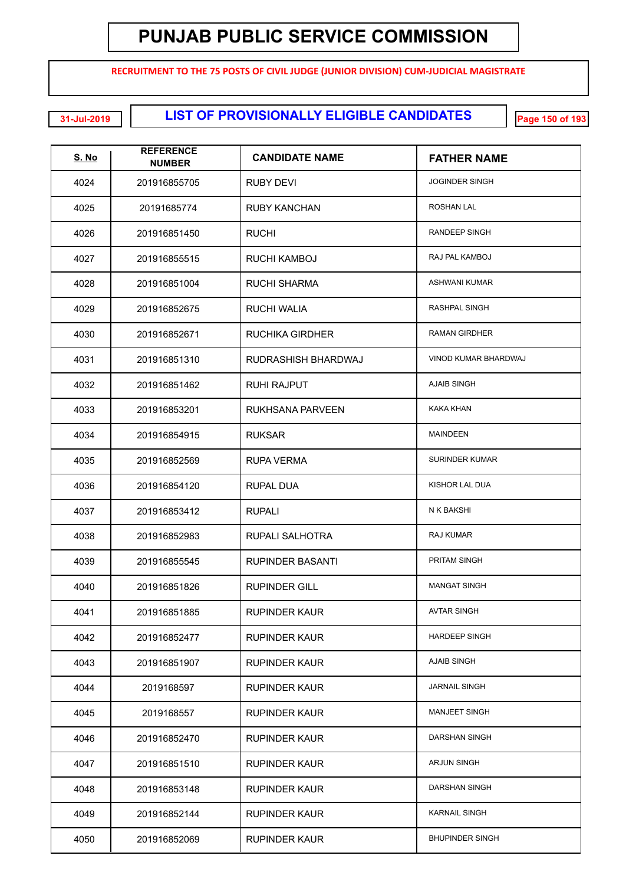# PUNJAB PUBLIC SERVICE COMMISSION

**RECRUITMENT TO THE 75 POSTS OF CIVIL JUDGE (JUNIOR DIVISION) CUM-JUDICIAL MAGISTRATE**

31-Jul-2019

## LIST OF PROVISIONALLY ELIGIBLE CANDIDATES

| S. No | REFERENCE NUMBER | CANDIDATE NAME | FATHER NAME |
|---|---|---|---|
| 4024 | 201916855705 | RUBY DEVI | JOGINDER SINGH |
| 4025 | 20191685774 | RUBY KANCHAN | ROSHAN LAL |
| 4026 | 201916851450 | RUCHI | RANDEEP SINGH |
| 4027 | 201916855515 | RUCHI KAMBOJ | RAJ PAL KAMBOJ |
| 4028 | 201916851004 | RUCHI SHARMA | ASHWANI KUMAR |
| 4029 | 201916852675 | RUCHI WALIA | RASHPAL SINGH |
| 4030 | 201916852671 | RUCHIKA GIRDHER | RAMAN GIRDHER |
| 4031 | 201916851310 | RUDRASHISH BHARDWAJ | VINOD KUMAR BHARDWAJ |
| 4032 | 201916851462 | RUHI RAJPUT | AJAIB SINGH |
| 4033 | 201916853201 | RUKHSANA PARVEEN | KAKA KHAN |
| 4034 | 201916854915 | RUKSAR | MAINDEEN |
| 4035 | 201916852569 | RUPA VERMA | SURINDER KUMAR |
| 4036 | 201916854120 | RUPAL DUA | KISHOR LAL DUA |
| 4037 | 201916853412 | RUPALI | N K BAKSHI |
| 4038 | 201916852983 | RUPALI SALHOTRA | RAJ KUMAR |
| 4039 | 201916855545 | RUPINDER BASANTI | PRITAM SINGH |
| 4040 | 201916851826 | RUPINDER GILL | MANGAT SINGH |
| 4041 | 201916851885 | RUPINDER KAUR | AVTAR SINGH |
| 4042 | 201916852477 | RUPINDER KAUR | HARDEEP SINGH |
| 4043 | 201916851907 | RUPINDER KAUR | AJAIB SINGH |
| 4044 | 2019168597 | RUPINDER KAUR | JARNAIL SINGH |
| 4045 | 2019168557 | RUPINDER KAUR | MANJEET SINGH |
| 4046 | 201916852470 | RUPINDER KAUR | DARSHAN SINGH |
| 4047 | 201916851510 | RUPINDER KAUR | ARJUN SINGH |
| 4048 | 201916853148 | RUPINDER KAUR | DARSHAN SINGH |
| 4049 | 201916852144 | RUPINDER KAUR | KARNAIL SINGH |
| 4050 | 201916852069 | RUPINDER KAUR | BHUPINDER SINGH |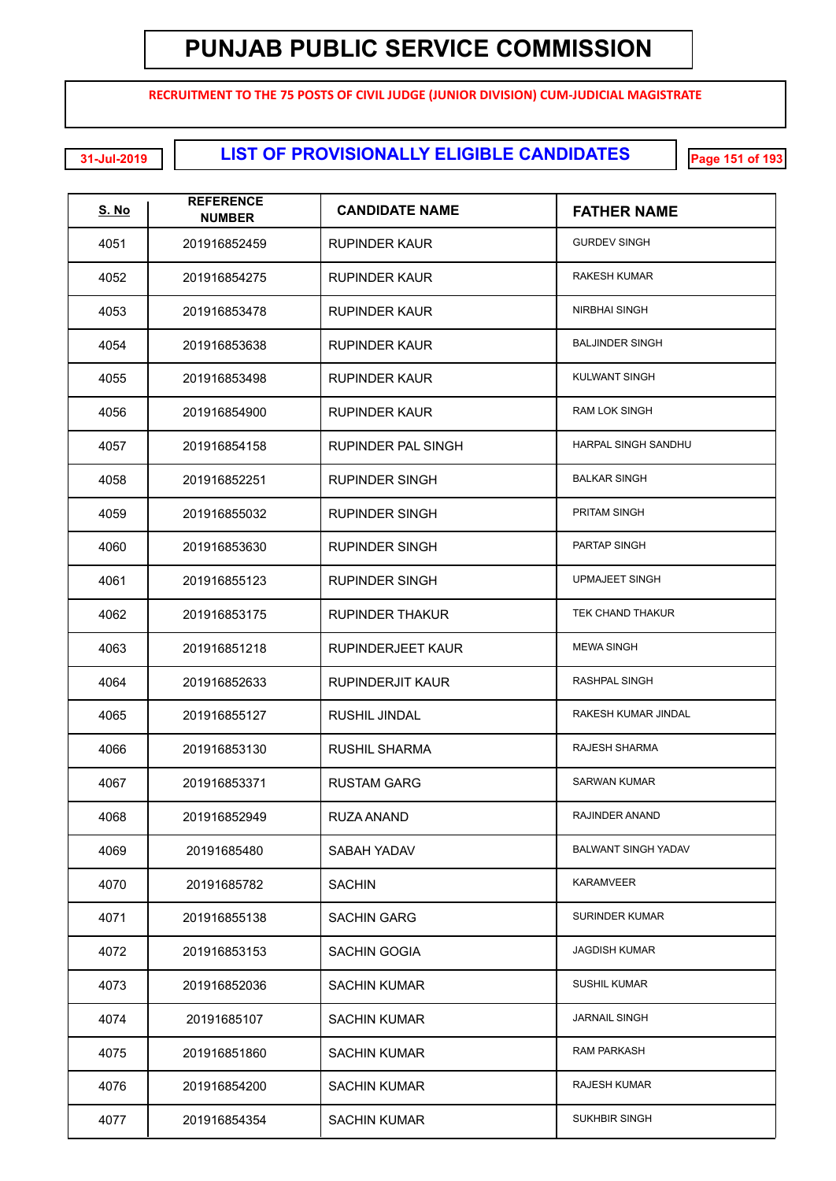# PUNJAB PUBLIC SERVICE COMMISSION

**RECRUITMENT TO THE 75 POSTS OF CIVIL JUDGE (JUNIOR DIVISION) CUM-JUDICIAL MAGISTRATE**

31-Jul-2019

## LIST OF PROVISIONALLY ELIGIBLE CANDIDATES

| S. No | REFERENCE NUMBER | CANDIDATE NAME | FATHER NAME |
|---|---|---|---|
| 4051 | 201916852459 | RUPINDER KAUR | GURDEV SINGH |
| 4052 | 201916854275 | RUPINDER KAUR | RAKESH KUMAR |
| 4053 | 201916853478 | RUPINDER KAUR | NIRBHAI SINGH |
| 4054 | 201916853638 | RUPINDER KAUR | BALJINDER SINGH |
| 4055 | 201916853498 | RUPINDER KAUR | KULWANT SINGH |
| 4056 | 201916854900 | RUPINDER KAUR | RAM LOK SINGH |
| 4057 | 201916854158 | RUPINDER PAL SINGH | HARPAL SINGH SANDHU |
| 4058 | 201916852251 | RUPINDER SINGH | BALKAR SINGH |
| 4059 | 201916855032 | RUPINDER SINGH | PRITAM SINGH |
| 4060 | 201916853630 | RUPINDER SINGH | PARTAP SINGH |
| 4061 | 201916855123 | RUPINDER SINGH | UPMAJEET SINGH |
| 4062 | 201916853175 | RUPINDER THAKUR | TEK CHAND THAKUR |
| 4063 | 201916851218 | RUPINDERJEET KAUR | MEWA SINGH |
| 4064 | 201916852633 | RUPINDERJIT KAUR | RASHPAL SINGH |
| 4065 | 201916855127 | RUSHIL JINDAL | RAKESH KUMAR JINDAL |
| 4066 | 201916853130 | RUSHIL SHARMA | RAJESH SHARMA |
| 4067 | 201916853371 | RUSTAM GARG | SARWAN KUMAR |
| 4068 | 201916852949 | RUZA ANAND | RAJINDER ANAND |
| 4069 | 20191685480 | SABAH YADAV | BALWANT SINGH YADAV |
| 4070 | 20191685782 | SACHIN | KARAMVEER |
| 4071 | 201916855138 | SACHIN GARG | SURINDER KUMAR |
| 4072 | 201916853153 | SACHIN GOGIA | JAGDISH KUMAR |
| 4073 | 201916852036 | SACHIN KUMAR | SUSHIL KUMAR |
| 4074 | 20191685107 | SACHIN KUMAR | JARNAIL SINGH |
| 4075 | 201916851860 | SACHIN KUMAR | RAM PARKASH |
| 4076 | 201916854200 | SACHIN KUMAR | RAJESH KUMAR |
| 4077 | 201916854354 | SACHIN KUMAR | SUKHBIR SINGH |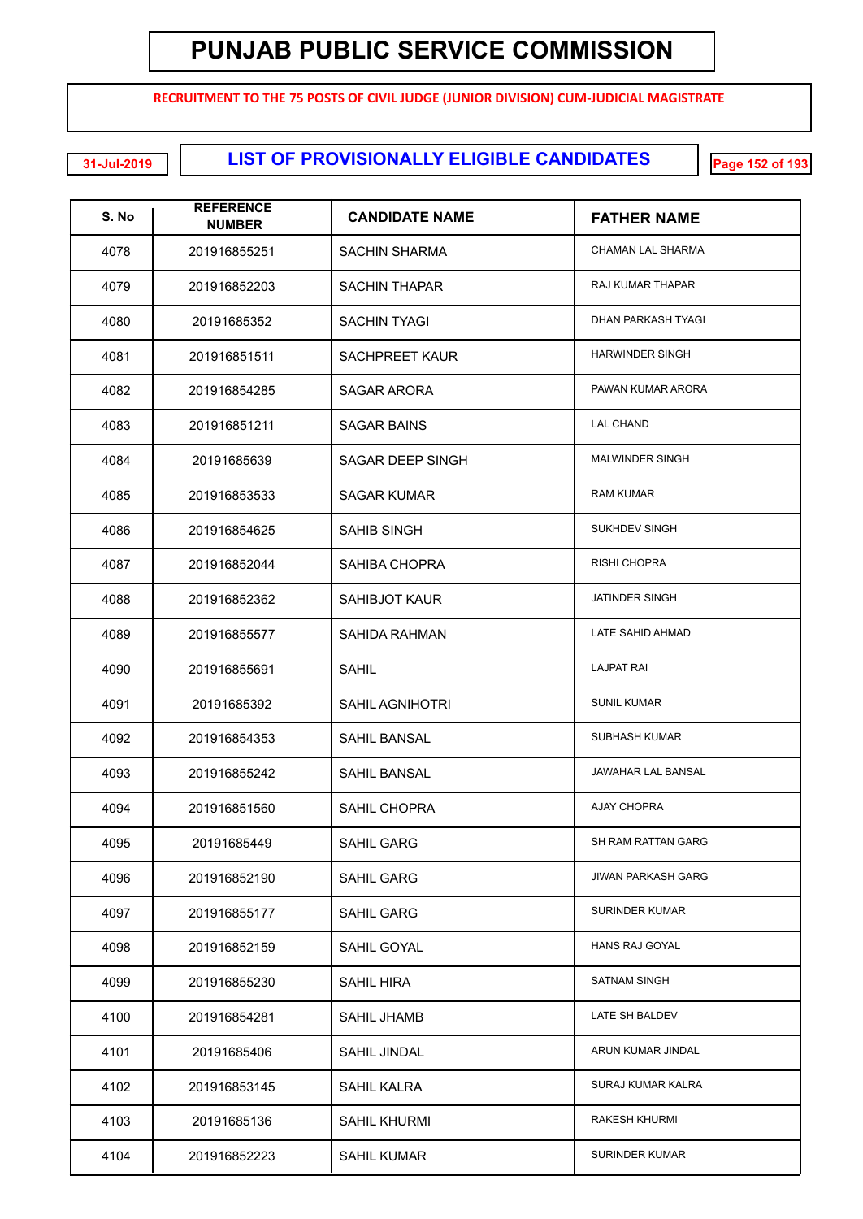# PUNJAB PUBLIC SERVICE COMMISSION

**RECRUITMENT TO THE 75 POSTS OF CIVIL JUDGE (JUNIOR DIVISION) CUM-JUDICIAL MAGISTRATE**

31-Jul-2019

## LIST OF PROVISIONALLY ELIGIBLE CANDIDATES

| S. No | REFERENCE NUMBER | CANDIDATE NAME | FATHER NAME |
|---|---|---|---|
| 4078 | 201916855251 | SACHIN SHARMA | CHAMAN LAL SHARMA |
| 4079 | 201916852203 | SACHIN THAPAR | RAJ KUMAR THAPAR |
| 4080 | 20191685352 | SACHIN TYAGI | DHAN PARKASH TYAGI |
| 4081 | 201916851511 | SACHPREET KAUR | HARWINDER SINGH |
| 4082 | 201916854285 | SAGAR ARORA | PAWAN KUMAR ARORA |
| 4083 | 201916851211 | SAGAR BAINS | LAL CHAND |
| 4084 | 20191685639 | SAGAR DEEP SINGH | MALWINDER SINGH |
| 4085 | 201916853533 | SAGAR KUMAR | RAM KUMAR |
| 4086 | 201916854625 | SAHIB SINGH | SUKHDEV SINGH |
| 4087 | 201916852044 | SAHIBA CHOPRA | RISHI CHOPRA |
| 4088 | 201916852362 | SAHIBJOT KAUR | JATINDER SINGH |
| 4089 | 201916855577 | SAHIDA RAHMAN | LATE SAHID AHMAD |
| 4090 | 201916855691 | SAHIL | LAJPAT RAI |
| 4091 | 20191685392 | SAHIL AGNIHOTRI | SUNIL KUMAR |
| 4092 | 201916854353 | SAHIL BANSAL | SUBHASH KUMAR |
| 4093 | 201916855242 | SAHIL BANSAL | JAWAHAR LAL BANSAL |
| 4094 | 201916851560 | SAHIL CHOPRA | AJAY CHOPRA |
| 4095 | 20191685449 | SAHIL GARG | SH RAM RATTAN GARG |
| 4096 | 201916852190 | SAHIL GARG | JIWAN PARKASH GARG |
| 4097 | 201916855177 | SAHIL GARG | SURINDER KUMAR |
| 4098 | 201916852159 | SAHIL GOYAL | HANS RAJ GOYAL |
| 4099 | 201916855230 | SAHIL HIRA | SATNAM SINGH |
| 4100 | 201916854281 | SAHIL JHAMB | LATE SH BALDEV |
| 4101 | 20191685406 | SAHIL JINDAL | ARUN KUMAR JINDAL |
| 4102 | 201916853145 | SAHIL KALRA | SURAJ KUMAR KALRA |
| 4103 | 20191685136 | SAHIL KHURMI | RAKESH KHURMI |
| 4104 | 201916852223 | SAHIL KUMAR | SURINDER KUMAR |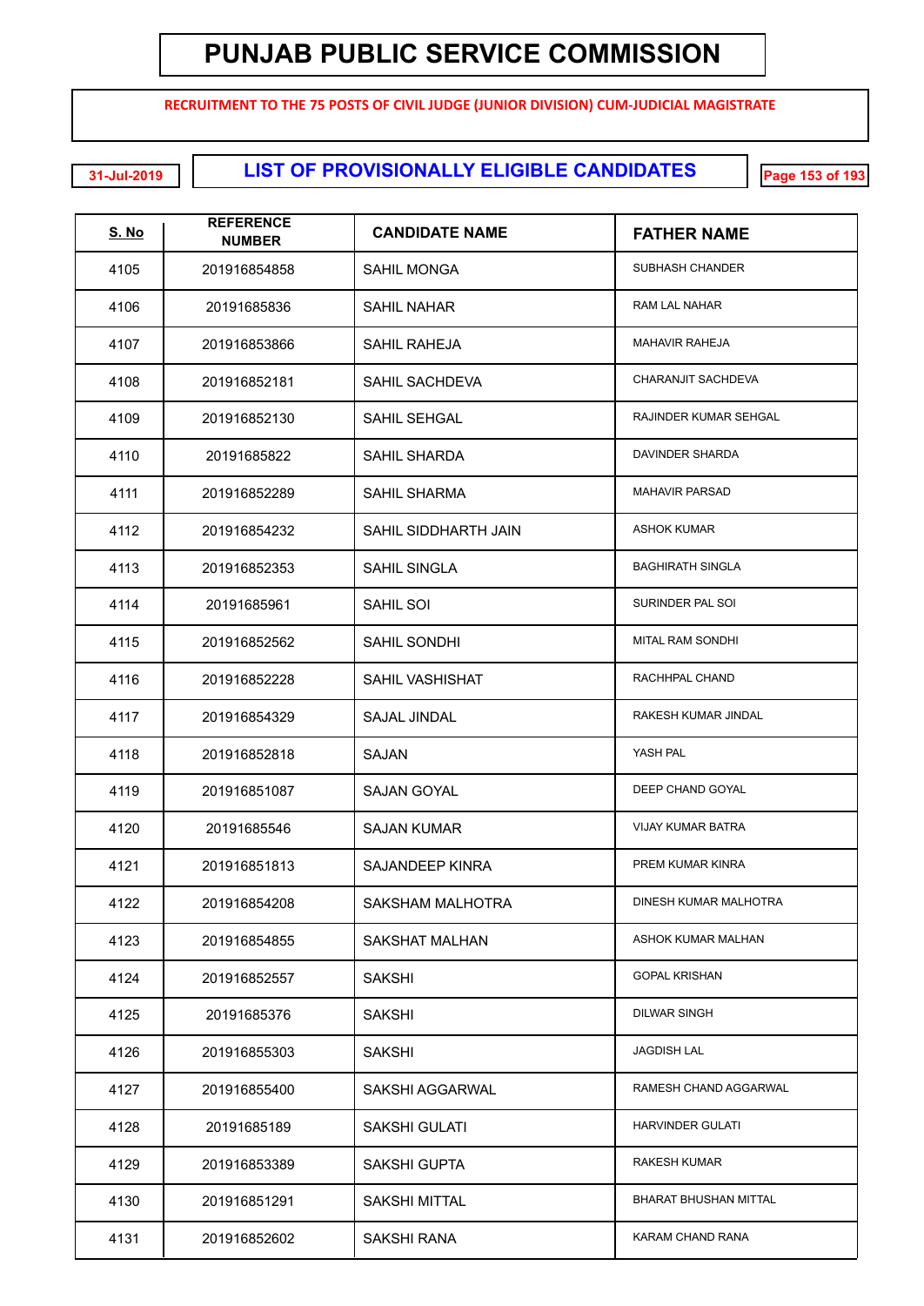# PUNJAB PUBLIC SERVICE COMMISSION

**RECRUITMENT TO THE 75 POSTS OF CIVIL JUDGE (JUNIOR DIVISION) CUM-JUDICIAL MAGISTRATE**

31-Jul-2019

## LIST OF PROVISIONALLY ELIGIBLE CANDIDATES

| S. No | REFERENCE NUMBER | CANDIDATE NAME | FATHER NAME |
|---|---|---|---|
| 4105 | 201916854858 | SAHIL MONGA | SUBHASH CHANDER |
| 4106 | 20191685836 | SAHIL NAHAR | RAM LAL NAHAR |
| 4107 | 201916853866 | SAHIL RAHEJA | MAHAVIR RAHEJA |
| 4108 | 201916852181 | SAHIL SACHDEVA | CHARANJIT SACHDEVA |
| 4109 | 201916852130 | SAHIL SEHGAL | RAJINDER KUMAR SEHGAL |
| 4110 | 20191685822 | SAHIL SHARDA | DAVINDER SHARDA |
| 4111 | 201916852289 | SAHIL SHARMA | MAHAVIR PARSAD |
| 4112 | 201916854232 | SAHIL SIDDHARTH JAIN | ASHOK KUMAR |
| 4113 | 201916852353 | SAHIL SINGLA | BAGHIRATH SINGLA |
| 4114 | 20191685961 | SAHIL SOI | SURINDER PAL SOI |
| 4115 | 201916852562 | SAHIL SONDHI | MITAL RAM SONDHI |
| 4116 | 201916852228 | SAHIL VASHISHAT | RACHHPAL CHAND |
| 4117 | 201916854329 | SAJAL JINDAL | RAKESH KUMAR JINDAL |
| 4118 | 201916852818 | SAJAN | YASH PAL |
| 4119 | 201916851087 | SAJAN GOYAL | DEEP CHAND GOYAL |
| 4120 | 20191685546 | SAJAN KUMAR | VIJAY KUMAR BATRA |
| 4121 | 201916851813 | SAJANDEEP KINRA | PREM KUMAR KINRA |
| 4122 | 201916854208 | SAKSHAM MALHOTRA | DINESH KUMAR MALHOTRA |
| 4123 | 201916854855 | SAKSHAT MALHAN | ASHOK KUMAR MALHAN |
| 4124 | 201916852557 | SAKSHI | GOPAL KRISHAN |
| 4125 | 20191685376 | SAKSHI | DILWAR SINGH |
| 4126 | 201916855303 | SAKSHI | JAGDISH LAL |
| 4127 | 201916855400 | SAKSHI AGGARWAL | RAMESH CHAND AGGARWAL |
| 4128 | 20191685189 | SAKSHI GULATI | HARVINDER GULATI |
| 4129 | 201916853389 | SAKSHI GUPTA | RAKESH KUMAR |
| 4130 | 201916851291 | SAKSHI MITTAL | BHARAT BHUSHAN MITTAL |
| 4131 | 201916852602 | SAKSHI RANA | KARAM CHAND RANA |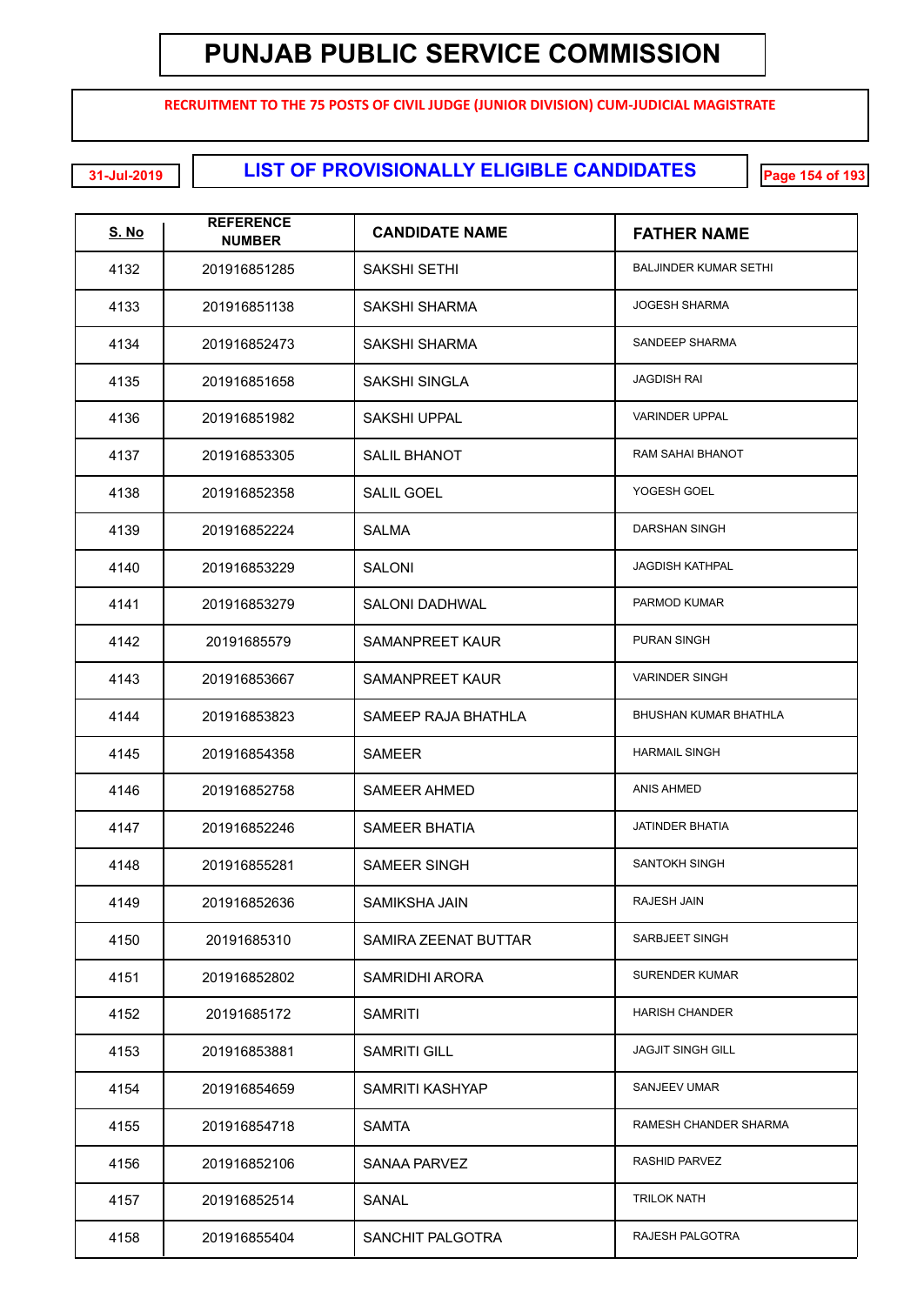# PUNJAB PUBLIC SERVICE COMMISSION

**RECRUITMENT TO THE 75 POSTS OF CIVIL JUDGE (JUNIOR DIVISION) CUM-JUDICIAL MAGISTRATE**

31-Jul-2019

## LIST OF PROVISIONALLY ELIGIBLE CANDIDATES

| S. No | REFERENCE NUMBER | CANDIDATE NAME | FATHER NAME |
|---|---|---|---|
| 4132 | 201916851285 | SAKSHI SETHI | BALJINDER KUMAR SETHI |
| 4133 | 201916851138 | SAKSHI SHARMA | JOGESH SHARMA |
| 4134 | 201916852473 | SAKSHI SHARMA | SANDEEP SHARMA |
| 4135 | 201916851658 | SAKSHI SINGLA | JAGDISH RAI |
| 4136 | 201916851982 | SAKSHI UPPAL | VARINDER UPPAL |
| 4137 | 201916853305 | SALIL BHANOT | RAM SAHAI BHANOT |
| 4138 | 201916852358 | SALIL GOEL | YOGESH GOEL |
| 4139 | 201916852224 | SALMA | DARSHAN SINGH |
| 4140 | 201916853229 | SALONI | JAGDISH KATHPAL |
| 4141 | 201916853279 | SALONI DADHWAL | PARMOD KUMAR |
| 4142 | 20191685579 | SAMANPREET KAUR | PURAN SINGH |
| 4143 | 201916853667 | SAMANPREET KAUR | VARINDER SINGH |
| 4144 | 201916853823 | SAMEEP RAJA BHATHLA | BHUSHAN KUMAR BHATHLA |
| 4145 | 201916854358 | SAMEER | HARMAIL SINGH |
| 4146 | 201916852758 | SAMEER AHMED | ANIS AHMED |
| 4147 | 201916852246 | SAMEER BHATIA | JATINDER BHATIA |
| 4148 | 201916855281 | SAMEER SINGH | SANTOKH SINGH |
| 4149 | 201916852636 | SAMIKSHA JAIN | RAJESH JAIN |
| 4150 | 20191685310 | SAMIRA ZEENAT BUTTAR | SARBJEET SINGH |
| 4151 | 201916852802 | SAMRIDHI ARORA | SURENDER KUMAR |
| 4152 | 20191685172 | SAMRITI | HARISH CHANDER |
| 4153 | 201916853881 | SAMRITI GILL | JAGJIT SINGH GILL |
| 4154 | 201916854659 | SAMRITI KASHYAP | SANJEEV UMAR |
| 4155 | 201916854718 | SAMTA | RAMESH CHANDER SHARMA |
| 4156 | 201916852106 | SANAA PARVEZ | RASHID PARVEZ |
| 4157 | 201916852514 | SANAL | TRILOK NATH |
| 4158 | 201916855404 | SANCHIT PALGOTRA | RAJESH PALGOTRA |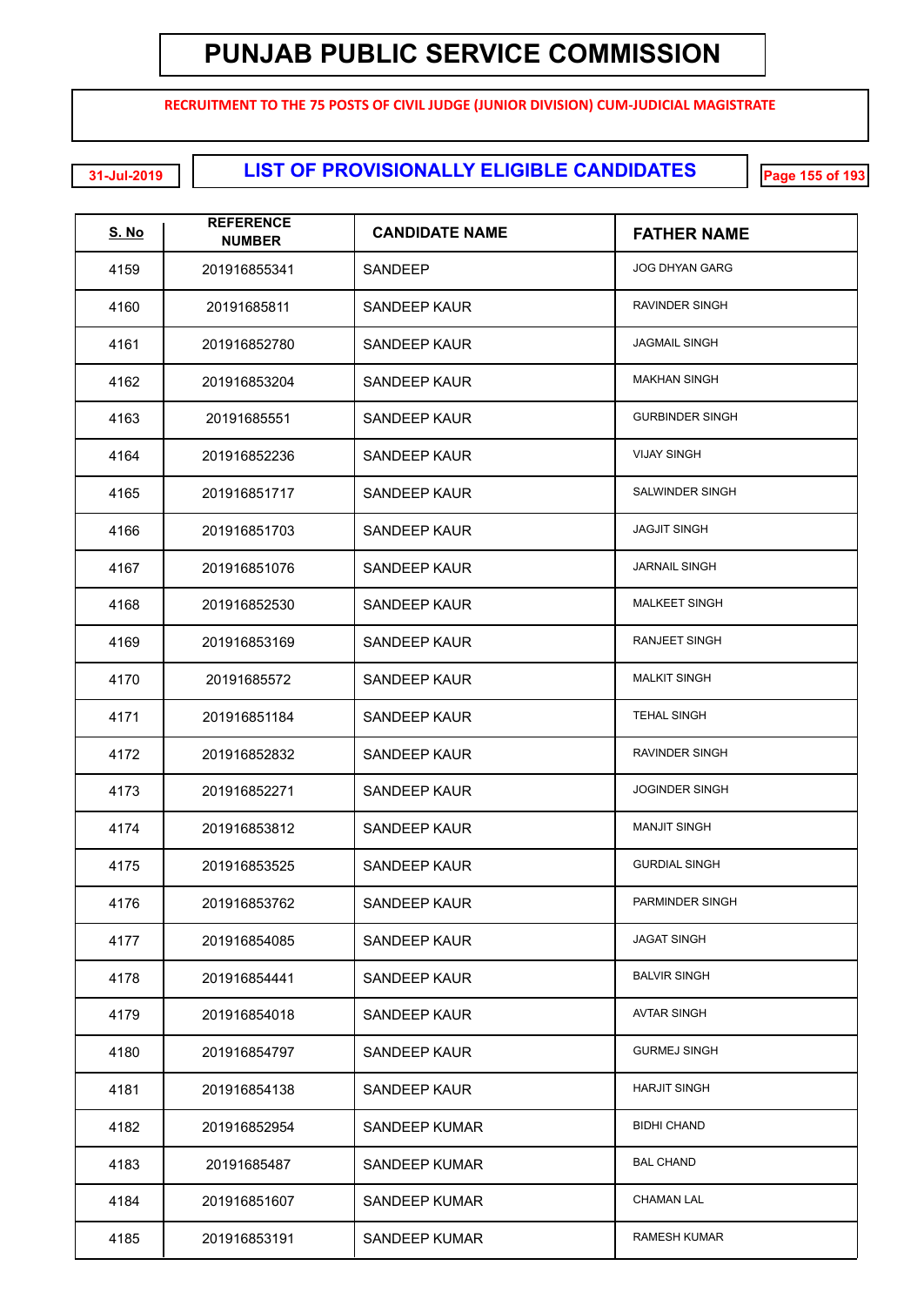# PUNJAB PUBLIC SERVICE COMMISSION

**RECRUITMENT TO THE 75 POSTS OF CIVIL JUDGE (JUNIOR DIVISION) CUM-JUDICIAL MAGISTRATE**

31-Jul-2019

## LIST OF PROVISIONALLY ELIGIBLE CANDIDATES

| S. No | REFERENCE NUMBER | CANDIDATE NAME | FATHER NAME |
|---|---|---|---|
| 4159 | 201916855341 | SANDEEP | JOG DHYAN GARG |
| 4160 | 20191685811 | SANDEEP KAUR | RAVINDER SINGH |
| 4161 | 201916852780 | SANDEEP KAUR | JAGMAIL SINGH |
| 4162 | 201916853204 | SANDEEP KAUR | MAKHAN SINGH |
| 4163 | 20191685551 | SANDEEP KAUR | GURBINDER SINGH |
| 4164 | 201916852236 | SANDEEP KAUR | VIJAY SINGH |
| 4165 | 201916851717 | SANDEEP KAUR | SALWINDER SINGH |
| 4166 | 201916851703 | SANDEEP KAUR | JAGJIT SINGH |
| 4167 | 201916851076 | SANDEEP KAUR | JARNAIL SINGH |
| 4168 | 201916852530 | SANDEEP KAUR | MALKEET SINGH |
| 4169 | 201916853169 | SANDEEP KAUR | RANJEET SINGH |
| 4170 | 20191685572 | SANDEEP KAUR | MALKIT SINGH |
| 4171 | 201916851184 | SANDEEP KAUR | TEHAL SINGH |
| 4172 | 201916852832 | SANDEEP KAUR | RAVINDER SINGH |
| 4173 | 201916852271 | SANDEEP KAUR | JOGINDER SINGH |
| 4174 | 201916853812 | SANDEEP KAUR | MANJIT SINGH |
| 4175 | 201916853525 | SANDEEP KAUR | GURDIAL SINGH |
| 4176 | 201916853762 | SANDEEP KAUR | PARMINDER SINGH |
| 4177 | 201916854085 | SANDEEP KAUR | JAGAT SINGH |
| 4178 | 201916854441 | SANDEEP KAUR | BALVIR SINGH |
| 4179 | 201916854018 | SANDEEP KAUR | AVTAR SINGH |
| 4180 | 201916854797 | SANDEEP KAUR | GURMEJ SINGH |
| 4181 | 201916854138 | SANDEEP KAUR | HARJIT SINGH |
| 4182 | 201916852954 | SANDEEP KUMAR | BIDHI CHAND |
| 4183 | 20191685487 | SANDEEP KUMAR | BAL CHAND |
| 4184 | 201916851607 | SANDEEP KUMAR | CHAMAN LAL |
| 4185 | 201916853191 | SANDEEP KUMAR | RAMESH KUMAR |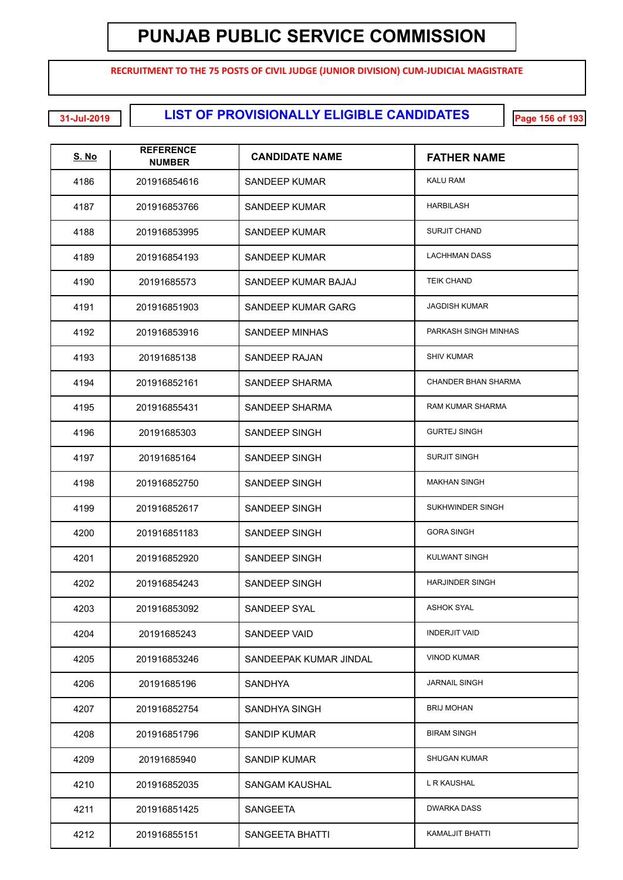# PUNJAB PUBLIC SERVICE COMMISSION

**RECRUITMENT TO THE 75 POSTS OF CIVIL JUDGE (JUNIOR DIVISION) CUM-JUDICIAL MAGISTRATE**

31-Jul-2019

## LIST OF PROVISIONALLY ELIGIBLE CANDIDATES

| S. No | REFERENCE NUMBER | CANDIDATE NAME | FATHER NAME |
|---|---|---|---|
| 4186 | 201916854616 | SANDEEP KUMAR | KALU RAM |
| 4187 | 201916853766 | SANDEEP KUMAR | HARBILASH |
| 4188 | 201916853995 | SANDEEP KUMAR | SURJIT CHAND |
| 4189 | 201916854193 | SANDEEP KUMAR | LACHHMAN DASS |
| 4190 | 20191685573 | SANDEEP KUMAR BAJAJ | TEIK CHAND |
| 4191 | 201916851903 | SANDEEP KUMAR GARG | JAGDISH KUMAR |
| 4192 | 201916853916 | SANDEEP MINHAS | PARKASH SINGH MINHAS |
| 4193 | 20191685138 | SANDEEP RAJAN | SHIV KUMAR |
| 4194 | 201916852161 | SANDEEP SHARMA | CHANDER BHAN SHARMA |
| 4195 | 201916855431 | SANDEEP SHARMA | RAM KUMAR SHARMA |
| 4196 | 20191685303 | SANDEEP SINGH | GURTEJ SINGH |
| 4197 | 20191685164 | SANDEEP SINGH | SURJIT SINGH |
| 4198 | 201916852750 | SANDEEP SINGH | MAKHAN SINGH |
| 4199 | 201916852617 | SANDEEP SINGH | SUKHWINDER SINGH |
| 4200 | 201916851183 | SANDEEP SINGH | GORA SINGH |
| 4201 | 201916852920 | SANDEEP SINGH | KULWANT SINGH |
| 4202 | 201916854243 | SANDEEP SINGH | HARJINDER SINGH |
| 4203 | 201916853092 | SANDEEP SYAL | ASHOK SYAL |
| 4204 | 20191685243 | SANDEEP VAID | INDERJIT VAID |
| 4205 | 201916853246 | SANDEEPAK KUMAR JINDAL | VINOD KUMAR |
| 4206 | 20191685196 | SANDHYA | JARNAIL SINGH |
| 4207 | 201916852754 | SANDHYA SINGH | BRIJ MOHAN |
| 4208 | 201916851796 | SANDIP KUMAR | BIRAM SINGH |
| 4209 | 20191685940 | SANDIP KUMAR | SHUGAN KUMAR |
| 4210 | 201916852035 | SANGAM KAUSHAL | L R KAUSHAL |
| 4211 | 201916851425 | SANGEETA | DWARKA DASS |
| 4212 | 201916855151 | SANGEETA BHATTI | KAMALJIT BHATTI |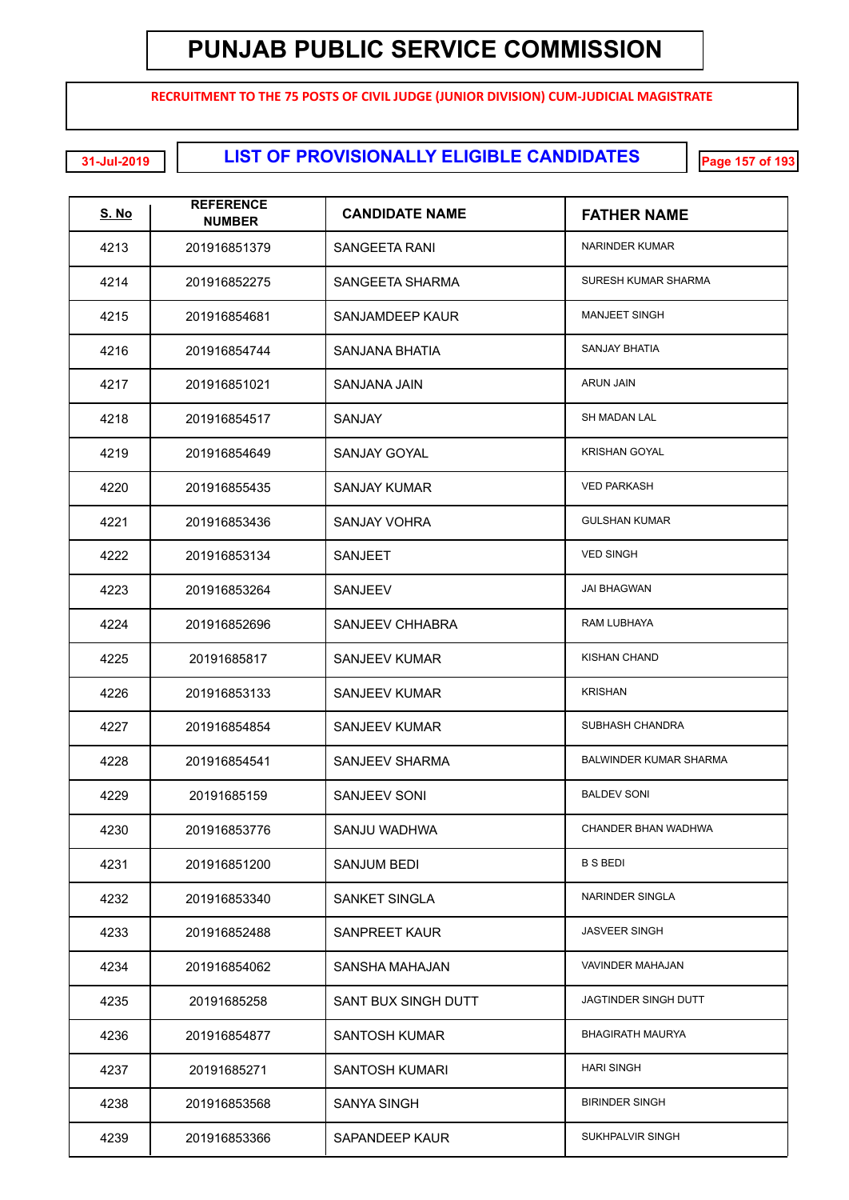# PUNJAB PUBLIC SERVICE COMMISSION

**RECRUITMENT TO THE 75 POSTS OF CIVIL JUDGE (JUNIOR DIVISION) CUM-JUDICIAL MAGISTRATE**

31-Jul-2019

## LIST OF PROVISIONALLY ELIGIBLE CANDIDATES

| S. No | REFERENCE NUMBER | CANDIDATE NAME | FATHER NAME |
|---|---|---|---|
| 4213 | 201916851379 | SANGEETA RANI | NARINDER KUMAR |
| 4214 | 201916852275 | SANGEETA SHARMA | SURESH KUMAR SHARMA |
| 4215 | 201916854681 | SANJAMDEEP KAUR | MANJEET SINGH |
| 4216 | 201916854744 | SANJANA BHATIA | SANJAY BHATIA |
| 4217 | 201916851021 | SANJANA JAIN | ARUN JAIN |
| 4218 | 201916854517 | SANJAY | SH MADAN LAL |
| 4219 | 201916854649 | SANJAY GOYAL | KRISHAN GOYAL |
| 4220 | 201916855435 | SANJAY KUMAR | VED PARKASH |
| 4221 | 201916853436 | SANJAY VOHRA | GULSHAN KUMAR |
| 4222 | 201916853134 | SANJEET | VED SINGH |
| 4223 | 201916853264 | SANJEEV | JAI BHAGWAN |
| 4224 | 201916852696 | SANJEEV CHHABRA | RAM LUBHAYA |
| 4225 | 20191685817 | SANJEEV KUMAR | KISHAN CHAND |
| 4226 | 201916853133 | SANJEEV KUMAR | KRISHAN |
| 4227 | 201916854854 | SANJEEV KUMAR | SUBHASH CHANDRA |
| 4228 | 201916854541 | SANJEEV SHARMA | BALWINDER KUMAR SHARMA |
| 4229 | 20191685159 | SANJEEV SONI | BALDEV SONI |
| 4230 | 201916853776 | SANJU WADHWA | CHANDER BHAN WADHWA |
| 4231 | 201916851200 | SANJUM BEDI | B S BEDI |
| 4232 | 201916853340 | SANKET SINGLA | NARINDER SINGLA |
| 4233 | 201916852488 | SANPREET KAUR | JASVEER SINGH |
| 4234 | 201916854062 | SANSHA MAHAJAN | VAVINDER MAHAJAN |
| 4235 | 20191685258 | SANT BUX SINGH DUTT | JAGTINDER SINGH DUTT |
| 4236 | 201916854877 | SANTOSH KUMAR | BHAGIRATH MAURYA |
| 4237 | 20191685271 | SANTOSH KUMARI | HARI SINGH |
| 4238 | 201916853568 | SANYA SINGH | BIRINDER SINGH |
| 4239 | 201916853366 | SAPANDEEP KAUR | SUKHPALVIR SINGH |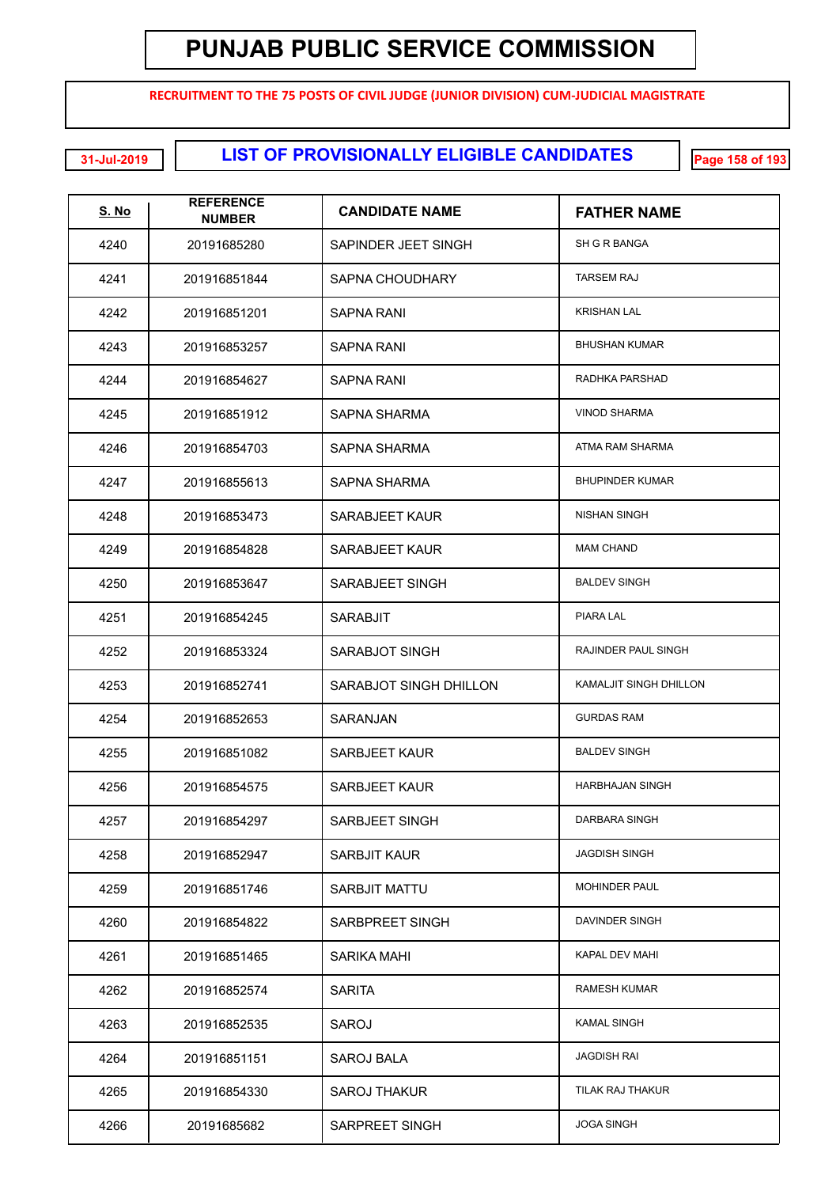# PUNJAB PUBLIC SERVICE COMMISSION

**RECRUITMENT TO THE 75 POSTS OF CIVIL JUDGE (JUNIOR DIVISION) CUM-JUDICIAL MAGISTRATE**

31-Jul-2019

## LIST OF PROVISIONALLY ELIGIBLE CANDIDATES

| S. No | REFERENCE NUMBER | CANDIDATE NAME | FATHER NAME |
|---|---|---|---|
| 4240 | 20191685280 | SAPINDER JEET SINGH | SH G R BANGA |
| 4241 | 201916851844 | SAPNA CHOUDHARY | TARSEM RAJ |
| 4242 | 201916851201 | SAPNA RANI | KRISHAN LAL |
| 4243 | 201916853257 | SAPNA RANI | BHUSHAN KUMAR |
| 4244 | 201916854627 | SAPNA RANI | RADHKA PARSHAD |
| 4245 | 201916851912 | SAPNA SHARMA | VINOD SHARMA |
| 4246 | 201916854703 | SAPNA SHARMA | ATMA RAM SHARMA |
| 4247 | 201916855613 | SAPNA SHARMA | BHUPINDER KUMAR |
| 4248 | 201916853473 | SARABJEET KAUR | NISHAN SINGH |
| 4249 | 201916854828 | SARABJEET KAUR | MAM CHAND |
| 4250 | 201916853647 | SARABJEET SINGH | BALDEV SINGH |
| 4251 | 201916854245 | SARABJIT | PIARA LAL |
| 4252 | 201916853324 | SARABJOT SINGH | RAJINDER PAUL SINGH |
| 4253 | 201916852741 | SARABJOT SINGH DHILLON | KAMALJIT SINGH DHILLON |
| 4254 | 201916852653 | SARANJAN | GURDAS RAM |
| 4255 | 201916851082 | SARBJEET KAUR | BALDEV SINGH |
| 4256 | 201916854575 | SARBJEET KAUR | HARBHAJAN SINGH |
| 4257 | 201916854297 | SARBJEET SINGH | DARBARA SINGH |
| 4258 | 201916852947 | SARBJIT KAUR | JAGDISH SINGH |
| 4259 | 201916851746 | SARBJIT MATTU | MOHINDER PAUL |
| 4260 | 201916854822 | SARBPREET SINGH | DAVINDER SINGH |
| 4261 | 201916851465 | SARIKA MAHI | KAPAL DEV MAHI |
| 4262 | 201916852574 | SARITA | RAMESH KUMAR |
| 4263 | 201916852535 | SAROJ | KAMAL SINGH |
| 4264 | 201916851151 | SAROJ BALA | JAGDISH RAI |
| 4265 | 201916854330 | SAROJ THAKUR | TILAK RAJ THAKUR |
| 4266 | 20191685682 | SARPREET SINGH | JOGA SINGH |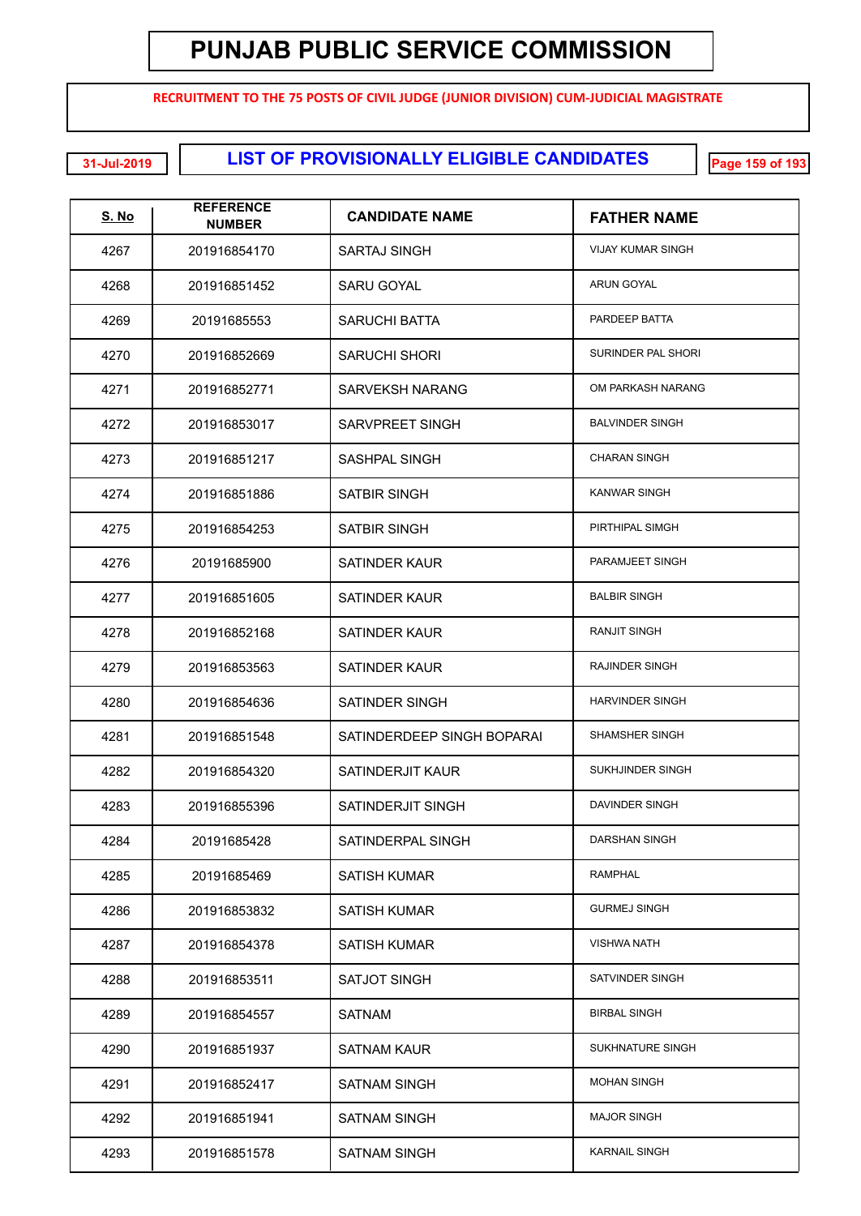# PUNJAB PUBLIC SERVICE COMMISSION

**RECRUITMENT TO THE 75 POSTS OF CIVIL JUDGE (JUNIOR DIVISION) CUM-JUDICIAL MAGISTRATE**

31-Jul-2019

## LIST OF PROVISIONALLY ELIGIBLE CANDIDATES

| S. No | REFERENCE NUMBER | CANDIDATE NAME | FATHER NAME |
|---|---|---|---|
| 4267 | 201916854170 | SARTAJ SINGH | VIJAY KUMAR SINGH |
| 4268 | 201916851452 | SARU GOYAL | ARUN GOYAL |
| 4269 | 20191685553 | SARUCHI BATTA | PARDEEP BATTA |
| 4270 | 201916852669 | SARUCHI SHORI | SURINDER PAL SHORI |
| 4271 | 201916852771 | SARVEKSH NARANG | OM PARKASH NARANG |
| 4272 | 201916853017 | SARVPREET SINGH | BALVINDER SINGH |
| 4273 | 201916851217 | SASHPAL SINGH | CHARAN SINGH |
| 4274 | 201916851886 | SATBIR SINGH | KANWAR SINGH |
| 4275 | 201916854253 | SATBIR SINGH | PIRTHIPAL SIMGH |
| 4276 | 20191685900 | SATINDER KAUR | PARAMJEET SINGH |
| 4277 | 201916851605 | SATINDER KAUR | BALBIR SINGH |
| 4278 | 201916852168 | SATINDER KAUR | RANJIT SINGH |
| 4279 | 201916853563 | SATINDER KAUR | RAJINDER SINGH |
| 4280 | 201916854636 | SATINDER SINGH | HARVINDER SINGH |
| 4281 | 201916851548 | SATINDERDEEP SINGH BOPARAI | SHAMSHER SINGH |
| 4282 | 201916854320 | SATINDERJIT KAUR | SUKHJINDER SINGH |
| 4283 | 201916855396 | SATINDERJIT SINGH | DAVINDER SINGH |
| 4284 | 20191685428 | SATINDERPAL SINGH | DARSHAN SINGH |
| 4285 | 20191685469 | SATISH KUMAR | RAMPHAL |
| 4286 | 201916853832 | SATISH KUMAR | GURMEJ SINGH |
| 4287 | 201916854378 | SATISH KUMAR | VISHWA NATH |
| 4288 | 201916853511 | SATJOT SINGH | SATVINDER SINGH |
| 4289 | 201916854557 | SATNAM | BIRBAL SINGH |
| 4290 | 201916851937 | SATNAM KAUR | SUKHNATURE SINGH |
| 4291 | 201916852417 | SATNAM SINGH | MOHAN SINGH |
| 4292 | 201916851941 | SATNAM SINGH | MAJOR SINGH |
| 4293 | 201916851578 | SATNAM SINGH | KARNAIL SINGH |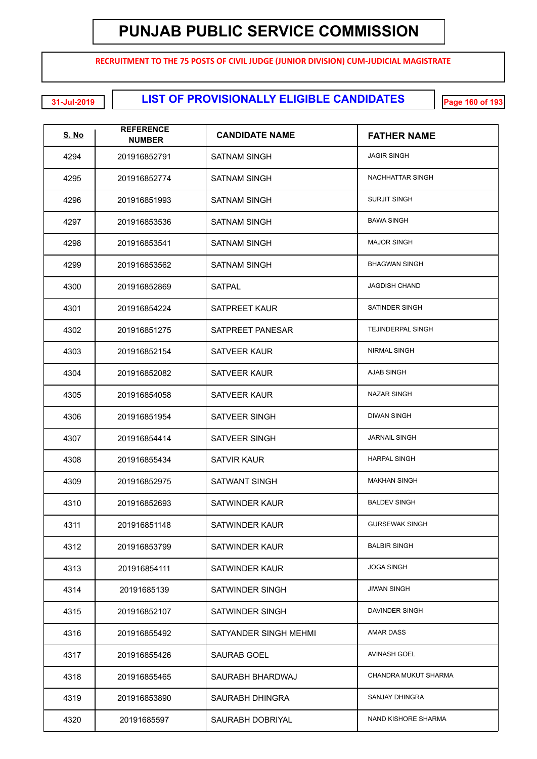# PUNJAB PUBLIC SERVICE COMMISSION

**RECRUITMENT TO THE 75 POSTS OF CIVIL JUDGE (JUNIOR DIVISION) CUM-JUDICIAL MAGISTRATE**

31-Jul-2019

## LIST OF PROVISIONALLY ELIGIBLE CANDIDATES

| S. No | REFERENCE NUMBER | CANDIDATE NAME | FATHER NAME |
|---|---|---|---|
| 4294 | 201916852791 | SATNAM SINGH | JAGIR SINGH |
| 4295 | 201916852774 | SATNAM SINGH | NACHHATTAR SINGH |
| 4296 | 201916851993 | SATNAM SINGH | SURJIT SINGH |
| 4297 | 201916853536 | SATNAM SINGH | BAWA SINGH |
| 4298 | 201916853541 | SATNAM SINGH | MAJOR SINGH |
| 4299 | 201916853562 | SATNAM SINGH | BHAGWAN SINGH |
| 4300 | 201916852869 | SATPAL | JAGDISH CHAND |
| 4301 | 201916854224 | SATPREET KAUR | SATINDER SINGH |
| 4302 | 201916851275 | SATPREET PANESAR | TEJINDERPAL SINGH |
| 4303 | 201916852154 | SATVEER KAUR | NIRMAL SINGH |
| 4304 | 201916852082 | SATVEER KAUR | AJAB SINGH |
| 4305 | 201916854058 | SATVEER KAUR | NAZAR SINGH |
| 4306 | 201916851954 | SATVEER SINGH | DIWAN SINGH |
| 4307 | 201916854414 | SATVEER SINGH | JARNAIL SINGH |
| 4308 | 201916855434 | SATVIR KAUR | HARPAL SINGH |
| 4309 | 201916852975 | SATWANT SINGH | MAKHAN SINGH |
| 4310 | 201916852693 | SATWINDER KAUR | BALDEV SINGH |
| 4311 | 201916851148 | SATWINDER KAUR | GURSEWAK SINGH |
| 4312 | 201916853799 | SATWINDER KAUR | BALBIR SINGH |
| 4313 | 201916854111 | SATWINDER KAUR | JOGA SINGH |
| 4314 | 20191685139 | SATWINDER SINGH | JIWAN SINGH |
| 4315 | 201916852107 | SATWINDER SINGH | DAVINDER SINGH |
| 4316 | 201916855492 | SATYANDER SINGH MEHMI | AMAR DASS |
| 4317 | 201916855426 | SAURAB GOEL | AVINASH GOEL |
| 4318 | 201916855465 | SAURABH BHARDWAJ | CHANDRA MUKUT SHARMA |
| 4319 | 201916853890 | SAURABH DHINGRA | SANJAY DHINGRA |
| 4320 | 20191685597 | SAURABH DOBRIYAL | NAND KISHORE SHARMA |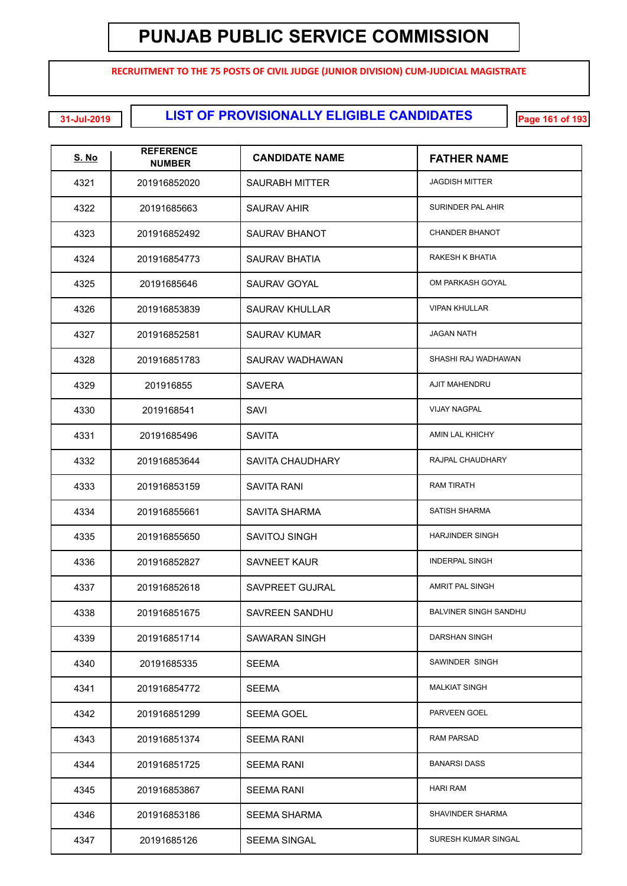# PUNJAB PUBLIC SERVICE COMMISSION

**RECRUITMENT TO THE 75 POSTS OF CIVIL JUDGE (JUNIOR DIVISION) CUM-JUDICIAL MAGISTRATE**

31-Jul-2019

## LIST OF PROVISIONALLY ELIGIBLE CANDIDATES

| S. No | REFERENCE NUMBER | CANDIDATE NAME | FATHER NAME |
|---|---|---|---|
| 4321 | 201916852020 | SAURABH MITTER | JAGDISH MITTER |
| 4322 | 20191685663 | SAURAV AHIR | SURINDER PAL AHIR |
| 4323 | 201916852492 | SAURAV BHANOT | CHANDER BHANOT |
| 4324 | 201916854773 | SAURAV BHATIA | RAKESH K BHATIA |
| 4325 | 20191685646 | SAURAV GOYAL | OM PARKASH GOYAL |
| 4326 | 201916853839 | SAURAV KHULLAR | VIPAN KHULLAR |
| 4327 | 201916852581 | SAURAV KUMAR | JAGAN NATH |
| 4328 | 201916851783 | SAURAV WADHAWAN | SHASHI RAJ WADHAWAN |
| 4329 | 201916855 | SAVERA | AJIT MAHENDRU |
| 4330 | 2019168541 | SAVI | VIJAY NAGPAL |
| 4331 | 20191685496 | SAVITA | AMIN LAL KHICHY |
| 4332 | 201916853644 | SAVITA CHAUDHARY | RAJPAL CHAUDHARY |
| 4333 | 201916853159 | SAVITA RANI | RAM TIRATH |
| 4334 | 201916855661 | SAVITA SHARMA | SATISH SHARMA |
| 4335 | 201916855650 | SAVITOJ SINGH | HARJINDER SINGH |
| 4336 | 201916852827 | SAVNEET KAUR | INDERPAL SINGH |
| 4337 | 201916852618 | SAVPREET GUJRAL | AMRIT PAL SINGH |
| 4338 | 201916851675 | SAVREEN SANDHU | BALVINER SINGH SANDHU |
| 4339 | 201916851714 | SAWARAN SINGH | DARSHAN SINGH |
| 4340 | 20191685335 | SEEMA | SAWINDER SINGH |
| 4341 | 201916854772 | SEEMA | MALKIAT SINGH |
| 4342 | 201916851299 | SEEMA GOEL | PARVEEN GOEL |
| 4343 | 201916851374 | SEEMA RANI | RAM PARSAD |
| 4344 | 201916851725 | SEEMA RANI | BANARSI DASS |
| 4345 | 201916853867 | SEEMA RANI | HARI RAM |
| 4346 | 201916853186 | SEEMA SHARMA | SHAVINDER SHARMA |
| 4347 | 20191685126 | SEEMA SINGAL | SURESH KUMAR SINGAL |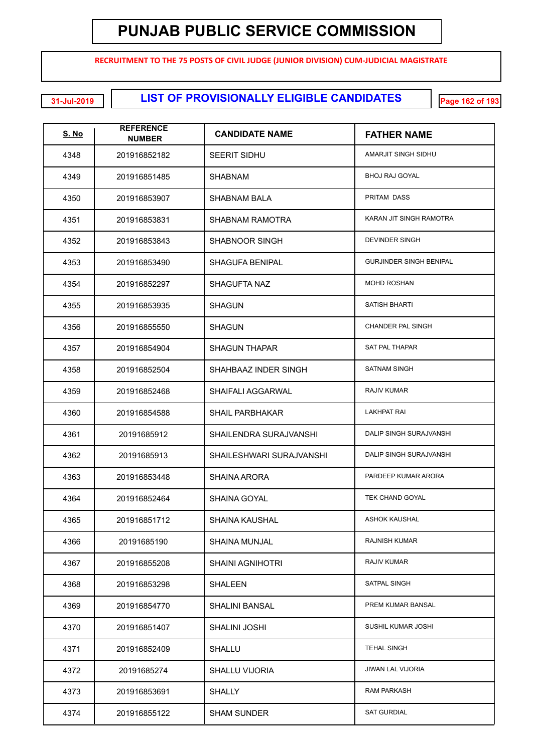# PUNJAB PUBLIC SERVICE COMMISSION

**RECRUITMENT TO THE 75 POSTS OF CIVIL JUDGE (JUNIOR DIVISION) CUM-JUDICIAL MAGISTRATE**

31-Jul-2019

## LIST OF PROVISIONALLY ELIGIBLE CANDIDATES

| S. No | REFERENCE NUMBER | CANDIDATE NAME | FATHER NAME |
|---|---|---|---|
| 4348 | 201916852182 | SEERIT SIDHU | AMARJIT SINGH SIDHU |
| 4349 | 201916851485 | SHABNAM | BHOJ RAJ GOYAL |
| 4350 | 201916853907 | SHABNAM BALA | PRITAM DASS |
| 4351 | 201916853831 | SHABNAM RAMOTRA | KARAN JIT SINGH RAMOTRA |
| 4352 | 201916853843 | SHABNOOR SINGH | DEVINDER SINGH |
| 4353 | 201916853490 | SHAGUFA BENIPAL | GURJINDER SINGH BENIPAL |
| 4354 | 201916852297 | SHAGUFTA NAZ | MOHD ROSHAN |
| 4355 | 201916853935 | SHAGUN | SATISH BHARTI |
| 4356 | 201916855550 | SHAGUN | CHANDER PAL SINGH |
| 4357 | 201916854904 | SHAGUN THAPAR | SAT PAL THAPAR |
| 4358 | 201916852504 | SHAHBAAZ INDER SINGH | SATNAM SINGH |
| 4359 | 201916852468 | SHAIFALI AGGARWAL | RAJIV KUMAR |
| 4360 | 201916854588 | SHAIL PARBHAKAR | LAKHPAT RAI |
| 4361 | 20191685912 | SHAILENDRA SURAJVANSHI | DALIP SINGH SURAJVANSHI |
| 4362 | 20191685913 | SHAILESHWARI SURAJVANSHI | DALIP SINGH SURAJVANSHI |
| 4363 | 201916853448 | SHAINA ARORA | PARDEEP KUMAR ARORA |
| 4364 | 201916852464 | SHAINA GOYAL | TEK CHAND GOYAL |
| 4365 | 201916851712 | SHAINA KAUSHAL | ASHOK KAUSHAL |
| 4366 | 20191685190 | SHAINA MUNJAL | RAJNISH KUMAR |
| 4367 | 201916855208 | SHAINI AGNIHOTRI | RAJIV KUMAR |
| 4368 | 201916853298 | SHALEEN | SATPAL SINGH |
| 4369 | 201916854770 | SHALINI BANSAL | PREM KUMAR BANSAL |
| 4370 | 201916851407 | SHALINI JOSHI | SUSHIL KUMAR JOSHI |
| 4371 | 201916852409 | SHALLU | TEHAL SINGH |
| 4372 | 20191685274 | SHALLU VIJORIA | JIWAN LAL VIJORIA |
| 4373 | 201916853691 | SHALLY | RAM PARKASH |
| 4374 | 201916855122 | SHAM SUNDER | SAT GURDIAL |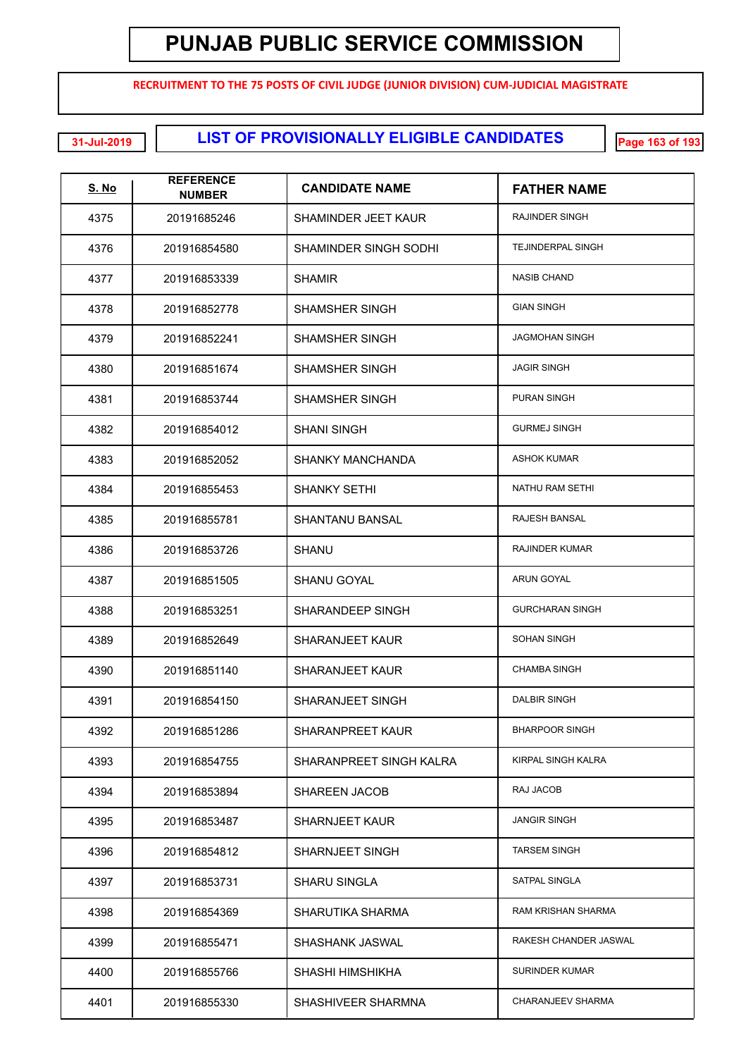# PUNJAB PUBLIC SERVICE COMMISSION

**RECRUITMENT TO THE 75 POSTS OF CIVIL JUDGE (JUNIOR DIVISION) CUM-JUDICIAL MAGISTRATE**

**31-Jul-2019**

## LIST OF PROVISIONALLY ELIGIBLE CANDIDATES

| S. No | REFERENCE NUMBER | CANDIDATE NAME | FATHER NAME |
|---|---|---|---|
| 4375 | 20191685246 | SHAMINDER JEET KAUR | RAJINDER SINGH |
| 4376 | 201916854580 | SHAMINDER SINGH SODHI | TEJINDERPAL SINGH |
| 4377 | 201916853339 | SHAMIR | NASIB CHAND |
| 4378 | 201916852778 | SHAMSHER SINGH | GIAN SINGH |
| 4379 | 201916852241 | SHAMSHER SINGH | JAGMOHAN SINGH |
| 4380 | 201916851674 | SHAMSHER SINGH | JAGIR SINGH |
| 4381 | 201916853744 | SHAMSHER SINGH | PURAN SINGH |
| 4382 | 201916854012 | SHANI SINGH | GURMEJ SINGH |
| 4383 | 201916852052 | SHANKY MANCHANDA | ASHOK KUMAR |
| 4384 | 201916855453 | SHANKY SETHI | NATHU RAM SETHI |
| 4385 | 201916855781 | SHANTANU BANSAL | RAJESH BANSAL |
| 4386 | 201916853726 | SHANU | RAJINDER KUMAR |
| 4387 | 201916851505 | SHANU GOYAL | ARUN GOYAL |
| 4388 | 201916853251 | SHARANDEEP SINGH | GURCHARAN SINGH |
| 4389 | 201916852649 | SHARANJEET KAUR | SOHAN SINGH |
| 4390 | 201916851140 | SHARANJEET KAUR | CHAMBA SINGH |
| 4391 | 201916854150 | SHARANJEET SINGH | DALBIR SINGH |
| 4392 | 201916851286 | SHARANPREET KAUR | BHARPOOR SINGH |
| 4393 | 201916854755 | SHARANPREET SINGH KALRA | KIRPAL SINGH KALRA |
| 4394 | 201916853894 | SHAREEN JACOB | RAJ JACOB |
| 4395 | 201916853487 | SHARNJEET KAUR | JANGIR SINGH |
| 4396 | 201916854812 | SHARNJEET SINGH | TARSEM SINGH |
| 4397 | 201916853731 | SHARU SINGLA | SATPAL SINGLA |
| 4398 | 201916854369 | SHARUTIKA SHARMA | RAM KRISHAN SHARMA |
| 4399 | 201916855471 | SHASHANK JASWAL | RAKESH CHANDER JASWAL |
| 4400 | 201916855766 | SHASHI HIMSHIKHA | SURINDER KUMAR |
| 4401 | 201916855330 | SHASHIVEER SHARMNA | CHARANJEEV SHARMA |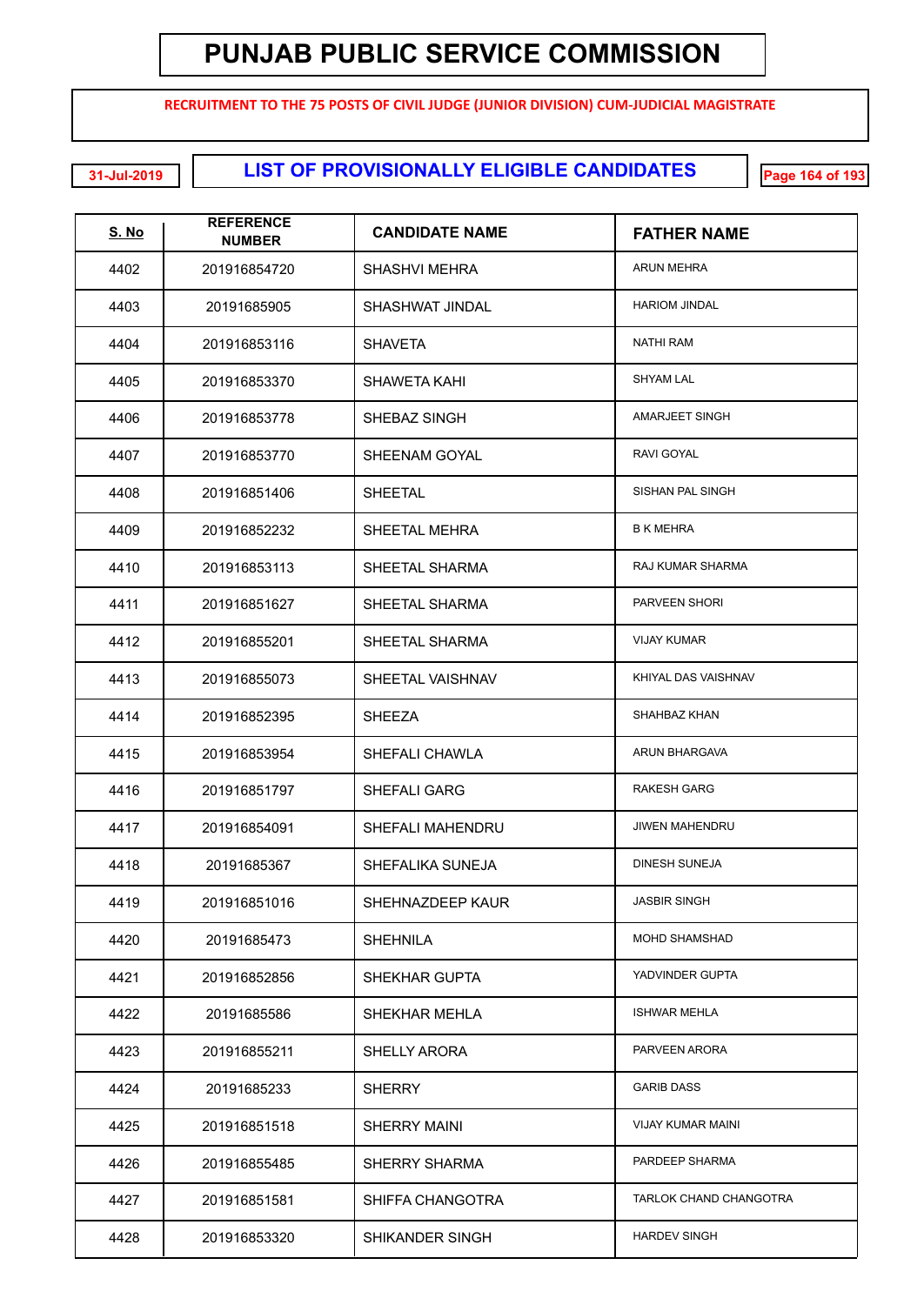# PUNJAB PUBLIC SERVICE COMMISSION

**RECRUITMENT TO THE 75 POSTS OF CIVIL JUDGE (JUNIOR DIVISION) CUM-JUDICIAL MAGISTRATE**

31-Jul-2019

## LIST OF PROVISIONALLY ELIGIBLE CANDIDATES

| S. No | REFERENCE NUMBER | CANDIDATE NAME | FATHER NAME |
|---|---|---|---|
| 4402 | 201916854720 | SHASHVI MEHRA | ARUN MEHRA |
| 4403 | 20191685905 | SHASHWAT JINDAL | HARIOM JINDAL |
| 4404 | 201916853116 | SHAVETA | NATHI RAM |
| 4405 | 201916853370 | SHAWETA KAHI | SHYAM LAL |
| 4406 | 201916853778 | SHEBAZ SINGH | AMARJEET SINGH |
| 4407 | 201916853770 | SHEENAM GOYAL | RAVI GOYAL |
| 4408 | 201916851406 | SHEETAL | SISHAN PAL SINGH |
| 4409 | 201916852232 | SHEETAL MEHRA | B K MEHRA |
| 4410 | 201916853113 | SHEETAL SHARMA | RAJ KUMAR SHARMA |
| 4411 | 201916851627 | SHEETAL SHARMA | PARVEEN SHORI |
| 4412 | 201916855201 | SHEETAL SHARMA | VIJAY KUMAR |
| 4413 | 201916855073 | SHEETAL VAISHNAV | KHIYAL DAS VAISHNAV |
| 4414 | 201916852395 | SHEEZA | SHAHBAZ KHAN |
| 4415 | 201916853954 | SHEFALI CHAWLA | ARUN BHARGAVA |
| 4416 | 201916851797 | SHEFALI GARG | RAKESH GARG |
| 4417 | 201916854091 | SHEFALI MAHENDRU | JIWEN MAHENDRU |
| 4418 | 20191685367 | SHEFALIKA SUNEJA | DINESH SUNEJA |
| 4419 | 201916851016 | SHEHNAZDEEP KAUR | JASBIR SINGH |
| 4420 | 20191685473 | SHEHNILA | MOHD SHAMSHAD |
| 4421 | 201916852856 | SHEKHAR GUPTA | YADVINDER GUPTA |
| 4422 | 20191685586 | SHEKHAR MEHLA | ISHWAR MEHLA |
| 4423 | 201916855211 | SHELLY ARORA | PARVEEN ARORA |
| 4424 | 20191685233 | SHERRY | GARIB DASS |
| 4425 | 201916851518 | SHERRY MAINI | VIJAY KUMAR MAINI |
| 4426 | 201916855485 | SHERRY SHARMA | PARDEEP SHARMA |
| 4427 | 201916851581 | SHIFFA CHANGOTRA | TARLOK CHAND CHANGOTRA |
| 4428 | 201916853320 | SHIKANDER SINGH | HARDEV SINGH |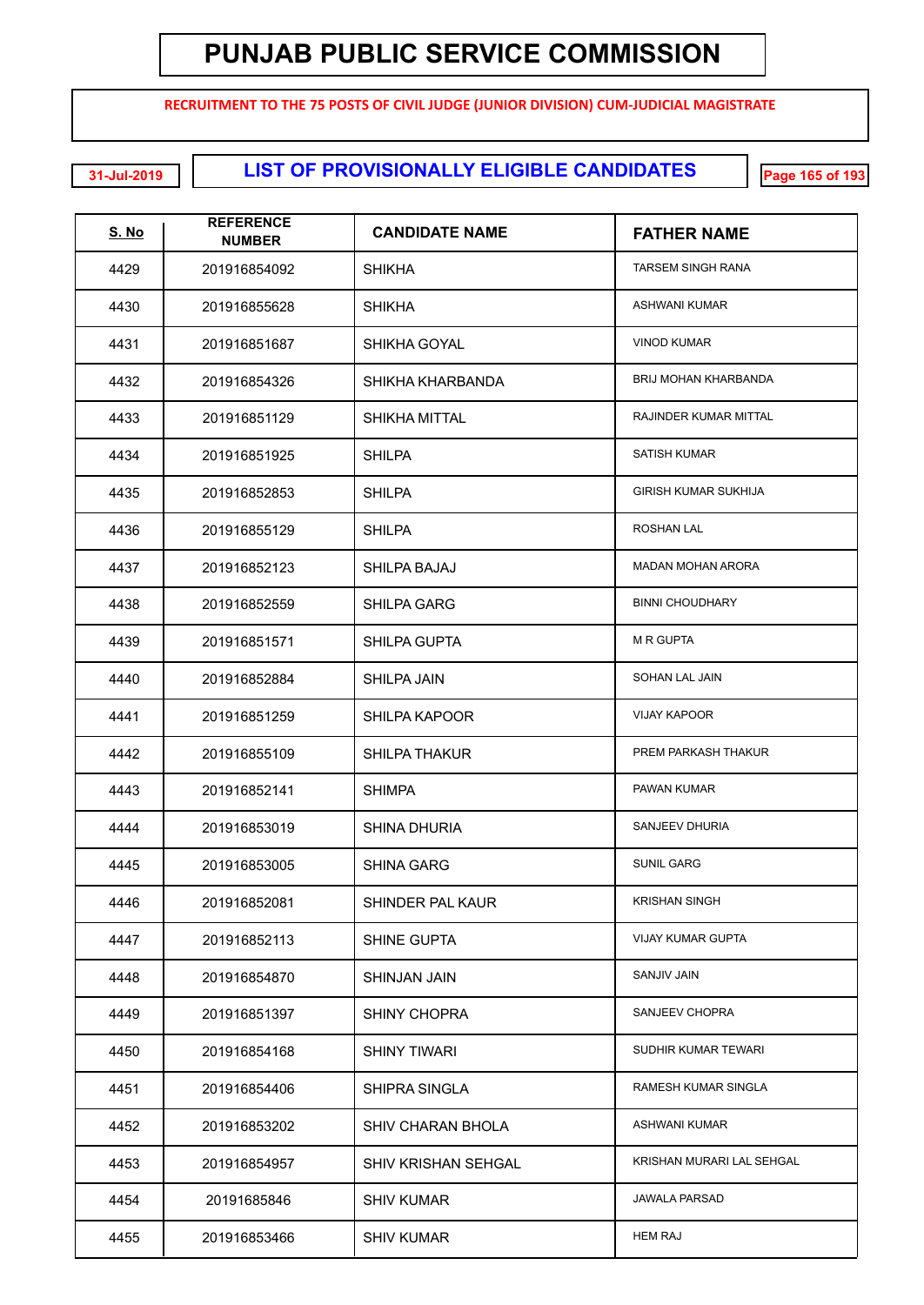# PUNJAB PUBLIC SERVICE COMMISSION

**RECRUITMENT TO THE 75 POSTS OF CIVIL JUDGE (JUNIOR DIVISION) CUM-JUDICIAL MAGISTRATE**

31-Jul-2019

## LIST OF PROVISIONALLY ELIGIBLE CANDIDATES

| S. No | REFERENCE NUMBER | CANDIDATE NAME | FATHER NAME |
|---|---|---|---|
| 4429 | 201916854092 | SHIKHA | TARSEM SINGH RANA |
| 4430 | 201916855628 | SHIKHA | ASHWANI KUMAR |
| 4431 | 201916851687 | SHIKHA GOYAL | VINOD KUMAR |
| 4432 | 201916854326 | SHIKHA KHARBANDA | BRIJ MOHAN KHARBANDA |
| 4433 | 201916851129 | SHIKHA MITTAL | RAJINDER KUMAR MITTAL |
| 4434 | 201916851925 | SHILPA | SATISH KUMAR |
| 4435 | 201916852853 | SHILPA | GIRISH KUMAR SUKHIJA |
| 4436 | 201916855129 | SHILPA | ROSHAN LAL |
| 4437 | 201916852123 | SHILPA BAJAJ | MADAN MOHAN ARORA |
| 4438 | 201916852559 | SHILPA GARG | BINNI CHOUDHARY |
| 4439 | 201916851571 | SHILPA GUPTA | M R GUPTA |
| 4440 | 201916852884 | SHILPA JAIN | SOHAN LAL JAIN |
| 4441 | 201916851259 | SHILPA KAPOOR | VIJAY KAPOOR |
| 4442 | 201916855109 | SHILPA THAKUR | PREM PARKASH THAKUR |
| 4443 | 201916852141 | SHIMPA | PAWAN KUMAR |
| 4444 | 201916853019 | SHINA DHURIA | SANJEEV DHURIA |
| 4445 | 201916853005 | SHINA GARG | SUNIL GARG |
| 4446 | 201916852081 | SHINDER PAL KAUR | KRISHAN SINGH |
| 4447 | 201916852113 | SHINE GUPTA | VIJAY KUMAR GUPTA |
| 4448 | 201916854870 | SHINJAN JAIN | SANJIV JAIN |
| 4449 | 201916851397 | SHINY CHOPRA | SANJEEV CHOPRA |
| 4450 | 201916854168 | SHINY TIWARI | SUDHIR KUMAR TEWARI |
| 4451 | 201916854406 | SHIPRA SINGLA | RAMESH KUMAR SINGLA |
| 4452 | 201916853202 | SHIV CHARAN BHOLA | ASHWANI KUMAR |
| 4453 | 201916854957 | SHIV KRISHAN SEHGAL | KRISHAN MURARI LAL SEHGAL |
| 4454 | 20191685846 | SHIV KUMAR | JAWALA PARSAD |
| 4455 | 201916853466 | SHIV KUMAR | HEM RAJ |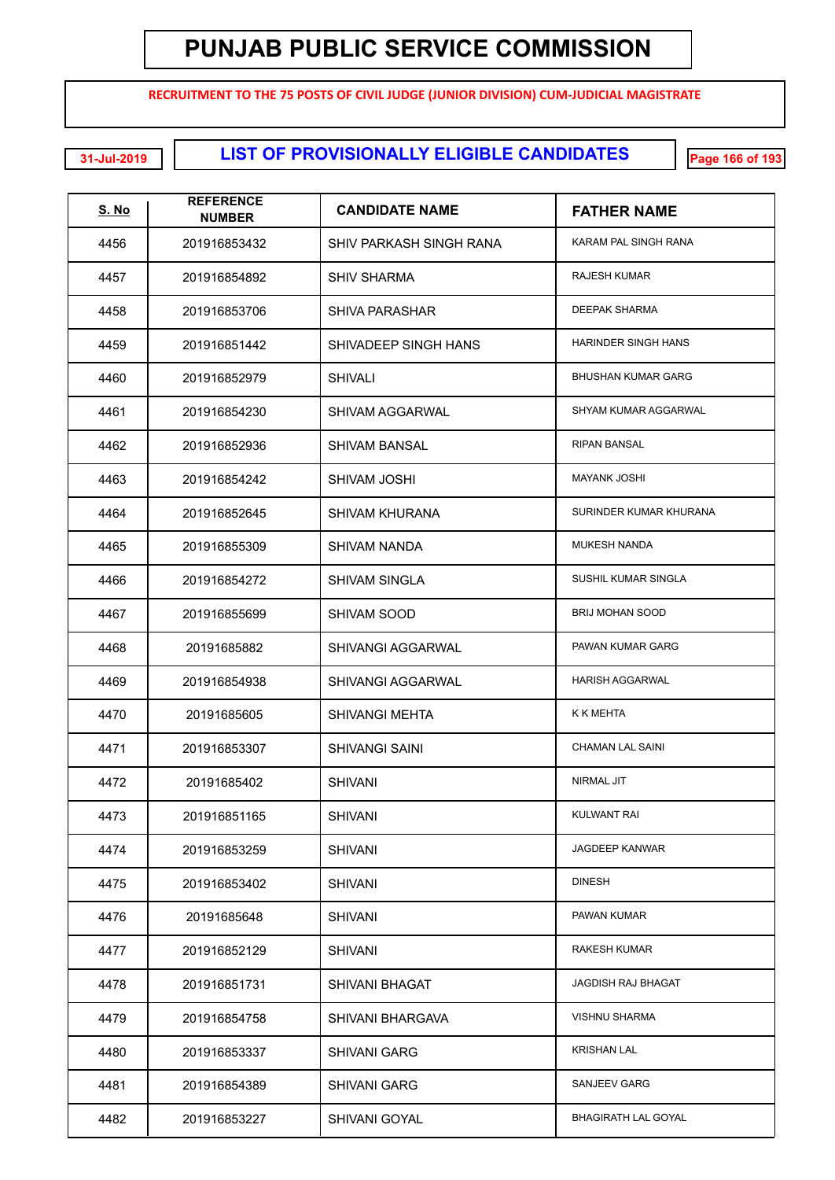# PUNJAB PUBLIC SERVICE COMMISSION

**RECRUITMENT TO THE 75 POSTS OF CIVIL JUDGE (JUNIOR DIVISION) CUM-JUDICIAL MAGISTRATE**

31-Jul-2019

## LIST OF PROVISIONALLY ELIGIBLE CANDIDATES

| S. No | REFERENCE NUMBER | CANDIDATE NAME | FATHER NAME |
|---|---|---|---|
| 4456 | 201916853432 | SHIV PARKASH SINGH RANA | KARAM PAL SINGH RANA |
| 4457 | 201916854892 | SHIV SHARMA | RAJESH KUMAR |
| 4458 | 201916853706 | SHIVA PARASHAR | DEEPAK SHARMA |
| 4459 | 201916851442 | SHIVADEEP SINGH HANS | HARINDER SINGH HANS |
| 4460 | 201916852979 | SHIVALI | BHUSHAN KUMAR GARG |
| 4461 | 201916854230 | SHIVAM AGGARWAL | SHYAM KUMAR AGGARWAL |
| 4462 | 201916852936 | SHIVAM BANSAL | RIPAN BANSAL |
| 4463 | 201916854242 | SHIVAM JOSHI | MAYANK JOSHI |
| 4464 | 201916852645 | SHIVAM KHURANA | SURINDER KUMAR KHURANA |
| 4465 | 201916855309 | SHIVAM NANDA | MUKESH NANDA |
| 4466 | 201916854272 | SHIVAM SINGLA | SUSHIL KUMAR SINGLA |
| 4467 | 201916855699 | SHIVAM SOOD | BRIJ MOHAN SOOD |
| 4468 | 20191685882 | SHIVANGI AGGARWAL | PAWAN KUMAR GARG |
| 4469 | 201916854938 | SHIVANGI AGGARWAL | HARISH AGGARWAL |
| 4470 | 20191685605 | SHIVANGI MEHTA | K K MEHTA |
| 4471 | 201916853307 | SHIVANGI SAINI | CHAMAN LAL SAINI |
| 4472 | 20191685402 | SHIVANI | NIRMAL JIT |
| 4473 | 201916851165 | SHIVANI | KULWANT RAI |
| 4474 | 201916853259 | SHIVANI | JAGDEEP KANWAR |
| 4475 | 201916853402 | SHIVANI | DINESH |
| 4476 | 20191685648 | SHIVANI | PAWAN KUMAR |
| 4477 | 201916852129 | SHIVANI | RAKESH KUMAR |
| 4478 | 201916851731 | SHIVANI BHAGAT | JAGDISH RAJ BHAGAT |
| 4479 | 201916854758 | SHIVANI BHARGAVA | VISHNU SHARMA |
| 4480 | 201916853337 | SHIVANI GARG | KRISHAN LAL |
| 4481 | 201916854389 | SHIVANI GARG | SANJEEV GARG |
| 4482 | 201916853227 | SHIVANI GOYAL | BHAGIRATH LAL GOYAL |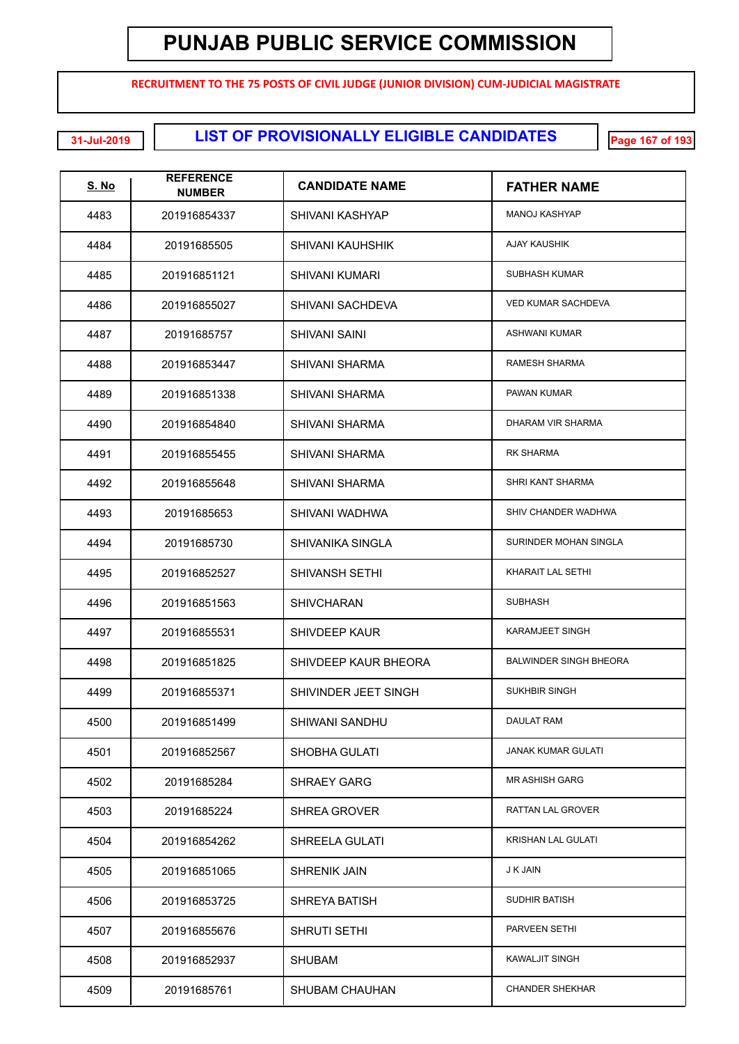# PUNJAB PUBLIC SERVICE COMMISSION

**RECRUITMENT TO THE 75 POSTS OF CIVIL JUDGE (JUNIOR DIVISION) CUM-JUDICIAL MAGISTRATE**

31-Jul-2019

## LIST OF PROVISIONALLY ELIGIBLE CANDIDATES

| S. No | REFERENCE NUMBER | CANDIDATE NAME | FATHER NAME |
|---|---|---|---|
| 4483 | 201916854337 | SHIVANI KASHYAP | MANOJ KASHYAP |
| 4484 | 20191685505 | SHIVANI KAUHSHIK | AJAY KAUSHIK |
| 4485 | 201916851121 | SHIVANI KUMARI | SUBHASH KUMAR |
| 4486 | 201916855027 | SHIVANI SACHDEVA | VED KUMAR SACHDEVA |
| 4487 | 20191685757 | SHIVANI SAINI | ASHWANI KUMAR |
| 4488 | 201916853447 | SHIVANI SHARMA | RAMESH SHARMA |
| 4489 | 201916851338 | SHIVANI SHARMA | PAWAN KUMAR |
| 4490 | 201916854840 | SHIVANI SHARMA | DHARAM VIR SHARMA |
| 4491 | 201916855455 | SHIVANI SHARMA | RK SHARMA |
| 4492 | 201916855648 | SHIVANI SHARMA | SHRI KANT SHARMA |
| 4493 | 20191685653 | SHIVANI WADHWA | SHIV CHANDER WADHWA |
| 4494 | 20191685730 | SHIVANIKA SINGLA | SURINDER MOHAN SINGLA |
| 4495 | 201916852527 | SHIVANSH SETHI | KHARAIT LAL SETHI |
| 4496 | 201916851563 | SHIVCHARAN | SUBHASH |
| 4497 | 201916855531 | SHIVDEEP KAUR | KARAMJEET SINGH |
| 4498 | 201916851825 | SHIVDEEP KAUR BHEORA | BALWINDER SINGH BHEORA |
| 4499 | 201916855371 | SHIVINDER JEET SINGH | SUKHBIR SINGH |
| 4500 | 201916851499 | SHIWANI SANDHU | DAULAT RAM |
| 4501 | 201916852567 | SHOBHA GULATI | JANAK KUMAR GULATI |
| 4502 | 20191685284 | SHRAEY GARG | MR ASHISH GARG |
| 4503 | 20191685224 | SHREA GROVER | RATTAN LAL GROVER |
| 4504 | 201916854262 | SHREELA GULATI | KRISHAN LAL GULATI |
| 4505 | 201916851065 | SHRENIK JAIN | J K JAIN |
| 4506 | 201916853725 | SHREYA BATISH | SUDHIR BATISH |
| 4507 | 201916855676 | SHRUTI SETHI | PARVEEN SETHI |
| 4508 | 201916852937 | SHUBAM | KAWALJIT SINGH |
| 4509 | 20191685761 | SHUBAM CHAUHAN | CHANDER SHEKHAR |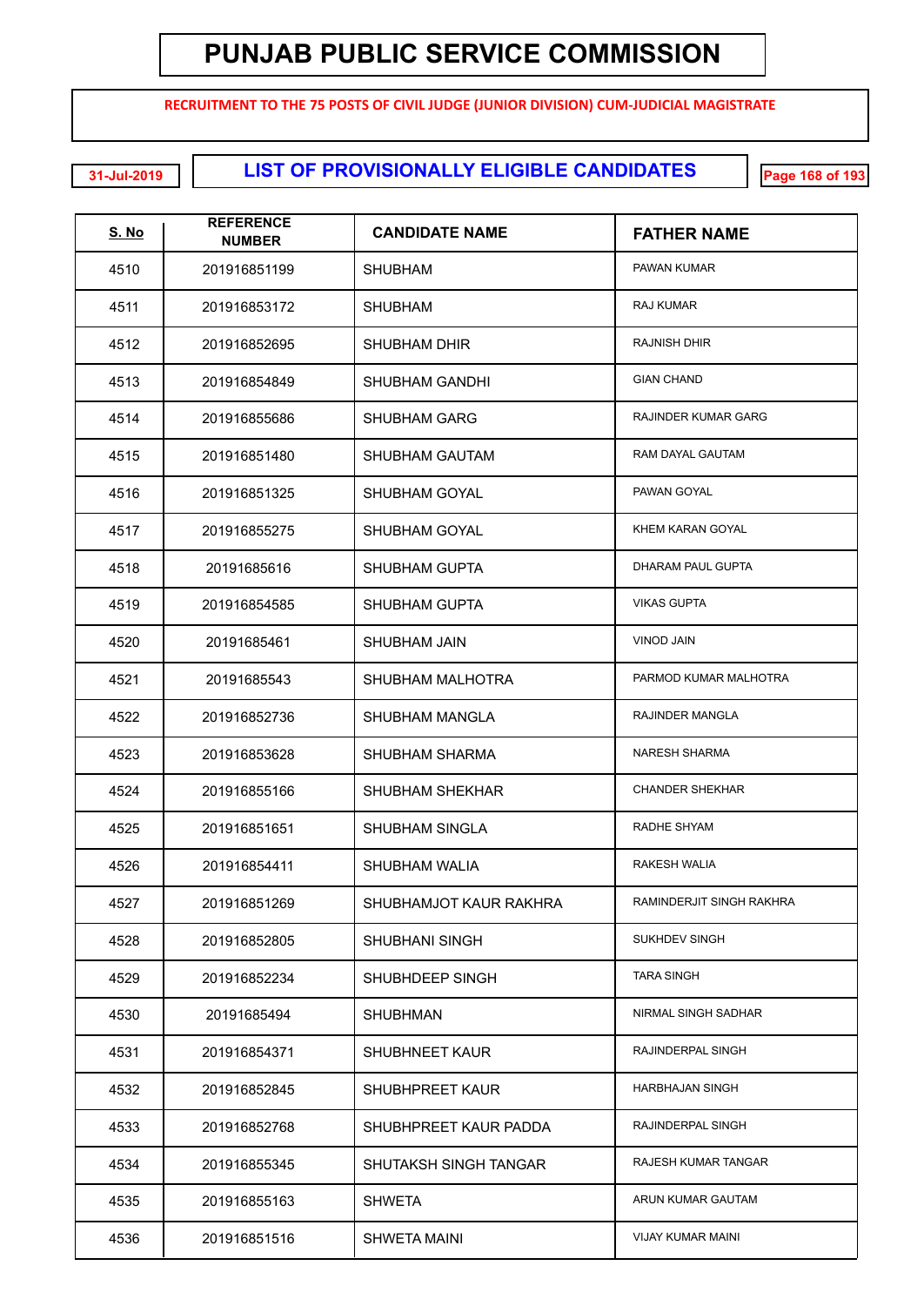# PUNJAB PUBLIC SERVICE COMMISSION

**RECRUITMENT TO THE 75 POSTS OF CIVIL JUDGE (JUNIOR DIVISION) CUM-JUDICIAL MAGISTRATE**

31-Jul-2019

## LIST OF PROVISIONALLY ELIGIBLE CANDIDATES

| S. No | REFERENCE NUMBER | CANDIDATE NAME | FATHER NAME |
|---|---|---|---|
| 4510 | 201916851199 | SHUBHAM | PAWAN KUMAR |
| 4511 | 201916853172 | SHUBHAM | RAJ KUMAR |
| 4512 | 201916852695 | SHUBHAM DHIR | RAJNISH DHIR |
| 4513 | 201916854849 | SHUBHAM GANDHI | GIAN CHAND |
| 4514 | 201916855686 | SHUBHAM GARG | RAJINDER KUMAR GARG |
| 4515 | 201916851480 | SHUBHAM GAUTAM | RAM DAYAL GAUTAM |
| 4516 | 201916851325 | SHUBHAM GOYAL | PAWAN GOYAL |
| 4517 | 201916855275 | SHUBHAM GOYAL | KHEM KARAN GOYAL |
| 4518 | 20191685616 | SHUBHAM GUPTA | DHARAM PAUL GUPTA |
| 4519 | 201916854585 | SHUBHAM GUPTA | VIKAS GUPTA |
| 4520 | 20191685461 | SHUBHAM JAIN | VINOD JAIN |
| 4521 | 20191685543 | SHUBHAM MALHOTRA | PARMOD KUMAR MALHOTRA |
| 4522 | 201916852736 | SHUBHAM MANGLA | RAJINDER MANGLA |
| 4523 | 201916853628 | SHUBHAM SHARMA | NARESH SHARMA |
| 4524 | 201916855166 | SHUBHAM SHEKHAR | CHANDER SHEKHAR |
| 4525 | 201916851651 | SHUBHAM SINGLA | RADHE SHYAM |
| 4526 | 201916854411 | SHUBHAM WALIA | RAKESH WALIA |
| 4527 | 201916851269 | SHUBHAMJOT KAUR RAKHRA | RAMINDERJIT SINGH RAKHRA |
| 4528 | 201916852805 | SHUBHANI SINGH | SUKHDEV SINGH |
| 4529 | 201916852234 | SHUBHDEEP SINGH | TARA SINGH |
| 4530 | 20191685494 | SHUBHMAN | NIRMAL SINGH SADHAR |
| 4531 | 201916854371 | SHUBHNEET KAUR | RAJINDERPAL SINGH |
| 4532 | 201916852845 | SHUBHPREET KAUR | HARBHAJAN SINGH |
| 4533 | 201916852768 | SHUBHPREET KAUR PADDA | RAJINDERPAL SINGH |
| 4534 | 201916855345 | SHUTAKSH SINGH TANGAR | RAJESH KUMAR TANGAR |
| 4535 | 201916855163 | SHWETA | ARUN KUMAR GAUTAM |
| 4536 | 201916851516 | SHWETA MAINI | VIJAY KUMAR MAINI |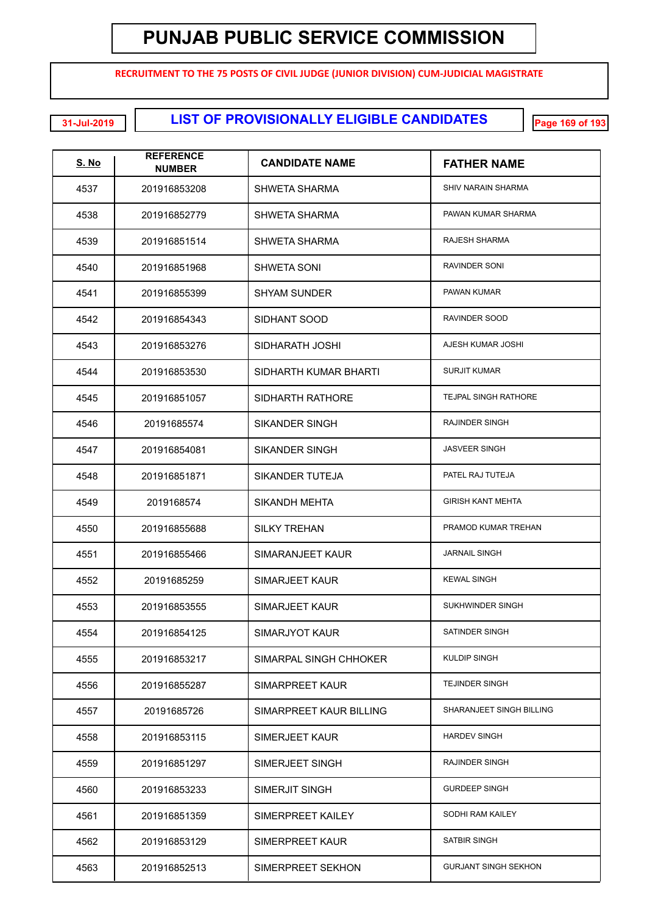# PUNJAB PUBLIC SERVICE COMMISSION

**RECRUITMENT TO THE 75 POSTS OF CIVIL JUDGE (JUNIOR DIVISION) CUM-JUDICIAL MAGISTRATE**

31-Jul-2019

## LIST OF PROVISIONALLY ELIGIBLE CANDIDATES

| S. No | REFERENCE NUMBER | CANDIDATE NAME | FATHER NAME |
|---|---|---|---|
| 4537 | 201916853208 | SHWETA SHARMA | SHIV NARAIN SHARMA |
| 4538 | 201916852779 | SHWETA SHARMA | PAWAN KUMAR SHARMA |
| 4539 | 201916851514 | SHWETA SHARMA | RAJESH SHARMA |
| 4540 | 201916851968 | SHWETA SONI | RAVINDER SONI |
| 4541 | 201916855399 | SHYAM SUNDER | PAWAN KUMAR |
| 4542 | 201916854343 | SIDHANT SOOD | RAVINDER SOOD |
| 4543 | 201916853276 | SIDHARATH JOSHI | AJESH KUMAR JOSHI |
| 4544 | 201916853530 | SIDHARTH KUMAR BHARTI | SURJIT KUMAR |
| 4545 | 201916851057 | SIDHARTH RATHORE | TEJPAL SINGH RATHORE |
| 4546 | 20191685574 | SIKANDER SINGH | RAJINDER SINGH |
| 4547 | 201916854081 | SIKANDER SINGH | JASVEER SINGH |
| 4548 | 201916851871 | SIKANDER TUTEJA | PATEL RAJ TUTEJA |
| 4549 | 2019168574 | SIKANDH MEHTA | GIRISH KANT MEHTA |
| 4550 | 201916855688 | SILKY TREHAN | PRAMOD KUMAR TREHAN |
| 4551 | 201916855466 | SIMARANJEET KAUR | JARNAIL SINGH |
| 4552 | 20191685259 | SIMARJEET KAUR | KEWAL SINGH |
| 4553 | 201916853555 | SIMARJEET KAUR | SUKHWINDER SINGH |
| 4554 | 201916854125 | SIMARJYOT KAUR | SATINDER SINGH |
| 4555 | 201916853217 | SIMARPAL SINGH CHHOKER | KULDIP SINGH |
| 4556 | 201916855287 | SIMARPREET KAUR | TEJINDER SINGH |
| 4557 | 20191685726 | SIMARPREET KAUR BILLING | SHARANJEET SINGH BILLING |
| 4558 | 201916853115 | SIMERJEET KAUR | HARDEV SINGH |
| 4559 | 201916851297 | SIMERJEET SINGH | RAJINDER SINGH |
| 4560 | 201916853233 | SIMERJIT SINGH | GURDEEP SINGH |
| 4561 | 201916851359 | SIMERPREET KAILEY | SODHI RAM KAILEY |
| 4562 | 201916853129 | SIMERPREET KAUR | SATBIR SINGH |
| 4563 | 201916852513 | SIMERPREET SEKHON | GURJANT SINGH SEKHON |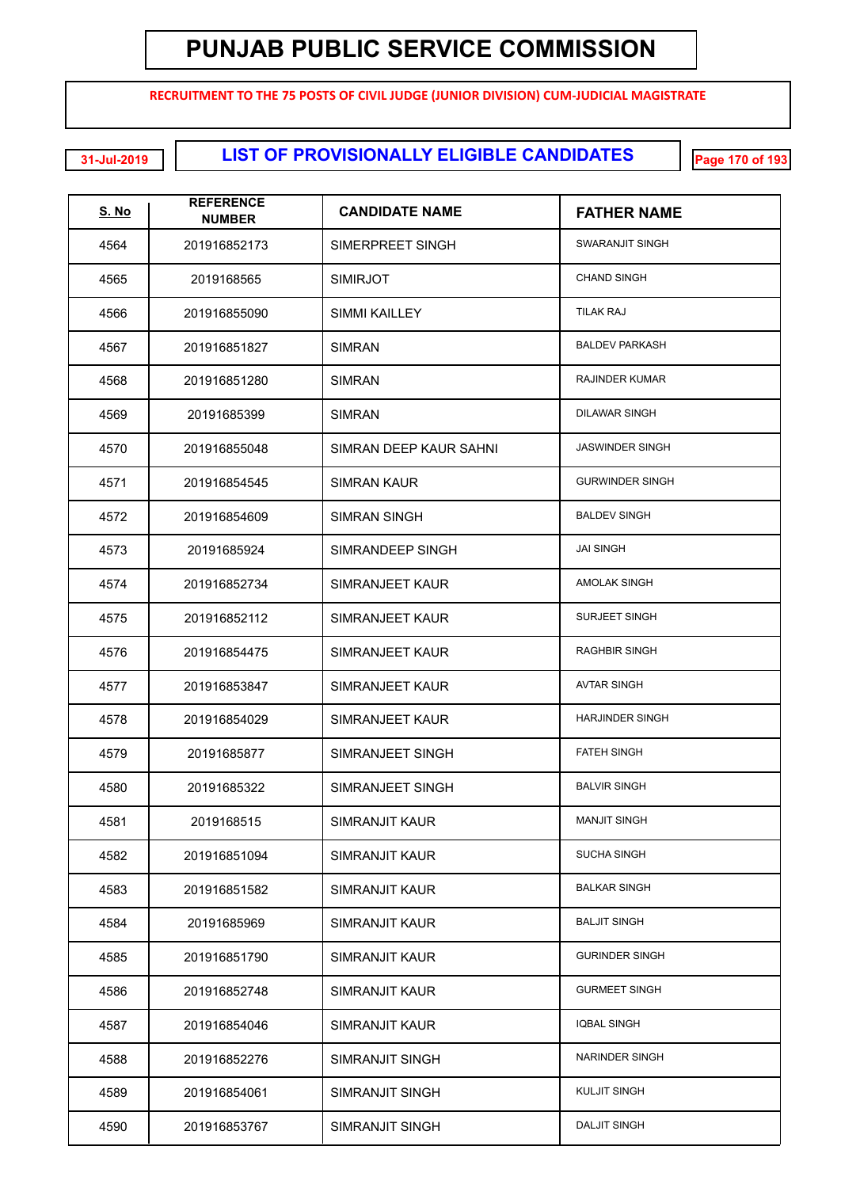# PUNJAB PUBLIC SERVICE COMMISSION

**RECRUITMENT TO THE 75 POSTS OF CIVIL JUDGE (JUNIOR DIVISION) CUM-JUDICIAL MAGISTRATE**

31-Jul-2019

## LIST OF PROVISIONALLY ELIGIBLE CANDIDATES

| S. No | REFERENCE NUMBER | CANDIDATE NAME | FATHER NAME |
|---|---|---|---|
| 4564 | 201916852173 | SIMERPREET SINGH | SWARANJIT SINGH |
| 4565 | 2019168565 | SIMIRJOT | CHAND SINGH |
| 4566 | 201916855090 | SIMMI KAILLEY | TILAK RAJ |
| 4567 | 201916851827 | SIMRAN | BALDEV PARKASH |
| 4568 | 201916851280 | SIMRAN | RAJINDER KUMAR |
| 4569 | 20191685399 | SIMRAN | DILAWAR SINGH |
| 4570 | 201916855048 | SIMRAN DEEP KAUR SAHNI | JASWINDER SINGH |
| 4571 | 201916854545 | SIMRAN KAUR | GURWINDER SINGH |
| 4572 | 201916854609 | SIMRAN SINGH | BALDEV SINGH |
| 4573 | 20191685924 | SIMRANDEEP SINGH | JAI SINGH |
| 4574 | 201916852734 | SIMRANJEET KAUR | AMOLAK SINGH |
| 4575 | 201916852112 | SIMRANJEET KAUR | SURJEET SINGH |
| 4576 | 201916854475 | SIMRANJEET KAUR | RAGHBIR SINGH |
| 4577 | 201916853847 | SIMRANJEET KAUR | AVTAR SINGH |
| 4578 | 201916854029 | SIMRANJEET KAUR | HARJINDER SINGH |
| 4579 | 20191685877 | SIMRANJEET SINGH | FATEH SINGH |
| 4580 | 20191685322 | SIMRANJEET SINGH | BALVIR SINGH |
| 4581 | 2019168515 | SIMRANJIT KAUR | MANJIT SINGH |
| 4582 | 201916851094 | SIMRANJIT KAUR | SUCHA SINGH |
| 4583 | 201916851582 | SIMRANJIT KAUR | BALKAR SINGH |
| 4584 | 20191685969 | SIMRANJIT KAUR | BALJIT SINGH |
| 4585 | 201916851790 | SIMRANJIT KAUR | GURINDER SINGH |
| 4586 | 201916852748 | SIMRANJIT KAUR | GURMEET SINGH |
| 4587 | 201916854046 | SIMRANJIT KAUR | IQBAL SINGH |
| 4588 | 201916852276 | SIMRANJIT SINGH | NARINDER SINGH |
| 4589 | 201916854061 | SIMRANJIT SINGH | KULJIT SINGH |
| 4590 | 201916853767 | SIMRANJIT SINGH | DALJIT SINGH |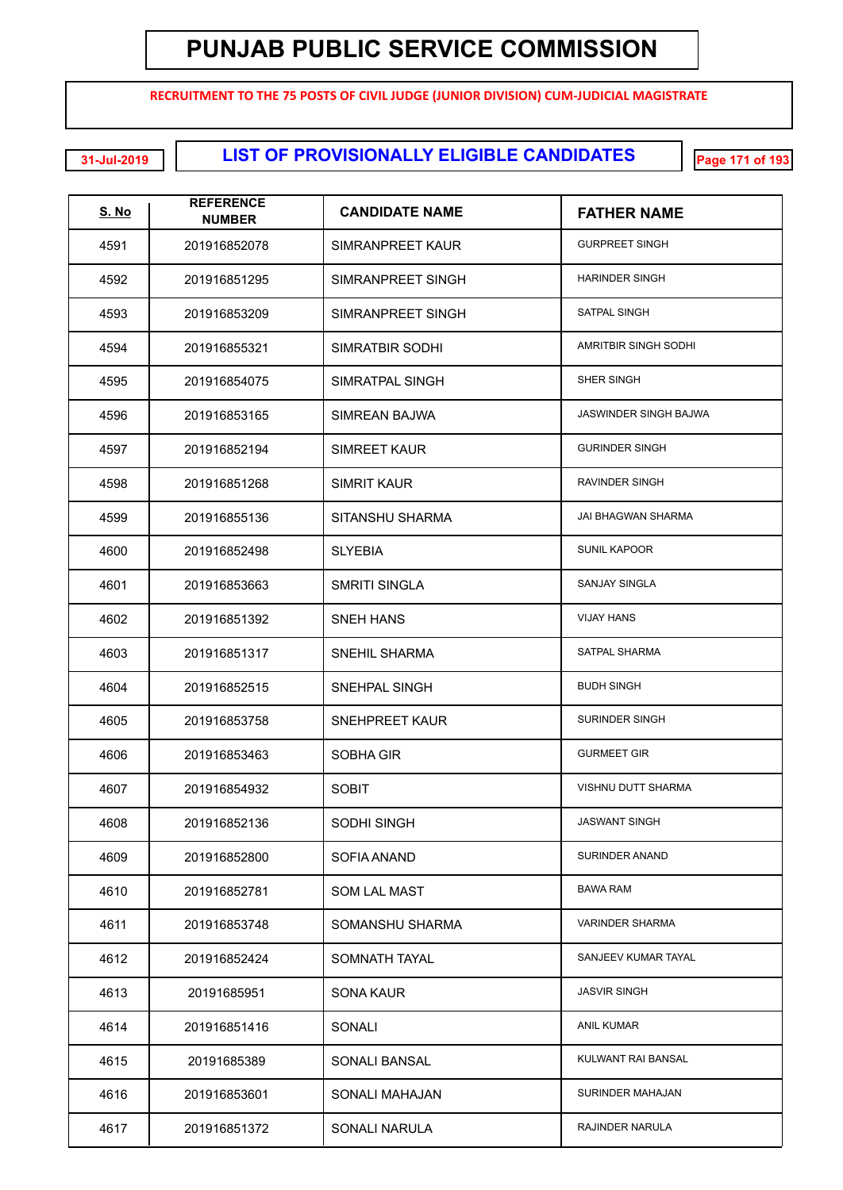# PUNJAB PUBLIC SERVICE COMMISSION

**RECRUITMENT TO THE 75 POSTS OF CIVIL JUDGE (JUNIOR DIVISION) CUM-JUDICIAL MAGISTRATE**

31-Jul-2019

## LIST OF PROVISIONALLY ELIGIBLE CANDIDATES

| S. No | REFERENCE NUMBER | CANDIDATE NAME | FATHER NAME |
|---|---|---|---|
| 4591 | 201916852078 | SIMRANPREET KAUR | GURPREET SINGH |
| 4592 | 201916851295 | SIMRANPREET SINGH | HARINDER SINGH |
| 4593 | 201916853209 | SIMRANPREET SINGH | SATPAL SINGH |
| 4594 | 201916855321 | SIMRATBIR SODHI | AMRITBIR SINGH SODHI |
| 4595 | 201916854075 | SIMRATPAL SINGH | SHER SINGH |
| 4596 | 201916853165 | SIMREAN BAJWA | JASWINDER SINGH BAJWA |
| 4597 | 201916852194 | SIMREET KAUR | GURINDER SINGH |
| 4598 | 201916851268 | SIMRIT KAUR | RAVINDER SINGH |
| 4599 | 201916855136 | SITANSHU SHARMA | JAI BHAGWAN SHARMA |
| 4600 | 201916852498 | SLYEBIA | SUNIL KAPOOR |
| 4601 | 201916853663 | SMRITI SINGLA | SANJAY SINGLA |
| 4602 | 201916851392 | SNEH HANS | VIJAY HANS |
| 4603 | 201916851317 | SNEHIL SHARMA | SATPAL SHARMA |
| 4604 | 201916852515 | SNEHPAL SINGH | BUDH SINGH |
| 4605 | 201916853758 | SNEHPREET KAUR | SURINDER SINGH |
| 4606 | 201916853463 | SOBHA GIR | GURMEET GIR |
| 4607 | 201916854932 | SOBIT | VISHNU DUTT SHARMA |
| 4608 | 201916852136 | SODHI SINGH | JASWANT SINGH |
| 4609 | 201916852800 | SOFIA ANAND | SURINDER ANAND |
| 4610 | 201916852781 | SOM LAL MAST | BAWA RAM |
| 4611 | 201916853748 | SOMANSHU SHARMA | VARINDER SHARMA |
| 4612 | 201916852424 | SOMNATH TAYAL | SANJEEV KUMAR TAYAL |
| 4613 | 20191685951 | SONA KAUR | JASVIR SINGH |
| 4614 | 201916851416 | SONALI | ANIL KUMAR |
| 4615 | 20191685389 | SONALI BANSAL | KULWANT RAI BANSAL |
| 4616 | 201916853601 | SONALI MAHAJAN | SURINDER MAHAJAN |
| 4617 | 201916851372 | SONALI NARULA | RAJINDER NARULA |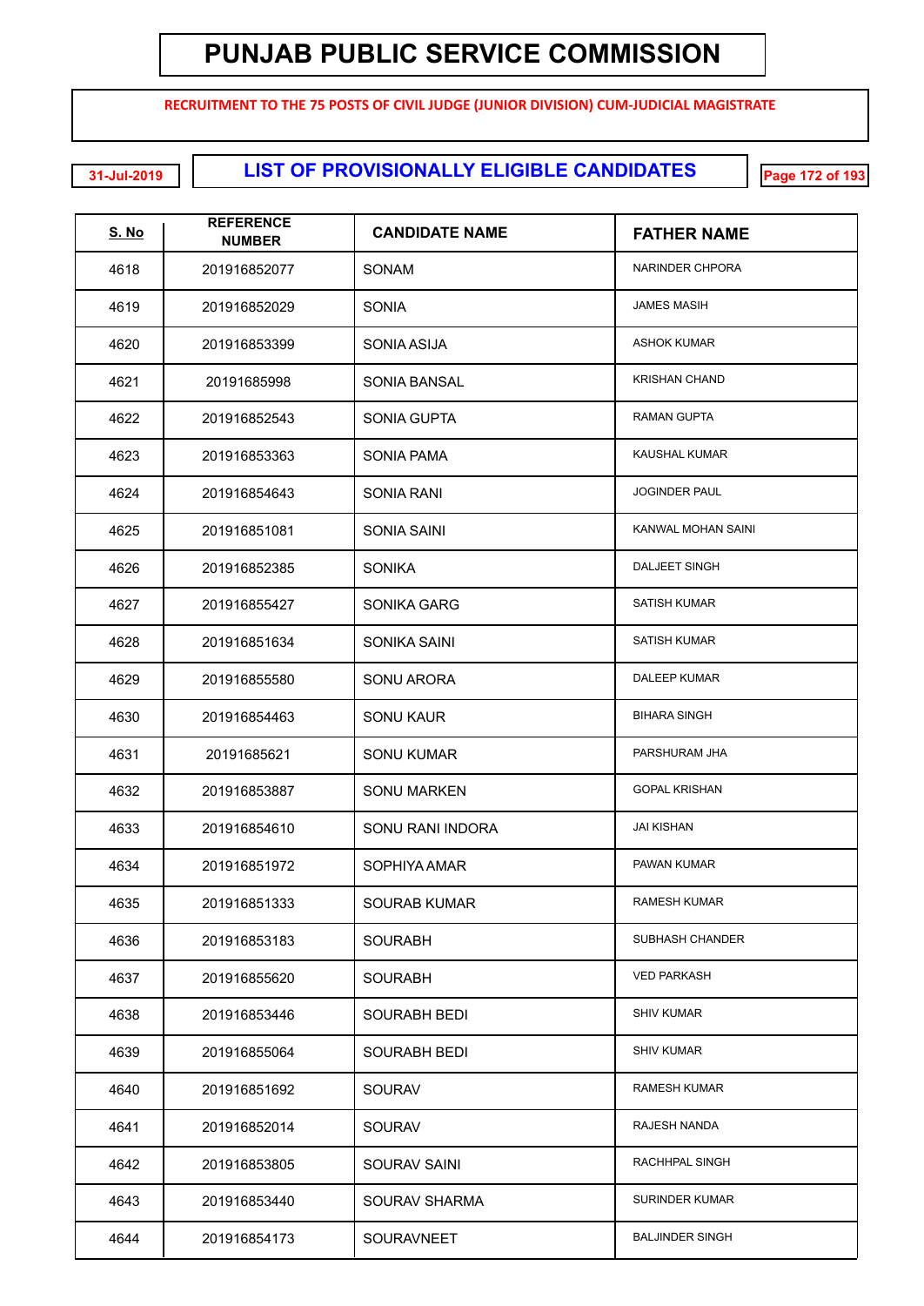# PUNJAB PUBLIC SERVICE COMMISSION

**RECRUITMENT TO THE 75 POSTS OF CIVIL JUDGE (JUNIOR DIVISION) CUM-JUDICIAL MAGISTRATE**

31-Jul-2019

## LIST OF PROVISIONALLY ELIGIBLE CANDIDATES

| S. No | REFERENCE NUMBER | CANDIDATE NAME | FATHER NAME |
|---|---|---|---|
| 4618 | 201916852077 | SONAM | NARINDER CHPORA |
| 4619 | 201916852029 | SONIA | JAMES MASIH |
| 4620 | 201916853399 | SONIA ASIJA | ASHOK KUMAR |
| 4621 | 20191685998 | SONIA BANSAL | KRISHAN CHAND |
| 4622 | 201916852543 | SONIA GUPTA | RAMAN GUPTA |
| 4623 | 201916853363 | SONIA PAMA | KAUSHAL KUMAR |
| 4624 | 201916854643 | SONIA RANI | JOGINDER PAUL |
| 4625 | 201916851081 | SONIA SAINI | KANWAL MOHAN SAINI |
| 4626 | 201916852385 | SONIKA | DALJEET SINGH |
| 4627 | 201916855427 | SONIKA GARG | SATISH KUMAR |
| 4628 | 201916851634 | SONIKA SAINI | SATISH KUMAR |
| 4629 | 201916855580 | SONU ARORA | DALEEP KUMAR |
| 4630 | 201916854463 | SONU KAUR | BIHARA SINGH |
| 4631 | 20191685621 | SONU KUMAR | PARSHURAM JHA |
| 4632 | 201916853887 | SONU MARKEN | GOPAL KRISHAN |
| 4633 | 201916854610 | SONU RANI INDORA | JAI KISHAN |
| 4634 | 201916851972 | SOPHIYA AMAR | PAWAN KUMAR |
| 4635 | 201916851333 | SOURAB KUMAR | RAMESH KUMAR |
| 4636 | 201916853183 | SOURABH | SUBHASH CHANDER |
| 4637 | 201916855620 | SOURABH | VED PARKASH |
| 4638 | 201916853446 | SOURABH BEDI | SHIV KUMAR |
| 4639 | 201916855064 | SOURABH BEDI | SHIV KUMAR |
| 4640 | 201916851692 | SOURAV | RAMESH KUMAR |
| 4641 | 201916852014 | SOURAV | RAJESH NANDA |
| 4642 | 201916853805 | SOURAV SAINI | RACHHPAL SINGH |
| 4643 | 201916853440 | SOURAV SHARMA | SURINDER KUMAR |
| 4644 | 201916854173 | SOURAVNEET | BALJINDER SINGH |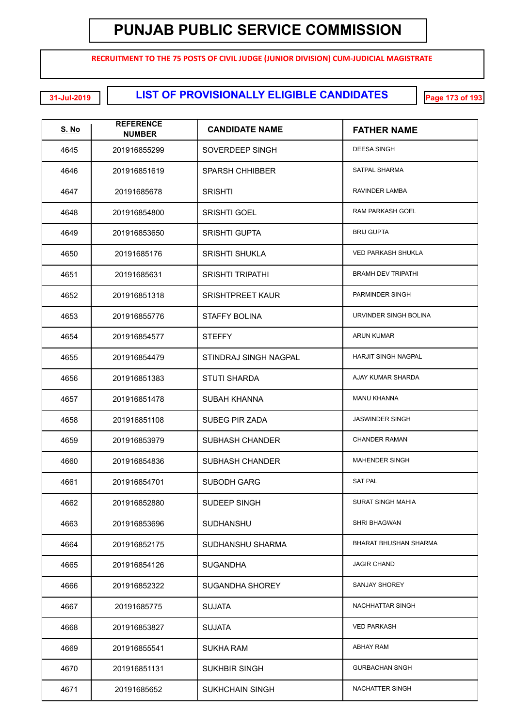# PUNJAB PUBLIC SERVICE COMMISSION

**RECRUITMENT TO THE 75 POSTS OF CIVIL JUDGE (JUNIOR DIVISION) CUM-JUDICIAL MAGISTRATE**

31-Jul-2019

## LIST OF PROVISIONALLY ELIGIBLE CANDIDATES

| S. No | REFERENCE NUMBER | CANDIDATE NAME | FATHER NAME |
|---|---|---|---|
| 4645 | 201916855299 | SOVERDEEP SINGH | DEESA SINGH |
| 4646 | 201916851619 | SPARSH CHHIBBER | SATPAL SHARMA |
| 4647 | 20191685678 | SRISHTI | RAVINDER LAMBA |
| 4648 | 201916854800 | SRISHTI GOEL | RAM PARKASH GOEL |
| 4649 | 201916853650 | SRISHTI GUPTA | BRIJ GUPTA |
| 4650 | 20191685176 | SRISHTI SHUKLA | VED PARKASH SHUKLA |
| 4651 | 20191685631 | SRISHTI TRIPATHI | BRAMH DEV TRIPATHI |
| 4652 | 201916851318 | SRISHTPREET KAUR | PARMINDER SINGH |
| 4653 | 201916855776 | STAFFY BOLINA | URVINDER SINGH BOLINA |
| 4654 | 201916854577 | STEFFY | ARUN KUMAR |
| 4655 | 201916854479 | STINDRAJ SINGH NAGPAL | HARJIT SINGH NAGPAL |
| 4656 | 201916851383 | STUTI SHARDA | AJAY KUMAR SHARDA |
| 4657 | 201916851478 | SUBAH KHANNA | MANU KHANNA |
| 4658 | 201916851108 | SUBEG PIR ZADA | JASWINDER SINGH |
| 4659 | 201916853979 | SUBHASH CHANDER | CHANDER RAMAN |
| 4660 | 201916854836 | SUBHASH CHANDER | MAHENDER SINGH |
| 4661 | 201916854701 | SUBODH GARG | SAT PAL |
| 4662 | 201916852880 | SUDEEP SINGH | SURAT SINGH MAHIA |
| 4663 | 201916853696 | SUDHANSHU | SHRI BHAGWAN |
| 4664 | 201916852175 | SUDHANSHU SHARMA | BHARAT BHUSHAN SHARMA |
| 4665 | 201916854126 | SUGANDHA | JAGIR CHAND |
| 4666 | 201916852322 | SUGANDHA SHOREY | SANJAY SHOREY |
| 4667 | 20191685775 | SUJATA | NACHHATTAR SINGH |
| 4668 | 201916853827 | SUJATA | VED PARKASH |
| 4669 | 201916855541 | SUKHA RAM | ABHAY RAM |
| 4670 | 201916851131 | SUKHBIR SINGH | GURBACHAN SNGH |
| 4671 | 20191685652 | SUKHCHAIN SINGH | NACHATTER SINGH |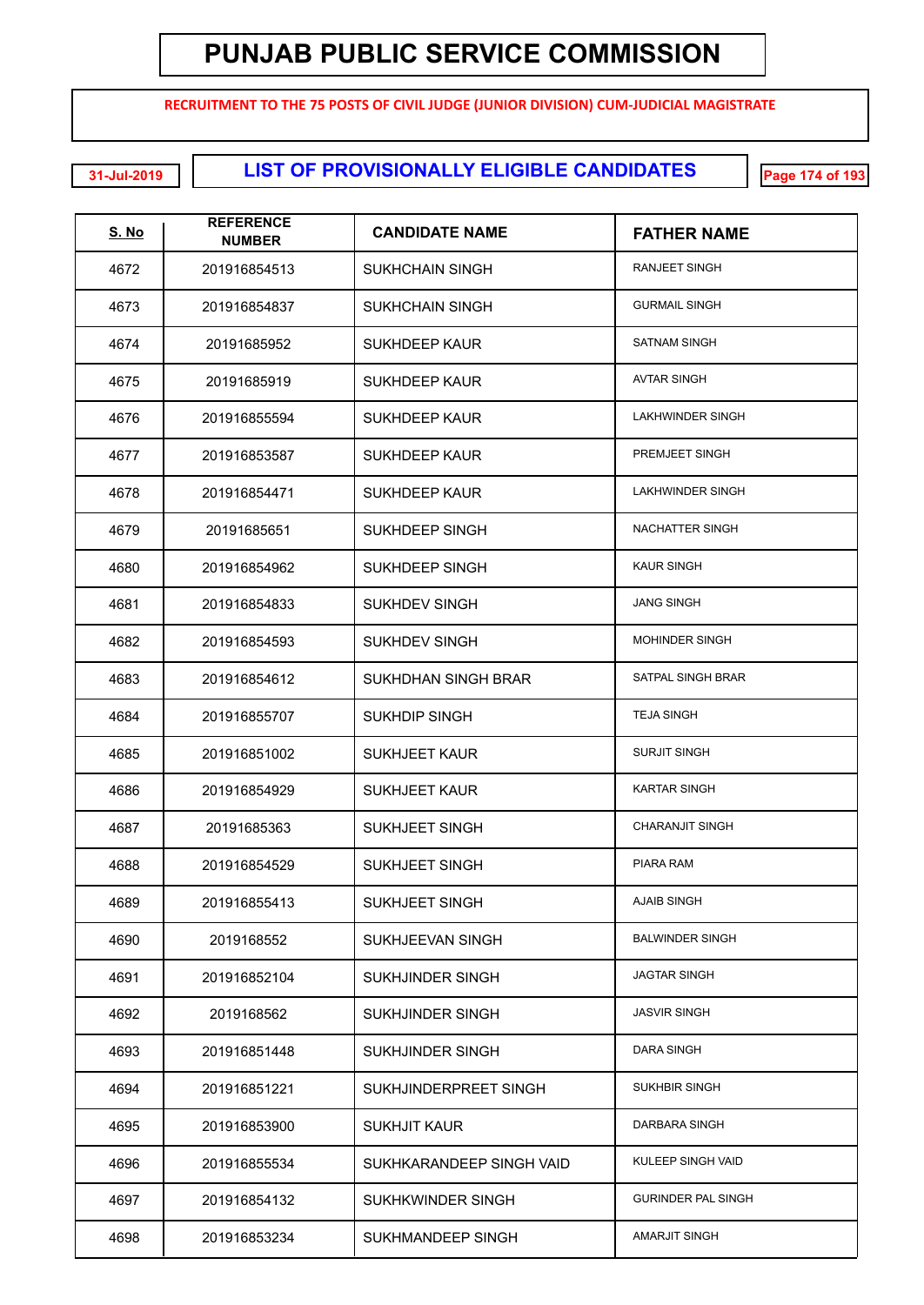# PUNJAB PUBLIC SERVICE COMMISSION

**RECRUITMENT TO THE 75 POSTS OF CIVIL JUDGE (JUNIOR DIVISION) CUM-JUDICIAL MAGISTRATE**

31-Jul-2019

## LIST OF PROVISIONALLY ELIGIBLE CANDIDATES

| S. No | REFERENCE NUMBER | CANDIDATE NAME | FATHER NAME |
|---|---|---|---|
| 4672 | 201916854513 | SUKHCHAIN SINGH | RANJEET SINGH |
| 4673 | 201916854837 | SUKHCHAIN SINGH | GURMAIL SINGH |
| 4674 | 20191685952 | SUKHDEEP KAUR | SATNAM SINGH |
| 4675 | 20191685919 | SUKHDEEP KAUR | AVTAR SINGH |
| 4676 | 201916855594 | SUKHDEEP KAUR | LAKHWINDER SINGH |
| 4677 | 201916853587 | SUKHDEEP KAUR | PREMJEET SINGH |
| 4678 | 201916854471 | SUKHDEEP KAUR | LAKHWINDER SINGH |
| 4679 | 20191685651 | SUKHDEEP SINGH | NACHATTER SINGH |
| 4680 | 201916854962 | SUKHDEEP SINGH | KAUR SINGH |
| 4681 | 201916854833 | SUKHDEV SINGH | JANG SINGH |
| 4682 | 201916854593 | SUKHDEV SINGH | MOHINDER SINGH |
| 4683 | 201916854612 | SUKHDHAN SINGH BRAR | SATPAL SINGH BRAR |
| 4684 | 201916855707 | SUKHDIP SINGH | TEJA SINGH |
| 4685 | 201916851002 | SUKHJEET KAUR | SURJIT SINGH |
| 4686 | 201916854929 | SUKHJEET KAUR | KARTAR SINGH |
| 4687 | 20191685363 | SUKHJEET SINGH | CHARANJIT SINGH |
| 4688 | 201916854529 | SUKHJEET SINGH | PIARA RAM |
| 4689 | 201916855413 | SUKHJEET SINGH | AJAIB SINGH |
| 4690 | 2019168552 | SUKHJEEVAN SINGH | BALWINDER SINGH |
| 4691 | 201916852104 | SUKHJINDER SINGH | JAGTAR SINGH |
| 4692 | 2019168562 | SUKHJINDER SINGH | JASVIR SINGH |
| 4693 | 201916851448 | SUKHJINDER SINGH | DARA SINGH |
| 4694 | 201916851221 | SUKHJINDERPREET SINGH | SUKHBIR SINGH |
| 4695 | 201916853900 | SUKHJIT KAUR | DARBARA SINGH |
| 4696 | 201916855534 | SUKHKARANDEEP SINGH VAID | KULEEP SINGH VAID |
| 4697 | 201916854132 | SUKHKWINDER SINGH | GURINDER PAL SINGH |
| 4698 | 201916853234 | SUKHMANDEEP SINGH | AMARJIT SINGH |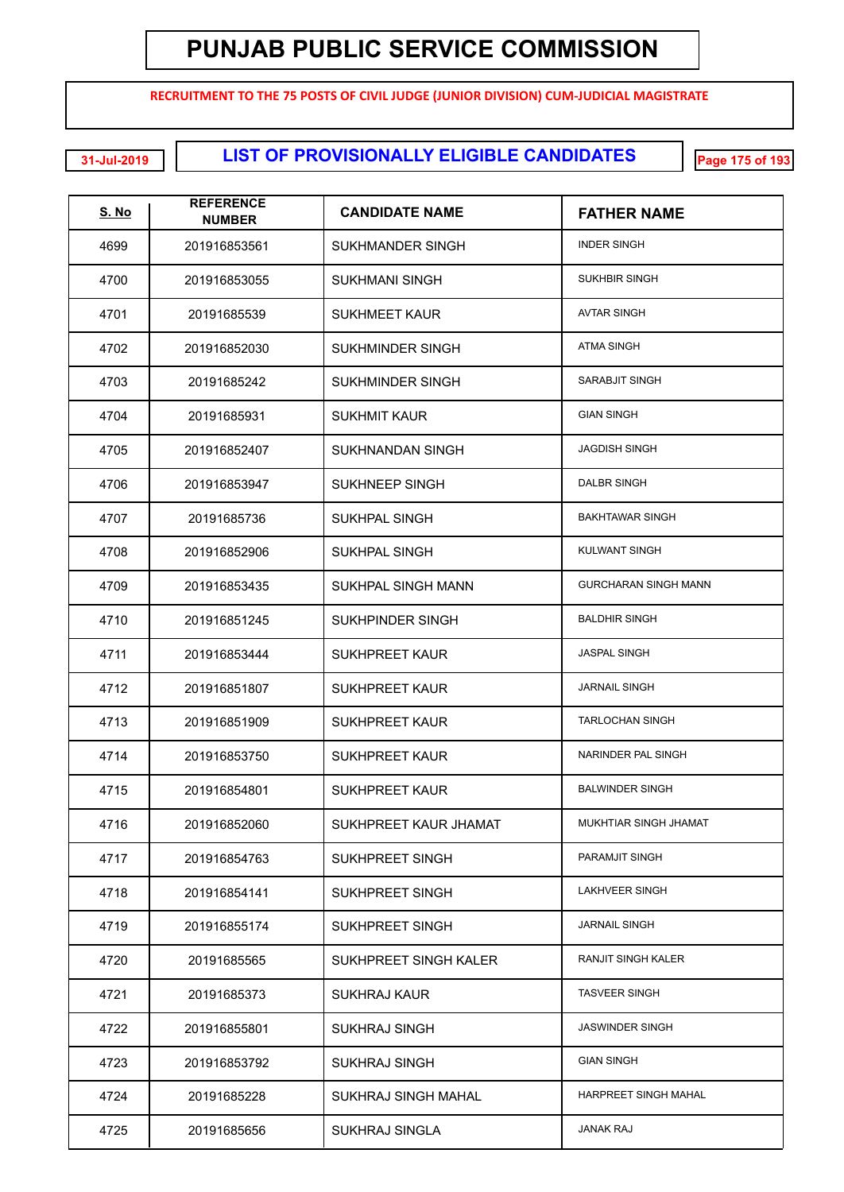# PUNJAB PUBLIC SERVICE COMMISSION

**RECRUITMENT TO THE 75 POSTS OF CIVIL JUDGE (JUNIOR DIVISION) CUM-JUDICIAL MAGISTRATE**

31-Jul-2019

## LIST OF PROVISIONALLY ELIGIBLE CANDIDATES

| S. No | REFERENCE NUMBER | CANDIDATE NAME | FATHER NAME |
|---|---|---|---|
| 4699 | 201916853561 | SUKHMANDER SINGH | INDER SINGH |
| 4700 | 201916853055 | SUKHMANI SINGH | SUKHBIR SINGH |
| 4701 | 20191685539 | SUKHMEET KAUR | AVTAR SINGH |
| 4702 | 201916852030 | SUKHMINDER SINGH | ATMA SINGH |
| 4703 | 20191685242 | SUKHMINDER SINGH | SARABJIT SINGH |
| 4704 | 20191685931 | SUKHMIT KAUR | GIAN SINGH |
| 4705 | 201916852407 | SUKHNANDAN SINGH | JAGDISH SINGH |
| 4706 | 201916853947 | SUKHNEEP SINGH | DALBR SINGH |
| 4707 | 20191685736 | SUKHPAL SINGH | BAKHTAWAR SINGH |
| 4708 | 201916852906 | SUKHPAL SINGH | KULWANT SINGH |
| 4709 | 201916853435 | SUKHPAL SINGH MANN | GURCHARAN SINGH MANN |
| 4710 | 201916851245 | SUKHPINDER SINGH | BALDHIR SINGH |
| 4711 | 201916853444 | SUKHPREET KAUR | JASPAL SINGH |
| 4712 | 201916851807 | SUKHPREET KAUR | JARNAIL SINGH |
| 4713 | 201916851909 | SUKHPREET KAUR | TARLOCHAN SINGH |
| 4714 | 201916853750 | SUKHPREET KAUR | NARINDER PAL SINGH |
| 4715 | 201916854801 | SUKHPREET KAUR | BALWINDER SINGH |
| 4716 | 201916852060 | SUKHPREET KAUR JHAMAT | MUKHTIAR SINGH JHAMAT |
| 4717 | 201916854763 | SUKHPREET SINGH | PARAMJIT SINGH |
| 4718 | 201916854141 | SUKHPREET SINGH | LAKHVEER SINGH |
| 4719 | 201916855174 | SUKHPREET SINGH | JARNAIL SINGH |
| 4720 | 20191685565 | SUKHPREET SINGH KALER | RANJIT SINGH KALER |
| 4721 | 20191685373 | SUKHRAJ KAUR | TASVEER SINGH |
| 4722 | 201916855801 | SUKHRAJ SINGH | JASWINDER SINGH |
| 4723 | 201916853792 | SUKHRAJ SINGH | GIAN SINGH |
| 4724 | 20191685228 | SUKHRAJ SINGH MAHAL | HARPREET SINGH MAHAL |
| 4725 | 20191685656 | SUKHRAJ SINGLA | JANAK RAJ |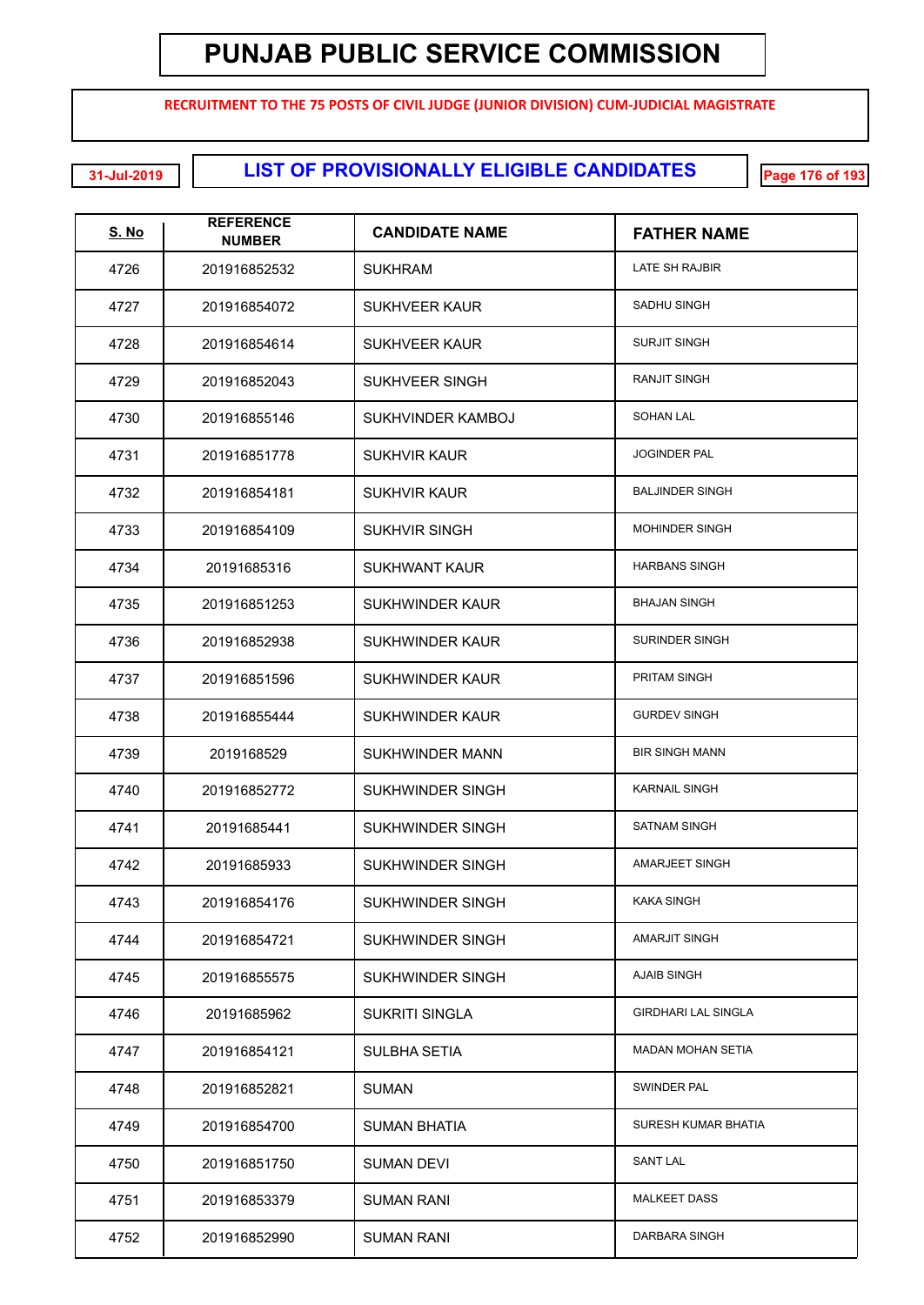# PUNJAB PUBLIC SERVICE COMMISSION

**RECRUITMENT TO THE 75 POSTS OF CIVIL JUDGE (JUNIOR DIVISION) CUM-JUDICIAL MAGISTRATE**

31-Jul-2019

## LIST OF PROVISIONALLY ELIGIBLE CANDIDATES

| S. No | REFERENCE NUMBER | CANDIDATE NAME | FATHER NAME |
|---|---|---|---|
| 4726 | 201916852532 | SUKHRAM | LATE SH RAJBIR |
| 4727 | 201916854072 | SUKHVEER KAUR | SADHU SINGH |
| 4728 | 201916854614 | SUKHVEER KAUR | SURJIT SINGH |
| 4729 | 201916852043 | SUKHVEER SINGH | RANJIT SINGH |
| 4730 | 201916855146 | SUKHVINDER KAMBOJ | SOHAN LAL |
| 4731 | 201916851778 | SUKHVIR KAUR | JOGINDER PAL |
| 4732 | 201916854181 | SUKHVIR KAUR | BALJINDER SINGH |
| 4733 | 201916854109 | SUKHVIR SINGH | MOHINDER SINGH |
| 4734 | 20191685316 | SUKHWANT KAUR | HARBANS SINGH |
| 4735 | 201916851253 | SUKHWINDER KAUR | BHAJAN SINGH |
| 4736 | 201916852938 | SUKHWINDER KAUR | SURINDER SINGH |
| 4737 | 201916851596 | SUKHWINDER KAUR | PRITAM SINGH |
| 4738 | 201916855444 | SUKHWINDER KAUR | GURDEV SINGH |
| 4739 | 2019168529 | SUKHWINDER MANN | BIR SINGH MANN |
| 4740 | 201916852772 | SUKHWINDER SINGH | KARNAIL SINGH |
| 4741 | 20191685441 | SUKHWINDER SINGH | SATNAM SINGH |
| 4742 | 20191685933 | SUKHWINDER SINGH | AMARJEET SINGH |
| 4743 | 201916854176 | SUKHWINDER SINGH | KAKA SINGH |
| 4744 | 201916854721 | SUKHWINDER SINGH | AMARJIT SINGH |
| 4745 | 201916855575 | SUKHWINDER SINGH | AJAIB SINGH |
| 4746 | 20191685962 | SUKRITI SINGLA | GIRDHARI LAL SINGLA |
| 4747 | 201916854121 | SULBHA SETIA | MADAN MOHAN SETIA |
| 4748 | 201916852821 | SUMAN | SWINDER PAL |
| 4749 | 201916854700 | SUMAN BHATIA | SURESH KUMAR BHATIA |
| 4750 | 201916851750 | SUMAN DEVI | SANT LAL |
| 4751 | 201916853379 | SUMAN RANI | MALKEET DASS |
| 4752 | 201916852990 | SUMAN RANI | DARBARA SINGH |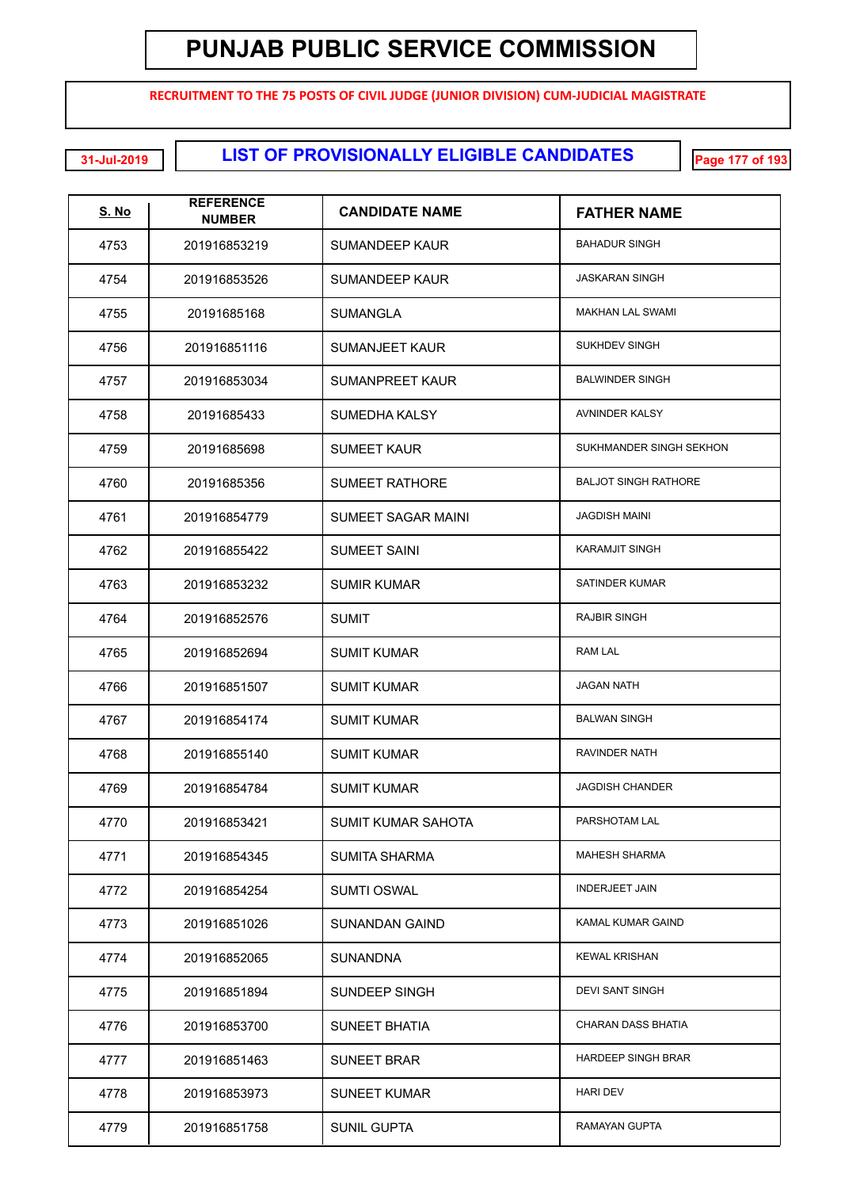# PUNJAB PUBLIC SERVICE COMMISSION

**RECRUITMENT TO THE 75 POSTS OF CIVIL JUDGE (JUNIOR DIVISION) CUM-JUDICIAL MAGISTRATE**

31-Jul-2019

## LIST OF PROVISIONALLY ELIGIBLE CANDIDATES

| S. No | REFERENCE NUMBER | CANDIDATE NAME | FATHER NAME |
|---|---|---|---|
| 4753 | 201916853219 | SUMANDEEP KAUR | BAHADUR SINGH |
| 4754 | 201916853526 | SUMANDEEP KAUR | JASKARAN SINGH |
| 4755 | 20191685168 | SUMANGLA | MAKHAN LAL SWAMI |
| 4756 | 201916851116 | SUMANJEET KAUR | SUKHDEV SINGH |
| 4757 | 201916853034 | SUMANPREET KAUR | BALWINDER SINGH |
| 4758 | 20191685433 | SUMEDHA KALSY | AVNINDER KALSY |
| 4759 | 20191685698 | SUMEET KAUR | SUKHMANDER SINGH SEKHON |
| 4760 | 20191685356 | SUMEET RATHORE | BALJOT SINGH RATHORE |
| 4761 | 201916854779 | SUMEET SAGAR MAINI | JAGDISH MAINI |
| 4762 | 201916855422 | SUMEET SAINI | KARAMJIT SINGH |
| 4763 | 201916853232 | SUMIR KUMAR | SATINDER KUMAR |
| 4764 | 201916852576 | SUMIT | RAJBIR SINGH |
| 4765 | 201916852694 | SUMIT KUMAR | RAM LAL |
| 4766 | 201916851507 | SUMIT KUMAR | JAGAN NATH |
| 4767 | 201916854174 | SUMIT KUMAR | BALWAN SINGH |
| 4768 | 201916855140 | SUMIT KUMAR | RAVINDER NATH |
| 4769 | 201916854784 | SUMIT KUMAR | JAGDISH CHANDER |
| 4770 | 201916853421 | SUMIT KUMAR SAHOTA | PARSHOTAM LAL |
| 4771 | 201916854345 | SUMITA SHARMA | MAHESH SHARMA |
| 4772 | 201916854254 | SUMTI OSWAL | INDERJEET JAIN |
| 4773 | 201916851026 | SUNANDAN GAIND | KAMAL KUMAR GAIND |
| 4774 | 201916852065 | SUNANDNA | KEWAL KRISHAN |
| 4775 | 201916851894 | SUNDEEP SINGH | DEVI SANT SINGH |
| 4776 | 201916853700 | SUNEET BHATIA | CHARAN DASS BHATIA |
| 4777 | 201916851463 | SUNEET BRAR | HARDEEP SINGH BRAR |
| 4778 | 201916853973 | SUNEET KUMAR | HARI DEV |
| 4779 | 201916851758 | SUNIL GUPTA | RAMAYAN GUPTA |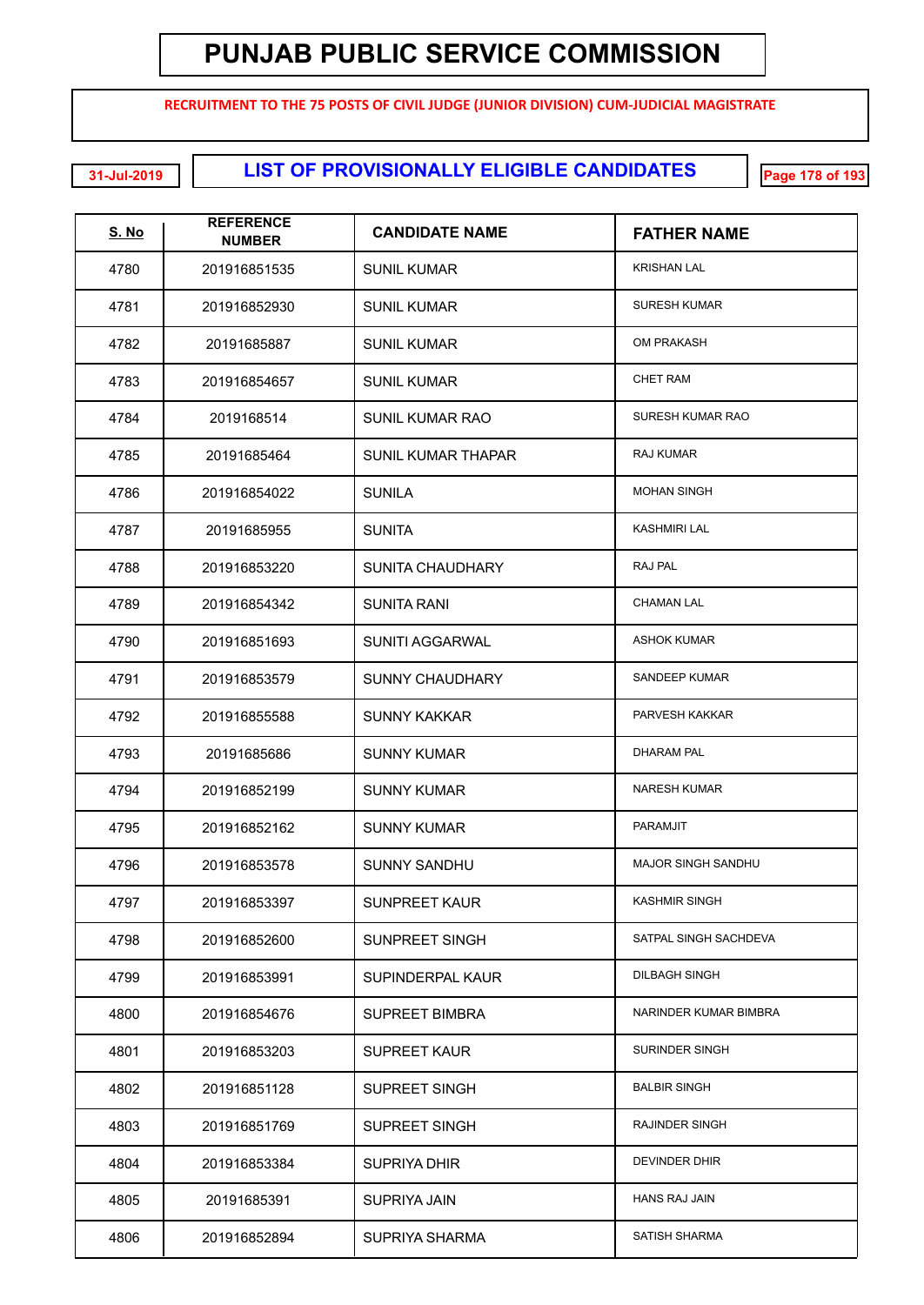# PUNJAB PUBLIC SERVICE COMMISSION

**RECRUITMENT TO THE 75 POSTS OF CIVIL JUDGE (JUNIOR DIVISION) CUM-JUDICIAL MAGISTRATE**

31-Jul-2019

## LIST OF PROVISIONALLY ELIGIBLE CANDIDATES

| S. No | REFERENCE NUMBER | CANDIDATE NAME | FATHER NAME |
|---|---|---|---|
| 4780 | 201916851535 | SUNIL KUMAR | KRISHAN LAL |
| 4781 | 201916852930 | SUNIL KUMAR | SURESH KUMAR |
| 4782 | 20191685887 | SUNIL KUMAR | OM PRAKASH |
| 4783 | 201916854657 | SUNIL KUMAR | CHET RAM |
| 4784 | 2019168514 | SUNIL KUMAR RAO | SURESH KUMAR RAO |
| 4785 | 20191685464 | SUNIL KUMAR THAPAR | RAJ KUMAR |
| 4786 | 201916854022 | SUNILA | MOHAN SINGH |
| 4787 | 20191685955 | SUNITA | KASHMIRI LAL |
| 4788 | 201916853220 | SUNITA CHAUDHARY | RAJ PAL |
| 4789 | 201916854342 | SUNITA RANI | CHAMAN LAL |
| 4790 | 201916851693 | SUNITI AGGARWAL | ASHOK KUMAR |
| 4791 | 201916853579 | SUNNY CHAUDHARY | SANDEEP KUMAR |
| 4792 | 201916855588 | SUNNY KAKKAR | PARVESH KAKKAR |
| 4793 | 20191685686 | SUNNY KUMAR | DHARAM PAL |
| 4794 | 201916852199 | SUNNY KUMAR | NARESH KUMAR |
| 4795 | 201916852162 | SUNNY KUMAR | PARAMJIT |
| 4796 | 201916853578 | SUNNY SANDHU | MAJOR SINGH SANDHU |
| 4797 | 201916853397 | SUNPREET KAUR | KASHMIR SINGH |
| 4798 | 201916852600 | SUNPREET SINGH | SATPAL SINGH SACHDEVA |
| 4799 | 201916853991 | SUPINDERPAL KAUR | DILBAGH SINGH |
| 4800 | 201916854676 | SUPREET BIMBRA | NARINDER KUMAR BIMBRA |
| 4801 | 201916853203 | SUPREET KAUR | SURINDER SINGH |
| 4802 | 201916851128 | SUPREET SINGH | BALBIR SINGH |
| 4803 | 201916851769 | SUPREET SINGH | RAJINDER SINGH |
| 4804 | 201916853384 | SUPRIYA DHIR | DEVINDER DHIR |
| 4805 | 20191685391 | SUPRIYA JAIN | HANS RAJ JAIN |
| 4806 | 201916852894 | SUPRIYA SHARMA | SATISH SHARMA |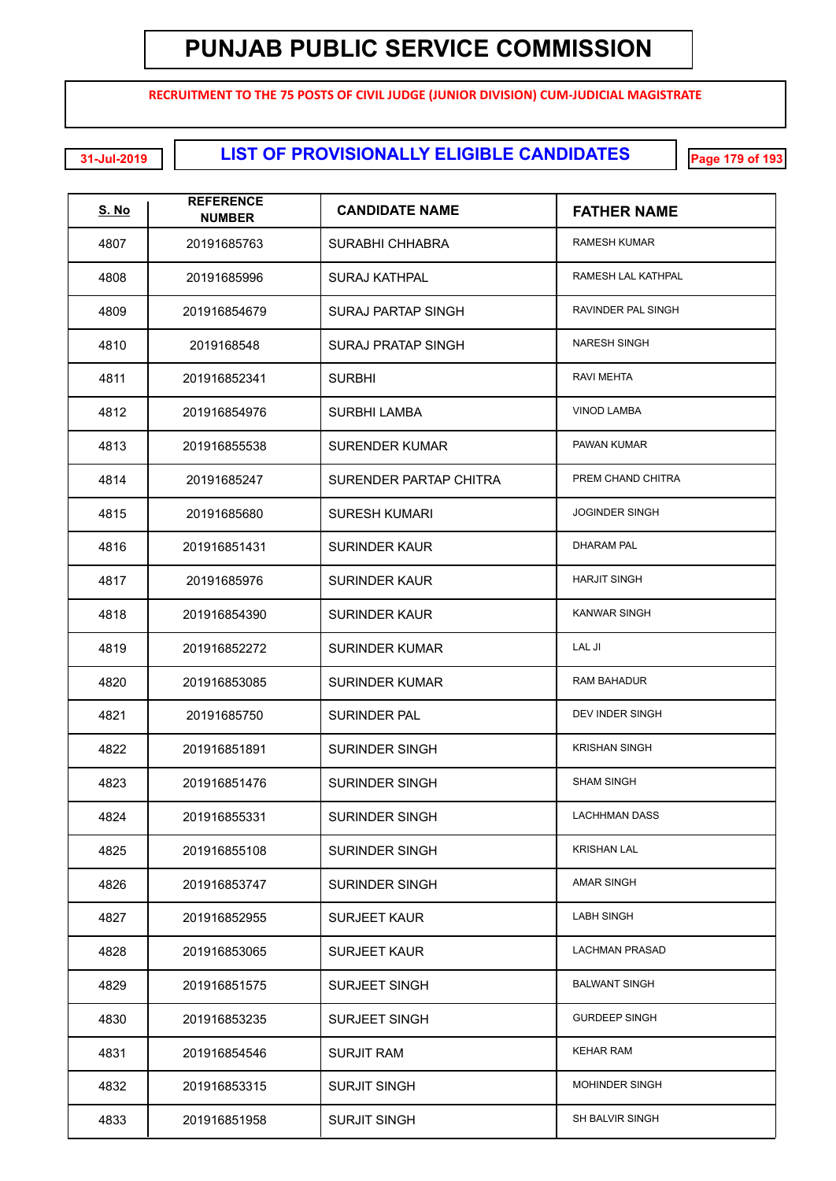# PUNJAB PUBLIC SERVICE COMMISSION

**RECRUITMENT TO THE 75 POSTS OF CIVIL JUDGE (JUNIOR DIVISION) CUM-JUDICIAL MAGISTRATE**

31-Jul-2019

## LIST OF PROVISIONALLY ELIGIBLE CANDIDATES

| S. No | REFERENCE NUMBER | CANDIDATE NAME | FATHER NAME |
|---|---|---|---|
| 4807 | 20191685763 | SURABHI CHHABRA | RAMESH KUMAR |
| 4808 | 20191685996 | SURAJ KATHPAL | RAMESH LAL KATHPAL |
| 4809 | 201916854679 | SURAJ PARTAP SINGH | RAVINDER PAL SINGH |
| 4810 | 2019168548 | SURAJ PRATAP SINGH | NARESH SINGH |
| 4811 | 201916852341 | SURBHI | RAVI MEHTA |
| 4812 | 201916854976 | SURBHI LAMBA | VINOD LAMBA |
| 4813 | 201916855538 | SURENDER KUMAR | PAWAN KUMAR |
| 4814 | 20191685247 | SURENDER PARTAP CHITRA | PREM CHAND CHITRA |
| 4815 | 20191685680 | SURESH KUMARI | JOGINDER SINGH |
| 4816 | 201916851431 | SURINDER KAUR | DHARAM PAL |
| 4817 | 20191685976 | SURINDER KAUR | HARJIT SINGH |
| 4818 | 201916854390 | SURINDER KAUR | KANWAR SINGH |
| 4819 | 201916852272 | SURINDER KUMAR | LAL JI |
| 4820 | 201916853085 | SURINDER KUMAR | RAM BAHADUR |
| 4821 | 20191685750 | SURINDER PAL | DEV INDER SINGH |
| 4822 | 201916851891 | SURINDER SINGH | KRISHAN SINGH |
| 4823 | 201916851476 | SURINDER SINGH | SHAM SINGH |
| 4824 | 201916855331 | SURINDER SINGH | LACHHMAN DASS |
| 4825 | 201916855108 | SURINDER SINGH | KRISHAN LAL |
| 4826 | 201916853747 | SURINDER SINGH | AMAR SINGH |
| 4827 | 201916852955 | SURJEET KAUR | LABH SINGH |
| 4828 | 201916853065 | SURJEET KAUR | LACHMAN PRASAD |
| 4829 | 201916851575 | SURJEET SINGH | BALWANT SINGH |
| 4830 | 201916853235 | SURJEET SINGH | GURDEEP SINGH |
| 4831 | 201916854546 | SURJIT RAM | KEHAR RAM |
| 4832 | 201916853315 | SURJIT SINGH | MOHINDER SINGH |
| 4833 | 201916851958 | SURJIT SINGH | SH BALVIR SINGH |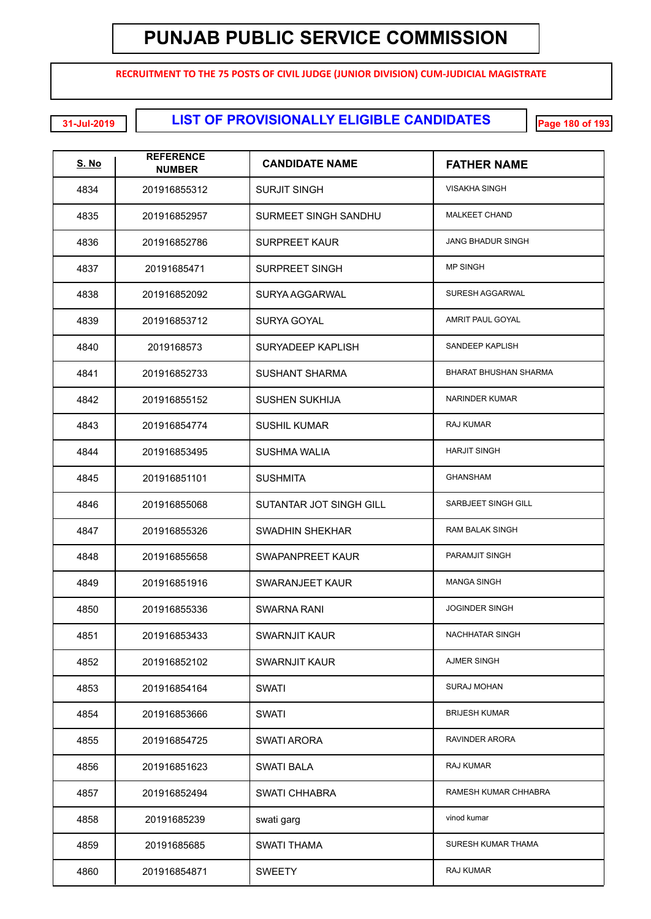# PUNJAB PUBLIC SERVICE COMMISSION

**RECRUITMENT TO THE 75 POSTS OF CIVIL JUDGE (JUNIOR DIVISION) CUM-JUDICIAL MAGISTRATE**

31-Jul-2019

## LIST OF PROVISIONALLY ELIGIBLE CANDIDATES

| S. No | REFERENCE NUMBER | CANDIDATE NAME | FATHER NAME |
|---|---|---|---|
| 4834 | 201916855312 | SURJIT SINGH | VISAKHA SINGH |
| 4835 | 201916852957 | SURMEET SINGH SANDHU | MALKEET CHAND |
| 4836 | 201916852786 | SURPREET KAUR | JANG BHADUR SINGH |
| 4837 | 20191685471 | SURPREET SINGH | MP SINGH |
| 4838 | 201916852092 | SURYA AGGARWAL | SURESH AGGARWAL |
| 4839 | 201916853712 | SURYA GOYAL | AMRIT PAUL GOYAL |
| 4840 | 2019168573 | SURYADEEP KAPLISH | SANDEEP KAPLISH |
| 4841 | 201916852733 | SUSHANT SHARMA | BHARAT BHUSHAN SHARMA |
| 4842 | 201916855152 | SUSHEN SUKHIJA | NARINDER KUMAR |
| 4843 | 201916854774 | SUSHIL KUMAR | RAJ KUMAR |
| 4844 | 201916853495 | SUSHMA WALIA | HARJIT SINGH |
| 4845 | 201916851101 | SUSHMITA | GHANSHAM |
| 4846 | 201916855068 | SUTANTAR JOT SINGH GILL | SARBJEET SINGH GILL |
| 4847 | 201916855326 | SWADHIN SHEKHAR | RAM BALAK SINGH |
| 4848 | 201916855658 | SWAPANPREET KAUR | PARAMJIT SINGH |
| 4849 | 201916851916 | SWARANJEET KAUR | MANGA SINGH |
| 4850 | 201916855336 | SWARNA RANI | JOGINDER SINGH |
| 4851 | 201916853433 | SWARNJIT KAUR | NACHHATAR SINGH |
| 4852 | 201916852102 | SWARNJIT KAUR | AJMER SINGH |
| 4853 | 201916854164 | SWATI | SURAJ MOHAN |
| 4854 | 201916853666 | SWATI | BRIJESH KUMAR |
| 4855 | 201916854725 | SWATI ARORA | RAVINDER ARORA |
| 4856 | 201916851623 | SWATI BALA | RAJ KUMAR |
| 4857 | 201916852494 | SWATI CHHABRA | RAMESH KUMAR CHHABRA |
| 4858 | 20191685239 | swati garg | vinod kumar |
| 4859 | 20191685685 | SWATI THAMA | SURESH KUMAR THAMA |
| 4860 | 201916854871 | SWEETY | RAJ KUMAR |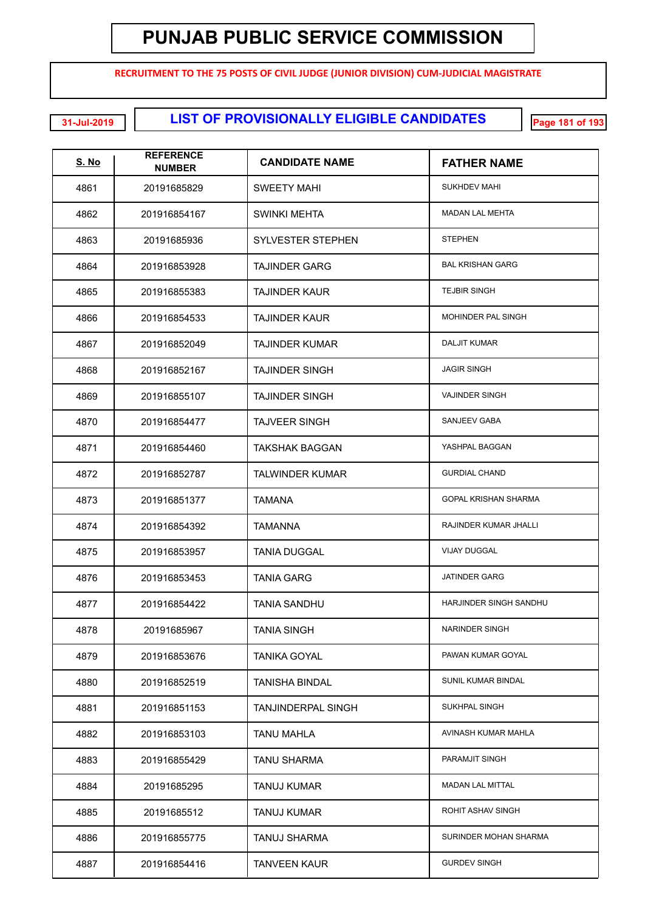# PUNJAB PUBLIC SERVICE COMMISSION

**RECRUITMENT TO THE 75 POSTS OF CIVIL JUDGE (JUNIOR DIVISION) CUM-JUDICIAL MAGISTRATE**

31-Jul-2019

## LIST OF PROVISIONALLY ELIGIBLE CANDIDATES

| S. No | REFERENCE NUMBER | CANDIDATE NAME | FATHER NAME |
|---|---|---|---|
| 4861 | 20191685829 | SWEETY MAHI | SUKHDEV MAHI |
| 4862 | 201916854167 | SWINKI MEHTA | MADAN LAL MEHTA |
| 4863 | 20191685936 | SYLVESTER STEPHEN | STEPHEN |
| 4864 | 201916853928 | TAJINDER GARG | BAL KRISHAN GARG |
| 4865 | 201916855383 | TAJINDER KAUR | TEJBIR SINGH |
| 4866 | 201916854533 | TAJINDER KAUR | MOHINDER PAL SINGH |
| 4867 | 201916852049 | TAJINDER KUMAR | DALJIT KUMAR |
| 4868 | 201916852167 | TAJINDER SINGH | JAGIR SINGH |
| 4869 | 201916855107 | TAJINDER SINGH | VAJINDER SINGH |
| 4870 | 201916854477 | TAJVEER SINGH | SANJEEV GABA |
| 4871 | 201916854460 | TAKSHAK BAGGAN | YASHPAL BAGGAN |
| 4872 | 201916852787 | TALWINDER KUMAR | GURDIAL CHAND |
| 4873 | 201916851377 | TAMANA | GOPAL KRISHAN SHARMA |
| 4874 | 201916854392 | TAMANNA | RAJINDER KUMAR JHALLI |
| 4875 | 201916853957 | TANIA DUGGAL | VIJAY DUGGAL |
| 4876 | 201916853453 | TANIA GARG | JATINDER GARG |
| 4877 | 201916854422 | TANIA SANDHU | HARJINDER SINGH SANDHU |
| 4878 | 20191685967 | TANIA SINGH | NARINDER SINGH |
| 4879 | 201916853676 | TANIKA GOYAL | PAWAN KUMAR GOYAL |
| 4880 | 201916852519 | TANISHA BINDAL | SUNIL KUMAR BINDAL |
| 4881 | 201916851153 | TANJINDERPAL SINGH | SUKHPAL SINGH |
| 4882 | 201916853103 | TANU MAHLA | AVINASH KUMAR MAHLA |
| 4883 | 201916855429 | TANU SHARMA | PARAMJIT SINGH |
| 4884 | 20191685295 | TANUJ KUMAR | MADAN LAL MITTAL |
| 4885 | 20191685512 | TANUJ KUMAR | ROHIT ASHAV SINGH |
| 4886 | 201916855775 | TANUJ SHARMA | SURINDER MOHAN SHARMA |
| 4887 | 201916854416 | TANVEEN KAUR | GURDEV SINGH |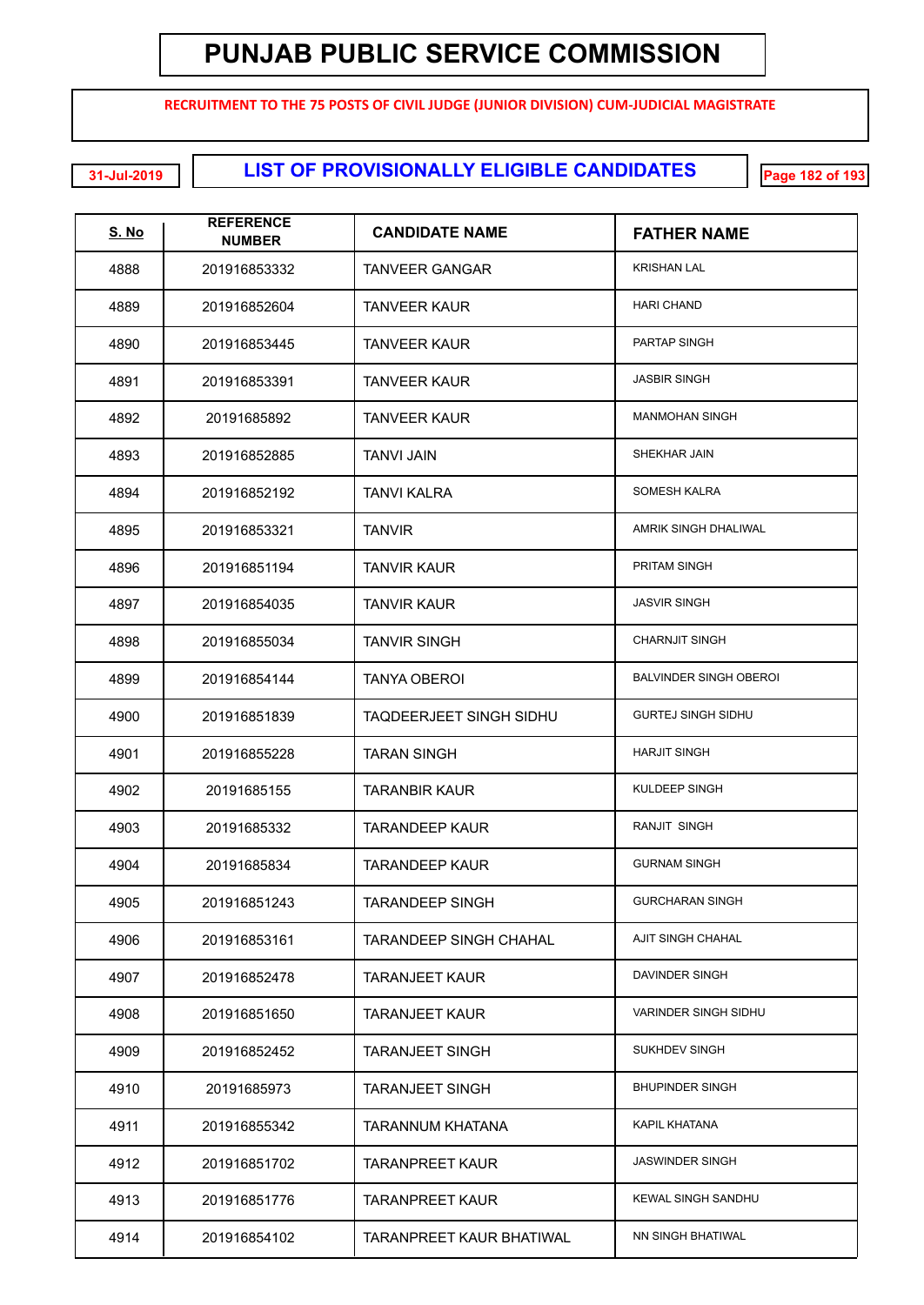# PUNJAB PUBLIC SERVICE COMMISSION

**RECRUITMENT TO THE 75 POSTS OF CIVIL JUDGE (JUNIOR DIVISION) CUM-JUDICIAL MAGISTRATE**

31-Jul-2019

## LIST OF PROVISIONALLY ELIGIBLE CANDIDATES

| S. No | REFERENCE NUMBER | CANDIDATE NAME | FATHER NAME |
|---|---|---|---|
| 4888 | 201916853332 | TANVEER GANGAR | KRISHAN LAL |
| 4889 | 201916852604 | TANVEER KAUR | HARI CHAND |
| 4890 | 201916853445 | TANVEER KAUR | PARTAP SINGH |
| 4891 | 201916853391 | TANVEER KAUR | JASBIR SINGH |
| 4892 | 20191685892 | TANVEER KAUR | MANMOHAN SINGH |
| 4893 | 201916852885 | TANVI JAIN | SHEKHAR JAIN |
| 4894 | 201916852192 | TANVI KALRA | SOMESH KALRA |
| 4895 | 201916853321 | TANVIR | AMRIK SINGH DHALIWAL |
| 4896 | 201916851194 | TANVIR KAUR | PRITAM SINGH |
| 4897 | 201916854035 | TANVIR KAUR | JASVIR SINGH |
| 4898 | 201916855034 | TANVIR SINGH | CHARNJIT SINGH |
| 4899 | 201916854144 | TANYA OBEROI | BALVINDER SINGH OBEROI |
| 4900 | 201916851839 | TAQDEERJEET SINGH SIDHU | GURTEJ SINGH SIDHU |
| 4901 | 201916855228 | TARAN SINGH | HARJIT SINGH |
| 4902 | 20191685155 | TARANBIR KAUR | KULDEEP SINGH |
| 4903 | 20191685332 | TARANDEEP KAUR | RANJIT SINGH |
| 4904 | 20191685834 | TARANDEEP KAUR | GURNAM SINGH |
| 4905 | 201916851243 | TARANDEEP SINGH | GURCHARAN SINGH |
| 4906 | 201916853161 | TARANDEEP SINGH CHAHAL | AJIT SINGH CHAHAL |
| 4907 | 201916852478 | TARANJEET KAUR | DAVINDER SINGH |
| 4908 | 201916851650 | TARANJEET KAUR | VARINDER SINGH SIDHU |
| 4909 | 201916852452 | TARANJEET SINGH | SUKHDEV SINGH |
| 4910 | 20191685973 | TARANJEET SINGH | BHUPINDER SINGH |
| 4911 | 201916855342 | TARANNUM KHATANA | KAPIL KHATANA |
| 4912 | 201916851702 | TARANPREET KAUR | JASWINDER SINGH |
| 4913 | 201916851776 | TARANPREET KAUR | KEWAL SINGH SANDHU |
| 4914 | 201916854102 | TARANPREET KAUR BHATIWAL | NN SINGH BHATIWAL |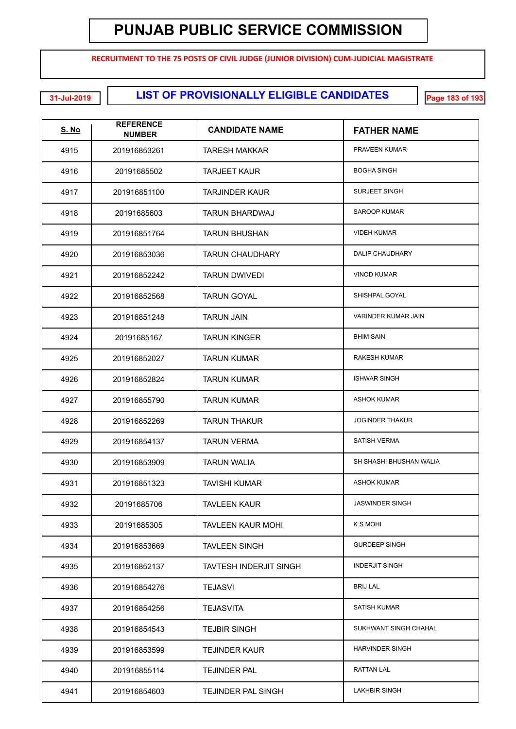# PUNJAB PUBLIC SERVICE COMMISSION

**RECRUITMENT TO THE 75 POSTS OF CIVIL JUDGE (JUNIOR DIVISION) CUM-JUDICIAL MAGISTRATE**

31-Jul-2019

## LIST OF PROVISIONALLY ELIGIBLE CANDIDATES

| S. No | REFERENCE NUMBER | CANDIDATE NAME | FATHER NAME |
|---|---|---|---|
| 4915 | 201916853261 | TARESH MAKKAR | PRAVEEN KUMAR |
| 4916 | 20191685502 | TARJEET KAUR | BOGHA SINGH |
| 4917 | 201916851100 | TARJINDER KAUR | SURJEET SINGH |
| 4918 | 20191685603 | TARUN BHARDWAJ | SAROOP KUMAR |
| 4919 | 201916851764 | TARUN BHUSHAN | VIDEH KUMAR |
| 4920 | 201916853036 | TARUN CHAUDHARY | DALIP CHAUDHARY |
| 4921 | 201916852242 | TARUN DWIVEDI | VINOD KUMAR |
| 4922 | 201916852568 | TARUN GOYAL | SHISHPAL GOYAL |
| 4923 | 201916851248 | TARUN JAIN | VARINDER KUMAR JAIN |
| 4924 | 20191685167 | TARUN KINGER | BHIM SAIN |
| 4925 | 201916852027 | TARUN KUMAR | RAKESH KUMAR |
| 4926 | 201916852824 | TARUN KUMAR | ISHWAR SINGH |
| 4927 | 201916855790 | TARUN KUMAR | ASHOK KUMAR |
| 4928 | 201916852269 | TARUN THAKUR | JOGINDER THAKUR |
| 4929 | 201916854137 | TARUN VERMA | SATISH VERMA |
| 4930 | 201916853909 | TARUN WALIA | SH SHASHI BHUSHAN WALIA |
| 4931 | 201916851323 | TAVISHI KUMAR | ASHOK KUMAR |
| 4932 | 20191685706 | TAVLEEN KAUR | JASWINDER SINGH |
| 4933 | 20191685305 | TAVLEEN KAUR MOHI | K S MOHI |
| 4934 | 201916853669 | TAVLEEN SINGH | GURDEEP SINGH |
| 4935 | 201916852137 | TAVTESH INDERJIT SINGH | INDERJIT SINGH |
| 4936 | 201916854276 | TEJASVI | BRIJ LAL |
| 4937 | 201916854256 | TEJASVITA | SATISH KUMAR |
| 4938 | 201916854543 | TEJBIR SINGH | SUKHWANT SINGH CHAHAL |
| 4939 | 201916853599 | TEJINDER KAUR | HARVINDER SINGH |
| 4940 | 201916855114 | TEJINDER PAL | RATTAN LAL |
| 4941 | 201916854603 | TEJINDER PAL SINGH | LAKHBIR SINGH |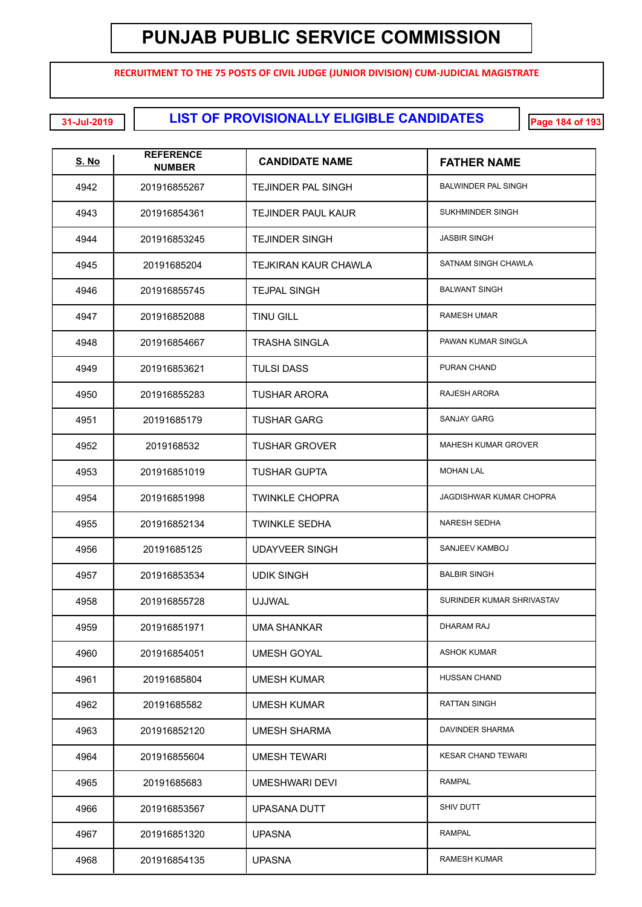# PUNJAB PUBLIC SERVICE COMMISSION

**RECRUITMENT TO THE 75 POSTS OF CIVIL JUDGE (JUNIOR DIVISION) CUM-JUDICIAL MAGISTRATE**

**31-Jul-2019**

## LIST OF PROVISIONALLY ELIGIBLE CANDIDATES

| S. No | REFERENCE NUMBER | CANDIDATE NAME | FATHER NAME |
|---|---|---|---|
| 4942 | 201916855267 | TEJINDER PAL SINGH | BALWINDER PAL SINGH |
| 4943 | 201916854361 | TEJINDER PAUL KAUR | SUKHMINDER SINGH |
| 4944 | 201916853245 | TEJINDER SINGH | JASBIR SINGH |
| 4945 | 20191685204 | TEJKIRAN KAUR CHAWLA | SATNAM SINGH CHAWLA |
| 4946 | 201916855745 | TEJPAL SINGH | BALWANT SINGH |
| 4947 | 201916852088 | TINU GILL | RAMESH UMAR |
| 4948 | 201916854667 | TRASHA SINGLA | PAWAN KUMAR SINGLA |
| 4949 | 201916853621 | TULSI DASS | PURAN CHAND |
| 4950 | 201916855283 | TUSHAR ARORA | RAJESH ARORA |
| 4951 | 20191685179 | TUSHAR GARG | SANJAY GARG |
| 4952 | 2019168532 | TUSHAR GROVER | MAHESH KUMAR GROVER |
| 4953 | 201916851019 | TUSHAR GUPTA | MOHAN LAL |
| 4954 | 201916851998 | TWINKLE CHOPRA | JAGDISHWAR KUMAR CHOPRA |
| 4955 | 201916852134 | TWINKLE SEDHA | NARESH SEDHA |
| 4956 | 20191685125 | UDAYVEER SINGH | SANJEEV KAMBOJ |
| 4957 | 201916853534 | UDIK SINGH | BALBIR SINGH |
| 4958 | 201916855728 | UJJWAL | SURINDER KUMAR SHRIVASTAV |
| 4959 | 201916851971 | UMA SHANKAR | DHARAM RAJ |
| 4960 | 201916854051 | UMESH GOYAL | ASHOK KUMAR |
| 4961 | 20191685804 | UMESH KUMAR | HUSSAN CHAND |
| 4962 | 20191685582 | UMESH KUMAR | RATTAN SINGH |
| 4963 | 201916852120 | UMESH SHARMA | DAVINDER SHARMA |
| 4964 | 201916855604 | UMESH TEWARI | KESAR CHAND TEWARI |
| 4965 | 20191685683 | UMESHWARI DEVI | RAMPAL |
| 4966 | 201916853567 | UPASANA DUTT | SHIV DUTT |
| 4967 | 201916851320 | UPASNA | RAMPAL |
| 4968 | 201916854135 | UPASNA | RAMESH KUMAR |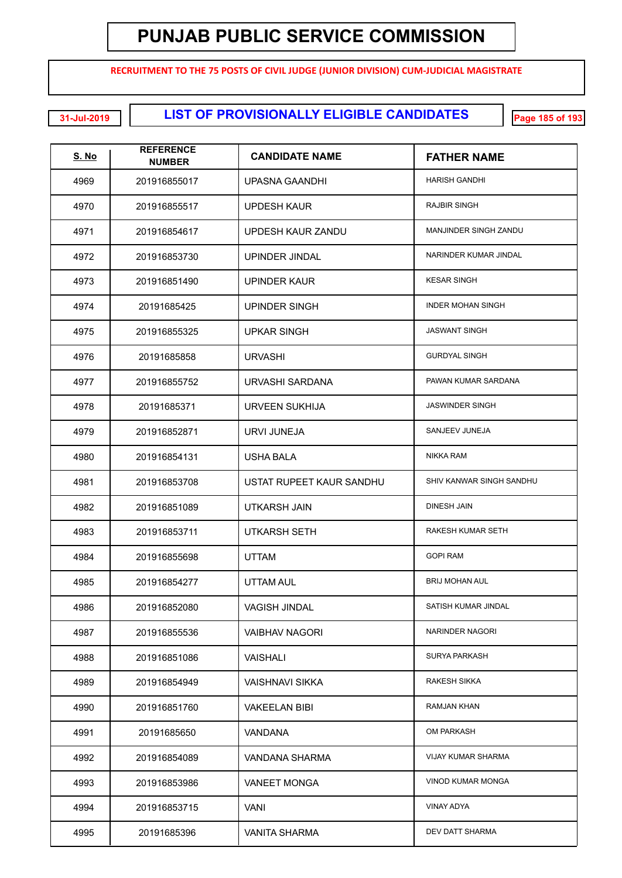# PUNJAB PUBLIC SERVICE COMMISSION

**RECRUITMENT TO THE 75 POSTS OF CIVIL JUDGE (JUNIOR DIVISION) CUM-JUDICIAL MAGISTRATE**

31-Jul-2019

## LIST OF PROVISIONALLY ELIGIBLE CANDIDATES

| S. No | REFERENCE NUMBER | CANDIDATE NAME | FATHER NAME |
|---|---|---|---|
| 4969 | 201916855017 | UPASNA GAANDHI | HARISH GANDHI |
| 4970 | 201916855517 | UPDESH KAUR | RAJBIR SINGH |
| 4971 | 201916854617 | UPDESH KAUR ZANDU | MANJINDER SINGH ZANDU |
| 4972 | 201916853730 | UPINDER JINDAL | NARINDER KUMAR JINDAL |
| 4973 | 201916851490 | UPINDER KAUR | KESAR SINGH |
| 4974 | 20191685425 | UPINDER SINGH | INDER MOHAN SINGH |
| 4975 | 201916855325 | UPKAR SINGH | JASWANT SINGH |
| 4976 | 20191685858 | URVASHI | GURDYAL SINGH |
| 4977 | 201916855752 | URVASHI SARDANA | PAWAN KUMAR SARDANA |
| 4978 | 20191685371 | URVEEN SUKHIJA | JASWINDER SINGH |
| 4979 | 201916852871 | URVI JUNEJA | SANJEEV JUNEJA |
| 4980 | 201916854131 | USHA BALA | NIKKA RAM |
| 4981 | 201916853708 | USTAT RUPEET KAUR SANDHU | SHIV KANWAR SINGH SANDHU |
| 4982 | 201916851089 | UTKARSH JAIN | DINESH JAIN |
| 4983 | 201916853711 | UTKARSH SETH | RAKESH KUMAR SETH |
| 4984 | 201916855698 | UTTAM | GOPI RAM |
| 4985 | 201916854277 | UTTAM AUL | BRIJ MOHAN AUL |
| 4986 | 201916852080 | VAGISH JINDAL | SATISH KUMAR JINDAL |
| 4987 | 201916855536 | VAIBHAV NAGORI | NARINDER NAGORI |
| 4988 | 201916851086 | VAISHALI | SURYA PARKASH |
| 4989 | 201916854949 | VAISHNAVI SIKKA | RAKESH SIKKA |
| 4990 | 201916851760 | VAKEELAN BIBI | RAMJAN KHAN |
| 4991 | 20191685650 | VANDANA | OM PARKASH |
| 4992 | 201916854089 | VANDANA SHARMA | VIJAY KUMAR SHARMA |
| 4993 | 201916853986 | VANEET MONGA | VINOD KUMAR MONGA |
| 4994 | 201916853715 | VANI | VINAY ADYA |
| 4995 | 20191685396 | VANITA SHARMA | DEV DATT SHARMA |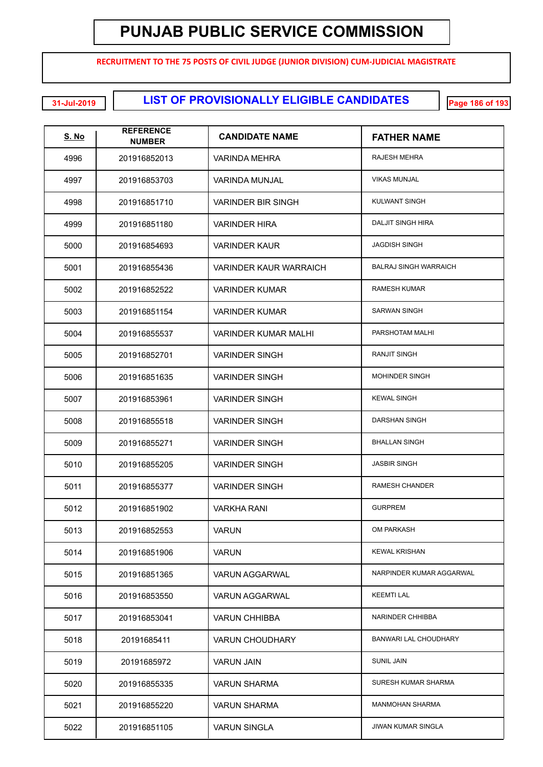# PUNJAB PUBLIC SERVICE COMMISSION

**RECRUITMENT TO THE 75 POSTS OF CIVIL JUDGE (JUNIOR DIVISION) CUM-JUDICIAL MAGISTRATE**

31-Jul-2019

## LIST OF PROVISIONALLY ELIGIBLE CANDIDATES

| S. No | REFERENCE NUMBER | CANDIDATE NAME | FATHER NAME |
|---|---|---|---|
| 4996 | 201916852013 | VARINDA MEHRA | RAJESH MEHRA |
| 4997 | 201916853703 | VARINDA MUNJAL | VIKAS MUNJAL |
| 4998 | 201916851710 | VARINDER BIR SINGH | KULWANT SINGH |
| 4999 | 201916851180 | VARINDER HIRA | DALJIT SINGH HIRA |
| 5000 | 201916854693 | VARINDER KAUR | JAGDISH SINGH |
| 5001 | 201916855436 | VARINDER KAUR WARRAICH | BALRAJ SINGH WARRAICH |
| 5002 | 201916852522 | VARINDER KUMAR | RAMESH KUMAR |
| 5003 | 201916851154 | VARINDER KUMAR | SARWAN SINGH |
| 5004 | 201916855537 | VARINDER KUMAR MALHI | PARSHOTAM MALHI |
| 5005 | 201916852701 | VARINDER SINGH | RANJIT SINGH |
| 5006 | 201916851635 | VARINDER SINGH | MOHINDER SINGH |
| 5007 | 201916853961 | VARINDER SINGH | KEWAL SINGH |
| 5008 | 201916855518 | VARINDER SINGH | DARSHAN SINGH |
| 5009 | 201916855271 | VARINDER SINGH | BHALLAN SINGH |
| 5010 | 201916855205 | VARINDER SINGH | JASBIR SINGH |
| 5011 | 201916855377 | VARINDER SINGH | RAMESH CHANDER |
| 5012 | 201916851902 | VARKHA RANI | GURPREM |
| 5013 | 201916852553 | VARUN | OM PARKASH |
| 5014 | 201916851906 | VARUN | KEWAL KRISHAN |
| 5015 | 201916851365 | VARUN AGGARWAL | NARPINDER KUMAR AGGARWAL |
| 5016 | 201916853550 | VARUN AGGARWAL | KEEMTI LAL |
| 5017 | 201916853041 | VARUN CHHIBBA | NARINDER CHHIBBA |
| 5018 | 20191685411 | VARUN CHOUDHARY | BANWARI LAL CHOUDHARY |
| 5019 | 20191685972 | VARUN JAIN | SUNIL JAIN |
| 5020 | 201916855335 | VARUN SHARMA | SURESH KUMAR SHARMA |
| 5021 | 201916855220 | VARUN SHARMA | MANMOHAN SHARMA |
| 5022 | 201916851105 | VARUN SINGLA | JIWAN KUMAR SINGLA |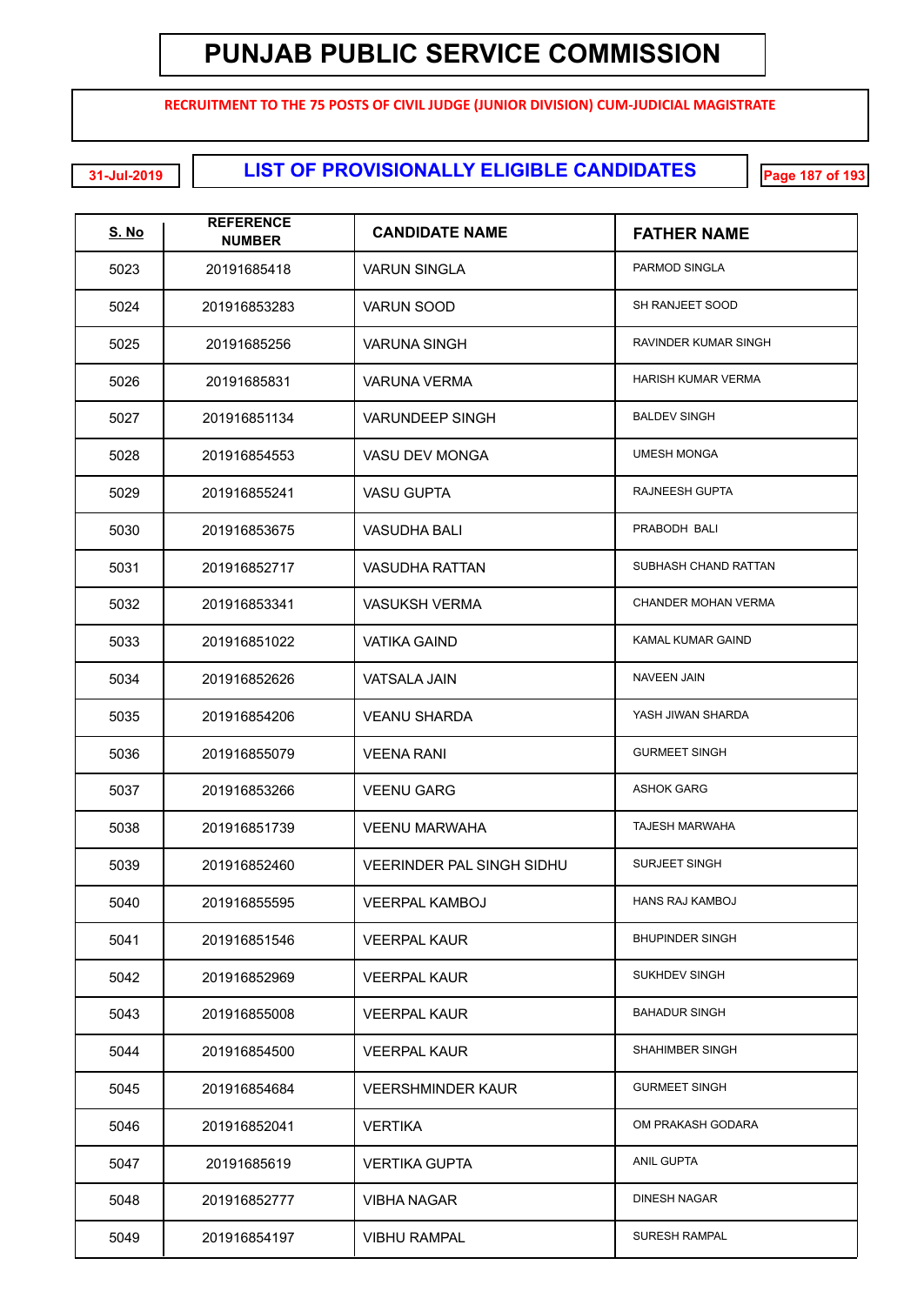# PUNJAB PUBLIC SERVICE COMMISSION

**RECRUITMENT TO THE 75 POSTS OF CIVIL JUDGE (JUNIOR DIVISION) CUM-JUDICIAL MAGISTRATE**

31-Jul-2019

## LIST OF PROVISIONALLY ELIGIBLE CANDIDATES

| S. No | REFERENCE NUMBER | CANDIDATE NAME | FATHER NAME |
|---|---|---|---|
| 5023 | 20191685418 | VARUN SINGLA | PARMOD SINGLA |
| 5024 | 201916853283 | VARUN SOOD | SH RANJEET SOOD |
| 5025 | 20191685256 | VARUNA SINGH | RAVINDER KUMAR SINGH |
| 5026 | 20191685831 | VARUNA VERMA | HARISH KUMAR VERMA |
| 5027 | 201916851134 | VARUNDEEP SINGH | BALDEV SINGH |
| 5028 | 201916854553 | VASU DEV MONGA | UMESH MONGA |
| 5029 | 201916855241 | VASU GUPTA | RAJNEESH GUPTA |
| 5030 | 201916853675 | VASUDHA BALI | PRABODH BALI |
| 5031 | 201916852717 | VASUDHA RATTAN | SUBHASH CHAND RATTAN |
| 5032 | 201916853341 | VASUKSH VERMA | CHANDER MOHAN VERMA |
| 5033 | 201916851022 | VATIKA GAIND | KAMAL KUMAR GAIND |
| 5034 | 201916852626 | VATSALA JAIN | NAVEEN JAIN |
| 5035 | 201916854206 | VEANU SHARDA | YASH JIWAN SHARDA |
| 5036 | 201916855079 | VEENA RANI | GURMEET SINGH |
| 5037 | 201916853266 | VEENU GARG | ASHOK GARG |
| 5038 | 201916851739 | VEENU MARWAHA | TAJESH MARWAHA |
| 5039 | 201916852460 | VEERINDER PAL SINGH SIDHU | SURJEET SINGH |
| 5040 | 201916855595 | VEERPAL KAMBOJ | HANS RAJ KAMBOJ |
| 5041 | 201916851546 | VEERPAL KAUR | BHUPINDER SINGH |
| 5042 | 201916852969 | VEERPAL KAUR | SUKHDEV SINGH |
| 5043 | 201916855008 | VEERPAL KAUR | BAHADUR SINGH |
| 5044 | 201916854500 | VEERPAL KAUR | SHAHIMBER SINGH |
| 5045 | 201916854684 | VEERSHMINDER KAUR | GURMEET SINGH |
| 5046 | 201916852041 | VERTIKA | OM PRAKASH GODARA |
| 5047 | 20191685619 | VERTIKA GUPTA | ANIL GUPTA |
| 5048 | 201916852777 | VIBHA NAGAR | DINESH NAGAR |
| 5049 | 201916854197 | VIBHU RAMPAL | SURESH RAMPAL |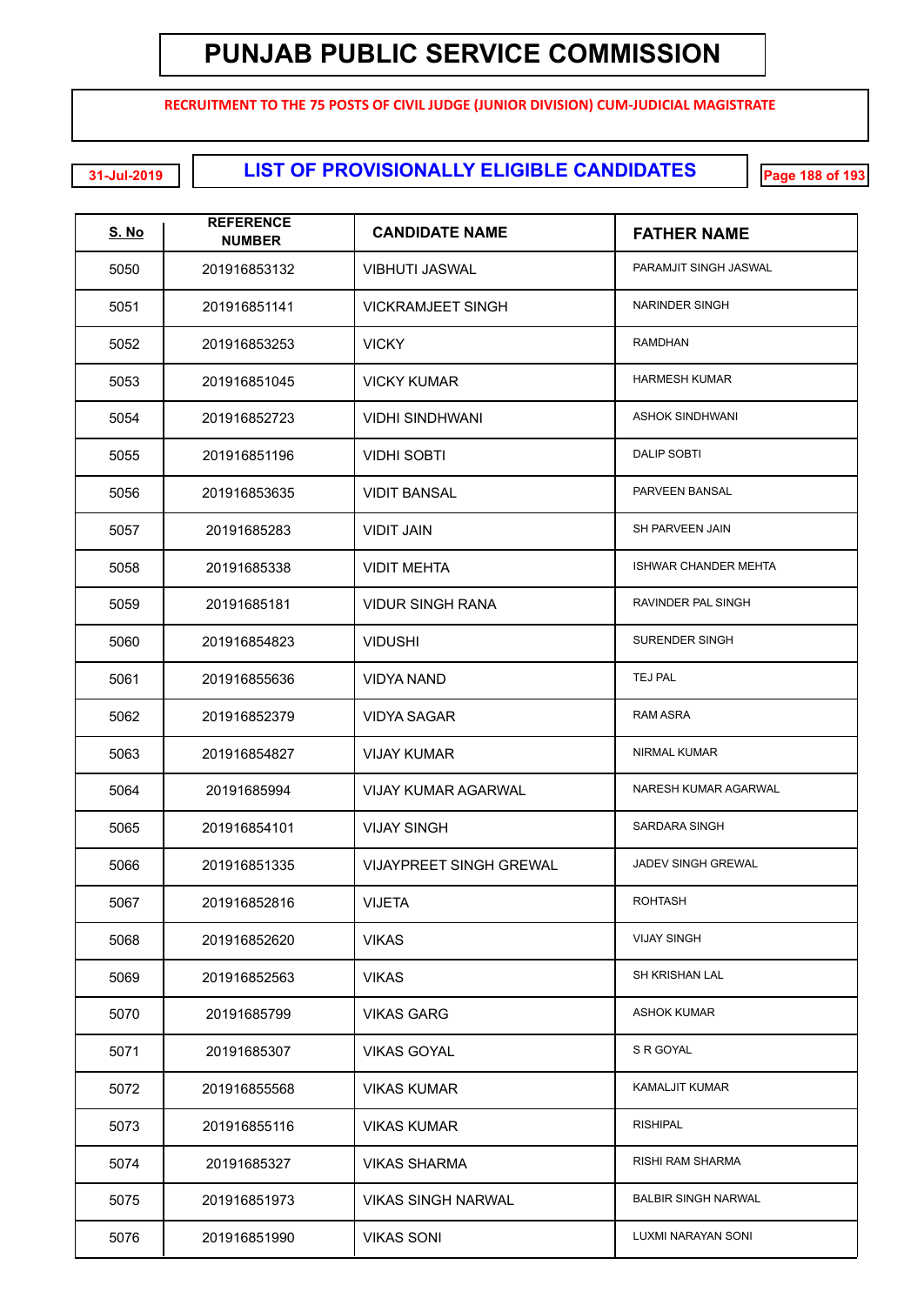# PUNJAB PUBLIC SERVICE COMMISSION

**RECRUITMENT TO THE 75 POSTS OF CIVIL JUDGE (JUNIOR DIVISION) CUM-JUDICIAL MAGISTRATE**

31-Jul-2019

## LIST OF PROVISIONALLY ELIGIBLE CANDIDATES

| S. No | REFERENCE NUMBER | CANDIDATE NAME | FATHER NAME |
|---|---|---|---|
| 5050 | 201916853132 | VIBHUTI JASWAL | PARAMJIT SINGH JASWAL |
| 5051 | 201916851141 | VICKRAMJEET SINGH | NARINDER SINGH |
| 5052 | 201916853253 | VICKY | RAMDHAN |
| 5053 | 201916851045 | VICKY KUMAR | HARMESH KUMAR |
| 5054 | 201916852723 | VIDHI SINDHWANI | ASHOK SINDHWANI |
| 5055 | 201916851196 | VIDHI SOBTI | DALIP SOBTI |
| 5056 | 201916853635 | VIDIT BANSAL | PARVEEN BANSAL |
| 5057 | 20191685283 | VIDIT JAIN | SH PARVEEN JAIN |
| 5058 | 20191685338 | VIDIT MEHTA | ISHWAR CHANDER MEHTA |
| 5059 | 20191685181 | VIDUR SINGH RANA | RAVINDER PAL SINGH |
| 5060 | 201916854823 | VIDUSHI | SURENDER SINGH |
| 5061 | 201916855636 | VIDYA NAND | TEJ PAL |
| 5062 | 201916852379 | VIDYA SAGAR | RAM ASRA |
| 5063 | 201916854827 | VIJAY KUMAR | NIRMAL KUMAR |
| 5064 | 20191685994 | VIJAY KUMAR AGARWAL | NARESH KUMAR AGARWAL |
| 5065 | 201916854101 | VIJAY SINGH | SARDARA SINGH |
| 5066 | 201916851335 | VIJAYPREET SINGH GREWAL | JADEV SINGH GREWAL |
| 5067 | 201916852816 | VIJETA | ROHTASH |
| 5068 | 201916852620 | VIKAS | VIJAY SINGH |
| 5069 | 201916852563 | VIKAS | SH KRISHAN LAL |
| 5070 | 20191685799 | VIKAS GARG | ASHOK KUMAR |
| 5071 | 20191685307 | VIKAS GOYAL | S R GOYAL |
| 5072 | 201916855568 | VIKAS KUMAR | KAMALJIT KUMAR |
| 5073 | 201916855116 | VIKAS KUMAR | RISHIPAL |
| 5074 | 20191685327 | VIKAS SHARMA | RISHI RAM SHARMA |
| 5075 | 201916851973 | VIKAS SINGH NARWAL | BALBIR SINGH NARWAL |
| 5076 | 201916851990 | VIKAS SONI | LUXMI NARAYAN SONI |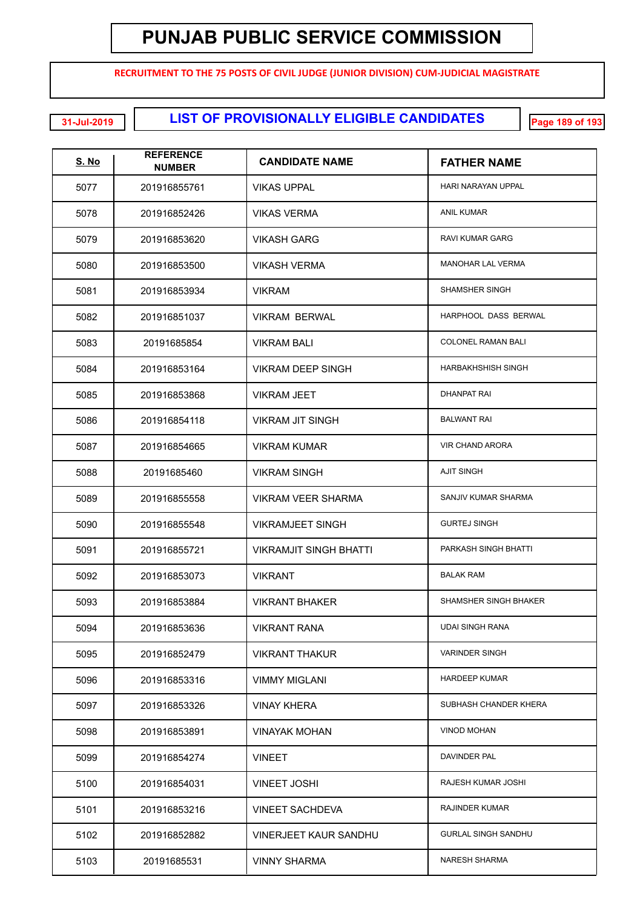# PUNJAB PUBLIC SERVICE COMMISSION

**RECRUITMENT TO THE 75 POSTS OF CIVIL JUDGE (JUNIOR DIVISION) CUM-JUDICIAL MAGISTRATE**

31-Jul-2019

## LIST OF PROVISIONALLY ELIGIBLE CANDIDATES

| S. No | REFERENCE NUMBER | CANDIDATE NAME | FATHER NAME |
|---|---|---|---|
| 5077 | 201916855761 | VIKAS UPPAL | HARI NARAYAN UPPAL |
| 5078 | 201916852426 | VIKAS VERMA | ANIL KUMAR |
| 5079 | 201916853620 | VIKASH GARG | RAVI KUMAR GARG |
| 5080 | 201916853500 | VIKASH VERMA | MANOHAR LAL VERMA |
| 5081 | 201916853934 | VIKRAM | SHAMSHER SINGH |
| 5082 | 201916851037 | VIKRAM BERWAL | HARPHOOL DASS BERWAL |
| 5083 | 20191685854 | VIKRAM BALI | COLONEL RAMAN BALI |
| 5084 | 201916853164 | VIKRAM DEEP SINGH | HARBAKHSHISH SINGH |
| 5085 | 201916853868 | VIKRAM JEET | DHANPAT RAI |
| 5086 | 201916854118 | VIKRAM JIT SINGH | BALWANT RAI |
| 5087 | 201916854665 | VIKRAM KUMAR | VIR CHAND ARORA |
| 5088 | 20191685460 | VIKRAM SINGH | AJIT SINGH |
| 5089 | 201916855558 | VIKRAM VEER SHARMA | SANJIV KUMAR SHARMA |
| 5090 | 201916855548 | VIKRAMJEET SINGH | GURTEJ SINGH |
| 5091 | 201916855721 | VIKRAMJIT SINGH BHATTI | PARKASH SINGH BHATTI |
| 5092 | 201916853073 | VIKRANT | BALAK RAM |
| 5093 | 201916853884 | VIKRANT BHAKER | SHAMSHER SINGH BHAKER |
| 5094 | 201916853636 | VIKRANT RANA | UDAI SINGH RANA |
| 5095 | 201916852479 | VIKRANT THAKUR | VARINDER SINGH |
| 5096 | 201916853316 | VIMMY MIGLANI | HARDEEP KUMAR |
| 5097 | 201916853326 | VINAY KHERA | SUBHASH CHANDER KHERA |
| 5098 | 201916853891 | VINAYAK MOHAN | VINOD MOHAN |
| 5099 | 201916854274 | VINEET | DAVINDER PAL |
| 5100 | 201916854031 | VINEET JOSHI | RAJESH KUMAR JOSHI |
| 5101 | 201916853216 | VINEET SACHDEVA | RAJINDER KUMAR |
| 5102 | 201916852882 | VINERJEET KAUR SANDHU | GURLAL SINGH SANDHU |
| 5103 | 20191685531 | VINNY SHARMA | NARESH SHARMA |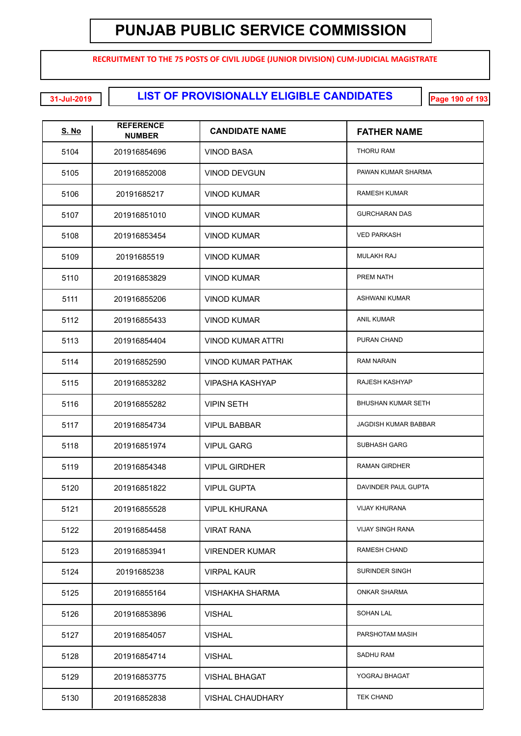# PUNJAB PUBLIC SERVICE COMMISSION

**RECRUITMENT TO THE 75 POSTS OF CIVIL JUDGE (JUNIOR DIVISION) CUM-JUDICIAL MAGISTRATE**

31-Jul-2019

## LIST OF PROVISIONALLY ELIGIBLE CANDIDATES

| S. No | REFERENCE NUMBER | CANDIDATE NAME | FATHER NAME |
|---|---|---|---|
| 5104 | 201916854696 | VINOD BASA | THORU RAM |
| 5105 | 201916852008 | VINOD DEVGUN | PAWAN KUMAR SHARMA |
| 5106 | 20191685217 | VINOD KUMAR | RAMESH KUMAR |
| 5107 | 201916851010 | VINOD KUMAR | GURCHARAN DAS |
| 5108 | 201916853454 | VINOD KUMAR | VED PARKASH |
| 5109 | 20191685519 | VINOD KUMAR | MULAKH RAJ |
| 5110 | 201916853829 | VINOD KUMAR | PREM NATH |
| 5111 | 201916855206 | VINOD KUMAR | ASHWANI KUMAR |
| 5112 | 201916855433 | VINOD KUMAR | ANIL KUMAR |
| 5113 | 201916854404 | VINOD KUMAR ATTRI | PURAN CHAND |
| 5114 | 201916852590 | VINOD KUMAR PATHAK | RAM NARAIN |
| 5115 | 201916853282 | VIPASHA KASHYAP | RAJESH KASHYAP |
| 5116 | 201916855282 | VIPIN SETH | BHUSHAN KUMAR SETH |
| 5117 | 201916854734 | VIPUL BABBAR | JAGDISH KUMAR BABBAR |
| 5118 | 201916851974 | VIPUL GARG | SUBHASH GARG |
| 5119 | 201916854348 | VIPUL GIRDHER | RAMAN GIRDHER |
| 5120 | 201916851822 | VIPUL GUPTA | DAVINDER PAUL GUPTA |
| 5121 | 201916855528 | VIPUL KHURANA | VIJAY KHURANA |
| 5122 | 201916854458 | VIRAT RANA | VIJAY SINGH RANA |
| 5123 | 201916853941 | VIRENDER KUMAR | RAMESH CHAND |
| 5124 | 20191685238 | VIRPAL KAUR | SURINDER SINGH |
| 5125 | 201916855164 | VISHAKHA SHARMA | ONKAR SHARMA |
| 5126 | 201916853896 | VISHAL | SOHAN LAL |
| 5127 | 201916854057 | VISHAL | PARSHOTAM MASIH |
| 5128 | 201916854714 | VISHAL | SADHU RAM |
| 5129 | 201916853775 | VISHAL BHAGAT | YOGRAJ BHAGAT |
| 5130 | 201916852838 | VISHAL CHAUDHARY | TEK CHAND |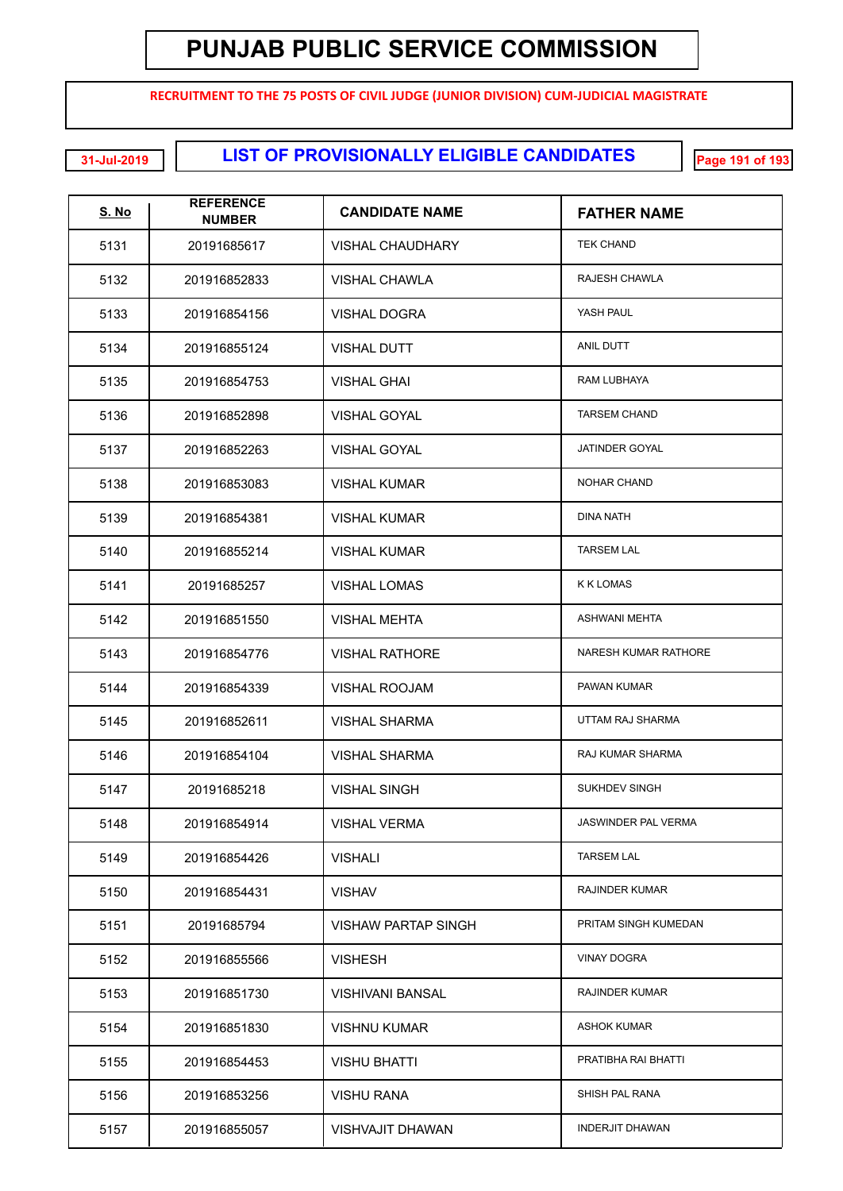# PUNJAB PUBLIC SERVICE COMMISSION

**RECRUITMENT TO THE 75 POSTS OF CIVIL JUDGE (JUNIOR DIVISION) CUM-JUDICIAL MAGISTRATE**

31-Jul-2019

## LIST OF PROVISIONALLY ELIGIBLE CANDIDATES

| S. No | REFERENCE NUMBER | CANDIDATE NAME | FATHER NAME |
|---|---|---|---|
| 5131 | 20191685617 | VISHAL CHAUDHARY | TEK CHAND |
| 5132 | 201916852833 | VISHAL CHAWLA | RAJESH CHAWLA |
| 5133 | 201916854156 | VISHAL DOGRA | YASH PAUL |
| 5134 | 201916855124 | VISHAL DUTT | ANIL DUTT |
| 5135 | 201916854753 | VISHAL GHAI | RAM LUBHAYA |
| 5136 | 201916852898 | VISHAL GOYAL | TARSEM CHAND |
| 5137 | 201916852263 | VISHAL GOYAL | JATINDER GOYAL |
| 5138 | 201916853083 | VISHAL KUMAR | NOHAR CHAND |
| 5139 | 201916854381 | VISHAL KUMAR | DINA NATH |
| 5140 | 201916855214 | VISHAL KUMAR | TARSEM LAL |
| 5141 | 20191685257 | VISHAL LOMAS | K K LOMAS |
| 5142 | 201916851550 | VISHAL MEHTA | ASHWANI MEHTA |
| 5143 | 201916854776 | VISHAL RATHORE | NARESH KUMAR RATHORE |
| 5144 | 201916854339 | VISHAL ROOJAM | PAWAN KUMAR |
| 5145 | 201916852611 | VISHAL SHARMA | UTTAM RAJ SHARMA |
| 5146 | 201916854104 | VISHAL SHARMA | RAJ KUMAR SHARMA |
| 5147 | 20191685218 | VISHAL SINGH | SUKHDEV SINGH |
| 5148 | 201916854914 | VISHAL VERMA | JASWINDER PAL VERMA |
| 5149 | 201916854426 | VISHALI | TARSEM LAL |
| 5150 | 201916854431 | VISHAV | RAJINDER KUMAR |
| 5151 | 20191685794 | VISHAW PARTAP SINGH | PRITAM SINGH KUMEDAN |
| 5152 | 201916855566 | VISHESH | VINAY DOGRA |
| 5153 | 201916851730 | VISHIVANI BANSAL | RAJINDER KUMAR |
| 5154 | 201916851830 | VISHNU KUMAR | ASHOK KUMAR |
| 5155 | 201916854453 | VISHU BHATTI | PRATIBHA RAI BHATTI |
| 5156 | 201916853256 | VISHU RANA | SHISH PAL RANA |
| 5157 | 201916855057 | VISHVAJIT DHAWAN | INDERJIT DHAWAN |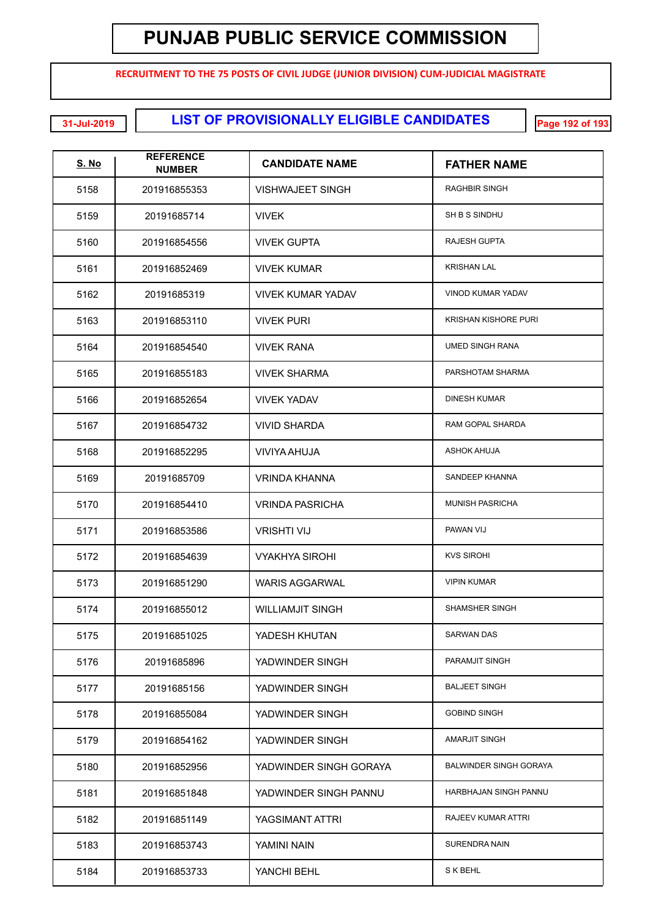# PUNJAB PUBLIC SERVICE COMMISSION

**RECRUITMENT TO THE 75 POSTS OF CIVIL JUDGE (JUNIOR DIVISION) CUM-JUDICIAL MAGISTRATE**

31-Jul-2019

## LIST OF PROVISIONALLY ELIGIBLE CANDIDATES

| S. No | REFERENCE NUMBER | CANDIDATE NAME | FATHER NAME |
|---|---|---|---|
| 5158 | 201916855353 | VISHWAJEET SINGH | RAGHBIR SINGH |
| 5159 | 20191685714 | VIVEK | SH B S SINDHU |
| 5160 | 201916854556 | VIVEK GUPTA | RAJESH GUPTA |
| 5161 | 201916852469 | VIVEK KUMAR | KRISHAN LAL |
| 5162 | 20191685319 | VIVEK KUMAR YADAV | VINOD KUMAR YADAV |
| 5163 | 201916853110 | VIVEK PURI | KRISHAN KISHORE PURI |
| 5164 | 201916854540 | VIVEK RANA | UMED SINGH RANA |
| 5165 | 201916855183 | VIVEK SHARMA | PARSHOTAM SHARMA |
| 5166 | 201916852654 | VIVEK YADAV | DINESH KUMAR |
| 5167 | 201916854732 | VIVID SHARDA | RAM GOPAL SHARDA |
| 5168 | 201916852295 | VIVIYA AHUJA | ASHOK AHUJA |
| 5169 | 20191685709 | VRINDA KHANNA | SANDEEP KHANNA |
| 5170 | 201916854410 | VRINDA PASRICHA | MUNISH PASRICHA |
| 5171 | 201916853586 | VRISHTI VIJ | PAWAN VIJ |
| 5172 | 201916854639 | VYAKHYA SIROHI | KVS SIROHI |
| 5173 | 201916851290 | WARIS AGGARWAL | VIPIN KUMAR |
| 5174 | 201916855012 | WILLIAMJIT SINGH | SHAMSHER SINGH |
| 5175 | 201916851025 | YADESH KHUTAN | SARWAN DAS |
| 5176 | 20191685896 | YADWINDER SINGH | PARAMJIT SINGH |
| 5177 | 20191685156 | YADWINDER SINGH | BALJEET SINGH |
| 5178 | 201916855084 | YADWINDER SINGH | GOBIND SINGH |
| 5179 | 201916854162 | YADWINDER SINGH | AMARJIT SINGH |
| 5180 | 201916852956 | YADWINDER SINGH GORAYA | BALWINDER SINGH GORAYA |
| 5181 | 201916851848 | YADWINDER SINGH PANNU | HARBHAJAN SINGH PANNU |
| 5182 | 201916851149 | YAGSIMANT ATTRI | RAJEEV KUMAR ATTRI |
| 5183 | 201916853743 | YAMINI NAIN | SURENDRA NAIN |
| 5184 | 201916853733 | YANCHI BEHL | S K BEHL |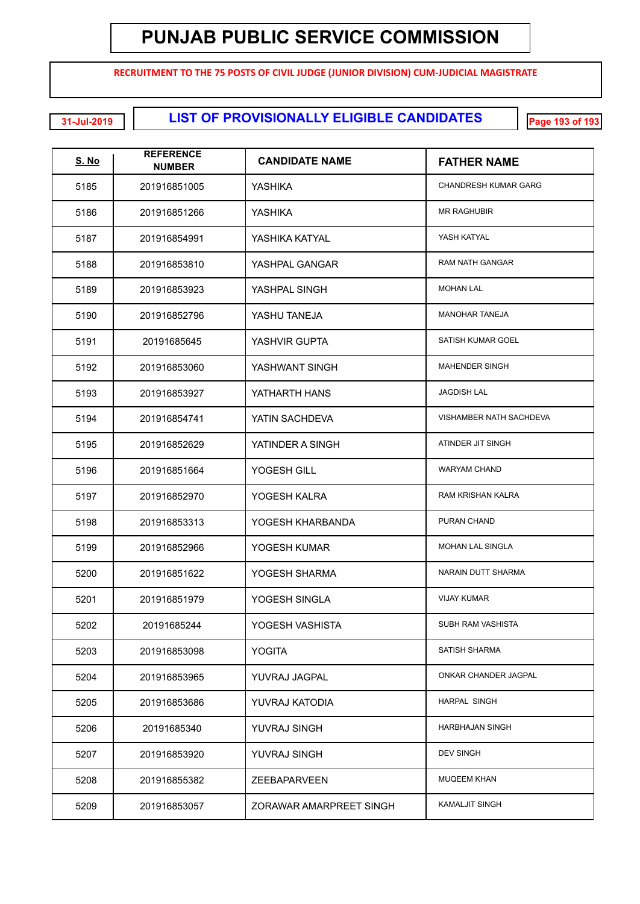# PUNJAB PUBLIC SERVICE COMMISSION

**RECRUITMENT TO THE 75 POSTS OF CIVIL JUDGE (JUNIOR DIVISION) CUM-JUDICIAL MAGISTRATE**

31-Jul-2019

## LIST OF PROVISIONALLY ELIGIBLE CANDIDATES

| S. No | REFERENCE NUMBER | CANDIDATE NAME | FATHER NAME |
|---|---|---|---|
| 5185 | 201916851005 | YASHIKA | CHANDRESH KUMAR GARG |
| 5186 | 201916851266 | YASHIKA | MR RAGHUBIR |
| 5187 | 201916854991 | YASHIKA KATYAL | YASH KATYAL |
| 5188 | 201916853810 | YASHPAL GANGAR | RAM NATH GANGAR |
| 5189 | 201916853923 | YASHPAL SINGH | MOHAN LAL |
| 5190 | 201916852796 | YASHU TANEJA | MANOHAR TANEJA |
| 5191 | 20191685645 | YASHVIR GUPTA | SATISH KUMAR GOEL |
| 5192 | 201916853060 | YASHWANT SINGH | MAHENDER SINGH |
| 5193 | 201916853927 | YATHARTH HANS | JAGDISH LAL |
| 5194 | 201916854741 | YATIN SACHDEVA | VISHAMBER NATH SACHDEVA |
| 5195 | 201916852629 | YATINDER A SINGH | ATINDER JIT SINGH |
| 5196 | 201916851664 | YOGESH GILL | WARYAM CHAND |
| 5197 | 201916852970 | YOGESH KALRA | RAM KRISHAN KALRA |
| 5198 | 201916853313 | YOGESH KHARBANDA | PURAN CHAND |
| 5199 | 201916852966 | YOGESH KUMAR | MOHAN LAL SINGLA |
| 5200 | 201916851622 | YOGESH SHARMA | NARAIN DUTT SHARMA |
| 5201 | 201916851979 | YOGESH SINGLA | VIJAY KUMAR |
| 5202 | 20191685244 | YOGESH VASHISTA | SUBH RAM VASHISTA |
| 5203 | 201916853098 | YOGITA | SATISH SHARMA |
| 5204 | 201916853965 | YUVRAJ JAGPAL | ONKAR CHANDER JAGPAL |
| 5205 | 201916853686 | YUVRAJ KATODIA | HARPAL SINGH |
| 5206 | 20191685340 | YUVRAJ SINGH | HARBHAJAN SINGH |
| 5207 | 201916853920 | YUVRAJ SINGH | DEV SINGH |
| 5208 | 201916855382 | ZEEBAPARVEEN | MUQEEM KHAN |
| 5209 | 201916853057 | ZORAWAR AMARPREET SINGH | KAMALJIT SINGH |